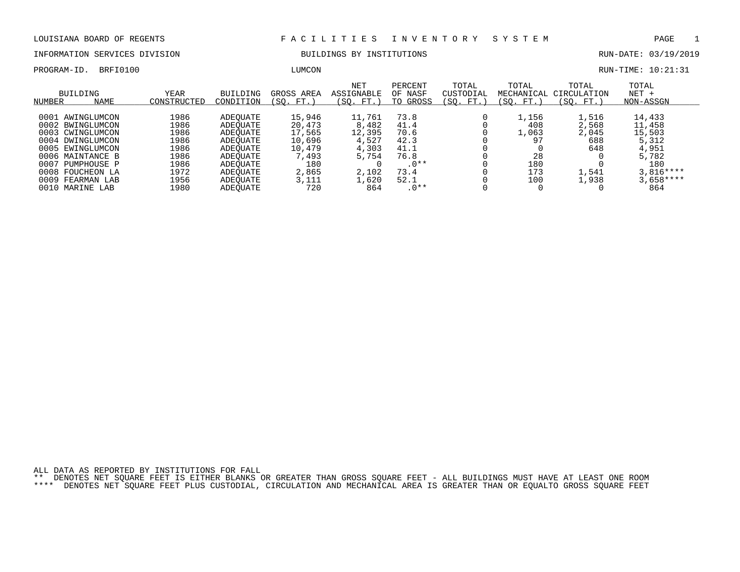LOUISIANA BOARD OF REGENTS — FACILITIES INVENTORY SYSTEM

INFORMATION SERVICES DIVISION — BUILDINGS BY INSTITUTIONS — RUN-DATE: 03/19/2019

PROGRAM-ID. BRFI0100 — LUMCON — RUN-TIME: 10:21:31

| BUILDING NUMBER | NAME | YEAR CONSTRUCTED | BUILDING CONDITION | GROSS AREA (SQ. FT.) | NET ASSIGNABLE (SQ. FT.) | PERCENT OF NASF TO GROSS | TOTAL CUSTODIAL (SQ. FT.) | TOTAL MECHANICAL (SQ. FT.) | TOTAL CIRCULATION (SQ. FT.) | TOTAL NET + NON-ASSGN |
|---|---|---|---|---|---|---|---|---|---|---|
| 0001 | AWINGLUMCON | 1986 | ADEQUATE | 15,946 | 11,761 | 73.8 | 0 | 1,156 | 1,516 | 14,433 |
| 0002 | BWINGLUMCON | 1986 | ADEQUATE | 20,473 | 8,482 | 41.4 | 0 | 408 | 2,568 | 11,458 |
| 0003 | CWINGLUMCON | 1986 | ADEQUATE | 17,565 | 12,395 | 70.6 | 0 | 1,063 | 2,045 | 15,503 |
| 0004 | DWINGLUMCON | 1986 | ADEQUATE | 10,696 | 4,527 | 42.3 | 0 | 97 | 688 | 5,312 |
| 0005 | EWINGLUMCON | 1986 | ADEQUATE | 10,479 | 4,303 | 41.1 | 0 | 0 | 648 | 4,951 |
| 0006 | MAINTANCE B | 1986 | ADEQUATE | 7,493 | 5,754 | 76.8 | 0 | 28 | 0 | 5,782 |
| 0007 | PUMPHOUSE P | 1986 | ADEQUATE | 180 | 0 | .0** | 0 | 180 | 0 | 180 |
| 0008 | FOUCHEON LA | 1972 | ADEQUATE | 2,865 | 2,102 | 73.4 | 0 | 173 | 1,541 | 3,816**** |
| 0009 | FEARMAN LAB | 1956 | ADEQUATE | 3,111 | 1,620 | 52.1 | 0 | 100 | 1,938 | 3,658**** |
| 0010 | MARINE LAB | 1980 | ADEQUATE | 720 | 864 | .0** | 0 | 0 | 0 | 864 |

ALL DATA AS REPORTED BY INSTITUTIONS FOR FALL

** DENOTES NET SQUARE FEET IS EITHER BLANKS OR GREATER THAN GROSS SQUARE FEET - ALL BUILDINGS MUST HAVE AT LEAST ONE ROOM

**** DENOTES NET SQUARE FEET PLUS CUSTODIAL, CIRCULATION AND MECHANICAL AREA IS GREATER THAN OR EQUALTO GROSS SQUARE FEET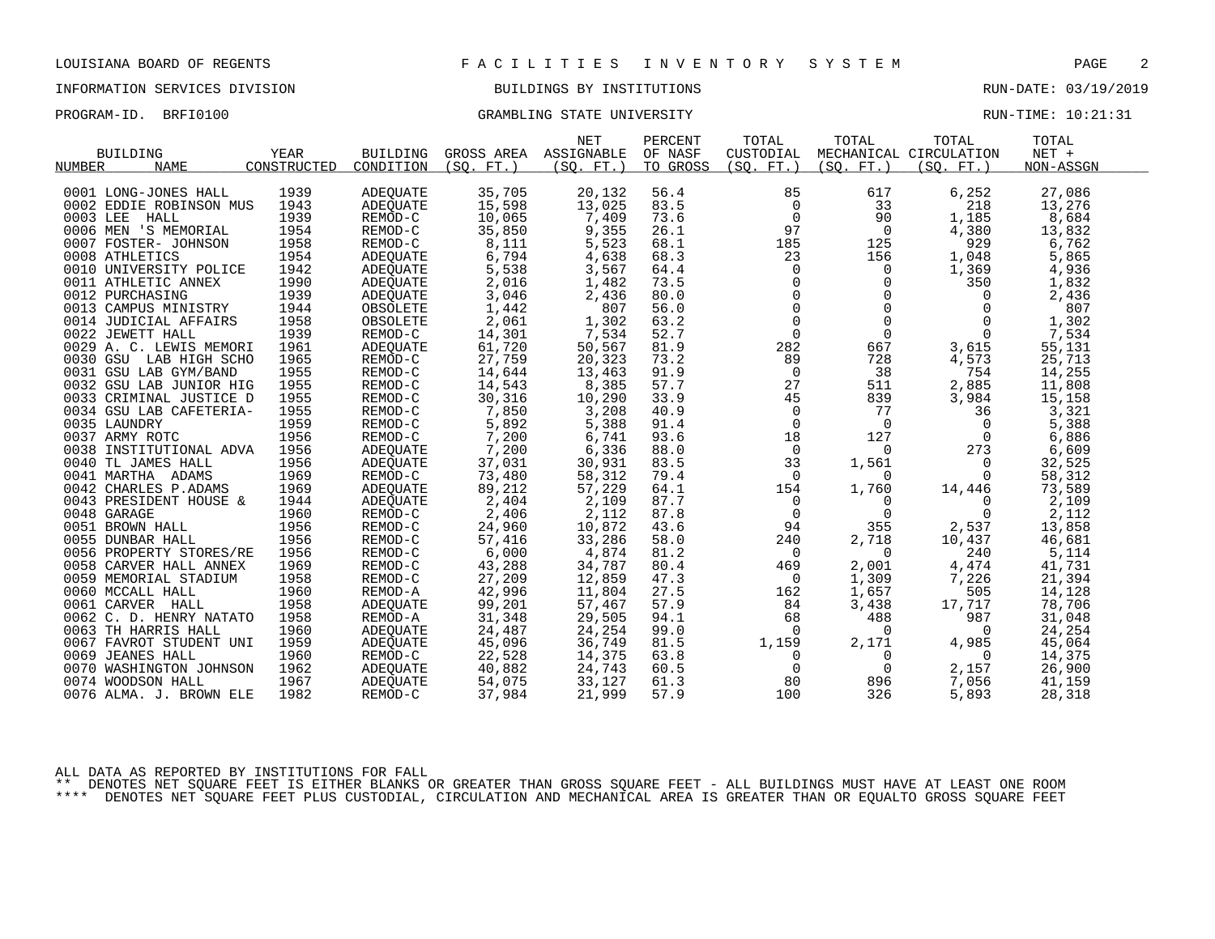LOUISIANA BOARD OF REGENTS — FACILITIES INVENTORY SYSTEM

INFORMATION SERVICES DIVISION — BUILDINGS BY INSTITUTIONS — RUN-DATE: 03/19/2019

PROGRAM-ID. BRFI0100 — GRAMBLING STATE UNIVERSITY — RUN-TIME: 10:21:31

| BUILDING NUMBER | NAME | YEAR CONSTRUCTED | BUILDING CONDITION | GROSS AREA (SQ. FT.) | NET ASSIGNABLE (SQ. FT.) | PERCENT OF NASF TO GROSS | TOTAL CUSTODIAL (SQ. FT.) | TOTAL MECHANICAL (SQ. FT.) | TOTAL CIRCULATION (SQ. FT.) | TOTAL NET + NON-ASSGN |
|---|---|---|---|---|---|---|---|---|---|---|
| 0001 | LONG-JONES HALL | 1939 | ADEQUATE | 35,705 | 20,132 | 56.4 | 85 | 617 | 6,252 | 27,086 |
| 0002 | EDDIE ROBINSON MUS | 1943 | ADEQUATE | 15,598 | 13,025 | 83.5 | 0 | 33 | 218 | 13,276 |
| 0003 | LEE HALL | 1939 | REMOD-C | 10,065 | 7,409 | 73.6 | 0 | 90 | 1,185 | 8,684 |
| 0006 | MEN 'S MEMORIAL | 1954 | REMOD-C | 35,850 | 9,355 | 26.1 | 97 | 0 | 4,380 | 13,832 |
| 0007 | FOSTER- JOHNSON | 1958 | REMOD-C | 8,111 | 5,523 | 68.1 | 185 | 125 | 929 | 6,762 |
| 0008 | ATHLETICS | 1954 | ADEQUATE | 6,794 | 4,638 | 68.3 | 23 | 156 | 1,048 | 5,865 |
| 0010 | UNIVERSITY POLICE | 1942 | ADEQUATE | 5,538 | 3,567 | 64.4 | 0 | 0 | 1,369 | 4,936 |
| 0011 | ATHLETIC ANNEX | 1990 | ADEQUATE | 2,016 | 1,482 | 73.5 | 0 | 0 | 350 | 1,832 |
| 0012 | PURCHASING | 1939 | ADEQUATE | 3,046 | 2,436 | 80.0 | 0 | 0 | 0 | 2,436 |
| 0013 | CAMPUS MINISTRY | 1944 | OBSOLETE | 1,442 | 807 | 56.0 | 0 | 0 | 0 | 807 |
| 0014 | JUDICIAL AFFAIRS | 1958 | OBSOLETE | 2,061 | 1,302 | 63.2 | 0 | 0 | 0 | 1,302 |
| 0022 | JEWETT HALL | 1939 | REMOD-C | 14,301 | 7,534 | 52.7 | 0 | 0 | 0 | 7,534 |
| 0029 | A. C. LEWIS MEMORI | 1961 | ADEQUATE | 61,720 | 50,567 | 81.9 | 282 | 667 | 3,615 | 55,131 |
| 0030 | GSU LAB HIGH SCHO | 1965 | REMOD-C | 27,759 | 20,323 | 73.2 | 89 | 728 | 4,573 | 25,713 |
| 0031 | GSU LAB GYM/BAND | 1955 | REMOD-C | 14,644 | 13,463 | 91.9 | 0 | 38 | 754 | 14,255 |
| 0032 | GSU LAB JUNIOR HIG | 1955 | REMOD-C | 14,543 | 8,385 | 57.7 | 27 | 511 | 2,885 | 11,808 |
| 0033 | CRIMINAL JUSTICE D | 1955 | REMOD-C | 30,316 | 10,290 | 33.9 | 45 | 839 | 3,984 | 15,158 |
| 0034 | GSU LAB CAFETERIA- | 1955 | REMOD-C | 7,850 | 3,208 | 40.9 | 0 | 77 | 36 | 3,321 |
| 0035 | LAUNDRY | 1959 | REMOD-C | 5,892 | 5,388 | 91.4 | 0 | 0 | 0 | 5,388 |
| 0037 | ARMY ROTC | 1956 | REMOD-C | 7,200 | 6,741 | 93.6 | 18 | 127 | 0 | 6,886 |
| 0038 | INSTITUTIONAL ADVA | 1956 | ADEQUATE | 7,200 | 6,336 | 88.0 | 0 | 0 | 273 | 6,609 |
| 0040 | TL JAMES HALL | 1956 | ADEQUATE | 37,031 | 30,931 | 83.5 | 33 | 1,561 | 0 | 32,525 |
| 0041 | MARTHA ADAMS | 1969 | REMOD-C | 73,480 | 58,312 | 79.4 | 0 | 0 | 0 | 58,312 |
| 0042 | CHARLES P.ADAMS | 1969 | ADEQUATE | 89,212 | 57,229 | 64.1 | 154 | 1,760 | 14,446 | 73,589 |
| 0043 | PRESIDENT HOUSE & | 1944 | ADEQUATE | 2,404 | 2,109 | 87.7 | 0 | 0 | 0 | 2,109 |
| 0048 | GARAGE | 1960 | REMOD-C | 2,406 | 2,112 | 87.8 | 0 | 0 | 0 | 2,112 |
| 0051 | BROWN HALL | 1956 | REMOD-C | 24,960 | 10,872 | 43.6 | 94 | 355 | 2,537 | 13,858 |
| 0055 | DUNBAR HALL | 1956 | REMOD-C | 57,416 | 33,286 | 58.0 | 240 | 2,718 | 10,437 | 46,681 |
| 0056 | PROPERTY STORES/RE | 1956 | REMOD-C | 6,000 | 4,874 | 81.2 | 0 | 0 | 240 | 5,114 |
| 0058 | CARVER HALL ANNEX | 1969 | REMOD-C | 43,288 | 34,787 | 80.4 | 469 | 2,001 | 4,474 | 41,731 |
| 0059 | MEMORIAL STADIUM | 1958 | REMOD-C | 27,209 | 12,859 | 47.3 | 0 | 1,309 | 7,226 | 21,394 |
| 0060 | MCCALL HALL | 1960 | REMOD-A | 42,996 | 11,804 | 27.5 | 162 | 1,657 | 505 | 14,128 |
| 0061 | CARVER HALL | 1958 | ADEQUATE | 99,201 | 57,467 | 57.9 | 84 | 3,438 | 17,717 | 78,706 |
| 0062 | C. D. HENRY NATATO | 1958 | REMOD-A | 31,348 | 29,505 | 94.1 | 68 | 488 | 987 | 31,048 |
| 0063 | TH HARRIS HALL | 1960 | ADEQUATE | 24,487 | 24,254 | 99.0 | 0 | 0 | 0 | 24,254 |
| 0067 | FAVROT STUDENT UNI | 1959 | ADEQUATE | 45,096 | 36,749 | 81.5 | 1,159 | 2,171 | 4,985 | 45,064 |
| 0069 | JEANES HALL | 1960 | REMOD-C | 22,528 | 14,375 | 63.8 | 0 | 0 | 0 | 14,375 |
| 0070 | WASHINGTON JOHNSON | 1962 | ADEQUATE | 40,882 | 24,743 | 60.5 | 0 | 0 | 2,157 | 26,900 |
| 0074 | WOODSON HALL | 1967 | ADEQUATE | 54,075 | 33,127 | 61.3 | 80 | 896 | 7,056 | 41,159 |
| 0076 | ALMA. J. BROWN ELE | 1982 | REMOD-C | 37,984 | 21,999 | 57.9 | 100 | 326 | 5,893 | 28,318 |

ALL DATA AS REPORTED BY INSTITUTIONS FOR FALL

** DENOTES NET SQUARE FEET IS EITHER BLANKS OR GREATER THAN GROSS SQUARE FEET - ALL BUILDINGS MUST HAVE AT LEAST ONE ROOM

**** DENOTES NET SQUARE FEET PLUS CUSTODIAL, CIRCULATION AND MECHANICAL AREA IS GREATER THAN OR EQUALTO GROSS SQUARE FEET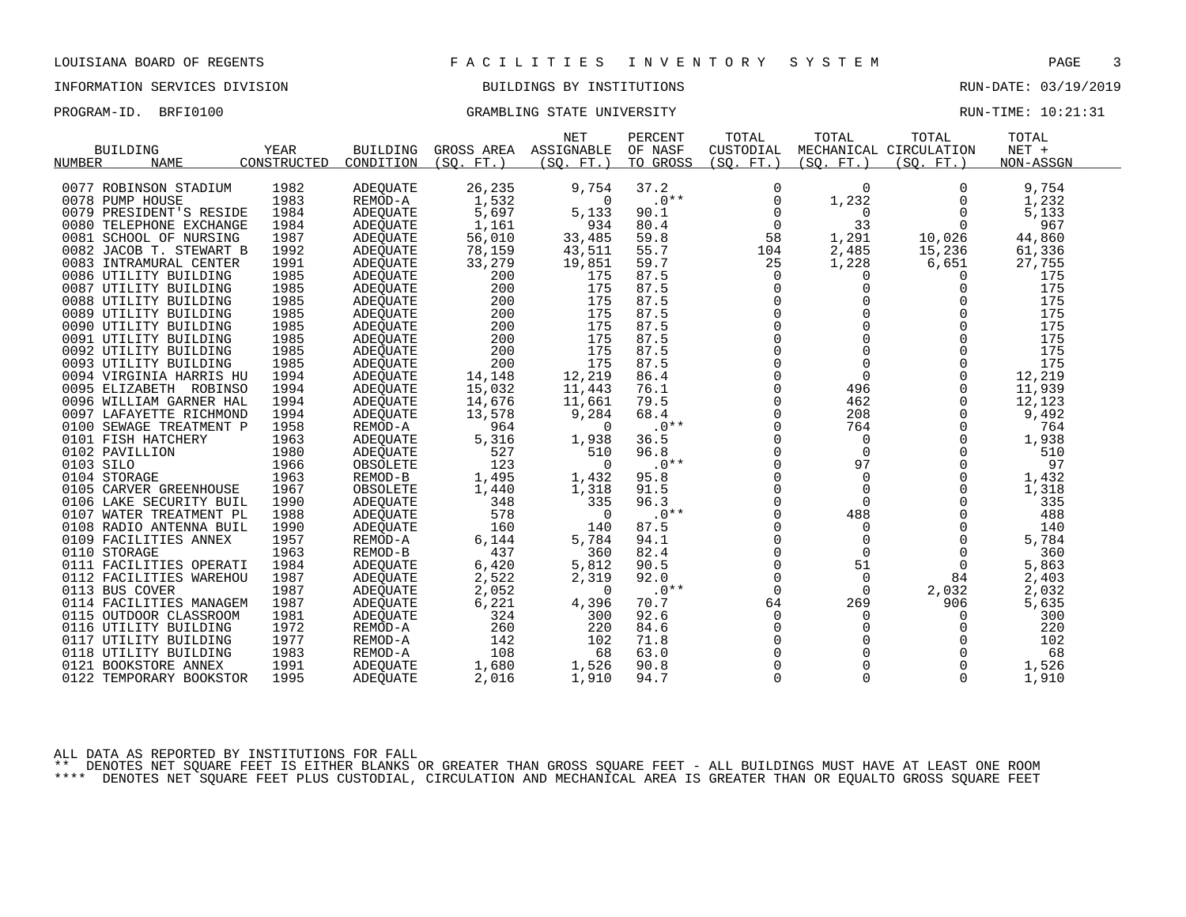LOUISIANA BOARD OF REGENTS — FACILITIES INVENTORY SYSTEM

INFORMATION SERVICES DIVISION — BUILDINGS BY INSTITUTIONS — RUN-DATE: 03/19/2019

PROGRAM-ID. BRFI0100 — GRAMBLING STATE UNIVERSITY — RUN-TIME: 10:21:31

| BUILDING NUMBER | NAME | YEAR CONSTRUCTED | BUILDING CONDITION | GROSS AREA (SQ. FT.) | NET ASSIGNABLE (SQ. FT.) | PERCENT OF NASF TO GROSS | TOTAL CUSTODIAL (SQ. FT.) | TOTAL MECHANICAL (SQ. FT.) | TOTAL CIRCULATION (SQ. FT.) | TOTAL NET + NON-ASSGN |
|---|---|---|---|---|---|---|---|---|---|---|
| 0077 | ROBINSON STADIUM | 1982 | ADEQUATE | 26,235 | 9,754 | 37.2 | 0 | 0 | 0 | 9,754 |
| 0078 | PUMP HOUSE | 1983 | REMOD-A | 1,532 | 0 | .0** | 0 | 1,232 | 0 | 1,232 |
| 0079 | PRESIDENT'S RESIDE | 1984 | ADEQUATE | 5,697 | 5,133 | 90.1 | 0 | 0 | 0 | 5,133 |
| 0080 | TELEPHONE EXCHANGE | 1984 | ADEQUATE | 1,161 | 934 | 80.4 | 0 | 33 | 0 | 967 |
| 0081 | SCHOOL OF NURSING | 1987 | ADEQUATE | 56,010 | 33,485 | 59.8 | 58 | 1,291 | 10,026 | 44,860 |
| 0082 | JACOB T. STEWART B | 1992 | ADEQUATE | 78,159 | 43,511 | 55.7 | 104 | 2,485 | 15,236 | 61,336 |
| 0083 | INTRAMURAL CENTER | 1991 | ADEQUATE | 33,279 | 19,851 | 59.7 | 25 | 1,228 | 6,651 | 27,755 |
| 0086 | UTILITY BUILDING | 1985 | ADEQUATE | 200 | 175 | 87.5 | 0 | 0 | 0 | 175 |
| 0087 | UTILITY BUILDING | 1985 | ADEQUATE | 200 | 175 | 87.5 | 0 | 0 | 0 | 175 |
| 0088 | UTILITY BUILDING | 1985 | ADEQUATE | 200 | 175 | 87.5 | 0 | 0 | 0 | 175 |
| 0089 | UTILITY BUILDING | 1985 | ADEQUATE | 200 | 175 | 87.5 | 0 | 0 | 0 | 175 |
| 0090 | UTILITY BUILDING | 1985 | ADEQUATE | 200 | 175 | 87.5 | 0 | 0 | 0 | 175 |
| 0091 | UTILITY BUILDING | 1985 | ADEQUATE | 200 | 175 | 87.5 | 0 | 0 | 0 | 175 |
| 0092 | UTILITY BUILDING | 1985 | ADEQUATE | 200 | 175 | 87.5 | 0 | 0 | 0 | 175 |
| 0093 | UTILITY BUILDING | 1985 | ADEQUATE | 200 | 175 | 87.5 | 0 | 0 | 0 | 175 |
| 0094 | VIRGINIA HARRIS HU | 1994 | ADEQUATE | 14,148 | 12,219 | 86.4 | 0 | 0 | 0 | 12,219 |
| 0095 | ELIZABETH ROBINSO | 1994 | ADEQUATE | 15,032 | 11,443 | 76.1 | 0 | 496 | 0 | 11,939 |
| 0096 | WILLIAM GARNER HAL | 1994 | ADEQUATE | 14,676 | 11,661 | 79.5 | 0 | 462 | 0 | 12,123 |
| 0097 | LAFAYETTE RICHMOND | 1994 | ADEQUATE | 13,578 | 9,284 | 68.4 | 0 | 208 | 0 | 9,492 |
| 0100 | SEWAGE TREATMENT P | 1958 | REMOD-A | 964 | 0 | .0** | 0 | 764 | 0 | 764 |
| 0101 | FISH HATCHERY | 1963 | ADEQUATE | 5,316 | 1,938 | 36.5 | 0 | 0 | 0 | 1,938 |
| 0102 | PAVILLION | 1980 | ADEQUATE | 527 | 510 | 96.8 | 0 | 0 | 0 | 510 |
| 0103 | SILO | 1966 | OBSOLETE | 123 | 0 | .0** | 0 | 97 | 0 | 97 |
| 0104 | STORAGE | 1963 | REMOD-B | 1,495 | 1,432 | 95.8 | 0 | 0 | 0 | 1,432 |
| 0105 | CARVER GREENHOUSE | 1967 | OBSOLETE | 1,440 | 1,318 | 91.5 | 0 | 0 | 0 | 1,318 |
| 0106 | LAKE SECURITY BUIL | 1990 | ADEQUATE | 348 | 335 | 96.3 | 0 | 0 | 0 | 335 |
| 0107 | WATER TREATMENT PL | 1988 | ADEQUATE | 578 | 0 | .0** | 0 | 488 | 0 | 488 |
| 0108 | RADIO ANTENNA BUIL | 1990 | ADEQUATE | 160 | 140 | 87.5 | 0 | 0 | 0 | 140 |
| 0109 | FACILITIES ANNEX | 1957 | REMOD-A | 6,144 | 5,784 | 94.1 | 0 | 0 | 0 | 5,784 |
| 0110 | STORAGE | 1963 | REMOD-B | 437 | 360 | 82.4 | 0 | 0 | 0 | 360 |
| 0111 | FACILITIES OPERATI | 1984 | ADEQUATE | 6,420 | 5,812 | 90.5 | 0 | 51 | 0 | 5,863 |
| 0112 | FACILITIES WAREHOU | 1987 | ADEQUATE | 2,522 | 2,319 | 92.0 | 0 | 0 | 84 | 2,403 |
| 0113 | BUS COVER | 1987 | ADEQUATE | 2,052 | 0 | .0** | 0 | 0 | 2,032 | 2,032 |
| 0114 | FACILITIES MANAGEM | 1987 | ADEQUATE | 6,221 | 4,396 | 70.7 | 64 | 269 | 906 | 5,635 |
| 0115 | OUTDOOR CLASSROOM | 1981 | ADEQUATE | 324 | 300 | 92.6 | 0 | 0 | 0 | 300 |
| 0116 | UTILITY BUILDING | 1972 | REMOD-A | 260 | 220 | 84.6 | 0 | 0 | 0 | 220 |
| 0117 | UTILITY BUILDING | 1977 | REMOD-A | 142 | 102 | 71.8 | 0 | 0 | 0 | 102 |
| 0118 | UTILITY BUILDING | 1983 | REMOD-A | 108 | 68 | 63.0 | 0 | 0 | 0 | 68 |
| 0121 | BOOKSTORE ANNEX | 1991 | ADEQUATE | 1,680 | 1,526 | 90.8 | 0 | 0 | 0 | 1,526 |
| 0122 | TEMPORARY BOOKSTOR | 1995 | ADEQUATE | 2,016 | 1,910 | 94.7 | 0 | 0 | 0 | 1,910 |

ALL DATA AS REPORTED BY INSTITUTIONS FOR FALL

** DENOTES NET SQUARE FEET IS EITHER BLANKS OR GREATER THAN GROSS SQUARE FEET - ALL BUILDINGS MUST HAVE AT LEAST ONE ROOM

**** DENOTES NET SQUARE FEET PLUS CUSTODIAL, CIRCULATION AND MECHANICAL AREA IS GREATER THAN OR EQUALTO GROSS SQUARE FEET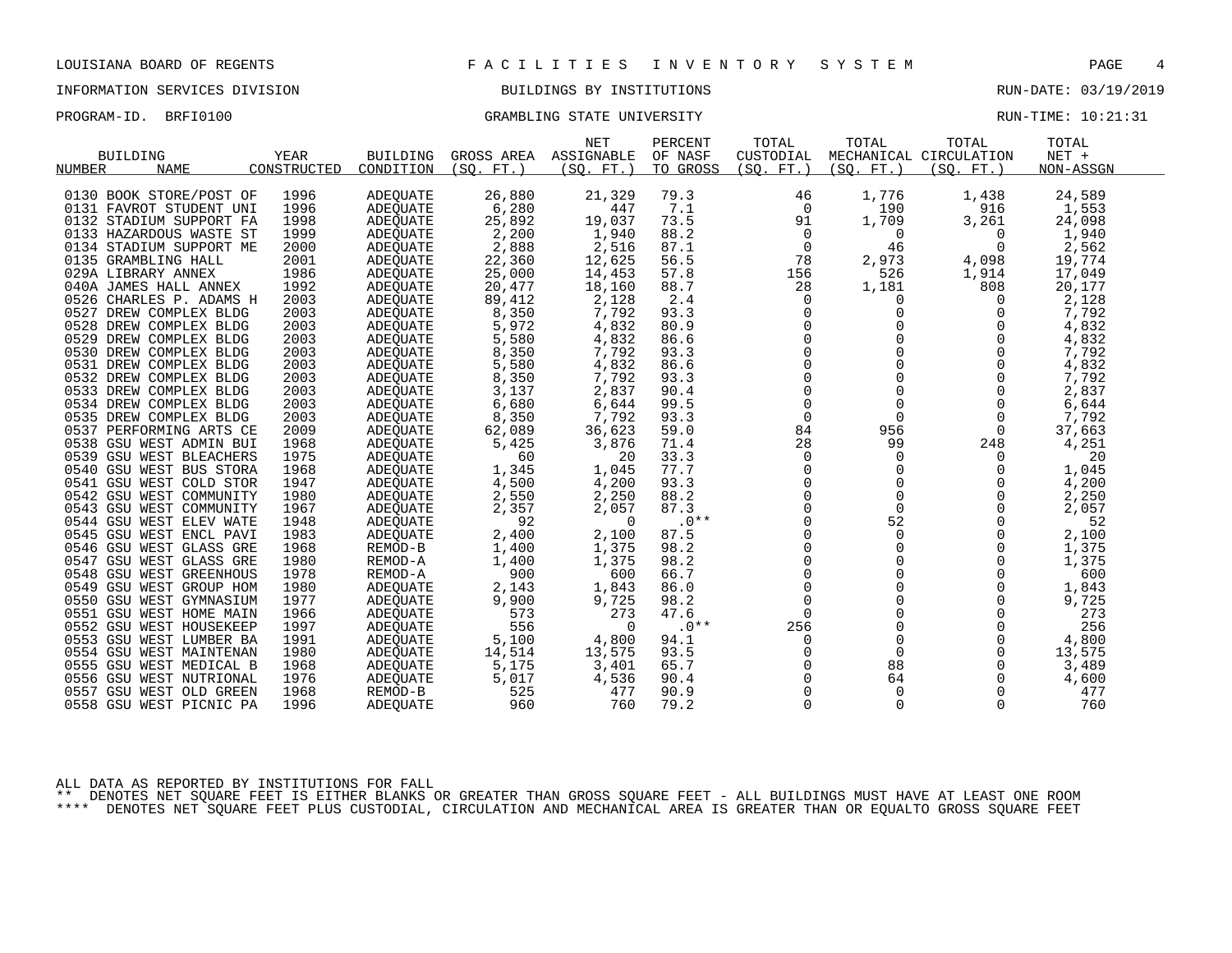LOUISIANA BOARD OF REGENTS — FACILITIES INVENTORY SYSTEM

INFORMATION SERVICES DIVISION — BUILDINGS BY INSTITUTIONS — RUN-DATE: 03/19/2019

PROGRAM-ID. BRFI0100 — GRAMBLING STATE UNIVERSITY — RUN-TIME: 10:21:31

| BUILDING NUMBER | NAME | YEAR CONSTRUCTED | BUILDING CONDITION | GROSS AREA (SQ. FT.) | NET ASSIGNABLE (SQ. FT.) | PERCENT OF NASF TO GROSS | TOTAL CUSTODIAL (SQ. FT.) | TOTAL MECHANICAL (SQ. FT.) | TOTAL CIRCULATION (SQ. FT.) | TOTAL NET + NON-ASSGN |
|---|---|---|---|---|---|---|---|---|---|---|
| 0130 | BOOK STORE/POST OF | 1996 | ADEQUATE | 26,880 | 21,329 | 79.3 | 46 | 1,776 | 1,438 | 24,589 |
| 0131 | FAVROT STUDENT UNI | 1996 | ADEQUATE | 6,280 | 447 | 7.1 | 0 | 190 | 916 | 1,553 |
| 0132 | STADIUM SUPPORT FA | 1998 | ADEQUATE | 25,892 | 19,037 | 73.5 | 91 | 1,709 | 3,261 | 24,098 |
| 0133 | HAZARDOUS WASTE ST | 1999 | ADEQUATE | 2,200 | 1,940 | 88.2 | 0 | 0 | 0 | 1,940 |
| 0134 | STADIUM SUPPORT ME | 2000 | ADEQUATE | 2,888 | 2,516 | 87.1 | 0 | 46 | 0 | 2,562 |
| 0135 | GRAMBLING HALL | 2001 | ADEQUATE | 22,360 | 12,625 | 56.5 | 78 | 2,973 | 4,098 | 19,774 |
| 029A | LIBRARY ANNEX | 1986 | ADEQUATE | 25,000 | 14,453 | 57.8 | 156 | 526 | 1,914 | 17,049 |
| 040A | JAMES HALL ANNEX | 1992 | ADEQUATE | 20,477 | 18,160 | 88.7 | 28 | 1,181 | 808 | 20,177 |
| 0526 | CHARLES P. ADAMS H | 2003 | ADEQUATE | 89,412 | 2,128 | 2.4 | 0 | 0 | 0 | 2,128 |
| 0527 | DREW COMPLEX BLDG | 2003 | ADEQUATE | 8,350 | 7,792 | 93.3 | 0 | 0 | 0 | 7,792 |
| 0528 | DREW COMPLEX BLDG | 2003 | ADEQUATE | 5,972 | 4,832 | 80.9 | 0 | 0 | 0 | 4,832 |
| 0529 | DREW COMPLEX BLDG | 2003 | ADEQUATE | 5,580 | 4,832 | 86.6 | 0 | 0 | 0 | 4,832 |
| 0530 | DREW COMPLEX BLDG | 2003 | ADEQUATE | 8,350 | 7,792 | 93.3 | 0 | 0 | 0 | 7,792 |
| 0531 | DREW COMPLEX BLDG | 2003 | ADEQUATE | 5,580 | 4,832 | 86.6 | 0 | 0 | 0 | 4,832 |
| 0532 | DREW COMPLEX BLDG | 2003 | ADEQUATE | 8,350 | 7,792 | 93.3 | 0 | 0 | 0 | 7,792 |
| 0533 | DREW COMPLEX BLDG | 2003 | ADEQUATE | 3,137 | 2,837 | 90.4 | 0 | 0 | 0 | 2,837 |
| 0534 | DREW COMPLEX BLDG | 2003 | ADEQUATE | 6,680 | 6,644 | 99.5 | 0 | 0 | 0 | 6,644 |
| 0535 | DREW COMPLEX BLDG | 2003 | ADEQUATE | 8,350 | 7,792 | 93.3 | 0 | 0 | 0 | 7,792 |
| 0537 | PERFORMING ARTS CE | 2009 | ADEQUATE | 62,089 | 36,623 | 59.0 | 84 | 956 | 0 | 37,663 |
| 0538 | GSU WEST ADMIN BUI | 1968 | ADEQUATE | 5,425 | 3,876 | 71.4 | 28 | 99 | 248 | 4,251 |
| 0539 | GSU WEST BLEACHERS | 1975 | ADEQUATE | 60 | 20 | 33.3 | 0 | 0 | 0 | 20 |
| 0540 | GSU WEST BUS STORA | 1968 | ADEQUATE | 1,345 | 1,045 | 77.7 | 0 | 0 | 0 | 1,045 |
| 0541 | GSU WEST COLD STOR | 1947 | ADEQUATE | 4,500 | 4,200 | 93.3 | 0 | 0 | 0 | 4,200 |
| 0542 | GSU WEST COMMUNITY | 1980 | ADEQUATE | 2,550 | 2,250 | 88.2 | 0 | 0 | 0 | 2,250 |
| 0543 | GSU WEST COMMUNITY | 1967 | ADEQUATE | 2,357 | 2,057 | 87.3 | 0 | 0 | 0 | 2,057 |
| 0544 | GSU WEST ELEV WATE | 1948 | ADEQUATE | 92 | 0 | .0** | 0 | 52 | 0 | 52 |
| 0545 | GSU WEST ENCL PAVI | 1983 | ADEQUATE | 2,400 | 2,100 | 87.5 | 0 | 0 | 0 | 2,100 |
| 0546 | GSU WEST GLASS GRE | 1968 | REMOD-B | 1,400 | 1,375 | 98.2 | 0 | 0 | 0 | 1,375 |
| 0547 | GSU WEST GLASS GRE | 1980 | REMOD-A | 1,400 | 1,375 | 98.2 | 0 | 0 | 0 | 1,375 |
| 0548 | GSU WEST GREENHOUS | 1978 | REMOD-A | 900 | 600 | 66.7 | 0 | 0 | 0 | 600 |
| 0549 | GSU WEST GROUP HOM | 1980 | ADEQUATE | 2,143 | 1,843 | 86.0 | 0 | 0 | 0 | 1,843 |
| 0550 | GSU WEST GYMNASIUM | 1977 | ADEQUATE | 9,900 | 9,725 | 98.2 | 0 | 0 | 0 | 9,725 |
| 0551 | GSU WEST HOME MAIN | 1966 | ADEQUATE | 573 | 273 | 47.6 | 0 | 0 | 0 | 273 |
| 0552 | GSU WEST HOUSEKEEP | 1997 | ADEQUATE | 556 | 0 | .0** | 256 | 0 | 0 | 256 |
| 0553 | GSU WEST LUMBER BA | 1991 | ADEQUATE | 5,100 | 4,800 | 94.1 | 0 | 0 | 0 | 4,800 |
| 0554 | GSU WEST MAINTENAN | 1980 | ADEQUATE | 14,514 | 13,575 | 93.5 | 0 | 0 | 0 | 13,575 |
| 0555 | GSU WEST MEDICAL B | 1968 | ADEQUATE | 5,175 | 3,401 | 65.7 | 0 | 88 | 0 | 3,489 |
| 0556 | GSU WEST NUTRIONAL | 1976 | ADEQUATE | 5,017 | 4,536 | 90.4 | 0 | 64 | 0 | 4,600 |
| 0557 | GSU WEST OLD GREEN | 1968 | REMOD-B | 525 | 477 | 90.9 | 0 | 0 | 0 | 477 |
| 0558 | GSU WEST PICNIC PA | 1996 | ADEQUATE | 960 | 760 | 79.2 | 0 | 0 | 0 | 760 |

ALL DATA AS REPORTED BY INSTITUTIONS FOR FALL

** DENOTES NET SQUARE FEET IS EITHER BLANKS OR GREATER THAN GROSS SQUARE FEET - ALL BUILDINGS MUST HAVE AT LEAST ONE ROOM

**** DENOTES NET SQUARE FEET PLUS CUSTODIAL, CIRCULATION AND MECHANICAL AREA IS GREATER THAN OR EQUALTO GROSS SQUARE FEET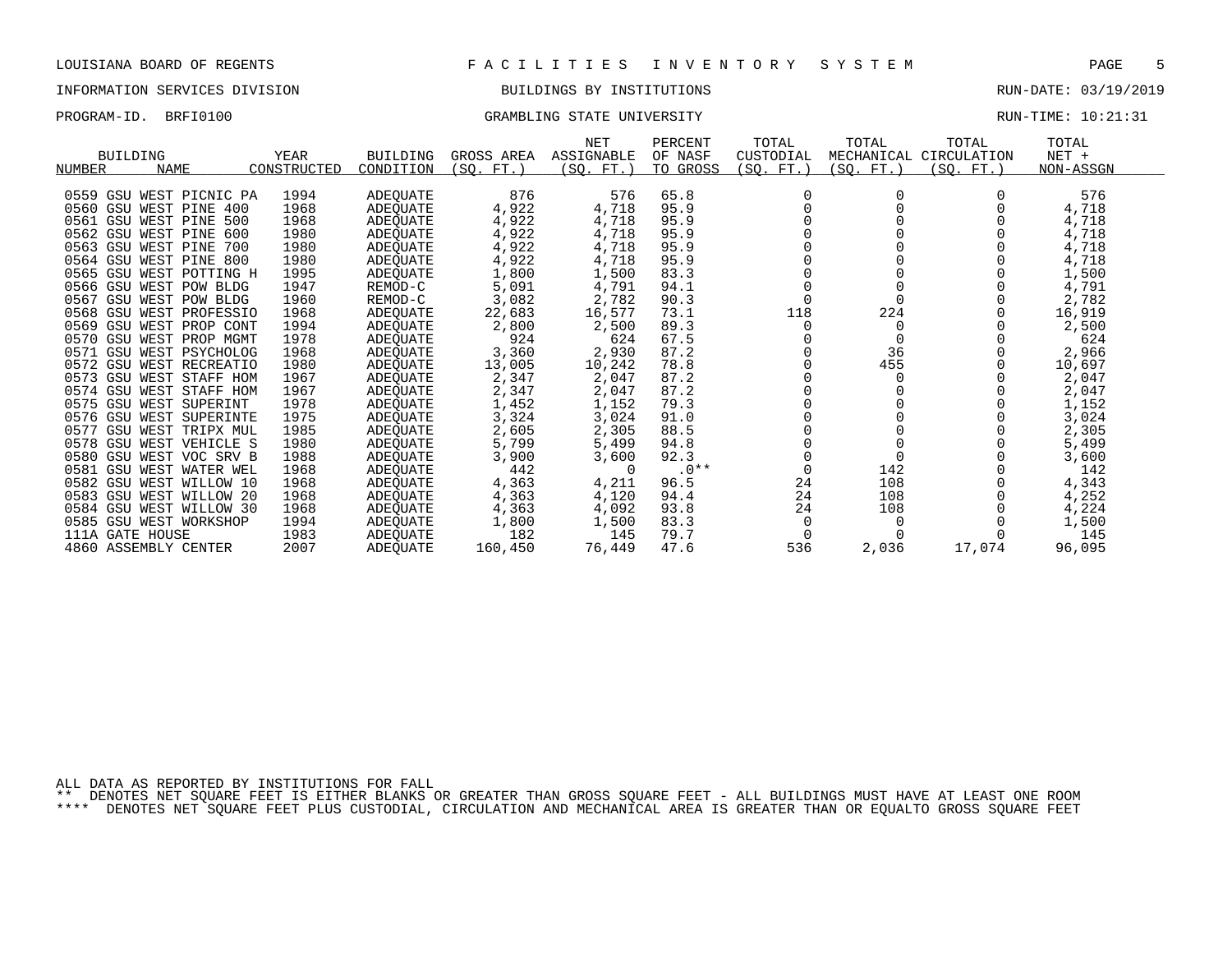LOUISIANA BOARD OF REGENTS — FACILITIES INVENTORY SYSTEM

INFORMATION SERVICES DIVISION — BUILDINGS BY INSTITUTIONS — RUN-DATE: 03/19/2019

PROGRAM-ID. BRFI0100 — GRAMBLING STATE UNIVERSITY — RUN-TIME: 10:21:31

| BUILDING NUMBER | NAME | YEAR CONSTRUCTED | BUILDING CONDITION | GROSS AREA (SQ. FT.) | NET ASSIGNABLE (SQ. FT.) | PERCENT OF NASF TO GROSS | TOTAL CUSTODIAL (SQ. FT.) | TOTAL MECHANICAL (SQ. FT.) | TOTAL CIRCULATION (SQ. FT.) | TOTAL NET + NON-ASSGN |
|---|---|---|---|---|---|---|---|---|---|---|
| 0559 | GSU WEST PICNIC PA | 1994 | ADEQUATE | 876 | 576 | 65.8 | 0 | 0 | 0 | 576 |
| 0560 | GSU WEST PINE 400 | 1968 | ADEQUATE | 4,922 | 4,718 | 95.9 | 0 | 0 | 0 | 4,718 |
| 0561 | GSU WEST PINE 500 | 1968 | ADEQUATE | 4,922 | 4,718 | 95.9 | 0 | 0 | 0 | 4,718 |
| 0562 | GSU WEST PINE 600 | 1980 | ADEQUATE | 4,922 | 4,718 | 95.9 | 0 | 0 | 0 | 4,718 |
| 0563 | GSU WEST PINE 700 | 1980 | ADEQUATE | 4,922 | 4,718 | 95.9 | 0 | 0 | 0 | 4,718 |
| 0564 | GSU WEST PINE 800 | 1980 | ADEQUATE | 4,922 | 4,718 | 95.9 | 0 | 0 | 0 | 4,718 |
| 0565 | GSU WEST POTTING H | 1995 | ADEQUATE | 1,800 | 1,500 | 83.3 | 0 | 0 | 0 | 1,500 |
| 0566 | GSU WEST POW BLDG | 1947 | REMOD-C | 5,091 | 4,791 | 94.1 | 0 | 0 | 0 | 4,791 |
| 0567 | GSU WEST POW BLDG | 1960 | REMOD-C | 3,082 | 2,782 | 90.3 | 0 | 0 | 0 | 2,782 |
| 0568 | GSU WEST PROFESSIO | 1968 | ADEQUATE | 22,683 | 16,577 | 73.1 | 118 | 224 | 0 | 16,919 |
| 0569 | GSU WEST PROP CONT | 1994 | ADEQUATE | 2,800 | 2,500 | 89.3 | 0 | 0 | 0 | 2,500 |
| 0570 | GSU WEST PROP MGMT | 1978 | ADEQUATE | 924 | 624 | 67.5 | 0 | 0 | 0 | 624 |
| 0571 | GSU WEST PSYCHOLOG | 1968 | ADEQUATE | 3,360 | 2,930 | 87.2 | 0 | 36 | 0 | 2,966 |
| 0572 | GSU WEST RECREATIO | 1980 | ADEQUATE | 13,005 | 10,242 | 78.8 | 0 | 455 | 0 | 10,697 |
| 0573 | GSU WEST STAFF HOM | 1967 | ADEQUATE | 2,347 | 2,047 | 87.2 | 0 | 0 | 0 | 2,047 |
| 0574 | GSU WEST STAFF HOM | 1967 | ADEQUATE | 2,347 | 2,047 | 87.2 | 0 | 0 | 0 | 2,047 |
| 0575 | GSU WEST SUPERINT | 1978 | ADEQUATE | 1,452 | 1,152 | 79.3 | 0 | 0 | 0 | 1,152 |
| 0576 | GSU WEST SUPERINTE | 1975 | ADEQUATE | 3,324 | 3,024 | 91.0 | 0 | 0 | 0 | 3,024 |
| 0577 | GSU WEST TRIPX MUL | 1985 | ADEQUATE | 2,605 | 2,305 | 88.5 | 0 | 0 | 0 | 2,305 |
| 0578 | GSU WEST VEHICLE S | 1980 | ADEQUATE | 5,799 | 5,499 | 94.8 | 0 | 0 | 0 | 5,499 |
| 0580 | GSU WEST VOC SRV B | 1988 | ADEQUATE | 3,900 | 3,600 | 92.3 | 0 | 0 | 0 | 3,600 |
| 0581 | GSU WEST WATER WEL | 1968 | ADEQUATE | 442 | 0 | .0** | 0 | 142 | 0 | 142 |
| 0582 | GSU WEST WILLOW 10 | 1968 | ADEQUATE | 4,363 | 4,211 | 96.5 | 24 | 108 | 0 | 4,343 |
| 0583 | GSU WEST WILLOW 20 | 1968 | ADEQUATE | 4,363 | 4,120 | 94.4 | 24 | 108 | 0 | 4,252 |
| 0584 | GSU WEST WILLOW 30 | 1968 | ADEQUATE | 4,363 | 4,092 | 93.8 | 24 | 108 | 0 | 4,224 |
| 0585 | GSU WEST WORKSHOP | 1994 | ADEQUATE | 1,800 | 1,500 | 83.3 | 0 | 0 | 0 | 1,500 |
| 111A | GATE HOUSE | 1983 | ADEQUATE | 182 | 145 | 79.7 | 0 | 0 | 0 | 145 |
| 4860 | ASSEMBLY CENTER | 2007 | ADEQUATE | 160,450 | 76,449 | 47.6 | 536 | 2,036 | 17,074 | 96,095 |

ALL DATA AS REPORTED BY INSTITUTIONS FOR FALL

** DENOTES NET SQUARE FEET IS EITHER BLANKS OR GREATER THAN GROSS SQUARE FEET - ALL BUILDINGS MUST HAVE AT LEAST ONE ROOM

**** DENOTES NET SQUARE FEET PLUS CUSTODIAL, CIRCULATION AND MECHANICAL AREA IS GREATER THAN OR EQUALTO GROSS SQUARE FEET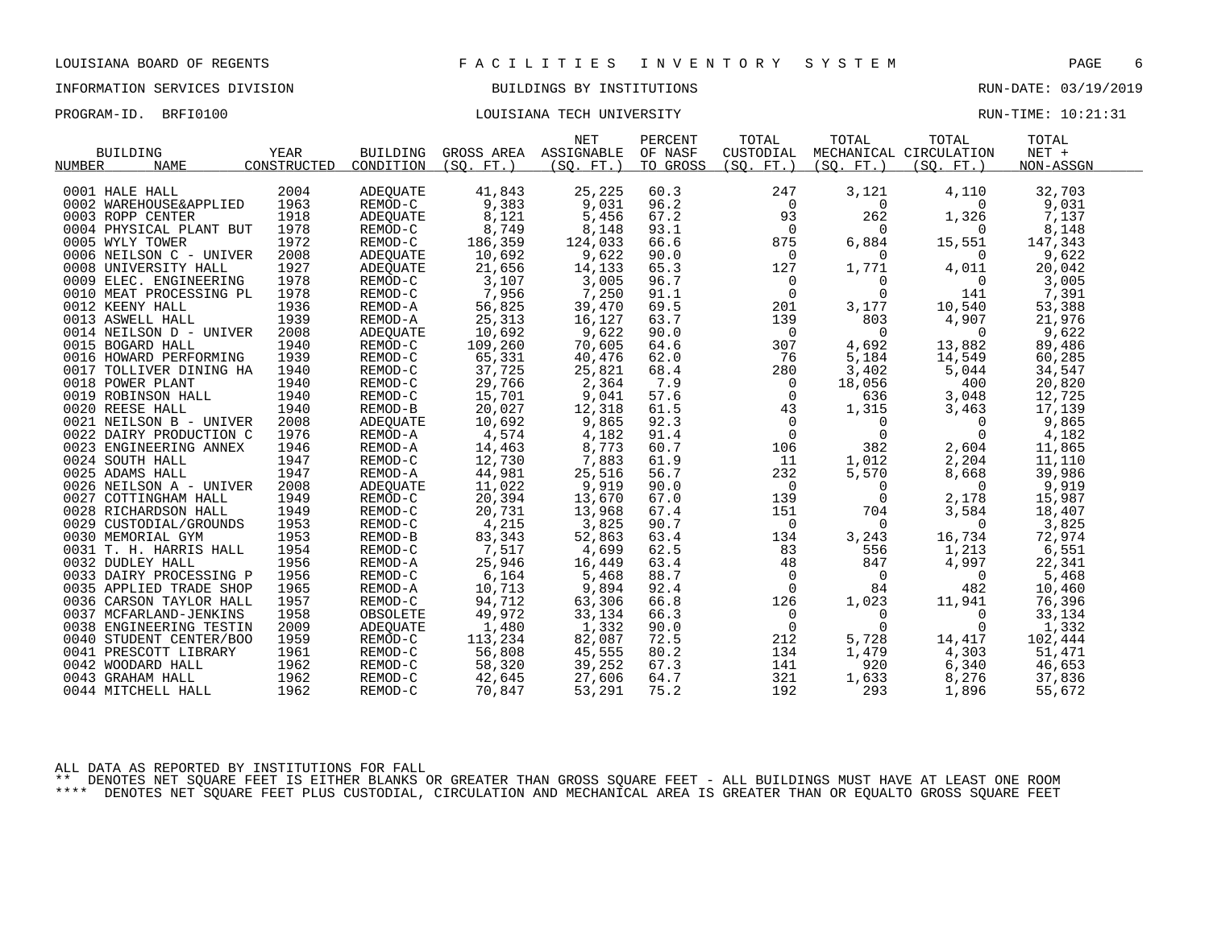LOUISIANA BOARD OF REGENTS — FACILITIES INVENTORY SYSTEM

INFORMATION SERVICES DIVISION — BUILDINGS BY INSTITUTIONS — RUN-DATE: 03/19/2019

PROGRAM-ID. BRFI0100 — LOUISIANA TECH UNIVERSITY — RUN-TIME: 10:21:31

| BUILDING NUMBER | NAME | YEAR CONSTRUCTED | BUILDING CONDITION | GROSS AREA (SQ. FT.) | NET ASSIGNABLE (SQ. FT.) | PERCENT OF NASF TO GROSS | TOTAL CUSTODIAL (SQ. FT.) | TOTAL MECHANICAL (SQ. FT.) | TOTAL CIRCULATION (SQ. FT.) | TOTAL NET + NON-ASSGN |
|---|---|---|---|---|---|---|---|---|---|---|
| 0001 | HALE HALL | 2004 | ADEQUATE | 41,843 | 25,225 | 60.3 | 247 | 3,121 | 4,110 | 32,703 |
| 0002 | WAREHOUSE&APPLIED | 1963 | REMOD-C | 9,383 | 9,031 | 96.2 | 0 | 0 | 0 | 9,031 |
| 0003 | ROPP CENTER | 1918 | ADEQUATE | 8,121 | 5,456 | 67.2 | 93 | 262 | 1,326 | 7,137 |
| 0004 | PHYSICAL PLANT BUT | 1978 | REMOD-C | 8,749 | 8,148 | 93.1 | 0 | 0 | 0 | 8,148 |
| 0005 | WYLY TOWER | 1972 | REMOD-C | 186,359 | 124,033 | 66.6 | 875 | 6,884 | 15,551 | 147,343 |
| 0006 | NEILSON C - UNIVER | 2008 | ADEQUATE | 10,692 | 9,622 | 90.0 | 0 | 0 | 0 | 9,622 |
| 0008 | UNIVERSITY HALL | 1927 | ADEQUATE | 21,656 | 14,133 | 65.3 | 127 | 1,771 | 4,011 | 20,042 |
| 0009 | ELEC. ENGINEERING | 1978 | REMOD-C | 3,107 | 3,005 | 96.7 | 0 | 0 | 0 | 3,005 |
| 0010 | MEAT PROCESSING PL | 1978 | REMOD-C | 7,956 | 7,250 | 91.1 | 0 | 0 | 141 | 7,391 |
| 0012 | KEENY HALL | 1936 | REMOD-A | 56,825 | 39,470 | 69.5 | 201 | 3,177 | 10,540 | 53,388 |
| 0013 | ASWELL HALL | 1939 | REMOD-A | 25,313 | 16,127 | 63.7 | 139 | 803 | 4,907 | 21,976 |
| 0014 | NEILSON D - UNIVER | 2008 | ADEQUATE | 10,692 | 9,622 | 90.0 | 0 | 0 | 0 | 9,622 |
| 0015 | BOGARD HALL | 1940 | REMOD-C | 109,260 | 70,605 | 64.6 | 307 | 4,692 | 13,882 | 89,486 |
| 0016 | HOWARD PERFORMING | 1939 | REMOD-C | 65,331 | 40,476 | 62.0 | 76 | 5,184 | 14,549 | 60,285 |
| 0017 | TOLLIVER DINING HA | 1940 | REMOD-C | 37,725 | 25,821 | 68.4 | 280 | 3,402 | 5,044 | 34,547 |
| 0018 | POWER PLANT | 1940 | REMOD-C | 29,766 | 2,364 | 7.9 | 0 | 18,056 | 400 | 20,820 |
| 0019 | ROBINSON HALL | 1940 | REMOD-C | 15,701 | 9,041 | 57.6 | 0 | 636 | 3,048 | 12,725 |
| 0020 | REESE HALL | 1940 | REMOD-B | 20,027 | 12,318 | 61.5 | 43 | 1,315 | 3,463 | 17,139 |
| 0021 | NEILSON B - UNIVER | 2008 | ADEQUATE | 10,692 | 9,865 | 92.3 | 0 | 0 | 0 | 9,865 |
| 0022 | DAIRY PRODUCTION C | 1976 | REMOD-A | 4,574 | 4,182 | 91.4 | 0 | 0 | 0 | 4,182 |
| 0023 | ENGINEERING ANNEX | 1946 | REMOD-A | 14,463 | 8,773 | 60.7 | 106 | 382 | 2,604 | 11,865 |
| 0024 | SOUTH HALL | 1947 | REMOD-C | 12,730 | 7,883 | 61.9 | 11 | 1,012 | 2,204 | 11,110 |
| 0025 | ADAMS HALL | 1947 | REMOD-A | 44,981 | 25,516 | 56.7 | 232 | 5,570 | 8,668 | 39,986 |
| 0026 | NEILSON A - UNIVER | 2008 | ADEQUATE | 11,022 | 9,919 | 90.0 | 0 | 0 | 0 | 9,919 |
| 0027 | COTTINGHAM HALL | 1949 | REMOD-C | 20,394 | 13,670 | 67.0 | 139 | 0 | 2,178 | 15,987 |
| 0028 | RICHARDSON HALL | 1949 | REMOD-C | 20,731 | 13,968 | 67.4 | 151 | 704 | 3,584 | 18,407 |
| 0029 | CUSTODIAL/GROUNDS | 1953 | REMOD-C | 4,215 | 3,825 | 90.7 | 0 | 0 | 0 | 3,825 |
| 0030 | MEMORIAL GYM | 1953 | REMOD-B | 83,343 | 52,863 | 63.4 | 134 | 3,243 | 16,734 | 72,974 |
| 0031 | T. H. HARRIS HALL | 1954 | REMOD-C | 7,517 | 4,699 | 62.5 | 83 | 556 | 1,213 | 6,551 |
| 0032 | DUDLEY HALL | 1956 | REMOD-A | 25,946 | 16,449 | 63.4 | 48 | 847 | 4,997 | 22,341 |
| 0033 | DAIRY PROCESSING P | 1956 | REMOD-C | 6,164 | 5,468 | 88.7 | 0 | 0 | 0 | 5,468 |
| 0035 | APPLIED TRADE SHOP | 1965 | REMOD-A | 10,713 | 9,894 | 92.4 | 0 | 84 | 482 | 10,460 |
| 0036 | CARSON TAYLOR HALL | 1957 | REMOD-C | 94,712 | 63,306 | 66.8 | 126 | 1,023 | 11,941 | 76,396 |
| 0037 | MCFARLAND-JENKINS | 1958 | OBSOLETE | 49,972 | 33,134 | 66.3 | 0 | 0 | 0 | 33,134 |
| 0038 | ENGINEERING TESTIN | 2009 | ADEQUATE | 1,480 | 1,332 | 90.0 | 0 | 0 | 0 | 1,332 |
| 0040 | STUDENT CENTER/BOO | 1959 | REMOD-C | 113,234 | 82,087 | 72.5 | 212 | 5,728 | 14,417 | 102,444 |
| 0041 | PRESCOTT LIBRARY | 1961 | REMOD-C | 56,808 | 45,555 | 80.2 | 134 | 1,479 | 4,303 | 51,471 |
| 0042 | WOODARD HALL | 1962 | REMOD-C | 58,320 | 39,252 | 67.3 | 141 | 920 | 6,340 | 46,653 |
| 0043 | GRAHAM HALL | 1962 | REMOD-C | 42,645 | 27,606 | 64.7 | 321 | 1,633 | 8,276 | 37,836 |
| 0044 | MITCHELL HALL | 1962 | REMOD-C | 70,847 | 53,291 | 75.2 | 192 | 293 | 1,896 | 55,672 |

ALL DATA AS REPORTED BY INSTITUTIONS FOR FALL

** DENOTES NET SQUARE FEET IS EITHER BLANKS OR GREATER THAN GROSS SQUARE FEET - ALL BUILDINGS MUST HAVE AT LEAST ONE ROOM

**** DENOTES NET SQUARE FEET PLUS CUSTODIAL, CIRCULATION AND MECHANICAL AREA IS GREATER THAN OR EQUALTO GROSS SQUARE FEET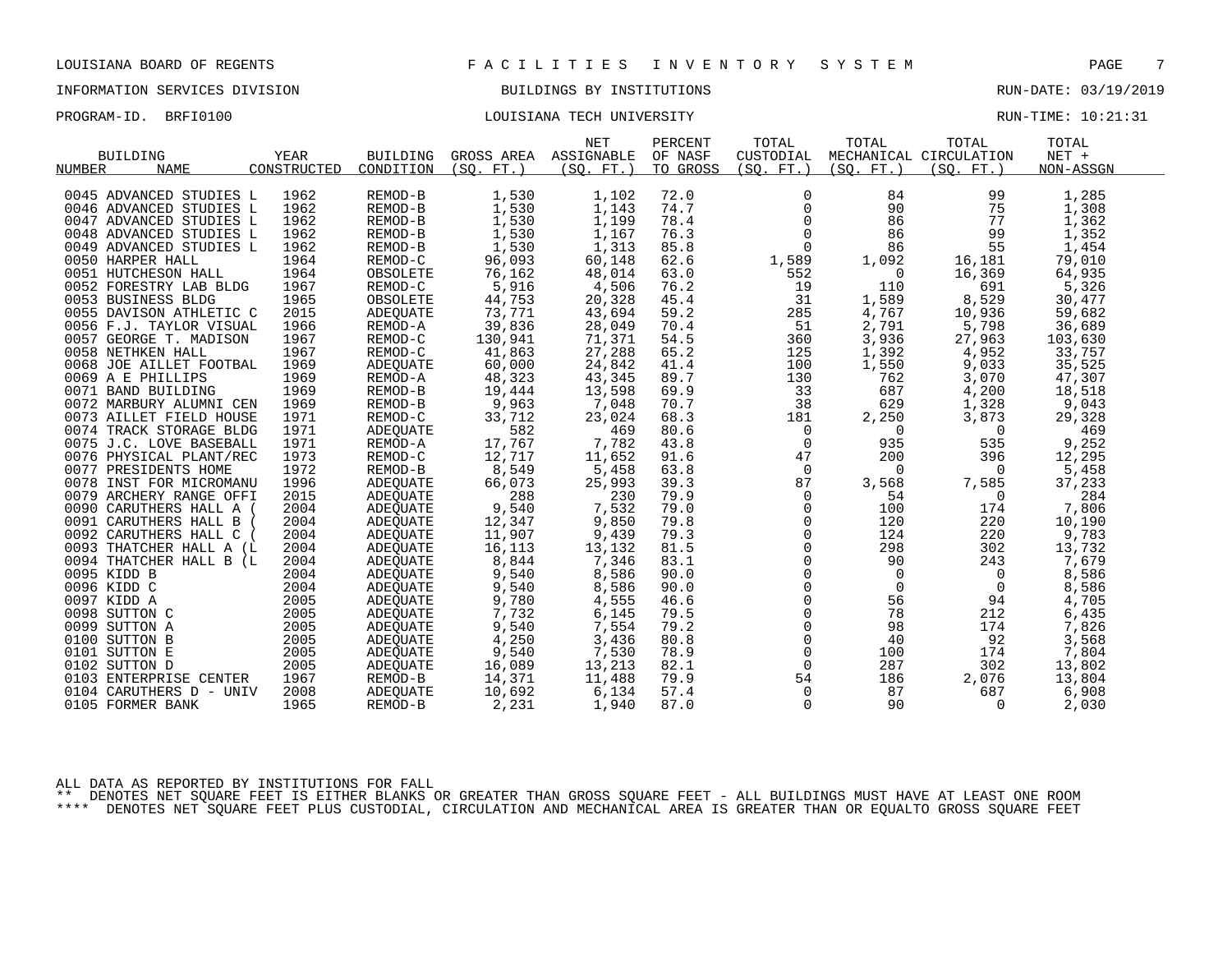LOUISIANA BOARD OF REGENTS — FACILITIES INVENTORY SYSTEM

INFORMATION SERVICES DIVISION — BUILDINGS BY INSTITUTIONS — RUN-DATE: 03/19/2019

PROGRAM-ID. BRFI0100 — LOUISIANA TECH UNIVERSITY — RUN-TIME: 10:21:31

| BUILDING NUMBER | NAME | YEAR CONSTRUCTED | BUILDING CONDITION | GROSS AREA (SQ. FT.) | NET ASSIGNABLE (SQ. FT.) | PERCENT OF NASF TO GROSS | TOTAL CUSTODIAL (SQ. FT.) | TOTAL MECHANICAL (SQ. FT.) | TOTAL CIRCULATION (SQ. FT.) | TOTAL NET + NON-ASSGN |
|---|---|---|---|---|---|---|---|---|---|---|
| 0045 | ADVANCED STUDIES L | 1962 | REMOD-B | 1,530 | 1,102 | 72.0 | 0 | 84 | 99 | 1,285 |
| 0046 | ADVANCED STUDIES L | 1962 | REMOD-B | 1,530 | 1,143 | 74.7 | 0 | 90 | 75 | 1,308 |
| 0047 | ADVANCED STUDIES L | 1962 | REMOD-B | 1,530 | 1,199 | 78.4 | 0 | 86 | 77 | 1,362 |
| 0048 | ADVANCED STUDIES L | 1962 | REMOD-B | 1,530 | 1,167 | 76.3 | 0 | 86 | 99 | 1,352 |
| 0049 | ADVANCED STUDIES L | 1962 | REMOD-B | 1,530 | 1,313 | 85.8 | 0 | 86 | 55 | 1,454 |
| 0050 | HARPER HALL | 1964 | REMOD-C | 96,093 | 60,148 | 62.6 | 1,589 | 1,092 | 16,181 | 79,010 |
| 0051 | HUTCHESON HALL | 1964 | OBSOLETE | 76,162 | 48,014 | 63.0 | 552 | 0 | 16,369 | 64,935 |
| 0052 | FORESTRY LAB BLDG | 1967 | REMOD-C | 5,916 | 4,506 | 76.2 | 19 | 110 | 691 | 5,326 |
| 0053 | BUSINESS BLDG | 1965 | OBSOLETE | 44,753 | 20,328 | 45.4 | 31 | 1,589 | 8,529 | 30,477 |
| 0055 | DAVISON ATHLETIC C | 2015 | ADEQUATE | 73,771 | 43,694 | 59.2 | 285 | 4,767 | 10,936 | 59,682 |
| 0056 | F.J. TAYLOR VISUAL | 1966 | REMOD-A | 39,836 | 28,049 | 70.4 | 51 | 2,791 | 5,798 | 36,689 |
| 0057 | GEORGE T. MADISON | 1967 | REMOD-C | 130,941 | 71,371 | 54.5 | 360 | 3,936 | 27,963 | 103,630 |
| 0058 | NETHKEN HALL | 1967 | REMOD-C | 41,863 | 27,288 | 65.2 | 125 | 1,392 | 4,952 | 33,757 |
| 0068 | JOE AILLET FOOTBAL | 1969 | ADEQUATE | 60,000 | 24,842 | 41.4 | 100 | 1,550 | 9,033 | 35,525 |
| 0069 | A E PHILLIPS | 1969 | REMOD-A | 48,323 | 43,345 | 89.7 | 130 | 762 | 3,070 | 47,307 |
| 0071 | BAND BUILDING | 1969 | REMOD-B | 19,444 | 13,598 | 69.9 | 33 | 687 | 4,200 | 18,518 |
| 0072 | MARBURY ALUMNI CEN | 1969 | REMOD-B | 9,963 | 7,048 | 70.7 | 38 | 629 | 1,328 | 9,043 |
| 0073 | AILLET FIELD HOUSE | 1971 | REMOD-C | 33,712 | 23,024 | 68.3 | 181 | 2,250 | 3,873 | 29,328 |
| 0074 | TRACK STORAGE BLDG | 1971 | ADEQUATE | 582 | 469 | 80.6 | 0 | 0 | 0 | 469 |
| 0075 | J.C. LOVE BASEBALL | 1971 | REMOD-A | 17,767 | 7,782 | 43.8 | 0 | 935 | 535 | 9,252 |
| 0076 | PHYSICAL PLANT/REC | 1973 | REMOD-C | 12,717 | 11,652 | 91.6 | 47 | 200 | 396 | 12,295 |
| 0077 | PRESIDENTS HOME | 1972 | REMOD-B | 8,549 | 5,458 | 63.8 | 0 | 0 | 0 | 5,458 |
| 0078 | INST FOR MICROMANU | 1996 | ADEQUATE | 66,073 | 25,993 | 39.3 | 87 | 3,568 | 7,585 | 37,233 |
| 0079 | ARCHERY RANGE OFFI | 2015 | ADEQUATE | 288 | 230 | 79.9 | 0 | 54 | 0 | 284 |
| 0090 | CARUTHERS HALL A ( | 2004 | ADEQUATE | 9,540 | 7,532 | 79.0 | 0 | 100 | 174 | 7,806 |
| 0091 | CARUTHERS HALL B ( | 2004 | ADEQUATE | 12,347 | 9,850 | 79.8 | 0 | 120 | 220 | 10,190 |
| 0092 | CARUTHERS HALL C ( | 2004 | ADEQUATE | 11,907 | 9,439 | 79.3 | 0 | 124 | 220 | 9,783 |
| 0093 | THATCHER HALL A (L | 2004 | ADEQUATE | 16,113 | 13,132 | 81.5 | 0 | 298 | 302 | 13,732 |
| 0094 | THATCHER HALL B (L | 2004 | ADEQUATE | 8,844 | 7,346 | 83.1 | 0 | 90 | 243 | 7,679 |
| 0095 | KIDD B | 2004 | ADEQUATE | 9,540 | 8,586 | 90.0 | 0 | 0 | 0 | 8,586 |
| 0096 | KIDD C | 2004 | ADEQUATE | 9,540 | 8,586 | 90.0 | 0 | 0 | 0 | 8,586 |
| 0097 | KIDD A | 2005 | ADEQUATE | 9,780 | 4,555 | 46.6 | 0 | 56 | 94 | 4,705 |
| 0098 | SUTTON C | 2005 | ADEQUATE | 7,732 | 6,145 | 79.5 | 0 | 78 | 212 | 6,435 |
| 0099 | SUTTON A | 2005 | ADEQUATE | 9,540 | 7,554 | 79.2 | 0 | 98 | 174 | 7,826 |
| 0100 | SUTTON B | 2005 | ADEQUATE | 4,250 | 3,436 | 80.8 | 0 | 40 | 92 | 3,568 |
| 0101 | SUTTON E | 2005 | ADEQUATE | 9,540 | 7,530 | 78.9 | 0 | 100 | 174 | 7,804 |
| 0102 | SUTTON D | 2005 | ADEQUATE | 16,089 | 13,213 | 82.1 | 0 | 287 | 302 | 13,802 |
| 0103 | ENTERPRISE CENTER | 1967 | REMOD-B | 14,371 | 11,488 | 79.9 | 54 | 186 | 2,076 | 13,804 |
| 0104 | CARUTHERS D - UNIV | 2008 | ADEQUATE | 10,692 | 6,134 | 57.4 | 0 | 87 | 687 | 6,908 |
| 0105 | FORMER BANK | 1965 | REMOD-B | 2,231 | 1,940 | 87.0 | 0 | 90 | 0 | 2,030 |

ALL DATA AS REPORTED BY INSTITUTIONS FOR FALL

** DENOTES NET SQUARE FEET IS EITHER BLANKS OR GREATER THAN GROSS SQUARE FEET - ALL BUILDINGS MUST HAVE AT LEAST ONE ROOM

**** DENOTES NET SQUARE FEET PLUS CUSTODIAL, CIRCULATION AND MECHANICAL AREA IS GREATER THAN OR EQUALTO GROSS SQUARE FEET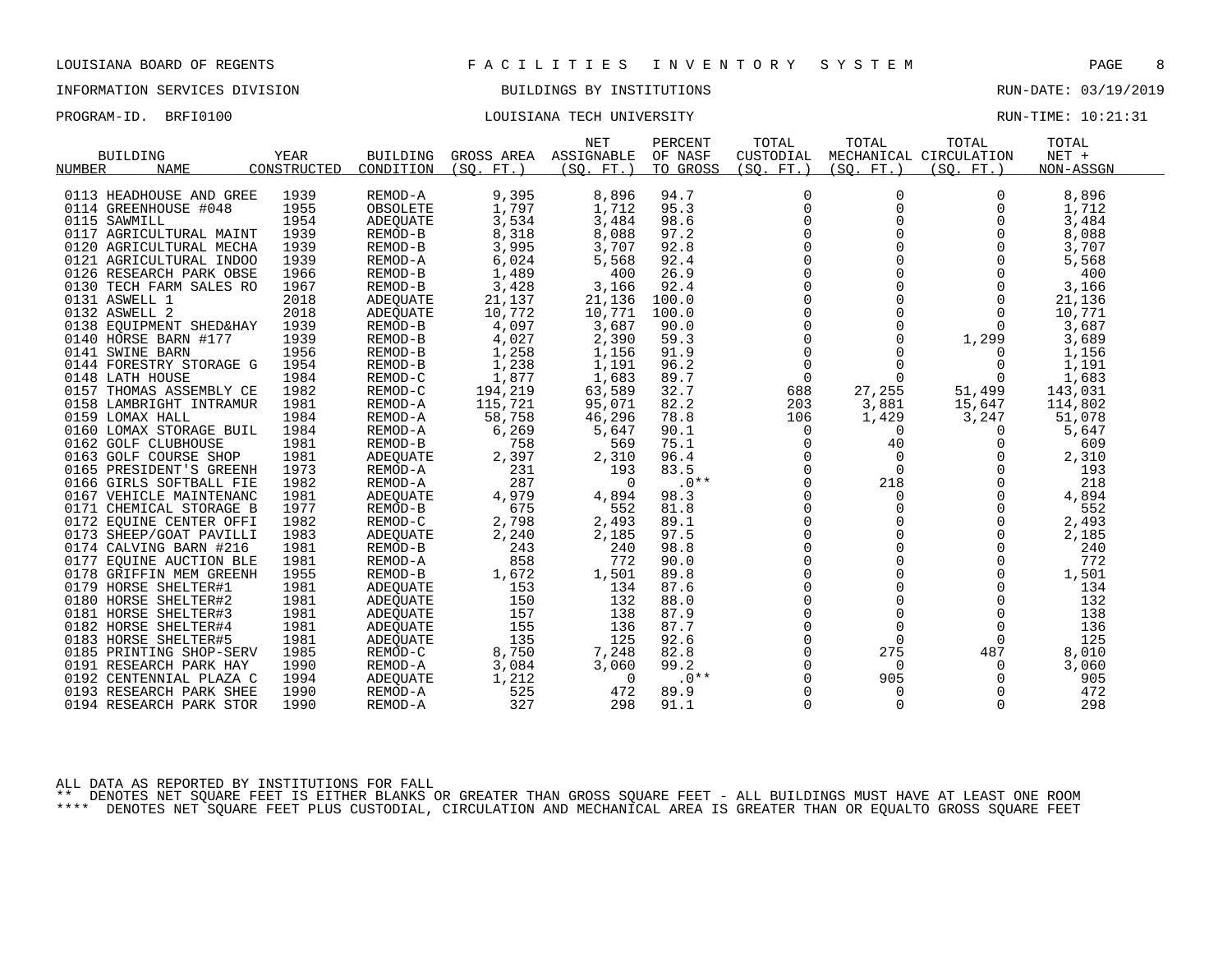LOUISIANA BOARD OF REGENTS — FACILITIES INVENTORY SYSTEM

INFORMATION SERVICES DIVISION — BUILDINGS BY INSTITUTIONS — RUN-DATE: 03/19/2019

PROGRAM-ID. BRFI0100 — LOUISIANA TECH UNIVERSITY — RUN-TIME: 10:21:31

| BUILDING NUMBER | NAME | YEAR CONSTRUCTED | BUILDING CONDITION | GROSS AREA (SQ. FT.) | NET ASSIGNABLE (SQ. FT.) | PERCENT OF NASF TO GROSS | TOTAL CUSTODIAL (SQ. FT.) | TOTAL MECHANICAL (SQ. FT.) | TOTAL CIRCULATION (SQ. FT.) | TOTAL NET + NON-ASSGN |
|---|---|---|---|---|---|---|---|---|---|---|
| 0113 | HEADHOUSE AND GREE | 1939 | REMOD-A | 9,395 | 8,896 | 94.7 | 0 | 0 | 0 | 8,896 |
| 0114 | GREENHOUSE #048 | 1955 | OBSOLETE | 1,797 | 1,712 | 95.3 | 0 | 0 | 0 | 1,712 |
| 0115 | SAWMILL | 1954 | ADEQUATE | 3,534 | 3,484 | 98.6 | 0 | 0 | 0 | 3,484 |
| 0117 | AGRICULTURAL MAINT | 1939 | REMOD-B | 8,318 | 8,088 | 97.2 | 0 | 0 | 0 | 8,088 |
| 0120 | AGRICULTURAL MECHA | 1939 | REMOD-B | 3,995 | 3,707 | 92.8 | 0 | 0 | 0 | 3,707 |
| 0121 | AGRICULTURAL INDOO | 1939 | REMOD-A | 6,024 | 5,568 | 92.4 | 0 | 0 | 0 | 5,568 |
| 0126 | RESEARCH PARK OBSE | 1966 | REMOD-B | 1,489 | 400 | 26.9 | 0 | 0 | 0 | 400 |
| 0130 | TECH FARM SALES RO | 1967 | REMOD-B | 3,428 | 3,166 | 92.4 | 0 | 0 | 0 | 3,166 |
| 0131 | ASWELL 1 | 2018 | ADEQUATE | 21,137 | 21,136 | 100.0 | 0 | 0 | 0 | 21,136 |
| 0132 | ASWELL 2 | 2018 | ADEQUATE | 10,772 | 10,771 | 100.0 | 0 | 0 | 0 | 10,771 |
| 0138 | EQUIPMENT SHED&HAY | 1939 | REMOD-B | 4,097 | 3,687 | 90.0 | 0 | 0 | 0 | 3,687 |
| 0140 | HORSE BARN #177 | 1939 | REMOD-B | 4,027 | 2,390 | 59.3 | 0 | 0 | 1,299 | 3,689 |
| 0141 | SWINE BARN | 1956 | REMOD-B | 1,258 | 1,156 | 91.9 | 0 | 0 | 0 | 1,156 |
| 0144 | FORESTRY STORAGE G | 1954 | REMOD-B | 1,238 | 1,191 | 96.2 | 0 | 0 | 0 | 1,191 |
| 0148 | LATH HOUSE | 1984 | REMOD-C | 1,877 | 1,683 | 89.7 | 0 | 0 | 0 | 1,683 |
| 0157 | THOMAS ASSEMBLY CE | 1982 | REMOD-C | 194,219 | 63,589 | 32.7 | 688 | 27,255 | 51,499 | 143,031 |
| 0158 | LAMBRIGHT INTRAMUR | 1981 | REMOD-A | 115,721 | 95,071 | 82.2 | 203 | 3,881 | 15,647 | 114,802 |
| 0159 | LOMAX HALL | 1984 | REMOD-A | 58,758 | 46,296 | 78.8 | 106 | 1,429 | 3,247 | 51,078 |
| 0160 | LOMAX STORAGE BUIL | 1984 | REMOD-A | 6,269 | 5,647 | 90.1 | 0 | 0 | 0 | 5,647 |
| 0162 | GOLF CLUBHOUSE | 1981 | REMOD-B | 758 | 569 | 75.1 | 0 | 40 | 0 | 609 |
| 0163 | GOLF COURSE SHOP | 1981 | ADEQUATE | 2,397 | 2,310 | 96.4 | 0 | 0 | 0 | 2,310 |
| 0165 | PRESIDENT'S GREENH | 1973 | REMOD-A | 231 | 193 | 83.5 | 0 | 0 | 0 | 193 |
| 0166 | GIRLS SOFTBALL FIE | 1982 | REMOD-A | 287 | 0 | .0** | 0 | 218 | 0 | 218 |
| 0167 | VEHICLE MAINTENANC | 1981 | ADEQUATE | 4,979 | 4,894 | 98.3 | 0 | 0 | 0 | 4,894 |
| 0171 | CHEMICAL STORAGE B | 1977 | REMOD-B | 675 | 552 | 81.8 | 0 | 0 | 0 | 552 |
| 0172 | EQUINE CENTER OFFI | 1982 | REMOD-C | 2,798 | 2,493 | 89.1 | 0 | 0 | 0 | 2,493 |
| 0173 | SHEEP/GOAT PAVILLI | 1983 | ADEQUATE | 2,240 | 2,185 | 97.5 | 0 | 0 | 0 | 2,185 |
| 0174 | CALVING BARN #216 | 1981 | REMOD-B | 243 | 240 | 98.8 | 0 | 0 | 0 | 240 |
| 0177 | EQUINE AUCTION BLE | 1981 | REMOD-A | 858 | 772 | 90.0 | 0 | 0 | 0 | 772 |
| 0178 | GRIFFIN MEM GREENH | 1955 | REMOD-B | 1,672 | 1,501 | 89.8 | 0 | 0 | 0 | 1,501 |
| 0179 | HORSE SHELTER#1 | 1981 | ADEQUATE | 153 | 134 | 87.6 | 0 | 0 | 0 | 134 |
| 0180 | HORSE SHELTER#2 | 1981 | ADEQUATE | 150 | 132 | 88.0 | 0 | 0 | 0 | 132 |
| 0181 | HORSE SHELTER#3 | 1981 | ADEQUATE | 157 | 138 | 87.9 | 0 | 0 | 0 | 138 |
| 0182 | HORSE SHELTER#4 | 1981 | ADEQUATE | 155 | 136 | 87.7 | 0 | 0 | 0 | 136 |
| 0183 | HORSE SHELTER#5 | 1981 | ADEQUATE | 135 | 125 | 92.6 | 0 | 0 | 0 | 125 |
| 0185 | PRINTING SHOP-SERV | 1985 | REMOD-C | 8,750 | 7,248 | 82.8 | 0 | 275 | 487 | 8,010 |
| 0191 | RESEARCH PARK HAY | 1990 | REMOD-A | 3,084 | 3,060 | 99.2 | 0 | 0 | 0 | 3,060 |
| 0192 | CENTENNIAL PLAZA C | 1994 | ADEQUATE | 1,212 | 0 | .0** | 0 | 905 | 0 | 905 |
| 0193 | RESEARCH PARK SHEE | 1990 | REMOD-A | 525 | 472 | 89.9 | 0 | 0 | 0 | 472 |
| 0194 | RESEARCH PARK STOR | 1990 | REMOD-A | 327 | 298 | 91.1 | 0 | 0 | 0 | 298 |

ALL DATA AS REPORTED BY INSTITUTIONS FOR FALL

** DENOTES NET SQUARE FEET IS EITHER BLANKS OR GREATER THAN GROSS SQUARE FEET - ALL BUILDINGS MUST HAVE AT LEAST ONE ROOM

**** DENOTES NET SQUARE FEET PLUS CUSTODIAL, CIRCULATION AND MECHANICAL AREA IS GREATER THAN OR EQUALTO GROSS SQUARE FEET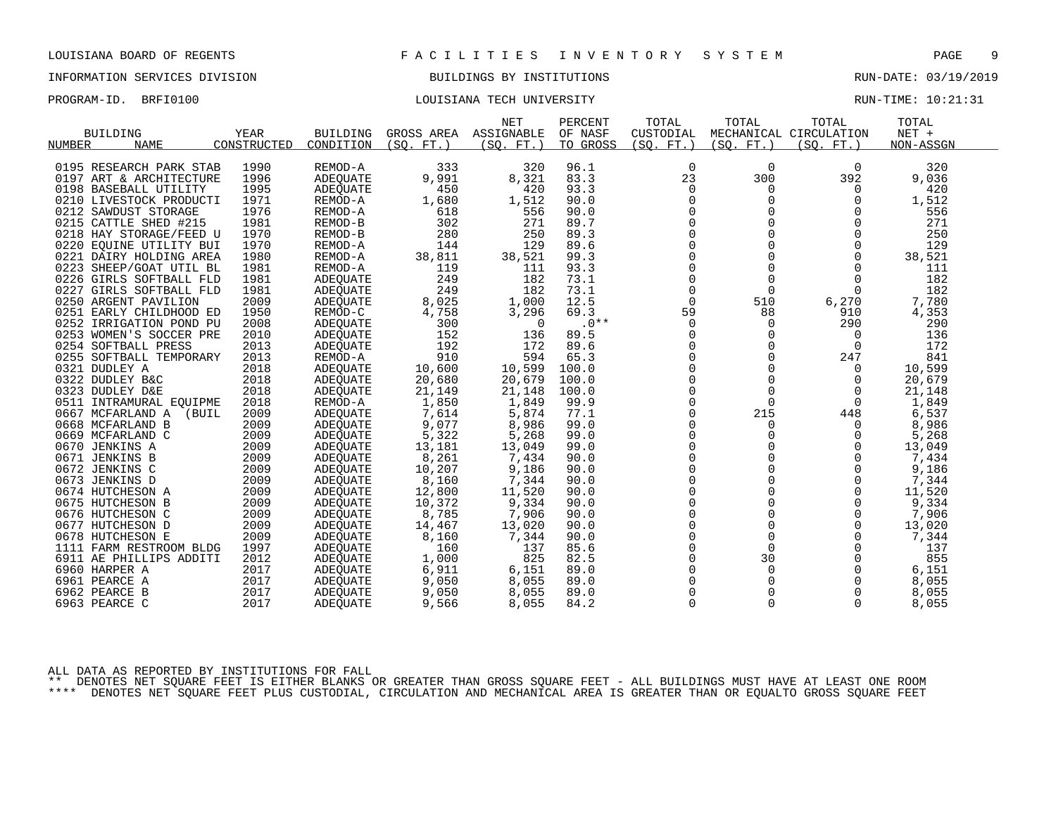LOUISIANA BOARD OF REGENTS — FACILITIES INVENTORY SYSTEM

INFORMATION SERVICES DIVISION — BUILDINGS BY INSTITUTIONS — RUN-DATE: 03/19/2019

PROGRAM-ID. BRFI0100 — LOUISIANA TECH UNIVERSITY — RUN-TIME: 10:21:31

| BUILDING NUMBER | NAME | YEAR CONSTRUCTED | BUILDING CONDITION | GROSS AREA (SQ. FT.) | NET ASSIGNABLE (SQ. FT.) | PERCENT OF NASF TO GROSS | TOTAL CUSTODIAL (SQ. FT.) | TOTAL MECHANICAL (SQ. FT.) | TOTAL CIRCULATION (SQ. FT.) | TOTAL NET + NON-ASSGN |
|---|---|---|---|---|---|---|---|---|---|---|
| 0195 | RESEARCH PARK STAB | 1990 | REMOD-A | 333 | 320 | 96.1 | 0 | 0 | 0 | 320 |
| 0197 | ART & ARCHITECTURE | 1996 | ADEQUATE | 9,991 | 8,321 | 83.3 | 23 | 300 | 392 | 9,036 |
| 0198 | BASEBALL UTILITY | 1995 | ADEQUATE | 450 | 420 | 93.3 | 0 | 0 | 0 | 420 |
| 0210 | LIVESTOCK PRODUCTI | 1971 | REMOD-A | 1,680 | 1,512 | 90.0 | 0 | 0 | 0 | 1,512 |
| 0212 | SAWDUST STORAGE | 1976 | REMOD-A | 618 | 556 | 90.0 | 0 | 0 | 0 | 556 |
| 0215 | CATTLE SHED #215 | 1981 | REMOD-B | 302 | 271 | 89.7 | 0 | 0 | 0 | 271 |
| 0218 | HAY STORAGE/FEED U | 1970 | REMOD-B | 280 | 250 | 89.3 | 0 | 0 | 0 | 250 |
| 0220 | EQUINE UTILITY BUI | 1970 | REMOD-A | 144 | 129 | 89.6 | 0 | 0 | 0 | 129 |
| 0221 | DAIRY HOLDING AREA | 1980 | REMOD-A | 38,811 | 38,521 | 99.3 | 0 | 0 | 0 | 38,521 |
| 0223 | SHEEP/GOAT UTIL BL | 1981 | REMOD-A | 119 | 111 | 93.3 | 0 | 0 | 0 | 111 |
| 0226 | GIRLS SOFTBALL FLD | 1981 | ADEQUATE | 249 | 182 | 73.1 | 0 | 0 | 0 | 182 |
| 0227 | GIRLS SOFTBALL FLD | 1981 | ADEQUATE | 249 | 182 | 73.1 | 0 | 0 | 0 | 182 |
| 0250 | ARGENT PAVILION | 2009 | ADEQUATE | 8,025 | 1,000 | 12.5 | 0 | 510 | 6,270 | 7,780 |
| 0251 | EARLY CHILDHOOD ED | 1950 | REMOD-C | 4,758 | 3,296 | 69.3 | 59 | 88 | 910 | 4,353 |
| 0252 | IRRIGATION POND PU | 2008 | ADEQUATE | 300 | 0 | .0** | 0 | 0 | 290 | 290 |
| 0253 | WOMEN'S SOCCER PRE | 2010 | ADEQUATE | 152 | 136 | 89.5 | 0 | 0 | 0 | 136 |
| 0254 | SOFTBALL PRESS | 2013 | ADEQUATE | 192 | 172 | 89.6 | 0 | 0 | 0 | 172 |
| 0255 | SOFTBALL TEMPORARY | 2013 | REMOD-A | 910 | 594 | 65.3 | 0 | 0 | 247 | 841 |
| 0321 | DUDLEY A | 2018 | ADEQUATE | 10,600 | 10,599 | 100.0 | 0 | 0 | 0 | 10,599 |
| 0322 | DUDLEY B&C | 2018 | ADEQUATE | 20,680 | 20,679 | 100.0 | 0 | 0 | 0 | 20,679 |
| 0323 | DUDLEY D&E | 2018 | ADEQUATE | 21,149 | 21,148 | 100.0 | 0 | 0 | 0 | 21,148 |
| 0511 | INTRAMURAL EQUIPME | 2018 | REMOD-A | 1,850 | 1,849 | 99.9 | 0 | 0 | 0 | 1,849 |
| 0667 | MCFARLAND A (BUIL | 2009 | ADEQUATE | 7,614 | 5,874 | 77.1 | 0 | 215 | 448 | 6,537 |
| 0668 | MCFARLAND B | 2009 | ADEQUATE | 9,077 | 8,986 | 99.0 | 0 | 0 | 0 | 8,986 |
| 0669 | MCFARLAND C | 2009 | ADEQUATE | 5,322 | 5,268 | 99.0 | 0 | 0 | 0 | 5,268 |
| 0670 | JENKINS A | 2009 | ADEQUATE | 13,181 | 13,049 | 99.0 | 0 | 0 | 0 | 13,049 |
| 0671 | JENKINS B | 2009 | ADEQUATE | 8,261 | 7,434 | 90.0 | 0 | 0 | 0 | 7,434 |
| 0672 | JENKINS C | 2009 | ADEQUATE | 10,207 | 9,186 | 90.0 | 0 | 0 | 0 | 9,186 |
| 0673 | JENKINS D | 2009 | ADEQUATE | 8,160 | 7,344 | 90.0 | 0 | 0 | 0 | 7,344 |
| 0674 | HUTCHESON A | 2009 | ADEQUATE | 12,800 | 11,520 | 90.0 | 0 | 0 | 0 | 11,520 |
| 0675 | HUTCHESON B | 2009 | ADEQUATE | 10,372 | 9,334 | 90.0 | 0 | 0 | 0 | 9,334 |
| 0676 | HUTCHESON C | 2009 | ADEQUATE | 8,785 | 7,906 | 90.0 | 0 | 0 | 0 | 7,906 |
| 0677 | HUTCHESON D | 2009 | ADEQUATE | 14,467 | 13,020 | 90.0 | 0 | 0 | 0 | 13,020 |
| 0678 | HUTCHESON E | 2009 | ADEQUATE | 8,160 | 7,344 | 90.0 | 0 | 0 | 0 | 7,344 |
| 1111 | FARM RESTROOM BLDG | 1997 | ADEQUATE | 160 | 137 | 85.6 | 0 | 0 | 0 | 137 |
| 6911 | AE PHILLIPS ADDITI | 2012 | ADEQUATE | 1,000 | 825 | 82.5 | 0 | 30 | 0 | 855 |
| 6960 | HARPER A | 2017 | ADEQUATE | 6,911 | 6,151 | 89.0 | 0 | 0 | 0 | 6,151 |
| 6961 | PEARCE A | 2017 | ADEQUATE | 9,050 | 8,055 | 89.0 | 0 | 0 | 0 | 8,055 |
| 6962 | PEARCE B | 2017 | ADEQUATE | 9,050 | 8,055 | 89.0 | 0 | 0 | 0 | 8,055 |
| 6963 | PEARCE C | 2017 | ADEQUATE | 9,566 | 8,055 | 84.2 | 0 | 0 | 0 | 8,055 |

ALL DATA AS REPORTED BY INSTITUTIONS FOR FALL

** DENOTES NET SQUARE FEET IS EITHER BLANKS OR GREATER THAN GROSS SQUARE FEET - ALL BUILDINGS MUST HAVE AT LEAST ONE ROOM

**** DENOTES NET SQUARE FEET PLUS CUSTODIAL, CIRCULATION AND MECHANICAL AREA IS GREATER THAN OR EQUALTO GROSS SQUARE FEET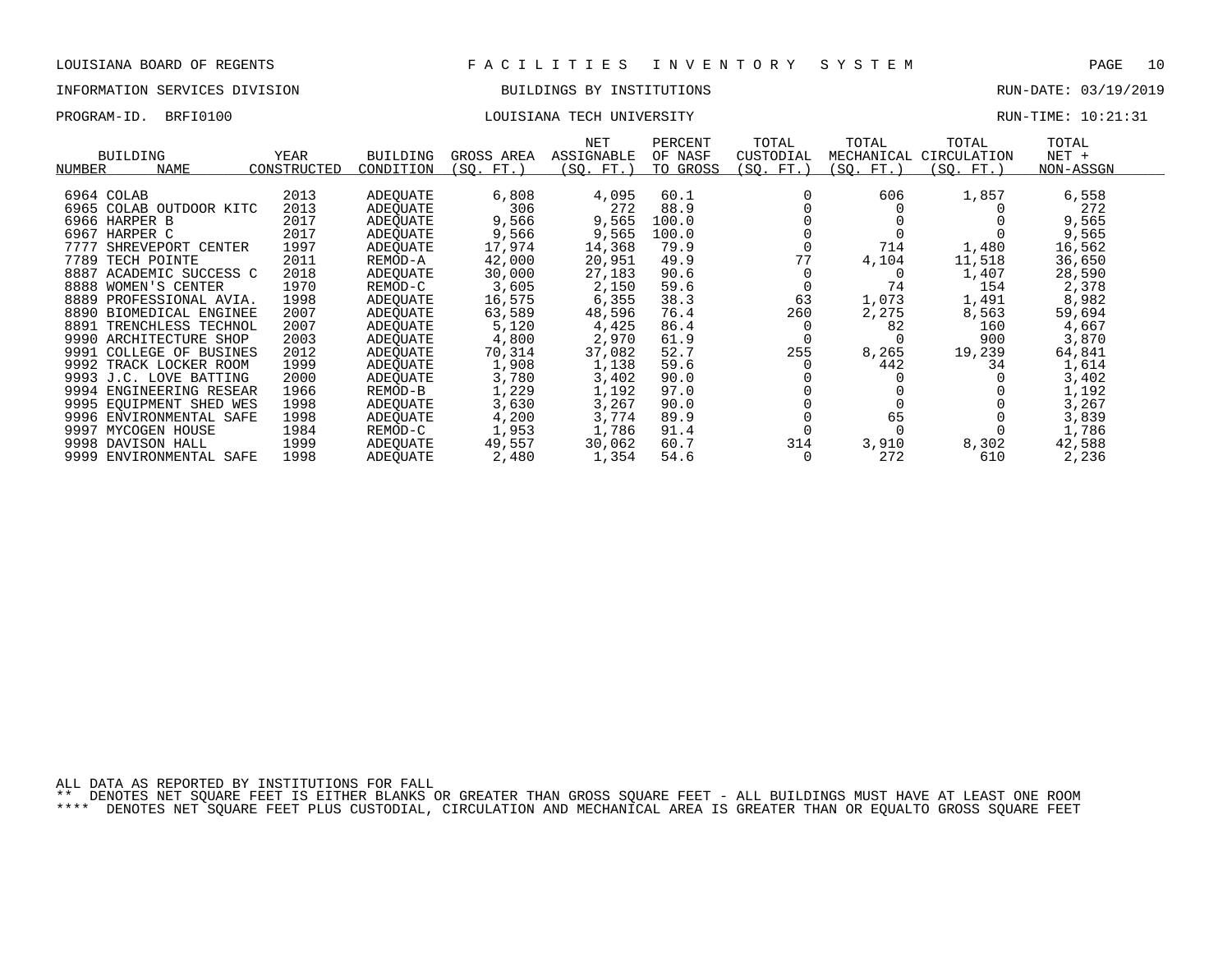LOUISIANA BOARD OF REGENTS — FACILITIES INVENTORY SYSTEM

INFORMATION SERVICES DIVISION — BUILDINGS BY INSTITUTIONS — RUN-DATE: 03/19/2019

PROGRAM-ID. BRFI0100 — LOUISIANA TECH UNIVERSITY — RUN-TIME: 10:21:31

| BUILDING NUMBER | NAME | YEAR CONSTRUCTED | BUILDING CONDITION | GROSS AREA (SQ. FT.) | NET ASSIGNABLE (SQ. FT.) | PERCENT OF NASF TO GROSS | TOTAL CUSTODIAL (SQ. FT.) | TOTAL MECHANICAL (SQ. FT.) | TOTAL CIRCULATION (SQ. FT.) | TOTAL NET + NON-ASSGN |
|---|---|---|---|---|---|---|---|---|---|---|
| 6964 | COLAB | 2013 | ADEQUATE | 6,808 | 4,095 | 60.1 | 0 | 606 | 1,857 | 6,558 |
| 6965 | COLAB OUTDOOR KITC | 2013 | ADEQUATE | 306 | 272 | 88.9 | 0 | 0 | 0 | 272 |
| 6966 | HARPER B | 2017 | ADEQUATE | 9,566 | 9,565 | 100.0 | 0 | 0 | 0 | 9,565 |
| 6967 | HARPER C | 2017 | ADEQUATE | 9,566 | 9,565 | 100.0 | 0 | 0 | 0 | 9,565 |
| 7777 | SHREVEPORT CENTER | 1997 | ADEQUATE | 17,974 | 14,368 | 79.9 | 0 | 714 | 1,480 | 16,562 |
| 7789 | TECH POINTE | 2011 | REMOD-A | 42,000 | 20,951 | 49.9 | 77 | 4,104 | 11,518 | 36,650 |
| 8887 | ACADEMIC SUCCESS C | 2018 | ADEQUATE | 30,000 | 27,183 | 90.6 | 0 | 0 | 1,407 | 28,590 |
| 8888 | WOMEN'S CENTER | 1970 | REMOD-C | 3,605 | 2,150 | 59.6 | 0 | 74 | 154 | 2,378 |
| 8889 | PROFESSIONAL AVIA. | 1998 | ADEQUATE | 16,575 | 6,355 | 38.3 | 63 | 1,073 | 1,491 | 8,982 |
| 8890 | BIOMEDICAL ENGINEE | 2007 | ADEQUATE | 63,589 | 48,596 | 76.4 | 260 | 2,275 | 8,563 | 59,694 |
| 8891 | TRENCHLESS TECHNOL | 2007 | ADEQUATE | 5,120 | 4,425 | 86.4 | 0 | 82 | 160 | 4,667 |
| 9990 | ARCHITECTURE SHOP | 2003 | ADEQUATE | 4,800 | 2,970 | 61.9 | 0 | 0 | 900 | 3,870 |
| 9991 | COLLEGE OF BUSINES | 2012 | ADEQUATE | 70,314 | 37,082 | 52.7 | 255 | 8,265 | 19,239 | 64,841 |
| 9992 | TRACK LOCKER ROOM | 1999 | ADEQUATE | 1,908 | 1,138 | 59.6 | 0 | 442 | 34 | 1,614 |
| 9993 | J.C. LOVE BATTING | 2000 | ADEQUATE | 3,780 | 3,402 | 90.0 | 0 | 0 | 0 | 3,402 |
| 9994 | ENGINEERING RESEAR | 1966 | REMOD-B | 1,229 | 1,192 | 97.0 | 0 | 0 | 0 | 1,192 |
| 9995 | EQUIPMENT SHED WES | 1998 | ADEQUATE | 3,630 | 3,267 | 90.0 | 0 | 0 | 0 | 3,267 |
| 9996 | ENVIRONMENTAL SAFE | 1998 | ADEQUATE | 4,200 | 3,774 | 89.9 | 0 | 65 | 0 | 3,839 |
| 9997 | MYCOGEN HOUSE | 1984 | REMOD-C | 1,953 | 1,786 | 91.4 | 0 | 0 | 0 | 1,786 |
| 9998 | DAVISON HALL | 1999 | ADEQUATE | 49,557 | 30,062 | 60.7 | 314 | 3,910 | 8,302 | 42,588 |
| 9999 | ENVIRONMENTAL SAFE | 1998 | ADEQUATE | 2,480 | 1,354 | 54.6 | 0 | 272 | 610 | 2,236 |

ALL DATA AS REPORTED BY INSTITUTIONS FOR FALL

** DENOTES NET SQUARE FEET IS EITHER BLANKS OR GREATER THAN GROSS SQUARE FEET - ALL BUILDINGS MUST HAVE AT LEAST ONE ROOM

**** DENOTES NET SQUARE FEET PLUS CUSTODIAL, CIRCULATION AND MECHANICAL AREA IS GREATER THAN OR EQUALTO GROSS SQUARE FEET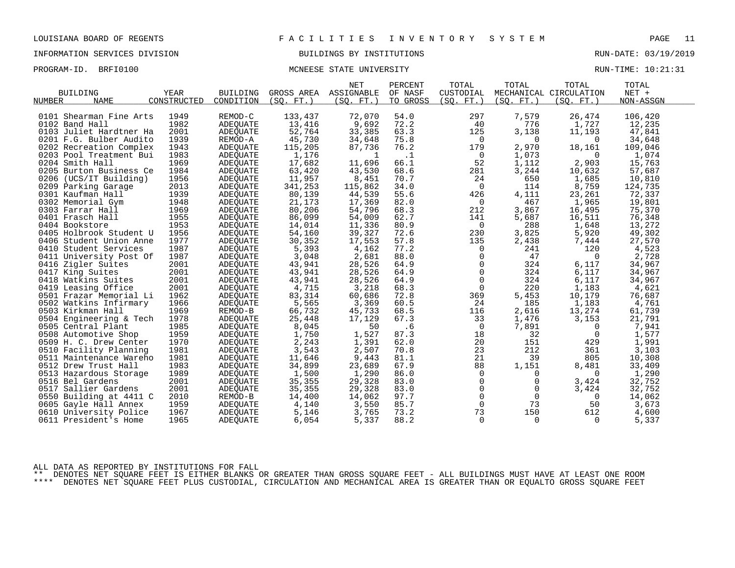LOUISIANA BOARD OF REGENTS — F A C I L I T I E S   I N V E N T O R Y   S Y S T E M

INFORMATION SERVICES DIVISION — BUILDINGS BY INSTITUTIONS — RUN-DATE: 03/19/2019

PROGRAM-ID. BRFI0100 — MCNEESE STATE UNIVERSITY — RUN-TIME: 10:21:31

| BUILDING NUMBER | NAME | YEAR CONSTRUCTED | BUILDING CONDITION | GROSS AREA (SQ. FT.) | NET ASSIGNABLE (SQ. FT.) | PERCENT OF NASF TO GROSS | TOTAL CUSTODIAL (SQ. FT.) | TOTAL MECHANICAL (SQ. FT.) | TOTAL CIRCULATION (SQ. FT.) | TOTAL NET + NON-ASSGN |
|---|---|---|---|---|---|---|---|---|---|---|
| 0101 | Shearman Fine Arts | 1949 | REMOD-C | 133,437 | 72,070 | 54.0 | 297 | 7,579 | 26,474 | 106,420 |
| 0102 | Band Hall | 1982 | ADEQUATE | 13,416 | 9,692 | 72.2 | 40 | 776 | 1,727 | 12,235 |
| 0103 | Juliet Hardtner Ha | 2001 | ADEQUATE | 52,764 | 33,385 | 63.3 | 125 | 3,138 | 11,193 | 47,841 |
| 0201 | F.G. Bulber Audito | 1939 | REMOD-A | 45,730 | 34,648 | 75.8 | 0 | 0 | 0 | 34,648 |
| 0202 | Recreation Complex | 1943 | ADEQUATE | 115,205 | 87,736 | 76.2 | 179 | 2,970 | 18,161 | 109,046 |
| 0203 | Pool Treatment Bui | 1983 | ADEQUATE | 1,176 | 1 | .1 | 0 | 1,073 | 0 | 1,074 |
| 0204 | Smith Hall | 1969 | ADEQUATE | 17,682 | 11,696 | 66.1 | 52 | 1,112 | 2,903 | 15,763 |
| 0205 | Burton Business Ce | 1984 | ADEQUATE | 63,420 | 43,530 | 68.6 | 281 | 3,244 | 10,632 | 57,687 |
| 0206 | (UCS/IT Building) | 1956 | ADEQUATE | 11,957 | 8,451 | 70.7 | 24 | 650 | 1,685 | 10,810 |
| 0209 | Parking Garage | 2013 | ADEQUATE | 341,253 | 115,862 | 34.0 | 0 | 114 | 8,759 | 124,735 |
| 0301 | Kaufman Hall | 1939 | ADEQUATE | 80,139 | 44,539 | 55.6 | 426 | 4,111 | 23,261 | 72,337 |
| 0302 | Memorial Gym | 1948 | ADEQUATE | 21,173 | 17,369 | 82.0 | 0 | 467 | 1,965 | 19,801 |
| 0303 | Farrar Hall | 1969 | ADEQUATE | 80,206 | 54,796 | 68.3 | 212 | 3,867 | 16,495 | 75,370 |
| 0401 | Frasch Hall | 1955 | ADEQUATE | 86,099 | 54,009 | 62.7 | 141 | 5,687 | 16,511 | 76,348 |
| 0404 | Bookstore | 1953 | ADEQUATE | 14,014 | 11,336 | 80.9 | 0 | 288 | 1,648 | 13,272 |
| 0405 | Holbrook Student U | 1956 | ADEQUATE | 54,160 | 39,327 | 72.6 | 230 | 3,825 | 5,920 | 49,302 |
| 0406 | Student Union Anne | 1977 | ADEQUATE | 30,352 | 17,553 | 57.8 | 135 | 2,438 | 7,444 | 27,570 |
| 0410 | Student Services | 1987 | ADEQUATE | 5,393 | 4,162 | 77.2 | 0 | 241 | 120 | 4,523 |
| 0411 | University Post Of | 1987 | ADEQUATE | 3,048 | 2,681 | 88.0 | 0 | 47 | 0 | 2,728 |
| 0416 | Zigler Suites | 2001 | ADEQUATE | 43,941 | 28,526 | 64.9 | 0 | 324 | 6,117 | 34,967 |
| 0417 | King Suites | 2001 | ADEQUATE | 43,941 | 28,526 | 64.9 | 0 | 324 | 6,117 | 34,967 |
| 0418 | Watkins Suites | 2001 | ADEQUATE | 43,941 | 28,526 | 64.9 | 0 | 324 | 6,117 | 34,967 |
| 0419 | Leasing Office | 2001 | ADEQUATE | 4,715 | 3,218 | 68.3 | 0 | 220 | 1,183 | 4,621 |
| 0501 | Frazar Memorial Li | 1962 | ADEQUATE | 83,314 | 60,686 | 72.8 | 369 | 5,453 | 10,179 | 76,687 |
| 0502 | Watkins Infirmary | 1966 | ADEQUATE | 5,565 | 3,369 | 60.5 | 24 | 185 | 1,183 | 4,761 |
| 0503 | Kirkman Hall | 1969 | REMOD-B | 66,732 | 45,733 | 68.5 | 116 | 2,616 | 13,274 | 61,739 |
| 0504 | Engineering & Tech | 1978 | ADEQUATE | 25,448 | 17,129 | 67.3 | 33 | 1,476 | 3,153 | 21,791 |
| 0505 | Central Plant | 1985 | ADEQUATE | 8,045 | 50 | .6 | 0 | 7,891 | 0 | 7,941 |
| 0508 | Automotive Shop | 1959 | ADEQUATE | 1,750 | 1,527 | 87.3 | 18 | 32 | 0 | 1,577 |
| 0509 | H. C. Drew Center | 1970 | ADEQUATE | 2,243 | 1,391 | 62.0 | 20 | 151 | 429 | 1,991 |
| 0510 | Facility Planning | 1981 | ADEQUATE | 3,543 | 2,507 | 70.8 | 23 | 212 | 361 | 3,103 |
| 0511 | Maintenance Wareho | 1981 | ADEQUATE | 11,646 | 9,443 | 81.1 | 21 | 39 | 805 | 10,308 |
| 0512 | Drew Trust Hall | 1983 | ADEQUATE | 34,899 | 23,689 | 67.9 | 88 | 1,151 | 8,481 | 33,409 |
| 0513 | Hazardous Storage | 1989 | ADEQUATE | 1,500 | 1,290 | 86.0 | 0 | 0 | 0 | 1,290 |
| 0516 | Bel Gardens | 2001 | ADEQUATE | 35,355 | 29,328 | 83.0 | 0 | 0 | 3,424 | 32,752 |
| 0517 | Sallier Gardens | 2001 | ADEQUATE | 35,355 | 29,328 | 83.0 | 0 | 0 | 3,424 | 32,752 |
| 0550 | Building at 4411 C | 2010 | REMOD-B | 14,400 | 14,062 | 97.7 | 0 | 0 | 0 | 14,062 |
| 0605 | Gayle Hall Annex | 1959 | ADEQUATE | 4,140 | 3,550 | 85.7 | 0 | 73 | 50 | 3,673 |
| 0610 | University Police | 1967 | ADEQUATE | 5,146 | 3,765 | 73.2 | 73 | 150 | 612 | 4,600 |
| 0611 | President's Home | 1965 | ADEQUATE | 6,054 | 5,337 | 88.2 | 0 | 0 | 0 | 5,337 |

ALL DATA AS REPORTED BY INSTITUTIONS FOR FALL

** DENOTES NET SQUARE FEET IS EITHER BLANKS OR GREATER THAN GROSS SQUARE FEET - ALL BUILDINGS MUST HAVE AT LEAST ONE ROOM

**** DENOTES NET SQUARE FEET PLUS CUSTODIAL, CIRCULATION AND MECHANICAL AREA IS GREATER THAN OR EQUALTO GROSS SQUARE FEET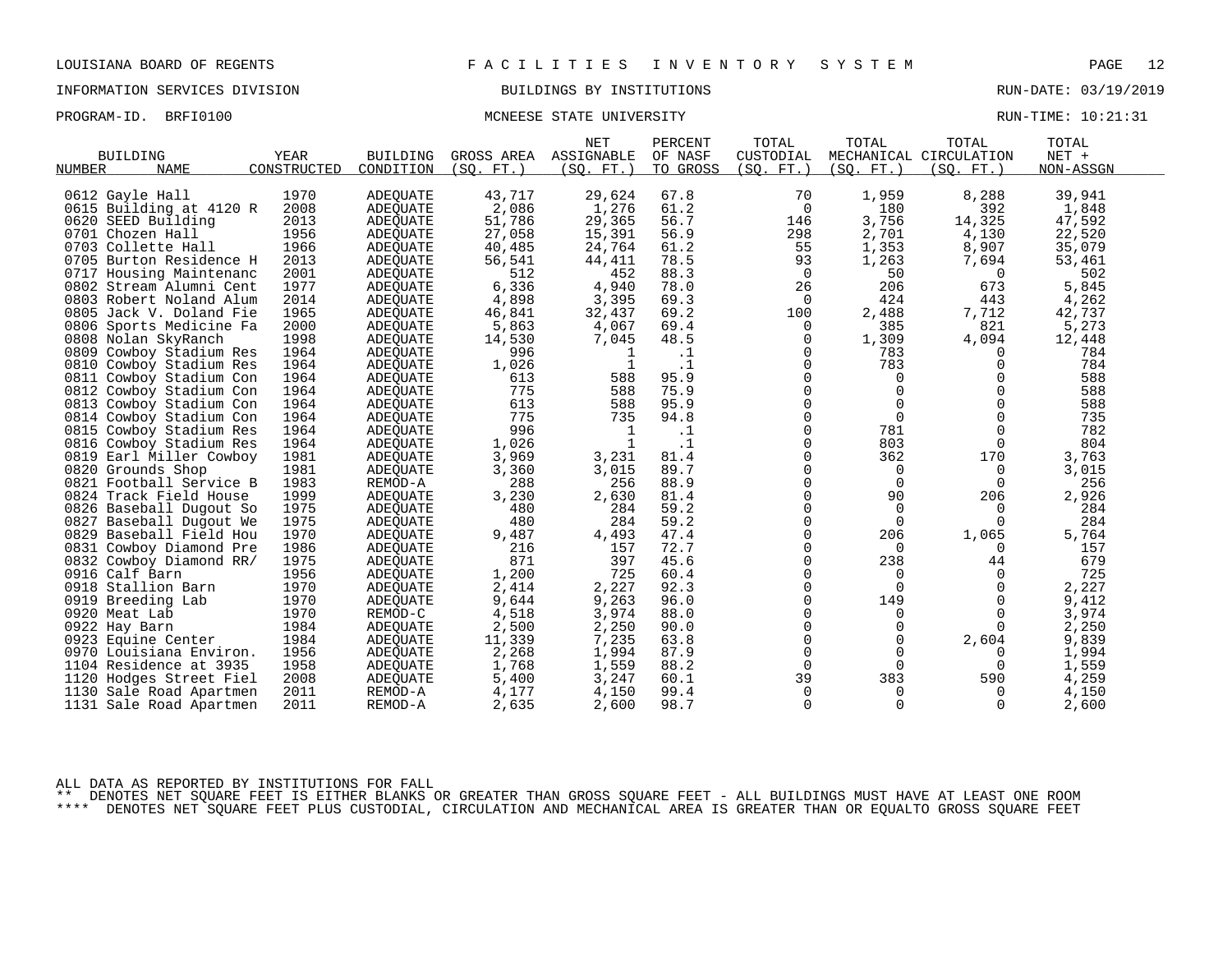LOUISIANA BOARD OF REGENTS — FACILITIES INVENTORY SYSTEM

INFORMATION SERVICES DIVISION — BUILDINGS BY INSTITUTIONS — RUN-DATE: 03/19/2019

PROGRAM-ID. BRFI0100 — MCNEESE STATE UNIVERSITY — RUN-TIME: 10:21:31

| BUILDING NUMBER | NAME | YEAR CONSTRUCTED | BUILDING CONDITION | GROSS AREA (SQ. FT.) | NET ASSIGNABLE (SQ. FT.) | PERCENT OF NASF TO GROSS | TOTAL CUSTODIAL (SQ. FT.) | TOTAL MECHANICAL (SQ. FT.) | TOTAL CIRCULATION (SQ. FT.) | TOTAL NET + NON-ASSGN |
|---|---|---|---|---|---|---|---|---|---|---|
| 0612 | Gayle Hall | 1970 | ADEQUATE | 43,717 | 29,624 | 67.8 | 70 | 1,959 | 8,288 | 39,941 |
| 0615 | Building at 4120 R | 2008 | ADEQUATE | 2,086 | 1,276 | 61.2 | 0 | 180 | 392 | 1,848 |
| 0620 | SEED Building | 2013 | ADEQUATE | 51,786 | 29,365 | 56.7 | 146 | 3,756 | 14,325 | 47,592 |
| 0701 | Chozen Hall | 1956 | ADEQUATE | 27,058 | 15,391 | 56.9 | 298 | 2,701 | 4,130 | 22,520 |
| 0703 | Collette Hall | 1966 | ADEQUATE | 40,485 | 24,764 | 61.2 | 55 | 1,353 | 8,907 | 35,079 |
| 0705 | Burton Residence H | 2013 | ADEQUATE | 56,541 | 44,411 | 78.5 | 93 | 1,263 | 7,694 | 53,461 |
| 0717 | Housing Maintenanc | 2001 | ADEQUATE | 512 | 452 | 88.3 | 0 | 50 | 0 | 502 |
| 0802 | Stream Alumni Cent | 1977 | ADEQUATE | 6,336 | 4,940 | 78.0 | 26 | 206 | 673 | 5,845 |
| 0803 | Robert Noland Alum | 2014 | ADEQUATE | 4,898 | 3,395 | 69.3 | 0 | 424 | 443 | 4,262 |
| 0805 | Jack V. Doland Fie | 1965 | ADEQUATE | 46,841 | 32,437 | 69.2 | 100 | 2,488 | 7,712 | 42,737 |
| 0806 | Sports Medicine Fa | 2000 | ADEQUATE | 5,863 | 4,067 | 69.4 | 0 | 385 | 821 | 5,273 |
| 0808 | Nolan SkyRanch | 1998 | ADEQUATE | 14,530 | 7,045 | 48.5 | 0 | 1,309 | 4,094 | 12,448 |
| 0809 | Cowboy Stadium Res | 1964 | ADEQUATE | 996 | 1 | .1 | 0 | 783 | 0 | 784 |
| 0810 | Cowboy Stadium Res | 1964 | ADEQUATE | 1,026 | 1 | .1 | 0 | 783 | 0 | 784 |
| 0811 | Cowboy Stadium Con | 1964 | ADEQUATE | 613 | 588 | 95.9 | 0 | 0 | 0 | 588 |
| 0812 | Cowboy Stadium Con | 1964 | ADEQUATE | 775 | 588 | 75.9 | 0 | 0 | 0 | 588 |
| 0813 | Cowboy Stadium Con | 1964 | ADEQUATE | 613 | 588 | 95.9 | 0 | 0 | 0 | 588 |
| 0814 | Cowboy Stadium Con | 1964 | ADEQUATE | 775 | 735 | 94.8 | 0 | 0 | 0 | 735 |
| 0815 | Cowboy Stadium Res | 1964 | ADEQUATE | 996 | 1 | .1 | 0 | 781 | 0 | 782 |
| 0816 | Cowboy Stadium Res | 1964 | ADEQUATE | 1,026 | 1 | .1 | 0 | 803 | 0 | 804 |
| 0819 | Earl Miller Cowboy | 1981 | ADEQUATE | 3,969 | 3,231 | 81.4 | 0 | 362 | 170 | 3,763 |
| 0820 | Grounds Shop | 1981 | ADEQUATE | 3,360 | 3,015 | 89.7 | 0 | 0 | 0 | 3,015 |
| 0821 | Football Service B | 1983 | REMOD-A | 288 | 256 | 88.9 | 0 | 0 | 0 | 256 |
| 0824 | Track Field House | 1999 | ADEQUATE | 3,230 | 2,630 | 81.4 | 0 | 90 | 206 | 2,926 |
| 0826 | Baseball Dugout So | 1975 | ADEQUATE | 480 | 284 | 59.2 | 0 | 0 | 0 | 284 |
| 0827 | Baseball Dugout We | 1975 | ADEQUATE | 480 | 284 | 59.2 | 0 | 0 | 0 | 284 |
| 0829 | Baseball Field Hou | 1970 | ADEQUATE | 9,487 | 4,493 | 47.4 | 0 | 206 | 1,065 | 5,764 |
| 0831 | Cowboy Diamond Pre | 1986 | ADEQUATE | 216 | 157 | 72.7 | 0 | 0 | 0 | 157 |
| 0832 | Cowboy Diamond RR/ | 1975 | ADEQUATE | 871 | 397 | 45.6 | 0 | 238 | 44 | 679 |
| 0916 | Calf Barn | 1956 | ADEQUATE | 1,200 | 725 | 60.4 | 0 | 0 | 0 | 725 |
| 0918 | Stallion Barn | 1970 | ADEQUATE | 2,414 | 2,227 | 92.3 | 0 | 0 | 0 | 2,227 |
| 0919 | Breeding Lab | 1970 | ADEQUATE | 9,644 | 9,263 | 96.0 | 0 | 149 | 0 | 9,412 |
| 0920 | Meat Lab | 1970 | REMOD-C | 4,518 | 3,974 | 88.0 | 0 | 0 | 0 | 3,974 |
| 0922 | Hay Barn | 1984 | ADEQUATE | 2,500 | 2,250 | 90.0 | 0 | 0 | 0 | 2,250 |
| 0923 | Equine Center | 1984 | ADEQUATE | 11,339 | 7,235 | 63.8 | 0 | 0 | 2,604 | 9,839 |
| 0970 | Louisiana Environ. | 1956 | ADEQUATE | 2,268 | 1,994 | 87.9 | 0 | 0 | 0 | 1,994 |
| 1104 | Residence at 3935 | 1958 | ADEQUATE | 1,768 | 1,559 | 88.2 | 0 | 0 | 0 | 1,559 |
| 1120 | Hodges Street Fiel | 2008 | ADEQUATE | 5,400 | 3,247 | 60.1 | 39 | 383 | 590 | 4,259 |
| 1130 | Sale Road Apartmen | 2011 | REMOD-A | 4,177 | 4,150 | 99.4 | 0 | 0 | 0 | 4,150 |
| 1131 | Sale Road Apartmen | 2011 | REMOD-A | 2,635 | 2,600 | 98.7 | 0 | 0 | 0 | 2,600 |

ALL DATA AS REPORTED BY INSTITUTIONS FOR FALL

** DENOTES NET SQUARE FEET IS EITHER BLANKS OR GREATER THAN GROSS SQUARE FEET - ALL BUILDINGS MUST HAVE AT LEAST ONE ROOM

**** DENOTES NET SQUARE FEET PLUS CUSTODIAL, CIRCULATION AND MECHANICAL AREA IS GREATER THAN OR EQUALTO GROSS SQUARE FEET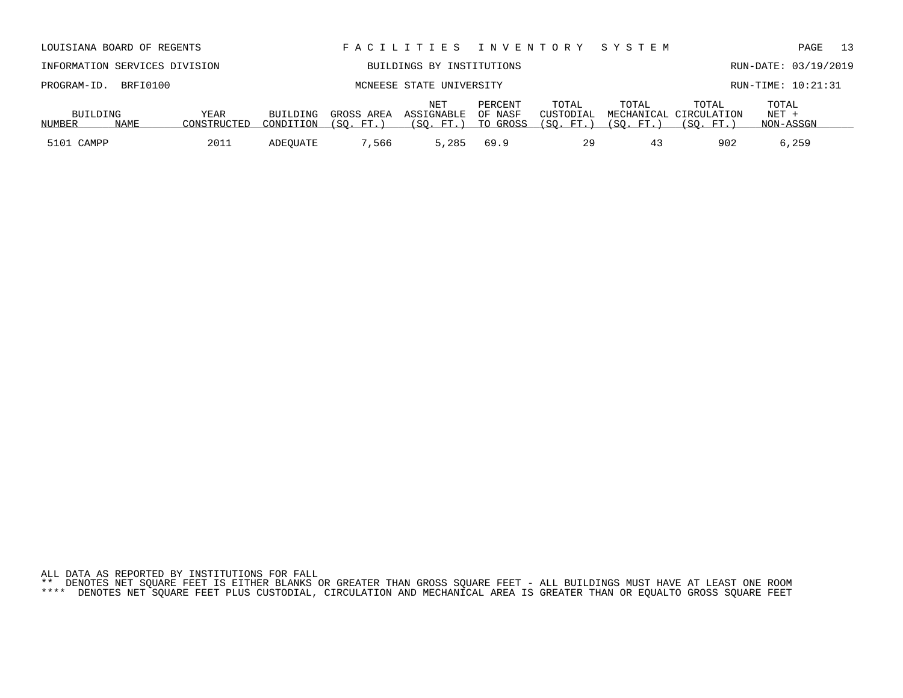LOUISIANA BOARD OF REGENTS — FACILITIES INVENTORY SYSTEM

INFORMATION SERVICES DIVISION — BUILDINGS BY INSTITUTIONS — RUN-DATE: 03/19/2019

PROGRAM-ID. BRFI0100 — MCNEESE STATE UNIVERSITY — RUN-TIME: 10:21:31

| BUILDING NUMBER | NAME | YEAR CONSTRUCTED | BUILDING CONDITION | GROSS AREA (SQ. FT.) | NET ASSIGNABLE (SQ. FT.) | PERCENT OF NASF TO GROSS | TOTAL CUSTODIAL (SQ. FT.) | TOTAL MECHANICAL (SQ. FT.) | TOTAL CIRCULATION (SQ. FT.) | TOTAL NET + NON-ASSGN |
|---|---|---|---|---|---|---|---|---|---|---|
| 5101 | CAMPP | 2011 | ADEQUATE | 7,566 | 5,285 | 69.9 | 29 | 43 | 902 | 6,259 |

ALL DATA AS REPORTED BY INSTITUTIONS FOR FALL

** DENOTES NET SQUARE FEET IS EITHER BLANKS OR GREATER THAN GROSS SQUARE FEET - ALL BUILDINGS MUST HAVE AT LEAST ONE ROOM

**** DENOTES NET SQUARE FEET PLUS CUSTODIAL, CIRCULATION AND MECHANICAL AREA IS GREATER THAN OR EQUALTO GROSS SQUARE FEET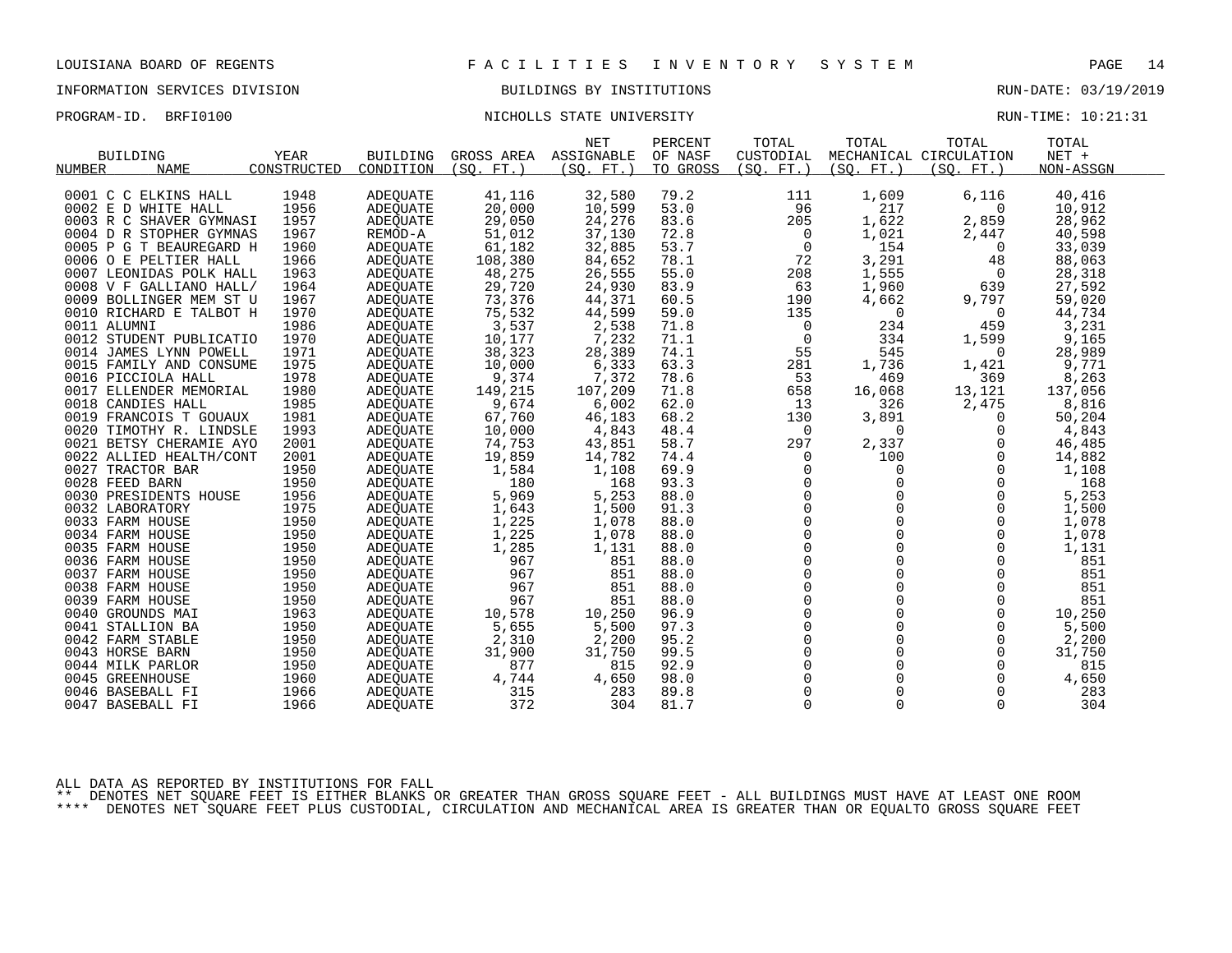LOUISIANA BOARD OF REGENTS — FACILITIES INVENTORY SYSTEM

INFORMATION SERVICES DIVISION — BUILDINGS BY INSTITUTIONS — RUN-DATE: 03/19/2019

PROGRAM-ID. BRFI0100 — NICHOLLS STATE UNIVERSITY — RUN-TIME: 10:21:31

| BUILDING NUMBER | NAME | YEAR CONSTRUCTED | BUILDING CONDITION | GROSS AREA (SQ. FT.) | NET ASSIGNABLE (SQ. FT.) | PERCENT OF NASF TO GROSS | TOTAL CUSTODIAL (SQ. FT.) | TOTAL MECHANICAL (SQ. FT.) | TOTAL CIRCULATION (SQ. FT.) | TOTAL NET + NON-ASSGN |
|---|---|---|---|---|---|---|---|---|---|---|
| 0001 | C C ELKINS HALL | 1948 | ADEQUATE | 41,116 | 32,580 | 79.2 | 111 | 1,609 | 6,116 | 40,416 |
| 0002 | E D WHITE HALL | 1956 | ADEQUATE | 20,000 | 10,599 | 53.0 | 96 | 217 | 0 | 10,912 |
| 0003 | R C SHAVER GYMNASI | 1957 | ADEQUATE | 29,050 | 24,276 | 83.6 | 205 | 1,622 | 2,859 | 28,962 |
| 0004 | D R STOPHER GYMNAS | 1967 | REMOD-A | 51,012 | 37,130 | 72.8 | 0 | 1,021 | 2,447 | 40,598 |
| 0005 | P G T BEAUREGARD H | 1960 | ADEQUATE | 61,182 | 32,885 | 53.7 | 0 | 154 | 0 | 33,039 |
| 0006 | O E PELTIER HALL | 1966 | ADEQUATE | 108,380 | 84,652 | 78.1 | 72 | 3,291 | 48 | 88,063 |
| 0007 | LEONIDAS POLK HALL | 1963 | ADEQUATE | 48,275 | 26,555 | 55.0 | 208 | 1,555 | 0 | 28,318 |
| 0008 | V F GALLIANO HALL/ | 1964 | ADEQUATE | 29,720 | 24,930 | 83.9 | 63 | 1,960 | 639 | 27,592 |
| 0009 | BOLLINGER MEM ST U | 1967 | ADEQUATE | 73,376 | 44,371 | 60.5 | 190 | 4,662 | 9,797 | 59,020 |
| 0010 | RICHARD E TALBOT H | 1970 | ADEQUATE | 75,532 | 44,599 | 59.0 | 135 | 0 | 0 | 44,734 |
| 0011 | ALUMNI | 1986 | ADEQUATE | 3,537 | 2,538 | 71.8 | 0 | 234 | 459 | 3,231 |
| 0012 | STUDENT PUBLICATIO | 1970 | ADEQUATE | 10,177 | 7,232 | 71.1 | 0 | 334 | 1,599 | 9,165 |
| 0014 | JAMES LYNN POWELL | 1971 | ADEQUATE | 38,323 | 28,389 | 74.1 | 55 | 545 | 0 | 28,989 |
| 0015 | FAMILY AND CONSUME | 1975 | ADEQUATE | 10,000 | 6,333 | 63.3 | 281 | 1,736 | 1,421 | 9,771 |
| 0016 | PICCIOLA HALL | 1978 | ADEQUATE | 9,374 | 7,372 | 78.6 | 53 | 469 | 369 | 8,263 |
| 0017 | ELLENDER MEMORIAL | 1980 | ADEQUATE | 149,215 | 107,209 | 71.8 | 658 | 16,068 | 13,121 | 137,056 |
| 0018 | CANDIES HALL | 1985 | ADEQUATE | 9,674 | 6,002 | 62.0 | 13 | 326 | 2,475 | 8,816 |
| 0019 | FRANCOIS T GOUAUX | 1981 | ADEQUATE | 67,760 | 46,183 | 68.2 | 130 | 3,891 | 0 | 50,204 |
| 0020 | TIMOTHY R. LINDSLE | 1993 | ADEQUATE | 10,000 | 4,843 | 48.4 | 0 | 0 | 0 | 4,843 |
| 0021 | BETSY CHERAMIE AYO | 2001 | ADEQUATE | 74,753 | 43,851 | 58.7 | 297 | 2,337 | 0 | 46,485 |
| 0022 | ALLIED HEALTH/CONT | 2001 | ADEQUATE | 19,859 | 14,782 | 74.4 | 0 | 100 | 0 | 14,882 |
| 0027 | TRACTOR BAR | 1950 | ADEQUATE | 1,584 | 1,108 | 69.9 | 0 | 0 | 0 | 1,108 |
| 0028 | FEED BARN | 1950 | ADEQUATE | 180 | 168 | 93.3 | 0 | 0 | 0 | 168 |
| 0030 | PRESIDENTS HOUSE | 1956 | ADEQUATE | 5,969 | 5,253 | 88.0 | 0 | 0 | 0 | 5,253 |
| 0032 | LABORATORY | 1975 | ADEQUATE | 1,643 | 1,500 | 91.3 | 0 | 0 | 0 | 1,500 |
| 0033 | FARM HOUSE | 1950 | ADEQUATE | 1,225 | 1,078 | 88.0 | 0 | 0 | 0 | 1,078 |
| 0034 | FARM HOUSE | 1950 | ADEQUATE | 1,225 | 1,078 | 88.0 | 0 | 0 | 0 | 1,078 |
| 0035 | FARM HOUSE | 1950 | ADEQUATE | 1,285 | 1,131 | 88.0 | 0 | 0 | 0 | 1,131 |
| 0036 | FARM HOUSE | 1950 | ADEQUATE | 967 | 851 | 88.0 | 0 | 0 | 0 | 851 |
| 0037 | FARM HOUSE | 1950 | ADEQUATE | 967 | 851 | 88.0 | 0 | 0 | 0 | 851 |
| 0038 | FARM HOUSE | 1950 | ADEQUATE | 967 | 851 | 88.0 | 0 | 0 | 0 | 851 |
| 0039 | FARM HOUSE | 1950 | ADEQUATE | 967 | 851 | 88.0 | 0 | 0 | 0 | 851 |
| 0040 | GROUNDS MAI | 1963 | ADEQUATE | 10,578 | 10,250 | 96.9 | 0 | 0 | 0 | 10,250 |
| 0041 | STALLION BA | 1950 | ADEQUATE | 5,655 | 5,500 | 97.3 | 0 | 0 | 0 | 5,500 |
| 0042 | FARM STABLE | 1950 | ADEQUATE | 2,310 | 2,200 | 95.2 | 0 | 0 | 0 | 2,200 |
| 0043 | HORSE BARN | 1950 | ADEQUATE | 31,900 | 31,750 | 99.5 | 0 | 0 | 0 | 31,750 |
| 0044 | MILK PARLOR | 1950 | ADEQUATE | 877 | 815 | 92.9 | 0 | 0 | 0 | 815 |
| 0045 | GREENHOUSE | 1960 | ADEQUATE | 4,744 | 4,650 | 98.0 | 0 | 0 | 0 | 4,650 |
| 0046 | BASEBALL FI | 1966 | ADEQUATE | 315 | 283 | 89.8 | 0 | 0 | 0 | 283 |
| 0047 | BASEBALL FI | 1966 | ADEQUATE | 372 | 304 | 81.7 | 0 | 0 | 0 | 304 |

ALL DATA AS REPORTED BY INSTITUTIONS FOR FALL

** DENOTES NET SQUARE FEET IS EITHER BLANKS OR GREATER THAN GROSS SQUARE FEET - ALL BUILDINGS MUST HAVE AT LEAST ONE ROOM

**** DENOTES NET SQUARE FEET PLUS CUSTODIAL, CIRCULATION AND MECHANICAL AREA IS GREATER THAN OR EQUALTO GROSS SQUARE FEET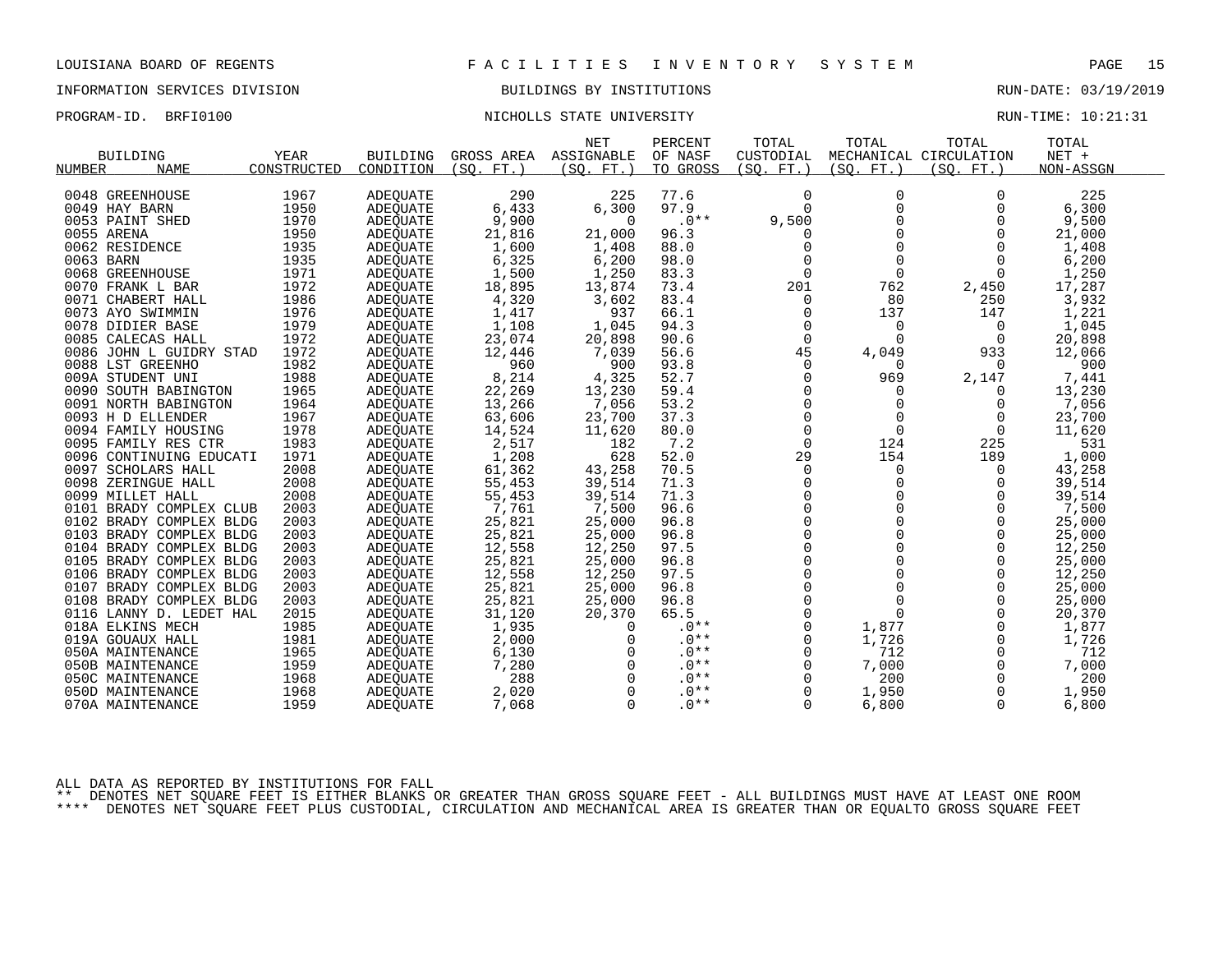LOUISIANA BOARD OF REGENTS — FACILITIES INVENTORY SYSTEM

INFORMATION SERVICES DIVISION — BUILDINGS BY INSTITUTIONS — RUN-DATE: 03/19/2019

PROGRAM-ID. BRFI0100 — NICHOLLS STATE UNIVERSITY — RUN-TIME: 10:21:31

| BUILDING NUMBER | NAME | YEAR CONSTRUCTED | BUILDING CONDITION | GROSS AREA (SQ. FT.) | NET ASSIGNABLE (SQ. FT.) | PERCENT OF NASF TO GROSS | TOTAL CUSTODIAL (SQ. FT.) | TOTAL MECHANICAL (SQ. FT.) | TOTAL CIRCULATION (SQ. FT.) | TOTAL NET + NON-ASSGN |
|---|---|---|---|---|---|---|---|---|---|---|
| 0048 | GREENHOUSE | 1967 | ADEQUATE | 290 | 225 | 77.6 | 0 | 0 | 0 | 225 |
| 0049 | HAY BARN | 1950 | ADEQUATE | 6,433 | 6,300 | 97.9 | 0 | 0 | 0 | 6,300 |
| 0053 | PAINT SHED | 1970 | ADEQUATE | 9,900 | 0 | .0** | 9,500 | 0 | 0 | 9,500 |
| 0055 | ARENA | 1950 | ADEQUATE | 21,816 | 21,000 | 96.3 | 0 | 0 | 0 | 21,000 |
| 0062 | RESIDENCE | 1935 | ADEQUATE | 1,600 | 1,408 | 88.0 | 0 | 0 | 0 | 1,408 |
| 0063 | BARN | 1935 | ADEQUATE | 6,325 | 6,200 | 98.0 | 0 | 0 | 0 | 6,200 |
| 0068 | GREENHOUSE | 1971 | ADEQUATE | 1,500 | 1,250 | 83.3 | 0 | 0 | 0 | 1,250 |
| 0070 | FRANK L BAR | 1972 | ADEQUATE | 18,895 | 13,874 | 73.4 | 201 | 762 | 2,450 | 17,287 |
| 0071 | CHABERT HALL | 1986 | ADEQUATE | 4,320 | 3,602 | 83.4 | 0 | 80 | 250 | 3,932 |
| 0073 | AYO SWIMMIN | 1976 | ADEQUATE | 1,417 | 937 | 66.1 | 0 | 137 | 147 | 1,221 |
| 0078 | DIDIER BASE | 1979 | ADEQUATE | 1,108 | 1,045 | 94.3 | 0 | 0 | 0 | 1,045 |
| 0085 | CALECAS HALL | 1972 | ADEQUATE | 23,074 | 20,898 | 90.6 | 0 | 0 | 0 | 20,898 |
| 0086 | JOHN L GUIDRY STAD | 1972 | ADEQUATE | 12,446 | 7,039 | 56.6 | 45 | 4,049 | 933 | 12,066 |
| 0088 | LST GREENHO | 1982 | ADEQUATE | 960 | 900 | 93.8 | 0 | 0 | 0 | 900 |
| 009A | STUDENT UNI | 1988 | ADEQUATE | 8,214 | 4,325 | 52.7 | 0 | 969 | 2,147 | 7,441 |
| 0090 | SOUTH BABINGTON | 1965 | ADEQUATE | 22,269 | 13,230 | 59.4 | 0 | 0 | 0 | 13,230 |
| 0091 | NORTH BABINGTON | 1964 | ADEQUATE | 13,266 | 7,056 | 53.2 | 0 | 0 | 0 | 7,056 |
| 0093 | H D ELLENDER | 1967 | ADEQUATE | 63,606 | 23,700 | 37.3 | 0 | 0 | 0 | 23,700 |
| 0094 | FAMILY HOUSING | 1978 | ADEQUATE | 14,524 | 11,620 | 80.0 | 0 | 0 | 0 | 11,620 |
| 0095 | FAMILY RES CTR | 1983 | ADEQUATE | 2,517 | 182 | 7.2 | 0 | 124 | 225 | 531 |
| 0096 | CONTINUING EDUCATI | 1971 | ADEQUATE | 1,208 | 628 | 52.0 | 29 | 154 | 189 | 1,000 |
| 0097 | SCHOLARS HALL | 2008 | ADEQUATE | 61,362 | 43,258 | 70.5 | 0 | 0 | 0 | 43,258 |
| 0098 | ZERINGUE HALL | 2008 | ADEQUATE | 55,453 | 39,514 | 71.3 | 0 | 0 | 0 | 39,514 |
| 0099 | MILLET HALL | 2008 | ADEQUATE | 55,453 | 39,514 | 71.3 | 0 | 0 | 0 | 39,514 |
| 0101 | BRADY COMPLEX CLUB | 2003 | ADEQUATE | 7,761 | 7,500 | 96.6 | 0 | 0 | 0 | 7,500 |
| 0102 | BRADY COMPLEX BLDG | 2003 | ADEQUATE | 25,821 | 25,000 | 96.8 | 0 | 0 | 0 | 25,000 |
| 0103 | BRADY COMPLEX BLDG | 2003 | ADEQUATE | 25,821 | 25,000 | 96.8 | 0 | 0 | 0 | 25,000 |
| 0104 | BRADY COMPLEX BLDG | 2003 | ADEQUATE | 12,558 | 12,250 | 97.5 | 0 | 0 | 0 | 12,250 |
| 0105 | BRADY COMPLEX BLDG | 2003 | ADEQUATE | 25,821 | 25,000 | 96.8 | 0 | 0 | 0 | 25,000 |
| 0106 | BRADY COMPLEX BLDG | 2003 | ADEQUATE | 12,558 | 12,250 | 97.5 | 0 | 0 | 0 | 12,250 |
| 0107 | BRADY COMPLEX BLDG | 2003 | ADEQUATE | 25,821 | 25,000 | 96.8 | 0 | 0 | 0 | 25,000 |
| 0108 | BRADY COMPLEX BLDG | 2003 | ADEQUATE | 25,821 | 25,000 | 96.8 | 0 | 0 | 0 | 25,000 |
| 0116 | LANNY D. LEDET HAL | 2015 | ADEQUATE | 31,120 | 20,370 | 65.5 | 0 | 0 | 0 | 20,370 |
| 018A | ELKINS MECH | 1985 | ADEQUATE | 1,935 | 0 | .0** | 0 | 1,877 | 0 | 1,877 |
| 019A | GOUAUX HALL | 1981 | ADEQUATE | 2,000 | 0 | .0** | 0 | 1,726 | 0 | 1,726 |
| 050A | MAINTENANCE | 1965 | ADEQUATE | 6,130 | 0 | .0** | 0 | 712 | 0 | 712 |
| 050B | MAINTENANCE | 1959 | ADEQUATE | 7,280 | 0 | .0** | 0 | 7,000 | 0 | 7,000 |
| 050C | MAINTENANCE | 1968 | ADEQUATE | 288 | 0 | .0** | 0 | 200 | 0 | 200 |
| 050D | MAINTENANCE | 1968 | ADEQUATE | 2,020 | 0 | .0** | 0 | 1,950 | 0 | 1,950 |
| 070A | MAINTENANCE | 1959 | ADEQUATE | 7,068 | 0 | .0** | 0 | 6,800 | 0 | 6,800 |

ALL DATA AS REPORTED BY INSTITUTIONS FOR FALL

** DENOTES NET SQUARE FEET IS EITHER BLANKS OR GREATER THAN GROSS SQUARE FEET - ALL BUILDINGS MUST HAVE AT LEAST ONE ROOM

**** DENOTES NET SQUARE FEET PLUS CUSTODIAL, CIRCULATION AND MECHANICAL AREA IS GREATER THAN OR EQUALTO GROSS SQUARE FEET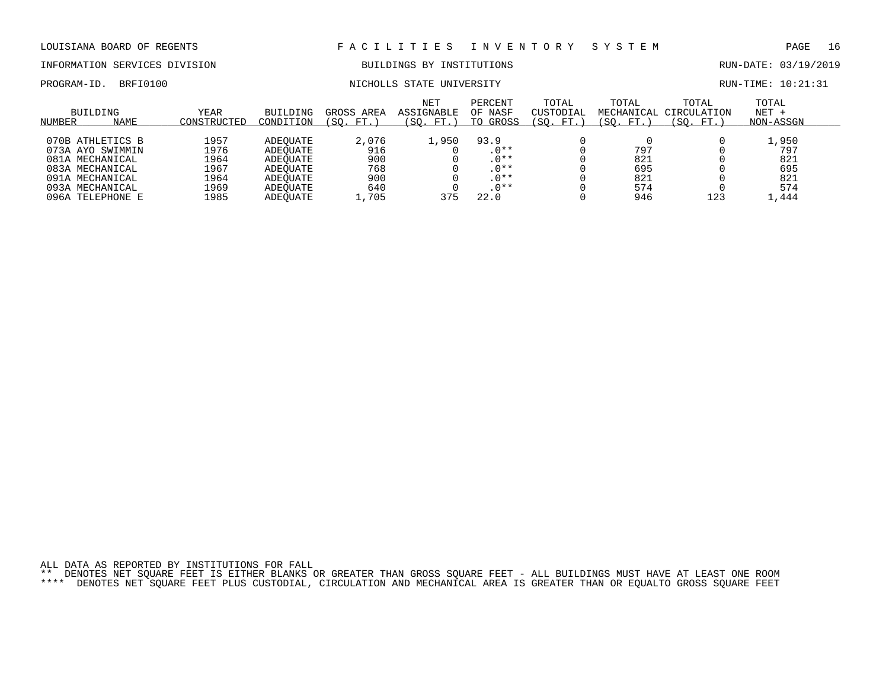LOUISIANA BOARD OF REGENTS — F A C I L I T I E S   I N V E N T O R Y   S Y S T E M

INFORMATION SERVICES DIVISION — BUILDINGS BY INSTITUTIONS — RUN-DATE: 03/19/2019

PROGRAM-ID. BRFI0100 — NICHOLLS STATE UNIVERSITY — RUN-TIME: 10:21:31

| BUILDING NUMBER | NAME | YEAR CONSTRUCTED | BUILDING CONDITION | GROSS AREA (SQ. FT.) | NET ASSIGNABLE (SQ. FT.) | PERCENT OF NASF TO GROSS | TOTAL CUSTODIAL (SQ. FT.) | TOTAL MECHANICAL (SQ. FT.) | TOTAL CIRCULATION (SQ. FT.) | TOTAL NET + NON-ASSGN |
|---|---|---|---|---|---|---|---|---|---|---|
| 070B | ATHLETICS B | 1957 | ADEQUATE | 2,076 | 1,950 | 93.9 | 0 | 0 | 0 | 1,950 |
| 073A | AYO SWIMMIN | 1976 | ADEQUATE | 916 | 0 | .0** | 0 | 797 | 0 | 797 |
| 081A | MECHANICAL | 1964 | ADEQUATE | 900 | 0 | .0** | 0 | 821 | 0 | 821 |
| 083A | MECHANICAL | 1967 | ADEQUATE | 768 | 0 | .0** | 0 | 695 | 0 | 695 |
| 091A | MECHANICAL | 1964 | ADEQUATE | 900 | 0 | .0** | 0 | 821 | 0 | 821 |
| 093A | MECHANICAL | 1969 | ADEQUATE | 640 | 0 | .0** | 0 | 574 | 0 | 574 |
| 096A | TELEPHONE E | 1985 | ADEQUATE | 1,705 | 375 | 22.0 | 0 | 946 | 123 | 1,444 |

ALL DATA AS REPORTED BY INSTITUTIONS FOR FALL

** DENOTES NET SQUARE FEET IS EITHER BLANKS OR GREATER THAN GROSS SQUARE FEET - ALL BUILDINGS MUST HAVE AT LEAST ONE ROOM

**** DENOTES NET SQUARE FEET PLUS CUSTODIAL, CIRCULATION AND MECHANICAL AREA IS GREATER THAN OR EQUALTO GROSS SQUARE FEET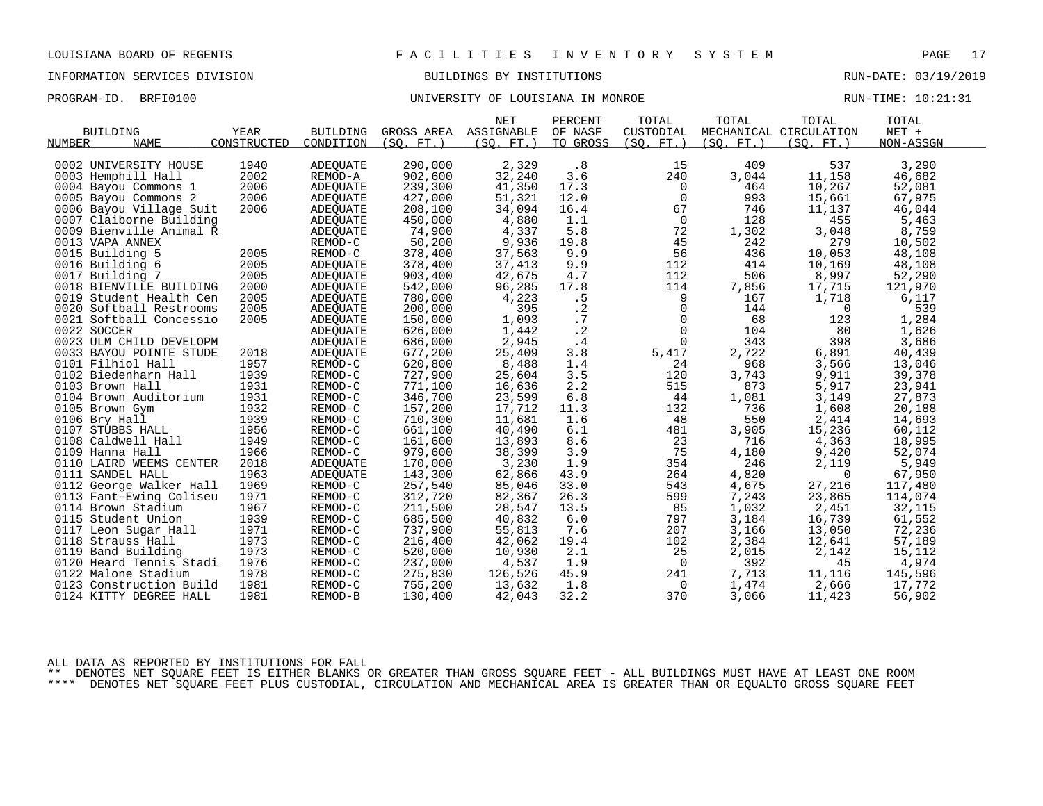LOUISIANA BOARD OF REGENTS — FACILITIES INVENTORY SYSTEM

INFORMATION SERVICES DIVISION — BUILDINGS BY INSTITUTIONS — RUN-DATE: 03/19/2019

PROGRAM-ID. BRFI0100 — UNIVERSITY OF LOUISIANA IN MONROE — RUN-TIME: 10:21:31

| BUILDING NUMBER | BUILDING NAME | YEAR CONSTRUCTED | BUILDING CONDITION | GROSS AREA (SQ. FT.) | NET ASSIGNABLE (SQ. FT.) | PERCENT OF NASF TO GROSS | TOTAL CUSTODIAL (SQ. FT.) | TOTAL MECHANICAL (SQ. FT.) | TOTAL CIRCULATION (SQ. FT.) | TOTAL NET + NON-ASSGN |
|---|---|---|---|---|---|---|---|---|---|---|
| 0002 | UNIVERSITY HOUSE | 1940 | ADEQUATE | 290,000 | 2,329 | .8 | 15 | 409 | 537 | 3,290 |
| 0003 | Hemphill Hall | 2002 | REMOD-A | 902,600 | 32,240 | 3.6 | 240 | 3,044 | 11,158 | 46,682 |
| 0004 | Bayou Commons 1 | 2006 | ADEQUATE | 239,300 | 41,350 | 17.3 | 0 | 464 | 10,267 | 52,081 |
| 0005 | Bayou Commons 2 | 2006 | ADEQUATE | 427,000 | 51,321 | 12.0 | 0 | 993 | 15,661 | 67,975 |
| 0006 | Bayou Village Suit | 2006 | ADEQUATE | 208,100 | 34,094 | 16.4 | 67 | 746 | 11,137 | 46,044 |
| 0007 | Claiborne Building | | ADEQUATE | 450,000 | 4,880 | 1.1 | 0 | 128 | 455 | 5,463 |
| 0009 | Bienville Animal R | | ADEQUATE | 74,900 | 4,337 | 5.8 | 72 | 1,302 | 3,048 | 8,759 |
| 0013 | VAPA ANNEX | | REMOD-C | 50,200 | 9,936 | 19.8 | 45 | 242 | 279 | 10,502 |
| 0015 | Building 5 | 2005 | REMOD-C | 378,400 | 37,563 | 9.9 | 56 | 436 | 10,053 | 48,108 |
| 0016 | Building 6 | 2005 | ADEQUATE | 378,400 | 37,413 | 9.9 | 112 | 414 | 10,169 | 48,108 |
| 0017 | Building 7 | 2005 | ADEQUATE | 903,400 | 42,675 | 4.7 | 112 | 506 | 8,997 | 52,290 |
| 0018 | BIENVILLE BUILDING | 2000 | ADEQUATE | 542,000 | 96,285 | 17.8 | 114 | 7,856 | 17,715 | 121,970 |
| 0019 | Student Health Cen | 2005 | ADEQUATE | 780,000 | 4,223 | .5 | 9 | 167 | 1,718 | 6,117 |
| 0020 | Softball Restrooms | 2005 | ADEQUATE | 200,000 | 395 | .2 | 0 | 144 | 0 | 539 |
| 0021 | Softball Concessio | 2005 | ADEQUATE | 150,000 | 1,093 | .7 | 0 | 68 | 123 | 1,284 |
| 0022 | SOCCER | | ADEQUATE | 626,000 | 1,442 | .2 | 0 | 104 | 80 | 1,626 |
| 0023 | ULM CHILD DEVELOPM | | ADEQUATE | 686,000 | 2,945 | .4 | 0 | 343 | 398 | 3,686 |
| 0033 | BAYOU POINTE STUDE | 2018 | ADEQUATE | 677,200 | 25,409 | 3.8 | 5,417 | 2,722 | 6,891 | 40,439 |
| 0101 | Filhiol Hall | 1957 | REMOD-C | 620,800 | 8,488 | 1.4 | 24 | 968 | 3,566 | 13,046 |
| 0102 | Biedenharn Hall | 1939 | REMOD-C | 727,900 | 25,604 | 3.5 | 120 | 3,743 | 9,911 | 39,378 |
| 0103 | Brown Hall | 1931 | REMOD-C | 771,100 | 16,636 | 2.2 | 515 | 873 | 5,917 | 23,941 |
| 0104 | Brown Auditorium | 1931 | REMOD-C | 346,700 | 23,599 | 6.8 | 44 | 1,081 | 3,149 | 27,873 |
| 0105 | Brown Gym | 1932 | REMOD-C | 157,200 | 17,712 | 11.3 | 132 | 736 | 1,608 | 20,188 |
| 0106 | Bry Hall | 1939 | REMOD-C | 710,300 | 11,681 | 1.6 | 48 | 550 | 2,414 | 14,693 |
| 0107 | STUBBS HALL | 1956 | REMOD-C | 661,100 | 40,490 | 6.1 | 481 | 3,905 | 15,236 | 60,112 |
| 0108 | Caldwell Hall | 1949 | REMOD-C | 161,600 | 13,893 | 8.6 | 23 | 716 | 4,363 | 18,995 |
| 0109 | Hanna Hall | 1966 | REMOD-C | 979,600 | 38,399 | 3.9 | 75 | 4,180 | 9,420 | 52,074 |
| 0110 | LAIRD WEEMS CENTER | 2018 | ADEQUATE | 170,000 | 3,230 | 1.9 | 354 | 246 | 2,119 | 5,949 |
| 0111 | SANDEL HALL | 1963 | ADEQUATE | 143,300 | 62,866 | 43.9 | 264 | 4,820 | 0 | 67,950 |
| 0112 | George Walker Hall | 1969 | REMOD-C | 257,540 | 85,046 | 33.0 | 543 | 4,675 | 27,216 | 117,480 |
| 0113 | Fant-Ewing Coliseu | 1971 | REMOD-C | 312,720 | 82,367 | 26.3 | 599 | 7,243 | 23,865 | 114,074 |
| 0114 | Brown Stadium | 1967 | REMOD-C | 211,500 | 28,547 | 13.5 | 85 | 1,032 | 2,451 | 32,115 |
| 0115 | Student Union | 1939 | REMOD-C | 685,500 | 40,832 | 6.0 | 797 | 3,184 | 16,739 | 61,552 |
| 0117 | Leon Sugar Hall | 1971 | REMOD-C | 737,900 | 55,813 | 7.6 | 207 | 3,166 | 13,050 | 72,236 |
| 0118 | Strauss Hall | 1973 | REMOD-C | 216,400 | 42,062 | 19.4 | 102 | 2,384 | 12,641 | 57,189 |
| 0119 | Band Building | 1973 | REMOD-C | 520,000 | 10,930 | 2.1 | 25 | 2,015 | 2,142 | 15,112 |
| 0120 | Heard Tennis Stadi | 1976 | REMOD-C | 237,000 | 4,537 | 1.9 | 0 | 392 | 45 | 4,974 |
| 0122 | Malone Stadium | 1978 | REMOD-C | 275,830 | 126,526 | 45.9 | 241 | 7,713 | 11,116 | 145,596 |
| 0123 | Construction Build | 1981 | REMOD-C | 755,200 | 13,632 | 1.8 | 0 | 1,474 | 2,666 | 17,772 |
| 0124 | KITTY DEGREE HALL | 1981 | REMOD-B | 130,400 | 42,043 | 32.2 | 370 | 3,066 | 11,423 | 56,902 |

ALL DATA AS REPORTED BY INSTITUTIONS FOR FALL

** DENOTES NET SQUARE FEET IS EITHER BLANKS OR GREATER THAN GROSS SQUARE FEET - ALL BUILDINGS MUST HAVE AT LEAST ONE ROOM

**** DENOTES NET SQUARE FEET PLUS CUSTODIAL, CIRCULATION AND MECHANICAL AREA IS GREATER THAN OR EQUALTO GROSS SQUARE FEET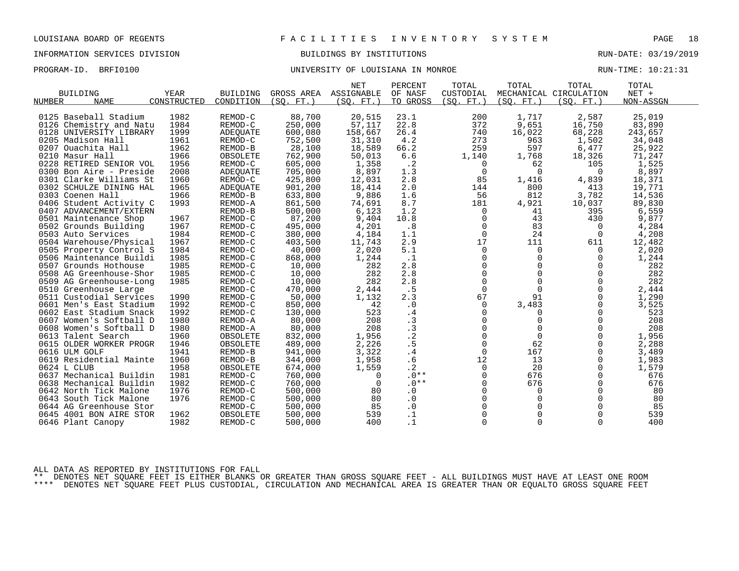LOUISIANA BOARD OF REGENTS — F A C I L I T I E S   I N V E N T O R Y   S Y S T E M

INFORMATION SERVICES DIVISION — BUILDINGS BY INSTITUTIONS — RUN-DATE: 03/19/2019

PROGRAM-ID. BRFI0100 — UNIVERSITY OF LOUISIANA IN MONROE — RUN-TIME: 10:21:31

| BUILDING NUMBER | BUILDING NAME | YEAR CONSTRUCTED | BUILDING CONDITION | GROSS AREA (SQ. FT.) | NET ASSIGNABLE (SQ. FT.) | PERCENT OF NASF TO GROSS | TOTAL CUSTODIAL (SQ. FT.) | TOTAL MECHANICAL (SQ. FT.) | TOTAL CIRCULATION (SQ. FT.) | TOTAL NET + NON-ASSGN |
|---|---|---|---|---|---|---|---|---|---|---|
| 0125 | Baseball Stadium | 1982 | REMOD-C | 88,700 | 20,515 | 23.1 | 200 | 1,717 | 2,587 | 25,019 |
| 0126 | Chemistry and Natu | 1984 | REMOD-C | 250,000 | 57,117 | 22.8 | 372 | 9,651 | 16,750 | 83,890 |
| 0128 | UNIVERSITY LIBRARY | 1999 | ADEQUATE | 600,080 | 158,667 | 26.4 | 740 | 16,022 | 68,228 | 243,657 |
| 0205 | Madison Hall | 1961 | REMOD-C | 752,500 | 31,310 | 4.2 | 273 | 963 | 1,502 | 34,048 |
| 0207 | Ouachita Hall | 1962 | REMOD-B | 28,100 | 18,589 | 66.2 | 259 | 597 | 6,477 | 25,922 |
| 0210 | Masur Hall | 1966 | OBSOLETE | 762,900 | 50,013 | 6.6 | 1,140 | 1,768 | 18,326 | 71,247 |
| 0228 | RETIRED SENIOR VOL | 1956 | REMOD-C | 605,000 | 1,358 | .2 | 0 | 62 | 105 | 1,525 |
| 0300 | Bon Aire - Preside | 2008 | ADEQUATE | 705,000 | 8,897 | 1.3 | 0 | 0 | 0 | 8,897 |
| 0301 | Clarke Williams St | 1960 | REMOD-C | 425,800 | 12,031 | 2.8 | 85 | 1,416 | 4,839 | 18,371 |
| 0302 | SCHULZE DINING HAL | 1965 | ADEQUATE | 901,200 | 18,414 | 2.0 | 144 | 800 | 413 | 19,771 |
| 0303 | Coenen Hall | 1966 | REMOD-B | 633,800 | 9,886 | 1.6 | 56 | 812 | 3,782 | 14,536 |
| 0406 | Student Activity C | 1993 | REMOD-A | 861,500 | 74,691 | 8.7 | 181 | 4,921 | 10,037 | 89,830 |
| 0407 | ADVANCEMENT/EXTERN | | REMOD-B | 500,000 | 6,123 | 1.2 | 0 | 41 | 395 | 6,559 |
| 0501 | Maintenance Shop | 1967 | REMOD-C | 87,200 | 9,404 | 10.8 | 0 | 43 | 430 | 9,877 |
| 0502 | Grounds Building | 1967 | REMOD-C | 495,000 | 4,201 | .8 | 0 | 83 | 0 | 4,284 |
| 0503 | Auto Services | 1984 | REMOD-C | 380,000 | 4,184 | 1.1 | 0 | 24 | 0 | 4,208 |
| 0504 | Warehouse/Physical | 1967 | REMOD-C | 403,500 | 11,743 | 2.9 | 17 | 111 | 611 | 12,482 |
| 0505 | Property Control S | 1984 | REMOD-C | 40,000 | 2,020 | 5.1 | 0 | 0 | 0 | 2,020 |
| 0506 | Maintenance Buildi | 1985 | REMOD-C | 868,000 | 1,244 | .1 | 0 | 0 | 0 | 1,244 |
| 0507 | Grounds Hothouse | 1985 | REMOD-C | 10,000 | 282 | 2.8 | 0 | 0 | 0 | 282 |
| 0508 | AG Greenhouse-Shor | 1985 | REMOD-C | 10,000 | 282 | 2.8 | 0 | 0 | 0 | 282 |
| 0509 | AG Greenhouse-Long | 1985 | REMOD-C | 10,000 | 282 | 2.8 | 0 | 0 | 0 | 282 |
| 0510 | Greenhouse Large | | REMOD-C | 470,000 | 2,444 | .5 | 0 | 0 | 0 | 2,444 |
| 0511 | Custodial Services | 1990 | REMOD-C | 50,000 | 1,132 | 2.3 | 67 | 91 | 0 | 1,290 |
| 0601 | Men's East Stadium | 1992 | REMOD-C | 850,000 | 42 | .0 | 0 | 3,483 | 0 | 3,525 |
| 0602 | East Stadium Snack | 1992 | REMOD-C | 130,000 | 523 | .4 | 0 | 0 | 0 | 523 |
| 0607 | Women's Softball D | 1980 | REMOD-A | 80,000 | 208 | .3 | 0 | 0 | 0 | 208 |
| 0608 | Women's Softball D | 1980 | REMOD-A | 80,000 | 208 | .3 | 0 | 0 | 0 | 208 |
| 0613 | Talent Search | 1960 | OBSOLETE | 832,000 | 1,956 | .2 | 0 | 0 | 0 | 1,956 |
| 0615 | OLDER WORKER PROGR | 1946 | OBSOLETE | 489,000 | 2,226 | .5 | 0 | 62 | 0 | 2,288 |
| 0616 | ULM GOLF | 1941 | REMOD-B | 941,000 | 3,322 | .4 | 0 | 167 | 0 | 3,489 |
| 0619 | Residential Mainte | 1960 | REMOD-B | 344,000 | 1,958 | .6 | 12 | 13 | 0 | 1,983 |
| 0624 | L CLUB | 1958 | OBSOLETE | 674,000 | 1,559 | .2 | 0 | 20 | 0 | 1,579 |
| 0637 | Mechanical Buildin | 1981 | REMOD-C | 760,000 | 0 | .0** | 0 | 676 | 0 | 676 |
| 0638 | Mechanical Buildin | 1982 | REMOD-C | 760,000 | 0 | .0** | 0 | 676 | 0 | 676 |
| 0642 | North Tick Malone | 1976 | REMOD-C | 500,000 | 80 | .0 | 0 | 0 | 0 | 80 |
| 0643 | South Tick Malone | 1976 | REMOD-C | 500,000 | 80 | .0 | 0 | 0 | 0 | 80 |
| 0644 | AG Greenhouse Stor | | REMOD-C | 500,000 | 85 | .0 | 0 | 0 | 0 | 85 |
| 0645 | 4001 BON AIRE STOR | 1962 | OBSOLETE | 500,000 | 539 | .1 | 0 | 0 | 0 | 539 |
| 0646 | Plant Canopy | 1982 | REMOD-C | 500,000 | 400 | .1 | 0 | 0 | 0 | 400 |

ALL DATA AS REPORTED BY INSTITUTIONS FOR FALL

** DENOTES NET SQUARE FEET IS EITHER BLANKS OR GREATER THAN GROSS SQUARE FEET - ALL BUILDINGS MUST HAVE AT LEAST ONE ROOM

**** DENOTES NET SQUARE FEET PLUS CUSTODIAL, CIRCULATION AND MECHANICAL AREA IS GREATER THAN OR EQUALTO GROSS SQUARE FEET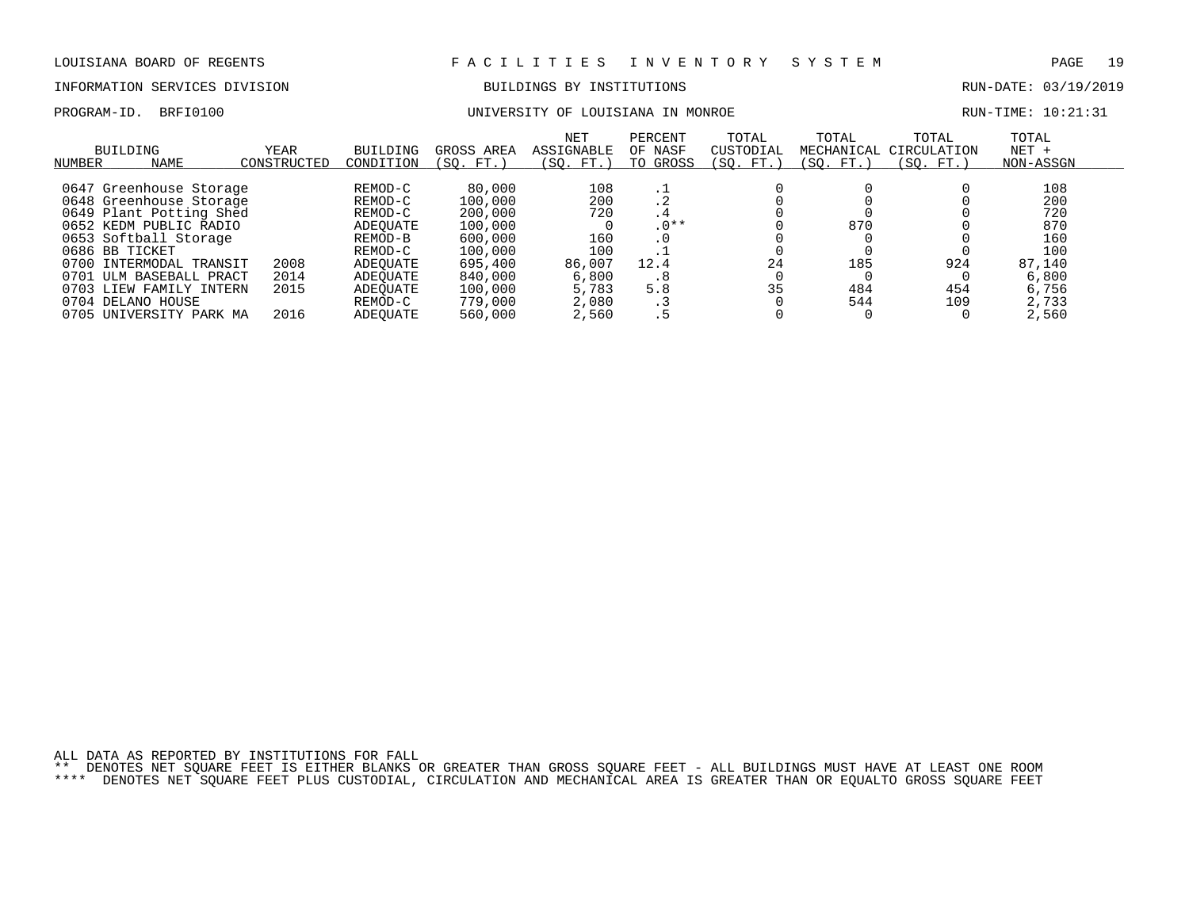LOUISIANA BOARD OF REGENTS — FACILITIES INVENTORY SYSTEM

INFORMATION SERVICES DIVISION — BUILDINGS BY INSTITUTIONS — RUN-DATE: 03/19/2019

PROGRAM-ID. BRFI0100 — UNIVERSITY OF LOUISIANA IN MONROE — RUN-TIME: 10:21:31

| BUILDING NUMBER | NAME | YEAR CONSTRUCTED | BUILDING CONDITION | GROSS AREA (SQ. FT.) | NET ASSIGNABLE (SQ. FT.) | PERCENT OF NASF TO GROSS | TOTAL CUSTODIAL (SQ. FT.) | TOTAL MECHANICAL (SQ. FT.) | TOTAL CIRCULATION (SQ. FT.) | TOTAL NET + NON-ASSGN |
|---|---|---|---|---|---|---|---|---|---|---|
| 0647 | Greenhouse Storage | | REMOD-C | 80,000 | 108 | .1 | 0 | 0 | 0 | 108 |
| 0648 | Greenhouse Storage | | REMOD-C | 100,000 | 200 | .2 | 0 | 0 | 0 | 200 |
| 0649 | Plant Potting Shed | | REMOD-C | 200,000 | 720 | .4 | 0 | 0 | 0 | 720 |
| 0652 | KEDM PUBLIC RADIO | | ADEQUATE | 100,000 | 0 | .0** | 0 | 870 | 0 | 870 |
| 0653 | Softball Storage | | REMOD-B | 600,000 | 160 | .0 | 0 | 0 | 0 | 160 |
| 0686 | BB TICKET | | REMOD-C | 100,000 | 100 | .1 | 0 | 0 | 0 | 100 |
| 0700 | INTERMODAL TRANSIT | 2008 | ADEQUATE | 695,400 | 86,007 | 12.4 | 24 | 185 | 924 | 87,140 |
| 0701 | ULM BASEBALL PRACT | 2014 | ADEQUATE | 840,000 | 6,800 | .8 | 0 | 0 | 0 | 6,800 |
| 0703 | LIEW FAMILY INTERN | 2015 | ADEQUATE | 100,000 | 5,783 | 5.8 | 35 | 484 | 454 | 6,756 |
| 0704 | DELANO HOUSE | | REMOD-C | 779,000 | 2,080 | .3 | 0 | 544 | 109 | 2,733 |
| 0705 | UNIVERSITY PARK MA | 2016 | ADEQUATE | 560,000 | 2,560 | .5 | 0 | 0 | 0 | 2,560 |

ALL DATA AS REPORTED BY INSTITUTIONS FOR FALL

** DENOTES NET SQUARE FEET IS EITHER BLANKS OR GREATER THAN GROSS SQUARE FEET - ALL BUILDINGS MUST HAVE AT LEAST ONE ROOM

**** DENOTES NET SQUARE FEET PLUS CUSTODIAL, CIRCULATION AND MECHANICAL AREA IS GREATER THAN OR EQUALTO GROSS SQUARE FEET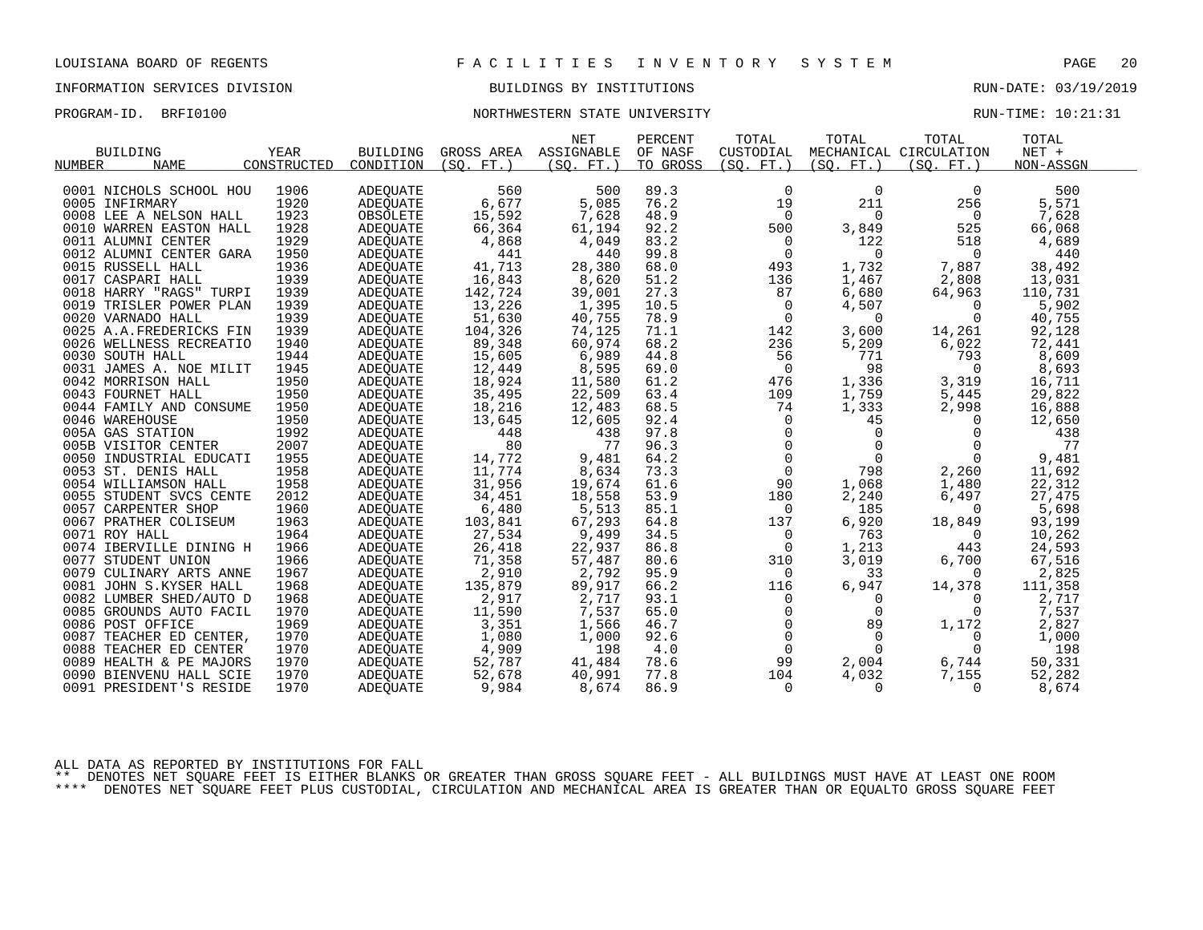LOUISIANA BOARD OF REGENTS — F A C I L I T I E S   I N V E N T O R Y   S Y S T E M

INFORMATION SERVICES DIVISION — BUILDINGS BY INSTITUTIONS — RUN-DATE: 03/19/2019

PROGRAM-ID. BRFI0100 — NORTHWESTERN STATE UNIVERSITY — RUN-TIME: 10:21:31

| BUILDING NUMBER | NAME | YEAR CONSTRUCTED | BUILDING CONDITION | GROSS AREA (SQ. FT.) | NET ASSIGNABLE (SQ. FT.) | PERCENT OF NASF TO GROSS | TOTAL CUSTODIAL (SQ. FT.) | TOTAL MECHANICAL (SQ. FT.) | TOTAL CIRCULATION (SQ. FT.) | TOTAL NET + NON-ASSGN |
|---|---|---|---|---|---|---|---|---|---|---|
| 0001 | NICHOLS SCHOOL HOU | 1906 | ADEQUATE | 560 | 500 | 89.3 | 0 | 0 | 0 | 500 |
| 0005 | INFIRMARY | 1920 | ADEQUATE | 6,677 | 5,085 | 76.2 | 19 | 211 | 256 | 5,571 |
| 0008 | LEE A NELSON HALL | 1923 | OBSOLETE | 15,592 | 7,628 | 48.9 | 0 | 0 | 0 | 7,628 |
| 0010 | WARREN EASTON HALL | 1928 | ADEQUATE | 66,364 | 61,194 | 92.2 | 500 | 3,849 | 525 | 66,068 |
| 0011 | ALUMNI CENTER | 1929 | ADEQUATE | 4,868 | 4,049 | 83.2 | 0 | 122 | 518 | 4,689 |
| 0012 | ALUMNI CENTER GARA | 1950 | ADEQUATE | 441 | 440 | 99.8 | 0 | 0 | 0 | 440 |
| 0015 | RUSSELL HALL | 1936 | ADEQUATE | 41,713 | 28,380 | 68.0 | 493 | 1,732 | 7,887 | 38,492 |
| 0017 | CASPARI HALL | 1939 | ADEQUATE | 16,843 | 8,620 | 51.2 | 136 | 1,467 | 2,808 | 13,031 |
| 0018 | HARRY "RAGS" TURPI | 1939 | ADEQUATE | 142,724 | 39,001 | 27.3 | 87 | 6,680 | 64,963 | 110,731 |
| 0019 | TRISLER POWER PLAN | 1939 | ADEQUATE | 13,226 | 1,395 | 10.5 | 0 | 4,507 | 0 | 5,902 |
| 0020 | VARNADO HALL | 1939 | ADEQUATE | 51,630 | 40,755 | 78.9 | 0 | 0 | 0 | 40,755 |
| 0025 | A.A.FREDERICKS FIN | 1939 | ADEQUATE | 104,326 | 74,125 | 71.1 | 142 | 3,600 | 14,261 | 92,128 |
| 0026 | WELLNESS RECREATIO | 1940 | ADEQUATE | 89,348 | 60,974 | 68.2 | 236 | 5,209 | 6,022 | 72,441 |
| 0030 | SOUTH HALL | 1944 | ADEQUATE | 15,605 | 6,989 | 44.8 | 56 | 771 | 793 | 8,609 |
| 0031 | JAMES A. NOE MILIT | 1945 | ADEQUATE | 12,449 | 8,595 | 69.0 | 0 | 98 | 0 | 8,693 |
| 0042 | MORRISON HALL | 1950 | ADEQUATE | 18,924 | 11,580 | 61.2 | 476 | 1,336 | 3,319 | 16,711 |
| 0043 | FOURNET HALL | 1950 | ADEQUATE | 35,495 | 22,509 | 63.4 | 109 | 1,759 | 5,445 | 29,822 |
| 0044 | FAMILY AND CONSUME | 1950 | ADEQUATE | 18,216 | 12,483 | 68.5 | 74 | 1,333 | 2,998 | 16,888 |
| 0046 | WAREHOUSE | 1950 | ADEQUATE | 13,645 | 12,605 | 92.4 | 0 | 45 | 0 | 12,650 |
| 005A | GAS STATION | 1992 | ADEQUATE | 448 | 438 | 97.8 | 0 | 0 | 0 | 438 |
| 005B | VISITOR CENTER | 2007 | ADEQUATE | 80 | 77 | 96.3 | 0 | 0 | 0 | 77 |
| 0050 | INDUSTRIAL EDUCATI | 1955 | ADEQUATE | 14,772 | 9,481 | 64.2 | 0 | 0 | 0 | 9,481 |
| 0053 | ST. DENIS HALL | 1958 | ADEQUATE | 11,774 | 8,634 | 73.3 | 0 | 798 | 2,260 | 11,692 |
| 0054 | WILLIAMSON HALL | 1958 | ADEQUATE | 31,956 | 19,674 | 61.6 | 90 | 1,068 | 1,480 | 22,312 |
| 0055 | STUDENT SVCS CENTE | 2012 | ADEQUATE | 34,451 | 18,558 | 53.9 | 180 | 2,240 | 6,497 | 27,475 |
| 0057 | CARPENTER SHOP | 1960 | ADEQUATE | 6,480 | 5,513 | 85.1 | 0 | 185 | 0 | 5,698 |
| 0067 | PRATHER COLISEUM | 1963 | ADEQUATE | 103,841 | 67,293 | 64.8 | 137 | 6,920 | 18,849 | 93,199 |
| 0071 | ROY HALL | 1964 | ADEQUATE | 27,534 | 9,499 | 34.5 | 0 | 763 | 0 | 10,262 |
| 0074 | IBERVILLE DINING H | 1966 | ADEQUATE | 26,418 | 22,937 | 86.8 | 0 | 1,213 | 443 | 24,593 |
| 0077 | STUDENT UNION | 1966 | ADEQUATE | 71,358 | 57,487 | 80.6 | 310 | 3,019 | 6,700 | 67,516 |
| 0079 | CULINARY ARTS ANNE | 1967 | ADEQUATE | 2,910 | 2,792 | 95.9 | 0 | 33 | 0 | 2,825 |
| 0081 | JOHN S.KYSER HALL | 1968 | ADEQUATE | 135,879 | 89,917 | 66.2 | 116 | 6,947 | 14,378 | 111,358 |
| 0082 | LUMBER SHED/AUTO D | 1968 | ADEQUATE | 2,917 | 2,717 | 93.1 | 0 | 0 | 0 | 2,717 |
| 0085 | GROUNDS AUTO FACIL | 1970 | ADEQUATE | 11,590 | 7,537 | 65.0 | 0 | 0 | 0 | 7,537 |
| 0086 | POST OFFICE | 1969 | ADEQUATE | 3,351 | 1,566 | 46.7 | 0 | 89 | 1,172 | 2,827 |
| 0087 | TEACHER ED CENTER, | 1970 | ADEQUATE | 1,080 | 1,000 | 92.6 | 0 | 0 | 0 | 1,000 |
| 0088 | TEACHER ED CENTER | 1970 | ADEQUATE | 4,909 | 198 | 4.0 | 0 | 0 | 0 | 198 |
| 0089 | HEALTH & PE MAJORS | 1970 | ADEQUATE | 52,787 | 41,484 | 78.6 | 99 | 2,004 | 6,744 | 50,331 |
| 0090 | BIENVENU HALL SCIE | 1970 | ADEQUATE | 52,678 | 40,991 | 77.8 | 104 | 4,032 | 7,155 | 52,282 |
| 0091 | PRESIDENT'S RESIDE | 1970 | ADEQUATE | 9,984 | 8,674 | 86.9 | 0 | 0 | 0 | 8,674 |

ALL DATA AS REPORTED BY INSTITUTIONS FOR FALL

** DENOTES NET SQUARE FEET IS EITHER BLANKS OR GREATER THAN GROSS SQUARE FEET - ALL BUILDINGS MUST HAVE AT LEAST ONE ROOM

**** DENOTES NET SQUARE FEET PLUS CUSTODIAL, CIRCULATION AND MECHANICAL AREA IS GREATER THAN OR EQUALTO GROSS SQUARE FEET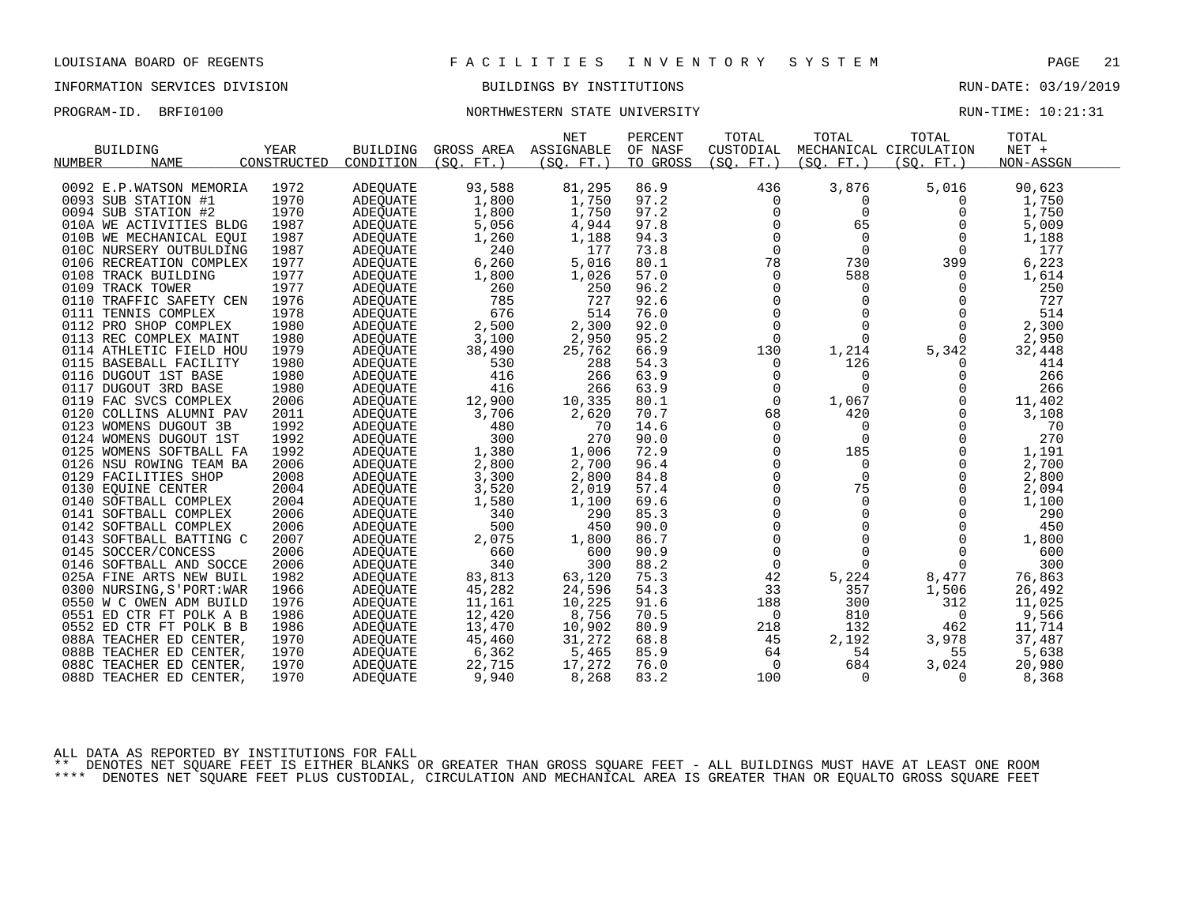LOUISIANA BOARD OF REGENTS — FACILITIES INVENTORY SYSTEM

INFORMATION SERVICES DIVISION — BUILDINGS BY INSTITUTIONS — RUN-DATE: 03/19/2019

PROGRAM-ID. BRFI0100 — NORTHWESTERN STATE UNIVERSITY — RUN-TIME: 10:21:31

| BUILDING NUMBER | NAME | YEAR CONSTRUCTED | BUILDING CONDITION | GROSS AREA (SQ. FT.) | NET ASSIGNABLE (SQ. FT.) | PERCENT OF NASF TO GROSS | TOTAL CUSTODIAL (SQ. FT.) | TOTAL MECHANICAL (SQ. FT.) | TOTAL CIRCULATION (SQ. FT.) | TOTAL NET + NON-ASSGN |
|---|---|---|---|---|---|---|---|---|---|---|
| 0092 | E.P.WATSON MEMORIA | 1972 | ADEQUATE | 93,588 | 81,295 | 86.9 | 436 | 3,876 | 5,016 | 90,623 |
| 0093 | SUB STATION #1 | 1970 | ADEQUATE | 1,800 | 1,750 | 97.2 | 0 | 0 | 0 | 1,750 |
| 0094 | SUB STATION #2 | 1970 | ADEQUATE | 1,800 | 1,750 | 97.2 | 0 | 0 | 0 | 1,750 |
| 010A | WE ACTIVITIES BLDG | 1987 | ADEQUATE | 5,056 | 4,944 | 97.8 | 0 | 65 | 0 | 5,009 |
| 010B | WE MECHANICAL EQUI | 1987 | ADEQUATE | 1,260 | 1,188 | 94.3 | 0 | 0 | 0 | 1,188 |
| 010C | NURSERY OUTBULDING | 1987 | ADEQUATE | 240 | 177 | 73.8 | 0 | 0 | 0 | 177 |
| 0106 | RECREATION COMPLEX | 1977 | ADEQUATE | 6,260 | 5,016 | 80.1 | 78 | 730 | 399 | 6,223 |
| 0108 | TRACK BUILDING | 1977 | ADEQUATE | 1,800 | 1,026 | 57.0 | 0 | 588 | 0 | 1,614 |
| 0109 | TRACK TOWER | 1977 | ADEQUATE | 260 | 250 | 96.2 | 0 | 0 | 0 | 250 |
| 0110 | TRAFFIC SAFETY CEN | 1976 | ADEQUATE | 785 | 727 | 92.6 | 0 | 0 | 0 | 727 |
| 0111 | TENNIS COMPLEX | 1978 | ADEQUATE | 676 | 514 | 76.0 | 0 | 0 | 0 | 514 |
| 0112 | PRO SHOP COMPLEX | 1980 | ADEQUATE | 2,500 | 2,300 | 92.0 | 0 | 0 | 0 | 2,300 |
| 0113 | REC COMPLEX MAINT | 1980 | ADEQUATE | 3,100 | 2,950 | 95.2 | 0 | 0 | 0 | 2,950 |
| 0114 | ATHLETIC FIELD HOU | 1979 | ADEQUATE | 38,490 | 25,762 | 66.9 | 130 | 1,214 | 5,342 | 32,448 |
| 0115 | BASEBALL FACILITY | 1980 | ADEQUATE | 530 | 288 | 54.3 | 0 | 126 | 0 | 414 |
| 0116 | DUGOUT 1ST BASE | 1980 | ADEQUATE | 416 | 266 | 63.9 | 0 | 0 | 0 | 266 |
| 0117 | DUGOUT 3RD BASE | 1980 | ADEQUATE | 416 | 266 | 63.9 | 0 | 0 | 0 | 266 |
| 0119 | FAC SVCS COMPLEX | 2006 | ADEQUATE | 12,900 | 10,335 | 80.1 | 0 | 1,067 | 0 | 11,402 |
| 0120 | COLLINS ALUMNI PAV | 2011 | ADEQUATE | 3,706 | 2,620 | 70.7 | 68 | 420 | 0 | 3,108 |
| 0123 | WOMENS DUGOUT 3B | 1992 | ADEQUATE | 480 | 70 | 14.6 | 0 | 0 | 0 | 70 |
| 0124 | WOMENS DUGOUT 1ST | 1992 | ADEQUATE | 300 | 270 | 90.0 | 0 | 0 | 0 | 270 |
| 0125 | WOMENS SOFTBALL FA | 1992 | ADEQUATE | 1,380 | 1,006 | 72.9 | 0 | 185 | 0 | 1,191 |
| 0126 | NSU ROWING TEAM BA | 2006 | ADEQUATE | 2,800 | 2,700 | 96.4 | 0 | 0 | 0 | 2,700 |
| 0129 | FACILITIES SHOP | 2008 | ADEQUATE | 3,300 | 2,800 | 84.8 | 0 | 0 | 0 | 2,800 |
| 0130 | EQUINE CENTER | 2004 | ADEQUATE | 3,520 | 2,019 | 57.4 | 0 | 75 | 0 | 2,094 |
| 0140 | SOFTBALL COMPLEX | 2004 | ADEQUATE | 1,580 | 1,100 | 69.6 | 0 | 0 | 0 | 1,100 |
| 0141 | SOFTBALL COMPLEX | 2006 | ADEQUATE | 340 | 290 | 85.3 | 0 | 0 | 0 | 290 |
| 0142 | SOFTBALL COMPLEX | 2006 | ADEQUATE | 500 | 450 | 90.0 | 0 | 0 | 0 | 450 |
| 0143 | SOFTBALL BATTING C | 2007 | ADEQUATE | 2,075 | 1,800 | 86.7 | 0 | 0 | 0 | 1,800 |
| 0145 | SOCCER/CONCESS | 2006 | ADEQUATE | 660 | 600 | 90.9 | 0 | 0 | 0 | 600 |
| 0146 | SOFTBALL AND SOCCE | 2006 | ADEQUATE | 340 | 300 | 88.2 | 0 | 0 | 0 | 300 |
| 025A | FINE ARTS NEW BUIL | 1982 | ADEQUATE | 83,813 | 63,120 | 75.3 | 42 | 5,224 | 8,477 | 76,863 |
| 0300 | NURSING,S'PORT:WAR | 1966 | ADEQUATE | 45,282 | 24,596 | 54.3 | 33 | 357 | 1,506 | 26,492 |
| 0550 | W C OWEN ADM BUILD | 1976 | ADEQUATE | 11,161 | 10,225 | 91.6 | 188 | 300 | 312 | 11,025 |
| 0551 | ED CTR FT POLK A B | 1986 | ADEQUATE | 12,420 | 8,756 | 70.5 | 0 | 810 | 0 | 9,566 |
| 0552 | ED CTR FT POLK B B | 1986 | ADEQUATE | 13,470 | 10,902 | 80.9 | 218 | 132 | 462 | 11,714 |
| 088A | TEACHER ED CENTER, | 1970 | ADEQUATE | 45,460 | 31,272 | 68.8 | 45 | 2,192 | 3,978 | 37,487 |
| 088B | TEACHER ED CENTER, | 1970 | ADEQUATE | 6,362 | 5,465 | 85.9 | 64 | 54 | 55 | 5,638 |
| 088C | TEACHER ED CENTER, | 1970 | ADEQUATE | 22,715 | 17,272 | 76.0 | 0 | 684 | 3,024 | 20,980 |
| 088D | TEACHER ED CENTER, | 1970 | ADEQUATE | 9,940 | 8,268 | 83.2 | 100 | 0 | 0 | 8,368 |

ALL DATA AS REPORTED BY INSTITUTIONS FOR FALL

** DENOTES NET SQUARE FEET IS EITHER BLANKS OR GREATER THAN GROSS SQUARE FEET - ALL BUILDINGS MUST HAVE AT LEAST ONE ROOM

**** DENOTES NET SQUARE FEET PLUS CUSTODIAL, CIRCULATION AND MECHANICAL AREA IS GREATER THAN OR EQUALTO GROSS SQUARE FEET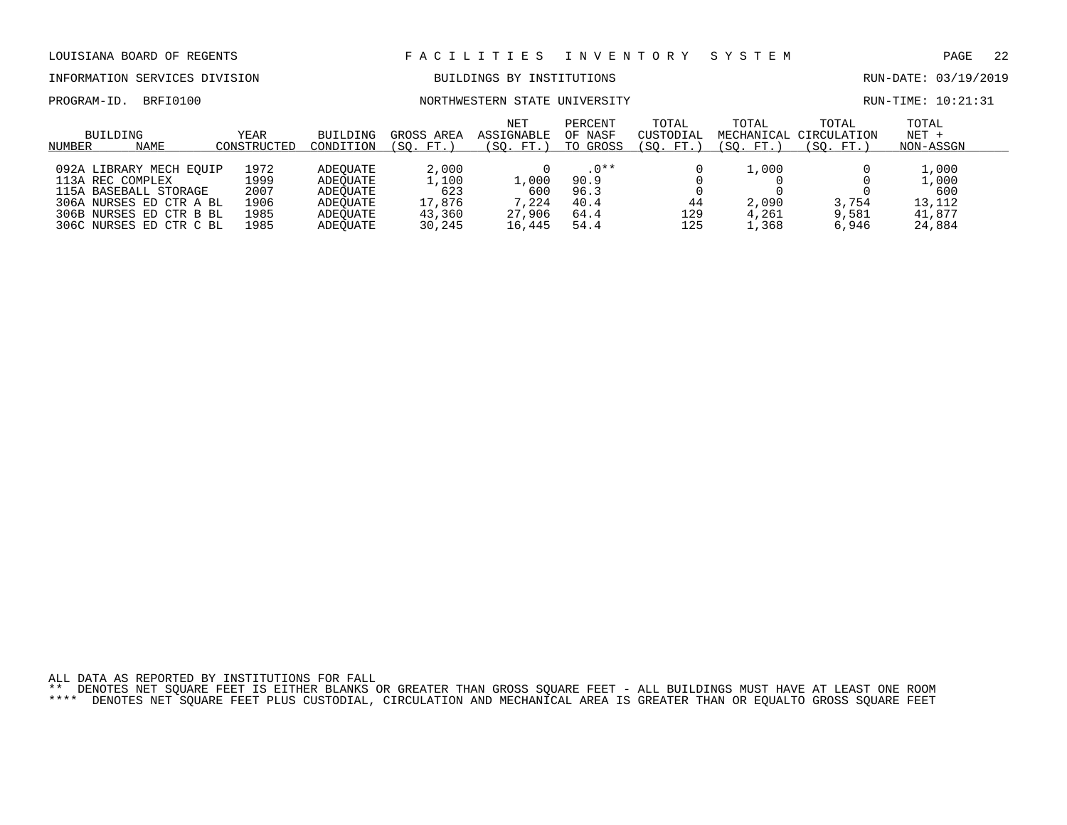LOUISIANA BOARD OF REGENTS — FACILITIES INVENTORY SYSTEM

INFORMATION SERVICES DIVISION — BUILDINGS BY INSTITUTIONS — RUN-DATE: 03/19/2019

PROGRAM-ID. BRFI0100 — NORTHWESTERN STATE UNIVERSITY — RUN-TIME: 10:21:31

| BUILDING NUMBER | NAME | YEAR CONSTRUCTED | BUILDING CONDITION | GROSS AREA (SQ. FT.) | NET ASSIGNABLE (SQ. FT.) | PERCENT OF NASF TO GROSS | TOTAL CUSTODIAL (SQ. FT.) | TOTAL MECHANICAL (SQ. FT.) | TOTAL CIRCULATION (SQ. FT.) | TOTAL NET + NON-ASSGN |
|---|---|---|---|---|---|---|---|---|---|---|
| 092A | LIBRARY MECH EQUIP | 1972 | ADEQUATE | 2,000 | 0 | .0** | 0 | 1,000 | 0 | 1,000 |
| 113A | REC COMPLEX | 1999 | ADEQUATE | 1,100 | 1,000 | 90.9 | 0 | 0 | 0 | 1,000 |
| 115A | BASEBALL STORAGE | 2007 | ADEQUATE | 623 | 600 | 96.3 | 0 | 0 | 0 | 600 |
| 306A | NURSES ED CTR A BL | 1906 | ADEQUATE | 17,876 | 7,224 | 40.4 | 44 | 2,090 | 3,754 | 13,112 |
| 306B | NURSES ED CTR B BL | 1985 | ADEQUATE | 43,360 | 27,906 | 64.4 | 129 | 4,261 | 9,581 | 41,877 |
| 306C | NURSES ED CTR C BL | 1985 | ADEQUATE | 30,245 | 16,445 | 54.4 | 125 | 1,368 | 6,946 | 24,884 |

ALL DATA AS REPORTED BY INSTITUTIONS FOR FALL

** DENOTES NET SQUARE FEET IS EITHER BLANKS OR GREATER THAN GROSS SQUARE FEET - ALL BUILDINGS MUST HAVE AT LEAST ONE ROOM

**** DENOTES NET SQUARE FEET PLUS CUSTODIAL, CIRCULATION AND MECHANICAL AREA IS GREATER THAN OR EQUALTO GROSS SQUARE FEET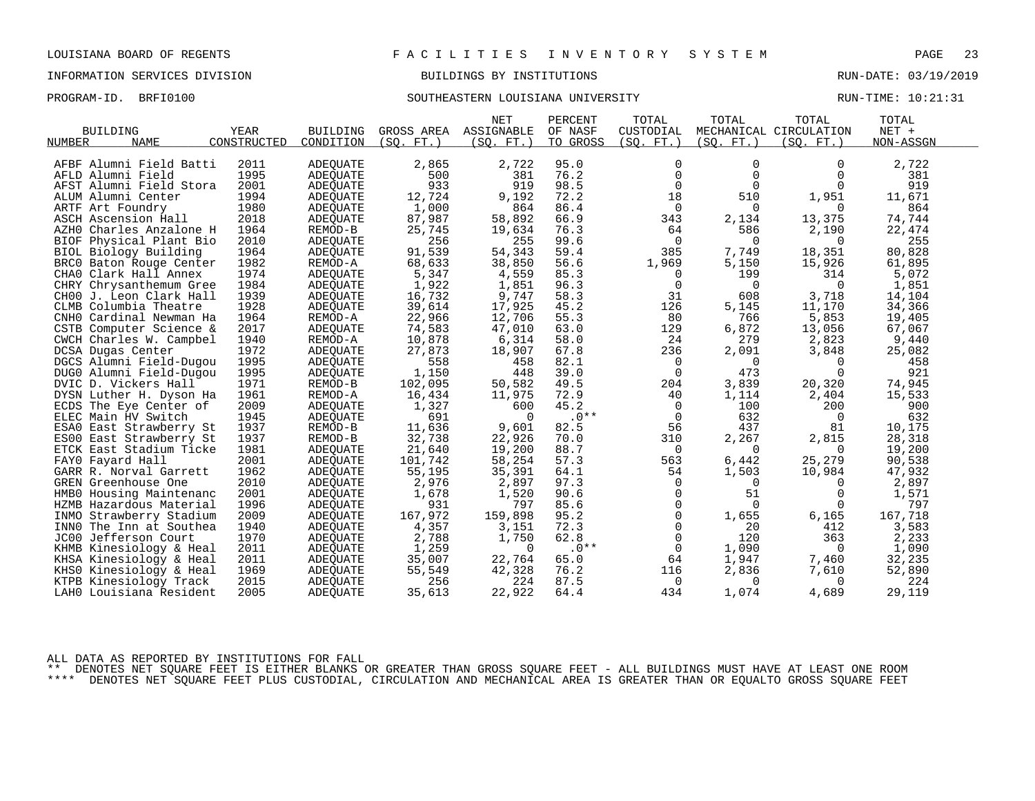LOUISIANA BOARD OF REGENTS — FACILITIES INVENTORY SYSTEM

INFORMATION SERVICES DIVISION — BUILDINGS BY INSTITUTIONS — RUN-DATE: 03/19/2019

PROGRAM-ID. BRFI0100 — SOUTHEASTERN LOUISIANA UNIVERSITY — RUN-TIME: 10:21:31

| BUILDING NUMBER | NAME | YEAR CONSTRUCTED | BUILDING CONDITION | GROSS AREA (SQ. FT.) | NET ASSIGNABLE (SQ. FT.) | PERCENT OF NASF TO GROSS | TOTAL CUSTODIAL (SQ. FT.) | TOTAL MECHANICAL (SQ. FT.) | TOTAL CIRCULATION (SQ. FT.) | TOTAL NET + NON-ASSGN |
|---|---|---|---|---|---|---|---|---|---|---|
| AFBF | Alumni Field Batti | 2011 | ADEQUATE | 2,865 | 2,722 | 95.0 | 0 | 0 | 0 | 2,722 |
| AFLD | Alumni Field | 1995 | ADEQUATE | 500 | 381 | 76.2 | 0 | 0 | 0 | 381 |
| AFST | Alumni Field Stora | 2001 | ADEQUATE | 933 | 919 | 98.5 | 0 | 0 | 0 | 919 |
| ALUM | Alumni Center | 1994 | ADEQUATE | 12,724 | 9,192 | 72.2 | 18 | 510 | 1,951 | 11,671 |
| ARTF | Art Foundry | 1980 | ADEQUATE | 1,000 | 864 | 86.4 | 0 | 0 | 0 | 864 |
| ASCH | Ascension Hall | 2018 | ADEQUATE | 87,987 | 58,892 | 66.9 | 343 | 2,134 | 13,375 | 74,744 |
| AZH0 | Charles Anzalone H | 1964 | REMOD-B | 25,745 | 19,634 | 76.3 | 64 | 586 | 2,190 | 22,474 |
| BIOF | Physical Plant Bio | 2010 | ADEQUATE | 256 | 255 | 99.6 | 0 | 0 | 0 | 255 |
| BIOL | Biology Building | 1964 | ADEQUATE | 91,539 | 54,343 | 59.4 | 385 | 7,749 | 18,351 | 80,828 |
| BRC0 | Baton Rouge Center | 1982 | REMOD-A | 68,633 | 38,850 | 56.6 | 1,969 | 5,150 | 15,926 | 61,895 |
| CHA0 | Clark Hall Annex | 1974 | ADEQUATE | 5,347 | 4,559 | 85.3 | 0 | 199 | 314 | 5,072 |
| CHRY | Chrysanthemum Gree | 1984 | ADEQUATE | 1,922 | 1,851 | 96.3 | 0 | 0 | 0 | 1,851 |
| CH00 | J. Leon Clark Hall | 1939 | ADEQUATE | 16,732 | 9,747 | 58.3 | 31 | 608 | 3,718 | 14,104 |
| CLMB | Columbia Theatre | 1928 | ADEQUATE | 39,614 | 17,925 | 45.2 | 126 | 5,145 | 11,170 | 34,366 |
| CNH0 | Cardinal Newman Ha | 1964 | REMOD-A | 22,966 | 12,706 | 55.3 | 80 | 766 | 5,853 | 19,405 |
| CSTB | Computer Science & | 2017 | ADEQUATE | 74,583 | 47,010 | 63.0 | 129 | 6,872 | 13,056 | 67,067 |
| CWCH | Charles W. Campbel | 1940 | REMOD-A | 10,878 | 6,314 | 58.0 | 24 | 279 | 2,823 | 9,440 |
| DCSA | Dugas Center | 1972 | ADEQUATE | 27,873 | 18,907 | 67.8 | 236 | 2,091 | 3,848 | 25,082 |
| DGCS | Alumni Field-Dugou | 1995 | ADEQUATE | 558 | 458 | 82.1 | 0 | 0 | 0 | 458 |
| DUG0 | Alumni Field-Dugou | 1995 | ADEQUATE | 1,150 | 448 | 39.0 | 0 | 473 | 0 | 921 |
| DVIC | D. Vickers Hall | 1971 | REMOD-B | 102,095 | 50,582 | 49.5 | 204 | 3,839 | 20,320 | 74,945 |
| DYSN | Luther H. Dyson Ha | 1961 | REMOD-A | 16,434 | 11,975 | 72.9 | 40 | 1,114 | 2,404 | 15,533 |
| ECDS | The Eye Center of | 2009 | ADEQUATE | 1,327 | 600 | 45.2 | 0 | 100 | 200 | 900 |
| ELEC | Main HV Switch | 1945 | ADEQUATE | 691 | 0 | .0** | 0 | 632 | 0 | 632 |
| ESA0 | East Strawberry St | 1937 | REMOD-B | 11,636 | 9,601 | 82.5 | 56 | 437 | 81 | 10,175 |
| ES00 | East Strawberry St | 1937 | REMOD-B | 32,738 | 22,926 | 70.0 | 310 | 2,267 | 2,815 | 28,318 |
| ETCK | East Stadium Ticke | 1981 | ADEQUATE | 21,640 | 19,200 | 88.7 | 0 | 0 | 0 | 19,200 |
| FAY0 | Fayard Hall | 2001 | ADEQUATE | 101,742 | 58,254 | 57.3 | 563 | 6,442 | 25,279 | 90,538 |
| GARR | R. Norval Garrett | 1962 | ADEQUATE | 55,195 | 35,391 | 64.1 | 54 | 1,503 | 10,984 | 47,932 |
| GREN | Greenhouse One | 2010 | ADEQUATE | 2,976 | 2,897 | 97.3 | 0 | 0 | 0 | 2,897 |
| HMB0 | Housing Maintenanc | 2001 | ADEQUATE | 1,678 | 1,520 | 90.6 | 0 | 51 | 0 | 1,571 |
| HZMB | Hazardous Material | 1996 | ADEQUATE | 931 | 797 | 85.6 | 0 | 0 | 0 | 797 |
| INMO | Strawberry Stadium | 2009 | ADEQUATE | 167,972 | 159,898 | 95.2 | 0 | 1,655 | 6,165 | 167,718 |
| INN0 | The Inn at Southea | 1940 | ADEQUATE | 4,357 | 3,151 | 72.3 | 0 | 20 | 412 | 3,583 |
| JC00 | Jefferson Court | 1970 | ADEQUATE | 2,788 | 1,750 | 62.8 | 0 | 120 | 363 | 2,233 |
| KHMB | Kinesiology & Heal | 2011 | ADEQUATE | 1,259 | 0 | .0** | 0 | 1,090 | 0 | 1,090 |
| KHSA | Kinesiology & Heal | 2011 | ADEQUATE | 35,007 | 22,764 | 65.0 | 64 | 1,947 | 7,460 | 32,235 |
| KHS0 | Kinesiology & Heal | 1969 | ADEQUATE | 55,549 | 42,328 | 76.2 | 116 | 2,836 | 7,610 | 52,890 |
| KTPB | Kinesiology Track | 2015 | ADEQUATE | 256 | 224 | 87.5 | 0 | 0 | 0 | 224 |
| LAH0 | Louisiana Resident | 2005 | ADEQUATE | 35,613 | 22,922 | 64.4 | 434 | 1,074 | 4,689 | 29,119 |

ALL DATA AS REPORTED BY INSTITUTIONS FOR FALL

** DENOTES NET SQUARE FEET IS EITHER BLANKS OR GREATER THAN GROSS SQUARE FEET - ALL BUILDINGS MUST HAVE AT LEAST ONE ROOM

**** DENOTES NET SQUARE FEET PLUS CUSTODIAL, CIRCULATION AND MECHANICAL AREA IS GREATER THAN OR EQUALTO GROSS SQUARE FEET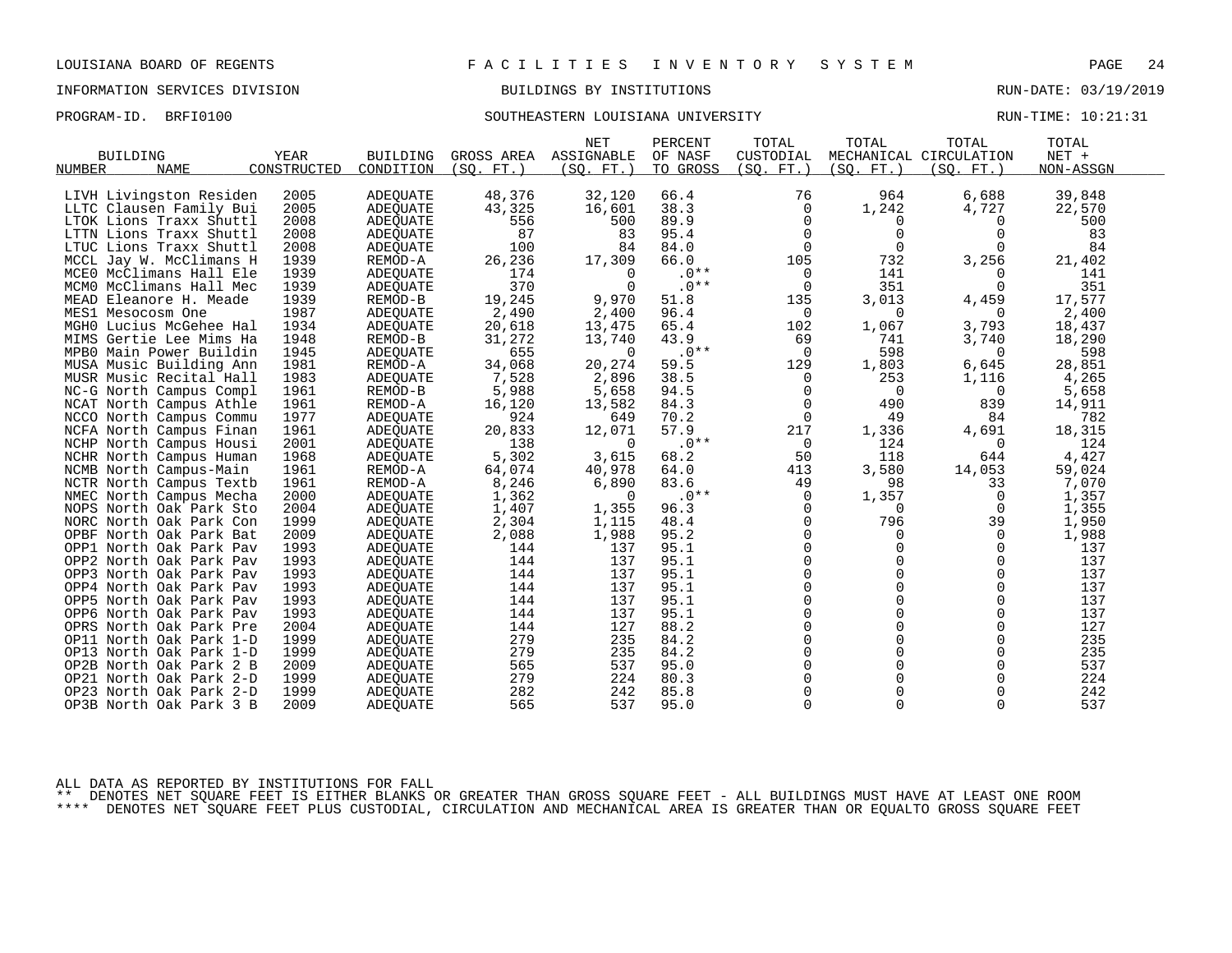LOUISIANA BOARD OF REGENTS — FACILITIES INVENTORY SYSTEM

INFORMATION SERVICES DIVISION — BUILDINGS BY INSTITUTIONS — RUN-DATE: 03/19/2019

PROGRAM-ID. BRFI0100 — SOUTHEASTERN LOUISIANA UNIVERSITY — RUN-TIME: 10:21:31

| BUILDING NUMBER | NAME | YEAR CONSTRUCTED | BUILDING CONDITION | GROSS AREA (SQ. FT.) | NET ASSIGNABLE (SQ. FT.) | PERCENT OF NASF TO GROSS | TOTAL CUSTODIAL (SQ. FT.) | TOTAL MECHANICAL (SQ. FT.) | TOTAL CIRCULATION (SQ. FT.) | TOTAL NET + NON-ASSGN |
|---|---|---|---|---|---|---|---|---|---|---|
| LIVH | Livingston Residen | 2005 | ADEQUATE | 48,376 | 32,120 | 66.4 | 76 | 964 | 6,688 | 39,848 |
| LLTC | Clausen Family Bui | 2005 | ADEQUATE | 43,325 | 16,601 | 38.3 | 0 | 1,242 | 4,727 | 22,570 |
| LTOK | Lions Traxx Shuttl | 2008 | ADEQUATE | 556 | 500 | 89.9 | 0 | 0 | 0 | 500 |
| LTTN | Lions Traxx Shuttl | 2008 | ADEQUATE | 87 | 83 | 95.4 | 0 | 0 | 0 | 83 |
| LTUC | Lions Traxx Shuttl | 2008 | ADEQUATE | 100 | 84 | 84.0 | 0 | 0 | 0 | 84 |
| MCCL | Jay W. McClimans H | 1939 | REMOD-A | 26,236 | 17,309 | 66.0 | 105 | 732 | 3,256 | 21,402 |
| MCE0 | McClimans Hall Ele | 1939 | ADEQUATE | 174 | 0 | .0** | 0 | 141 | 0 | 141 |
| MCM0 | McClimans Hall Mec | 1939 | ADEQUATE | 370 | 0 | .0** | 0 | 351 | 0 | 351 |
| MEAD | Eleanore H. Meade | 1939 | REMOD-B | 19,245 | 9,970 | 51.8 | 135 | 3,013 | 4,459 | 17,577 |
| MES1 | Mesocosm One | 1987 | ADEQUATE | 2,490 | 2,400 | 96.4 | 0 | 0 | 0 | 2,400 |
| MGH0 | Lucius McGehee Hal | 1934 | ADEQUATE | 20,618 | 13,475 | 65.4 | 102 | 1,067 | 3,793 | 18,437 |
| MIMS | Gertie Lee Mims Ha | 1948 | REMOD-B | 31,272 | 13,740 | 43.9 | 69 | 741 | 3,740 | 18,290 |
| MPB0 | Main Power Buildin | 1945 | ADEQUATE | 655 | 0 | .0** | 0 | 598 | 0 | 598 |
| MUSA | Music Building Ann | 1981 | REMOD-A | 34,068 | 20,274 | 59.5 | 129 | 1,803 | 6,645 | 28,851 |
| MUSR | Music Recital Hall | 1983 | ADEQUATE | 7,528 | 2,896 | 38.5 | 0 | 253 | 1,116 | 4,265 |
| NC-G | North Campus Compl | 1961 | REMOD-B | 5,988 | 5,658 | 94.5 | 0 | 0 | 0 | 5,658 |
| NCAT | North Campus Athle | 1961 | REMOD-A | 16,120 | 13,582 | 84.3 | 0 | 490 | 839 | 14,911 |
| NCCO | North Campus Commu | 1977 | ADEQUATE | 924 | 649 | 70.2 | 0 | 49 | 84 | 782 |
| NCFA | North Campus Finan | 1961 | ADEQUATE | 20,833 | 12,071 | 57.9 | 217 | 1,336 | 4,691 | 18,315 |
| NCHP | North Campus Housi | 2001 | ADEQUATE | 138 | 0 | .0** | 0 | 124 | 0 | 124 |
| NCHR | North Campus Human | 1968 | ADEQUATE | 5,302 | 3,615 | 68.2 | 50 | 118 | 644 | 4,427 |
| NCMB | North Campus-Main | 1961 | REMOD-A | 64,074 | 40,978 | 64.0 | 413 | 3,580 | 14,053 | 59,024 |
| NCTR | North Campus Textb | 1961 | REMOD-A | 8,246 | 6,890 | 83.6 | 49 | 98 | 33 | 7,070 |
| NMEC | North Campus Mecha | 2000 | ADEQUATE | 1,362 | 0 | .0** | 0 | 1,357 | 0 | 1,357 |
| NOPS | North Oak Park Sto | 2004 | ADEQUATE | 1,407 | 1,355 | 96.3 | 0 | 0 | 0 | 1,355 |
| NORC | North Oak Park Con | 1999 | ADEQUATE | 2,304 | 1,115 | 48.4 | 0 | 796 | 39 | 1,950 |
| OPBF | North Oak Park Bat | 2009 | ADEQUATE | 2,088 | 1,988 | 95.2 | 0 | 0 | 0 | 1,988 |
| OPP1 | North Oak Park Pav | 1993 | ADEQUATE | 144 | 137 | 95.1 | 0 | 0 | 0 | 137 |
| OPP2 | North Oak Park Pav | 1993 | ADEQUATE | 144 | 137 | 95.1 | 0 | 0 | 0 | 137 |
| OPP3 | North Oak Park Pav | 1993 | ADEQUATE | 144 | 137 | 95.1 | 0 | 0 | 0 | 137 |
| OPP4 | North Oak Park Pav | 1993 | ADEQUATE | 144 | 137 | 95.1 | 0 | 0 | 0 | 137 |
| OPP5 | North Oak Park Pav | 1993 | ADEQUATE | 144 | 137 | 95.1 | 0 | 0 | 0 | 137 |
| OPP6 | North Oak Park Pav | 1993 | ADEQUATE | 144 | 137 | 95.1 | 0 | 0 | 0 | 137 |
| OPRS | North Oak Park Pre | 2004 | ADEQUATE | 144 | 127 | 88.2 | 0 | 0 | 0 | 127 |
| OP11 | North Oak Park 1-D | 1999 | ADEQUATE | 279 | 235 | 84.2 | 0 | 0 | 0 | 235 |
| OP13 | North Oak Park 1-D | 1999 | ADEQUATE | 279 | 235 | 84.2 | 0 | 0 | 0 | 235 |
| OP2B | North Oak Park 2 B | 2009 | ADEQUATE | 565 | 537 | 95.0 | 0 | 0 | 0 | 537 |
| OP21 | North Oak Park 2-D | 1999 | ADEQUATE | 279 | 224 | 80.3 | 0 | 0 | 0 | 224 |
| OP23 | North Oak Park 2-D | 1999 | ADEQUATE | 282 | 242 | 85.8 | 0 | 0 | 0 | 242 |
| OP3B | North Oak Park 3 B | 2009 | ADEQUATE | 565 | 537 | 95.0 | 0 | 0 | 0 | 537 |

ALL DATA AS REPORTED BY INSTITUTIONS FOR FALL

** DENOTES NET SQUARE FEET IS EITHER BLANKS OR GREATER THAN GROSS SQUARE FEET - ALL BUILDINGS MUST HAVE AT LEAST ONE ROOM

**** DENOTES NET SQUARE FEET PLUS CUSTODIAL, CIRCULATION AND MECHANICAL AREA IS GREATER THAN OR EQUALTO GROSS SQUARE FEET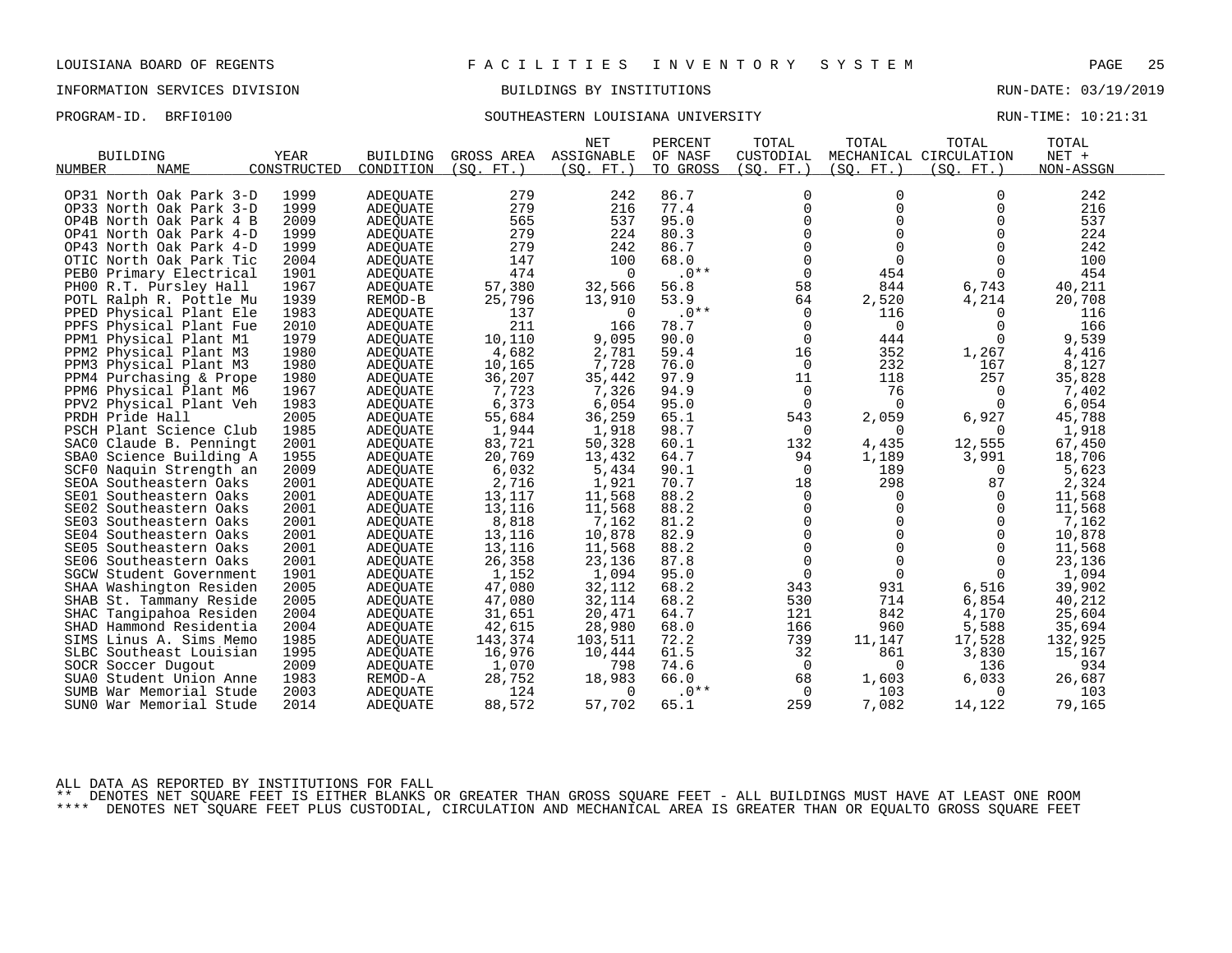LOUISIANA BOARD OF REGENTS — F A C I L I T I E S   I N V E N T O R Y   S Y S T E M

INFORMATION SERVICES DIVISION — BUILDINGS BY INSTITUTIONS — RUN-DATE: 03/19/2019

PROGRAM-ID. BRFI0100 — SOUTHEASTERN LOUISIANA UNIVERSITY — RUN-TIME: 10:21:31

| BUILDING NUMBER | NAME | YEAR CONSTRUCTED | BUILDING CONDITION | GROSS AREA (SQ. FT.) | NET ASSIGNABLE (SQ. FT.) | PERCENT OF NASF TO GROSS | TOTAL CUSTODIAL (SQ. FT.) | TOTAL MECHANICAL (SQ. FT.) | TOTAL CIRCULATION (SQ. FT.) | TOTAL NET + NON-ASSGN |
|---|---|---|---|---|---|---|---|---|---|---|
| OP31 | North Oak Park 3-D | 1999 | ADEQUATE | 279 | 242 | 86.7 | 0 | 0 | 0 | 242 |
| OP33 | North Oak Park 3-D | 1999 | ADEQUATE | 279 | 216 | 77.4 | 0 | 0 | 0 | 216 |
| OP4B | North Oak Park 4 B | 2009 | ADEQUATE | 565 | 537 | 95.0 | 0 | 0 | 0 | 537 |
| OP41 | North Oak Park 4-D | 1999 | ADEQUATE | 279 | 224 | 80.3 | 0 | 0 | 0 | 224 |
| OP43 | North Oak Park 4-D | 1999 | ADEQUATE | 279 | 242 | 86.7 | 0 | 0 | 0 | 242 |
| OTIC | North Oak Park Tic | 2004 | ADEQUATE | 147 | 100 | 68.0 | 0 | 0 | 0 | 100 |
| PEB0 | Primary Electrical | 1901 | ADEQUATE | 474 | 0 | .0** | 0 | 454 | 0 | 454 |
| PH00 | R.T. Pursley Hall | 1967 | ADEQUATE | 57,380 | 32,566 | 56.8 | 58 | 844 | 6,743 | 40,211 |
| POTL | Ralph R. Pottle Mu | 1939 | REMOD-B | 25,796 | 13,910 | 53.9 | 64 | 2,520 | 4,214 | 20,708 |
| PPED | Physical Plant Ele | 1983 | ADEQUATE | 137 | 0 | .0** | 0 | 116 | 0 | 116 |
| PPFS | Physical Plant Fue | 2010 | ADEQUATE | 211 | 166 | 78.7 | 0 | 0 | 0 | 166 |
| PPM1 | Physical Plant M1 | 1979 | ADEQUATE | 10,110 | 9,095 | 90.0 | 0 | 444 | 0 | 9,539 |
| PPM2 | Physical Plant M3 | 1980 | ADEQUATE | 4,682 | 2,781 | 59.4 | 16 | 352 | 1,267 | 4,416 |
| PPM3 | Physical Plant M3 | 1980 | ADEQUATE | 10,165 | 7,728 | 76.0 | 0 | 232 | 167 | 8,127 |
| PPM4 | Purchasing & Prope | 1980 | ADEQUATE | 36,207 | 35,442 | 97.9 | 11 | 118 | 257 | 35,828 |
| PPM6 | Physical Plant M6 | 1967 | ADEQUATE | 7,723 | 7,326 | 94.9 | 0 | 76 | 0 | 7,402 |
| PPV2 | Physical Plant Veh | 1983 | ADEQUATE | 6,373 | 6,054 | 95.0 | 0 | 0 | 0 | 6,054 |
| PRDH | Pride Hall | 2005 | ADEQUATE | 55,684 | 36,259 | 65.1 | 543 | 2,059 | 6,927 | 45,788 |
| PSCH | Plant Science Club | 1985 | ADEQUATE | 1,944 | 1,918 | 98.7 | 0 | 0 | 0 | 1,918 |
| SAC0 | Claude B. Penningt | 2001 | ADEQUATE | 83,721 | 50,328 | 60.1 | 132 | 4,435 | 12,555 | 67,450 |
| SBA0 | Science Building A | 1955 | ADEQUATE | 20,769 | 13,432 | 64.7 | 94 | 1,189 | 3,991 | 18,706 |
| SCF0 | Naquin Strength an | 2009 | ADEQUATE | 6,032 | 5,434 | 90.1 | 0 | 189 | 0 | 5,623 |
| SEOA | Southeastern Oaks | 2001 | ADEQUATE | 2,716 | 1,921 | 70.7 | 18 | 298 | 87 | 2,324 |
| SE01 | Southeastern Oaks | 2001 | ADEQUATE | 13,117 | 11,568 | 88.2 | 0 | 0 | 0 | 11,568 |
| SE02 | Southeastern Oaks | 2001 | ADEQUATE | 13,116 | 11,568 | 88.2 | 0 | 0 | 0 | 11,568 |
| SE03 | Southeastern Oaks | 2001 | ADEQUATE | 8,818 | 7,162 | 81.2 | 0 | 0 | 0 | 7,162 |
| SE04 | Southeastern Oaks | 2001 | ADEQUATE | 13,116 | 10,878 | 82.9 | 0 | 0 | 0 | 10,878 |
| SE05 | Southeastern Oaks | 2001 | ADEQUATE | 13,116 | 11,568 | 88.2 | 0 | 0 | 0 | 11,568 |
| SE06 | Southeastern Oaks | 2001 | ADEQUATE | 26,358 | 23,136 | 87.8 | 0 | 0 | 0 | 23,136 |
| SGCW | Student Government | 1901 | ADEQUATE | 1,152 | 1,094 | 95.0 | 0 | 0 | 0 | 1,094 |
| SHAA | Washington Residen | 2005 | ADEQUATE | 47,080 | 32,112 | 68.2 | 343 | 931 | 6,516 | 39,902 |
| SHAB | St. Tammany Reside | 2005 | ADEQUATE | 47,080 | 32,114 | 68.2 | 530 | 714 | 6,854 | 40,212 |
| SHAC | Tangipahoa Residen | 2004 | ADEQUATE | 31,651 | 20,471 | 64.7 | 121 | 842 | 4,170 | 25,604 |
| SHAD | Hammond Residentia | 2004 | ADEQUATE | 42,615 | 28,980 | 68.0 | 166 | 960 | 5,588 | 35,694 |
| SIMS | Linus A. Sims Memo | 1985 | ADEQUATE | 143,374 | 103,511 | 72.2 | 739 | 11,147 | 17,528 | 132,925 |
| SLBC | Southeast Louisian | 1995 | ADEQUATE | 16,976 | 10,444 | 61.5 | 32 | 861 | 3,830 | 15,167 |
| SOCR | Soccer Dugout | 2009 | ADEQUATE | 1,070 | 798 | 74.6 | 0 | 0 | 136 | 934 |
| SUA0 | Student Union Anne | 1983 | REMOD-A | 28,752 | 18,983 | 66.0 | 68 | 1,603 | 6,033 | 26,687 |
| SUMB | War Memorial Stude | 2003 | ADEQUATE | 124 | 0 | .0** | 0 | 103 | 0 | 103 |
| SUN0 | War Memorial Stude | 2014 | ADEQUATE | 88,572 | 57,702 | 65.1 | 259 | 7,082 | 14,122 | 79,165 |

ALL DATA AS REPORTED BY INSTITUTIONS FOR FALL
** DENOTES NET SQUARE FEET IS EITHER BLANKS OR GREATER THAN GROSS SQUARE FEET - ALL BUILDINGS MUST HAVE AT LEAST ONE ROOM
**** DENOTES NET SQUARE FEET PLUS CUSTODIAL, CIRCULATION AND MECHANICAL AREA IS GREATER THAN OR EQUALTO GROSS SQUARE FEET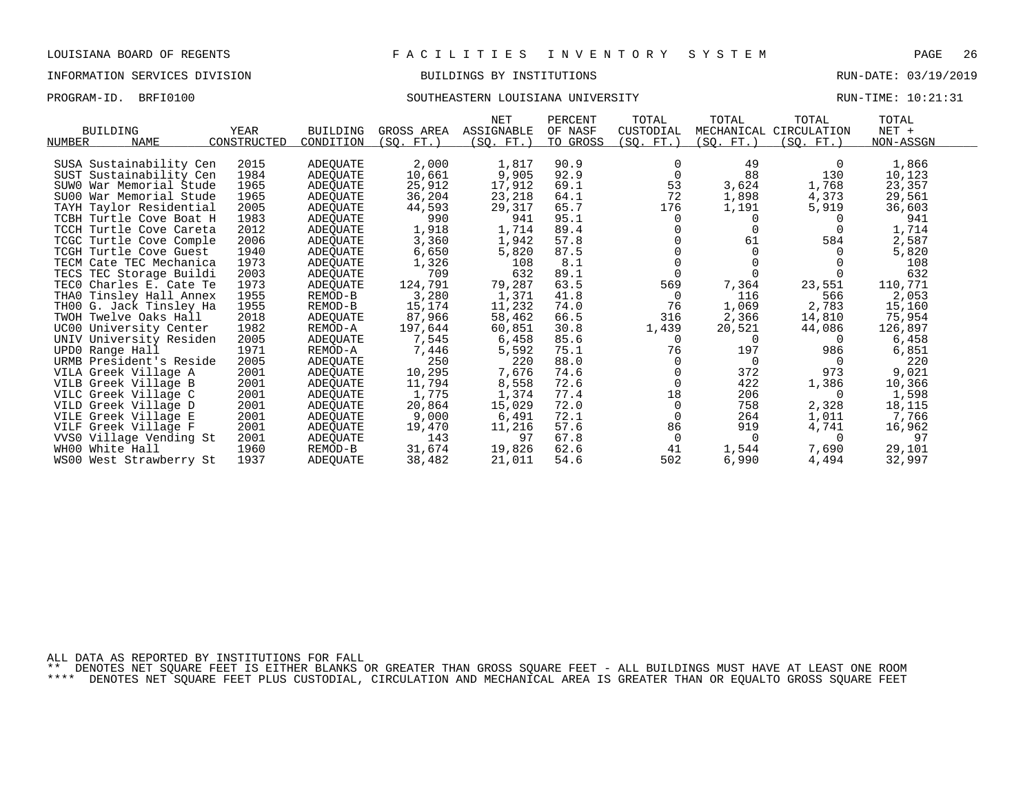LOUISIANA BOARD OF REGENTS — FACILITIES INVENTORY SYSTEM

INFORMATION SERVICES DIVISION — BUILDINGS BY INSTITUTIONS — RUN-DATE: 03/19/2019

PROGRAM-ID. BRFI0100 — SOUTHEASTERN LOUISIANA UNIVERSITY — RUN-TIME: 10:21:31

| BUILDING NUMBER | BUILDING NAME | YEAR CONSTRUCTED | BUILDING CONDITION | GROSS AREA (SQ. FT.) | NET ASSIGNABLE (SQ. FT.) | PERCENT OF NASF TO GROSS | TOTAL CUSTODIAL (SQ. FT.) | TOTAL MECHANICAL (SQ. FT.) | TOTAL CIRCULATION (SQ. FT.) | TOTAL NET + NON-ASSGN |
|---|---|---|---|---|---|---|---|---|---|---|
| SUSA | Sustainability Cen | 2015 | ADEQUATE | 2,000 | 1,817 | 90.9 | 0 | 49 | 0 | 1,866 |
| SUST | Sustainability Cen | 1984 | ADEQUATE | 10,661 | 9,905 | 92.9 | 0 | 88 | 130 | 10,123 |
| SUW0 | War Memorial Stude | 1965 | ADEQUATE | 25,912 | 17,912 | 69.1 | 53 | 3,624 | 1,768 | 23,357 |
| SU00 | War Memorial Stude | 1965 | ADEQUATE | 36,204 | 23,218 | 64.1 | 72 | 1,898 | 4,373 | 29,561 |
| TAYH | Taylor Residential | 2005 | ADEQUATE | 44,593 | 29,317 | 65.7 | 176 | 1,191 | 5,919 | 36,603 |
| TCBH | Turtle Cove Boat H | 1983 | ADEQUATE | 990 | 941 | 95.1 | 0 | 0 | 0 | 941 |
| TCCH | Turtle Cove Careta | 2012 | ADEQUATE | 1,918 | 1,714 | 89.4 | 0 | 0 | 0 | 1,714 |
| TCGC | Turtle Cove Comple | 2006 | ADEQUATE | 3,360 | 1,942 | 57.8 | 0 | 61 | 584 | 2,587 |
| TCGH | Turtle Cove Guest | 1940 | ADEQUATE | 6,650 | 5,820 | 87.5 | 0 | 0 | 0 | 5,820 |
| TECM | Cate TEC Mechanica | 1973 | ADEQUATE | 1,326 | 108 | 8.1 | 0 | 0 | 0 | 108 |
| TECS | TEC Storage Buildi | 2003 | ADEQUATE | 709 | 632 | 89.1 | 0 | 0 | 0 | 632 |
| TEC0 | Charles E. Cate Te | 1973 | ADEQUATE | 124,791 | 79,287 | 63.5 | 569 | 7,364 | 23,551 | 110,771 |
| THA0 | Tinsley Hall Annex | 1955 | REMOD-B | 3,280 | 1,371 | 41.8 | 0 | 116 | 566 | 2,053 |
| TH00 | G. Jack Tinsley Ha | 1955 | REMOD-B | 15,174 | 11,232 | 74.0 | 76 | 1,069 | 2,783 | 15,160 |
| TWOH | Twelve Oaks Hall | 2018 | ADEQUATE | 87,966 | 58,462 | 66.5 | 316 | 2,366 | 14,810 | 75,954 |
| UC00 | University Center | 1982 | REMOD-A | 197,644 | 60,851 | 30.8 | 1,439 | 20,521 | 44,086 | 126,897 |
| UNIV | University Residen | 2005 | ADEQUATE | 7,545 | 6,458 | 85.6 | 0 | 0 | 0 | 6,458 |
| UPD0 | Range Hall | 1971 | REMOD-A | 7,446 | 5,592 | 75.1 | 76 | 197 | 986 | 6,851 |
| URMB | President's Reside | 2005 | ADEQUATE | 250 | 220 | 88.0 | 0 | 0 | 0 | 220 |
| VILA | Greek Village A | 2001 | ADEQUATE | 10,295 | 7,676 | 74.6 | 0 | 372 | 973 | 9,021 |
| VILB | Greek Village B | 2001 | ADEQUATE | 11,794 | 8,558 | 72.6 | 0 | 422 | 1,386 | 10,366 |
| VILC | Greek Village C | 2001 | ADEQUATE | 1,775 | 1,374 | 77.4 | 18 | 206 | 0 | 1,598 |
| VILD | Greek Village D | 2001 | ADEQUATE | 20,864 | 15,029 | 72.0 | 0 | 758 | 2,328 | 18,115 |
| VILE | Greek Village E | 2001 | ADEQUATE | 9,000 | 6,491 | 72.1 | 0 | 264 | 1,011 | 7,766 |
| VILF | Greek Village F | 2001 | ADEQUATE | 19,470 | 11,216 | 57.6 | 86 | 919 | 4,741 | 16,962 |
| VVS0 | Village Vending St | 2001 | ADEQUATE | 143 | 97 | 67.8 | 0 | 0 | 0 | 97 |
| WH00 | White Hall | 1960 | REMOD-B | 31,674 | 19,826 | 62.6 | 41 | 1,544 | 7,690 | 29,101 |
| WS00 | West Strawberry St | 1937 | ADEQUATE | 38,482 | 21,011 | 54.6 | 502 | 6,990 | 4,494 | 32,997 |

ALL DATA AS REPORTED BY INSTITUTIONS FOR FALL

** DENOTES NET SQUARE FEET IS EITHER BLANKS OR GREATER THAN GROSS SQUARE FEET - ALL BUILDINGS MUST HAVE AT LEAST ONE ROOM

**** DENOTES NET SQUARE FEET PLUS CUSTODIAL, CIRCULATION AND MECHANICAL AREA IS GREATER THAN OR EQUALTO GROSS SQUARE FEET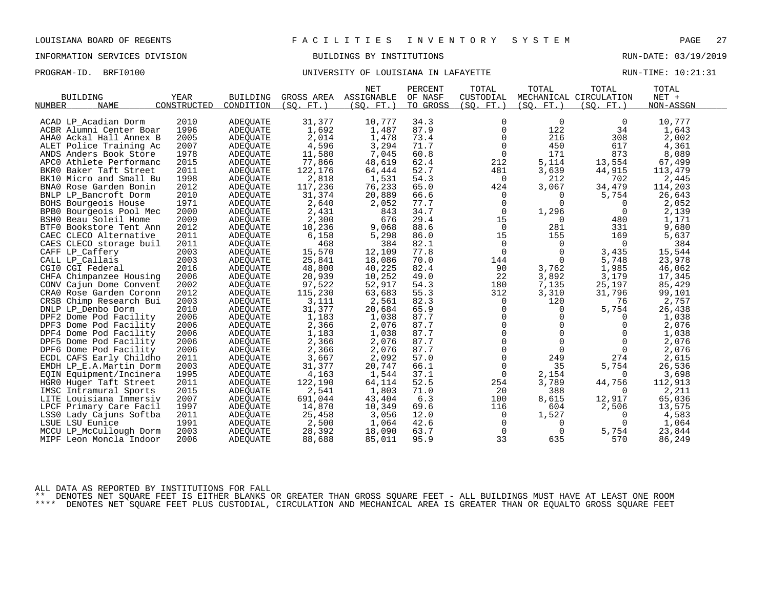LOUISIANA BOARD OF REGENTS — F A C I L I T I E S   I N V E N T O R Y   S Y S T E M

INFORMATION SERVICES DIVISION — BUILDINGS BY INSTITUTIONS — RUN-DATE: 03/19/2019

PROGRAM-ID. BRFI0100 — UNIVERSITY OF LOUISIANA IN LAFAYETTE — RUN-TIME: 10:21:31

| BUILDING NUMBER | NAME | YEAR CONSTRUCTED | BUILDING CONDITION | GROSS AREA (SQ. FT.) | NET ASSIGNABLE (SQ. FT.) | PERCENT OF NASF TO GROSS | TOTAL CUSTODIAL (SQ. FT.) | TOTAL MECHANICAL (SQ. FT.) | TOTAL CIRCULATION (SQ. FT.) | TOTAL NET + NON-ASSGN |
|---|---|---|---|---|---|---|---|---|---|---|
| ACAD | LP_Acadian Dorm | 2010 | ADEQUATE | 31,377 | 10,777 | 34.3 | 0 | 0 | 0 | 10,777 |
| ACBR | Alumni Center Boar | 1996 | ADEQUATE | 1,692 | 1,487 | 87.9 | 0 | 122 | 34 | 1,643 |
| AHA0 | Ackal Hall Annex B | 2005 | ADEQUATE | 2,014 | 1,478 | 73.4 | 0 | 216 | 308 | 2,002 |
| ALET | Police Training Ac | 2007 | ADEQUATE | 4,596 | 3,294 | 71.7 | 0 | 450 | 617 | 4,361 |
| ANDS | Anders Book Store | 1978 | ADEQUATE | 11,580 | 7,045 | 60.8 | 0 | 171 | 873 | 8,089 |
| APC0 | Athlete Performanc | 2015 | ADEQUATE | 77,866 | 48,619 | 62.4 | 212 | 5,114 | 13,554 | 67,499 |
| BKR0 | Baker Taft Street | 2011 | ADEQUATE | 122,176 | 64,444 | 52.7 | 481 | 3,639 | 44,915 | 113,479 |
| BK10 | Micro and Small Bu | 1998 | ADEQUATE | 2,818 | 1,531 | 54.3 | 0 | 212 | 702 | 2,445 |
| BNA0 | Rose Garden Bonin | 2012 | ADEQUATE | 117,236 | 76,233 | 65.0 | 424 | 3,067 | 34,479 | 114,203 |
| BNLP | LP_Bancroft Dorm | 2010 | ADEQUATE | 31,374 | 20,889 | 66.6 | 0 | 0 | 5,754 | 26,643 |
| BOHS | Bourgeois House | 1971 | ADEQUATE | 2,640 | 2,052 | 77.7 | 0 | 0 | 0 | 2,052 |
| BPB0 | Bourgeois Pool Mec | 2000 | ADEQUATE | 2,431 | 843 | 34.7 | 0 | 1,296 | 0 | 2,139 |
| BSH0 | Beau Soleil Home | 2009 | ADEQUATE | 2,300 | 676 | 29.4 | 15 | 0 | 480 | 1,171 |
| BTF0 | Bookstore Tent Ann | 2012 | ADEQUATE | 10,236 | 9,068 | 88.6 | 0 | 281 | 331 | 9,680 |
| CAEC | CLECO Alternative | 2011 | ADEQUATE | 6,158 | 5,298 | 86.0 | 15 | 155 | 169 | 5,637 |
| CAES | CLECO storage buil | 2011 | ADEQUATE | 468 | 384 | 82.1 | 0 | 0 | 0 | 384 |
| CAFF | LP_Caffery | 2003 | ADEQUATE | 15,570 | 12,109 | 77.8 | 0 | 0 | 3,435 | 15,544 |
| CALL | LP_Callais | 2003 | ADEQUATE | 25,841 | 18,086 | 70.0 | 144 | 0 | 5,748 | 23,978 |
| CGI0 | CGI Federal | 2016 | ADEQUATE | 48,800 | 40,225 | 82.4 | 90 | 3,762 | 1,985 | 46,062 |
| CHFA | Chimpanzee Housing | 2006 | ADEQUATE | 20,939 | 10,252 | 49.0 | 22 | 3,892 | 3,179 | 17,345 |
| CONV | Cajun Dome Convent | 2002 | ADEQUATE | 97,522 | 52,917 | 54.3 | 180 | 7,135 | 25,197 | 85,429 |
| CRA0 | Rose Garden Coronn | 2012 | ADEQUATE | 115,230 | 63,683 | 55.3 | 312 | 3,310 | 31,796 | 99,101 |
| CRSB | Chimp Research Bui | 2003 | ADEQUATE | 3,111 | 2,561 | 82.3 | 0 | 120 | 76 | 2,757 |
| DNLP | LP_Denbo Dorm | 2010 | ADEQUATE | 31,377 | 20,684 | 65.9 | 0 | 0 | 5,754 | 26,438 |
| DPF2 | Dome Pod Facility | 2006 | ADEQUATE | 1,183 | 1,038 | 87.7 | 0 | 0 | 0 | 1,038 |
| DPF3 | Dome Pod Facility | 2006 | ADEQUATE | 2,366 | 2,076 | 87.7 | 0 | 0 | 0 | 2,076 |
| DPF4 | Dome Pod Facility | 2006 | ADEQUATE | 1,183 | 1,038 | 87.7 | 0 | 0 | 0 | 1,038 |
| DPF5 | Dome Pod Facility | 2006 | ADEQUATE | 2,366 | 2,076 | 87.7 | 0 | 0 | 0 | 2,076 |
| DPF6 | Dome Pod Facility | 2006 | ADEQUATE | 2,366 | 2,076 | 87.7 | 0 | 0 | 0 | 2,076 |
| ECDL | CAFS Early Childho | 2011 | ADEQUATE | 3,667 | 2,092 | 57.0 | 0 | 249 | 274 | 2,615 |
| EMDH | LP_E.A.Martin Dorm | 2003 | ADEQUATE | 31,377 | 20,747 | 66.1 | 0 | 35 | 5,754 | 26,536 |
| EQIN | Equipment/Incinera | 1995 | ADEQUATE | 4,163 | 1,544 | 37.1 | 0 | 2,154 | 0 | 3,698 |
| HGR0 | Huger Taft Street | 2011 | ADEQUATE | 122,190 | 64,114 | 52.5 | 254 | 3,789 | 44,756 | 112,913 |
| IMSC | Intramural Sports | 2015 | ADEQUATE | 2,541 | 1,803 | 71.0 | 20 | 388 | 0 | 2,211 |
| LITE | Louisiana Immersiv | 2007 | ADEQUATE | 691,044 | 43,404 | 6.3 | 100 | 8,615 | 12,917 | 65,036 |
| LPCF | Primary Care Facil | 1997 | ADEQUATE | 14,870 | 10,349 | 69.6 | 116 | 604 | 2,506 | 13,575 |
| LSS0 | Lady Cajuns Softba | 2011 | ADEQUATE | 25,458 | 3,056 | 12.0 | 0 | 1,527 | 0 | 4,583 |
| LSUE | LSU Eunice | 1991 | ADEQUATE | 2,500 | 1,064 | 42.6 | 0 | 0 | 0 | 1,064 |
| MCCU | LP_McCullough Dorm | 2003 | ADEQUATE | 28,392 | 18,090 | 63.7 | 0 | 0 | 5,754 | 23,844 |
| MIPF | Leon Moncla Indoor | 2006 | ADEQUATE | 88,688 | 85,011 | 95.9 | 33 | 635 | 570 | 86,249 |

ALL DATA AS REPORTED BY INSTITUTIONS FOR FALL

** DENOTES NET SQUARE FEET IS EITHER BLANKS OR GREATER THAN GROSS SQUARE FEET - ALL BUILDINGS MUST HAVE AT LEAST ONE ROOM

**** DENOTES NET SQUARE FEET PLUS CUSTODIAL, CIRCULATION AND MECHANICAL AREA IS GREATER THAN OR EQUALTO GROSS SQUARE FEET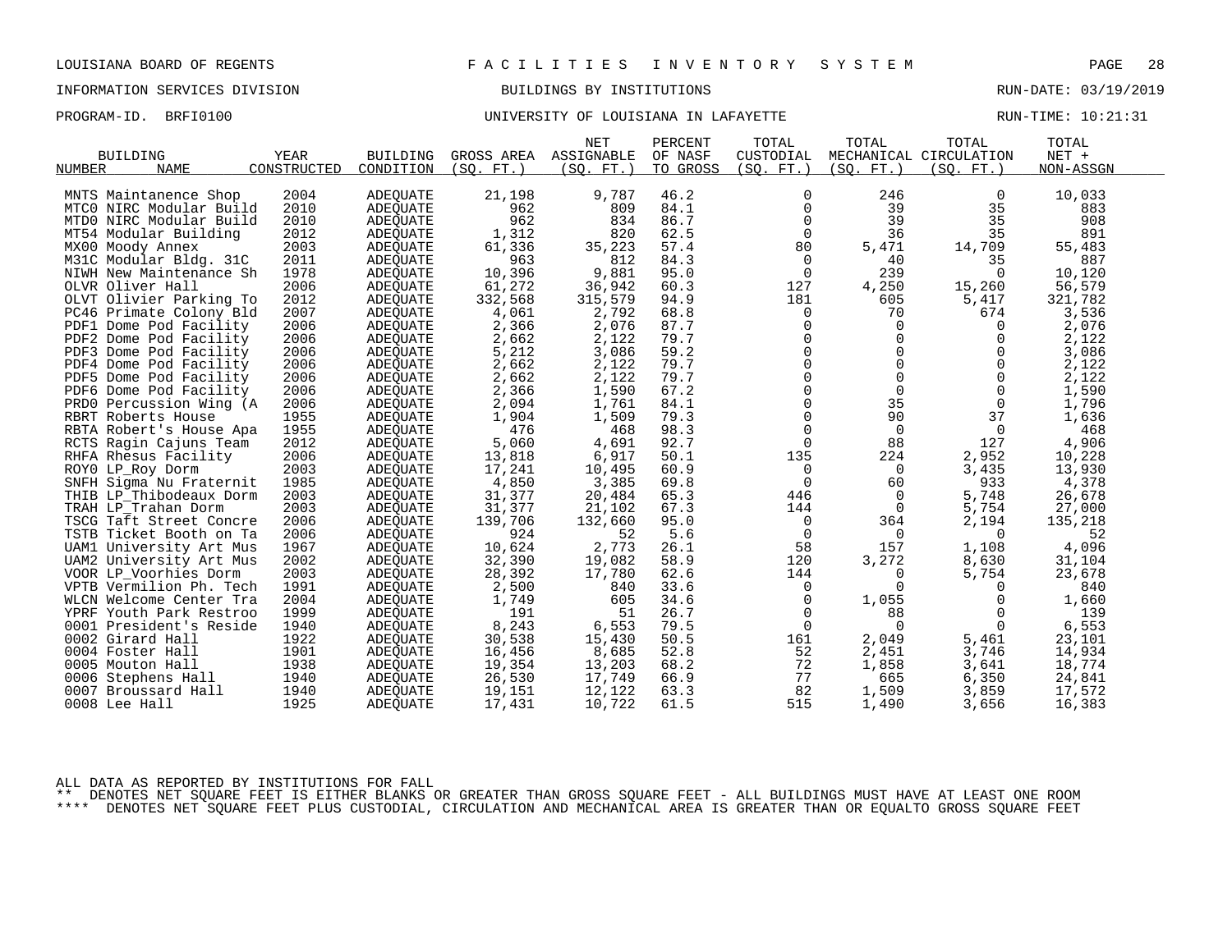LOUISIANA BOARD OF REGENTS — FACILITIES INVENTORY SYSTEM

INFORMATION SERVICES DIVISION — BUILDINGS BY INSTITUTIONS — RUN-DATE: 03/19/2019

PROGRAM-ID. BRFI0100 — UNIVERSITY OF LOUISIANA IN LAFAYETTE — RUN-TIME: 10:21:31

| BUILDING NUMBER | NAME | YEAR CONSTRUCTED | BUILDING CONDITION | GROSS AREA (SQ. FT.) | NET ASSIGNABLE (SQ. FT.) | PERCENT OF NASF TO GROSS | TOTAL CUSTODIAL (SQ. FT.) | TOTAL MECHANICAL (SQ. FT.) | TOTAL CIRCULATION (SQ. FT.) | TOTAL NET + NON-ASSGN |
|---|---|---|---|---|---|---|---|---|---|---|
| MNTS | Maintanence Shop | 2004 | ADEQUATE | 21,198 | 9,787 | 46.2 | 0 | 246 | 0 | 10,033 |
| MTC0 | NIRC Modular Build | 2010 | ADEQUATE | 962 | 809 | 84.1 | 0 | 39 | 35 | 883 |
| MTD0 | NIRC Modular Build | 2010 | ADEQUATE | 962 | 834 | 86.7 | 0 | 39 | 35 | 908 |
| MT54 | Modular Building | 2012 | ADEQUATE | 1,312 | 820 | 62.5 | 0 | 36 | 35 | 891 |
| MX00 | Moody Annex | 2003 | ADEQUATE | 61,336 | 35,223 | 57.4 | 80 | 5,471 | 14,709 | 55,483 |
| M31C | Modular Bldg. 31C | 2011 | ADEQUATE | 963 | 812 | 84.3 | 0 | 40 | 35 | 887 |
| NIWH | New Maintenance Sh | 1978 | ADEQUATE | 10,396 | 9,881 | 95.0 | 0 | 239 | 0 | 10,120 |
| OLVR | Oliver Hall | 2006 | ADEQUATE | 61,272 | 36,942 | 60.3 | 127 | 4,250 | 15,260 | 56,579 |
| OLVT | Olivier Parking To | 2012 | ADEQUATE | 332,568 | 315,579 | 94.9 | 181 | 605 | 5,417 | 321,782 |
| PC46 | Primate Colony Bld | 2007 | ADEQUATE | 4,061 | 2,792 | 68.8 | 0 | 70 | 674 | 3,536 |
| PDF1 | Dome Pod Facility | 2006 | ADEQUATE | 2,366 | 2,076 | 87.7 | 0 | 0 | 0 | 2,076 |
| PDF2 | Dome Pod Facility | 2006 | ADEQUATE | 2,662 | 2,122 | 79.7 | 0 | 0 | 0 | 2,122 |
| PDF3 | Dome Pod Facility | 2006 | ADEQUATE | 5,212 | 3,086 | 59.2 | 0 | 0 | 0 | 3,086 |
| PDF4 | Dome Pod Facility | 2006 | ADEQUATE | 2,662 | 2,122 | 79.7 | 0 | 0 | 0 | 2,122 |
| PDF5 | Dome Pod Facility | 2006 | ADEQUATE | 2,662 | 2,122 | 79.7 | 0 | 0 | 0 | 2,122 |
| PDF6 | Dome Pod Facility | 2006 | ADEQUATE | 2,366 | 1,590 | 67.2 | 0 | 0 | 0 | 1,590 |
| PRD0 | Percussion Wing (A | 2006 | ADEQUATE | 2,094 | 1,761 | 84.1 | 0 | 35 | 0 | 1,796 |
| RBRT | Roberts House | 1955 | ADEQUATE | 1,904 | 1,509 | 79.3 | 0 | 90 | 37 | 1,636 |
| RBTA | Robert's House Apa | 1955 | ADEQUATE | 476 | 468 | 98.3 | 0 | 0 | 0 | 468 |
| RCTS | Ragin Cajuns Team | 2012 | ADEQUATE | 5,060 | 4,691 | 92.7 | 0 | 88 | 127 | 4,906 |
| RHFA | Rhesus Facility | 2006 | ADEQUATE | 13,818 | 6,917 | 50.1 | 135 | 224 | 2,952 | 10,228 |
| ROY0 | LP_Roy Dorm | 2003 | ADEQUATE | 17,241 | 10,495 | 60.9 | 0 | 0 | 3,435 | 13,930 |
| SNFH | Sigma Nu Fraternit | 1985 | ADEQUATE | 4,850 | 3,385 | 69.8 | 0 | 60 | 933 | 4,378 |
| THIB | LP_Thibodeaux Dorm | 2003 | ADEQUATE | 31,377 | 20,484 | 65.3 | 446 | 0 | 5,748 | 26,678 |
| TRAH | LP_Trahan Dorm | 2003 | ADEQUATE | 31,377 | 21,102 | 67.3 | 144 | 0 | 5,754 | 27,000 |
| TSCG | Taft Street Concre | 2006 | ADEQUATE | 139,706 | 132,660 | 95.0 | 0 | 364 | 2,194 | 135,218 |
| TSTB | Ticket Booth on Ta | 2006 | ADEQUATE | 924 | 52 | 5.6 | 0 | 0 | 0 | 52 |
| UAM1 | University Art Mus | 1967 | ADEQUATE | 10,624 | 2,773 | 26.1 | 58 | 157 | 1,108 | 4,096 |
| UAM2 | University Art Mus | 2002 | ADEQUATE | 32,390 | 19,082 | 58.9 | 120 | 3,272 | 8,630 | 31,104 |
| VOOR | LP_Voorhies Dorm | 2003 | ADEQUATE | 28,392 | 17,780 | 62.6 | 144 | 0 | 5,754 | 23,678 |
| VPTB | Vermilion Ph. Tech | 1991 | ADEQUATE | 2,500 | 840 | 33.6 | 0 | 0 | 0 | 840 |
| WLCN | Welcome Center Tra | 2004 | ADEQUATE | 1,749 | 605 | 34.6 | 0 | 1,055 | 0 | 1,660 |
| YPRF | Youth Park Restroo | 1999 | ADEQUATE | 191 | 51 | 26.7 | 0 | 88 | 0 | 139 |
| 0001 | President's Reside | 1940 | ADEQUATE | 8,243 | 6,553 | 79.5 | 0 | 0 | 0 | 6,553 |
| 0002 | Girard Hall | 1922 | ADEQUATE | 30,538 | 15,430 | 50.5 | 161 | 2,049 | 5,461 | 23,101 |
| 0004 | Foster Hall | 1901 | ADEQUATE | 16,456 | 8,685 | 52.8 | 52 | 2,451 | 3,746 | 14,934 |
| 0005 | Mouton Hall | 1938 | ADEQUATE | 19,354 | 13,203 | 68.2 | 72 | 1,858 | 3,641 | 18,774 |
| 0006 | Stephens Hall | 1940 | ADEQUATE | 26,530 | 17,749 | 66.9 | 77 | 665 | 6,350 | 24,841 |
| 0007 | Broussard Hall | 1940 | ADEQUATE | 19,151 | 12,122 | 63.3 | 82 | 1,509 | 3,859 | 17,572 |
| 0008 | Lee Hall | 1925 | ADEQUATE | 17,431 | 10,722 | 61.5 | 515 | 1,490 | 3,656 | 16,383 |

ALL DATA AS REPORTED BY INSTITUTIONS FOR FALL

** DENOTES NET SQUARE FEET IS EITHER BLANKS OR GREATER THAN GROSS SQUARE FEET - ALL BUILDINGS MUST HAVE AT LEAST ONE ROOM

**** DENOTES NET SQUARE FEET PLUS CUSTODIAL, CIRCULATION AND MECHANICAL AREA IS GREATER THAN OR EQUALTO GROSS SQUARE FEET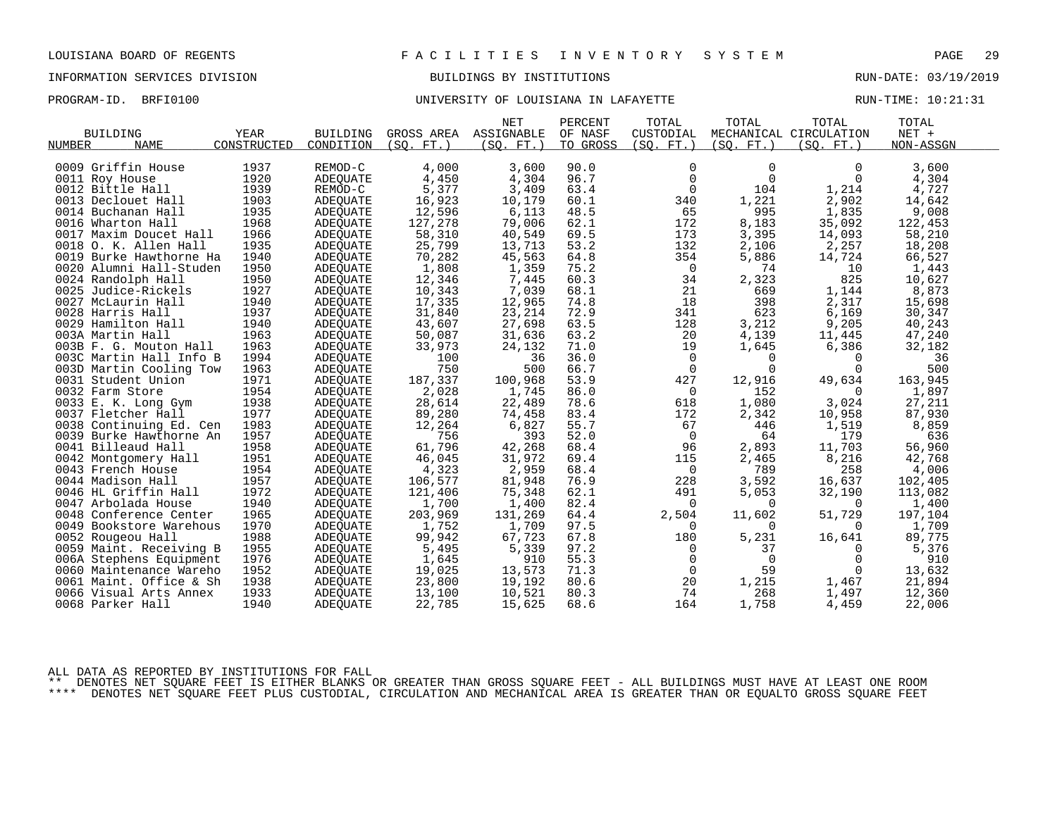LOUISIANA BOARD OF REGENTS — FACILITIES INVENTORY SYSTEM

INFORMATION SERVICES DIVISION — BUILDINGS BY INSTITUTIONS — RUN-DATE: 03/19/2019

PROGRAM-ID. BRFI0100 — UNIVERSITY OF LOUISIANA IN LAFAYETTE — RUN-TIME: 10:21:31

| BUILDING NUMBER | NAME | YEAR CONSTRUCTED | BUILDING CONDITION | GROSS AREA (SQ. FT.) | NET ASSIGNABLE (SQ. FT.) | PERCENT OF NASF TO GROSS | TOTAL CUSTODIAL (SQ. FT.) | TOTAL MECHANICAL (SQ. FT.) | TOTAL CIRCULATION (SQ. FT.) | TOTAL NET + NON-ASSGN |
|---|---|---|---|---|---|---|---|---|---|---|
| 0009 | Griffin House | 1937 | REMOD-C | 4,000 | 3,600 | 90.0 | 0 | 0 | 0 | 3,600 |
| 0011 | Roy House | 1920 | ADEQUATE | 4,450 | 4,304 | 96.7 | 0 | 0 | 0 | 4,304 |
| 0012 | Bittle Hall | 1939 | REMOD-C | 5,377 | 3,409 | 63.4 | 0 | 104 | 1,214 | 4,727 |
| 0013 | Declouet Hall | 1903 | ADEQUATE | 16,923 | 10,179 | 60.1 | 340 | 1,221 | 2,902 | 14,642 |
| 0014 | Buchanan Hall | 1935 | ADEQUATE | 12,596 | 6,113 | 48.5 | 65 | 995 | 1,835 | 9,008 |
| 0016 | Wharton Hall | 1968 | ADEQUATE | 127,278 | 79,006 | 62.1 | 172 | 8,183 | 35,092 | 122,453 |
| 0017 | Maxim Doucet Hall | 1966 | ADEQUATE | 58,310 | 40,549 | 69.5 | 173 | 3,395 | 14,093 | 58,210 |
| 0018 | O. K. Allen Hall | 1935 | ADEQUATE | 25,799 | 13,713 | 53.2 | 132 | 2,106 | 2,257 | 18,208 |
| 0019 | Burke Hawthorne Ha | 1940 | ADEQUATE | 70,282 | 45,563 | 64.8 | 354 | 5,886 | 14,724 | 66,527 |
| 0020 | Alumni Hall-Studen | 1950 | ADEQUATE | 1,808 | 1,359 | 75.2 | 0 | 74 | 10 | 1,443 |
| 0024 | Randolph Hall | 1950 | ADEQUATE | 12,346 | 7,445 | 60.3 | 34 | 2,323 | 825 | 10,627 |
| 0025 | Judice-Rickels | 1927 | ADEQUATE | 10,343 | 7,039 | 68.1 | 21 | 669 | 1,144 | 8,873 |
| 0027 | McLaurin Hall | 1940 | ADEQUATE | 17,335 | 12,965 | 74.8 | 18 | 398 | 2,317 | 15,698 |
| 0028 | Harris Hall | 1937 | ADEQUATE | 31,840 | 23,214 | 72.9 | 341 | 623 | 6,169 | 30,347 |
| 0029 | Hamilton Hall | 1940 | ADEQUATE | 43,607 | 27,698 | 63.5 | 128 | 3,212 | 9,205 | 40,243 |
| 003A | Martin Hall | 1963 | ADEQUATE | 50,087 | 31,636 | 63.2 | 20 | 4,139 | 11,445 | 47,240 |
| 003B | F. G. Mouton Hall | 1963 | ADEQUATE | 33,973 | 24,132 | 71.0 | 19 | 1,645 | 6,386 | 32,182 |
| 003C | Martin Hall Info B | 1994 | ADEQUATE | 100 | 36 | 36.0 | 0 | 0 | 0 | 36 |
| 003D | Martin Cooling Tow | 1963 | ADEQUATE | 750 | 500 | 66.7 | 0 | 0 | 0 | 500 |
| 0031 | Student Union | 1971 | ADEQUATE | 187,337 | 100,968 | 53.9 | 427 | 12,916 | 49,634 | 163,945 |
| 0032 | Farm Store | 1954 | ADEQUATE | 2,028 | 1,745 | 86.0 | 0 | 152 | 0 | 1,897 |
| 0033 | E. K. Long Gym | 1938 | ADEQUATE | 28,614 | 22,489 | 78.6 | 618 | 1,080 | 3,024 | 27,211 |
| 0037 | Fletcher Hall | 1977 | ADEQUATE | 89,280 | 74,458 | 83.4 | 172 | 2,342 | 10,958 | 87,930 |
| 0038 | Continuing Ed. Cen | 1983 | ADEQUATE | 12,264 | 6,827 | 55.7 | 67 | 446 | 1,519 | 8,859 |
| 0039 | Burke Hawthorne An | 1957 | ADEQUATE | 756 | 393 | 52.0 | 0 | 64 | 179 | 636 |
| 0041 | Billeaud Hall | 1958 | ADEQUATE | 61,796 | 42,268 | 68.4 | 96 | 2,893 | 11,703 | 56,960 |
| 0042 | Montgomery Hall | 1951 | ADEQUATE | 46,045 | 31,972 | 69.4 | 115 | 2,465 | 8,216 | 42,768 |
| 0043 | French House | 1954 | ADEQUATE | 4,323 | 2,959 | 68.4 | 0 | 789 | 258 | 4,006 |
| 0044 | Madison Hall | 1957 | ADEQUATE | 106,577 | 81,948 | 76.9 | 228 | 3,592 | 16,637 | 102,405 |
| 0046 | HL Griffin Hall | 1972 | ADEQUATE | 121,406 | 75,348 | 62.1 | 491 | 5,053 | 32,190 | 113,082 |
| 0047 | Arbolada House | 1940 | ADEQUATE | 1,700 | 1,400 | 82.4 | 0 | 0 | 0 | 1,400 |
| 0048 | Conference Center | 1965 | ADEQUATE | 203,969 | 131,269 | 64.4 | 2,504 | 11,602 | 51,729 | 197,104 |
| 0049 | Bookstore Warehous | 1970 | ADEQUATE | 1,752 | 1,709 | 97.5 | 0 | 0 | 0 | 1,709 |
| 0052 | Rougeou Hall | 1988 | ADEQUATE | 99,942 | 67,723 | 67.8 | 180 | 5,231 | 16,641 | 89,775 |
| 0059 | Maint. Receiving B | 1955 | ADEQUATE | 5,495 | 5,339 | 97.2 | 0 | 37 | 0 | 5,376 |
| 006A | Stephens Equipment | 1976 | ADEQUATE | 1,645 | 910 | 55.3 | 0 | 0 | 0 | 910 |
| 0060 | Maintenance Wareho | 1952 | ADEQUATE | 19,025 | 13,573 | 71.3 | 0 | 59 | 0 | 13,632 |
| 0061 | Maint. Office & Sh | 1938 | ADEQUATE | 23,800 | 19,192 | 80.6 | 20 | 1,215 | 1,467 | 21,894 |
| 0066 | Visual Arts Annex | 1933 | ADEQUATE | 13,100 | 10,521 | 80.3 | 74 | 268 | 1,497 | 12,360 |
| 0068 | Parker Hall | 1940 | ADEQUATE | 22,785 | 15,625 | 68.6 | 164 | 1,758 | 4,459 | 22,006 |

ALL DATA AS REPORTED BY INSTITUTIONS FOR FALL

** DENOTES NET SQUARE FEET IS EITHER BLANKS OR GREATER THAN GROSS SQUARE FEET - ALL BUILDINGS MUST HAVE AT LEAST ONE ROOM

**** DENOTES NET SQUARE FEET PLUS CUSTODIAL, CIRCULATION AND MECHANICAL AREA IS GREATER THAN OR EQUALTO GROSS SQUARE FEET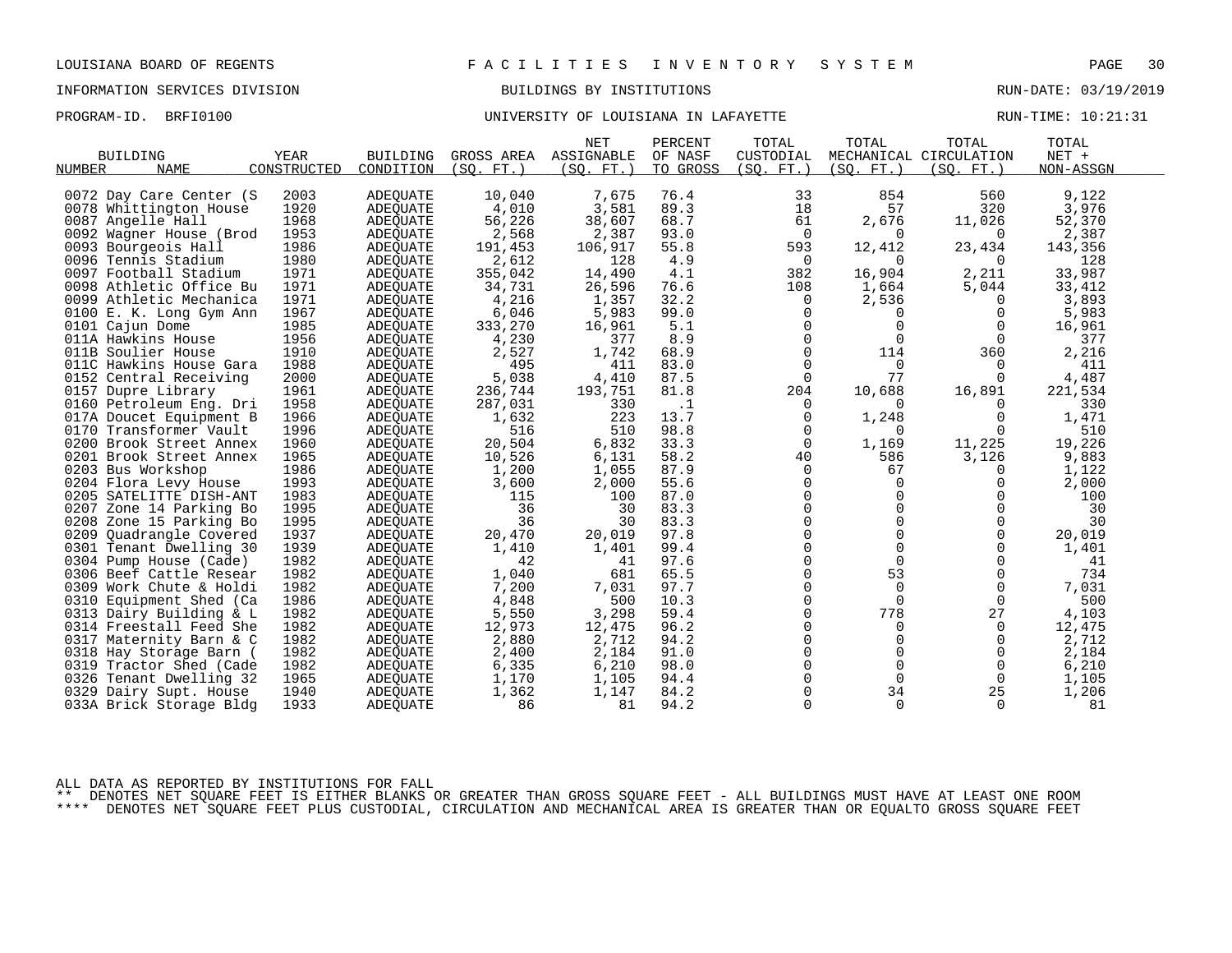LOUISIANA BOARD OF REGENTS — FACILITIES INVENTORY SYSTEM

INFORMATION SERVICES DIVISION — BUILDINGS BY INSTITUTIONS — RUN-DATE: 03/19/2019

PROGRAM-ID. BRFI0100 — UNIVERSITY OF LOUISIANA IN LAFAYETTE — RUN-TIME: 10:21:31

| BUILDING NUMBER | NAME | YEAR CONSTRUCTED | BUILDING CONDITION | GROSS AREA (SQ. FT.) | NET ASSIGNABLE (SQ. FT.) | PERCENT OF NASF TO GROSS | TOTAL CUSTODIAL (SQ. FT.) | TOTAL MECHANICAL (SQ. FT.) | TOTAL CIRCULATION (SQ. FT.) | TOTAL NET + NON-ASSGN |
|---|---|---|---|---|---|---|---|---|---|---|
| 0072 | Day Care Center (S | 2003 | ADEQUATE | 10,040 | 7,675 | 76.4 | 33 | 854 | 560 | 9,122 |
| 0078 | Whittington House | 1920 | ADEQUATE | 4,010 | 3,581 | 89.3 | 18 | 57 | 320 | 3,976 |
| 0087 | Angelle Hall | 1968 | ADEQUATE | 56,226 | 38,607 | 68.7 | 61 | 2,676 | 11,026 | 52,370 |
| 0092 | Wagner House (Brod | 1953 | ADEQUATE | 2,568 | 2,387 | 93.0 | 0 | 0 | 0 | 2,387 |
| 0093 | Bourgeois Hall | 1986 | ADEQUATE | 191,453 | 106,917 | 55.8 | 593 | 12,412 | 23,434 | 143,356 |
| 0096 | Tennis Stadium | 1980 | ADEQUATE | 2,612 | 128 | 4.9 | 0 | 0 | 0 | 128 |
| 0097 | Football Stadium | 1971 | ADEQUATE | 355,042 | 14,490 | 4.1 | 382 | 16,904 | 2,211 | 33,987 |
| 0098 | Athletic Office Bu | 1971 | ADEQUATE | 34,731 | 26,596 | 76.6 | 108 | 1,664 | 5,044 | 33,412 |
| 0099 | Athletic Mechanica | 1971 | ADEQUATE | 4,216 | 1,357 | 32.2 | 0 | 2,536 | 0 | 3,893 |
| 0100 | E. K. Long Gym Ann | 1967 | ADEQUATE | 6,046 | 5,983 | 99.0 | 0 | 0 | 0 | 5,983 |
| 0101 | Cajun Dome | 1985 | ADEQUATE | 333,270 | 16,961 | 5.1 | 0 | 0 | 0 | 16,961 |
| 011A | Hawkins House | 1956 | ADEQUATE | 4,230 | 377 | 8.9 | 0 | 0 | 0 | 377 |
| 011B | Soulier House | 1910 | ADEQUATE | 2,527 | 1,742 | 68.9 | 0 | 114 | 360 | 2,216 |
| 011C | Hawkins House Gara | 1988 | ADEQUATE | 495 | 411 | 83.0 | 0 | 0 | 0 | 411 |
| 0152 | Central Receiving | 2000 | ADEQUATE | 5,038 | 4,410 | 87.5 | 0 | 77 | 0 | 4,487 |
| 0157 | Dupre Library | 1961 | ADEQUATE | 236,744 | 193,751 | 81.8 | 204 | 10,688 | 16,891 | 221,534 |
| 0160 | Petroleum Eng. Dri | 1958 | ADEQUATE | 287,031 | 330 | .1 | 0 | 0 | 0 | 330 |
| 017A | Doucet Equipment B | 1966 | ADEQUATE | 1,632 | 223 | 13.7 | 0 | 1,248 | 0 | 1,471 |
| 0170 | Transformer Vault | 1996 | ADEQUATE | 516 | 510 | 98.8 | 0 | 0 | 0 | 510 |
| 0200 | Brook Street Annex | 1960 | ADEQUATE | 20,504 | 6,832 | 33.3 | 0 | 1,169 | 11,225 | 19,226 |
| 0201 | Brook Street Annex | 1965 | ADEQUATE | 10,526 | 6,131 | 58.2 | 40 | 586 | 3,126 | 9,883 |
| 0203 | Bus Workshop | 1986 | ADEQUATE | 1,200 | 1,055 | 87.9 | 0 | 67 | 0 | 1,122 |
| 0204 | Flora Levy House | 1993 | ADEQUATE | 3,600 | 2,000 | 55.6 | 0 | 0 | 0 | 2,000 |
| 0205 | SATELITTE DISH-ANT | 1983 | ADEQUATE | 115 | 100 | 87.0 | 0 | 0 | 0 | 100 |
| 0207 | Zone 14 Parking Bo | 1995 | ADEQUATE | 36 | 30 | 83.3 | 0 | 0 | 0 | 30 |
| 0208 | Zone 15 Parking Bo | 1995 | ADEQUATE | 36 | 30 | 83.3 | 0 | 0 | 0 | 30 |
| 0209 | Quadrangle Covered | 1937 | ADEQUATE | 20,470 | 20,019 | 97.8 | 0 | 0 | 0 | 20,019 |
| 0301 | Tenant Dwelling 30 | 1939 | ADEQUATE | 1,410 | 1,401 | 99.4 | 0 | 0 | 0 | 1,401 |
| 0304 | Pump House (Cade) | 1982 | ADEQUATE | 42 | 41 | 97.6 | 0 | 0 | 0 | 41 |
| 0306 | Beef Cattle Resear | 1982 | ADEQUATE | 1,040 | 681 | 65.5 | 0 | 53 | 0 | 734 |
| 0309 | Work Chute & Holdi | 1982 | ADEQUATE | 7,200 | 7,031 | 97.7 | 0 | 0 | 0 | 7,031 |
| 0310 | Equipment Shed (Ca | 1986 | ADEQUATE | 4,848 | 500 | 10.3 | 0 | 0 | 0 | 500 |
| 0313 | Dairy Building & L | 1982 | ADEQUATE | 5,550 | 3,298 | 59.4 | 0 | 778 | 27 | 4,103 |
| 0314 | Freestall Feed She | 1982 | ADEQUATE | 12,973 | 12,475 | 96.2 | 0 | 0 | 0 | 12,475 |
| 0317 | Maternity Barn & C | 1982 | ADEQUATE | 2,880 | 2,712 | 94.2 | 0 | 0 | 0 | 2,712 |
| 0318 | Hay Storage Barn ( | 1982 | ADEQUATE | 2,400 | 2,184 | 91.0 | 0 | 0 | 0 | 2,184 |
| 0319 | Tractor Shed (Cade | 1982 | ADEQUATE | 6,335 | 6,210 | 98.0 | 0 | 0 | 0 | 6,210 |
| 0326 | Tenant Dwelling 32 | 1965 | ADEQUATE | 1,170 | 1,105 | 94.4 | 0 | 0 | 0 | 1,105 |
| 0329 | Dairy Supt. House | 1940 | ADEQUATE | 1,362 | 1,147 | 84.2 | 0 | 34 | 25 | 1,206 |
| 033A | Brick Storage Bldg | 1933 | ADEQUATE | 86 | 81 | 94.2 | 0 | 0 | 0 | 81 |

ALL DATA AS REPORTED BY INSTITUTIONS FOR FALL

** DENOTES NET SQUARE FEET IS EITHER BLANKS OR GREATER THAN GROSS SQUARE FEET - ALL BUILDINGS MUST HAVE AT LEAST ONE ROOM

**** DENOTES NET SQUARE FEET PLUS CUSTODIAL, CIRCULATION AND MECHANICAL AREA IS GREATER THAN OR EQUALTO GROSS SQUARE FEET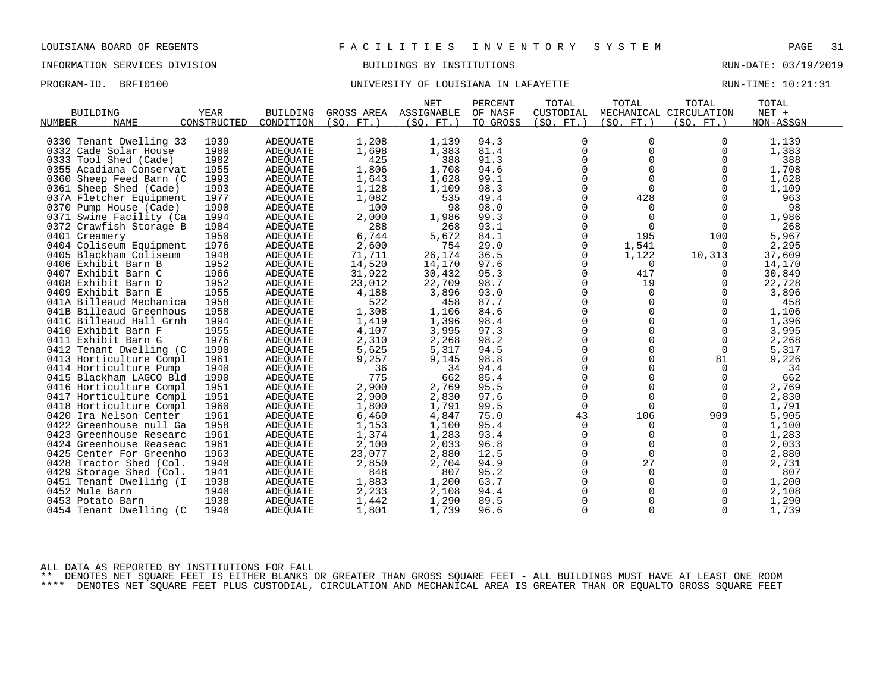LOUISIANA BOARD OF REGENTS — F A C I L I T I E S I N V E N T O R Y S Y S T E M

INFORMATION SERVICES DIVISION — BUILDINGS BY INSTITUTIONS — RUN-DATE: 03/19/2019

PROGRAM-ID. BRFI0100 — UNIVERSITY OF LOUISIANA IN LAFAYETTE — RUN-TIME: 10:21:31

| BUILDING NUMBER | NAME | YEAR CONSTRUCTED | BUILDING CONDITION | GROSS AREA (SQ. FT.) | NET ASSIGNABLE (SQ. FT.) | PERCENT OF NASF TO GROSS | TOTAL CUSTODIAL (SQ. FT.) | TOTAL MECHANICAL (SQ. FT.) | TOTAL CIRCULATION (SQ. FT.) | TOTAL NET + NON-ASSGN |
|---|---|---|---|---|---|---|---|---|---|---|
| 0330 | Tenant Dwelling 33 | 1939 | ADEQUATE | 1,208 | 1,139 | 94.3 | 0 | 0 | 0 | 1,139 |
| 0332 | Cade Solar House | 1980 | ADEQUATE | 1,698 | 1,383 | 81.4 | 0 | 0 | 0 | 1,383 |
| 0333 | Tool Shed (Cade) | 1982 | ADEQUATE | 425 | 388 | 91.3 | 0 | 0 | 0 | 388 |
| 0355 | Acadiana Conservat | 1955 | ADEQUATE | 1,806 | 1,708 | 94.6 | 0 | 0 | 0 | 1,708 |
| 0360 | Sheep Feed Barn (C | 1993 | ADEQUATE | 1,643 | 1,628 | 99.1 | 0 | 0 | 0 | 1,628 |
| 0361 | Sheep Shed (Cade) | 1993 | ADEQUATE | 1,128 | 1,109 | 98.3 | 0 | 0 | 0 | 1,109 |
| 037A | Fletcher Equipment | 1977 | ADEQUATE | 1,082 | 535 | 49.4 | 0 | 428 | 0 | 963 |
| 0370 | Pump House (Cade) | 1990 | ADEQUATE | 100 | 98 | 98.0 | 0 | 0 | 0 | 98 |
| 0371 | Swine Facility (Ca | 1994 | ADEQUATE | 2,000 | 1,986 | 99.3 | 0 | 0 | 0 | 1,986 |
| 0372 | Crawfish Storage B | 1984 | ADEQUATE | 288 | 268 | 93.1 | 0 | 0 | 0 | 268 |
| 0401 | Creamery | 1950 | ADEQUATE | 6,744 | 5,672 | 84.1 | 0 | 195 | 100 | 5,967 |
| 0404 | Coliseum Equipment | 1976 | ADEQUATE | 2,600 | 754 | 29.0 | 0 | 1,541 | 0 | 2,295 |
| 0405 | Blackham Coliseum | 1948 | ADEQUATE | 71,711 | 26,174 | 36.5 | 0 | 1,122 | 10,313 | 37,609 |
| 0406 | Exhibit Barn B | 1952 | ADEQUATE | 14,520 | 14,170 | 97.6 | 0 | 0 | 0 | 14,170 |
| 0407 | Exhibit Barn C | 1966 | ADEQUATE | 31,922 | 30,432 | 95.3 | 0 | 417 | 0 | 30,849 |
| 0408 | Exhibit Barn D | 1952 | ADEQUATE | 23,012 | 22,709 | 98.7 | 0 | 19 | 0 | 22,728 |
| 0409 | Exhibit Barn E | 1955 | ADEQUATE | 4,188 | 3,896 | 93.0 | 0 | 0 | 0 | 3,896 |
| 041A | Billeaud Mechanica | 1958 | ADEQUATE | 522 | 458 | 87.7 | 0 | 0 | 0 | 458 |
| 041B | Billeaud Greenhous | 1958 | ADEQUATE | 1,308 | 1,106 | 84.6 | 0 | 0 | 0 | 1,106 |
| 041C | Billeaud Hall Grnh | 1994 | ADEQUATE | 1,419 | 1,396 | 98.4 | 0 | 0 | 0 | 1,396 |
| 0410 | Exhibit Barn F | 1955 | ADEQUATE | 4,107 | 3,995 | 97.3 | 0 | 0 | 0 | 3,995 |
| 0411 | Exhibit Barn G | 1976 | ADEQUATE | 2,310 | 2,268 | 98.2 | 0 | 0 | 0 | 2,268 |
| 0412 | Tenant Dwelling (C | 1990 | ADEQUATE | 5,625 | 5,317 | 94.5 | 0 | 0 | 0 | 5,317 |
| 0413 | Horticulture Compl | 1961 | ADEQUATE | 9,257 | 9,145 | 98.8 | 0 | 0 | 81 | 9,226 |
| 0414 | Horticulture Pump | 1940 | ADEQUATE | 36 | 34 | 94.4 | 0 | 0 | 0 | 34 |
| 0415 | Blackham LAGCO Bld | 1990 | ADEQUATE | 775 | 662 | 85.4 | 0 | 0 | 0 | 662 |
| 0416 | Horticulture Compl | 1951 | ADEQUATE | 2,900 | 2,769 | 95.5 | 0 | 0 | 0 | 2,769 |
| 0417 | Horticulture Compl | 1951 | ADEQUATE | 2,900 | 2,830 | 97.6 | 0 | 0 | 0 | 2,830 |
| 0418 | Horticulture Compl | 1960 | ADEQUATE | 1,800 | 1,791 | 99.5 | 0 | 0 | 0 | 1,791 |
| 0420 | Ira Nelson Center | 1961 | ADEQUATE | 6,460 | 4,847 | 75.0 | 43 | 106 | 909 | 5,905 |
| 0422 | Greenhouse null Ga | 1958 | ADEQUATE | 1,153 | 1,100 | 95.4 | 0 | 0 | 0 | 1,100 |
| 0423 | Greenhouse Researc | 1961 | ADEQUATE | 1,374 | 1,283 | 93.4 | 0 | 0 | 0 | 1,283 |
| 0424 | Greenhouse Reaseac | 1961 | ADEQUATE | 2,100 | 2,033 | 96.8 | 0 | 0 | 0 | 2,033 |
| 0425 | Center For Greenho | 1963 | ADEQUATE | 23,077 | 2,880 | 12.5 | 0 | 0 | 0 | 2,880 |
| 0428 | Tractor Shed (Col. | 1940 | ADEQUATE | 2,850 | 2,704 | 94.9 | 0 | 27 | 0 | 2,731 |
| 0429 | Storage Shed (Col. | 1941 | ADEQUATE | 848 | 807 | 95.2 | 0 | 0 | 0 | 807 |
| 0451 | Tenant Dwelling (I | 1938 | ADEQUATE | 1,883 | 1,200 | 63.7 | 0 | 0 | 0 | 1,200 |
| 0452 | Mule Barn | 1940 | ADEQUATE | 2,233 | 2,108 | 94.4 | 0 | 0 | 0 | 2,108 |
| 0453 | Potato Barn | 1938 | ADEQUATE | 1,442 | 1,290 | 89.5 | 0 | 0 | 0 | 1,290 |
| 0454 | Tenant Dwelling (C | 1940 | ADEQUATE | 1,801 | 1,739 | 96.6 | 0 | 0 | 0 | 1,739 |

ALL DATA AS REPORTED BY INSTITUTIONS FOR FALL

** DENOTES NET SQUARE FEET IS EITHER BLANKS OR GREATER THAN GROSS SQUARE FEET - ALL BUILDINGS MUST HAVE AT LEAST ONE ROOM

**** DENOTES NET SQUARE FEET PLUS CUSTODIAL, CIRCULATION AND MECHANICAL AREA IS GREATER THAN OR EQUALTO GROSS SQUARE FEET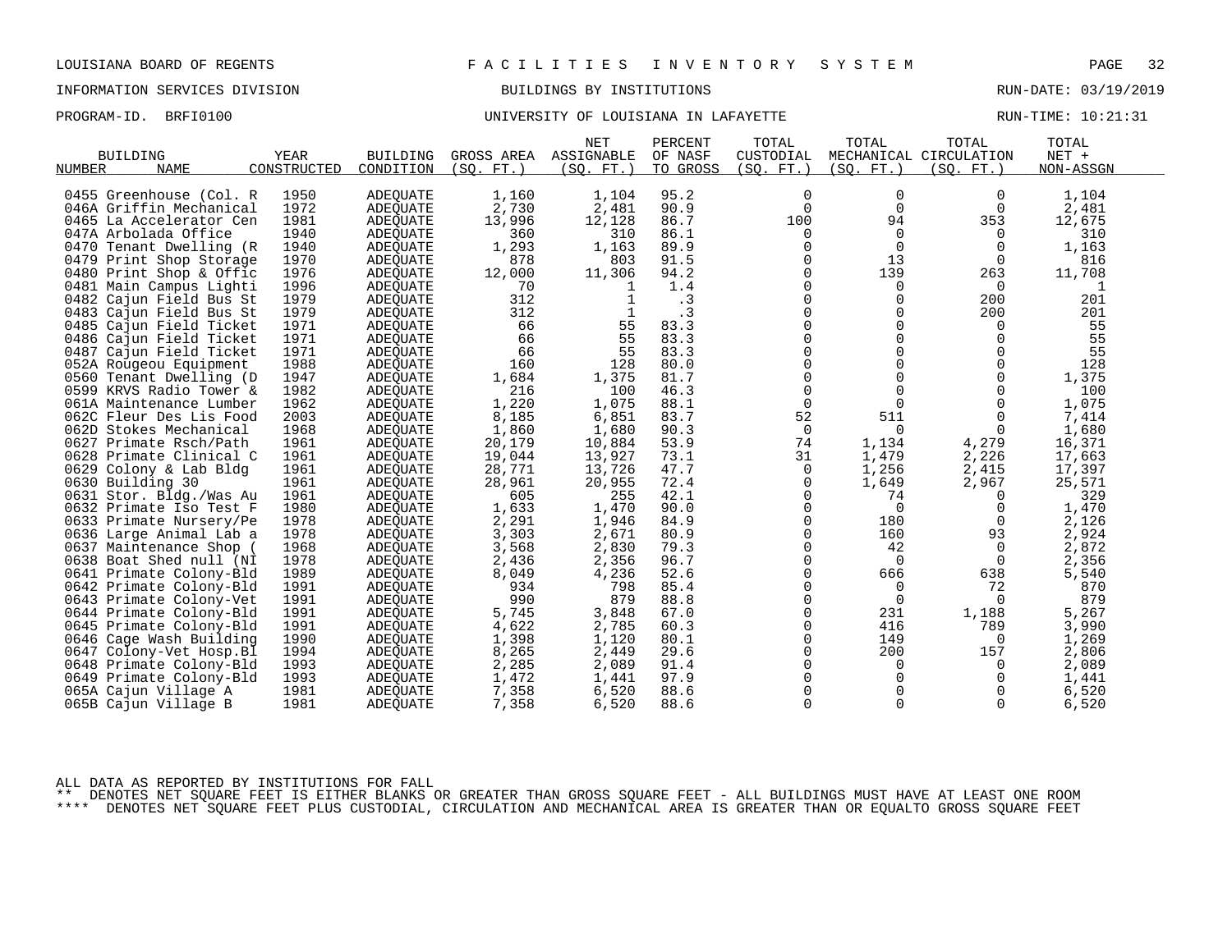LOUISIANA BOARD OF REGENTS — F A C I L I T I E S   I N V E N T O R Y   S Y S T E M

INFORMATION SERVICES DIVISION — BUILDINGS BY INSTITUTIONS — RUN-DATE: 03/19/2019

PROGRAM-ID. BRFI0100 — UNIVERSITY OF LOUISIANA IN LAFAYETTE — RUN-TIME: 10:21:31

| BUILDING NUMBER | NAME | YEAR CONSTRUCTED | BUILDING CONDITION | GROSS AREA (SQ. FT.) | NET ASSIGNABLE (SQ. FT.) | PERCENT OF NASF TO GROSS | TOTAL CUSTODIAL (SQ. FT.) | TOTAL MECHANICAL (SQ. FT.) | TOTAL CIRCULATION (SQ. FT.) | TOTAL NET + NON-ASSGN |
|---|---|---|---|---|---|---|---|---|---|---|
| 0455 | Greenhouse (Col. R | 1950 | ADEQUATE | 1,160 | 1,104 | 95.2 | 0 | 0 | 0 | 1,104 |
| 046A | Griffin Mechanical | 1972 | ADEQUATE | 2,730 | 2,481 | 90.9 | 0 | 0 | 0 | 2,481 |
| 0465 | La Accelerator Cen | 1981 | ADEQUATE | 13,996 | 12,128 | 86.7 | 100 | 94 | 353 | 12,675 |
| 047A | Arbolada Office | 1940 | ADEQUATE | 360 | 310 | 86.1 | 0 | 0 | 0 | 310 |
| 0470 | Tenant Dwelling (R | 1940 | ADEQUATE | 1,293 | 1,163 | 89.9 | 0 | 0 | 0 | 1,163 |
| 0479 | Print Shop Storage | 1970 | ADEQUATE | 878 | 803 | 91.5 | 0 | 13 | 0 | 816 |
| 0480 | Print Shop & Offic | 1976 | ADEQUATE | 12,000 | 11,306 | 94.2 | 0 | 139 | 263 | 11,708 |
| 0481 | Main Campus Lighti | 1996 | ADEQUATE | 70 | 1 | 1.4 | 0 | 0 | 0 | 1 |
| 0482 | Cajun Field Bus St | 1979 | ADEQUATE | 312 | 1 | .3 | 0 | 0 | 200 | 201 |
| 0483 | Cajun Field Bus St | 1979 | ADEQUATE | 312 | 1 | .3 | 0 | 0 | 200 | 201 |
| 0485 | Cajun Field Ticket | 1971 | ADEQUATE | 66 | 55 | 83.3 | 0 | 0 | 0 | 55 |
| 0486 | Cajun Field Ticket | 1971 | ADEQUATE | 66 | 55 | 83.3 | 0 | 0 | 0 | 55 |
| 0487 | Cajun Field Ticket | 1971 | ADEQUATE | 66 | 55 | 83.3 | 0 | 0 | 0 | 55 |
| 052A | Rougeou Equipment | 1988 | ADEQUATE | 160 | 128 | 80.0 | 0 | 0 | 0 | 128 |
| 0560 | Tenant Dwelling (D | 1947 | ADEQUATE | 1,684 | 1,375 | 81.7 | 0 | 0 | 0 | 1,375 |
| 0599 | KRVS Radio Tower & | 1982 | ADEQUATE | 216 | 100 | 46.3 | 0 | 0 | 0 | 100 |
| 061A | Maintenance Lumber | 1962 | ADEQUATE | 1,220 | 1,075 | 88.1 | 0 | 0 | 0 | 1,075 |
| 062C | Fleur Des Lis Food | 2003 | ADEQUATE | 8,185 | 6,851 | 83.7 | 52 | 511 | 0 | 7,414 |
| 062D | Stokes Mechanical | 1968 | ADEQUATE | 1,860 | 1,680 | 90.3 | 0 | 0 | 0 | 1,680 |
| 0627 | Primate Rsch/Path | 1961 | ADEQUATE | 20,179 | 10,884 | 53.9 | 74 | 1,134 | 4,279 | 16,371 |
| 0628 | Primate Clinical C | 1961 | ADEQUATE | 19,044 | 13,927 | 73.1 | 31 | 1,479 | 2,226 | 17,663 |
| 0629 | Colony & Lab Bldg | 1961 | ADEQUATE | 28,771 | 13,726 | 47.7 | 0 | 1,256 | 2,415 | 17,397 |
| 0630 | Building 30 | 1961 | ADEQUATE | 28,961 | 20,955 | 72.4 | 0 | 1,649 | 2,967 | 25,571 |
| 0631 | Stor. Bldg./Was Au | 1961 | ADEQUATE | 605 | 255 | 42.1 | 0 | 74 | 0 | 329 |
| 0632 | Primate Iso Test F | 1980 | ADEQUATE | 1,633 | 1,470 | 90.0 | 0 | 0 | 0 | 1,470 |
| 0633 | Primate Nursery/Pe | 1978 | ADEQUATE | 2,291 | 1,946 | 84.9 | 0 | 180 | 0 | 2,126 |
| 0636 | Large Animal Lab a | 1978 | ADEQUATE | 3,303 | 2,671 | 80.9 | 0 | 160 | 93 | 2,924 |
| 0637 | Maintenance Shop ( | 1968 | ADEQUATE | 3,568 | 2,830 | 79.3 | 0 | 42 | 0 | 2,872 |
| 0638 | Boat Shed null (NI | 1978 | ADEQUATE | 2,436 | 2,356 | 96.7 | 0 | 0 | 0 | 2,356 |
| 0641 | Primate Colony-Bld | 1989 | ADEQUATE | 8,049 | 4,236 | 52.6 | 0 | 666 | 638 | 5,540 |
| 0642 | Primate Colony-Bld | 1991 | ADEQUATE | 934 | 798 | 85.4 | 0 | 0 | 72 | 870 |
| 0643 | Primate Colony-Vet | 1991 | ADEQUATE | 990 | 879 | 88.8 | 0 | 0 | 0 | 879 |
| 0644 | Primate Colony-Bld | 1991 | ADEQUATE | 5,745 | 3,848 | 67.0 | 0 | 231 | 1,188 | 5,267 |
| 0645 | Primate Colony-Bld | 1991 | ADEQUATE | 4,622 | 2,785 | 60.3 | 0 | 416 | 789 | 3,990 |
| 0646 | Cage Wash Building | 1990 | ADEQUATE | 1,398 | 1,120 | 80.1 | 0 | 149 | 0 | 1,269 |
| 0647 | Colony-Vet Hosp.Bl | 1994 | ADEQUATE | 8,265 | 2,449 | 29.6 | 0 | 200 | 157 | 2,806 |
| 0648 | Primate Colony-Bld | 1993 | ADEQUATE | 2,285 | 2,089 | 91.4 | 0 | 0 | 0 | 2,089 |
| 0649 | Primate Colony-Bld | 1993 | ADEQUATE | 1,472 | 1,441 | 97.9 | 0 | 0 | 0 | 1,441 |
| 065A | Cajun Village A | 1981 | ADEQUATE | 7,358 | 6,520 | 88.6 | 0 | 0 | 0 | 6,520 |
| 065B | Cajun Village B | 1981 | ADEQUATE | 7,358 | 6,520 | 88.6 | 0 | 0 | 0 | 6,520 |

ALL DATA AS REPORTED BY INSTITUTIONS FOR FALL

** DENOTES NET SQUARE FEET IS EITHER BLANKS OR GREATER THAN GROSS SQUARE FEET - ALL BUILDINGS MUST HAVE AT LEAST ONE ROOM

**** DENOTES NET SQUARE FEET PLUS CUSTODIAL, CIRCULATION AND MECHANICAL AREA IS GREATER THAN OR EQUALTO GROSS SQUARE FEET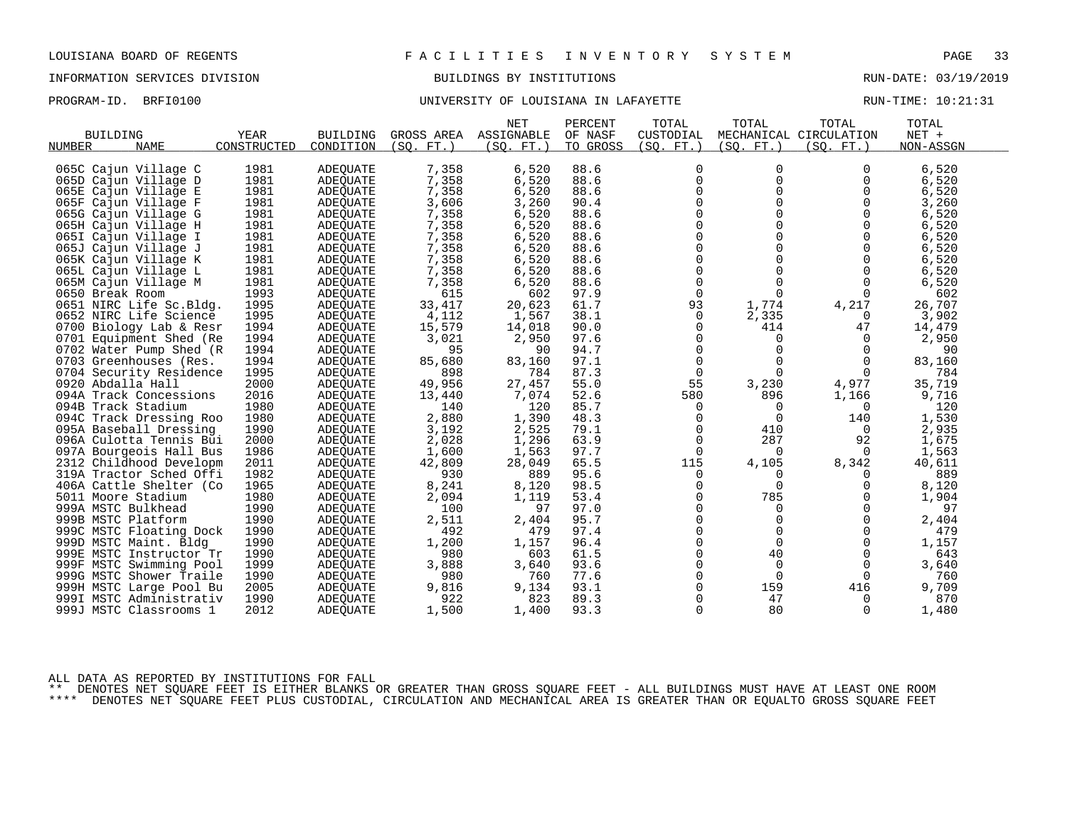LOUISIANA BOARD OF REGENTS — FACILITIES INVENTORY SYSTEM

INFORMATION SERVICES DIVISION — BUILDINGS BY INSTITUTIONS — RUN-DATE: 03/19/2019

PROGRAM-ID. BRFI0100 — UNIVERSITY OF LOUISIANA IN LAFAYETTE — RUN-TIME: 10:21:31

| BUILDING NUMBER | NAME | YEAR CONSTRUCTED | BUILDING CONDITION | GROSS AREA (SQ. FT.) | NET ASSIGNABLE (SQ. FT.) | PERCENT OF NASF TO GROSS | TOTAL CUSTODIAL (SQ. FT.) | TOTAL MECHANICAL (SQ. FT.) | TOTAL CIRCULATION (SQ. FT.) | TOTAL NET + NON-ASSGN |
|---|---|---|---|---|---|---|---|---|---|---|
| 065C | Cajun Village C | 1981 | ADEQUATE | 7,358 | 6,520 | 88.6 | 0 | 0 | 0 | 6,520 |
| 065D | Cajun Village D | 1981 | ADEQUATE | 7,358 | 6,520 | 88.6 | 0 | 0 | 0 | 6,520 |
| 065E | Cajun Village E | 1981 | ADEQUATE | 7,358 | 6,520 | 88.6 | 0 | 0 | 0 | 6,520 |
| 065F | Cajun Village F | 1981 | ADEQUATE | 3,606 | 3,260 | 90.4 | 0 | 0 | 0 | 3,260 |
| 065G | Cajun Village G | 1981 | ADEQUATE | 7,358 | 6,520 | 88.6 | 0 | 0 | 0 | 6,520 |
| 065H | Cajun Village H | 1981 | ADEQUATE | 7,358 | 6,520 | 88.6 | 0 | 0 | 0 | 6,520 |
| 065I | Cajun Village I | 1981 | ADEQUATE | 7,358 | 6,520 | 88.6 | 0 | 0 | 0 | 6,520 |
| 065J | Cajun Village J | 1981 | ADEQUATE | 7,358 | 6,520 | 88.6 | 0 | 0 | 0 | 6,520 |
| 065K | Cajun Village K | 1981 | ADEQUATE | 7,358 | 6,520 | 88.6 | 0 | 0 | 0 | 6,520 |
| 065L | Cajun Village L | 1981 | ADEQUATE | 7,358 | 6,520 | 88.6 | 0 | 0 | 0 | 6,520 |
| 065M | Cajun Village M | 1981 | ADEQUATE | 7,358 | 6,520 | 88.6 | 0 | 0 | 0 | 6,520 |
| 0650 | Break Room | 1993 | ADEQUATE | 615 | 602 | 97.9 | 0 | 0 | 0 | 602 |
| 0651 | NIRC Life Sc.Bldg. | 1995 | ADEQUATE | 33,417 | 20,623 | 61.7 | 93 | 1,774 | 4,217 | 26,707 |
| 0652 | NIRC Life Science | 1995 | ADEQUATE | 4,112 | 1,567 | 38.1 | 0 | 2,335 | 0 | 3,902 |
| 0700 | Biology Lab & Resr | 1994 | ADEQUATE | 15,579 | 14,018 | 90.0 | 0 | 414 | 47 | 14,479 |
| 0701 | Equipment Shed (Re | 1994 | ADEQUATE | 3,021 | 2,950 | 97.6 | 0 | 0 | 0 | 2,950 |
| 0702 | Water Pump Shed (R | 1994 | ADEQUATE | 95 | 90 | 94.7 | 0 | 0 | 0 | 90 |
| 0703 | Greenhouses (Res. | 1994 | ADEQUATE | 85,680 | 83,160 | 97.1 | 0 | 0 | 0 | 83,160 |
| 0704 | Security Residence | 1995 | ADEQUATE | 898 | 784 | 87.3 | 0 | 0 | 0 | 784 |
| 0920 | Abdalla Hall | 2000 | ADEQUATE | 49,956 | 27,457 | 55.0 | 55 | 3,230 | 4,977 | 35,719 |
| 094A | Track Concessions | 2016 | ADEQUATE | 13,440 | 7,074 | 52.6 | 580 | 896 | 1,166 | 9,716 |
| 094B | Track Stadium | 1980 | ADEQUATE | 140 | 120 | 85.7 | 0 | 0 | 0 | 120 |
| 094C | Track Dressing Roo | 1980 | ADEQUATE | 2,880 | 1,390 | 48.3 | 0 | 0 | 140 | 1,530 |
| 095A | Baseball Dressing | 1990 | ADEQUATE | 3,192 | 2,525 | 79.1 | 0 | 410 | 0 | 2,935 |
| 096A | Culotta Tennis Bui | 2000 | ADEQUATE | 2,028 | 1,296 | 63.9 | 0 | 287 | 92 | 1,675 |
| 097A | Bourgeois Hall Bus | 1986 | ADEQUATE | 1,600 | 1,563 | 97.7 | 0 | 0 | 0 | 1,563 |
| 2312 | Childhood Developm | 2011 | ADEQUATE | 42,809 | 28,049 | 65.5 | 115 | 4,105 | 8,342 | 40,611 |
| 319A | Tractor Sched Offi | 1982 | ADEQUATE | 930 | 889 | 95.6 | 0 | 0 | 0 | 889 |
| 406A | Cattle Shelter (Co | 1965 | ADEQUATE | 8,241 | 8,120 | 98.5 | 0 | 0 | 0 | 8,120 |
| 5011 | Moore Stadium | 1980 | ADEQUATE | 2,094 | 1,119 | 53.4 | 0 | 785 | 0 | 1,904 |
| 999A | MSTC Bulkhead | 1990 | ADEQUATE | 100 | 97 | 97.0 | 0 | 0 | 0 | 97 |
| 999B | MSTC Platform | 1990 | ADEQUATE | 2,511 | 2,404 | 95.7 | 0 | 0 | 0 | 2,404 |
| 999C | MSTC Floating Dock | 1990 | ADEQUATE | 492 | 479 | 97.4 | 0 | 0 | 0 | 479 |
| 999D | MSTC Maint. Bldg | 1990 | ADEQUATE | 1,200 | 1,157 | 96.4 | 0 | 0 | 0 | 1,157 |
| 999E | MSTC Instructor Tr | 1990 | ADEQUATE | 980 | 603 | 61.5 | 0 | 40 | 0 | 643 |
| 999F | MSTC Swimming Pool | 1999 | ADEQUATE | 3,888 | 3,640 | 93.6 | 0 | 0 | 0 | 3,640 |
| 999G | MSTC Shower Traile | 1990 | ADEQUATE | 980 | 760 | 77.6 | 0 | 0 | 0 | 760 |
| 999H | MSTC Large Pool Bu | 2005 | ADEQUATE | 9,816 | 9,134 | 93.1 | 0 | 159 | 416 | 9,709 |
| 999I | MSTC Administrativ | 1990 | ADEQUATE | 922 | 823 | 89.3 | 0 | 47 | 0 | 870 |
| 999J | MSTC Classrooms 1 | 2012 | ADEQUATE | 1,500 | 1,400 | 93.3 | 0 | 80 | 0 | 1,480 |

ALL DATA AS REPORTED BY INSTITUTIONS FOR FALL

** DENOTES NET SQUARE FEET IS EITHER BLANKS OR GREATER THAN GROSS SQUARE FEET - ALL BUILDINGS MUST HAVE AT LEAST ONE ROOM

**** DENOTES NET SQUARE FEET PLUS CUSTODIAL, CIRCULATION AND MECHANICAL AREA IS GREATER THAN OR EQUALTO GROSS SQUARE FEET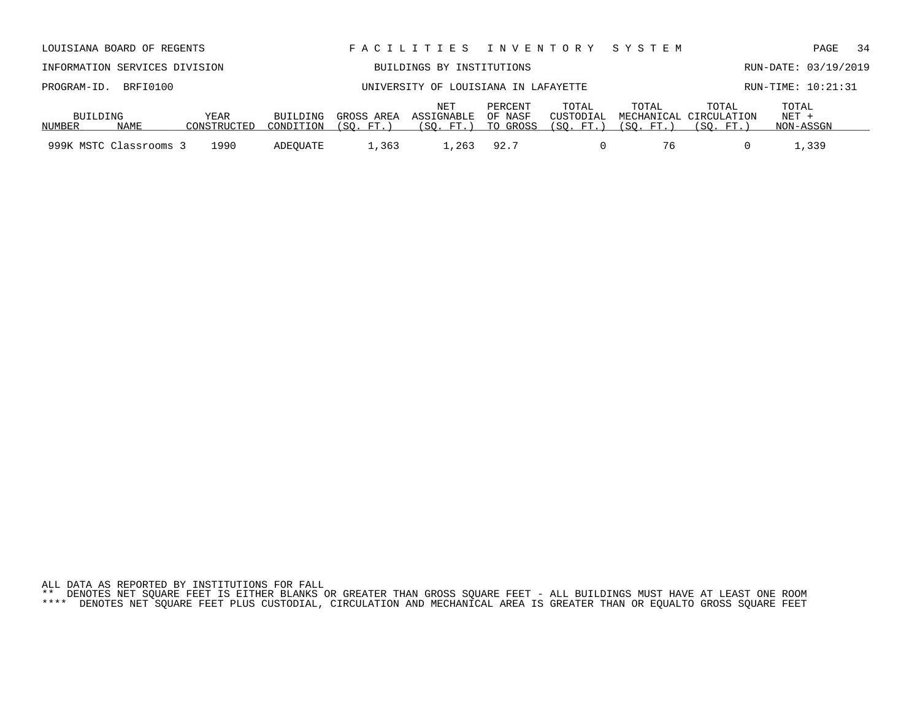LOUISIANA BOARD OF REGENTS — FACILITIES INVENTORY SYSTEM

INFORMATION SERVICES DIVISION — BUILDINGS BY INSTITUTIONS — RUN-DATE: 03/19/2019

PROGRAM-ID. BRFI0100 — UNIVERSITY OF LOUISIANA IN LAFAYETTE — RUN-TIME: 10:21:31

| BUILDING NUMBER | NAME | YEAR CONSTRUCTED | BUILDING CONDITION | GROSS AREA (SQ. FT.) | NET ASSIGNABLE (SQ. FT.) | PERCENT OF NASF TO GROSS | TOTAL CUSTODIAL (SQ. FT.) | TOTAL MECHANICAL (SQ. FT.) | TOTAL CIRCULATION (SQ. FT.) | TOTAL NET + NON-ASSGN |
|---|---|---|---|---|---|---|---|---|---|---|
| 999K | MSTC Classrooms 3 | 1990 | ADEQUATE | 1,363 | 1,263 | 92.7 | 0 | 76 | 0 | 1,339 |

ALL DATA AS REPORTED BY INSTITUTIONS FOR FALL

** DENOTES NET SQUARE FEET IS EITHER BLANKS OR GREATER THAN GROSS SQUARE FEET - ALL BUILDINGS MUST HAVE AT LEAST ONE ROOM

**** DENOTES NET SQUARE FEET PLUS CUSTODIAL, CIRCULATION AND MECHANICAL AREA IS GREATER THAN OR EQUALTO GROSS SQUARE FEET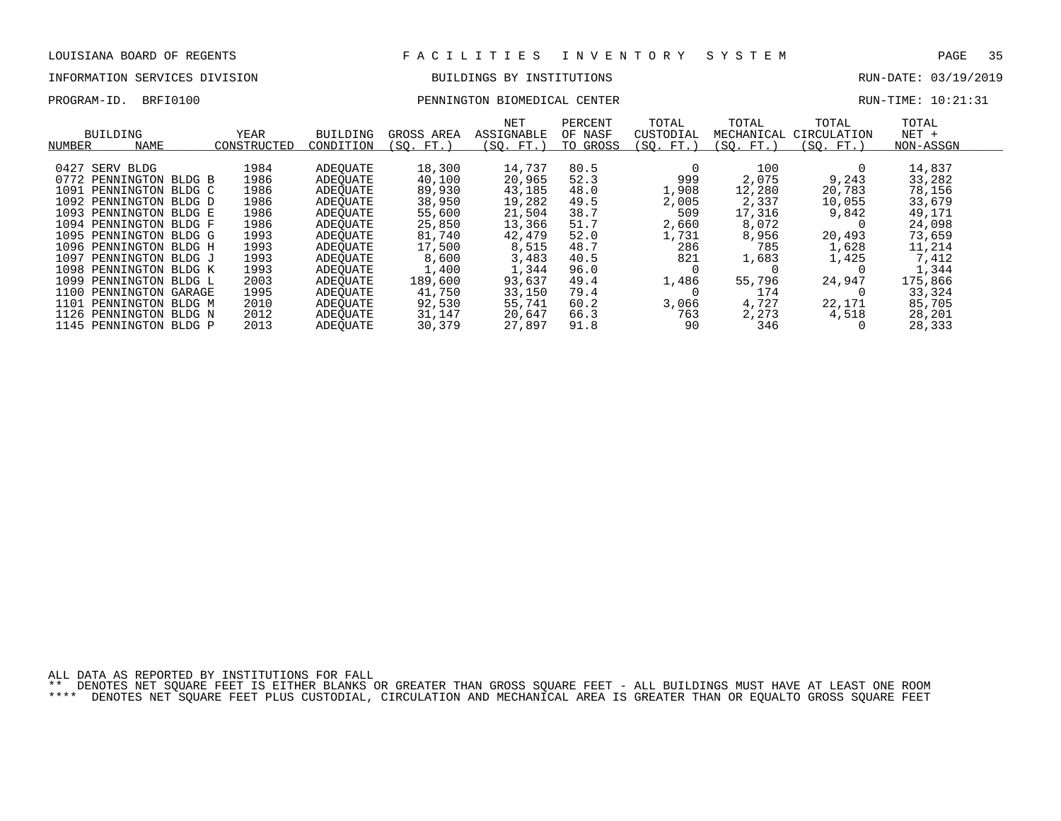LOUISIANA BOARD OF REGENTS — FACILITIES INVENTORY SYSTEM

INFORMATION SERVICES DIVISION — BUILDINGS BY INSTITUTIONS — RUN-DATE: 03/19/2019

PROGRAM-ID. BRFI0100 — PENNINGTON BIOMEDICAL CENTER — RUN-TIME: 10:21:31

| BUILDING NUMBER | NAME | YEAR CONSTRUCTED | BUILDING CONDITION | GROSS AREA (SQ. FT.) | NET ASSIGNABLE (SQ. FT.) | PERCENT OF NASF TO GROSS | TOTAL CUSTODIAL (SQ. FT.) | TOTAL MECHANICAL (SQ. FT.) | TOTAL CIRCULATION (SQ. FT.) | TOTAL NET + NON-ASSGN |
|---|---|---|---|---|---|---|---|---|---|---|
| 0427 | SERV BLDG | 1984 | ADEQUATE | 18,300 | 14,737 | 80.5 | 0 | 100 | 0 | 14,837 |
| 0772 | PENNINGTON BLDG B | 1986 | ADEQUATE | 40,100 | 20,965 | 52.3 | 999 | 2,075 | 9,243 | 33,282 |
| 1091 | PENNINGTON BLDG C | 1986 | ADEQUATE | 89,930 | 43,185 | 48.0 | 1,908 | 12,280 | 20,783 | 78,156 |
| 1092 | PENNINGTON BLDG D | 1986 | ADEQUATE | 38,950 | 19,282 | 49.5 | 2,005 | 2,337 | 10,055 | 33,679 |
| 1093 | PENNINGTON BLDG E | 1986 | ADEQUATE | 55,600 | 21,504 | 38.7 | 509 | 17,316 | 9,842 | 49,171 |
| 1094 | PENNINGTON BLDG F | 1986 | ADEQUATE | 25,850 | 13,366 | 51.7 | 2,660 | 8,072 | 0 | 24,098 |
| 1095 | PENNINGTON BLDG G | 1993 | ADEQUATE | 81,740 | 42,479 | 52.0 | 1,731 | 8,956 | 20,493 | 73,659 |
| 1096 | PENNINGTON BLDG H | 1993 | ADEQUATE | 17,500 | 8,515 | 48.7 | 286 | 785 | 1,628 | 11,214 |
| 1097 | PENNINGTON BLDG J | 1993 | ADEQUATE | 8,600 | 3,483 | 40.5 | 821 | 1,683 | 1,425 | 7,412 |
| 1098 | PENNINGTON BLDG K | 1993 | ADEQUATE | 1,400 | 1,344 | 96.0 | 0 | 0 | 0 | 1,344 |
| 1099 | PENNINGTON BLDG L | 2003 | ADEQUATE | 189,600 | 93,637 | 49.4 | 1,486 | 55,796 | 24,947 | 175,866 |
| 1100 | PENNINGTON GARAGE | 1995 | ADEQUATE | 41,750 | 33,150 | 79.4 | 0 | 174 | 0 | 33,324 |
| 1101 | PENNINGTON BLDG M | 2010 | ADEQUATE | 92,530 | 55,741 | 60.2 | 3,066 | 4,727 | 22,171 | 85,705 |
| 1126 | PENNINGTON BLDG N | 2012 | ADEQUATE | 31,147 | 20,647 | 66.3 | 763 | 2,273 | 4,518 | 28,201 |
| 1145 | PENNINGTON BLDG P | 2013 | ADEQUATE | 30,379 | 27,897 | 91.8 | 90 | 346 | 0 | 28,333 |

ALL DATA AS REPORTED BY INSTITUTIONS FOR FALL

** DENOTES NET SQUARE FEET IS EITHER BLANKS OR GREATER THAN GROSS SQUARE FEET - ALL BUILDINGS MUST HAVE AT LEAST ONE ROOM

**** DENOTES NET SQUARE FEET PLUS CUSTODIAL, CIRCULATION AND MECHANICAL AREA IS GREATER THAN OR EQUALTO GROSS SQUARE FEET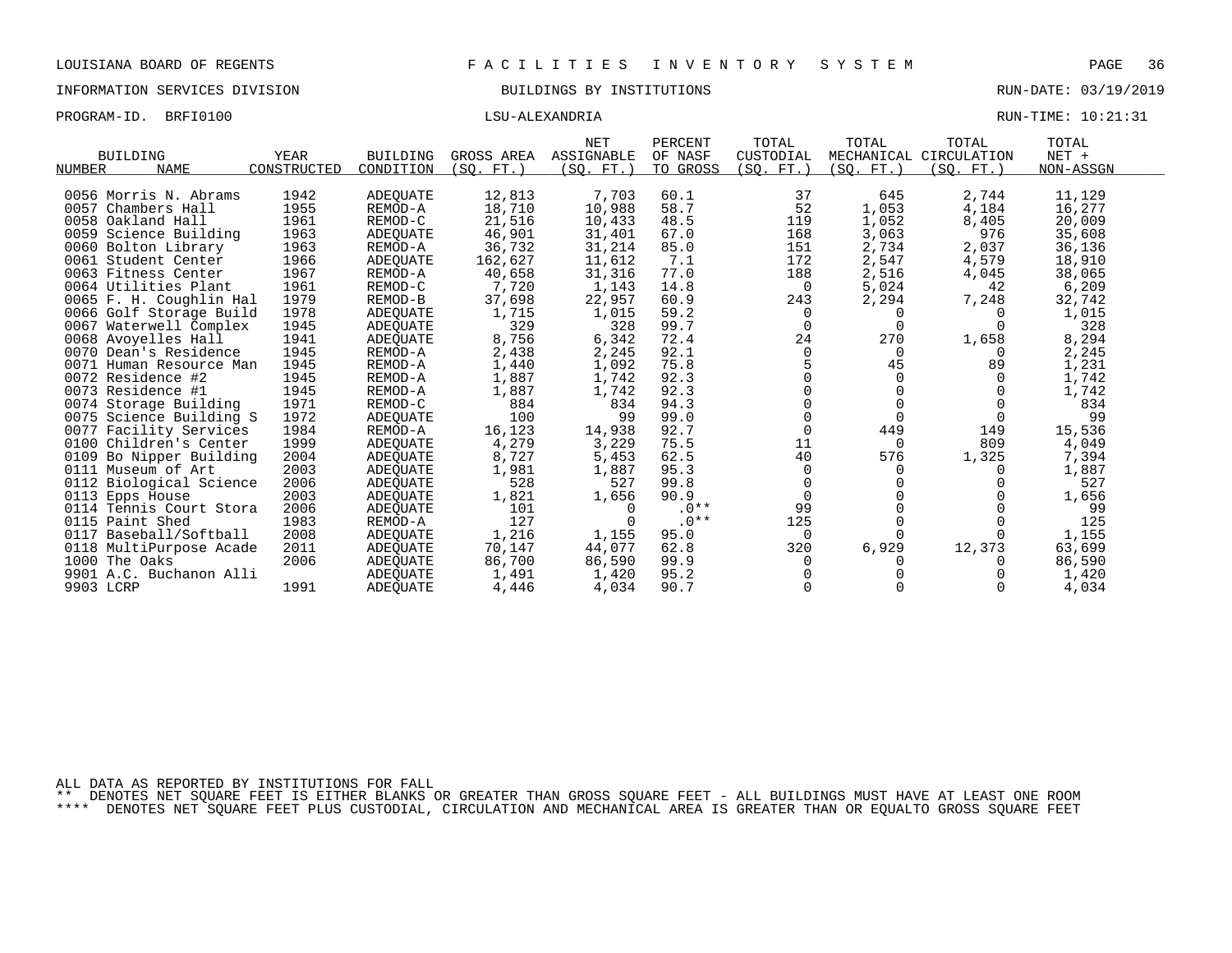LOUISIANA BOARD OF REGENTS — FACILITIES INVENTORY SYSTEM

INFORMATION SERVICES DIVISION — BUILDINGS BY INSTITUTIONS — RUN-DATE: 03/19/2019

PROGRAM-ID. BRFI0100 — LSU-ALEXANDRIA — RUN-TIME: 10:21:31

| BUILDING NUMBER | BUILDING NAME | YEAR CONSTRUCTED | BUILDING CONDITION | GROSS AREA (SQ. FT.) | NET ASSIGNABLE (SQ. FT.) | PERCENT OF NASF TO GROSS | TOTAL CUSTODIAL (SQ. FT.) | TOTAL MECHANICAL (SQ. FT.) | TOTAL CIRCULATION (SQ. FT.) | TOTAL NET + NON-ASSGN |
|---|---|---|---|---|---|---|---|---|---|---|
| 0056 | Morris N. Abrams | 1942 | ADEQUATE | 12,813 | 7,703 | 60.1 | 37 | 645 | 2,744 | 11,129 |
| 0057 | Chambers Hall | 1955 | REMOD-A | 18,710 | 10,988 | 58.7 | 52 | 1,053 | 4,184 | 16,277 |
| 0058 | Oakland Hall | 1961 | REMOD-C | 21,516 | 10,433 | 48.5 | 119 | 1,052 | 8,405 | 20,009 |
| 0059 | Science Building | 1963 | ADEQUATE | 46,901 | 31,401 | 67.0 | 168 | 3,063 | 976 | 35,608 |
| 0060 | Bolton Library | 1963 | REMOD-A | 36,732 | 31,214 | 85.0 | 151 | 2,734 | 2,037 | 36,136 |
| 0061 | Student Center | 1966 | ADEQUATE | 162,627 | 11,612 | 7.1 | 172 | 2,547 | 4,579 | 18,910 |
| 0063 | Fitness Center | 1967 | REMOD-A | 40,658 | 31,316 | 77.0 | 188 | 2,516 | 4,045 | 38,065 |
| 0064 | Utilities Plant | 1961 | REMOD-C | 7,720 | 1,143 | 14.8 | 0 | 5,024 | 42 | 6,209 |
| 0065 | F. H. Coughlin Hal | 1979 | REMOD-B | 37,698 | 22,957 | 60.9 | 243 | 2,294 | 7,248 | 32,742 |
| 0066 | Golf Storage Build | 1978 | ADEQUATE | 1,715 | 1,015 | 59.2 | 0 | 0 | 0 | 1,015 |
| 0067 | Waterwell Complex | 1945 | ADEQUATE | 329 | 328 | 99.7 | 0 | 0 | 0 | 328 |
| 0068 | Avoyelles Hall | 1941 | ADEQUATE | 8,756 | 6,342 | 72.4 | 24 | 270 | 1,658 | 8,294 |
| 0070 | Dean's Residence | 1945 | REMOD-A | 2,438 | 2,245 | 92.1 | 0 | 0 | 0 | 2,245 |
| 0071 | Human Resource Man | 1945 | REMOD-A | 1,440 | 1,092 | 75.8 | 5 | 45 | 89 | 1,231 |
| 0072 | Residence #2 | 1945 | REMOD-A | 1,887 | 1,742 | 92.3 | 0 | 0 | 0 | 1,742 |
| 0073 | Residence #1 | 1945 | REMOD-A | 1,887 | 1,742 | 92.3 | 0 | 0 | 0 | 1,742 |
| 0074 | Storage Building | 1971 | REMOD-C | 884 | 834 | 94.3 | 0 | 0 | 0 | 834 |
| 0075 | Science Building S | 1972 | ADEQUATE | 100 | 99 | 99.0 | 0 | 0 | 0 | 99 |
| 0077 | Facility Services | 1984 | REMOD-A | 16,123 | 14,938 | 92.7 | 0 | 449 | 149 | 15,536 |
| 0100 | Children's Center | 1999 | ADEQUATE | 4,279 | 3,229 | 75.5 | 11 | 0 | 809 | 4,049 |
| 0109 | Bo Nipper Building | 2004 | ADEQUATE | 8,727 | 5,453 | 62.5 | 40 | 576 | 1,325 | 7,394 |
| 0111 | Museum of Art | 2003 | ADEQUATE | 1,981 | 1,887 | 95.3 | 0 | 0 | 0 | 1,887 |
| 0112 | Biological Science | 2006 | ADEQUATE | 528 | 527 | 99.8 | 0 | 0 | 0 | 527 |
| 0113 | Epps House | 2003 | ADEQUATE | 1,821 | 1,656 | 90.9 | 0 | 0 | 0 | 1,656 |
| 0114 | Tennis Court Stora | 2006 | ADEQUATE | 101 | 0 | .0** | 99 | 0 | 0 | 99 |
| 0115 | Paint Shed | 1983 | REMOD-A | 127 | 0 | .0** | 125 | 0 | 0 | 125 |
| 0117 | Baseball/Softball | 2008 | ADEQUATE | 1,216 | 1,155 | 95.0 | 0 | 0 | 0 | 1,155 |
| 0118 | MultiPurpose Acade | 2011 | ADEQUATE | 70,147 | 44,077 | 62.8 | 320 | 6,929 | 12,373 | 63,699 |
| 1000 | The Oaks | 2006 | ADEQUATE | 86,700 | 86,590 | 99.9 | 0 | 0 | 0 | 86,590 |
| 9901 | A.C. Buchanon Alli | | ADEQUATE | 1,491 | 1,420 | 95.2 | 0 | 0 | 0 | 1,420 |
| 9903 | LCRP | 1991 | ADEQUATE | 4,446 | 4,034 | 90.7 | 0 | 0 | 0 | 4,034 |

ALL DATA AS REPORTED BY INSTITUTIONS FOR FALL

** DENOTES NET SQUARE FEET IS EITHER BLANKS OR GREATER THAN GROSS SQUARE FEET - ALL BUILDINGS MUST HAVE AT LEAST ONE ROOM

**** DENOTES NET SQUARE FEET PLUS CUSTODIAL, CIRCULATION AND MECHANICAL AREA IS GREATER THAN OR EQUALTO GROSS SQUARE FEET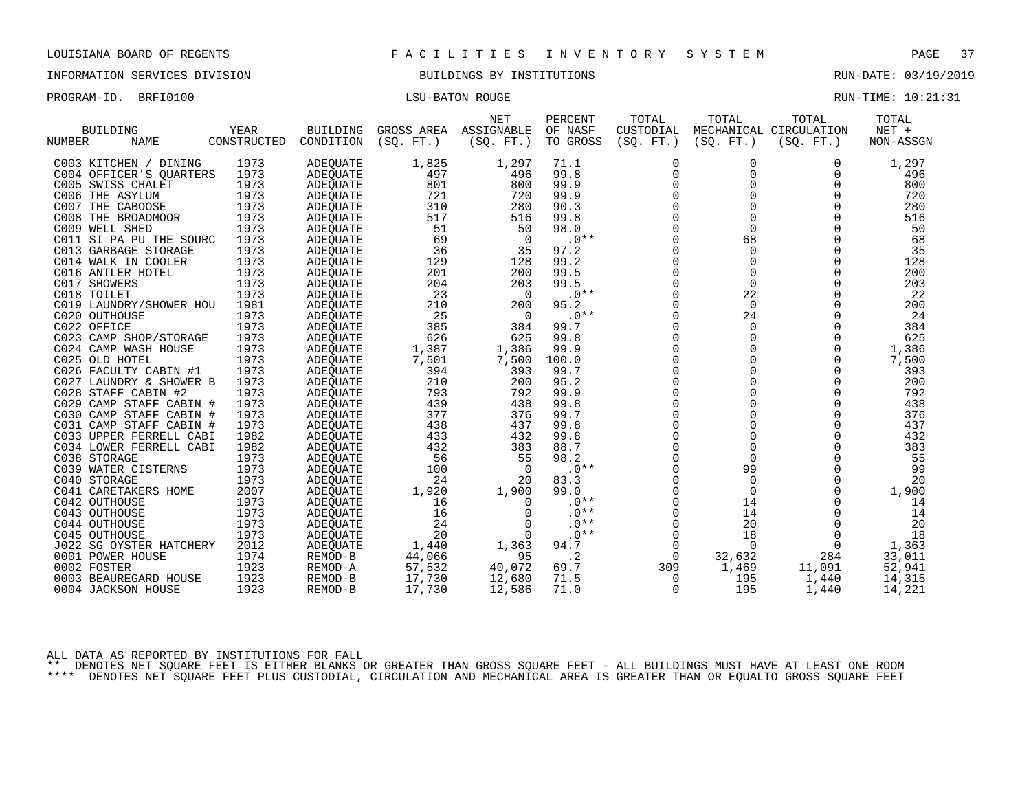LOUISIANA BOARD OF REGENTS — F A C I L I T I E S   I N V E N T O R Y   S Y S T E M

INFORMATION SERVICES DIVISION — BUILDINGS BY INSTITUTIONS — RUN-DATE: 03/19/2019

PROGRAM-ID. BRFI0100 — LSU-BATON ROUGE — RUN-TIME: 10:21:31

| BUILDING NUMBER | NAME | YEAR CONSTRUCTED | BUILDING CONDITION | GROSS AREA (SQ. FT.) | NET ASSIGNABLE (SQ. FT.) | PERCENT OF NASF TO GROSS | TOTAL CUSTODIAL (SQ. FT.) | TOTAL MECHANICAL (SQ. FT.) | TOTAL CIRCULATION (SQ. FT.) | TOTAL NET + NON-ASSGN |
|---|---|---|---|---|---|---|---|---|---|---|
| C003 | KITCHEN / DINING | 1973 | ADEQUATE | 1,825 | 1,297 | 71.1 | 0 | 0 | 0 | 1,297 |
| C004 | OFFICER'S QUARTERS | 1973 | ADEQUATE | 497 | 496 | 99.8 | 0 | 0 | 0 | 496 |
| C005 | SWISS CHALET | 1973 | ADEQUATE | 801 | 800 | 99.9 | 0 | 0 | 0 | 800 |
| C006 | THE ASYLUM | 1973 | ADEQUATE | 721 | 720 | 99.9 | 0 | 0 | 0 | 720 |
| C007 | THE CABOOSE | 1973 | ADEQUATE | 310 | 280 | 90.3 | 0 | 0 | 0 | 280 |
| C008 | THE BROADMOOR | 1973 | ADEQUATE | 517 | 516 | 99.8 | 0 | 0 | 0 | 516 |
| C009 | WELL SHED | 1973 | ADEQUATE | 51 | 50 | 98.0 | 0 | 0 | 0 | 50 |
| C011 | SI PA PU THE SOURC | 1973 | ADEQUATE | 69 | 0 | .0** | 0 | 68 | 0 | 68 |
| C013 | GARBAGE STORAGE | 1973 | ADEQUATE | 36 | 35 | 97.2 | 0 | 0 | 0 | 35 |
| C014 | WALK IN COOLER | 1973 | ADEQUATE | 129 | 128 | 99.2 | 0 | 0 | 0 | 128 |
| C016 | ANTLER HOTEL | 1973 | ADEQUATE | 201 | 200 | 99.5 | 0 | 0 | 0 | 200 |
| C017 | SHOWERS | 1973 | ADEQUATE | 204 | 203 | 99.5 | 0 | 0 | 0 | 203 |
| C018 | TOILET | 1973 | ADEQUATE | 23 | 0 | .0** | 0 | 22 | 0 | 22 |
| C019 | LAUNDRY/SHOWER HOU | 1981 | ADEQUATE | 210 | 200 | 95.2 | 0 | 0 | 0 | 200 |
| C020 | OUTHOUSE | 1973 | ADEQUATE | 25 | 0 | .0** | 0 | 24 | 0 | 24 |
| C022 | OFFICE | 1973 | ADEQUATE | 385 | 384 | 99.7 | 0 | 0 | 0 | 384 |
| C023 | CAMP SHOP/STORAGE | 1973 | ADEQUATE | 626 | 625 | 99.8 | 0 | 0 | 0 | 625 |
| C024 | CAMP WASH HOUSE | 1973 | ADEQUATE | 1,387 | 1,386 | 99.9 | 0 | 0 | 0 | 1,386 |
| C025 | OLD HOTEL | 1973 | ADEQUATE | 7,501 | 7,500 | 100.0 | 0 | 0 | 0 | 7,500 |
| C026 | FACULTY CABIN #1 | 1973 | ADEQUATE | 394 | 393 | 99.7 | 0 | 0 | 0 | 393 |
| C027 | LAUNDRY & SHOWER B | 1973 | ADEQUATE | 210 | 200 | 95.2 | 0 | 0 | 0 | 200 |
| C028 | STAFF CABIN #2 | 1973 | ADEQUATE | 793 | 792 | 99.9 | 0 | 0 | 0 | 792 |
| C029 | CAMP STAFF CABIN # | 1973 | ADEQUATE | 439 | 438 | 99.8 | 0 | 0 | 0 | 438 |
| C030 | CAMP STAFF CABIN # | 1973 | ADEQUATE | 377 | 376 | 99.7 | 0 | 0 | 0 | 376 |
| C031 | CAMP STAFF CABIN # | 1973 | ADEQUATE | 438 | 437 | 99.8 | 0 | 0 | 0 | 437 |
| C033 | UPPER FERRELL CABI | 1982 | ADEQUATE | 433 | 432 | 99.8 | 0 | 0 | 0 | 432 |
| C034 | LOWER FERRELL CABI | 1982 | ADEQUATE | 432 | 383 | 88.7 | 0 | 0 | 0 | 383 |
| C038 | STORAGE | 1973 | ADEQUATE | 56 | 55 | 98.2 | 0 | 0 | 0 | 55 |
| C039 | WATER CISTERNS | 1973 | ADEQUATE | 100 | 0 | .0** | 0 | 99 | 0 | 99 |
| C040 | STORAGE | 1973 | ADEQUATE | 24 | 20 | 83.3 | 0 | 0 | 0 | 20 |
| C041 | CARETAKERS HOME | 2007 | ADEQUATE | 1,920 | 1,900 | 99.0 | 0 | 0 | 0 | 1,900 |
| C042 | OUTHOUSE | 1973 | ADEQUATE | 16 | 0 | .0** | 0 | 14 | 0 | 14 |
| C043 | OUTHOUSE | 1973 | ADEQUATE | 16 | 0 | .0** | 0 | 14 | 0 | 14 |
| C044 | OUTHOUSE | 1973 | ADEQUATE | 24 | 0 | .0** | 0 | 20 | 0 | 20 |
| C045 | OUTHOUSE | 1973 | ADEQUATE | 20 | 0 | .0** | 0 | 18 | 0 | 18 |
| J022 | SG OYSTER HATCHERY | 2012 | ADEQUATE | 1,440 | 1,363 | 94.7 | 0 | 0 | 0 | 1,363 |
| 0001 | POWER HOUSE | 1974 | REMOD-B | 44,066 | 95 | .2 | 0 | 32,632 | 284 | 33,011 |
| 0002 | FOSTER | 1923 | REMOD-A | 57,532 | 40,072 | 69.7 | 309 | 1,469 | 11,091 | 52,941 |
| 0003 | BEAUREGARD HOUSE | 1923 | REMOD-B | 17,730 | 12,680 | 71.5 | 0 | 195 | 1,440 | 14,315 |
| 0004 | JACKSON HOUSE | 1923 | REMOD-B | 17,730 | 12,586 | 71.0 | 0 | 195 | 1,440 | 14,221 |

ALL DATA AS REPORTED BY INSTITUTIONS FOR FALL

** DENOTES NET SQUARE FEET IS EITHER BLANKS OR GREATER THAN GROSS SQUARE FEET - ALL BUILDINGS MUST HAVE AT LEAST ONE ROOM

**** DENOTES NET SQUARE FEET PLUS CUSTODIAL, CIRCULATION AND MECHANICAL AREA IS GREATER THAN OR EQUALTO GROSS SQUARE FEET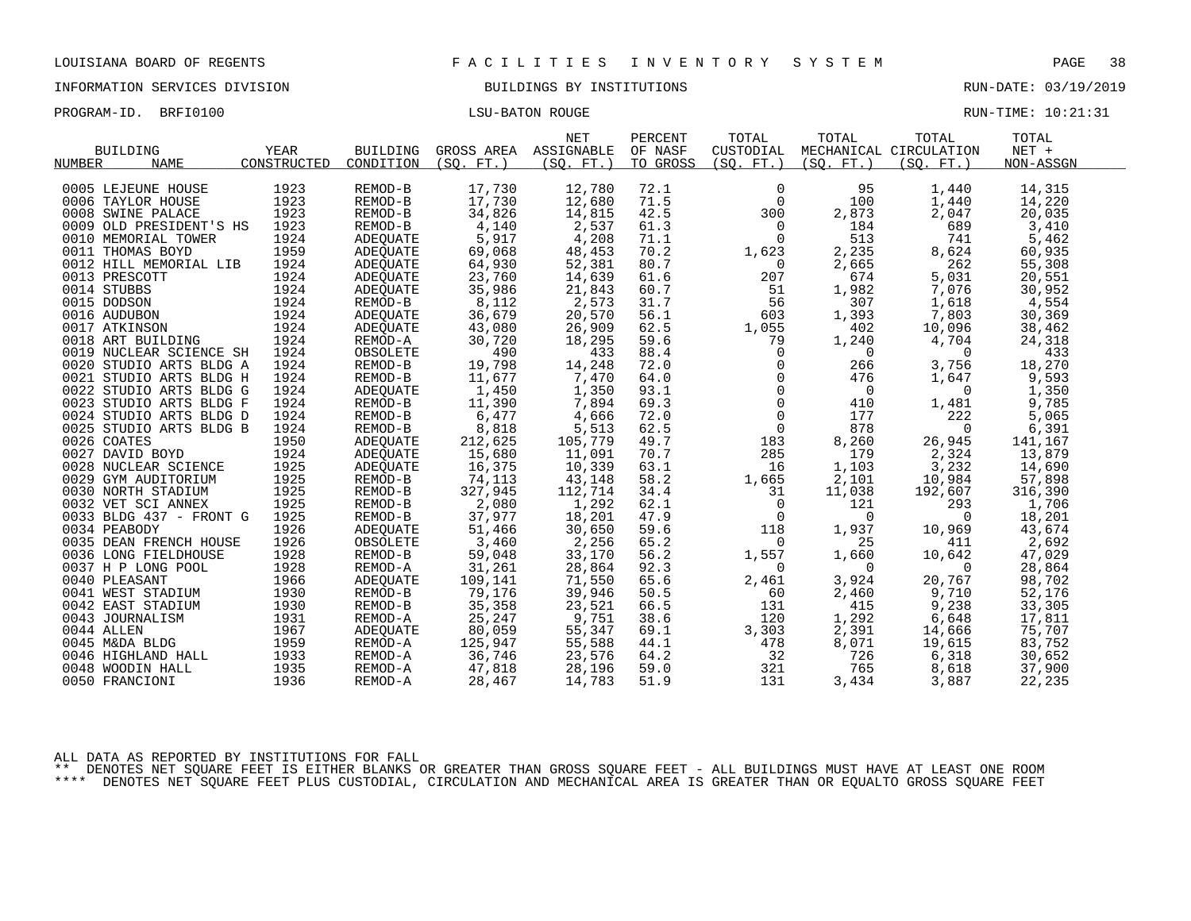LOUISIANA BOARD OF REGENTS — FACILITIES INVENTORY SYSTEM

INFORMATION SERVICES DIVISION — BUILDINGS BY INSTITUTIONS — RUN-DATE: 03/19/2019

PROGRAM-ID. BRFI0100 — LSU-BATON ROUGE — RUN-TIME: 10:21:31

| BUILDING NUMBER | BUILDING NAME | YEAR CONSTRUCTED | BUILDING CONDITION | GROSS AREA (SQ. FT.) | NET ASSIGNABLE (SQ. FT.) | PERCENT OF NASF TO GROSS | TOTAL CUSTODIAL (SQ. FT.) | TOTAL MECHANICAL (SQ. FT.) | TOTAL CIRCULATION (SQ. FT.) | TOTAL NET + NON-ASSGN |
|---|---|---|---|---|---|---|---|---|---|---|
| 0005 | LEJEUNE HOUSE | 1923 | REMOD-B | 17,730 | 12,780 | 72.1 | 0 | 95 | 1,440 | 14,315 |
| 0006 | TAYLOR HOUSE | 1923 | REMOD-B | 17,730 | 12,680 | 71.5 | 0 | 100 | 1,440 | 14,220 |
| 0008 | SWINE PALACE | 1923 | REMOD-B | 34,826 | 14,815 | 42.5 | 300 | 2,873 | 2,047 | 20,035 |
| 0009 | OLD PRESIDENT'S HS | 1923 | REMOD-B | 4,140 | 2,537 | 61.3 | 0 | 184 | 689 | 3,410 |
| 0010 | MEMORIAL TOWER | 1924 | ADEQUATE | 5,917 | 4,208 | 71.1 | 0 | 513 | 741 | 5,462 |
| 0011 | THOMAS BOYD | 1959 | ADEQUATE | 69,068 | 48,453 | 70.2 | 1,623 | 2,235 | 8,624 | 60,935 |
| 0012 | HILL MEMORIAL LIB | 1924 | ADEQUATE | 64,930 | 52,381 | 80.7 | 0 | 2,665 | 262 | 55,308 |
| 0013 | PRESCOTT | 1924 | ADEQUATE | 23,760 | 14,639 | 61.6 | 207 | 674 | 5,031 | 20,551 |
| 0014 | STUBBS | 1924 | ADEQUATE | 35,986 | 21,843 | 60.7 | 51 | 1,982 | 7,076 | 30,952 |
| 0015 | DODSON | 1924 | REMOD-B | 8,112 | 2,573 | 31.7 | 56 | 307 | 1,618 | 4,554 |
| 0016 | AUDUBON | 1924 | ADEQUATE | 36,679 | 20,570 | 56.1 | 603 | 1,393 | 7,803 | 30,369 |
| 0017 | ATKINSON | 1924 | ADEQUATE | 43,080 | 26,909 | 62.5 | 1,055 | 402 | 10,096 | 38,462 |
| 0018 | ART BUILDING | 1924 | REMOD-A | 30,720 | 18,295 | 59.6 | 79 | 1,240 | 4,704 | 24,318 |
| 0019 | NUCLEAR SCIENCE SH | 1924 | OBSOLETE | 490 | 433 | 88.4 | 0 | 0 | 0 | 433 |
| 0020 | STUDIO ARTS BLDG A | 1924 | REMOD-B | 19,798 | 14,248 | 72.0 | 0 | 266 | 3,756 | 18,270 |
| 0021 | STUDIO ARTS BLDG H | 1924 | REMOD-B | 11,677 | 7,470 | 64.0 | 0 | 476 | 1,647 | 9,593 |
| 0022 | STUDIO ARTS BLDG G | 1924 | ADEQUATE | 1,450 | 1,350 | 93.1 | 0 | 0 | 0 | 1,350 |
| 0023 | STUDIO ARTS BLDG F | 1924 | REMOD-B | 11,390 | 7,894 | 69.3 | 0 | 410 | 1,481 | 9,785 |
| 0024 | STUDIO ARTS BLDG D | 1924 | REMOD-B | 6,477 | 4,666 | 72.0 | 0 | 177 | 222 | 5,065 |
| 0025 | STUDIO ARTS BLDG B | 1924 | REMOD-B | 8,818 | 5,513 | 62.5 | 0 | 878 | 0 | 6,391 |
| 0026 | COATES | 1950 | ADEQUATE | 212,625 | 105,779 | 49.7 | 183 | 8,260 | 26,945 | 141,167 |
| 0027 | DAVID BOYD | 1924 | ADEQUATE | 15,680 | 11,091 | 70.7 | 285 | 179 | 2,324 | 13,879 |
| 0028 | NUCLEAR SCIENCE | 1925 | ADEQUATE | 16,375 | 10,339 | 63.1 | 16 | 1,103 | 3,232 | 14,690 |
| 0029 | GYM AUDITORIUM | 1925 | REMOD-B | 74,113 | 43,148 | 58.2 | 1,665 | 2,101 | 10,984 | 57,898 |
| 0030 | NORTH STADIUM | 1925 | REMOD-B | 327,945 | 112,714 | 34.4 | 31 | 11,038 | 192,607 | 316,390 |
| 0032 | VET SCI ANNEX | 1925 | REMOD-B | 2,080 | 1,292 | 62.1 | 0 | 121 | 293 | 1,706 |
| 0033 | BLDG 437 - FRONT G | 1925 | REMOD-B | 37,977 | 18,201 | 47.9 | 0 | 0 | 0 | 18,201 |
| 0034 | PEABODY | 1926 | ADEQUATE | 51,466 | 30,650 | 59.6 | 118 | 1,937 | 10,969 | 43,674 |
| 0035 | DEAN FRENCH HOUSE | 1926 | OBSOLETE | 3,460 | 2,256 | 65.2 | 0 | 25 | 411 | 2,692 |
| 0036 | LONG FIELDHOUSE | 1928 | REMOD-B | 59,048 | 33,170 | 56.2 | 1,557 | 1,660 | 10,642 | 47,029 |
| 0037 | H P LONG POOL | 1928 | REMOD-A | 31,261 | 28,864 | 92.3 | 0 | 0 | 0 | 28,864 |
| 0040 | PLEASANT | 1966 | ADEQUATE | 109,141 | 71,550 | 65.6 | 2,461 | 3,924 | 20,767 | 98,702 |
| 0041 | WEST STADIUM | 1930 | REMOD-B | 79,176 | 39,946 | 50.5 | 60 | 2,460 | 9,710 | 52,176 |
| 0042 | EAST STADIUM | 1930 | REMOD-B | 35,358 | 23,521 | 66.5 | 131 | 415 | 9,238 | 33,305 |
| 0043 | JOURNALISM | 1931 | REMOD-A | 25,247 | 9,751 | 38.6 | 120 | 1,292 | 6,648 | 17,811 |
| 0044 | ALLEN | 1967 | ADEQUATE | 80,059 | 55,347 | 69.1 | 3,303 | 2,391 | 14,666 | 75,707 |
| 0045 | M&DA BLDG | 1959 | REMOD-A | 125,947 | 55,588 | 44.1 | 478 | 8,071 | 19,615 | 83,752 |
| 0046 | HIGHLAND HALL | 1933 | REMOD-A | 36,746 | 23,576 | 64.2 | 32 | 726 | 6,318 | 30,652 |
| 0048 | WOODIN HALL | 1935 | REMOD-A | 47,818 | 28,196 | 59.0 | 321 | 765 | 8,618 | 37,900 |
| 0050 | FRANCIONI | 1936 | REMOD-A | 28,467 | 14,783 | 51.9 | 131 | 3,434 | 3,887 | 22,235 |

ALL DATA AS REPORTED BY INSTITUTIONS FOR FALL

** DENOTES NET SQUARE FEET IS EITHER BLANKS OR GREATER THAN GROSS SQUARE FEET - ALL BUILDINGS MUST HAVE AT LEAST ONE ROOM

**** DENOTES NET SQUARE FEET PLUS CUSTODIAL, CIRCULATION AND MECHANICAL AREA IS GREATER THAN OR EQUALTO GROSS SQUARE FEET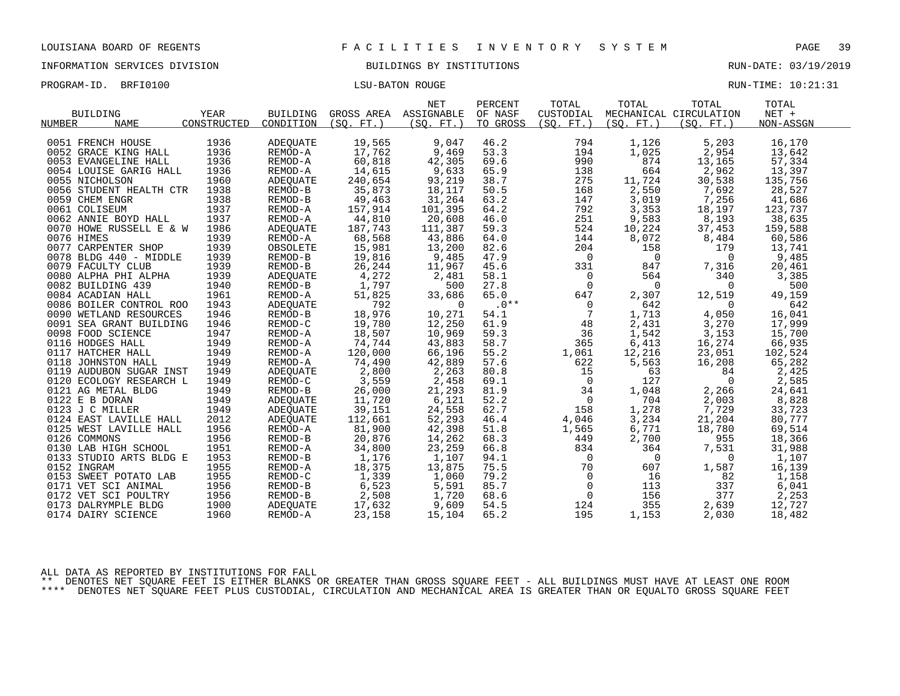LOUISIANA BOARD OF REGENTS — FACILITIES INVENTORY SYSTEM

INFORMATION SERVICES DIVISION — BUILDINGS BY INSTITUTIONS — RUN-DATE: 03/19/2019

PROGRAM-ID. BRFI0100 — LSU-BATON ROUGE — RUN-TIME: 10:21:31

| BUILDING NUMBER | NAME | YEAR CONSTRUCTED | BUILDING CONDITION | GROSS AREA (SQ. FT.) | NET ASSIGNABLE (SQ. FT.) | PERCENT OF NASF TO GROSS | TOTAL CUSTODIAL (SQ. FT.) | TOTAL MECHANICAL (SQ. FT.) | TOTAL CIRCULATION (SQ. FT.) | TOTAL NET + NON-ASSGN |
|---|---|---|---|---|---|---|---|---|---|---|
| 0051 | FRENCH HOUSE | 1936 | ADEQUATE | 19,565 | 9,047 | 46.2 | 794 | 1,126 | 5,203 | 16,170 |
| 0052 | GRACE KING HALL | 1936 | REMOD-A | 17,762 | 9,469 | 53.3 | 194 | 1,025 | 2,954 | 13,642 |
| 0053 | EVANGELINE HALL | 1936 | REMOD-A | 60,818 | 42,305 | 69.6 | 990 | 874 | 13,165 | 57,334 |
| 0054 | LOUISE GARIG HALL | 1936 | REMOD-A | 14,615 | 9,633 | 65.9 | 138 | 664 | 2,962 | 13,397 |
| 0055 | NICHOLSON | 1960 | ADEQUATE | 240,654 | 93,219 | 38.7 | 275 | 11,724 | 30,538 | 135,756 |
| 0056 | STUDENT HEALTH CTR | 1938 | REMOD-B | 35,873 | 18,117 | 50.5 | 168 | 2,550 | 7,692 | 28,527 |
| 0059 | CHEM ENGR | 1938 | REMOD-B | 49,463 | 31,264 | 63.2 | 147 | 3,019 | 7,256 | 41,686 |
| 0061 | COLISEUM | 1937 | REMOD-A | 157,914 | 101,395 | 64.2 | 792 | 3,353 | 18,197 | 123,737 |
| 0062 | ANNIE BOYD HALL | 1937 | REMOD-A | 44,810 | 20,608 | 46.0 | 251 | 9,583 | 8,193 | 38,635 |
| 0070 | HOWE RUSSELL E & W | 1986 | ADEQUATE | 187,743 | 111,387 | 59.3 | 524 | 10,224 | 37,453 | 159,588 |
| 0076 | HIMES | 1939 | REMOD-A | 68,568 | 43,886 | 64.0 | 144 | 8,072 | 8,484 | 60,586 |
| 0077 | CARPENTER SHOP | 1939 | OBSOLETE | 15,981 | 13,200 | 82.6 | 204 | 158 | 179 | 13,741 |
| 0078 | BLDG 440 - MIDDLE | 1939 | REMOD-B | 19,816 | 9,485 | 47.9 | 0 | 0 | 0 | 9,485 |
| 0079 | FACULTY CLUB | 1939 | REMOD-B | 26,244 | 11,967 | 45.6 | 331 | 847 | 7,316 | 20,461 |
| 0080 | ALPHA PHI ALPHA | 1939 | ADEQUATE | 4,272 | 2,481 | 58.1 | 0 | 564 | 340 | 3,385 |
| 0082 | BUILDING 439 | 1940 | REMOD-B | 1,797 | 500 | 27.8 | 0 | 0 | 0 | 500 |
| 0084 | ACADIAN HALL | 1961 | REMOD-A | 51,825 | 33,686 | 65.0 | 647 | 2,307 | 12,519 | 49,159 |
| 0086 | BOILER CONTROL ROO | 1943 | ADEQUATE | 792 | 0 | .0** | 0 | 642 | 0 | 642 |
| 0090 | WETLAND RESOURCES | 1946 | REMOD-B | 18,976 | 10,271 | 54.1 | 7 | 1,713 | 4,050 | 16,041 |
| 0091 | SEA GRANT BUILDING | 1946 | REMOD-C | 19,780 | 12,250 | 61.9 | 48 | 2,431 | 3,270 | 17,999 |
| 0098 | FOOD SCIENCE | 1947 | REMOD-A | 18,507 | 10,969 | 59.3 | 36 | 1,542 | 3,153 | 15,700 |
| 0116 | HODGES HALL | 1949 | REMOD-A | 74,744 | 43,883 | 58.7 | 365 | 6,413 | 16,274 | 66,935 |
| 0117 | HATCHER HALL | 1949 | REMOD-A | 120,000 | 66,196 | 55.2 | 1,061 | 12,216 | 23,051 | 102,524 |
| 0118 | JOHNSTON HALL | 1949 | REMOD-A | 74,490 | 42,889 | 57.6 | 622 | 5,563 | 16,208 | 65,282 |
| 0119 | AUDUBON SUGAR INST | 1949 | ADEQUATE | 2,800 | 2,263 | 80.8 | 15 | 63 | 84 | 2,425 |
| 0120 | ECOLOGY RESEARCH L | 1949 | REMOD-C | 3,559 | 2,458 | 69.1 | 0 | 127 | 0 | 2,585 |
| 0121 | AG METAL BLDG | 1949 | REMOD-B | 26,000 | 21,293 | 81.9 | 34 | 1,048 | 2,266 | 24,641 |
| 0122 | E B DORAN | 1949 | ADEQUATE | 11,720 | 6,121 | 52.2 | 0 | 704 | 2,003 | 8,828 |
| 0123 | J C MILLER | 1949 | ADEQUATE | 39,151 | 24,558 | 62.7 | 158 | 1,278 | 7,729 | 33,723 |
| 0124 | EAST LAVILLE HALL | 2012 | ADEQUATE | 112,661 | 52,293 | 46.4 | 4,046 | 3,234 | 21,204 | 80,777 |
| 0125 | WEST LAVILLE HALL | 1956 | REMOD-A | 81,900 | 42,398 | 51.8 | 1,565 | 6,771 | 18,780 | 69,514 |
| 0126 | COMMONS | 1956 | REMOD-B | 20,876 | 14,262 | 68.3 | 449 | 2,700 | 955 | 18,366 |
| 0130 | LAB HIGH SCHOOL | 1951 | REMOD-A | 34,800 | 23,259 | 66.8 | 834 | 364 | 7,531 | 31,988 |
| 0133 | STUDIO ARTS BLDG E | 1953 | REMOD-B | 1,176 | 1,107 | 94.1 | 0 | 0 | 0 | 1,107 |
| 0152 | INGRAM | 1955 | REMOD-A | 18,375 | 13,875 | 75.5 | 70 | 607 | 1,587 | 16,139 |
| 0153 | SWEET POTATO LAB | 1955 | REMOD-C | 1,339 | 1,060 | 79.2 | 0 | 16 | 82 | 1,158 |
| 0171 | VET SCI ANIMAL | 1956 | REMOD-B | 6,523 | 5,591 | 85.7 | 0 | 113 | 337 | 6,041 |
| 0172 | VET SCI POULTRY | 1956 | REMOD-B | 2,508 | 1,720 | 68.6 | 0 | 156 | 377 | 2,253 |
| 0173 | DALRYMPLE BLDG | 1900 | ADEQUATE | 17,632 | 9,609 | 54.5 | 124 | 355 | 2,639 | 12,727 |
| 0174 | DAIRY SCIENCE | 1960 | REMOD-A | 23,158 | 15,104 | 65.2 | 195 | 1,153 | 2,030 | 18,482 |

ALL DATA AS REPORTED BY INSTITUTIONS FOR FALL

** DENOTES NET SQUARE FEET IS EITHER BLANKS OR GREATER THAN GROSS SQUARE FEET - ALL BUILDINGS MUST HAVE AT LEAST ONE ROOM

**** DENOTES NET SQUARE FEET PLUS CUSTODIAL, CIRCULATION AND MECHANICAL AREA IS GREATER THAN OR EQUALTO GROSS SQUARE FEET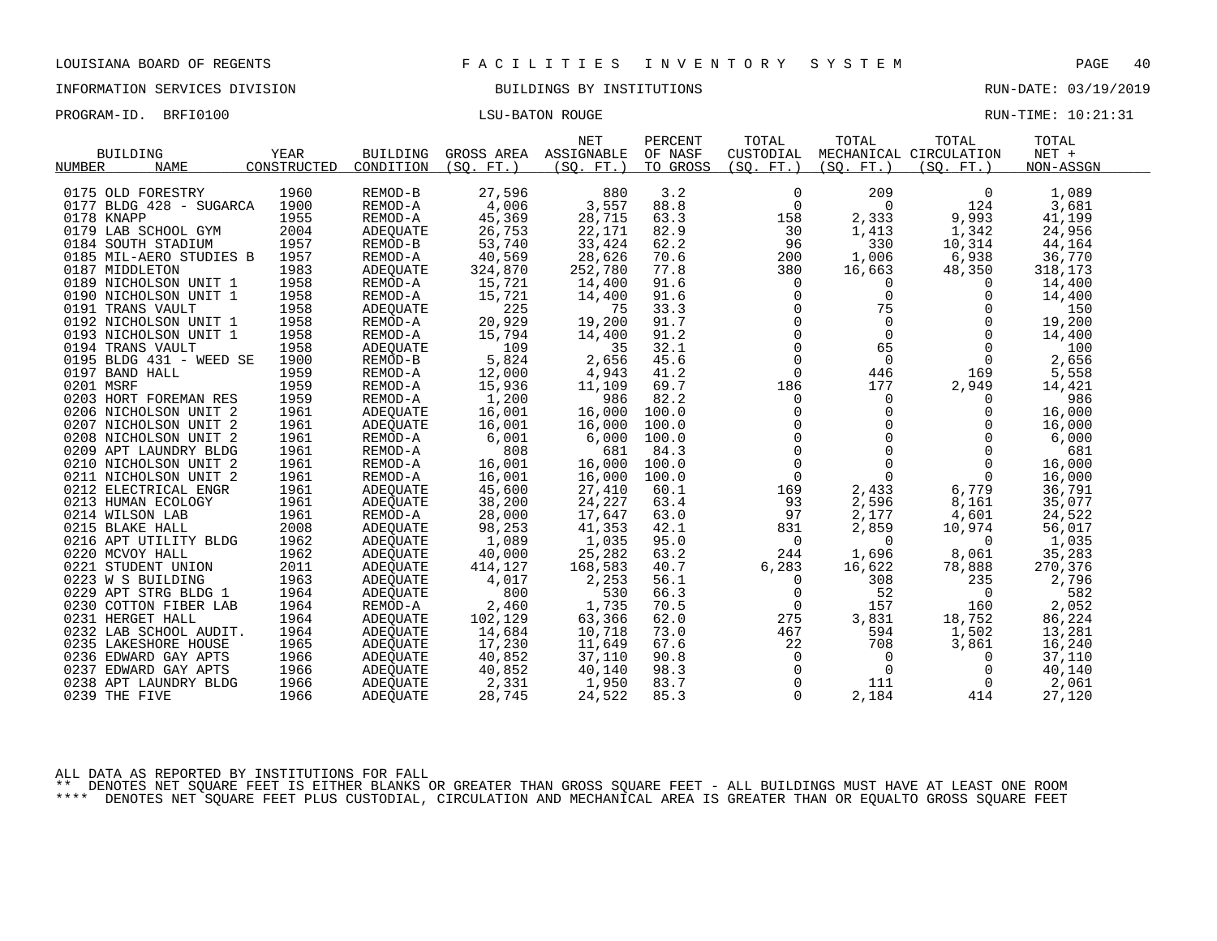LOUISIANA BOARD OF REGENTS — F A C I L I T I E S   I N V E N T O R Y   S Y S T E M

INFORMATION SERVICES DIVISION — BUILDINGS BY INSTITUTIONS — RUN-DATE: 03/19/2019

PROGRAM-ID. BRFI0100 — LSU-BATON ROUGE — RUN-TIME: 10:21:31

| BUILDING NUMBER | NAME | YEAR CONSTRUCTED | BUILDING CONDITION | GROSS AREA (SQ. FT.) | NET ASSIGNABLE (SQ. FT.) | PERCENT OF NASF TO GROSS | TOTAL CUSTODIAL (SQ. FT.) | TOTAL MECHANICAL (SQ. FT.) | TOTAL CIRCULATION (SQ. FT.) | TOTAL NET + NON-ASSGN |
|---|---|---|---|---|---|---|---|---|---|---|
| 0175 | OLD FORESTRY | 1960 | REMOD-B | 27,596 | 880 | 3.2 | 0 | 209 | 0 | 1,089 |
| 0177 | BLDG 428 - SUGARCA | 1900 | REMOD-A | 4,006 | 3,557 | 88.8 | 0 | 0 | 124 | 3,681 |
| 0178 | KNAPP | 1955 | REMOD-A | 45,369 | 28,715 | 63.3 | 158 | 2,333 | 9,993 | 41,199 |
| 0179 | LAB SCHOOL GYM | 2004 | ADEQUATE | 26,753 | 22,171 | 82.9 | 30 | 1,413 | 1,342 | 24,956 |
| 0184 | SOUTH STADIUM | 1957 | REMOD-B | 53,740 | 33,424 | 62.2 | 96 | 330 | 10,314 | 44,164 |
| 0185 | MIL-AERO STUDIES B | 1957 | REMOD-A | 40,569 | 28,626 | 70.6 | 200 | 1,006 | 6,938 | 36,770 |
| 0187 | MIDDLETON | 1983 | ADEQUATE | 324,870 | 252,780 | 77.8 | 380 | 16,663 | 48,350 | 318,173 |
| 0189 | NICHOLSON UNIT 1 | 1958 | REMOD-A | 15,721 | 14,400 | 91.6 | 0 | 0 | 0 | 14,400 |
| 0190 | NICHOLSON UNIT 1 | 1958 | REMOD-A | 15,721 | 14,400 | 91.6 | 0 | 0 | 0 | 14,400 |
| 0191 | TRANS VAULT | 1958 | ADEQUATE | 225 | 75 | 33.3 | 0 | 75 | 0 | 150 |
| 0192 | NICHOLSON UNIT 1 | 1958 | REMOD-A | 20,929 | 19,200 | 91.7 | 0 | 0 | 0 | 19,200 |
| 0193 | NICHOLSON UNIT 1 | 1958 | REMOD-A | 15,794 | 14,400 | 91.2 | 0 | 0 | 0 | 14,400 |
| 0194 | TRANS VAULT | 1958 | ADEQUATE | 109 | 35 | 32.1 | 0 | 65 | 0 | 100 |
| 0195 | BLDG 431 - WEED SE | 1900 | REMOD-B | 5,824 | 2,656 | 45.6 | 0 | 0 | 0 | 2,656 |
| 0197 | BAND HALL | 1959 | REMOD-A | 12,000 | 4,943 | 41.2 | 0 | 446 | 169 | 5,558 |
| 0201 | MSRF | 1959 | REMOD-A | 15,936 | 11,109 | 69.7 | 186 | 177 | 2,949 | 14,421 |
| 0203 | HORT FOREMAN RES | 1959 | REMOD-A | 1,200 | 986 | 82.2 | 0 | 0 | 0 | 986 |
| 0206 | NICHOLSON UNIT 2 | 1961 | ADEQUATE | 16,001 | 16,000 | 100.0 | 0 | 0 | 0 | 16,000 |
| 0207 | NICHOLSON UNIT 2 | 1961 | ADEQUATE | 16,001 | 16,000 | 100.0 | 0 | 0 | 0 | 16,000 |
| 0208 | NICHOLSON UNIT 2 | 1961 | REMOD-A | 6,001 | 6,000 | 100.0 | 0 | 0 | 0 | 6,000 |
| 0209 | APT LAUNDRY BLDG | 1961 | REMOD-A | 808 | 681 | 84.3 | 0 | 0 | 0 | 681 |
| 0210 | NICHOLSON UNIT 2 | 1961 | REMOD-A | 16,001 | 16,000 | 100.0 | 0 | 0 | 0 | 16,000 |
| 0211 | NICHOLSON UNIT 2 | 1961 | REMOD-A | 16,001 | 16,000 | 100.0 | 0 | 0 | 0 | 16,000 |
| 0212 | ELECTRICAL ENGR | 1961 | ADEQUATE | 45,600 | 27,410 | 60.1 | 169 | 2,433 | 6,779 | 36,791 |
| 0213 | HUMAN ECOLOGY | 1961 | ADEQUATE | 38,200 | 24,227 | 63.4 | 93 | 2,596 | 8,161 | 35,077 |
| 0214 | WILSON LAB | 1961 | REMOD-A | 28,000 | 17,647 | 63.0 | 97 | 2,177 | 4,601 | 24,522 |
| 0215 | BLAKE HALL | 2008 | ADEQUATE | 98,253 | 41,353 | 42.1 | 831 | 2,859 | 10,974 | 56,017 |
| 0216 | APT UTILITY BLDG | 1962 | ADEQUATE | 1,089 | 1,035 | 95.0 | 0 | 0 | 0 | 1,035 |
| 0220 | MCVOY HALL | 1962 | ADEQUATE | 40,000 | 25,282 | 63.2 | 244 | 1,696 | 8,061 | 35,283 |
| 0221 | STUDENT UNION | 2011 | ADEQUATE | 414,127 | 168,583 | 40.7 | 6,283 | 16,622 | 78,888 | 270,376 |
| 0223 | W S BUILDING | 1963 | ADEQUATE | 4,017 | 2,253 | 56.1 | 0 | 308 | 235 | 2,796 |
| 0229 | APT STRG BLDG 1 | 1964 | ADEQUATE | 800 | 530 | 66.3 | 0 | 52 | 0 | 582 |
| 0230 | COTTON FIBER LAB | 1964 | REMOD-A | 2,460 | 1,735 | 70.5 | 0 | 157 | 160 | 2,052 |
| 0231 | HERGET HALL | 1964 | ADEQUATE | 102,129 | 63,366 | 62.0 | 275 | 3,831 | 18,752 | 86,224 |
| 0232 | LAB SCHOOL AUDIT. | 1964 | ADEQUATE | 14,684 | 10,718 | 73.0 | 467 | 594 | 1,502 | 13,281 |
| 0235 | LAKESHORE HOUSE | 1965 | ADEQUATE | 17,230 | 11,649 | 67.6 | 22 | 708 | 3,861 | 16,240 |
| 0236 | EDWARD GAY APTS | 1966 | ADEQUATE | 40,852 | 37,110 | 90.8 | 0 | 0 | 0 | 37,110 |
| 0237 | EDWARD GAY APTS | 1966 | ADEQUATE | 40,852 | 40,140 | 98.3 | 0 | 0 | 0 | 40,140 |
| 0238 | APT LAUNDRY BLDG | 1966 | ADEQUATE | 2,331 | 1,950 | 83.7 | 0 | 111 | 0 | 2,061 |
| 0239 | THE FIVE | 1966 | ADEQUATE | 28,745 | 24,522 | 85.3 | 0 | 2,184 | 414 | 27,120 |

ALL DATA AS REPORTED BY INSTITUTIONS FOR FALL

** DENOTES NET SQUARE FEET IS EITHER BLANKS OR GREATER THAN GROSS SQUARE FEET - ALL BUILDINGS MUST HAVE AT LEAST ONE ROOM

**** DENOTES NET SQUARE FEET PLUS CUSTODIAL, CIRCULATION AND MECHANICAL AREA IS GREATER THAN OR EQUALTO GROSS SQUARE FEET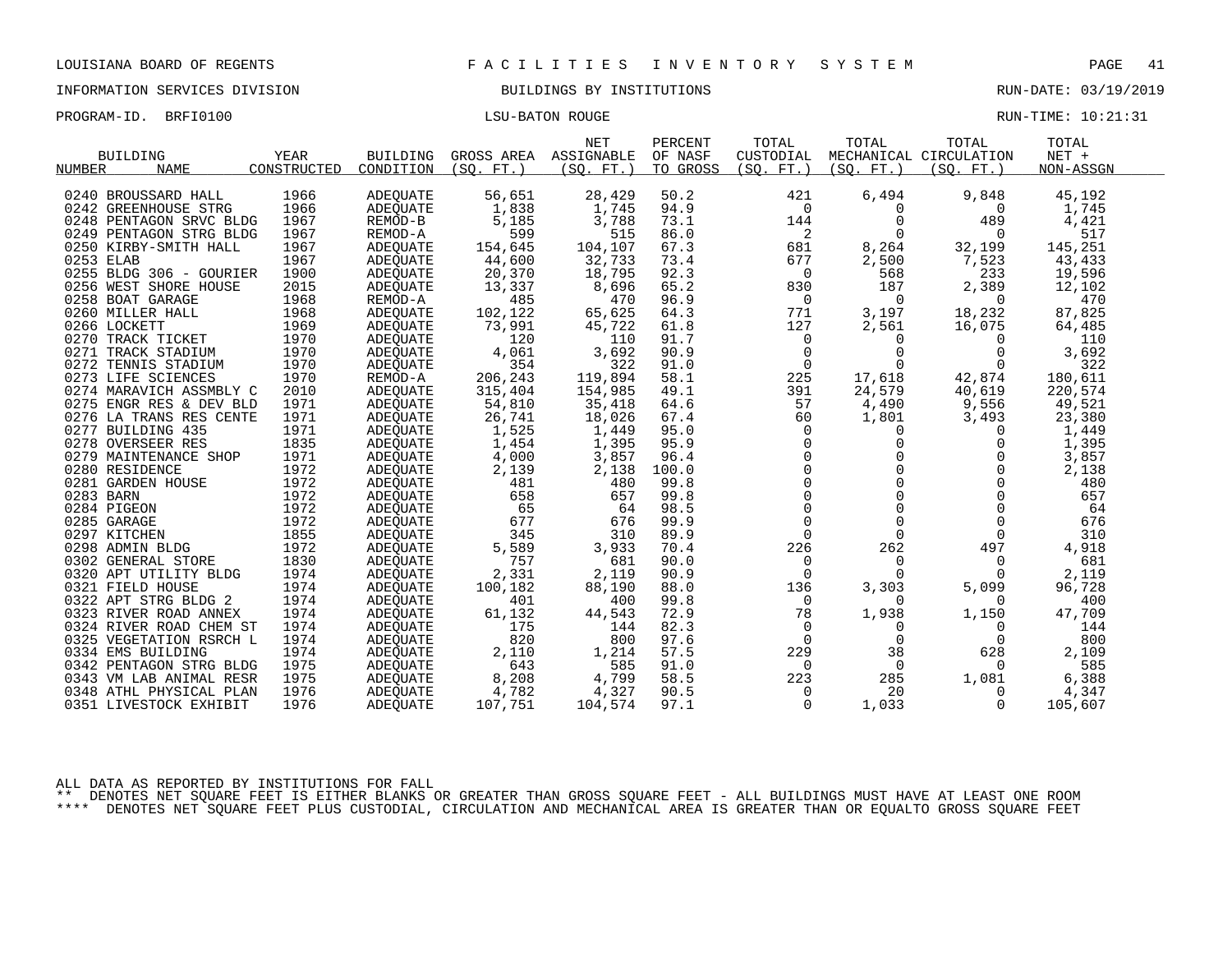LOUISIANA BOARD OF REGENTS — FACILITIES INVENTORY SYSTEM

INFORMATION SERVICES DIVISION — BUILDINGS BY INSTITUTIONS — RUN-DATE: 03/19/2019

PROGRAM-ID. BRFI0100 — LSU-BATON ROUGE — RUN-TIME: 10:21:31

| BUILDING NUMBER | BUILDING NAME | YEAR CONSTRUCTED | BUILDING CONDITION | GROSS AREA (SQ. FT.) | NET ASSIGNABLE (SQ. FT.) | PERCENT OF NASF TO GROSS | TOTAL CUSTODIAL (SQ. FT.) | TOTAL MECHANICAL (SQ. FT.) | TOTAL CIRCULATION (SQ. FT.) | TOTAL NET + NON-ASSGN |
|---|---|---|---|---|---|---|---|---|---|---|
| 0240 | BROUSSARD HALL | 1966 | ADEQUATE | 56,651 | 28,429 | 50.2 | 421 | 6,494 | 9,848 | 45,192 |
| 0242 | GREENHOUSE STRG | 1966 | ADEQUATE | 1,838 | 1,745 | 94.9 | 0 | 0 | 0 | 1,745 |
| 0248 | PENTAGON SRVC BLDG | 1967 | REMOD-B | 5,185 | 3,788 | 73.1 | 144 | 0 | 489 | 4,421 |
| 0249 | PENTAGON STRG BLDG | 1967 | REMOD-A | 599 | 515 | 86.0 | 2 | 0 | 0 | 517 |
| 0250 | KIRBY-SMITH HALL | 1967 | ADEQUATE | 154,645 | 104,107 | 67.3 | 681 | 8,264 | 32,199 | 145,251 |
| 0253 | ELAB | 1967 | ADEQUATE | 44,600 | 32,733 | 73.4 | 677 | 2,500 | 7,523 | 43,433 |
| 0255 | BLDG 306 - GOURIER | 1900 | ADEQUATE | 20,370 | 18,795 | 92.3 | 0 | 568 | 233 | 19,596 |
| 0256 | WEST SHORE HOUSE | 2015 | ADEQUATE | 13,337 | 8,696 | 65.2 | 830 | 187 | 2,389 | 12,102 |
| 0258 | BOAT GARAGE | 1968 | REMOD-A | 485 | 470 | 96.9 | 0 | 0 | 0 | 470 |
| 0260 | MILLER HALL | 1968 | ADEQUATE | 102,122 | 65,625 | 64.3 | 771 | 3,197 | 18,232 | 87,825 |
| 0266 | LOCKETT | 1969 | ADEQUATE | 73,991 | 45,722 | 61.8 | 127 | 2,561 | 16,075 | 64,485 |
| 0270 | TRACK TICKET | 1970 | ADEQUATE | 120 | 110 | 91.7 | 0 | 0 | 0 | 110 |
| 0271 | TRACK STADIUM | 1970 | ADEQUATE | 4,061 | 3,692 | 90.9 | 0 | 0 | 0 | 3,692 |
| 0272 | TENNIS STADIUM | 1970 | ADEQUATE | 354 | 322 | 91.0 | 0 | 0 | 0 | 322 |
| 0273 | LIFE SCIENCES | 1970 | REMOD-A | 206,243 | 119,894 | 58.1 | 225 | 17,618 | 42,874 | 180,611 |
| 0274 | MARAVICH ASSMBLY C | 2010 | ADEQUATE | 315,404 | 154,985 | 49.1 | 391 | 24,579 | 40,619 | 220,574 |
| 0275 | ENGR RES & DEV BLD | 1971 | ADEQUATE | 54,810 | 35,418 | 64.6 | 57 | 4,490 | 9,556 | 49,521 |
| 0276 | LA TRANS RES CENTE | 1971 | ADEQUATE | 26,741 | 18,026 | 67.4 | 60 | 1,801 | 3,493 | 23,380 |
| 0277 | BUILDING 435 | 1971 | ADEQUATE | 1,525 | 1,449 | 95.0 | 0 | 0 | 0 | 1,449 |
| 0278 | OVERSEER RES | 1835 | ADEQUATE | 1,454 | 1,395 | 95.9 | 0 | 0 | 0 | 1,395 |
| 0279 | MAINTENANCE SHOP | 1971 | ADEQUATE | 4,000 | 3,857 | 96.4 | 0 | 0 | 0 | 3,857 |
| 0280 | RESIDENCE | 1972 | ADEQUATE | 2,139 | 2,138 | 100.0 | 0 | 0 | 0 | 2,138 |
| 0281 | GARDEN HOUSE | 1972 | ADEQUATE | 481 | 480 | 99.8 | 0 | 0 | 0 | 480 |
| 0283 | BARN | 1972 | ADEQUATE | 658 | 657 | 99.8 | 0 | 0 | 0 | 657 |
| 0284 | PIGEON | 1972 | ADEQUATE | 65 | 64 | 98.5 | 0 | 0 | 0 | 64 |
| 0285 | GARAGE | 1972 | ADEQUATE | 677 | 676 | 99.9 | 0 | 0 | 0 | 676 |
| 0297 | KITCHEN | 1855 | ADEQUATE | 345 | 310 | 89.9 | 0 | 0 | 0 | 310 |
| 0298 | ADMIN BLDG | 1972 | ADEQUATE | 5,589 | 3,933 | 70.4 | 226 | 262 | 497 | 4,918 |
| 0302 | GENERAL STORE | 1830 | ADEQUATE | 757 | 681 | 90.0 | 0 | 0 | 0 | 681 |
| 0320 | APT UTILITY BLDG | 1974 | ADEQUATE | 2,331 | 2,119 | 90.9 | 0 | 0 | 0 | 2,119 |
| 0321 | FIELD HOUSE | 1974 | ADEQUATE | 100,182 | 88,190 | 88.0 | 136 | 3,303 | 5,099 | 96,728 |
| 0322 | APT STRG BLDG 2 | 1974 | ADEQUATE | 401 | 400 | 99.8 | 0 | 0 | 0 | 400 |
| 0323 | RIVER ROAD ANNEX | 1974 | ADEQUATE | 61,132 | 44,543 | 72.9 | 78 | 1,938 | 1,150 | 47,709 |
| 0324 | RIVER ROAD CHEM ST | 1974 | ADEQUATE | 175 | 144 | 82.3 | 0 | 0 | 0 | 144 |
| 0325 | VEGETATION RSRCH L | 1974 | ADEQUATE | 820 | 800 | 97.6 | 0 | 0 | 0 | 800 |
| 0334 | EMS BUILDING | 1974 | ADEQUATE | 2,110 | 1,214 | 57.5 | 229 | 38 | 628 | 2,109 |
| 0342 | PENTAGON STRG BLDG | 1975 | ADEQUATE | 643 | 585 | 91.0 | 0 | 0 | 0 | 585 |
| 0343 | VM LAB ANIMAL RESR | 1975 | ADEQUATE | 8,208 | 4,799 | 58.5 | 223 | 285 | 1,081 | 6,388 |
| 0348 | ATHL PHYSICAL PLAN | 1976 | ADEQUATE | 4,782 | 4,327 | 90.5 | 0 | 20 | 0 | 4,347 |
| 0351 | LIVESTOCK EXHIBIT | 1976 | ADEQUATE | 107,751 | 104,574 | 97.1 | 0 | 1,033 | 0 | 105,607 |

ALL DATA AS REPORTED BY INSTITUTIONS FOR FALL

** DENOTES NET SQUARE FEET IS EITHER BLANKS OR GREATER THAN GROSS SQUARE FEET - ALL BUILDINGS MUST HAVE AT LEAST ONE ROOM

**** DENOTES NET SQUARE FEET PLUS CUSTODIAL, CIRCULATION AND MECHANICAL AREA IS GREATER THAN OR EQUALTO GROSS SQUARE FEET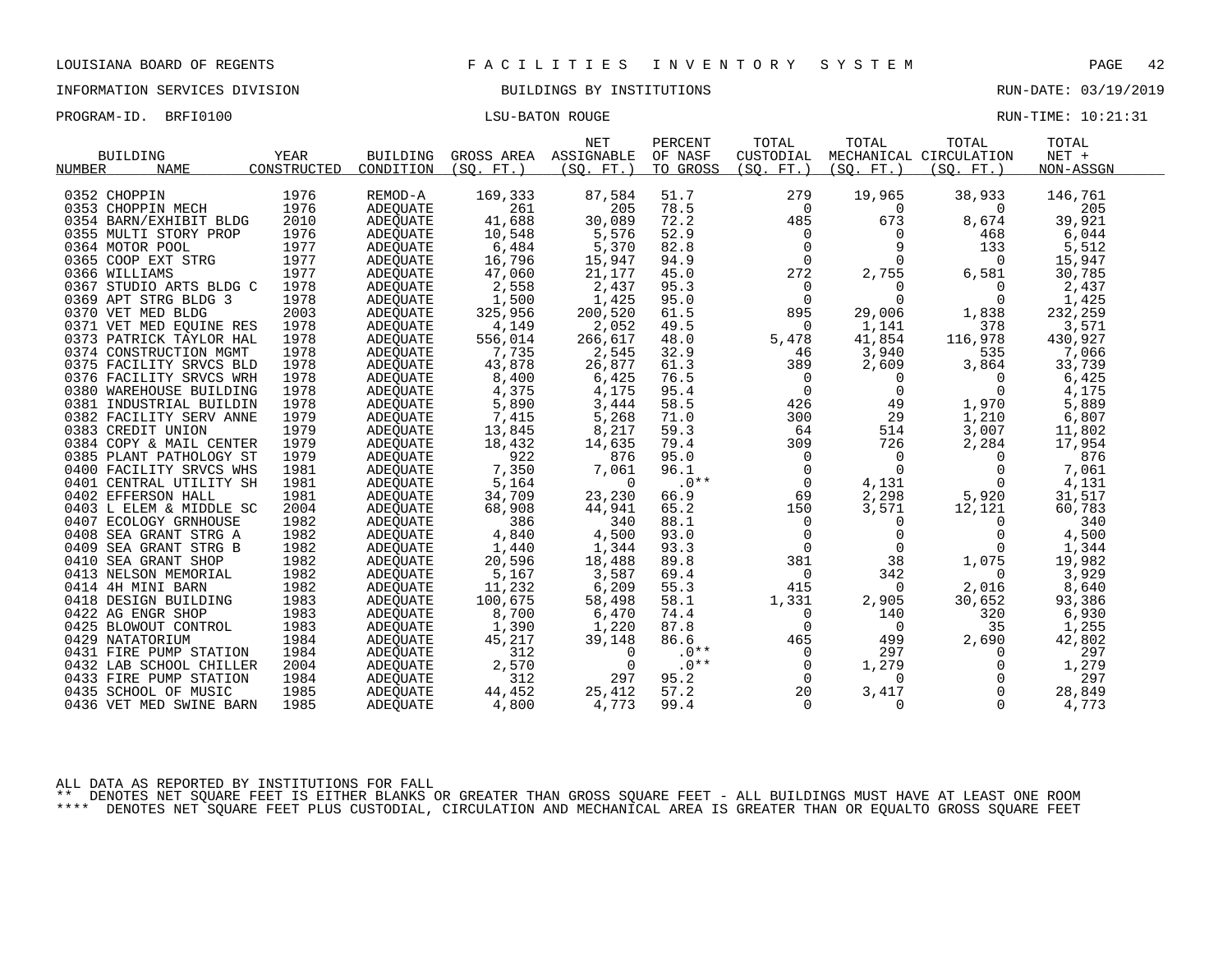LOUISIANA BOARD OF REGENTS — FACILITIES INVENTORY SYSTEM

INFORMATION SERVICES DIVISION — BUILDINGS BY INSTITUTIONS — RUN-DATE: 03/19/2019

PROGRAM-ID. BRFI0100 — LSU-BATON ROUGE — RUN-TIME: 10:21:31

| BUILDING NUMBER | BUILDING NAME | YEAR CONSTRUCTED | BUILDING CONDITION | GROSS AREA (SQ. FT.) | NET ASSIGNABLE (SQ. FT.) | PERCENT OF NASF TO GROSS | TOTAL CUSTODIAL (SQ. FT.) | TOTAL MECHANICAL (SQ. FT.) | TOTAL CIRCULATION (SQ. FT.) | TOTAL NET + NON-ASSGN |
|---|---|---|---|---|---|---|---|---|---|---|
| 0352 | CHOPPIN | 1976 | REMOD-A | 169,333 | 87,584 | 51.7 | 279 | 19,965 | 38,933 | 146,761 |
| 0353 | CHOPPIN MECH | 1976 | ADEQUATE | 261 | 205 | 78.5 | 0 | 0 | 0 | 205 |
| 0354 | BARN/EXHIBIT BLDG | 2010 | ADEQUATE | 41,688 | 30,089 | 72.2 | 485 | 673 | 8,674 | 39,921 |
| 0355 | MULTI STORY PROP | 1976 | ADEQUATE | 10,548 | 5,576 | 52.9 | 0 | 0 | 468 | 6,044 |
| 0364 | MOTOR POOL | 1977 | ADEQUATE | 6,484 | 5,370 | 82.8 | 0 | 9 | 133 | 5,512 |
| 0365 | COOP EXT STRG | 1977 | ADEQUATE | 16,796 | 15,947 | 94.9 | 0 | 0 | 0 | 15,947 |
| 0366 | WILLIAMS | 1977 | ADEQUATE | 47,060 | 21,177 | 45.0 | 272 | 2,755 | 6,581 | 30,785 |
| 0367 | STUDIO ARTS BLDG C | 1978 | ADEQUATE | 2,558 | 2,437 | 95.3 | 0 | 0 | 0 | 2,437 |
| 0369 | APT STRG BLDG 3 | 1978 | ADEQUATE | 1,500 | 1,425 | 95.0 | 0 | 0 | 0 | 1,425 |
| 0370 | VET MED BLDG | 2003 | ADEQUATE | 325,956 | 200,520 | 61.5 | 895 | 29,006 | 1,838 | 232,259 |
| 0371 | VET MED EQUINE RES | 1978 | ADEQUATE | 4,149 | 2,052 | 49.5 | 0 | 1,141 | 378 | 3,571 |
| 0373 | PATRICK TAYLOR HAL | 1978 | ADEQUATE | 556,014 | 266,617 | 48.0 | 5,478 | 41,854 | 116,978 | 430,927 |
| 0374 | CONSTRUCTION MGMT | 1978 | ADEQUATE | 7,735 | 2,545 | 32.9 | 46 | 3,940 | 535 | 7,066 |
| 0375 | FACILITY SRVCS BLD | 1978 | ADEQUATE | 43,878 | 26,877 | 61.3 | 389 | 2,609 | 3,864 | 33,739 |
| 0376 | FACILITY SRVCS WRH | 1978 | ADEQUATE | 8,400 | 6,425 | 76.5 | 0 | 0 | 0 | 6,425 |
| 0380 | WAREHOUSE BUILDING | 1978 | ADEQUATE | 4,375 | 4,175 | 95.4 | 0 | 0 | 0 | 4,175 |
| 0381 | INDUSTRIAL BUILDIN | 1978 | ADEQUATE | 5,890 | 3,444 | 58.5 | 426 | 49 | 1,970 | 5,889 |
| 0382 | FACILITY SERV ANNE | 1979 | ADEQUATE | 7,415 | 5,268 | 71.0 | 300 | 29 | 1,210 | 6,807 |
| 0383 | CREDIT UNION | 1979 | ADEQUATE | 13,845 | 8,217 | 59.3 | 64 | 514 | 3,007 | 11,802 |
| 0384 | COPY & MAIL CENTER | 1979 | ADEQUATE | 18,432 | 14,635 | 79.4 | 309 | 726 | 2,284 | 17,954 |
| 0385 | PLANT PATHOLOGY ST | 1979 | ADEQUATE | 922 | 876 | 95.0 | 0 | 0 | 0 | 876 |
| 0400 | FACILITY SRVCS WHS | 1981 | ADEQUATE | 7,350 | 7,061 | 96.1 | 0 | 0 | 0 | 7,061 |
| 0401 | CENTRAL UTILITY SH | 1981 | ADEQUATE | 5,164 | 0 | .0** | 0 | 4,131 | 0 | 4,131 |
| 0402 | EFFERSON HALL | 1981 | ADEQUATE | 34,709 | 23,230 | 66.9 | 69 | 2,298 | 5,920 | 31,517 |
| 0403 | L ELEM & MIDDLE SC | 2004 | ADEQUATE | 68,908 | 44,941 | 65.2 | 150 | 3,571 | 12,121 | 60,783 |
| 0407 | ECOLOGY GRNHOUSE | 1982 | ADEQUATE | 386 | 340 | 88.1 | 0 | 0 | 0 | 340 |
| 0408 | SEA GRANT STRG A | 1982 | ADEQUATE | 4,840 | 4,500 | 93.0 | 0 | 0 | 0 | 4,500 |
| 0409 | SEA GRANT STRG B | 1982 | ADEQUATE | 1,440 | 1,344 | 93.3 | 0 | 0 | 0 | 1,344 |
| 0410 | SEA GRANT SHOP | 1982 | ADEQUATE | 20,596 | 18,488 | 89.8 | 381 | 38 | 1,075 | 19,982 |
| 0413 | NELSON MEMORIAL | 1982 | ADEQUATE | 5,167 | 3,587 | 69.4 | 0 | 342 | 0 | 3,929 |
| 0414 | 4H MINI BARN | 1982 | ADEQUATE | 11,232 | 6,209 | 55.3 | 415 | 0 | 2,016 | 8,640 |
| 0418 | DESIGN BUILDING | 1983 | ADEQUATE | 100,675 | 58,498 | 58.1 | 1,331 | 2,905 | 30,652 | 93,386 |
| 0422 | AG ENGR SHOP | 1983 | ADEQUATE | 8,700 | 6,470 | 74.4 | 0 | 140 | 320 | 6,930 |
| 0425 | BLOWOUT CONTROL | 1983 | ADEQUATE | 1,390 | 1,220 | 87.8 | 0 | 0 | 35 | 1,255 |
| 0429 | NATATORIUM | 1984 | ADEQUATE | 45,217 | 39,148 | 86.6 | 465 | 499 | 2,690 | 42,802 |
| 0431 | FIRE PUMP STATION | 1984 | ADEQUATE | 312 | 0 | .0** | 0 | 297 | 0 | 297 |
| 0432 | LAB SCHOOL CHILLER | 2004 | ADEQUATE | 2,570 | 0 | .0** | 0 | 1,279 | 0 | 1,279 |
| 0433 | FIRE PUMP STATION | 1984 | ADEQUATE | 312 | 297 | 95.2 | 0 | 0 | 0 | 297 |
| 0435 | SCHOOL OF MUSIC | 1985 | ADEQUATE | 44,452 | 25,412 | 57.2 | 20 | 3,417 | 0 | 28,849 |
| 0436 | VET MED SWINE BARN | 1985 | ADEQUATE | 4,800 | 4,773 | 99.4 | 0 | 0 | 0 | 4,773 |

ALL DATA AS REPORTED BY INSTITUTIONS FOR FALL

** DENOTES NET SQUARE FEET IS EITHER BLANKS OR GREATER THAN GROSS SQUARE FEET - ALL BUILDINGS MUST HAVE AT LEAST ONE ROOM

**** DENOTES NET SQUARE FEET PLUS CUSTODIAL, CIRCULATION AND MECHANICAL AREA IS GREATER THAN OR EQUALTO GROSS SQUARE FEET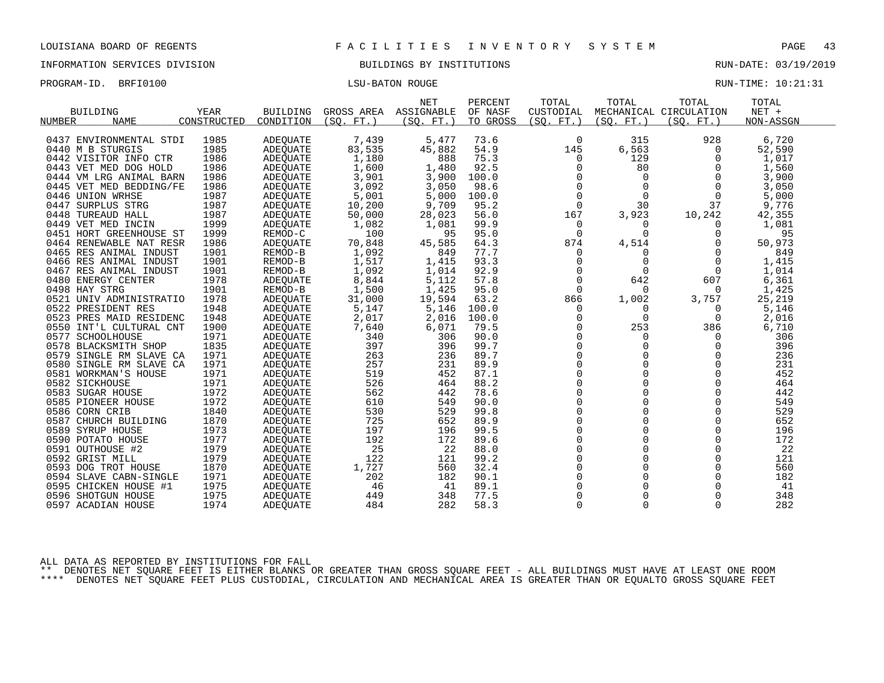LOUISIANA BOARD OF REGENTS — F A C I L I T I E S   I N V E N T O R Y   S Y S T E M

INFORMATION SERVICES DIVISION — BUILDINGS BY INSTITUTIONS — RUN-DATE: 03/19/2019

PROGRAM-ID. BRFI0100 — LSU-BATON ROUGE — RUN-TIME: 10:21:31

| BUILDING NUMBER | NAME | YEAR CONSTRUCTED | BUILDING CONDITION | GROSS AREA (SQ. FT.) | NET ASSIGNABLE (SQ. FT.) | PERCENT OF NASF TO GROSS | TOTAL CUSTODIAL (SQ. FT.) | TOTAL MECHANICAL (SQ. FT.) | TOTAL CIRCULATION (SQ. FT.) | TOTAL NET + NON-ASSGN |
|---|---|---|---|---|---|---|---|---|---|---|
| 0437 | ENVIRONMENTAL STDI | 1985 | ADEQUATE | 7,439 | 5,477 | 73.6 | 0 | 315 | 928 | 6,720 |
| 0440 | M B STURGIS | 1985 | ADEQUATE | 83,535 | 45,882 | 54.9 | 145 | 6,563 | 0 | 52,590 |
| 0442 | VISITOR INFO CTR | 1986 | ADEQUATE | 1,180 | 888 | 75.3 | 0 | 129 | 0 | 1,017 |
| 0443 | VET MED DOG HOLD | 1986 | ADEQUATE | 1,600 | 1,480 | 92.5 | 0 | 80 | 0 | 1,560 |
| 0444 | VM LRG ANIMAL BARN | 1986 | ADEQUATE | 3,901 | 3,900 | 100.0 | 0 | 0 | 0 | 3,900 |
| 0445 | VET MED BEDDING/FE | 1986 | ADEQUATE | 3,092 | 3,050 | 98.6 | 0 | 0 | 0 | 3,050 |
| 0446 | UNION WRHSE | 1987 | ADEQUATE | 5,001 | 5,000 | 100.0 | 0 | 0 | 0 | 5,000 |
| 0447 | SURPLUS STRG | 1987 | ADEQUATE | 10,200 | 9,709 | 95.2 | 0 | 30 | 37 | 9,776 |
| 0448 | TUREAUD HALL | 1987 | ADEQUATE | 50,000 | 28,023 | 56.0 | 167 | 3,923 | 10,242 | 42,355 |
| 0449 | VET MED INCIN | 1999 | ADEQUATE | 1,082 | 1,081 | 99.9 | 0 | 0 | 0 | 1,081 |
| 0451 | HORT GREENHOUSE ST | 1999 | REMOD-C | 100 | 95 | 95.0 | 0 | 0 | 0 | 95 |
| 0464 | RENEWABLE NAT RESR | 1986 | ADEQUATE | 70,848 | 45,585 | 64.3 | 874 | 4,514 | 0 | 50,973 |
| 0465 | RES ANIMAL INDUST | 1901 | REMOD-B | 1,092 | 849 | 77.7 | 0 | 0 | 0 | 849 |
| 0466 | RES ANIMAL INDUST | 1901 | REMOD-B | 1,517 | 1,415 | 93.3 | 0 | 0 | 0 | 1,415 |
| 0467 | RES ANIMAL INDUST | 1901 | REMOD-B | 1,092 | 1,014 | 92.9 | 0 | 0 | 0 | 1,014 |
| 0480 | ENERGY CENTER | 1978 | ADEQUATE | 8,844 | 5,112 | 57.8 | 0 | 642 | 607 | 6,361 |
| 0498 | HAY STRG | 1901 | REMOD-B | 1,500 | 1,425 | 95.0 | 0 | 0 | 0 | 1,425 |
| 0521 | UNIV ADMINISTRATIO | 1978 | ADEQUATE | 31,000 | 19,594 | 63.2 | 866 | 1,002 | 3,757 | 25,219 |
| 0522 | PRESIDENT RES | 1948 | ADEQUATE | 5,147 | 5,146 | 100.0 | 0 | 0 | 0 | 5,146 |
| 0523 | PRES MAID RESIDENC | 1948 | ADEQUATE | 2,017 | 2,016 | 100.0 | 0 | 0 | 0 | 2,016 |
| 0550 | INT'L CULTURAL CNT | 1900 | ADEQUATE | 7,640 | 6,071 | 79.5 | 0 | 253 | 386 | 6,710 |
| 0577 | SCHOOLHOUSE | 1971 | ADEQUATE | 340 | 306 | 90.0 | 0 | 0 | 0 | 306 |
| 0578 | BLACKSMITH SHOP | 1835 | ADEQUATE | 397 | 396 | 99.7 | 0 | 0 | 0 | 396 |
| 0579 | SINGLE RM SLAVE CA | 1971 | ADEQUATE | 263 | 236 | 89.7 | 0 | 0 | 0 | 236 |
| 0580 | SINGLE RM SLAVE CA | 1971 | ADEQUATE | 257 | 231 | 89.9 | 0 | 0 | 0 | 231 |
| 0581 | WORKMAN'S HOUSE | 1971 | ADEQUATE | 519 | 452 | 87.1 | 0 | 0 | 0 | 452 |
| 0582 | SICKHOUSE | 1971 | ADEQUATE | 526 | 464 | 88.2 | 0 | 0 | 0 | 464 |
| 0583 | SUGAR HOUSE | 1972 | ADEQUATE | 562 | 442 | 78.6 | 0 | 0 | 0 | 442 |
| 0585 | PIONEER HOUSE | 1972 | ADEQUATE | 610 | 549 | 90.0 | 0 | 0 | 0 | 549 |
| 0586 | CORN CRIB | 1840 | ADEQUATE | 530 | 529 | 99.8 | 0 | 0 | 0 | 529 |
| 0587 | CHURCH BUILDING | 1870 | ADEQUATE | 725 | 652 | 89.9 | 0 | 0 | 0 | 652 |
| 0589 | SYRUP HOUSE | 1973 | ADEQUATE | 197 | 196 | 99.5 | 0 | 0 | 0 | 196 |
| 0590 | POTATO HOUSE | 1977 | ADEQUATE | 192 | 172 | 89.6 | 0 | 0 | 0 | 172 |
| 0591 | OUTHOUSE #2 | 1979 | ADEQUATE | 25 | 22 | 88.0 | 0 | 0 | 0 | 22 |
| 0592 | GRIST MILL | 1979 | ADEQUATE | 122 | 121 | 99.2 | 0 | 0 | 0 | 121 |
| 0593 | DOG TROT HOUSE | 1870 | ADEQUATE | 1,727 | 560 | 32.4 | 0 | 0 | 0 | 560 |
| 0594 | SLAVE CABN-SINGLE | 1971 | ADEQUATE | 202 | 182 | 90.1 | 0 | 0 | 0 | 182 |
| 0595 | CHICKEN HOUSE #1 | 1975 | ADEQUATE | 46 | 41 | 89.1 | 0 | 0 | 0 | 41 |
| 0596 | SHOTGUN HOUSE | 1975 | ADEQUATE | 449 | 348 | 77.5 | 0 | 0 | 0 | 348 |
| 0597 | ACADIAN HOUSE | 1974 | ADEQUATE | 484 | 282 | 58.3 | 0 | 0 | 0 | 282 |

ALL DATA AS REPORTED BY INSTITUTIONS FOR FALL

** DENOTES NET SQUARE FEET IS EITHER BLANKS OR GREATER THAN GROSS SQUARE FEET - ALL BUILDINGS MUST HAVE AT LEAST ONE ROOM

**** DENOTES NET SQUARE FEET PLUS CUSTODIAL, CIRCULATION AND MECHANICAL AREA IS GREATER THAN OR EQUALTO GROSS SQUARE FEET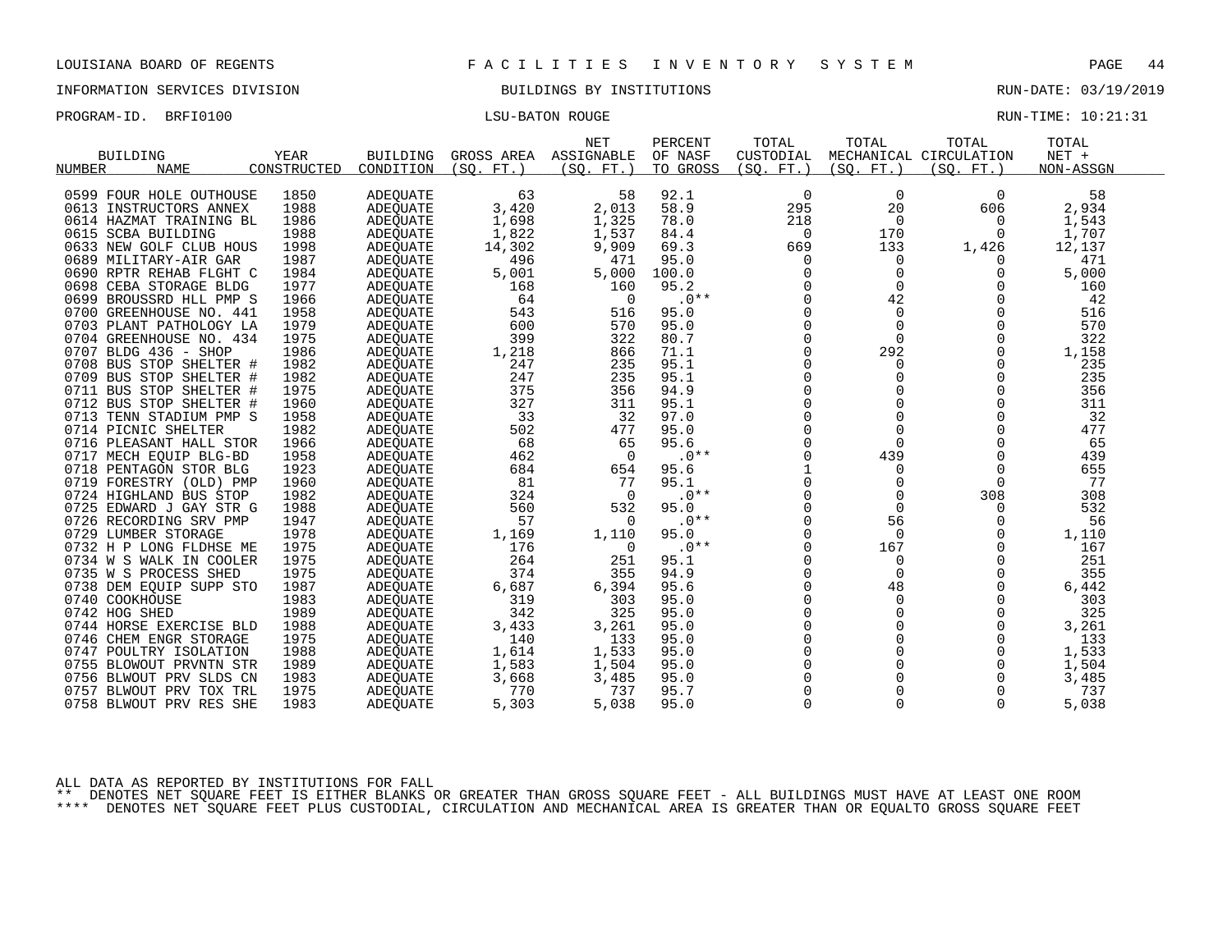LOUISIANA BOARD OF REGENTS — F A C I L I T I E S   I N V E N T O R Y   S Y S T E M

INFORMATION SERVICES DIVISION — BUILDINGS BY INSTITUTIONS — RUN-DATE: 03/19/2019

PROGRAM-ID. BRFI0100 — LSU-BATON ROUGE — RUN-TIME: 10:21:31

| BUILDING NUMBER | NAME | YEAR CONSTRUCTED | BUILDING CONDITION | GROSS AREA (SQ. FT.) | NET ASSIGNABLE (SQ. FT.) | PERCENT OF NASF TO GROSS | TOTAL CUSTODIAL (SQ. FT.) | TOTAL MECHANICAL (SQ. FT.) | TOTAL CIRCULATION (SQ. FT.) | TOTAL NET + NON-ASSGN |
|---|---|---|---|---|---|---|---|---|---|---|
| 0599 | FOUR HOLE OUTHOUSE | 1850 | ADEQUATE | 63 | 58 | 92.1 | 0 | 0 | 0 | 58 |
| 0613 | INSTRUCTORS ANNEX | 1988 | ADEQUATE | 3,420 | 2,013 | 58.9 | 295 | 20 | 606 | 2,934 |
| 0614 | HAZMAT TRAINING BL | 1986 | ADEQUATE | 1,698 | 1,325 | 78.0 | 218 | 0 | 0 | 1,543 |
| 0615 | SCBA BUILDING | 1988 | ADEQUATE | 1,822 | 1,537 | 84.4 | 0 | 170 | 0 | 1,707 |
| 0633 | NEW GOLF CLUB HOUS | 1998 | ADEQUATE | 14,302 | 9,909 | 69.3 | 669 | 133 | 1,426 | 12,137 |
| 0689 | MILITARY-AIR GAR | 1987 | ADEQUATE | 496 | 471 | 95.0 | 0 | 0 | 0 | 471 |
| 0690 | RPTR REHAB FLGHT C | 1984 | ADEQUATE | 5,001 | 5,000 | 100.0 | 0 | 0 | 0 | 5,000 |
| 0698 | CEBA STORAGE BLDG | 1977 | ADEQUATE | 168 | 160 | 95.2 | 0 | 0 | 0 | 160 |
| 0699 | BROUSSRD HLL PMP S | 1966 | ADEQUATE | 64 | 0 | .0** | 0 | 42 | 0 | 42 |
| 0700 | GREENHOUSE NO. 441 | 1958 | ADEQUATE | 543 | 516 | 95.0 | 0 | 0 | 0 | 516 |
| 0703 | PLANT PATHOLOGY LA | 1979 | ADEQUATE | 600 | 570 | 95.0 | 0 | 0 | 0 | 570 |
| 0704 | GREENHOUSE NO. 434 | 1975 | ADEQUATE | 399 | 322 | 80.7 | 0 | 0 | 0 | 322 |
| 0707 | BLDG 436 - SHOP | 1986 | ADEQUATE | 1,218 | 866 | 71.1 | 0 | 292 | 0 | 1,158 |
| 0708 | BUS STOP SHELTER # | 1982 | ADEQUATE | 247 | 235 | 95.1 | 0 | 0 | 0 | 235 |
| 0709 | BUS STOP SHELTER # | 1982 | ADEQUATE | 247 | 235 | 95.1 | 0 | 0 | 0 | 235 |
| 0711 | BUS STOP SHELTER # | 1975 | ADEQUATE | 375 | 356 | 94.9 | 0 | 0 | 0 | 356 |
| 0712 | BUS STOP SHELTER # | 1960 | ADEQUATE | 327 | 311 | 95.1 | 0 | 0 | 0 | 311 |
| 0713 | TENN STADIUM PMP S | 1958 | ADEQUATE | 33 | 32 | 97.0 | 0 | 0 | 0 | 32 |
| 0714 | PICNIC SHELTER | 1982 | ADEQUATE | 502 | 477 | 95.0 | 0 | 0 | 0 | 477 |
| 0716 | PLEASANT HALL STOR | 1966 | ADEQUATE | 68 | 65 | 95.6 | 0 | 0 | 0 | 65 |
| 0717 | MECH EQUIP BLG-BD | 1958 | ADEQUATE | 462 | 0 | .0** | 0 | 439 | 0 | 439 |
| 0718 | PENTAGON STOR BLG | 1923 | ADEQUATE | 684 | 654 | 95.6 | 1 | 0 | 0 | 655 |
| 0719 | FORESTRY (OLD) PMP | 1960 | ADEQUATE | 81 | 77 | 95.1 | 0 | 0 | 0 | 77 |
| 0724 | HIGHLAND BUS STOP | 1982 | ADEQUATE | 324 | 0 | .0** | 0 | 0 | 308 | 308 |
| 0725 | EDWARD J GAY STR G | 1988 | ADEQUATE | 560 | 532 | 95.0 | 0 | 0 | 0 | 532 |
| 0726 | RECORDING SRV PMP | 1947 | ADEQUATE | 57 | 0 | .0** | 0 | 56 | 0 | 56 |
| 0729 | LUMBER STORAGE | 1978 | ADEQUATE | 1,169 | 1,110 | 95.0 | 0 | 0 | 0 | 1,110 |
| 0732 | H P LONG FLDHSE ME | 1975 | ADEQUATE | 176 | 0 | .0** | 0 | 167 | 0 | 167 |
| 0734 | W S WALK IN COOLER | 1975 | ADEQUATE | 264 | 251 | 95.1 | 0 | 0 | 0 | 251 |
| 0735 | W S PROCESS SHED | 1975 | ADEQUATE | 374 | 355 | 94.9 | 0 | 0 | 0 | 355 |
| 0738 | DEM EQUIP SUPP STO | 1987 | ADEQUATE | 6,687 | 6,394 | 95.6 | 0 | 48 | 0 | 6,442 |
| 0740 | COOKHOUSE | 1983 | ADEQUATE | 319 | 303 | 95.0 | 0 | 0 | 0 | 303 |
| 0742 | HOG SHED | 1989 | ADEQUATE | 342 | 325 | 95.0 | 0 | 0 | 0 | 325 |
| 0744 | HORSE EXERCISE BLD | 1988 | ADEQUATE | 3,433 | 3,261 | 95.0 | 0 | 0 | 0 | 3,261 |
| 0746 | CHEM ENGR STORAGE | 1975 | ADEQUATE | 140 | 133 | 95.0 | 0 | 0 | 0 | 133 |
| 0747 | POULTRY ISOLATION | 1988 | ADEQUATE | 1,614 | 1,533 | 95.0 | 0 | 0 | 0 | 1,533 |
| 0755 | BLOWOUT PRVNTN STR | 1989 | ADEQUATE | 1,583 | 1,504 | 95.0 | 0 | 0 | 0 | 1,504 |
| 0756 | BLWOUT PRV SLDS CN | 1983 | ADEQUATE | 3,668 | 3,485 | 95.0 | 0 | 0 | 0 | 3,485 |
| 0757 | BLWOUT PRV TOX TRL | 1975 | ADEQUATE | 770 | 737 | 95.7 | 0 | 0 | 0 | 737 |
| 0758 | BLWOUT PRV RES SHE | 1983 | ADEQUATE | 5,303 | 5,038 | 95.0 | 0 | 0 | 0 | 5,038 |

ALL DATA AS REPORTED BY INSTITUTIONS FOR FALL

** DENOTES NET SQUARE FEET IS EITHER BLANKS OR GREATER THAN GROSS SQUARE FEET - ALL BUILDINGS MUST HAVE AT LEAST ONE ROOM

**** DENOTES NET SQUARE FEET PLUS CUSTODIAL, CIRCULATION AND MECHANICAL AREA IS GREATER THAN OR EQUALTO GROSS SQUARE FEET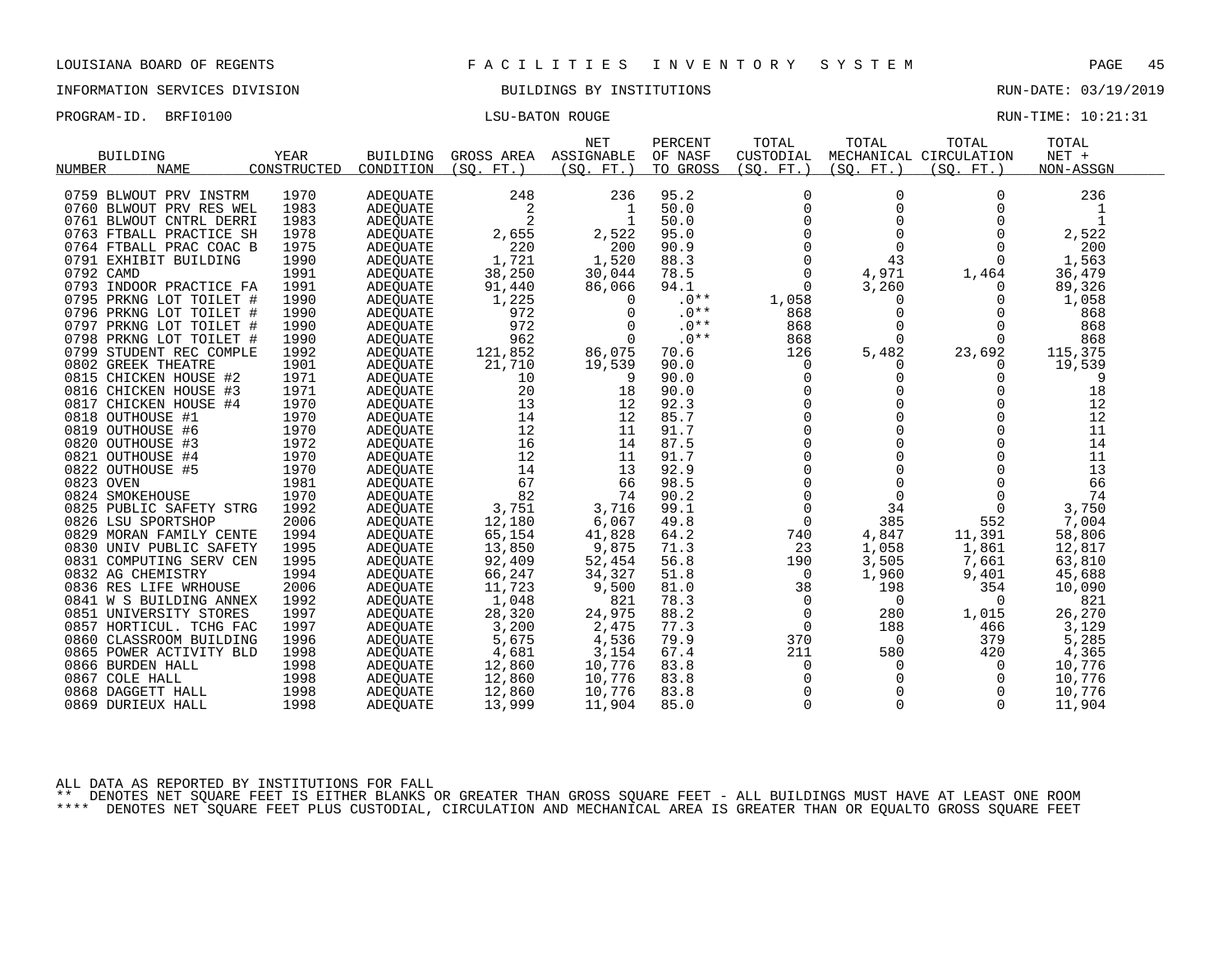LOUISIANA BOARD OF REGENTS — F A C I L I T I E S   I N V E N T O R Y   S Y S T E M

INFORMATION SERVICES DIVISION — BUILDINGS BY INSTITUTIONS — RUN-DATE: 03/19/2019

PROGRAM-ID. BRFI0100 — LSU-BATON ROUGE — RUN-TIME: 10:21:31

| BUILDING NUMBER | NAME | YEAR CONSTRUCTED | BUILDING CONDITION | GROSS AREA (SQ. FT.) | NET ASSIGNABLE (SQ. FT.) | PERCENT OF NASF TO GROSS | TOTAL CUSTODIAL (SQ. FT.) | TOTAL MECHANICAL (SQ. FT.) | TOTAL CIRCULATION (SQ. FT.) | TOTAL NET + NON-ASSGN |
|---|---|---|---|---|---|---|---|---|---|---|
| 0759 | BLWOUT PRV INSTRM | 1970 | ADEQUATE | 248 | 236 | 95.2 | 0 | 0 | 0 | 236 |
| 0760 | BLWOUT PRV RES WEL | 1983 | ADEQUATE | 2 | 1 | 50.0 | 0 | 0 | 0 | 1 |
| 0761 | BLWOUT CNTRL DERRI | 1983 | ADEQUATE | 2 | 1 | 50.0 | 0 | 0 | 0 | 1 |
| 0763 | FTBALL PRACTICE SH | 1978 | ADEQUATE | 2,655 | 2,522 | 95.0 | 0 | 0 | 0 | 2,522 |
| 0764 | FTBALL PRAC COAC B | 1975 | ADEQUATE | 220 | 200 | 90.9 | 0 | 0 | 0 | 200 |
| 0791 | EXHIBIT BUILDING | 1990 | ADEQUATE | 1,721 | 1,520 | 88.3 | 0 | 43 | 0 | 1,563 |
| 0792 | CAMD | 1991 | ADEQUATE | 38,250 | 30,044 | 78.5 | 0 | 4,971 | 1,464 | 36,479 |
| 0793 | INDOOR PRACTICE FA | 1991 | ADEQUATE | 91,440 | 86,066 | 94.1 | 0 | 3,260 | 0 | 89,326 |
| 0795 | PRKNG LOT TOILET # | 1990 | ADEQUATE | 1,225 | 0 | .0** | 1,058 | 0 | 0 | 1,058 |
| 0796 | PRKNG LOT TOILET # | 1990 | ADEQUATE | 972 | 0 | .0** | 868 | 0 | 0 | 868 |
| 0797 | PRKNG LOT TOILET # | 1990 | ADEQUATE | 972 | 0 | .0** | 868 | 0 | 0 | 868 |
| 0798 | PRKNG LOT TOILET # | 1990 | ADEQUATE | 962 | 0 | .0** | 868 | 0 | 0 | 868 |
| 0799 | STUDENT REC COMPLE | 1992 | ADEQUATE | 121,852 | 86,075 | 70.6 | 126 | 5,482 | 23,692 | 115,375 |
| 0802 | GREEK THEATRE | 1901 | ADEQUATE | 21,710 | 19,539 | 90.0 | 0 | 0 | 0 | 19,539 |
| 0815 | CHICKEN HOUSE #2 | 1971 | ADEQUATE | 10 | 9 | 90.0 | 0 | 0 | 0 | 9 |
| 0816 | CHICKEN HOUSE #3 | 1971 | ADEQUATE | 20 | 18 | 90.0 | 0 | 0 | 0 | 18 |
| 0817 | CHICKEN HOUSE #4 | 1970 | ADEQUATE | 13 | 12 | 92.3 | 0 | 0 | 0 | 12 |
| 0818 | OUTHOUSE #1 | 1970 | ADEQUATE | 14 | 12 | 85.7 | 0 | 0 | 0 | 12 |
| 0819 | OUTHOUSE #6 | 1970 | ADEQUATE | 12 | 11 | 91.7 | 0 | 0 | 0 | 11 |
| 0820 | OUTHOUSE #3 | 1972 | ADEQUATE | 16 | 14 | 87.5 | 0 | 0 | 0 | 14 |
| 0821 | OUTHOUSE #4 | 1970 | ADEQUATE | 12 | 11 | 91.7 | 0 | 0 | 0 | 11 |
| 0822 | OUTHOUSE #5 | 1970 | ADEQUATE | 14 | 13 | 92.9 | 0 | 0 | 0 | 13 |
| 0823 | OVEN | 1981 | ADEQUATE | 67 | 66 | 98.5 | 0 | 0 | 0 | 66 |
| 0824 | SMOKEHOUSE | 1970 | ADEQUATE | 82 | 74 | 90.2 | 0 | 0 | 0 | 74 |
| 0825 | PUBLIC SAFETY STRG | 1992 | ADEQUATE | 3,751 | 3,716 | 99.1 | 0 | 34 | 0 | 3,750 |
| 0826 | LSU SPORTSHOP | 2006 | ADEQUATE | 12,180 | 6,067 | 49.8 | 0 | 385 | 552 | 7,004 |
| 0829 | MORAN FAMILY CENTE | 1994 | ADEQUATE | 65,154 | 41,828 | 64.2 | 740 | 4,847 | 11,391 | 58,806 |
| 0830 | UNIV PUBLIC SAFETY | 1995 | ADEQUATE | 13,850 | 9,875 | 71.3 | 23 | 1,058 | 1,861 | 12,817 |
| 0831 | COMPUTING SERV CEN | 1995 | ADEQUATE | 92,409 | 52,454 | 56.8 | 190 | 3,505 | 7,661 | 63,810 |
| 0832 | AG CHEMISTRY | 1994 | ADEQUATE | 66,247 | 34,327 | 51.8 | 0 | 1,960 | 9,401 | 45,688 |
| 0836 | RES LIFE WRHOUSE | 2006 | ADEQUATE | 11,723 | 9,500 | 81.0 | 38 | 198 | 354 | 10,090 |
| 0841 | W S BUILDING ANNEX | 1992 | ADEQUATE | 1,048 | 821 | 78.3 | 0 | 0 | 0 | 821 |
| 0851 | UNIVERSITY STORES | 1997 | ADEQUATE | 28,320 | 24,975 | 88.2 | 0 | 280 | 1,015 | 26,270 |
| 0857 | HORTICUL. TCHG FAC | 1997 | ADEQUATE | 3,200 | 2,475 | 77.3 | 0 | 188 | 466 | 3,129 |
| 0860 | CLASSROOM BUILDING | 1996 | ADEQUATE | 5,675 | 4,536 | 79.9 | 370 | 0 | 379 | 5,285 |
| 0865 | POWER ACTIVITY BLD | 1998 | ADEQUATE | 4,681 | 3,154 | 67.4 | 211 | 580 | 420 | 4,365 |
| 0866 | BURDEN HALL | 1998 | ADEQUATE | 12,860 | 10,776 | 83.8 | 0 | 0 | 0 | 10,776 |
| 0867 | COLE HALL | 1998 | ADEQUATE | 12,860 | 10,776 | 83.8 | 0 | 0 | 0 | 10,776 |
| 0868 | DAGGETT HALL | 1998 | ADEQUATE | 12,860 | 10,776 | 83.8 | 0 | 0 | 0 | 10,776 |
| 0869 | DURIEUX HALL | 1998 | ADEQUATE | 13,999 | 11,904 | 85.0 | 0 | 0 | 0 | 11,904 |

ALL DATA AS REPORTED BY INSTITUTIONS FOR FALL

** DENOTES NET SQUARE FEET IS EITHER BLANKS OR GREATER THAN GROSS SQUARE FEET - ALL BUILDINGS MUST HAVE AT LEAST ONE ROOM

**** DENOTES NET SQUARE FEET PLUS CUSTODIAL, CIRCULATION AND MECHANICAL AREA IS GREATER THAN OR EQUALTO GROSS SQUARE FEET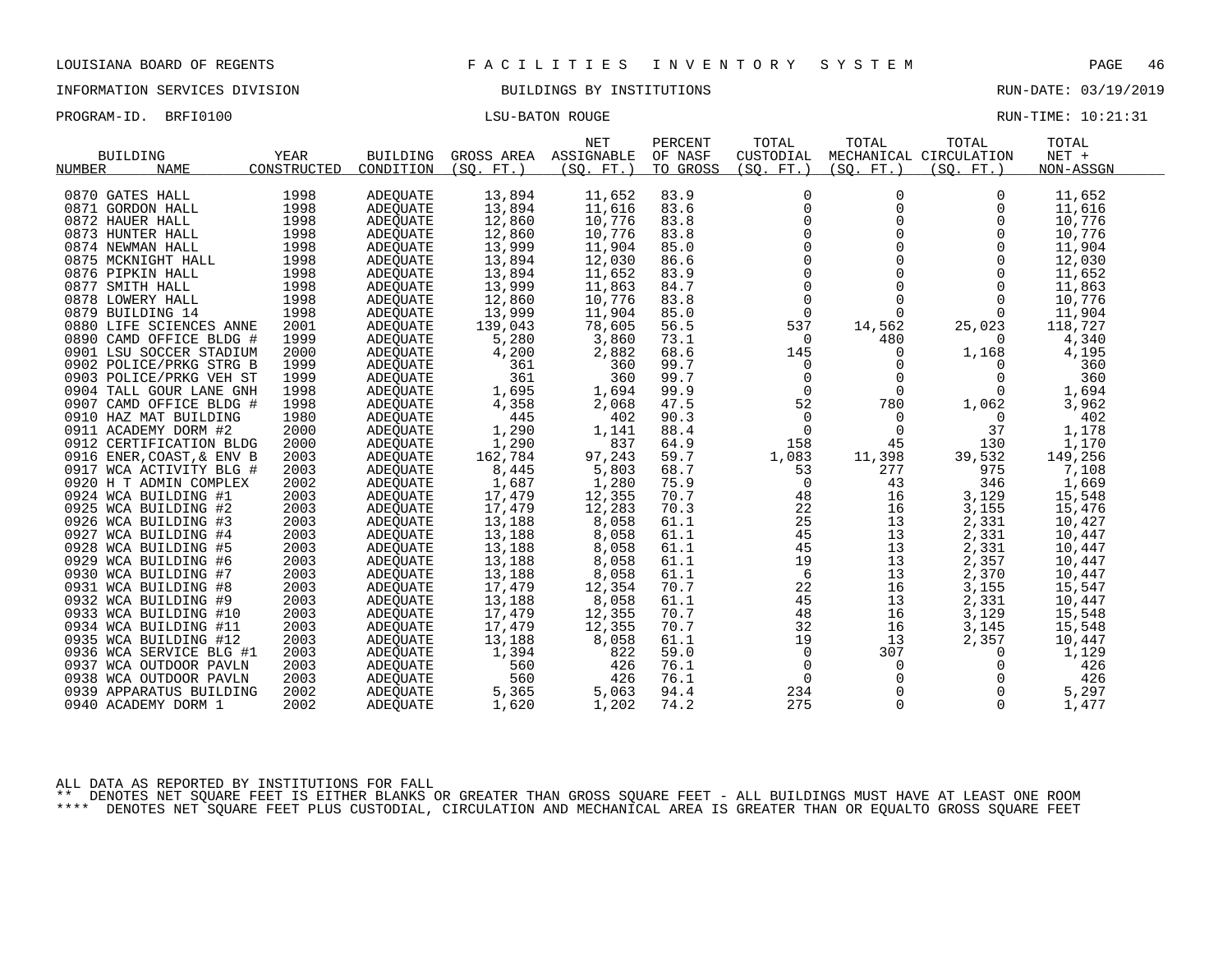LOUISIANA BOARD OF REGENTS — FACILITIES INVENTORY SYSTEM

INFORMATION SERVICES DIVISION — BUILDINGS BY INSTITUTIONS — RUN-DATE: 03/19/2019

PROGRAM-ID. BRFI0100 — LSU-BATON ROUGE — RUN-TIME: 10:21:31

| BUILDING NUMBER | NAME | YEAR CONSTRUCTED | BUILDING CONDITION | GROSS AREA (SQ. FT.) | NET ASSIGNABLE (SQ. FT.) | PERCENT OF NASF TO GROSS | TOTAL CUSTODIAL (SQ. FT.) | TOTAL MECHANICAL (SQ. FT.) | TOTAL CIRCULATION (SQ. FT.) | TOTAL NET + NON-ASSGN |
|---|---|---|---|---|---|---|---|---|---|---|
| 0870 | GATES HALL | 1998 | ADEQUATE | 13,894 | 11,652 | 83.9 | 0 | 0 | 0 | 11,652 |
| 0871 | GORDON HALL | 1998 | ADEQUATE | 13,894 | 11,616 | 83.6 | 0 | 0 | 0 | 11,616 |
| 0872 | HAUER HALL | 1998 | ADEQUATE | 12,860 | 10,776 | 83.8 | 0 | 0 | 0 | 10,776 |
| 0873 | HUNTER HALL | 1998 | ADEQUATE | 12,860 | 10,776 | 83.8 | 0 | 0 | 0 | 10,776 |
| 0874 | NEWMAN HALL | 1998 | ADEQUATE | 13,999 | 11,904 | 85.0 | 0 | 0 | 0 | 11,904 |
| 0875 | MCKNIGHT HALL | 1998 | ADEQUATE | 13,894 | 12,030 | 86.6 | 0 | 0 | 0 | 12,030 |
| 0876 | PIPKIN HALL | 1998 | ADEQUATE | 13,894 | 11,652 | 83.9 | 0 | 0 | 0 | 11,652 |
| 0877 | SMITH HALL | 1998 | ADEQUATE | 13,999 | 11,863 | 84.7 | 0 | 0 | 0 | 11,863 |
| 0878 | LOWERY HALL | 1998 | ADEQUATE | 12,860 | 10,776 | 83.8 | 0 | 0 | 0 | 10,776 |
| 0879 | BUILDING 14 | 1998 | ADEQUATE | 13,999 | 11,904 | 85.0 | 0 | 0 | 0 | 11,904 |
| 0880 | LIFE SCIENCES ANNE | 2001 | ADEQUATE | 139,043 | 78,605 | 56.5 | 537 | 14,562 | 25,023 | 118,727 |
| 0890 | CAMD OFFICE BLDG # | 1999 | ADEQUATE | 5,280 | 3,860 | 73.1 | 0 | 480 | 0 | 4,340 |
| 0901 | LSU SOCCER STADIUM | 2000 | ADEQUATE | 4,200 | 2,882 | 68.6 | 145 | 0 | 1,168 | 4,195 |
| 0902 | POLICE/PRKG STRG B | 1999 | ADEQUATE | 361 | 360 | 99.7 | 0 | 0 | 0 | 360 |
| 0903 | POLICE/PRKG VEH ST | 1999 | ADEQUATE | 361 | 360 | 99.7 | 0 | 0 | 0 | 360 |
| 0904 | TALL GOUR LANE GNH | 1998 | ADEQUATE | 1,695 | 1,694 | 99.9 | 0 | 0 | 0 | 1,694 |
| 0907 | CAMD OFFICE BLDG # | 1998 | ADEQUATE | 4,358 | 2,068 | 47.5 | 52 | 780 | 1,062 | 3,962 |
| 0910 | HAZ MAT BUILDING | 1980 | ADEQUATE | 445 | 402 | 90.3 | 0 | 0 | 0 | 402 |
| 0911 | ACADEMY DORM #2 | 2000 | ADEQUATE | 1,290 | 1,141 | 88.4 | 0 | 0 | 37 | 1,178 |
| 0912 | CERTIFICATION BLDG | 2000 | ADEQUATE | 1,290 | 837 | 64.9 | 158 | 45 | 130 | 1,170 |
| 0916 | ENER,COAST,& ENV B | 2003 | ADEQUATE | 162,784 | 97,243 | 59.7 | 1,083 | 11,398 | 39,532 | 149,256 |
| 0917 | WCA ACTIVITY BLG # | 2003 | ADEQUATE | 8,445 | 5,803 | 68.7 | 53 | 277 | 975 | 7,108 |
| 0920 | H T ADMIN COMPLEX | 2002 | ADEQUATE | 1,687 | 1,280 | 75.9 | 0 | 43 | 346 | 1,669 |
| 0924 | WCA BUILDING #1 | 2003 | ADEQUATE | 17,479 | 12,355 | 70.7 | 48 | 16 | 3,129 | 15,548 |
| 0925 | WCA BUILDING #2 | 2003 | ADEQUATE | 17,479 | 12,283 | 70.3 | 22 | 16 | 3,155 | 15,476 |
| 0926 | WCA BUILDING #3 | 2003 | ADEQUATE | 13,188 | 8,058 | 61.1 | 25 | 13 | 2,331 | 10,427 |
| 0927 | WCA BUILDING #4 | 2003 | ADEQUATE | 13,188 | 8,058 | 61.1 | 45 | 13 | 2,331 | 10,447 |
| 0928 | WCA BUILDING #5 | 2003 | ADEQUATE | 13,188 | 8,058 | 61.1 | 45 | 13 | 2,331 | 10,447 |
| 0929 | WCA BUILDING #6 | 2003 | ADEQUATE | 13,188 | 8,058 | 61.1 | 19 | 13 | 2,357 | 10,447 |
| 0930 | WCA BUILDING #7 | 2003 | ADEQUATE | 13,188 | 8,058 | 61.1 | 6 | 13 | 2,370 | 10,447 |
| 0931 | WCA BUILDING #8 | 2003 | ADEQUATE | 17,479 | 12,354 | 70.7 | 22 | 16 | 3,155 | 15,547 |
| 0932 | WCA BUILDING #9 | 2003 | ADEQUATE | 13,188 | 8,058 | 61.1 | 45 | 13 | 2,331 | 10,447 |
| 0933 | WCA BUILDING #10 | 2003 | ADEQUATE | 17,479 | 12,355 | 70.7 | 48 | 16 | 3,129 | 15,548 |
| 0934 | WCA BUILDING #11 | 2003 | ADEQUATE | 17,479 | 12,355 | 70.7 | 32 | 16 | 3,145 | 15,548 |
| 0935 | WCA BUILDING #12 | 2003 | ADEQUATE | 13,188 | 8,058 | 61.1 | 19 | 13 | 2,357 | 10,447 |
| 0936 | WCA SERVICE BLG #1 | 2003 | ADEQUATE | 1,394 | 822 | 59.0 | 0 | 307 | 0 | 1,129 |
| 0937 | WCA OUTDOOR PAVLN | 2003 | ADEQUATE | 560 | 426 | 76.1 | 0 | 0 | 0 | 426 |
| 0938 | WCA OUTDOOR PAVLN | 2003 | ADEQUATE | 560 | 426 | 76.1 | 0 | 0 | 0 | 426 |
| 0939 | APPARATUS BUILDING | 2002 | ADEQUATE | 5,365 | 5,063 | 94.4 | 234 | 0 | 0 | 5,297 |
| 0940 | ACADEMY DORM 1 | 2002 | ADEQUATE | 1,620 | 1,202 | 74.2 | 275 | 0 | 0 | 1,477 |

ALL DATA AS REPORTED BY INSTITUTIONS FOR FALL

** DENOTES NET SQUARE FEET IS EITHER BLANKS OR GREATER THAN GROSS SQUARE FEET - ALL BUILDINGS MUST HAVE AT LEAST ONE ROOM

**** DENOTES NET SQUARE FEET PLUS CUSTODIAL, CIRCULATION AND MECHANICAL AREA IS GREATER THAN OR EQUALTO GROSS SQUARE FEET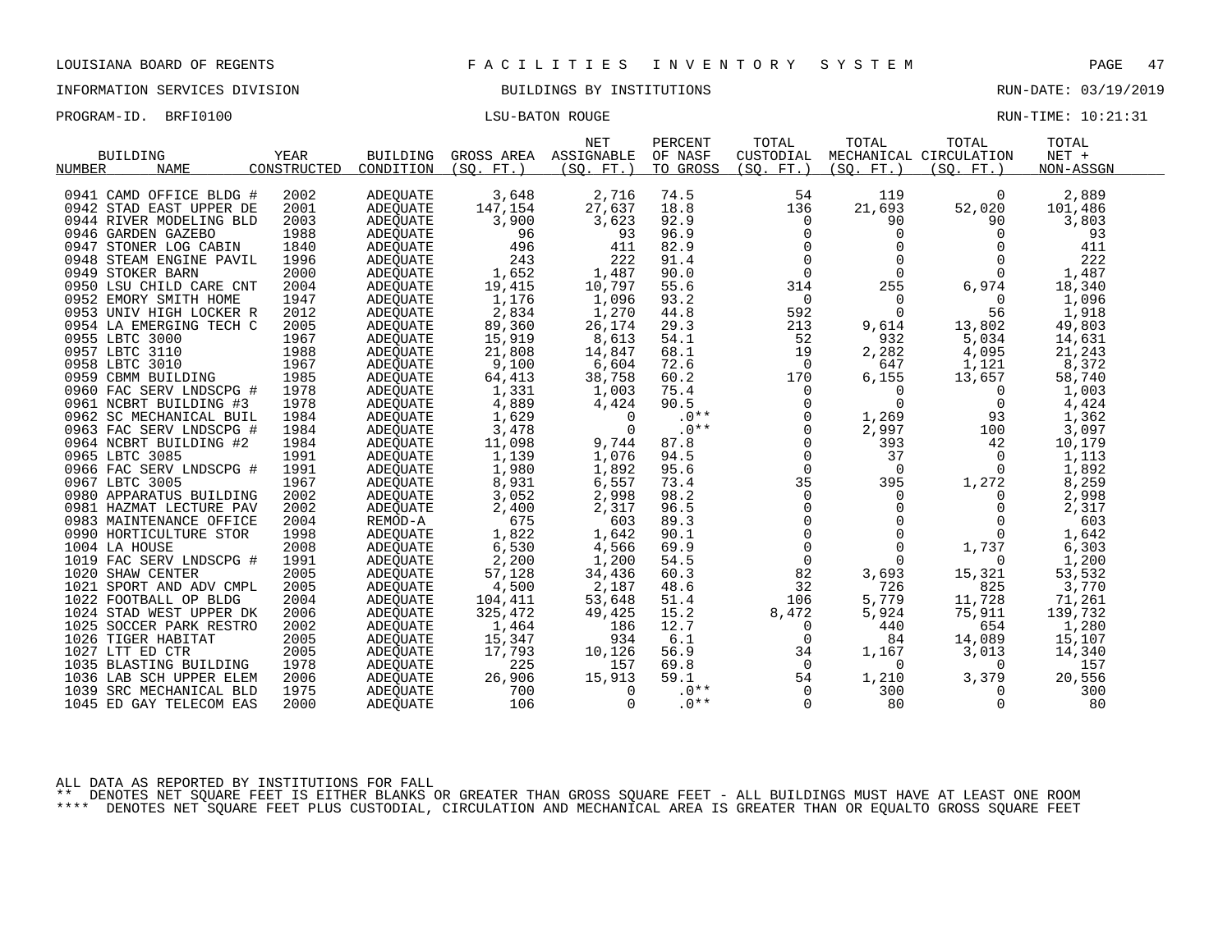LOUISIANA BOARD OF REGENTS — FACILITIES INVENTORY SYSTEM

INFORMATION SERVICES DIVISION — BUILDINGS BY INSTITUTIONS — RUN-DATE: 03/19/2019

PROGRAM-ID. BRFI0100 — LSU-BATON ROUGE — RUN-TIME: 10:21:31

| BUILDING NUMBER | NAME | YEAR CONSTRUCTED | BUILDING CONDITION | GROSS AREA (SQ. FT.) | NET ASSIGNABLE (SQ. FT.) | PERCENT OF NASF TO GROSS | TOTAL CUSTODIAL (SQ. FT.) | TOTAL MECHANICAL (SQ. FT.) | TOTAL CIRCULATION (SQ. FT.) | TOTAL NET + NON-ASSGN |
|---|---|---|---|---|---|---|---|---|---|---|
| 0941 | CAMD OFFICE BLDG # | 2002 | ADEQUATE | 3,648 | 2,716 | 74.5 | 54 | 119 | 0 | 2,889 |
| 0942 | STAD EAST UPPER DE | 2001 | ADEQUATE | 147,154 | 27,637 | 18.8 | 136 | 21,693 | 52,020 | 101,486 |
| 0944 | RIVER MODELING BLD | 2003 | ADEQUATE | 3,900 | 3,623 | 92.9 | 0 | 90 | 90 | 3,803 |
| 0946 | GARDEN GAZEBO | 1988 | ADEQUATE | 96 | 93 | 96.9 | 0 | 0 | 0 | 93 |
| 0947 | STONER LOG CABIN | 1840 | ADEQUATE | 496 | 411 | 82.9 | 0 | 0 | 0 | 411 |
| 0948 | STEAM ENGINE PAVIL | 1996 | ADEQUATE | 243 | 222 | 91.4 | 0 | 0 | 0 | 222 |
| 0949 | STOKER BARN | 2000 | ADEQUATE | 1,652 | 1,487 | 90.0 | 0 | 0 | 0 | 1,487 |
| 0950 | LSU CHILD CARE CNT | 2004 | ADEQUATE | 19,415 | 10,797 | 55.6 | 314 | 255 | 6,974 | 18,340 |
| 0952 | EMORY SMITH HOME | 1947 | ADEQUATE | 1,176 | 1,096 | 93.2 | 0 | 0 | 0 | 1,096 |
| 0953 | UNIV HIGH LOCKER R | 2012 | ADEQUATE | 2,834 | 1,270 | 44.8 | 592 | 0 | 56 | 1,918 |
| 0954 | LA EMERGING TECH C | 2005 | ADEQUATE | 89,360 | 26,174 | 29.3 | 213 | 9,614 | 13,802 | 49,803 |
| 0955 | LBTC 3000 | 1967 | ADEQUATE | 15,919 | 8,613 | 54.1 | 52 | 932 | 5,034 | 14,631 |
| 0957 | LBTC 3110 | 1988 | ADEQUATE | 21,808 | 14,847 | 68.1 | 19 | 2,282 | 4,095 | 21,243 |
| 0958 | LBTC 3010 | 1967 | ADEQUATE | 9,100 | 6,604 | 72.6 | 0 | 647 | 1,121 | 8,372 |
| 0959 | CBMM BUILDING | 1985 | ADEQUATE | 64,413 | 38,758 | 60.2 | 170 | 6,155 | 13,657 | 58,740 |
| 0960 | FAC SERV LNDSCPG # | 1978 | ADEQUATE | 1,331 | 1,003 | 75.4 | 0 | 0 | 0 | 1,003 |
| 0961 | NCBRT BUILDING #3 | 1978 | ADEQUATE | 4,889 | 4,424 | 90.5 | 0 | 0 | 0 | 4,424 |
| 0962 | SC MECHANICAL BUIL | 1984 | ADEQUATE | 1,629 | 0 | .0** | 0 | 1,269 | 93 | 1,362 |
| 0963 | FAC SERV LNDSCPG # | 1984 | ADEQUATE | 3,478 | 0 | .0** | 0 | 2,997 | 100 | 3,097 |
| 0964 | NCBRT BUILDING #2 | 1984 | ADEQUATE | 11,098 | 9,744 | 87.8 | 0 | 393 | 42 | 10,179 |
| 0965 | LBTC 3085 | 1991 | ADEQUATE | 1,139 | 1,076 | 94.5 | 0 | 37 | 0 | 1,113 |
| 0966 | FAC SERV LNDSCPG # | 1991 | ADEQUATE | 1,980 | 1,892 | 95.6 | 0 | 0 | 0 | 1,892 |
| 0967 | LBTC 3005 | 1967 | ADEQUATE | 8,931 | 6,557 | 73.4 | 35 | 395 | 1,272 | 8,259 |
| 0980 | APPARATUS BUILDING | 2002 | ADEQUATE | 3,052 | 2,998 | 98.2 | 0 | 0 | 0 | 2,998 |
| 0981 | HAZMAT LECTURE PAV | 2002 | ADEQUATE | 2,400 | 2,317 | 96.5 | 0 | 0 | 0 | 2,317 |
| 0983 | MAINTENANCE OFFICE | 2004 | REMOD-A | 675 | 603 | 89.3 | 0 | 0 | 0 | 603 |
| 0990 | HORTICULTURE STOR | 1998 | ADEQUATE | 1,822 | 1,642 | 90.1 | 0 | 0 | 0 | 1,642 |
| 1004 | LA HOUSE | 2008 | ADEQUATE | 6,530 | 4,566 | 69.9 | 0 | 0 | 1,737 | 6,303 |
| 1019 | FAC SERV LNDSCPG # | 1991 | ADEQUATE | 2,200 | 1,200 | 54.5 | 0 | 0 | 0 | 1,200 |
| 1020 | SHAW CENTER | 2005 | ADEQUATE | 57,128 | 34,436 | 60.3 | 82 | 3,693 | 15,321 | 53,532 |
| 1021 | SPORT AND ADV CMPL | 2005 | ADEQUATE | 4,500 | 2,187 | 48.6 | 32 | 726 | 825 | 3,770 |
| 1022 | FOOTBALL OP BLDG | 2004 | ADEQUATE | 104,411 | 53,648 | 51.4 | 106 | 5,779 | 11,728 | 71,261 |
| 1024 | STAD WEST UPPER DK | 2006 | ADEQUATE | 325,472 | 49,425 | 15.2 | 8,472 | 5,924 | 75,911 | 139,732 |
| 1025 | SOCCER PARK RESTRO | 2002 | ADEQUATE | 1,464 | 186 | 12.7 | 0 | 440 | 654 | 1,280 |
| 1026 | TIGER HABITAT | 2005 | ADEQUATE | 15,347 | 934 | 6.1 | 0 | 84 | 14,089 | 15,107 |
| 1027 | LTT ED CTR | 2005 | ADEQUATE | 17,793 | 10,126 | 56.9 | 34 | 1,167 | 3,013 | 14,340 |
| 1035 | BLASTING BUILDING | 1978 | ADEQUATE | 225 | 157 | 69.8 | 0 | 0 | 0 | 157 |
| 1036 | LAB SCH UPPER ELEM | 2006 | ADEQUATE | 26,906 | 15,913 | 59.1 | 54 | 1,210 | 3,379 | 20,556 |
| 1039 | SRC MECHANICAL BLD | 1975 | ADEQUATE | 700 | 0 | .0** | 0 | 300 | 0 | 300 |
| 1045 | ED GAY TELECOM EAS | 2000 | ADEQUATE | 106 | 0 | .0** | 0 | 80 | 0 | 80 |

ALL DATA AS REPORTED BY INSTITUTIONS FOR FALL

** DENOTES NET SQUARE FEET IS EITHER BLANKS OR GREATER THAN GROSS SQUARE FEET - ALL BUILDINGS MUST HAVE AT LEAST ONE ROOM

**** DENOTES NET SQUARE FEET PLUS CUSTODIAL, CIRCULATION AND MECHANICAL AREA IS GREATER THAN OR EQUALTO GROSS SQUARE FEET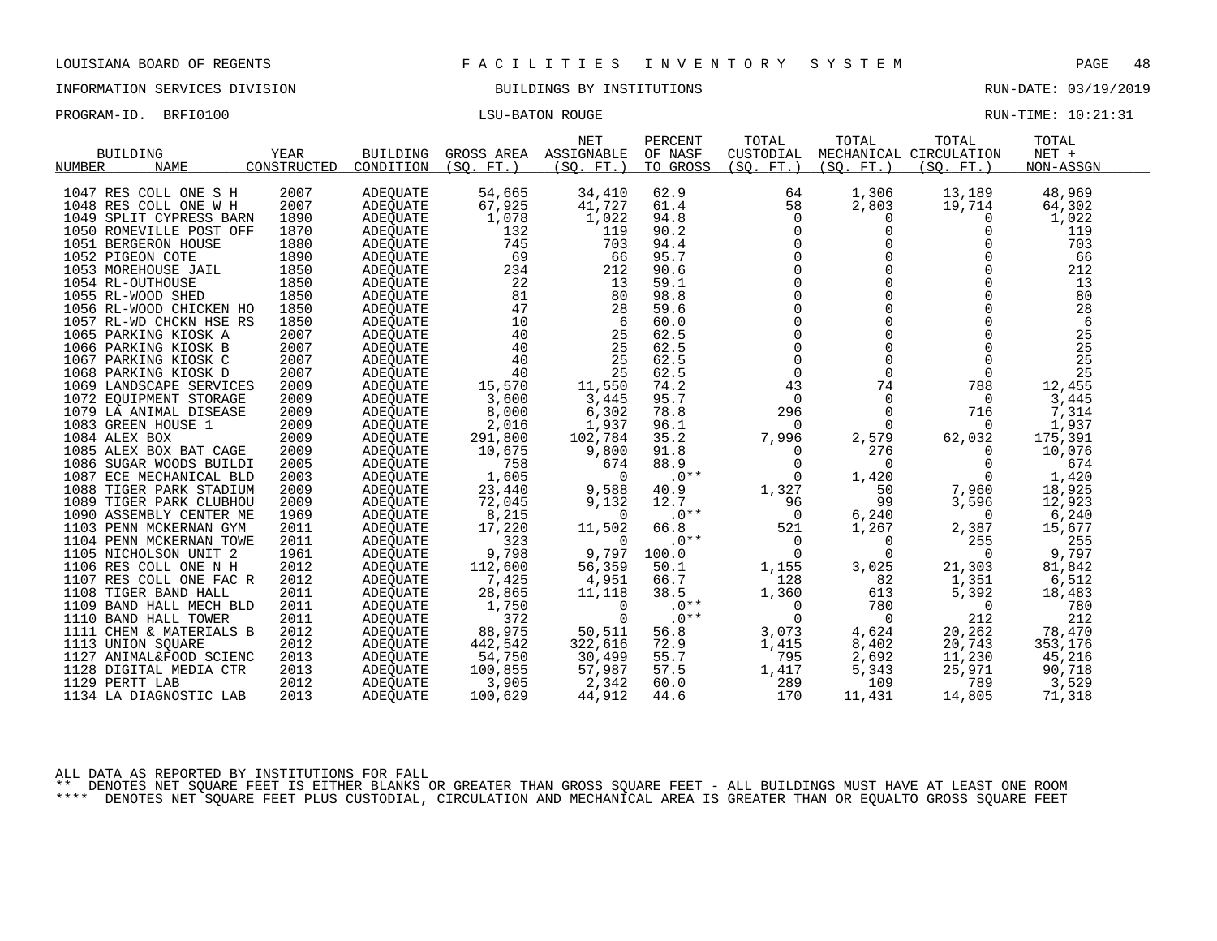LOUISIANA BOARD OF REGENTS — FACILITIES INVENTORY SYSTEM

INFORMATION SERVICES DIVISION — BUILDINGS BY INSTITUTIONS — RUN-DATE: 03/19/2019

PROGRAM-ID. BRFI0100 — LSU-BATON ROUGE — RUN-TIME: 10:21:31

| BUILDING NUMBER | NAME | YEAR CONSTRUCTED | BUILDING CONDITION | GROSS AREA (SQ. FT.) | NET ASSIGNABLE (SQ. FT.) | PERCENT OF NASF TO GROSS | TOTAL CUSTODIAL (SQ. FT.) | TOTAL MECHANICAL (SQ. FT.) | TOTAL CIRCULATION (SQ. FT.) | TOTAL NET + NON-ASSGN |
|---|---|---|---|---|---|---|---|---|---|---|
| 1047 | RES COLL ONE S H | 2007 | ADEQUATE | 54,665 | 34,410 | 62.9 | 64 | 1,306 | 13,189 | 48,969 |
| 1048 | RES COLL ONE W H | 2007 | ADEQUATE | 67,925 | 41,727 | 61.4 | 58 | 2,803 | 19,714 | 64,302 |
| 1049 | SPLIT CYPRESS BARN | 1890 | ADEQUATE | 1,078 | 1,022 | 94.8 | 0 | 0 | 0 | 1,022 |
| 1050 | ROMEVILLE POST OFF | 1870 | ADEQUATE | 132 | 119 | 90.2 | 0 | 0 | 0 | 119 |
| 1051 | BERGERON HOUSE | 1880 | ADEQUATE | 745 | 703 | 94.4 | 0 | 0 | 0 | 703 |
| 1052 | PIGEON COTE | 1890 | ADEQUATE | 69 | 66 | 95.7 | 0 | 0 | 0 | 66 |
| 1053 | MOREHOUSE JAIL | 1850 | ADEQUATE | 234 | 212 | 90.6 | 0 | 0 | 0 | 212 |
| 1054 | RL-OUTHOUSE | 1850 | ADEQUATE | 22 | 13 | 59.1 | 0 | 0 | 0 | 13 |
| 1055 | RL-WOOD SHED | 1850 | ADEQUATE | 81 | 80 | 98.8 | 0 | 0 | 0 | 80 |
| 1056 | RL-WOOD CHICKEN HO | 1850 | ADEQUATE | 47 | 28 | 59.6 | 0 | 0 | 0 | 28 |
| 1057 | RL-WD CHCKN HSE RS | 1850 | ADEQUATE | 10 | 6 | 60.0 | 0 | 0 | 0 | 6 |
| 1065 | PARKING KIOSK A | 2007 | ADEQUATE | 40 | 25 | 62.5 | 0 | 0 | 0 | 25 |
| 1066 | PARKING KIOSK B | 2007 | ADEQUATE | 40 | 25 | 62.5 | 0 | 0 | 0 | 25 |
| 1067 | PARKING KIOSK C | 2007 | ADEQUATE | 40 | 25 | 62.5 | 0 | 0 | 0 | 25 |
| 1068 | PARKING KIOSK D | 2007 | ADEQUATE | 40 | 25 | 62.5 | 0 | 0 | 0 | 25 |
| 1069 | LANDSCAPE SERVICES | 2009 | ADEQUATE | 15,570 | 11,550 | 74.2 | 43 | 74 | 788 | 12,455 |
| 1072 | EQUIPMENT STORAGE | 2009 | ADEQUATE | 3,600 | 3,445 | 95.7 | 0 | 0 | 0 | 3,445 |
| 1079 | LA ANIMAL DISEASE | 2009 | ADEQUATE | 8,000 | 6,302 | 78.8 | 296 | 0 | 716 | 7,314 |
| 1083 | GREEN HOUSE 1 | 2009 | ADEQUATE | 2,016 | 1,937 | 96.1 | 0 | 0 | 0 | 1,937 |
| 1084 | ALEX BOX | 2009 | ADEQUATE | 291,800 | 102,784 | 35.2 | 7,996 | 2,579 | 62,032 | 175,391 |
| 1085 | ALEX BOX BAT CAGE | 2009 | ADEQUATE | 10,675 | 9,800 | 91.8 | 0 | 276 | 0 | 10,076 |
| 1086 | SUGAR WOODS BUILDI | 2005 | ADEQUATE | 758 | 674 | 88.9 | 0 | 0 | 0 | 674 |
| 1087 | ECE MECHANICAL BLD | 2003 | ADEQUATE | 1,605 | 0 | .0** | 0 | 1,420 | 0 | 1,420 |
| 1088 | TIGER PARK STADIUM | 2009 | ADEQUATE | 23,440 | 9,588 | 40.9 | 1,327 | 50 | 7,960 | 18,925 |
| 1089 | TIGER PARK CLUBHOU | 2009 | ADEQUATE | 72,045 | 9,132 | 12.7 | 96 | 99 | 3,596 | 12,923 |
| 1090 | ASSEMBLY CENTER ME | 1969 | ADEQUATE | 8,215 | 0 | .0** | 0 | 6,240 | 0 | 6,240 |
| 1103 | PENN MCKERNAN GYM | 2011 | ADEQUATE | 17,220 | 11,502 | 66.8 | 521 | 1,267 | 2,387 | 15,677 |
| 1104 | PENN MCKERNAN TOWE | 2011 | ADEQUATE | 323 | 0 | .0** | 0 | 0 | 255 | 255 |
| 1105 | NICHOLSON UNIT 2 | 1961 | ADEQUATE | 9,798 | 9,797 | 100.0 | 0 | 0 | 0 | 9,797 |
| 1106 | RES COLL ONE N H | 2012 | ADEQUATE | 112,600 | 56,359 | 50.1 | 1,155 | 3,025 | 21,303 | 81,842 |
| 1107 | RES COLL ONE FAC R | 2012 | ADEQUATE | 7,425 | 4,951 | 66.7 | 128 | 82 | 1,351 | 6,512 |
| 1108 | TIGER BAND HALL | 2011 | ADEQUATE | 28,865 | 11,118 | 38.5 | 1,360 | 613 | 5,392 | 18,483 |
| 1109 | BAND HALL MECH BLD | 2011 | ADEQUATE | 1,750 | 0 | .0** | 0 | 780 | 0 | 780 |
| 1110 | BAND HALL TOWER | 2011 | ADEQUATE | 372 | 0 | .0** | 0 | 0 | 212 | 212 |
| 1111 | CHEM & MATERIALS B | 2012 | ADEQUATE | 88,975 | 50,511 | 56.8 | 3,073 | 4,624 | 20,262 | 78,470 |
| 1113 | UNION SQUARE | 2012 | ADEQUATE | 442,542 | 322,616 | 72.9 | 1,415 | 8,402 | 20,743 | 353,176 |
| 1127 | ANIMAL&FOOD SCIENC | 2013 | ADEQUATE | 54,750 | 30,499 | 55.7 | 795 | 2,692 | 11,230 | 45,216 |
| 1128 | DIGITAL MEDIA CTR | 2013 | ADEQUATE | 100,855 | 57,987 | 57.5 | 1,417 | 5,343 | 25,971 | 90,718 |
| 1129 | PERTT LAB | 2012 | ADEQUATE | 3,905 | 2,342 | 60.0 | 289 | 109 | 789 | 3,529 |
| 1134 | LA DIAGNOSTIC LAB | 2013 | ADEQUATE | 100,629 | 44,912 | 44.6 | 170 | 11,431 | 14,805 | 71,318 |

ALL DATA AS REPORTED BY INSTITUTIONS FOR FALL

** DENOTES NET SQUARE FEET IS EITHER BLANKS OR GREATER THAN GROSS SQUARE FEET - ALL BUILDINGS MUST HAVE AT LEAST ONE ROOM

**** DENOTES NET SQUARE FEET PLUS CUSTODIAL, CIRCULATION AND MECHANICAL AREA IS GREATER THAN OR EQUALTO GROSS SQUARE FEET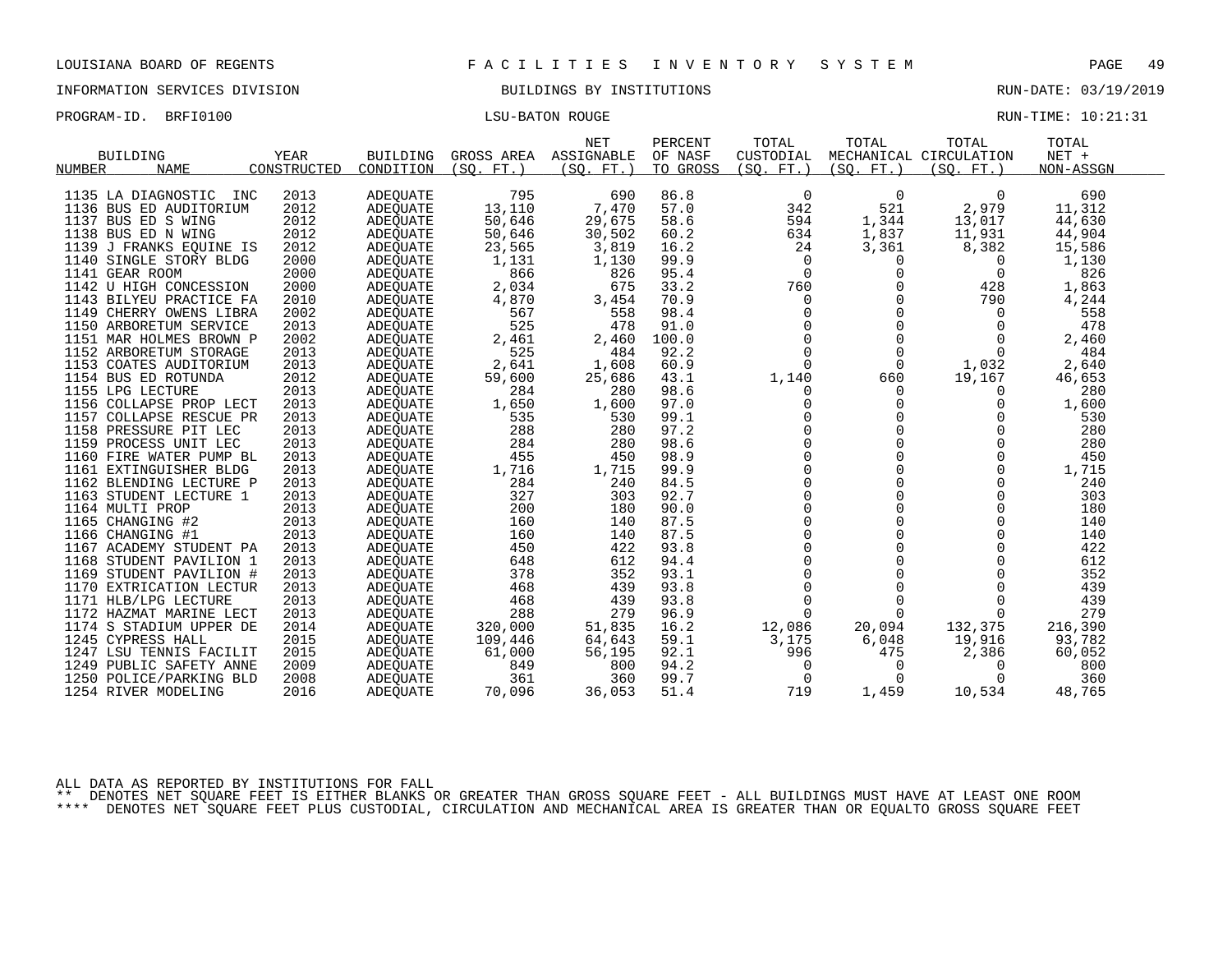LOUISIANA BOARD OF REGENTS — FACILITIES INVENTORY SYSTEM

INFORMATION SERVICES DIVISION — BUILDINGS BY INSTITUTIONS — RUN-DATE: 03/19/2019

PROGRAM-ID. BRFI0100 — LSU-BATON ROUGE — RUN-TIME: 10:21:31

| BUILDING NUMBER | NAME | YEAR CONSTRUCTED | BUILDING CONDITION | GROSS AREA (SQ. FT.) | NET ASSIGNABLE (SQ. FT.) | PERCENT OF NASF TO GROSS | TOTAL CUSTODIAL (SQ. FT.) | TOTAL MECHANICAL (SQ. FT.) | TOTAL CIRCULATION (SQ. FT.) | TOTAL NET + NON-ASSGN |
|---|---|---|---|---|---|---|---|---|---|---|
| 1135 | LA DIAGNOSTIC INC | 2013 | ADEQUATE | 795 | 690 | 86.8 | 0 | 0 | 0 | 690 |
| 1136 | BUS ED AUDITORIUM | 2012 | ADEQUATE | 13,110 | 7,470 | 57.0 | 342 | 521 | 2,979 | 11,312 |
| 1137 | BUS ED S WING | 2012 | ADEQUATE | 50,646 | 29,675 | 58.6 | 594 | 1,344 | 13,017 | 44,630 |
| 1138 | BUS ED N WING | 2012 | ADEQUATE | 50,646 | 30,502 | 60.2 | 634 | 1,837 | 11,931 | 44,904 |
| 1139 | J FRANKS EQUINE IS | 2012 | ADEQUATE | 23,565 | 3,819 | 16.2 | 24 | 3,361 | 8,382 | 15,586 |
| 1140 | SINGLE STORY BLDG | 2000 | ADEQUATE | 1,131 | 1,130 | 99.9 | 0 | 0 | 0 | 1,130 |
| 1141 | GEAR ROOM | 2000 | ADEQUATE | 866 | 826 | 95.4 | 0 | 0 | 0 | 826 |
| 1142 | U HIGH CONCESSION | 2000 | ADEQUATE | 2,034 | 675 | 33.2 | 760 | 0 | 428 | 1,863 |
| 1143 | BILYEU PRACTICE FA | 2010 | ADEQUATE | 4,870 | 3,454 | 70.9 | 0 | 0 | 790 | 4,244 |
| 1149 | CHERRY OWENS LIBRA | 2002 | ADEQUATE | 567 | 558 | 98.4 | 0 | 0 | 0 | 558 |
| 1150 | ARBORETUM SERVICE | 2013 | ADEQUATE | 525 | 478 | 91.0 | 0 | 0 | 0 | 478 |
| 1151 | MAR HOLMES BROWN P | 2002 | ADEQUATE | 2,461 | 2,460 | 100.0 | 0 | 0 | 0 | 2,460 |
| 1152 | ARBORETUM STORAGE | 2013 | ADEQUATE | 525 | 484 | 92.2 | 0 | 0 | 0 | 484 |
| 1153 | COATES AUDITORIUM | 2013 | ADEQUATE | 2,641 | 1,608 | 60.9 | 0 | 0 | 1,032 | 2,640 |
| 1154 | BUS ED ROTUNDA | 2012 | ADEQUATE | 59,600 | 25,686 | 43.1 | 1,140 | 660 | 19,167 | 46,653 |
| 1155 | LPG LECTURE | 2013 | ADEQUATE | 284 | 280 | 98.6 | 0 | 0 | 0 | 280 |
| 1156 | COLLAPSE PROP LECT | 2013 | ADEQUATE | 1,650 | 1,600 | 97.0 | 0 | 0 | 0 | 1,600 |
| 1157 | COLLAPSE RESCUE PR | 2013 | ADEQUATE | 535 | 530 | 99.1 | 0 | 0 | 0 | 530 |
| 1158 | PRESSURE PIT LEC | 2013 | ADEQUATE | 288 | 280 | 97.2 | 0 | 0 | 0 | 280 |
| 1159 | PROCESS UNIT LEC | 2013 | ADEQUATE | 284 | 280 | 98.6 | 0 | 0 | 0 | 280 |
| 1160 | FIRE WATER PUMP BL | 2013 | ADEQUATE | 455 | 450 | 98.9 | 0 | 0 | 0 | 450 |
| 1161 | EXTINGUISHER BLDG | 2013 | ADEQUATE | 1,716 | 1,715 | 99.9 | 0 | 0 | 0 | 1,715 |
| 1162 | BLENDING LECTURE P | 2013 | ADEQUATE | 284 | 240 | 84.5 | 0 | 0 | 0 | 240 |
| 1163 | STUDENT LECTURE 1 | 2013 | ADEQUATE | 327 | 303 | 92.7 | 0 | 0 | 0 | 303 |
| 1164 | MULTI PROP | 2013 | ADEQUATE | 200 | 180 | 90.0 | 0 | 0 | 0 | 180 |
| 1165 | CHANGING #2 | 2013 | ADEQUATE | 160 | 140 | 87.5 | 0 | 0 | 0 | 140 |
| 1166 | CHANGING #1 | 2013 | ADEQUATE | 160 | 140 | 87.5 | 0 | 0 | 0 | 140 |
| 1167 | ACADEMY STUDENT PA | 2013 | ADEQUATE | 450 | 422 | 93.8 | 0 | 0 | 0 | 422 |
| 1168 | STUDENT PAVILION 1 | 2013 | ADEQUATE | 648 | 612 | 94.4 | 0 | 0 | 0 | 612 |
| 1169 | STUDENT PAVILION # | 2013 | ADEQUATE | 378 | 352 | 93.1 | 0 | 0 | 0 | 352 |
| 1170 | EXTRICATION LECTUR | 2013 | ADEQUATE | 468 | 439 | 93.8 | 0 | 0 | 0 | 439 |
| 1171 | HLB/LPG LECTURE | 2013 | ADEQUATE | 468 | 439 | 93.8 | 0 | 0 | 0 | 439 |
| 1172 | HAZMAT MARINE LECT | 2013 | ADEQUATE | 288 | 279 | 96.9 | 0 | 0 | 0 | 279 |
| 1174 | S STADIUM UPPER DE | 2014 | ADEQUATE | 320,000 | 51,835 | 16.2 | 12,086 | 20,094 | 132,375 | 216,390 |
| 1245 | CYPRESS HALL | 2015 | ADEQUATE | 109,446 | 64,643 | 59.1 | 3,175 | 6,048 | 19,916 | 93,782 |
| 1247 | LSU TENNIS FACILIT | 2015 | ADEQUATE | 61,000 | 56,195 | 92.1 | 996 | 475 | 2,386 | 60,052 |
| 1249 | PUBLIC SAFETY ANNE | 2009 | ADEQUATE | 849 | 800 | 94.2 | 0 | 0 | 0 | 800 |
| 1250 | POLICE/PARKING BLD | 2008 | ADEQUATE | 361 | 360 | 99.7 | 0 | 0 | 0 | 360 |
| 1254 | RIVER MODELING | 2016 | ADEQUATE | 70,096 | 36,053 | 51.4 | 719 | 1,459 | 10,534 | 48,765 |

ALL DATA AS REPORTED BY INSTITUTIONS FOR FALL

** DENOTES NET SQUARE FEET IS EITHER BLANKS OR GREATER THAN GROSS SQUARE FEET - ALL BUILDINGS MUST HAVE AT LEAST ONE ROOM

**** DENOTES NET SQUARE FEET PLUS CUSTODIAL, CIRCULATION AND MECHANICAL AREA IS GREATER THAN OR EQUALTO GROSS SQUARE FEET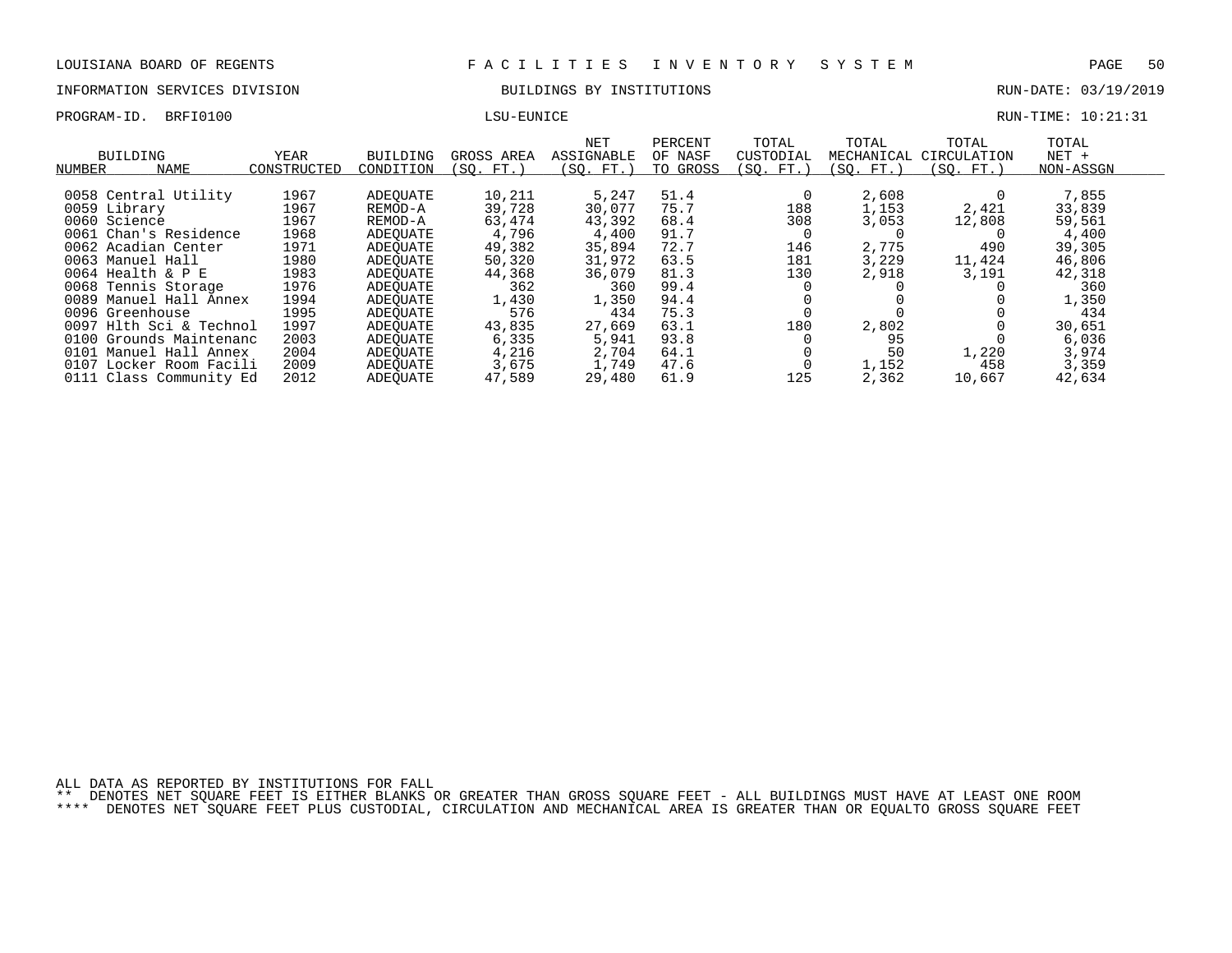LOUISIANA BOARD OF REGENTS — F A C I L I T I E S   I N V E N T O R Y   S Y S T E M

INFORMATION SERVICES DIVISION — BUILDINGS BY INSTITUTIONS — RUN-DATE: 03/19/2019

PROGRAM-ID. BRFI0100 — LSU-EUNICE — RUN-TIME: 10:21:31

| BUILDING NUMBER | NAME | YEAR CONSTRUCTED | BUILDING CONDITION | GROSS AREA (SQ. FT.) | NET ASSIGNABLE (SQ. FT.) | PERCENT OF NASF TO GROSS | TOTAL CUSTODIAL (SQ. FT.) | TOTAL MECHANICAL (SQ. FT.) | TOTAL CIRCULATION (SQ. FT.) | TOTAL NET + NON-ASSGN |
|---|---|---|---|---|---|---|---|---|---|---|
| 0058 | Central Utility | 1967 | ADEQUATE | 10,211 | 5,247 | 51.4 | 0 | 2,608 | 0 | 7,855 |
| 0059 | Library | 1967 | REMOD-A | 39,728 | 30,077 | 75.7 | 188 | 1,153 | 2,421 | 33,839 |
| 0060 | Science | 1967 | REMOD-A | 63,474 | 43,392 | 68.4 | 308 | 3,053 | 12,808 | 59,561 |
| 0061 | Chan's Residence | 1968 | ADEQUATE | 4,796 | 4,400 | 91.7 | 0 | 0 | 0 | 4,400 |
| 0062 | Acadian Center | 1971 | ADEQUATE | 49,382 | 35,894 | 72.7 | 146 | 2,775 | 490 | 39,305 |
| 0063 | Manuel Hall | 1980 | ADEQUATE | 50,320 | 31,972 | 63.5 | 181 | 3,229 | 11,424 | 46,806 |
| 0064 | Health & P E | 1983 | ADEQUATE | 44,368 | 36,079 | 81.3 | 130 | 2,918 | 3,191 | 42,318 |
| 0068 | Tennis Storage | 1976 | ADEQUATE | 362 | 360 | 99.4 | 0 | 0 | 0 | 360 |
| 0089 | Manuel Hall Annex | 1994 | ADEQUATE | 1,430 | 1,350 | 94.4 | 0 | 0 | 0 | 1,350 |
| 0096 | Greenhouse | 1995 | ADEQUATE | 576 | 434 | 75.3 | 0 | 0 | 0 | 434 |
| 0097 | Hlth Sci & Technol | 1997 | ADEQUATE | 43,835 | 27,669 | 63.1 | 180 | 2,802 | 0 | 30,651 |
| 0100 | Grounds Maintenanc | 2003 | ADEQUATE | 6,335 | 5,941 | 93.8 | 0 | 95 | 0 | 6,036 |
| 0101 | Manuel Hall Annex | 2004 | ADEQUATE | 4,216 | 2,704 | 64.1 | 0 | 50 | 1,220 | 3,974 |
| 0107 | Locker Room Facili | 2009 | ADEQUATE | 3,675 | 1,749 | 47.6 | 0 | 1,152 | 458 | 3,359 |
| 0111 | Class Community Ed | 2012 | ADEQUATE | 47,589 | 29,480 | 61.9 | 125 | 2,362 | 10,667 | 42,634 |

ALL DATA AS REPORTED BY INSTITUTIONS FOR FALL

** DENOTES NET SQUARE FEET IS EITHER BLANKS OR GREATER THAN GROSS SQUARE FEET - ALL BUILDINGS MUST HAVE AT LEAST ONE ROOM

**** DENOTES NET SQUARE FEET PLUS CUSTODIAL, CIRCULATION AND MECHANICAL AREA IS GREATER THAN OR EQUALTO GROSS SQUARE FEET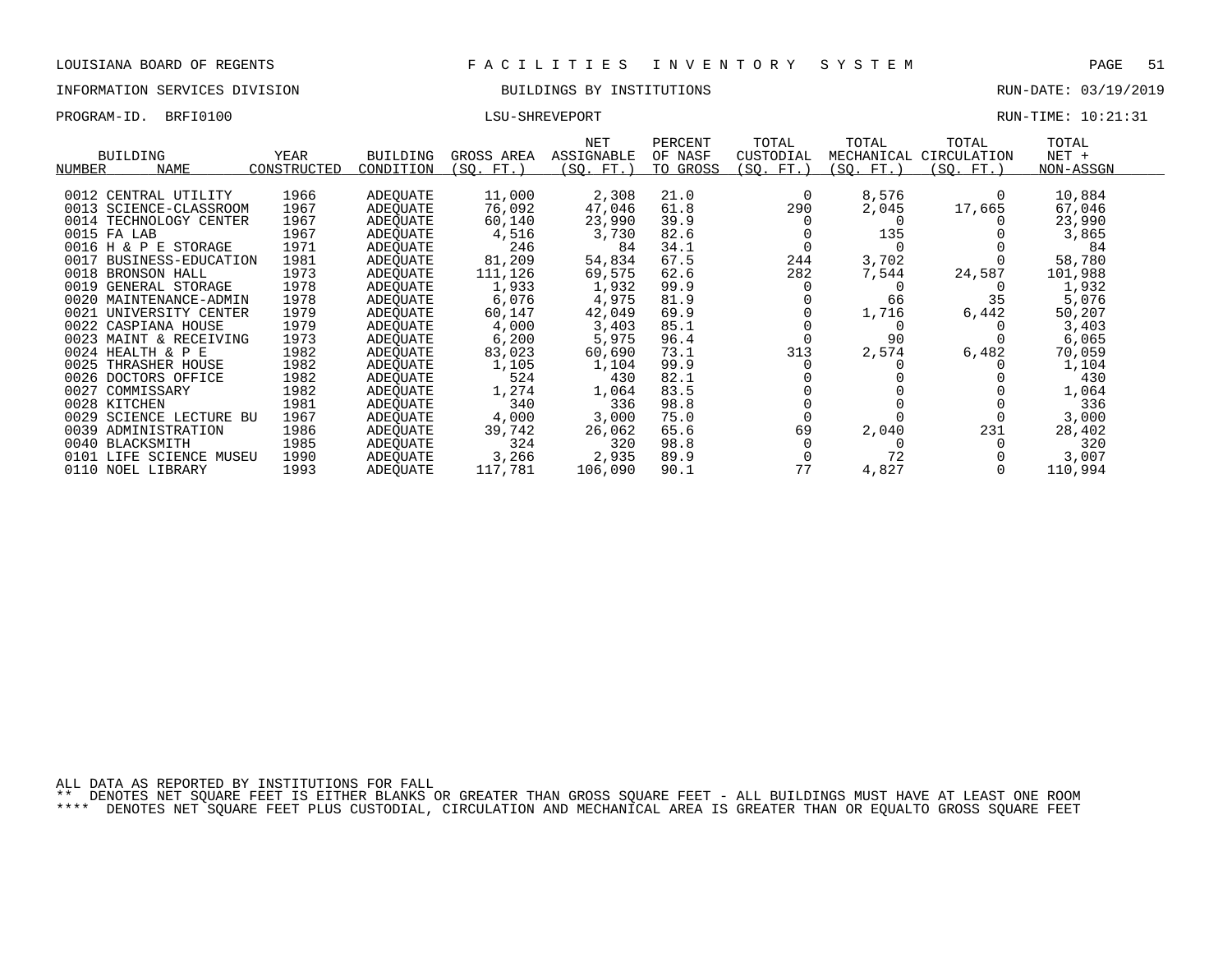LOUISIANA BOARD OF REGENTS — FACILITIES INVENTORY SYSTEM

INFORMATION SERVICES DIVISION — BUILDINGS BY INSTITUTIONS — RUN-DATE: 03/19/2019

PROGRAM-ID. BRFI0100 — LSU-SHREVEPORT — RUN-TIME: 10:21:31

| BUILDING NUMBER | NAME | YEAR CONSTRUCTED | BUILDING CONDITION | GROSS AREA (SQ. FT.) | NET ASSIGNABLE (SQ. FT.) | PERCENT OF NASF TO GROSS | TOTAL CUSTODIAL (SQ. FT.) | TOTAL MECHANICAL (SQ. FT.) | TOTAL CIRCULATION (SQ. FT.) | TOTAL NET + NON-ASSGN |
|---|---|---|---|---|---|---|---|---|---|---|
| 0012 | CENTRAL UTILITY | 1966 | ADEQUATE | 11,000 | 2,308 | 21.0 | 0 | 8,576 | 0 | 10,884 |
| 0013 | SCIENCE-CLASSROOM | 1967 | ADEQUATE | 76,092 | 47,046 | 61.8 | 290 | 2,045 | 17,665 | 67,046 |
| 0014 | TECHNOLOGY CENTER | 1967 | ADEQUATE | 60,140 | 23,990 | 39.9 | 0 | 0 | 0 | 23,990 |
| 0015 | FA LAB | 1967 | ADEQUATE | 4,516 | 3,730 | 82.6 | 0 | 135 | 0 | 3,865 |
| 0016 | H & P E STORAGE | 1971 | ADEQUATE | 246 | 84 | 34.1 | 0 | 0 | 0 | 84 |
| 0017 | BUSINESS-EDUCATION | 1981 | ADEQUATE | 81,209 | 54,834 | 67.5 | 244 | 3,702 | 0 | 58,780 |
| 0018 | BRONSON HALL | 1973 | ADEQUATE | 111,126 | 69,575 | 62.6 | 282 | 7,544 | 24,587 | 101,988 |
| 0019 | GENERAL STORAGE | 1978 | ADEQUATE | 1,933 | 1,932 | 99.9 | 0 | 0 | 0 | 1,932 |
| 0020 | MAINTENANCE-ADMIN | 1978 | ADEQUATE | 6,076 | 4,975 | 81.9 | 0 | 66 | 35 | 5,076 |
| 0021 | UNIVERSITY CENTER | 1979 | ADEQUATE | 60,147 | 42,049 | 69.9 | 0 | 1,716 | 6,442 | 50,207 |
| 0022 | CASPIANA HOUSE | 1979 | ADEQUATE | 4,000 | 3,403 | 85.1 | 0 | 0 | 0 | 3,403 |
| 0023 | MAINT & RECEIVING | 1973 | ADEQUATE | 6,200 | 5,975 | 96.4 | 0 | 90 | 0 | 6,065 |
| 0024 | HEALTH & P E | 1982 | ADEQUATE | 83,023 | 60,690 | 73.1 | 313 | 2,574 | 6,482 | 70,059 |
| 0025 | THRASHER HOUSE | 1982 | ADEQUATE | 1,105 | 1,104 | 99.9 | 0 | 0 | 0 | 1,104 |
| 0026 | DOCTORS OFFICE | 1982 | ADEQUATE | 524 | 430 | 82.1 | 0 | 0 | 0 | 430 |
| 0027 | COMMISSARY | 1982 | ADEQUATE | 1,274 | 1,064 | 83.5 | 0 | 0 | 0 | 1,064 |
| 0028 | KITCHEN | 1981 | ADEQUATE | 340 | 336 | 98.8 | 0 | 0 | 0 | 336 |
| 0029 | SCIENCE LECTURE BU | 1967 | ADEQUATE | 4,000 | 3,000 | 75.0 | 0 | 0 | 0 | 3,000 |
| 0039 | ADMINISTRATION | 1986 | ADEQUATE | 39,742 | 26,062 | 65.6 | 69 | 2,040 | 231 | 28,402 |
| 0040 | BLACKSMITH | 1985 | ADEQUATE | 324 | 320 | 98.8 | 0 | 0 | 0 | 320 |
| 0101 | LIFE SCIENCE MUSEU | 1990 | ADEQUATE | 3,266 | 2,935 | 89.9 | 0 | 72 | 0 | 3,007 |
| 0110 | NOEL LIBRARY | 1993 | ADEQUATE | 117,781 | 106,090 | 90.1 | 77 | 4,827 | 0 | 110,994 |

ALL DATA AS REPORTED BY INSTITUTIONS FOR FALL

** DENOTES NET SQUARE FEET IS EITHER BLANKS OR GREATER THAN GROSS SQUARE FEET - ALL BUILDINGS MUST HAVE AT LEAST ONE ROOM

**** DENOTES NET SQUARE FEET PLUS CUSTODIAL, CIRCULATION AND MECHANICAL AREA IS GREATER THAN OR EQUALTO GROSS SQUARE FEET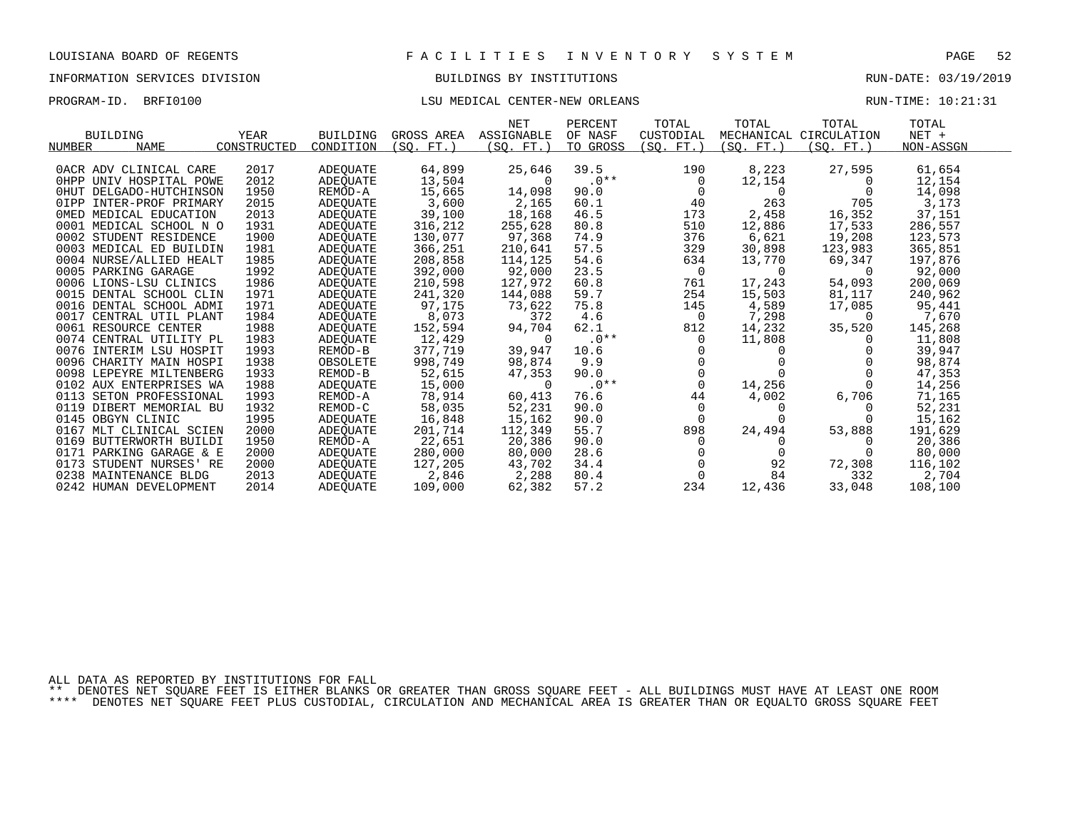LOUISIANA BOARD OF REGENTS — FACILITIES INVENTORY SYSTEM

INFORMATION SERVICES DIVISION — BUILDINGS BY INSTITUTIONS — RUN-DATE: 03/19/2019

PROGRAM-ID. BRFI0100 — LSU MEDICAL CENTER-NEW ORLEANS — RUN-TIME: 10:21:31

| BUILDING NUMBER | NAME | YEAR CONSTRUCTED | BUILDING CONDITION | GROSS AREA (SQ. FT.) | NET ASSIGNABLE (SQ. FT.) | PERCENT OF NASF TO GROSS | TOTAL CUSTODIAL (SQ. FT.) | TOTAL MECHANICAL (SQ. FT.) | TOTAL CIRCULATION (SQ. FT.) | TOTAL NET + NON-ASSGN |
|---|---|---|---|---|---|---|---|---|---|---|
| 0ACR | ADV CLINICAL CARE | 2017 | ADEQUATE | 64,899 | 25,646 | 39.5 | 190 | 8,223 | 27,595 | 61,654 |
| 0HPP | UNIV HOSPITAL POWE | 2012 | ADEQUATE | 13,504 | 0 | .0** | 0 | 12,154 | 0 | 12,154 |
| 0HUT | DELGADO-HUTCHINSON | 1950 | REMOD-A | 15,665 | 14,098 | 90.0 | 0 | 0 | 0 | 14,098 |
| 0IPP | INTER-PROF PRIMARY | 2015 | ADEQUATE | 3,600 | 2,165 | 60.1 | 40 | 263 | 705 | 3,173 |
| 0MED | MEDICAL EDUCATION | 2013 | ADEQUATE | 39,100 | 18,168 | 46.5 | 173 | 2,458 | 16,352 | 37,151 |
| 0001 | MEDICAL SCHOOL N O | 1931 | ADEQUATE | 316,212 | 255,628 | 80.8 | 510 | 12,886 | 17,533 | 286,557 |
| 0002 | STUDENT RESIDENCE | 1900 | ADEQUATE | 130,077 | 97,368 | 74.9 | 376 | 6,621 | 19,208 | 123,573 |
| 0003 | MEDICAL ED BUILDIN | 1981 | ADEQUATE | 366,251 | 210,641 | 57.5 | 329 | 30,898 | 123,983 | 365,851 |
| 0004 | NURSE/ALLIED HEALT | 1985 | ADEQUATE | 208,858 | 114,125 | 54.6 | 634 | 13,770 | 69,347 | 197,876 |
| 0005 | PARKING GARAGE | 1992 | ADEQUATE | 392,000 | 92,000 | 23.5 | 0 | 0 | 0 | 92,000 |
| 0006 | LIONS-LSU CLINICS | 1986 | ADEQUATE | 210,598 | 127,972 | 60.8 | 761 | 17,243 | 54,093 | 200,069 |
| 0015 | DENTAL SCHOOL CLIN | 1971 | ADEQUATE | 241,320 | 144,088 | 59.7 | 254 | 15,503 | 81,117 | 240,962 |
| 0016 | DENTAL SCHOOL ADMI | 1971 | ADEQUATE | 97,175 | 73,622 | 75.8 | 145 | 4,589 | 17,085 | 95,441 |
| 0017 | CENTRAL UTIL PLANT | 1984 | ADEQUATE | 8,073 | 372 | 4.6 | 0 | 7,298 | 0 | 7,670 |
| 0061 | RESOURCE CENTER | 1988 | ADEQUATE | 152,594 | 94,704 | 62.1 | 812 | 14,232 | 35,520 | 145,268 |
| 0074 | CENTRAL UTILITY PL | 1983 | ADEQUATE | 12,429 | 0 | .0** | 0 | 11,808 | 0 | 11,808 |
| 0076 | INTERIM LSU HOSPIT | 1993 | REMOD-B | 377,719 | 39,947 | 10.6 | 0 | 0 | 0 | 39,947 |
| 0096 | CHARITY MAIN HOSPI | 1938 | OBSOLETE | 998,749 | 98,874 | 9.9 | 0 | 0 | 0 | 98,874 |
| 0098 | LEPEYRE MILTENBERG | 1933 | REMOD-B | 52,615 | 47,353 | 90.0 | 0 | 0 | 0 | 47,353 |
| 0102 | AUX ENTERPRISES WA | 1988 | ADEQUATE | 15,000 | 0 | .0** | 0 | 14,256 | 0 | 14,256 |
| 0113 | SETON PROFESSIONAL | 1993 | REMOD-A | 78,914 | 60,413 | 76.6 | 44 | 4,002 | 6,706 | 71,165 |
| 0119 | DIBERT MEMORIAL BU | 1932 | REMOD-C | 58,035 | 52,231 | 90.0 | 0 | 0 | 0 | 52,231 |
| 0145 | OBGYN CLINIC | 1995 | ADEQUATE | 16,848 | 15,162 | 90.0 | 0 | 0 | 0 | 15,162 |
| 0167 | MLT CLINICAL SCIEN | 2000 | ADEQUATE | 201,714 | 112,349 | 55.7 | 898 | 24,494 | 53,888 | 191,629 |
| 0169 | BUTTERWORTH BUILDI | 1950 | REMOD-A | 22,651 | 20,386 | 90.0 | 0 | 0 | 0 | 20,386 |
| 0171 | PARKING GARAGE & E | 2000 | ADEQUATE | 280,000 | 80,000 | 28.6 | 0 | 0 | 0 | 80,000 |
| 0173 | STUDENT NURSES' RE | 2000 | ADEQUATE | 127,205 | 43,702 | 34.4 | 0 | 92 | 72,308 | 116,102 |
| 0238 | MAINTENANCE BLDG | 2013 | ADEQUATE | 2,846 | 2,288 | 80.4 | 0 | 84 | 332 | 2,704 |
| 0242 | HUMAN DEVELOPMENT | 2014 | ADEQUATE | 109,000 | 62,382 | 57.2 | 234 | 12,436 | 33,048 | 108,100 |

ALL DATA AS REPORTED BY INSTITUTIONS FOR FALL

** DENOTES NET SQUARE FEET IS EITHER BLANKS OR GREATER THAN GROSS SQUARE FEET - ALL BUILDINGS MUST HAVE AT LEAST ONE ROOM

**** DENOTES NET SQUARE FEET PLUS CUSTODIAL, CIRCULATION AND MECHANICAL AREA IS GREATER THAN OR EQUALTO GROSS SQUARE FEET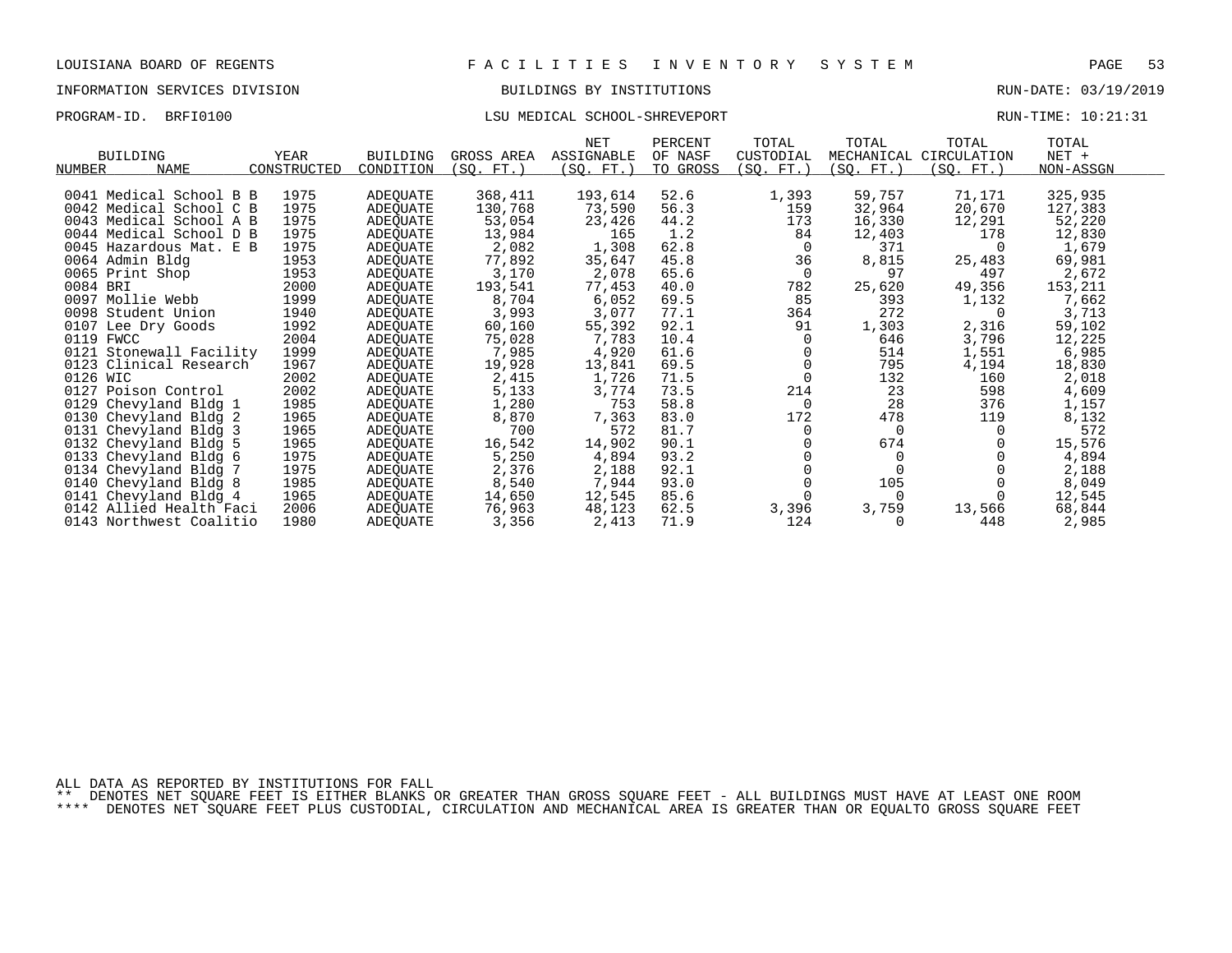LOUISIANA BOARD OF REGENTS — FACILITIES INVENTORY SYSTEM

INFORMATION SERVICES DIVISION — BUILDINGS BY INSTITUTIONS — RUN-DATE: 03/19/2019

PROGRAM-ID. BRFI0100 — LSU MEDICAL SCHOOL-SHREVEPORT — RUN-TIME: 10:21:31

| BUILDING NUMBER | NAME | YEAR CONSTRUCTED | BUILDING CONDITION | GROSS AREA (SQ. FT.) | NET ASSIGNABLE (SQ. FT.) | PERCENT OF NASF TO GROSS | TOTAL CUSTODIAL (SQ. FT.) | TOTAL MECHANICAL (SQ. FT.) | TOTAL CIRCULATION (SQ. FT.) | TOTAL NET + NON-ASSGN |
|---|---|---|---|---|---|---|---|---|---|---|
| 0041 | Medical School B B | 1975 | ADEQUATE | 368,411 | 193,614 | 52.6 | 1,393 | 59,757 | 71,171 | 325,935 |
| 0042 | Medical School C B | 1975 | ADEQUATE | 130,768 | 73,590 | 56.3 | 159 | 32,964 | 20,670 | 127,383 |
| 0043 | Medical School A B | 1975 | ADEQUATE | 53,054 | 23,426 | 44.2 | 173 | 16,330 | 12,291 | 52,220 |
| 0044 | Medical School D B | 1975 | ADEQUATE | 13,984 | 165 | 1.2 | 84 | 12,403 | 178 | 12,830 |
| 0045 | Hazardous Mat. E B | 1975 | ADEQUATE | 2,082 | 1,308 | 62.8 | 0 | 371 | 0 | 1,679 |
| 0064 | Admin Bldg | 1953 | ADEQUATE | 77,892 | 35,647 | 45.8 | 36 | 8,815 | 25,483 | 69,981 |
| 0065 | Print Shop | 1953 | ADEQUATE | 3,170 | 2,078 | 65.6 | 0 | 97 | 497 | 2,672 |
| 0084 | BRI | 2000 | ADEQUATE | 193,541 | 77,453 | 40.0 | 782 | 25,620 | 49,356 | 153,211 |
| 0097 | Mollie Webb | 1999 | ADEQUATE | 8,704 | 6,052 | 69.5 | 85 | 393 | 1,132 | 7,662 |
| 0098 | Student Union | 1940 | ADEQUATE | 3,993 | 3,077 | 77.1 | 364 | 272 | 0 | 3,713 |
| 0107 | Lee Dry Goods | 1992 | ADEQUATE | 60,160 | 55,392 | 92.1 | 91 | 1,303 | 2,316 | 59,102 |
| 0119 | FWCC | 2004 | ADEQUATE | 75,028 | 7,783 | 10.4 | 0 | 646 | 3,796 | 12,225 |
| 0121 | Stonewall Facility | 1999 | ADEQUATE | 7,985 | 4,920 | 61.6 | 0 | 514 | 1,551 | 6,985 |
| 0123 | Clinical Research | 1967 | ADEQUATE | 19,928 | 13,841 | 69.5 | 0 | 795 | 4,194 | 18,830 |
| 0126 | WIC | 2002 | ADEQUATE | 2,415 | 1,726 | 71.5 | 0 | 132 | 160 | 2,018 |
| 0127 | Poison Control | 2002 | ADEQUATE | 5,133 | 3,774 | 73.5 | 214 | 23 | 598 | 4,609 |
| 0129 | Chevyland Bldg 1 | 1985 | ADEQUATE | 1,280 | 753 | 58.8 | 0 | 28 | 376 | 1,157 |
| 0130 | Chevyland Bldg 2 | 1965 | ADEQUATE | 8,870 | 7,363 | 83.0 | 172 | 478 | 119 | 8,132 |
| 0131 | Chevyland Bldg 3 | 1965 | ADEQUATE | 700 | 572 | 81.7 | 0 | 0 | 0 | 572 |
| 0132 | Chevyland Bldg 5 | 1965 | ADEQUATE | 16,542 | 14,902 | 90.1 | 0 | 674 | 0 | 15,576 |
| 0133 | Chevyland Bldg 6 | 1975 | ADEQUATE | 5,250 | 4,894 | 93.2 | 0 | 0 | 0 | 4,894 |
| 0134 | Chevyland Bldg 7 | 1975 | ADEQUATE | 2,376 | 2,188 | 92.1 | 0 | 0 | 0 | 2,188 |
| 0140 | Chevyland Bldg 8 | 1985 | ADEQUATE | 8,540 | 7,944 | 93.0 | 0 | 105 | 0 | 8,049 |
| 0141 | Chevyland Bldg 4 | 1965 | ADEQUATE | 14,650 | 12,545 | 85.6 | 0 | 0 | 0 | 12,545 |
| 0142 | Allied Health Faci | 2006 | ADEQUATE | 76,963 | 48,123 | 62.5 | 3,396 | 3,759 | 13,566 | 68,844 |
| 0143 | Northwest Coalitio | 1980 | ADEQUATE | 3,356 | 2,413 | 71.9 | 124 | 0 | 448 | 2,985 |

ALL DATA AS REPORTED BY INSTITUTIONS FOR FALL

** DENOTES NET SQUARE FEET IS EITHER BLANKS OR GREATER THAN GROSS SQUARE FEET - ALL BUILDINGS MUST HAVE AT LEAST ONE ROOM

**** DENOTES NET SQUARE FEET PLUS CUSTODIAL, CIRCULATION AND MECHANICAL AREA IS GREATER THAN OR EQUALTO GROSS SQUARE FEET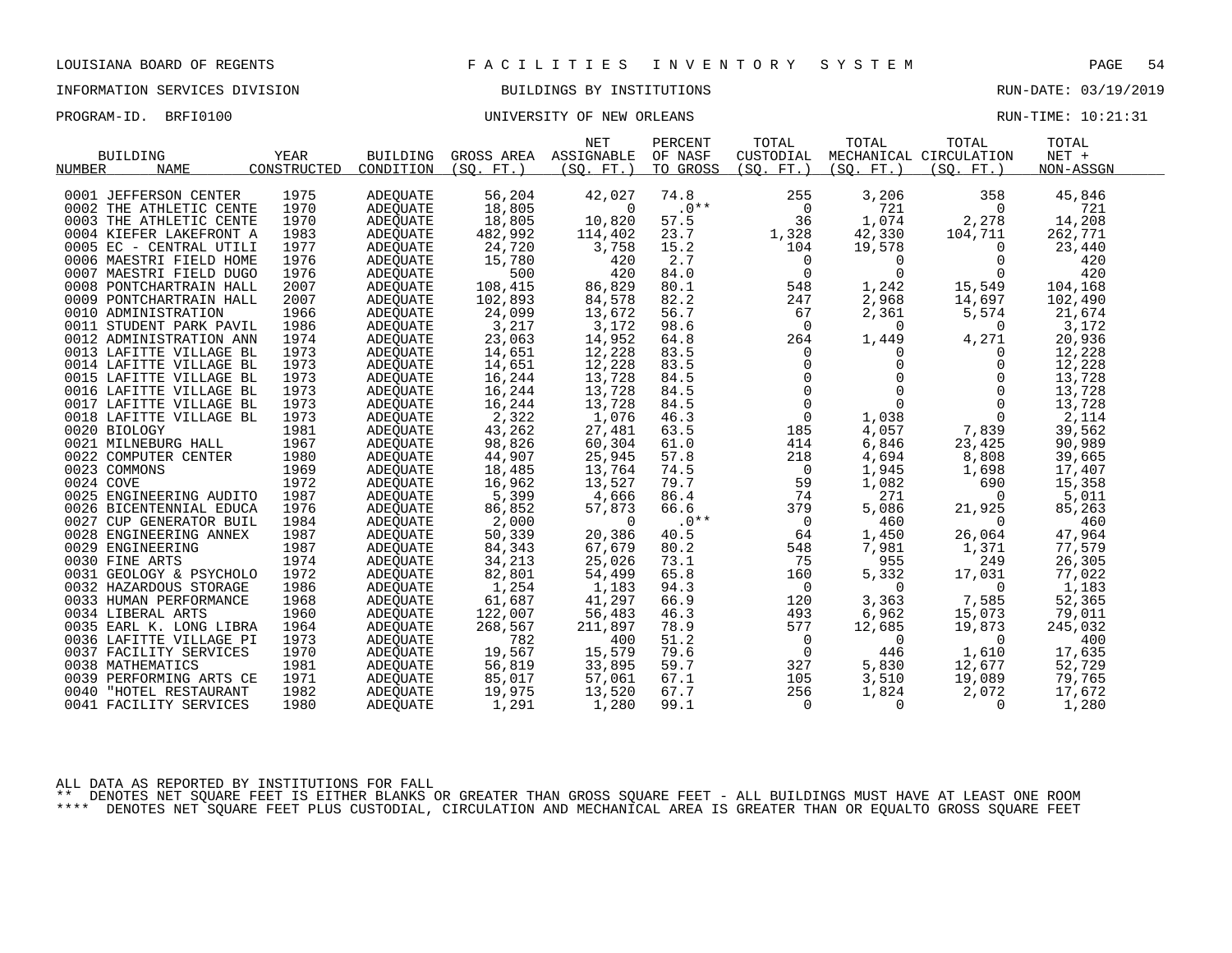LOUISIANA BOARD OF REGENTS — FACILITIES INVENTORY SYSTEM

INFORMATION SERVICES DIVISION — BUILDINGS BY INSTITUTIONS — RUN-DATE: 03/19/2019

PROGRAM-ID. BRFI0100 — UNIVERSITY OF NEW ORLEANS — RUN-TIME: 10:21:31

| BUILDING NUMBER | NAME | YEAR CONSTRUCTED | BUILDING CONDITION | GROSS AREA (SQ. FT.) | NET ASSIGNABLE (SQ. FT.) | PERCENT OF NASF TO GROSS | TOTAL CUSTODIAL (SQ. FT.) | TOTAL MECHANICAL (SQ. FT.) | TOTAL CIRCULATION (SQ. FT.) | TOTAL NET + NON-ASSGN |
|---|---|---|---|---|---|---|---|---|---|---|
| 0001 | JEFFERSON CENTER | 1975 | ADEQUATE | 56,204 | 42,027 | 74.8 | 255 | 3,206 | 358 | 45,846 |
| 0002 | THE ATHLETIC CENTE | 1970 | ADEQUATE | 18,805 | 0 | .0** | 0 | 721 | 0 | 721 |
| 0003 | THE ATHLETIC CENTE | 1970 | ADEQUATE | 18,805 | 10,820 | 57.5 | 36 | 1,074 | 2,278 | 14,208 |
| 0004 | KIEFER LAKEFRONT A | 1983 | ADEQUATE | 482,992 | 114,402 | 23.7 | 1,328 | 42,330 | 104,711 | 262,771 |
| 0005 | EC - CENTRAL UTILI | 1977 | ADEQUATE | 24,720 | 3,758 | 15.2 | 104 | 19,578 | 0 | 23,440 |
| 0006 | MAESTRI FIELD HOME | 1976 | ADEQUATE | 15,780 | 420 | 2.7 | 0 | 0 | 0 | 420 |
| 0007 | MAESTRI FIELD DUGO | 1976 | ADEQUATE | 500 | 420 | 84.0 | 0 | 0 | 0 | 420 |
| 0008 | PONTCHARTRAIN HALL | 2007 | ADEQUATE | 108,415 | 86,829 | 80.1 | 548 | 1,242 | 15,549 | 104,168 |
| 0009 | PONTCHARTRAIN HALL | 2007 | ADEQUATE | 102,893 | 84,578 | 82.2 | 247 | 2,968 | 14,697 | 102,490 |
| 0010 | ADMINISTRATION | 1966 | ADEQUATE | 24,099 | 13,672 | 56.7 | 67 | 2,361 | 5,574 | 21,674 |
| 0011 | STUDENT PARK PAVIL | 1986 | ADEQUATE | 3,217 | 3,172 | 98.6 | 0 | 0 | 0 | 3,172 |
| 0012 | ADMINISTRATION ANN | 1974 | ADEQUATE | 23,063 | 14,952 | 64.8 | 264 | 1,449 | 4,271 | 20,936 |
| 0013 | LAFITTE VILLAGE BL | 1973 | ADEQUATE | 14,651 | 12,228 | 83.5 | 0 | 0 | 0 | 12,228 |
| 0014 | LAFITTE VILLAGE BL | 1973 | ADEQUATE | 14,651 | 12,228 | 83.5 | 0 | 0 | 0 | 12,228 |
| 0015 | LAFITTE VILLAGE BL | 1973 | ADEQUATE | 16,244 | 13,728 | 84.5 | 0 | 0 | 0 | 13,728 |
| 0016 | LAFITTE VILLAGE BL | 1973 | ADEQUATE | 16,244 | 13,728 | 84.5 | 0 | 0 | 0 | 13,728 |
| 0017 | LAFITTE VILLAGE BL | 1973 | ADEQUATE | 16,244 | 13,728 | 84.5 | 0 | 0 | 0 | 13,728 |
| 0018 | LAFITTE VILLAGE BL | 1973 | ADEQUATE | 2,322 | 1,076 | 46.3 | 0 | 1,038 | 0 | 2,114 |
| 0020 | BIOLOGY | 1981 | ADEQUATE | 43,262 | 27,481 | 63.5 | 185 | 4,057 | 7,839 | 39,562 |
| 0021 | MILNEBURG HALL | 1967 | ADEQUATE | 98,826 | 60,304 | 61.0 | 414 | 6,846 | 23,425 | 90,989 |
| 0022 | COMPUTER CENTER | 1980 | ADEQUATE | 44,907 | 25,945 | 57.8 | 218 | 4,694 | 8,808 | 39,665 |
| 0023 | COMMONS | 1969 | ADEQUATE | 18,485 | 13,764 | 74.5 | 0 | 1,945 | 1,698 | 17,407 |
| 0024 | COVE | 1972 | ADEQUATE | 16,962 | 13,527 | 79.7 | 59 | 1,082 | 690 | 15,358 |
| 0025 | ENGINEERING AUDITO | 1987 | ADEQUATE | 5,399 | 4,666 | 86.4 | 74 | 271 | 0 | 5,011 |
| 0026 | BICENTENNIAL EDUCA | 1976 | ADEQUATE | 86,852 | 57,873 | 66.6 | 379 | 5,086 | 21,925 | 85,263 |
| 0027 | CUP GENERATOR BUIL | 1984 | ADEQUATE | 2,000 | 0 | .0** | 0 | 460 | 0 | 460 |
| 0028 | ENGINEERING ANNEX | 1987 | ADEQUATE | 50,339 | 20,386 | 40.5 | 64 | 1,450 | 26,064 | 47,964 |
| 0029 | ENGINEERING | 1987 | ADEQUATE | 84,343 | 67,679 | 80.2 | 548 | 7,981 | 1,371 | 77,579 |
| 0030 | FINE ARTS | 1974 | ADEQUATE | 34,213 | 25,026 | 73.1 | 75 | 955 | 249 | 26,305 |
| 0031 | GEOLOGY & PSYCHOLO | 1972 | ADEQUATE | 82,801 | 54,499 | 65.8 | 160 | 5,332 | 17,031 | 77,022 |
| 0032 | HAZARDOUS STORAGE | 1986 | ADEQUATE | 1,254 | 1,183 | 94.3 | 0 | 0 | 0 | 1,183 |
| 0033 | HUMAN PERFORMANCE | 1968 | ADEQUATE | 61,687 | 41,297 | 66.9 | 120 | 3,363 | 7,585 | 52,365 |
| 0034 | LIBERAL ARTS | 1960 | ADEQUATE | 122,007 | 56,483 | 46.3 | 493 | 6,962 | 15,073 | 79,011 |
| 0035 | EARL K. LONG LIBRA | 1964 | ADEQUATE | 268,567 | 211,897 | 78.9 | 577 | 12,685 | 19,873 | 245,032 |
| 0036 | LAFITTE VILLAGE PI | 1973 | ADEQUATE | 782 | 400 | 51.2 | 0 | 0 | 0 | 400 |
| 0037 | FACILITY SERVICES | 1970 | ADEQUATE | 19,567 | 15,579 | 79.6 | 0 | 446 | 1,610 | 17,635 |
| 0038 | MATHEMATICS | 1981 | ADEQUATE | 56,819 | 33,895 | 59.7 | 327 | 5,830 | 12,677 | 52,729 |
| 0039 | PERFORMING ARTS CE | 1971 | ADEQUATE | 85,017 | 57,061 | 67.1 | 105 | 3,510 | 19,089 | 79,765 |
| 0040 | "HOTEL RESTAURANT | 1982 | ADEQUATE | 19,975 | 13,520 | 67.7 | 256 | 1,824 | 2,072 | 17,672 |
| 0041 | FACILITY SERVICES | 1980 | ADEQUATE | 1,291 | 1,280 | 99.1 | 0 | 0 | 0 | 1,280 |

ALL DATA AS REPORTED BY INSTITUTIONS FOR FALL

** DENOTES NET SQUARE FEET IS EITHER BLANKS OR GREATER THAN GROSS SQUARE FEET - ALL BUILDINGS MUST HAVE AT LEAST ONE ROOM

**** DENOTES NET SQUARE FEET PLUS CUSTODIAL, CIRCULATION AND MECHANICAL AREA IS GREATER THAN OR EQUALTO GROSS SQUARE FEET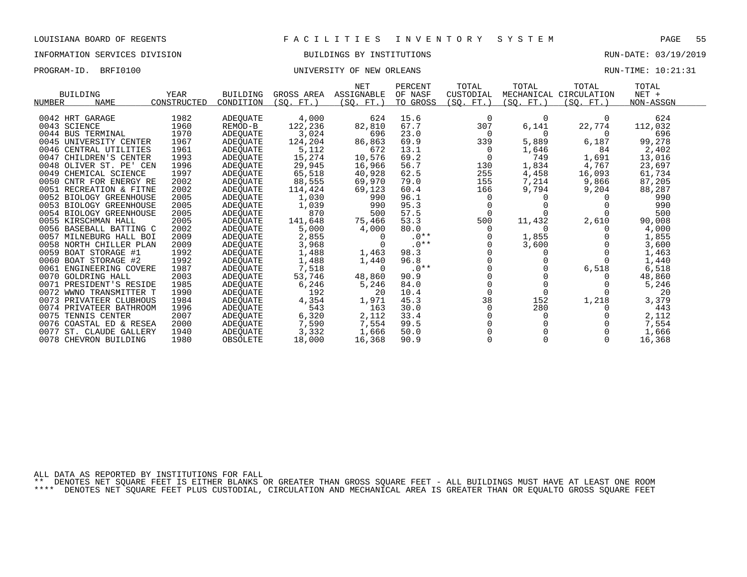LOUISIANA BOARD OF REGENTS — FACILITIES INVENTORY SYSTEM

INFORMATION SERVICES DIVISION — BUILDINGS BY INSTITUTIONS — RUN-DATE: 03/19/2019

PROGRAM-ID. BRFI0100 — UNIVERSITY OF NEW ORLEANS — RUN-TIME: 10:21:31

| BUILDING NUMBER | NAME | YEAR CONSTRUCTED | BUILDING CONDITION | GROSS AREA (SQ. FT.) | NET ASSIGNABLE (SQ. FT.) | PERCENT OF NASF TO GROSS | TOTAL CUSTODIAL (SQ. FT.) | TOTAL MECHANICAL (SQ. FT.) | TOTAL CIRCULATION (SQ. FT.) | TOTAL NET + NON-ASSGN |
|---|---|---|---|---|---|---|---|---|---|---|
| 0042 | HRT GARAGE | 1982 | ADEQUATE | 4,000 | 624 | 15.6 | 0 | 0 | 0 | 624 |
| 0043 | SCIENCE | 1960 | REMOD-B | 122,236 | 82,810 | 67.7 | 307 | 6,141 | 22,774 | 112,032 |
| 0044 | BUS TERMINAL | 1970 | ADEQUATE | 3,024 | 696 | 23.0 | 0 | 0 | 0 | 696 |
| 0045 | UNIVERSITY CENTER | 1967 | ADEQUATE | 124,204 | 86,863 | 69.9 | 339 | 5,889 | 6,187 | 99,278 |
| 0046 | CENTRAL UTILITIES | 1961 | ADEQUATE | 5,112 | 672 | 13.1 | 0 | 1,646 | 84 | 2,402 |
| 0047 | CHILDREN'S CENTER | 1993 | ADEQUATE | 15,274 | 10,576 | 69.2 | 0 | 749 | 1,691 | 13,016 |
| 0048 | OLIVER ST. PE' CEN | 1996 | ADEQUATE | 29,945 | 16,966 | 56.7 | 130 | 1,834 | 4,767 | 23,697 |
| 0049 | CHEMICAL SCIENCE | 1997 | ADEQUATE | 65,518 | 40,928 | 62.5 | 255 | 4,458 | 16,093 | 61,734 |
| 0050 | CNTR FOR ENERGY RE | 2002 | ADEQUATE | 88,555 | 69,970 | 79.0 | 155 | 7,214 | 9,866 | 87,205 |
| 0051 | RECREATION & FITNE | 2002 | ADEQUATE | 114,424 | 69,123 | 60.4 | 166 | 9,794 | 9,204 | 88,287 |
| 0052 | BIOLOGY GREENHOUSE | 2005 | ADEQUATE | 1,030 | 990 | 96.1 | 0 | 0 | 0 | 990 |
| 0053 | BIOLOGY GREENHOUSE | 2005 | ADEQUATE | 1,039 | 990 | 95.3 | 0 | 0 | 0 | 990 |
| 0054 | BIOLOGY GREENHOUSE | 2005 | ADEQUATE | 870 | 500 | 57.5 | 0 | 0 | 0 | 500 |
| 0055 | KIRSCHMAN HALL | 2005 | ADEQUATE | 141,648 | 75,466 | 53.3 | 500 | 11,432 | 2,610 | 90,008 |
| 0056 | BASEBALL BATTING C | 2002 | ADEQUATE | 5,000 | 4,000 | 80.0 | 0 | 0 | 0 | 4,000 |
| 0057 | MILNEBURG HALL BOI | 2009 | ADEQUATE | 2,855 | 0 | .0** | 0 | 1,855 | 0 | 1,855 |
| 0058 | NORTH CHILLER PLAN | 2009 | ADEQUATE | 3,968 | 0 | .0** | 0 | 3,600 | 0 | 3,600 |
| 0059 | BOAT STORAGE #1 | 1992 | ADEQUATE | 1,488 | 1,463 | 98.3 | 0 | 0 | 0 | 1,463 |
| 0060 | BOAT STORAGE #2 | 1992 | ADEQUATE | 1,488 | 1,440 | 96.8 | 0 | 0 | 0 | 1,440 |
| 0061 | ENGINEERING COVERE | 1987 | ADEQUATE | 7,518 | 0 | .0** | 0 | 0 | 6,518 | 6,518 |
| 0070 | GOLDRING HALL | 2003 | ADEQUATE | 53,746 | 48,860 | 90.9 | 0 | 0 | 0 | 48,860 |
| 0071 | PRESIDENT'S RESIDE | 1985 | ADEQUATE | 6,246 | 5,246 | 84.0 | 0 | 0 | 0 | 5,246 |
| 0072 | WWNO TRANSMITTER T | 1990 | ADEQUATE | 192 | 20 | 10.4 | 0 | 0 | 0 | 20 |
| 0073 | PRIVATEER CLUBHOUS | 1984 | ADEQUATE | 4,354 | 1,971 | 45.3 | 38 | 152 | 1,218 | 3,379 |
| 0074 | PRIVATEER BATHROOM | 1996 | ADEQUATE | 543 | 163 | 30.0 | 0 | 280 | 0 | 443 |
| 0075 | TENNIS CENTER | 2007 | ADEQUATE | 6,320 | 2,112 | 33.4 | 0 | 0 | 0 | 2,112 |
| 0076 | COASTAL ED & RESEA | 2000 | ADEQUATE | 7,590 | 7,554 | 99.5 | 0 | 0 | 0 | 7,554 |
| 0077 | ST. CLAUDE GALLERY | 1940 | ADEQUATE | 3,332 | 1,666 | 50.0 | 0 | 0 | 0 | 1,666 |
| 0078 | CHEVRON BUILDING | 1980 | OBSOLETE | 18,000 | 16,368 | 90.9 | 0 | 0 | 0 | 16,368 |

ALL DATA AS REPORTED BY INSTITUTIONS FOR FALL

** DENOTES NET SQUARE FEET IS EITHER BLANKS OR GREATER THAN GROSS SQUARE FEET - ALL BUILDINGS MUST HAVE AT LEAST ONE ROOM

**** DENOTES NET SQUARE FEET PLUS CUSTODIAL, CIRCULATION AND MECHANICAL AREA IS GREATER THAN OR EQUALTO GROSS SQUARE FEET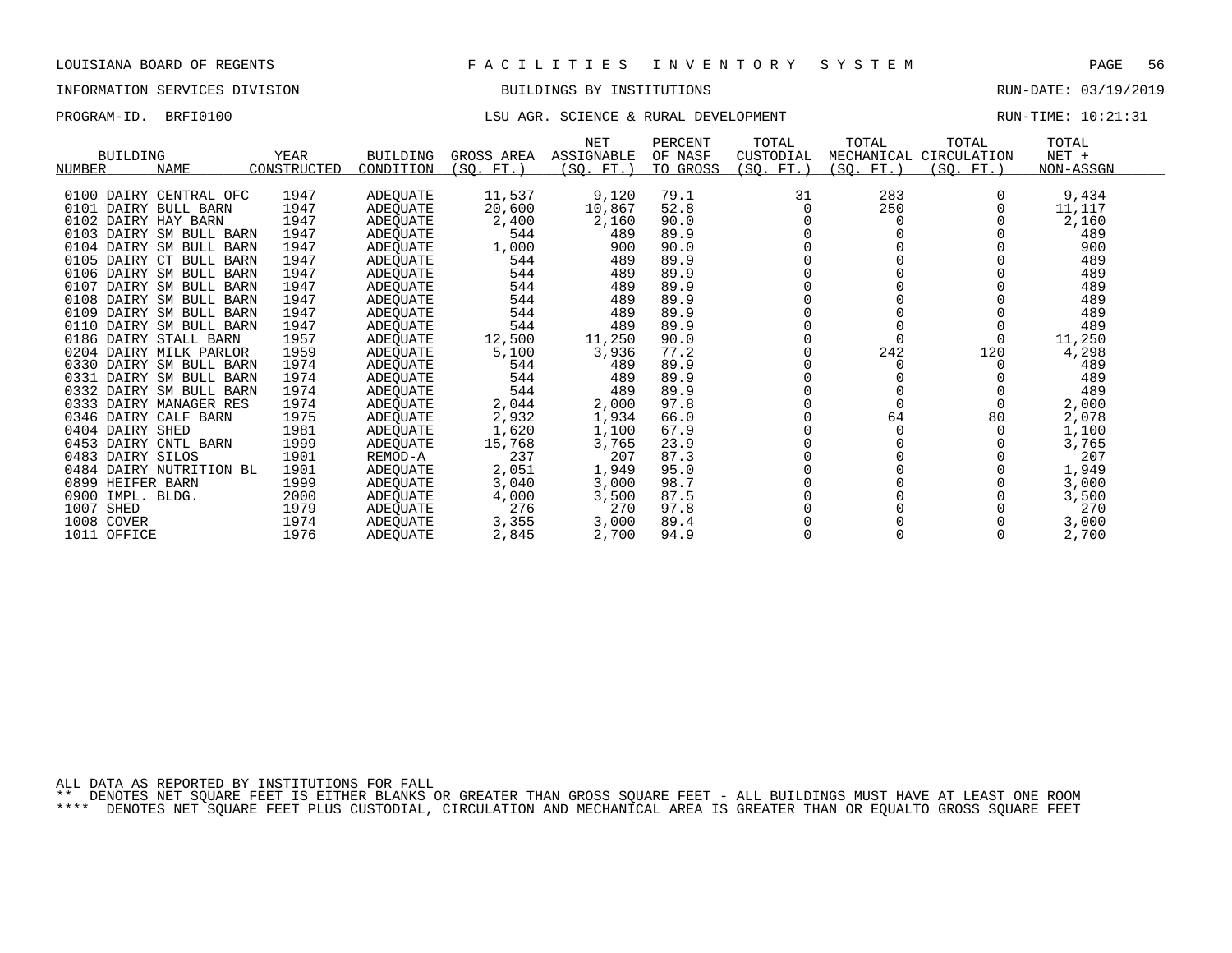LOUISIANA BOARD OF REGENTS — FACILITIES INVENTORY SYSTEM

INFORMATION SERVICES DIVISION — BUILDINGS BY INSTITUTIONS — RUN-DATE: 03/19/2019

PROGRAM-ID. BRFI0100 — LSU AGR. SCIENCE & RURAL DEVELOPMENT — RUN-TIME: 10:21:31

| BUILDING NUMBER | NAME | YEAR CONSTRUCTED | BUILDING CONDITION | GROSS AREA (SQ. FT.) | NET ASSIGNABLE (SQ. FT.) | PERCENT OF NASF TO GROSS | TOTAL CUSTODIAL (SQ. FT.) | TOTAL MECHANICAL (SQ. FT.) | TOTAL CIRCULATION (SQ. FT.) | TOTAL NET + NON-ASSGN |
|---|---|---|---|---|---|---|---|---|---|---|
| 0100 | DAIRY CENTRAL OFC | 1947 | ADEQUATE | 11,537 | 9,120 | 79.1 | 31 | 283 | 0 | 9,434 |
| 0101 | DAIRY BULL BARN | 1947 | ADEQUATE | 20,600 | 10,867 | 52.8 | 0 | 250 | 0 | 11,117 |
| 0102 | DAIRY HAY BARN | 1947 | ADEQUATE | 2,400 | 2,160 | 90.0 | 0 | 0 | 0 | 2,160 |
| 0103 | DAIRY SM BULL BARN | 1947 | ADEQUATE | 544 | 489 | 89.9 | 0 | 0 | 0 | 489 |
| 0104 | DAIRY SM BULL BARN | 1947 | ADEQUATE | 1,000 | 900 | 90.0 | 0 | 0 | 0 | 900 |
| 0105 | DAIRY CT BULL BARN | 1947 | ADEQUATE | 544 | 489 | 89.9 | 0 | 0 | 0 | 489 |
| 0106 | DAIRY SM BULL BARN | 1947 | ADEQUATE | 544 | 489 | 89.9 | 0 | 0 | 0 | 489 |
| 0107 | DAIRY SM BULL BARN | 1947 | ADEQUATE | 544 | 489 | 89.9 | 0 | 0 | 0 | 489 |
| 0108 | DAIRY SM BULL BARN | 1947 | ADEQUATE | 544 | 489 | 89.9 | 0 | 0 | 0 | 489 |
| 0109 | DAIRY SM BULL BARN | 1947 | ADEQUATE | 544 | 489 | 89.9 | 0 | 0 | 0 | 489 |
| 0110 | DAIRY SM BULL BARN | 1947 | ADEQUATE | 544 | 489 | 89.9 | 0 | 0 | 0 | 489 |
| 0186 | DAIRY STALL BARN | 1957 | ADEQUATE | 12,500 | 11,250 | 90.0 | 0 | 0 | 0 | 11,250 |
| 0204 | DAIRY MILK PARLOR | 1959 | ADEQUATE | 5,100 | 3,936 | 77.2 | 0 | 242 | 120 | 4,298 |
| 0330 | DAIRY SM BULL BARN | 1974 | ADEQUATE | 544 | 489 | 89.9 | 0 | 0 | 0 | 489 |
| 0331 | DAIRY SM BULL BARN | 1974 | ADEQUATE | 544 | 489 | 89.9 | 0 | 0 | 0 | 489 |
| 0332 | DAIRY SM BULL BARN | 1974 | ADEQUATE | 544 | 489 | 89.9 | 0 | 0 | 0 | 489 |
| 0333 | DAIRY MANAGER RES | 1974 | ADEQUATE | 2,044 | 2,000 | 97.8 | 0 | 0 | 0 | 2,000 |
| 0346 | DAIRY CALF BARN | 1975 | ADEQUATE | 2,932 | 1,934 | 66.0 | 0 | 64 | 80 | 2,078 |
| 0404 | DAIRY SHED | 1981 | ADEQUATE | 1,620 | 1,100 | 67.9 | 0 | 0 | 0 | 1,100 |
| 0453 | DAIRY CNTL BARN | 1999 | ADEQUATE | 15,768 | 3,765 | 23.9 | 0 | 0 | 0 | 3,765 |
| 0483 | DAIRY SILOS | 1901 | REMOD-A | 237 | 207 | 87.3 | 0 | 0 | 0 | 207 |
| 0484 | DAIRY NUTRITION BL | 1901 | ADEQUATE | 2,051 | 1,949 | 95.0 | 0 | 0 | 0 | 1,949 |
| 0899 | HEIFER BARN | 1999 | ADEQUATE | 3,040 | 3,000 | 98.7 | 0 | 0 | 0 | 3,000 |
| 0900 | IMPL. BLDG. | 2000 | ADEQUATE | 4,000 | 3,500 | 87.5 | 0 | 0 | 0 | 3,500 |
| 1007 | SHED | 1979 | ADEQUATE | 276 | 270 | 97.8 | 0 | 0 | 0 | 270 |
| 1008 | COVER | 1974 | ADEQUATE | 3,355 | 3,000 | 89.4 | 0 | 0 | 0 | 3,000 |
| 1011 | OFFICE | 1976 | ADEQUATE | 2,845 | 2,700 | 94.9 | 0 | 0 | 0 | 2,700 |

ALL DATA AS REPORTED BY INSTITUTIONS FOR FALL

** DENOTES NET SQUARE FEET IS EITHER BLANKS OR GREATER THAN GROSS SQUARE FEET - ALL BUILDINGS MUST HAVE AT LEAST ONE ROOM

**** DENOTES NET SQUARE FEET PLUS CUSTODIAL, CIRCULATION AND MECHANICAL AREA IS GREATER THAN OR EQUALTO GROSS SQUARE FEET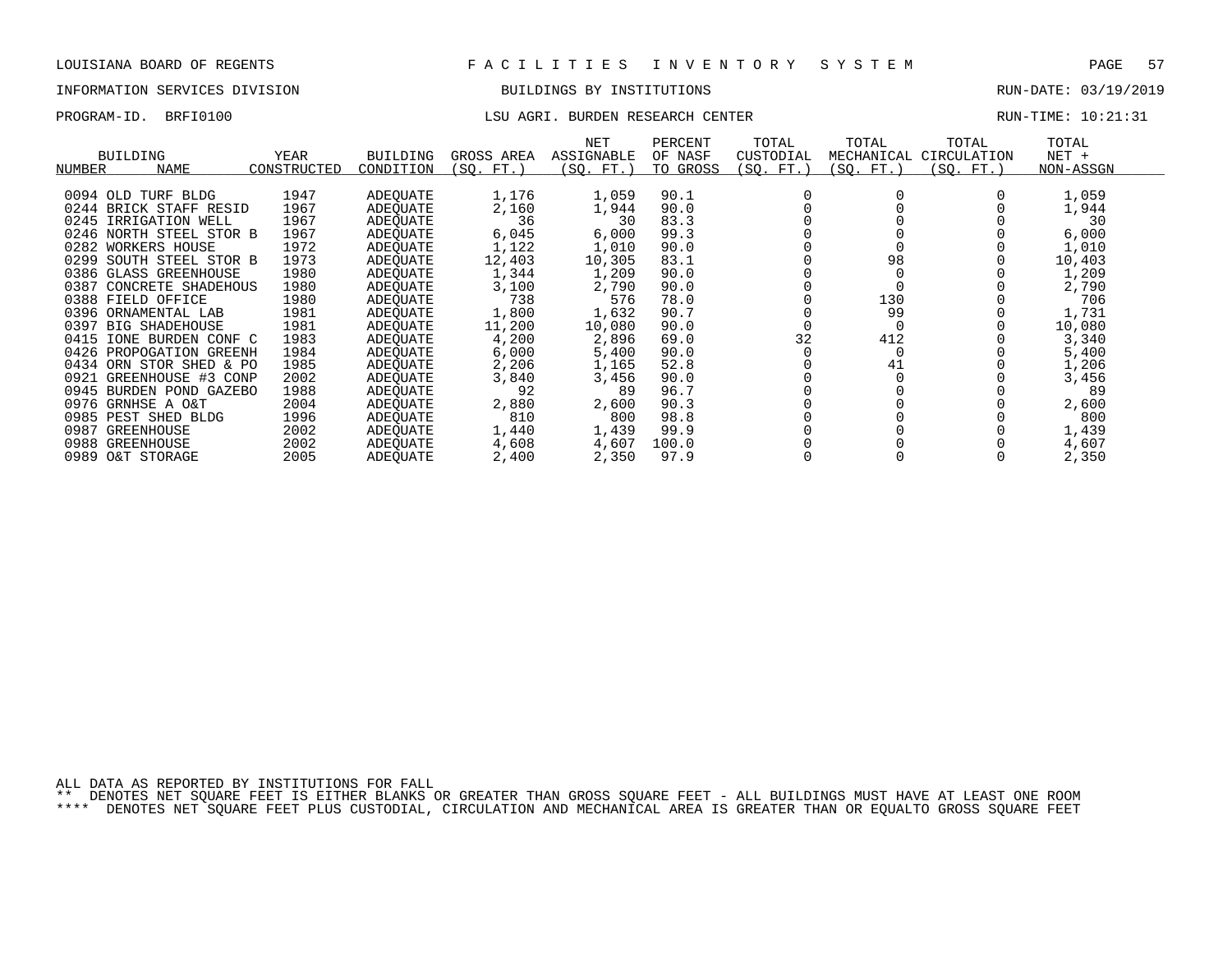LOUISIANA BOARD OF REGENTS — FACILITIES INVENTORY SYSTEM

INFORMATION SERVICES DIVISION — BUILDINGS BY INSTITUTIONS — RUN-DATE: 03/19/2019

PROGRAM-ID. BRFI0100 — LSU AGRI. BURDEN RESEARCH CENTER — RUN-TIME: 10:21:31

| BUILDING NUMBER | NAME | YEAR CONSTRUCTED | BUILDING CONDITION | GROSS AREA (SQ. FT.) | NET ASSIGNABLE (SQ. FT.) | PERCENT OF NASF TO GROSS | TOTAL CUSTODIAL (SQ. FT.) | TOTAL MECHANICAL (SQ. FT.) | TOTAL CIRCULATION (SQ. FT.) | TOTAL NET + NON-ASSGN |
|---|---|---|---|---|---|---|---|---|---|---|
| 0094 | OLD TURF BLDG | 1947 | ADEQUATE | 1,176 | 1,059 | 90.1 | 0 | 0 | 0 | 1,059 |
| 0244 | BRICK STAFF RESID | 1967 | ADEQUATE | 2,160 | 1,944 | 90.0 | 0 | 0 | 0 | 1,944 |
| 0245 | IRRIGATION WELL | 1967 | ADEQUATE | 36 | 30 | 83.3 | 0 | 0 | 0 | 30 |
| 0246 | NORTH STEEL STOR B | 1967 | ADEQUATE | 6,045 | 6,000 | 99.3 | 0 | 0 | 0 | 6,000 |
| 0282 | WORKERS HOUSE | 1972 | ADEQUATE | 1,122 | 1,010 | 90.0 | 0 | 0 | 0 | 1,010 |
| 0299 | SOUTH STEEL STOR B | 1973 | ADEQUATE | 12,403 | 10,305 | 83.1 | 0 | 98 | 0 | 10,403 |
| 0386 | GLASS GREENHOUSE | 1980 | ADEQUATE | 1,344 | 1,209 | 90.0 | 0 | 0 | 0 | 1,209 |
| 0387 | CONCRETE SHADEHOUS | 1980 | ADEQUATE | 3,100 | 2,790 | 90.0 | 0 | 0 | 0 | 2,790 |
| 0388 | FIELD OFFICE | 1980 | ADEQUATE | 738 | 576 | 78.0 | 0 | 130 | 0 | 706 |
| 0396 | ORNAMENTAL LAB | 1981 | ADEQUATE | 1,800 | 1,632 | 90.7 | 0 | 99 | 0 | 1,731 |
| 0397 | BIG SHADEHOUSE | 1981 | ADEQUATE | 11,200 | 10,080 | 90.0 | 0 | 0 | 0 | 10,080 |
| 0415 | IONE BURDEN CONF C | 1983 | ADEQUATE | 4,200 | 2,896 | 69.0 | 32 | 412 | 0 | 3,340 |
| 0426 | PROPOGATION GREENH | 1984 | ADEQUATE | 6,000 | 5,400 | 90.0 | 0 | 0 | 0 | 5,400 |
| 0434 | ORN STOR SHED & PO | 1985 | ADEQUATE | 2,206 | 1,165 | 52.8 | 0 | 41 | 0 | 1,206 |
| 0921 | GREENHOUSE #3 CONP | 2002 | ADEQUATE | 3,840 | 3,456 | 90.0 | 0 | 0 | 0 | 3,456 |
| 0945 | BURDEN POND GAZEBO | 1988 | ADEQUATE | 92 | 89 | 96.7 | 0 | 0 | 0 | 89 |
| 0976 | GRNHSE A O&T | 2004 | ADEQUATE | 2,880 | 2,600 | 90.3 | 0 | 0 | 0 | 2,600 |
| 0985 | PEST SHED BLDG | 1996 | ADEQUATE | 810 | 800 | 98.8 | 0 | 0 | 0 | 800 |
| 0987 | GREENHOUSE | 2002 | ADEQUATE | 1,440 | 1,439 | 99.9 | 0 | 0 | 0 | 1,439 |
| 0988 | GREENHOUSE | 2002 | ADEQUATE | 4,608 | 4,607 | 100.0 | 0 | 0 | 0 | 4,607 |
| 0989 | O&T STORAGE | 2005 | ADEQUATE | 2,400 | 2,350 | 97.9 | 0 | 0 | 0 | 2,350 |

ALL DATA AS REPORTED BY INSTITUTIONS FOR FALL

** DENOTES NET SQUARE FEET IS EITHER BLANKS OR GREATER THAN GROSS SQUARE FEET - ALL BUILDINGS MUST HAVE AT LEAST ONE ROOM

**** DENOTES NET SQUARE FEET PLUS CUSTODIAL, CIRCULATION AND MECHANICAL AREA IS GREATER THAN OR EQUALTO GROSS SQUARE FEET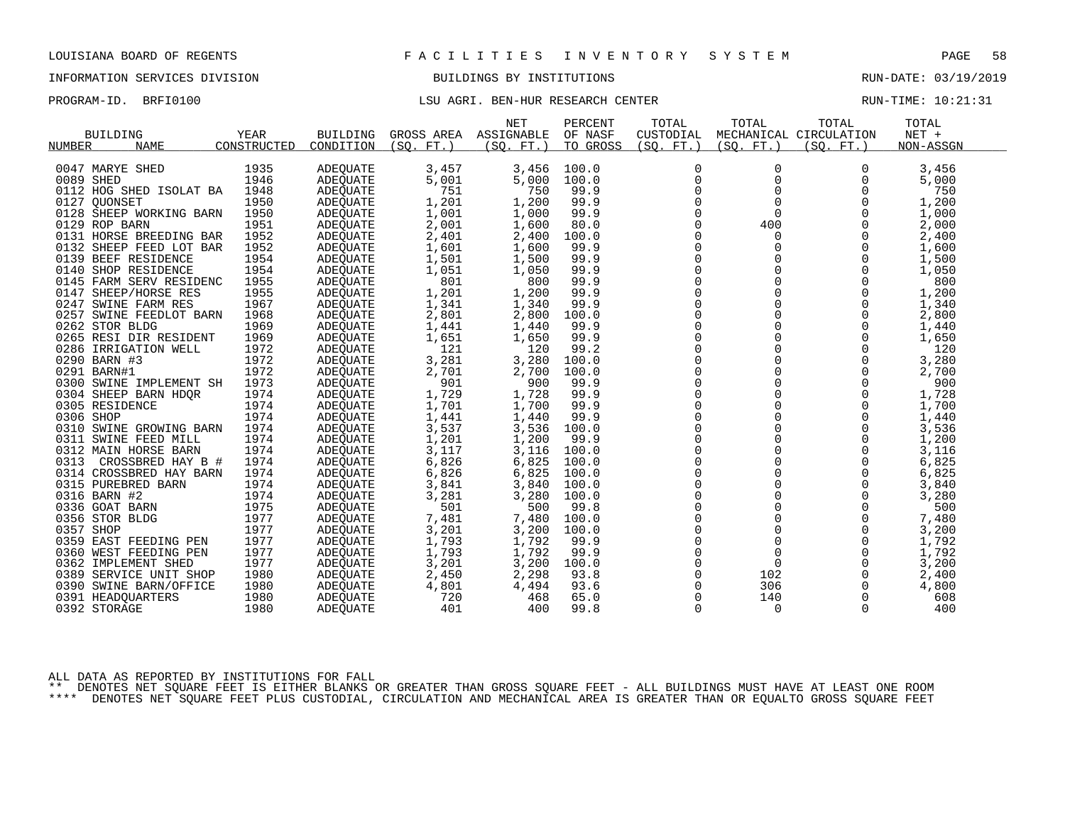LOUISIANA BOARD OF REGENTS — FACILITIES INVENTORY SYSTEM

INFORMATION SERVICES DIVISION — BUILDINGS BY INSTITUTIONS — RUN-DATE: 03/19/2019

PROGRAM-ID. BRFI0100 — LSU AGRI. BEN-HUR RESEARCH CENTER — RUN-TIME: 10:21:31

| BUILDING NUMBER | NAME | YEAR CONSTRUCTED | BUILDING CONDITION | GROSS AREA (SQ. FT.) | NET ASSIGNABLE (SQ. FT.) | PERCENT OF NASF TO GROSS | TOTAL CUSTODIAL (SQ. FT.) | TOTAL MECHANICAL (SQ. FT.) | TOTAL CIRCULATION (SQ. FT.) | TOTAL NET + NON-ASSGN |
|---|---|---|---|---|---|---|---|---|---|---|
| 0047 | MARYE SHED | 1935 | ADEQUATE | 3,457 | 3,456 | 100.0 | 0 | 0 | 0 | 3,456 |
| 0089 | SHED | 1946 | ADEQUATE | 5,001 | 5,000 | 100.0 | 0 | 0 | 0 | 5,000 |
| 0112 | HOG SHED ISOLAT BA | 1948 | ADEQUATE | 751 | 750 | 99.9 | 0 | 0 | 0 | 750 |
| 0127 | QUONSET | 1950 | ADEQUATE | 1,201 | 1,200 | 99.9 | 0 | 0 | 0 | 1,200 |
| 0128 | SHEEP WORKING BARN | 1950 | ADEQUATE | 1,001 | 1,000 | 99.9 | 0 | 0 | 0 | 1,000 |
| 0129 | ROP BARN | 1951 | ADEQUATE | 2,001 | 1,600 | 80.0 | 0 | 400 | 0 | 2,000 |
| 0131 | HORSE BREEDING BAR | 1952 | ADEQUATE | 2,401 | 2,400 | 100.0 | 0 | 0 | 0 | 2,400 |
| 0132 | SHEEP FEED LOT BAR | 1952 | ADEQUATE | 1,601 | 1,600 | 99.9 | 0 | 0 | 0 | 1,600 |
| 0139 | BEEF RESIDENCE | 1954 | ADEQUATE | 1,501 | 1,500 | 99.9 | 0 | 0 | 0 | 1,500 |
| 0140 | SHOP RESIDENCE | 1954 | ADEQUATE | 1,051 | 1,050 | 99.9 | 0 | 0 | 0 | 1,050 |
| 0145 | FARM SERV RESIDENC | 1955 | ADEQUATE | 801 | 800 | 99.9 | 0 | 0 | 0 | 800 |
| 0147 | SHEEP/HORSE RES | 1955 | ADEQUATE | 1,201 | 1,200 | 99.9 | 0 | 0 | 0 | 1,200 |
| 0247 | SWINE FARM RES | 1967 | ADEQUATE | 1,341 | 1,340 | 99.9 | 0 | 0 | 0 | 1,340 |
| 0257 | SWINE FEEDLOT BARN | 1968 | ADEQUATE | 2,801 | 2,800 | 100.0 | 0 | 0 | 0 | 2,800 |
| 0262 | STOR BLDG | 1969 | ADEQUATE | 1,441 | 1,440 | 99.9 | 0 | 0 | 0 | 1,440 |
| 0265 | RESI DIR RESIDENT | 1969 | ADEQUATE | 1,651 | 1,650 | 99.9 | 0 | 0 | 0 | 1,650 |
| 0286 | IRRIGATION WELL | 1972 | ADEQUATE | 121 | 120 | 99.2 | 0 | 0 | 0 | 120 |
| 0290 | BARN #3 | 1972 | ADEQUATE | 3,281 | 3,280 | 100.0 | 0 | 0 | 0 | 3,280 |
| 0291 | BARN#1 | 1972 | ADEQUATE | 2,701 | 2,700 | 100.0 | 0 | 0 | 0 | 2,700 |
| 0300 | SWINE IMPLEMENT SH | 1973 | ADEQUATE | 901 | 900 | 99.9 | 0 | 0 | 0 | 900 |
| 0304 | SHEEP BARN HDQR | 1974 | ADEQUATE | 1,729 | 1,728 | 99.9 | 0 | 0 | 0 | 1,728 |
| 0305 | RESIDENCE | 1974 | ADEQUATE | 1,701 | 1,700 | 99.9 | 0 | 0 | 0 | 1,700 |
| 0306 | SHOP | 1974 | ADEQUATE | 1,441 | 1,440 | 99.9 | 0 | 0 | 0 | 1,440 |
| 0310 | SWINE GROWING BARN | 1974 | ADEQUATE | 3,537 | 3,536 | 100.0 | 0 | 0 | 0 | 3,536 |
| 0311 | SWINE FEED MILL | 1974 | ADEQUATE | 1,201 | 1,200 | 99.9 | 0 | 0 | 0 | 1,200 |
| 0312 | MAIN HORSE BARN | 1974 | ADEQUATE | 3,117 | 3,116 | 100.0 | 0 | 0 | 0 | 3,116 |
| 0313 | CROSSBRED HAY B # | 1974 | ADEQUATE | 6,826 | 6,825 | 100.0 | 0 | 0 | 0 | 6,825 |
| 0314 | CROSSBRED HAY BARN | 1974 | ADEQUATE | 6,826 | 6,825 | 100.0 | 0 | 0 | 0 | 6,825 |
| 0315 | PUREBRED BARN | 1974 | ADEQUATE | 3,841 | 3,840 | 100.0 | 0 | 0 | 0 | 3,840 |
| 0316 | BARN #2 | 1974 | ADEQUATE | 3,281 | 3,280 | 100.0 | 0 | 0 | 0 | 3,280 |
| 0336 | GOAT BARN | 1975 | ADEQUATE | 501 | 500 | 99.8 | 0 | 0 | 0 | 500 |
| 0356 | STOR BLDG | 1977 | ADEQUATE | 7,481 | 7,480 | 100.0 | 0 | 0 | 0 | 7,480 |
| 0357 | SHOP | 1977 | ADEQUATE | 3,201 | 3,200 | 100.0 | 0 | 0 | 0 | 3,200 |
| 0359 | EAST FEEDING PEN | 1977 | ADEQUATE | 1,793 | 1,792 | 99.9 | 0 | 0 | 0 | 1,792 |
| 0360 | WEST FEEDING PEN | 1977 | ADEQUATE | 1,793 | 1,792 | 99.9 | 0 | 0 | 0 | 1,792 |
| 0362 | IMPLEMENT SHED | 1977 | ADEQUATE | 3,201 | 3,200 | 100.0 | 0 | 0 | 0 | 3,200 |
| 0389 | SERVICE UNIT SHOP | 1980 | ADEQUATE | 2,450 | 2,298 | 93.8 | 0 | 102 | 0 | 2,400 |
| 0390 | SWINE BARN/OFFICE | 1980 | ADEQUATE | 4,801 | 4,494 | 93.6 | 0 | 306 | 0 | 4,800 |
| 0391 | HEADQUARTERS | 1980 | ADEQUATE | 720 | 468 | 65.0 | 0 | 140 | 0 | 608 |
| 0392 | STORAGE | 1980 | ADEQUATE | 401 | 400 | 99.8 | 0 | 0 | 0 | 400 |

ALL DATA AS REPORTED BY INSTITUTIONS FOR FALL

** DENOTES NET SQUARE FEET IS EITHER BLANKS OR GREATER THAN GROSS SQUARE FEET - ALL BUILDINGS MUST HAVE AT LEAST ONE ROOM

**** DENOTES NET SQUARE FEET PLUS CUSTODIAL, CIRCULATION AND MECHANICAL AREA IS GREATER THAN OR EQUALTO GROSS SQUARE FEET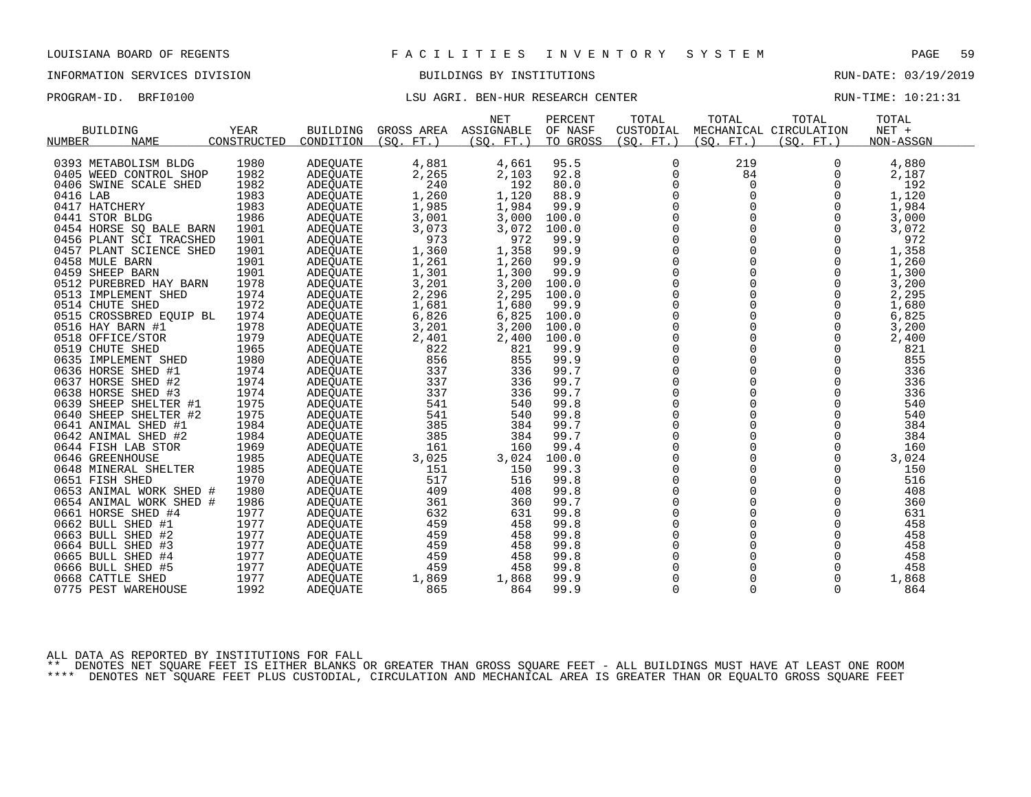LOUISIANA BOARD OF REGENTS — FACILITIES INVENTORY SYSTEM

INFORMATION SERVICES DIVISION — BUILDINGS BY INSTITUTIONS — RUN-DATE: 03/19/2019

PROGRAM-ID. BRFI0100 — LSU AGRI. BEN-HUR RESEARCH CENTER — RUN-TIME: 10:21:31

| BUILDING NUMBER | BUILDING NAME | YEAR CONSTRUCTED | BUILDING CONDITION | GROSS AREA (SQ. FT.) | NET ASSIGNABLE (SQ. FT.) | PERCENT OF NASF TO GROSS | TOTAL CUSTODIAL (SQ. FT.) | TOTAL MECHANICAL (SQ. FT.) | TOTAL CIRCULATION (SQ. FT.) | TOTAL NET + NON-ASSGN |
|---|---|---|---|---|---|---|---|---|---|---|
| 0393 | METABOLISM BLDG | 1980 | ADEQUATE | 4,881 | 4,661 | 95.5 | 0 | 219 | 0 | 4,880 |
| 0405 | WEED CONTROL SHOP | 1982 | ADEQUATE | 2,265 | 2,103 | 92.8 | 0 | 84 | 0 | 2,187 |
| 0406 | SWINE SCALE SHED | 1982 | ADEQUATE | 240 | 192 | 80.0 | 0 | 0 | 0 | 192 |
| 0416 | LAB | 1983 | ADEQUATE | 1,260 | 1,120 | 88.9 | 0 | 0 | 0 | 1,120 |
| 0417 | HATCHERY | 1983 | ADEQUATE | 1,985 | 1,984 | 99.9 | 0 | 0 | 0 | 1,984 |
| 0441 | STOR BLDG | 1986 | ADEQUATE | 3,001 | 3,000 | 100.0 | 0 | 0 | 0 | 3,000 |
| 0454 | HORSE SQ BALE BARN | 1901 | ADEQUATE | 3,073 | 3,072 | 100.0 | 0 | 0 | 0 | 3,072 |
| 0456 | PLANT SCI TRACSHED | 1901 | ADEQUATE | 973 | 972 | 99.9 | 0 | 0 | 0 | 972 |
| 0457 | PLANT SCIENCE SHED | 1901 | ADEQUATE | 1,360 | 1,358 | 99.9 | 0 | 0 | 0 | 1,358 |
| 0458 | MULE BARN | 1901 | ADEQUATE | 1,261 | 1,260 | 99.9 | 0 | 0 | 0 | 1,260 |
| 0459 | SHEEP BARN | 1901 | ADEQUATE | 1,301 | 1,300 | 99.9 | 0 | 0 | 0 | 1,300 |
| 0512 | PUREBRED HAY BARN | 1978 | ADEQUATE | 3,201 | 3,200 | 100.0 | 0 | 0 | 0 | 3,200 |
| 0513 | IMPLEMENT SHED | 1974 | ADEQUATE | 2,296 | 2,295 | 100.0 | 0 | 0 | 0 | 2,295 |
| 0514 | CHUTE SHED | 1972 | ADEQUATE | 1,681 | 1,680 | 99.9 | 0 | 0 | 0 | 1,680 |
| 0515 | CROSSBRED EQUIP BL | 1974 | ADEQUATE | 6,826 | 6,825 | 100.0 | 0 | 0 | 0 | 6,825 |
| 0516 | HAY BARN #1 | 1978 | ADEQUATE | 3,201 | 3,200 | 100.0 | 0 | 0 | 0 | 3,200 |
| 0518 | OFFICE/STOR | 1979 | ADEQUATE | 2,401 | 2,400 | 100.0 | 0 | 0 | 0 | 2,400 |
| 0519 | CHUTE SHED | 1965 | ADEQUATE | 822 | 821 | 99.9 | 0 | 0 | 0 | 821 |
| 0635 | IMPLEMENT SHED | 1980 | ADEQUATE | 856 | 855 | 99.9 | 0 | 0 | 0 | 855 |
| 0636 | HORSE SHED #1 | 1974 | ADEQUATE | 337 | 336 | 99.7 | 0 | 0 | 0 | 336 |
| 0637 | HORSE SHED #2 | 1974 | ADEQUATE | 337 | 336 | 99.7 | 0 | 0 | 0 | 336 |
| 0638 | HORSE SHED #3 | 1974 | ADEQUATE | 337 | 336 | 99.7 | 0 | 0 | 0 | 336 |
| 0639 | SHEEP SHELTER #1 | 1975 | ADEQUATE | 541 | 540 | 99.8 | 0 | 0 | 0 | 540 |
| 0640 | SHEEP SHELTER #2 | 1975 | ADEQUATE | 541 | 540 | 99.8 | 0 | 0 | 0 | 540 |
| 0641 | ANIMAL SHED #1 | 1984 | ADEQUATE | 385 | 384 | 99.7 | 0 | 0 | 0 | 384 |
| 0642 | ANIMAL SHED #2 | 1984 | ADEQUATE | 385 | 384 | 99.7 | 0 | 0 | 0 | 384 |
| 0644 | FISH LAB STOR | 1969 | ADEQUATE | 161 | 160 | 99.4 | 0 | 0 | 0 | 160 |
| 0646 | GREENHOUSE | 1985 | ADEQUATE | 3,025 | 3,024 | 100.0 | 0 | 0 | 0 | 3,024 |
| 0648 | MINERAL SHELTER | 1985 | ADEQUATE | 151 | 150 | 99.3 | 0 | 0 | 0 | 150 |
| 0651 | FISH SHED | 1970 | ADEQUATE | 517 | 516 | 99.8 | 0 | 0 | 0 | 516 |
| 0653 | ANIMAL WORK SHED # | 1980 | ADEQUATE | 409 | 408 | 99.8 | 0 | 0 | 0 | 408 |
| 0654 | ANIMAL WORK SHED # | 1986 | ADEQUATE | 361 | 360 | 99.7 | 0 | 0 | 0 | 360 |
| 0661 | HORSE SHED #4 | 1977 | ADEQUATE | 632 | 631 | 99.8 | 0 | 0 | 0 | 631 |
| 0662 | BULL SHED #1 | 1977 | ADEQUATE | 459 | 458 | 99.8 | 0 | 0 | 0 | 458 |
| 0663 | BULL SHED #2 | 1977 | ADEQUATE | 459 | 458 | 99.8 | 0 | 0 | 0 | 458 |
| 0664 | BULL SHED #3 | 1977 | ADEQUATE | 459 | 458 | 99.8 | 0 | 0 | 0 | 458 |
| 0665 | BULL SHED #4 | 1977 | ADEQUATE | 459 | 458 | 99.8 | 0 | 0 | 0 | 458 |
| 0666 | BULL SHED #5 | 1977 | ADEQUATE | 459 | 458 | 99.8 | 0 | 0 | 0 | 458 |
| 0668 | CATTLE SHED | 1977 | ADEQUATE | 1,869 | 1,868 | 99.9 | 0 | 0 | 0 | 1,868 |
| 0775 | PEST WAREHOUSE | 1992 | ADEQUATE | 865 | 864 | 99.9 | 0 | 0 | 0 | 864 |

ALL DATA AS REPORTED BY INSTITUTIONS FOR FALL

** DENOTES NET SQUARE FEET IS EITHER BLANKS OR GREATER THAN GROSS SQUARE FEET - ALL BUILDINGS MUST HAVE AT LEAST ONE ROOM

**** DENOTES NET SQUARE FEET PLUS CUSTODIAL, CIRCULATION AND MECHANICAL AREA IS GREATER THAN OR EQUALTO GROSS SQUARE FEET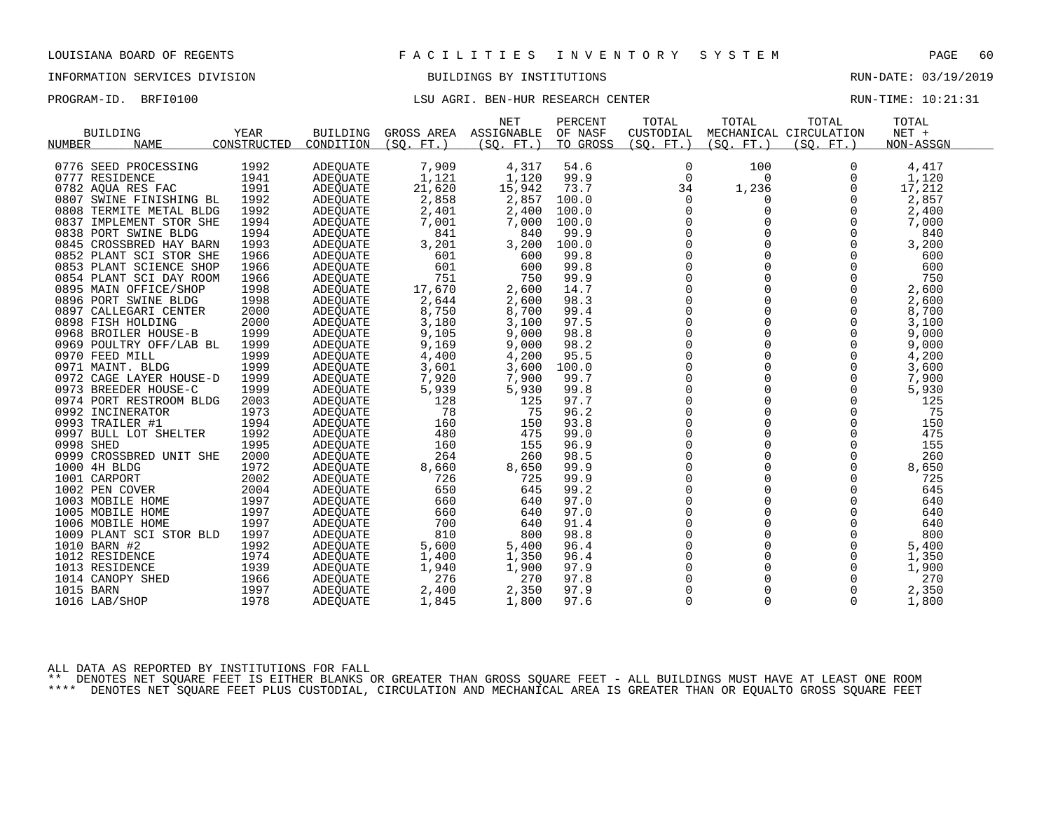LOUISIANA BOARD OF REGENTS — FACILITIES INVENTORY SYSTEM

INFORMATION SERVICES DIVISION — BUILDINGS BY INSTITUTIONS — RUN-DATE: 03/19/2019

PROGRAM-ID. BRFI0100 — LSU AGRI. BEN-HUR RESEARCH CENTER — RUN-TIME: 10:21:31

| BUILDING NUMBER | NAME | YEAR CONSTRUCTED | BUILDING CONDITION | GROSS AREA (SQ. FT.) | NET ASSIGNABLE (SQ. FT.) | PERCENT OF NASF TO GROSS | TOTAL CUSTODIAL (SQ. FT.) | TOTAL MECHANICAL (SQ. FT.) | TOTAL CIRCULATION (SQ. FT.) | TOTAL NET + NON-ASSGN |
|---|---|---|---|---|---|---|---|---|---|---|
| 0776 | SEED PROCESSING | 1992 | ADEQUATE | 7,909 | 4,317 | 54.6 | 0 | 100 | 0 | 4,417 |
| 0777 | RESIDENCE | 1941 | ADEQUATE | 1,121 | 1,120 | 99.9 | 0 | 0 | 0 | 1,120 |
| 0782 | AQUA RES FAC | 1991 | ADEQUATE | 21,620 | 15,942 | 73.7 | 34 | 1,236 | 0 | 17,212 |
| 0807 | SWINE FINISHING BL | 1992 | ADEQUATE | 2,858 | 2,857 | 100.0 | 0 | 0 | 0 | 2,857 |
| 0808 | TERMITE METAL BLDG | 1992 | ADEQUATE | 2,401 | 2,400 | 100.0 | 0 | 0 | 0 | 2,400 |
| 0837 | IMPLEMENT STOR SHE | 1994 | ADEQUATE | 7,001 | 7,000 | 100.0 | 0 | 0 | 0 | 7,000 |
| 0838 | PORT SWINE BLDG | 1994 | ADEQUATE | 841 | 840 | 99.9 | 0 | 0 | 0 | 840 |
| 0845 | CROSSBRED HAY BARN | 1993 | ADEQUATE | 3,201 | 3,200 | 100.0 | 0 | 0 | 0 | 3,200 |
| 0852 | PLANT SCI STOR SHE | 1966 | ADEQUATE | 601 | 600 | 99.8 | 0 | 0 | 0 | 600 |
| 0853 | PLANT SCIENCE SHOP | 1966 | ADEQUATE | 601 | 600 | 99.8 | 0 | 0 | 0 | 600 |
| 0854 | PLANT SCI DAY ROOM | 1966 | ADEQUATE | 751 | 750 | 99.9 | 0 | 0 | 0 | 750 |
| 0895 | MAIN OFFICE/SHOP | 1998 | ADEQUATE | 17,670 | 2,600 | 14.7 | 0 | 0 | 0 | 2,600 |
| 0896 | PORT SWINE BLDG | 1998 | ADEQUATE | 2,644 | 2,600 | 98.3 | 0 | 0 | 0 | 2,600 |
| 0897 | CALLEGARI CENTER | 2000 | ADEQUATE | 8,750 | 8,700 | 99.4 | 0 | 0 | 0 | 8,700 |
| 0898 | FISH HOLDING | 2000 | ADEQUATE | 3,180 | 3,100 | 97.5 | 0 | 0 | 0 | 3,100 |
| 0968 | BROILER HOUSE-B | 1999 | ADEQUATE | 9,105 | 9,000 | 98.8 | 0 | 0 | 0 | 9,000 |
| 0969 | POULTRY OFF/LAB BL | 1999 | ADEQUATE | 9,169 | 9,000 | 98.2 | 0 | 0 | 0 | 9,000 |
| 0970 | FEED MILL | 1999 | ADEQUATE | 4,400 | 4,200 | 95.5 | 0 | 0 | 0 | 4,200 |
| 0971 | MAINT. BLDG | 1999 | ADEQUATE | 3,601 | 3,600 | 100.0 | 0 | 0 | 0 | 3,600 |
| 0972 | CAGE LAYER HOUSE-D | 1999 | ADEQUATE | 7,920 | 7,900 | 99.7 | 0 | 0 | 0 | 7,900 |
| 0973 | BREEDER HOUSE-C | 1999 | ADEQUATE | 5,939 | 5,930 | 99.8 | 0 | 0 | 0 | 5,930 |
| 0974 | PORT RESTROOM BLDG | 2003 | ADEQUATE | 128 | 125 | 97.7 | 0 | 0 | 0 | 125 |
| 0992 | INCINERATOR | 1973 | ADEQUATE | 78 | 75 | 96.2 | 0 | 0 | 0 | 75 |
| 0993 | TRAILER #1 | 1994 | ADEQUATE | 160 | 150 | 93.8 | 0 | 0 | 0 | 150 |
| 0997 | BULL LOT SHELTER | 1992 | ADEQUATE | 480 | 475 | 99.0 | 0 | 0 | 0 | 475 |
| 0998 | SHED | 1995 | ADEQUATE | 160 | 155 | 96.9 | 0 | 0 | 0 | 155 |
| 0999 | CROSSBRED UNIT SHE | 2000 | ADEQUATE | 264 | 260 | 98.5 | 0 | 0 | 0 | 260 |
| 1000 | 4H BLDG | 1972 | ADEQUATE | 8,660 | 8,650 | 99.9 | 0 | 0 | 0 | 8,650 |
| 1001 | CARPORT | 2002 | ADEQUATE | 726 | 725 | 99.9 | 0 | 0 | 0 | 725 |
| 1002 | PEN COVER | 2004 | ADEQUATE | 650 | 645 | 99.2 | 0 | 0 | 0 | 645 |
| 1003 | MOBILE HOME | 1997 | ADEQUATE | 660 | 640 | 97.0 | 0 | 0 | 0 | 640 |
| 1005 | MOBILE HOME | 1997 | ADEQUATE | 660 | 640 | 97.0 | 0 | 0 | 0 | 640 |
| 1006 | MOBILE HOME | 1997 | ADEQUATE | 700 | 640 | 91.4 | 0 | 0 | 0 | 640 |
| 1009 | PLANT SCI STOR BLD | 1997 | ADEQUATE | 810 | 800 | 98.8 | 0 | 0 | 0 | 800 |
| 1010 | BARN #2 | 1992 | ADEQUATE | 5,600 | 5,400 | 96.4 | 0 | 0 | 0 | 5,400 |
| 1012 | RESIDENCE | 1974 | ADEQUATE | 1,400 | 1,350 | 96.4 | 0 | 0 | 0 | 1,350 |
| 1013 | RESIDENCE | 1939 | ADEQUATE | 1,940 | 1,900 | 97.9 | 0 | 0 | 0 | 1,900 |
| 1014 | CANOPY SHED | 1966 | ADEQUATE | 276 | 270 | 97.8 | 0 | 0 | 0 | 270 |
| 1015 | BARN | 1997 | ADEQUATE | 2,400 | 2,350 | 97.9 | 0 | 0 | 0 | 2,350 |
| 1016 | LAB/SHOP | 1978 | ADEQUATE | 1,845 | 1,800 | 97.6 | 0 | 0 | 0 | 1,800 |

ALL DATA AS REPORTED BY INSTITUTIONS FOR FALL

** DENOTES NET SQUARE FEET IS EITHER BLANKS OR GREATER THAN GROSS SQUARE FEET - ALL BUILDINGS MUST HAVE AT LEAST ONE ROOM

**** DENOTES NET SQUARE FEET PLUS CUSTODIAL, CIRCULATION AND MECHANICAL AREA IS GREATER THAN OR EQUALTO GROSS SQUARE FEET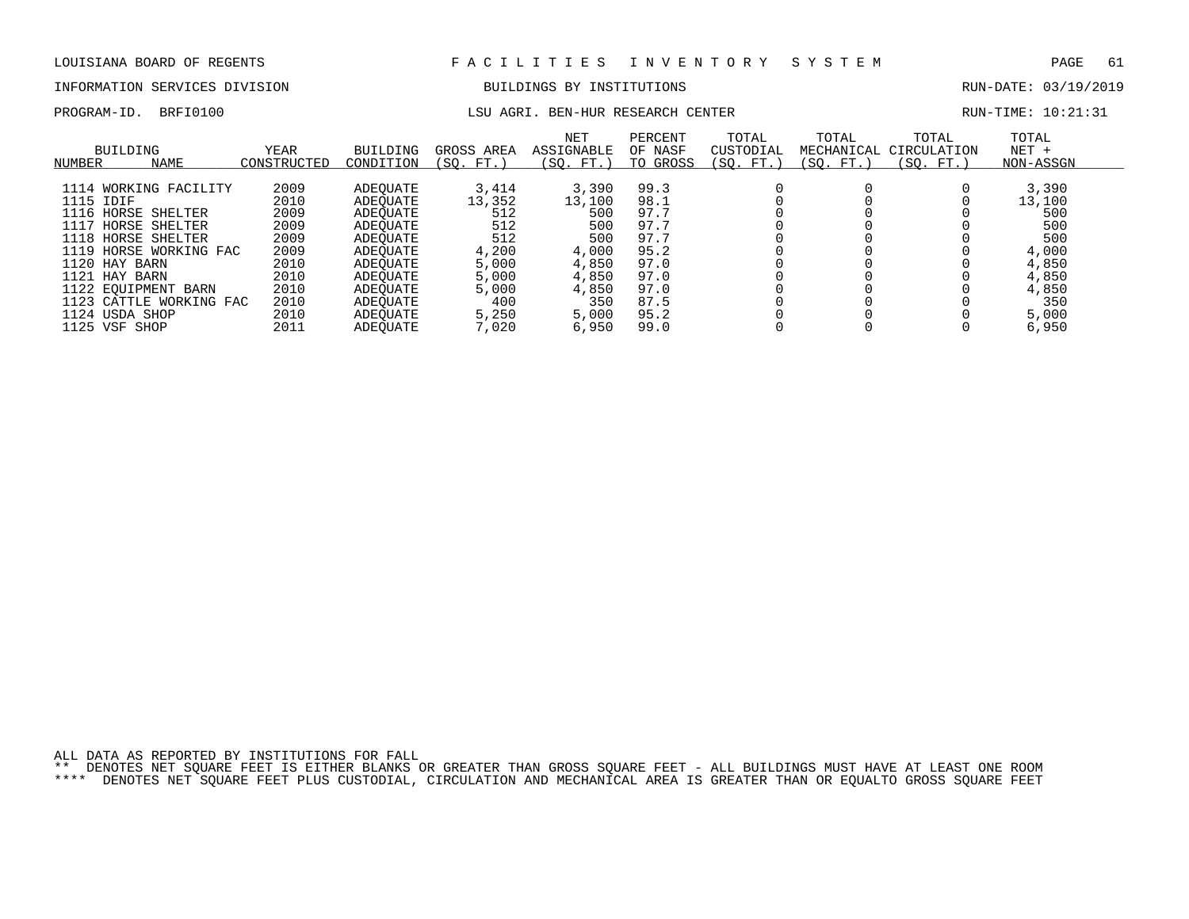LOUISIANA BOARD OF REGENTS — F A C I L I T I E S   I N V E N T O R Y   S Y S T E M

INFORMATION SERVICES DIVISION — BUILDINGS BY INSTITUTIONS — RUN-DATE: 03/19/2019

PROGRAM-ID. BRFI0100 — LSU AGRI. BEN-HUR RESEARCH CENTER — RUN-TIME: 10:21:31

| BUILDING NUMBER | NAME | YEAR CONSTRUCTED | BUILDING CONDITION | GROSS AREA (SQ. FT.) | NET ASSIGNABLE (SQ. FT.) | PERCENT OF NASF TO GROSS | TOTAL CUSTODIAL (SQ. FT.) | TOTAL MECHANICAL (SQ. FT.) | TOTAL CIRCULATION (SQ. FT.) | TOTAL NET + NON-ASSGN |
|---|---|---|---|---|---|---|---|---|---|---|
| 1114 | WORKING FACILITY | 2009 | ADEQUATE | 3,414 | 3,390 | 99.3 | 0 | 0 | 0 | 3,390 |
| 1115 | IDIF | 2010 | ADEQUATE | 13,352 | 13,100 | 98.1 | 0 | 0 | 0 | 13,100 |
| 1116 | HORSE SHELTER | 2009 | ADEQUATE | 512 | 500 | 97.7 | 0 | 0 | 0 | 500 |
| 1117 | HORSE SHELTER | 2009 | ADEQUATE | 512 | 500 | 97.7 | 0 | 0 | 0 | 500 |
| 1118 | HORSE SHELTER | 2009 | ADEQUATE | 512 | 500 | 97.7 | 0 | 0 | 0 | 500 |
| 1119 | HORSE WORKING FAC | 2009 | ADEQUATE | 4,200 | 4,000 | 95.2 | 0 | 0 | 0 | 4,000 |
| 1120 | HAY BARN | 2010 | ADEQUATE | 5,000 | 4,850 | 97.0 | 0 | 0 | 0 | 4,850 |
| 1121 | HAY BARN | 2010 | ADEQUATE | 5,000 | 4,850 | 97.0 | 0 | 0 | 0 | 4,850 |
| 1122 | EQUIPMENT BARN | 2010 | ADEQUATE | 5,000 | 4,850 | 97.0 | 0 | 0 | 0 | 4,850 |
| 1123 | CATTLE WORKING FAC | 2010 | ADEQUATE | 400 | 350 | 87.5 | 0 | 0 | 0 | 350 |
| 1124 | USDA SHOP | 2010 | ADEQUATE | 5,250 | 5,000 | 95.2 | 0 | 0 | 0 | 5,000 |
| 1125 | VSF SHOP | 2011 | ADEQUATE | 7,020 | 6,950 | 99.0 | 0 | 0 | 0 | 6,950 |

ALL DATA AS REPORTED BY INSTITUTIONS FOR FALL

** DENOTES NET SQUARE FEET IS EITHER BLANKS OR GREATER THAN GROSS SQUARE FEET - ALL BUILDINGS MUST HAVE AT LEAST ONE ROOM

**** DENOTES NET SQUARE FEET PLUS CUSTODIAL, CIRCULATION AND MECHANICAL AREA IS GREATER THAN OR EQUALTO GROSS SQUARE FEET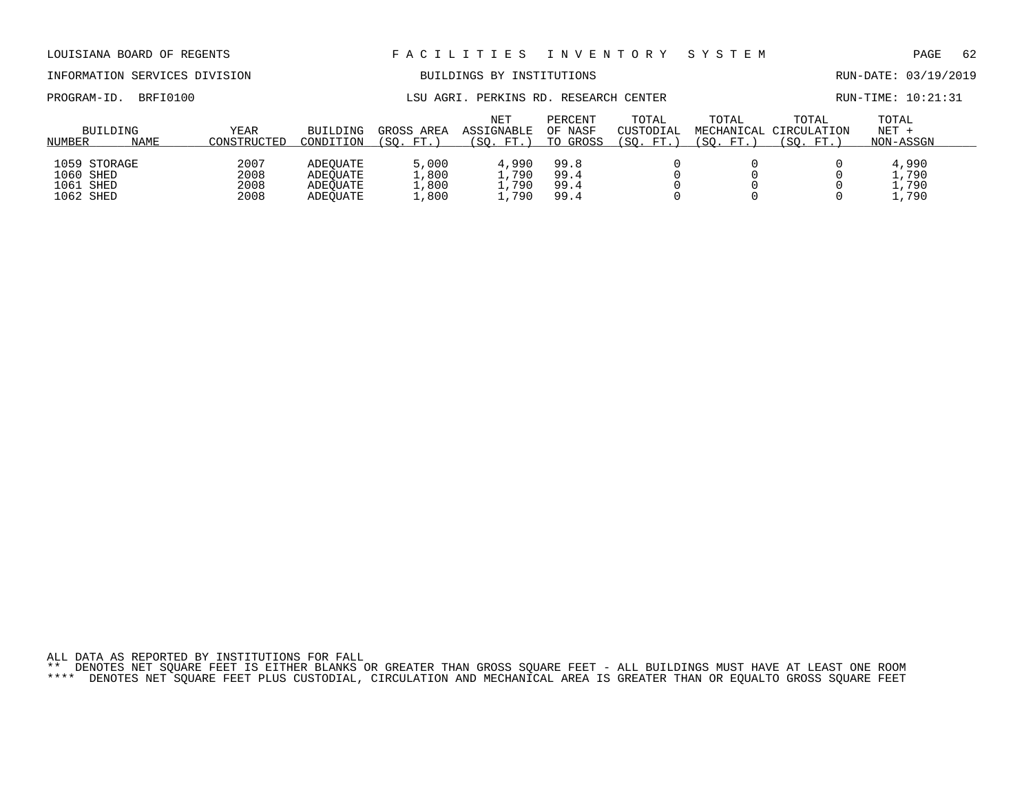LOUISIANA BOARD OF REGENTS — F A C I L I T I E S   I N V E N T O R Y   S Y S T E M

INFORMATION SERVICES DIVISION — BUILDINGS BY INSTITUTIONS — RUN-DATE: 03/19/2019

PROGRAM-ID. BRFI0100 — LSU AGRI. PERKINS RD. RESEARCH CENTER — RUN-TIME: 10:21:31

| BUILDING NUMBER | NAME | YEAR CONSTRUCTED | BUILDING CONDITION | GROSS AREA (SQ. FT.) | NET ASSIGNABLE (SQ. FT.) | PERCENT OF NASF TO GROSS | TOTAL CUSTODIAL (SQ. FT.) | TOTAL MECHANICAL (SQ. FT.) | TOTAL CIRCULATION (SQ. FT.) | TOTAL NET + NON-ASSGN |
|---|---|---|---|---|---|---|---|---|---|---|
| 1059 | STORAGE | 2007 | ADEQUATE | 5,000 | 4,990 | 99.8 | 0 | 0 | 0 | 4,990 |
| 1060 | SHED | 2008 | ADEQUATE | 1,800 | 1,790 | 99.4 | 0 | 0 | 0 | 1,790 |
| 1061 | SHED | 2008 | ADEQUATE | 1,800 | 1,790 | 99.4 | 0 | 0 | 0 | 1,790 |
| 1062 | SHED | 2008 | ADEQUATE | 1,800 | 1,790 | 99.4 | 0 | 0 | 0 | 1,790 |

ALL DATA AS REPORTED BY INSTITUTIONS FOR FALL

** DENOTES NET SQUARE FEET IS EITHER BLANKS OR GREATER THAN GROSS SQUARE FEET - ALL BUILDINGS MUST HAVE AT LEAST ONE ROOM

**** DENOTES NET SQUARE FEET PLUS CUSTODIAL, CIRCULATION AND MECHANICAL AREA IS GREATER THAN OR EQUALTO GROSS SQUARE FEET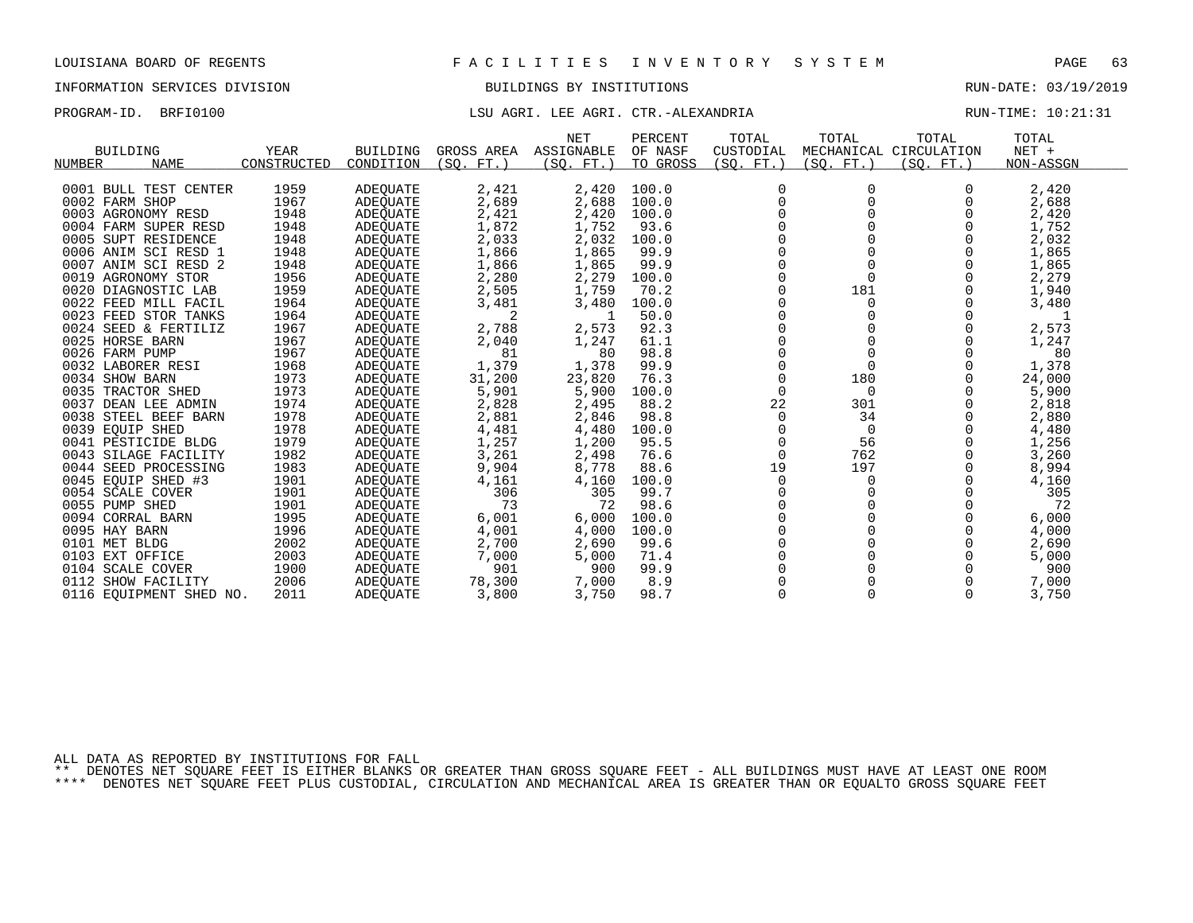LOUISIANA BOARD OF REGENTS — F A C I L I T I E S I N V E N T O R Y S Y S T E M

INFORMATION SERVICES DIVISION — BUILDINGS BY INSTITUTIONS — RUN-DATE: 03/19/2019

PROGRAM-ID. BRFI0100 — LSU AGRI. LEE AGRI. CTR.-ALEXANDRIA — RUN-TIME: 10:21:31

| BUILDING NUMBER | NAME | YEAR CONSTRUCTED | BUILDING CONDITION | GROSS AREA (SQ. FT.) | NET ASSIGNABLE (SQ. FT.) | PERCENT OF NASF TO GROSS | TOTAL CUSTODIAL (SQ. FT.) | TOTAL MECHANICAL (SQ. FT.) | TOTAL CIRCULATION (SQ. FT.) | TOTAL NET + NON-ASSGN |
|---|---|---|---|---|---|---|---|---|---|---|
| 0001 | BULL TEST CENTER | 1959 | ADEQUATE | 2,421 | 2,420 | 100.0 | 0 | 0 | 0 | 2,420 |
| 0002 | FARM SHOP | 1967 | ADEQUATE | 2,689 | 2,688 | 100.0 | 0 | 0 | 0 | 2,688 |
| 0003 | AGRONOMY RESD | 1948 | ADEQUATE | 2,421 | 2,420 | 100.0 | 0 | 0 | 0 | 2,420 |
| 0004 | FARM SUPER RESD | 1948 | ADEQUATE | 1,872 | 1,752 | 93.6 | 0 | 0 | 0 | 1,752 |
| 0005 | SUPT RESIDENCE | 1948 | ADEQUATE | 2,033 | 2,032 | 100.0 | 0 | 0 | 0 | 2,032 |
| 0006 | ANIM SCI RESD 1 | 1948 | ADEQUATE | 1,866 | 1,865 | 99.9 | 0 | 0 | 0 | 1,865 |
| 0007 | ANIM SCI RESD 2 | 1948 | ADEQUATE | 1,866 | 1,865 | 99.9 | 0 | 0 | 0 | 1,865 |
| 0019 | AGRONOMY STOR | 1956 | ADEQUATE | 2,280 | 2,279 | 100.0 | 0 | 0 | 0 | 2,279 |
| 0020 | DIAGNOSTIC LAB | 1959 | ADEQUATE | 2,505 | 1,759 | 70.2 | 0 | 181 | 0 | 1,940 |
| 0022 | FEED MILL FACIL | 1964 | ADEQUATE | 3,481 | 3,480 | 100.0 | 0 | 0 | 0 | 3,480 |
| 0023 | FEED STOR TANKS | 1964 | ADEQUATE | 2 | 1 | 50.0 | 0 | 0 | 0 | 1 |
| 0024 | SEED & FERTILIZ | 1967 | ADEQUATE | 2,788 | 2,573 | 92.3 | 0 | 0 | 0 | 2,573 |
| 0025 | HORSE BARN | 1967 | ADEQUATE | 2,040 | 1,247 | 61.1 | 0 | 0 | 0 | 1,247 |
| 0026 | FARM PUMP | 1967 | ADEQUATE | 81 | 80 | 98.8 | 0 | 0 | 0 | 80 |
| 0032 | LABORER RESI | 1968 | ADEQUATE | 1,379 | 1,378 | 99.9 | 0 | 0 | 0 | 1,378 |
| 0034 | SHOW BARN | 1973 | ADEQUATE | 31,200 | 23,820 | 76.3 | 0 | 180 | 0 | 24,000 |
| 0035 | TRACTOR SHED | 1973 | ADEQUATE | 5,901 | 5,900 | 100.0 | 0 | 0 | 0 | 5,900 |
| 0037 | DEAN LEE ADMIN | 1974 | ADEQUATE | 2,828 | 2,495 | 88.2 | 22 | 301 | 0 | 2,818 |
| 0038 | STEEL BEEF BARN | 1978 | ADEQUATE | 2,881 | 2,846 | 98.8 | 0 | 34 | 0 | 2,880 |
| 0039 | EQUIP SHED | 1978 | ADEQUATE | 4,481 | 4,480 | 100.0 | 0 | 0 | 0 | 4,480 |
| 0041 | PESTICIDE BLDG | 1979 | ADEQUATE | 1,257 | 1,200 | 95.5 | 0 | 56 | 0 | 1,256 |
| 0043 | SILAGE FACILITY | 1982 | ADEQUATE | 3,261 | 2,498 | 76.6 | 0 | 762 | 0 | 3,260 |
| 0044 | SEED PROCESSING | 1983 | ADEQUATE | 9,904 | 8,778 | 88.6 | 19 | 197 | 0 | 8,994 |
| 0045 | EQUIP SHED #3 | 1901 | ADEQUATE | 4,161 | 4,160 | 100.0 | 0 | 0 | 0 | 4,160 |
| 0054 | SCALE COVER | 1901 | ADEQUATE | 306 | 305 | 99.7 | 0 | 0 | 0 | 305 |
| 0055 | PUMP SHED | 1901 | ADEQUATE | 73 | 72 | 98.6 | 0 | 0 | 0 | 72 |
| 0094 | CORRAL BARN | 1995 | ADEQUATE | 6,001 | 6,000 | 100.0 | 0 | 0 | 0 | 6,000 |
| 0095 | HAY BARN | 1996 | ADEQUATE | 4,001 | 4,000 | 100.0 | 0 | 0 | 0 | 4,000 |
| 0101 | MET BLDG | 2002 | ADEQUATE | 2,700 | 2,690 | 99.6 | 0 | 0 | 0 | 2,690 |
| 0103 | EXT OFFICE | 2003 | ADEQUATE | 7,000 | 5,000 | 71.4 | 0 | 0 | 0 | 5,000 |
| 0104 | SCALE COVER | 1900 | ADEQUATE | 901 | 900 | 99.9 | 0 | 0 | 0 | 900 |
| 0112 | SHOW FACILITY | 2006 | ADEQUATE | 78,300 | 7,000 | 8.9 | 0 | 0 | 0 | 7,000 |
| 0116 | EQUIPMENT SHED NO. | 2011 | ADEQUATE | 3,800 | 3,750 | 98.7 | 0 | 0 | 0 | 3,750 |

ALL DATA AS REPORTED BY INSTITUTIONS FOR FALL

** DENOTES NET SQUARE FEET IS EITHER BLANKS OR GREATER THAN GROSS SQUARE FEET - ALL BUILDINGS MUST HAVE AT LEAST ONE ROOM

**** DENOTES NET SQUARE FEET PLUS CUSTODIAL, CIRCULATION AND MECHANICAL AREA IS GREATER THAN OR EQUALTO GROSS SQUARE FEET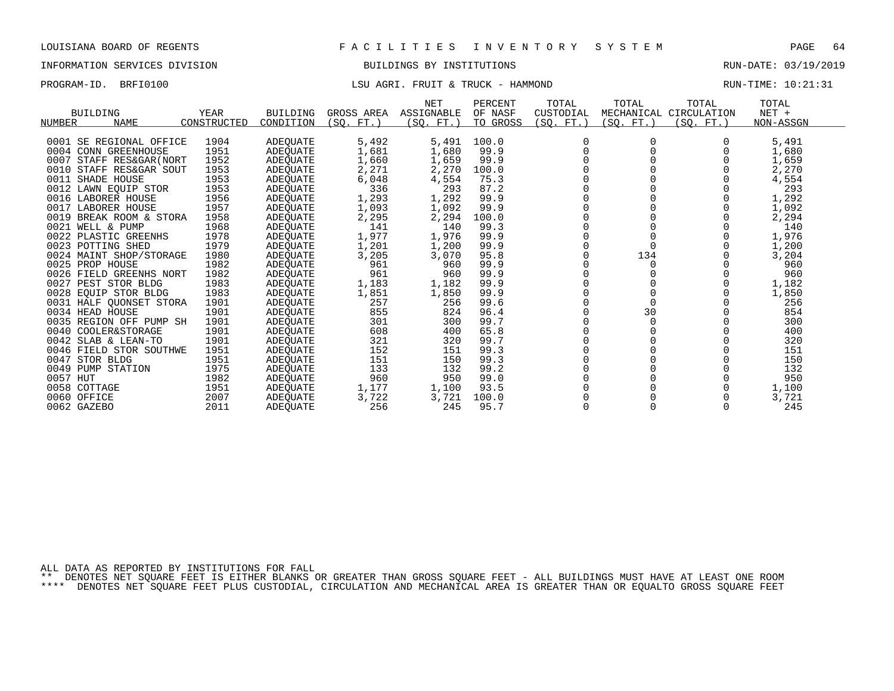LOUISIANA BOARD OF REGENTS — FACILITIES INVENTORY SYSTEM

INFORMATION SERVICES DIVISION — BUILDINGS BY INSTITUTIONS — RUN-DATE: 03/19/2019

PROGRAM-ID. BRFI0100 — LSU AGRI. FRUIT & TRUCK - HAMMOND — RUN-TIME: 10:21:31

| BUILDING NUMBER | NAME | YEAR CONSTRUCTED | BUILDING CONDITION | GROSS AREA (SQ. FT.) | NET ASSIGNABLE (SQ. FT.) | PERCENT OF NASF TO GROSS | TOTAL CUSTODIAL (SQ. FT.) | TOTAL MECHANICAL (SQ. FT.) | TOTAL CIRCULATION (SQ. FT.) | TOTAL NET + NON-ASSGN |
|---|---|---|---|---|---|---|---|---|---|---|
| 0001 | SE REGIONAL OFFICE | 1904 | ADEQUATE | 5,492 | 5,491 | 100.0 | 0 | 0 | 0 | 5,491 |
| 0004 | CONN GREENHOUSE | 1951 | ADEQUATE | 1,681 | 1,680 | 99.9 | 0 | 0 | 0 | 1,680 |
| 0007 | STAFF RES&GAR(NORT | 1952 | ADEQUATE | 1,660 | 1,659 | 99.9 | 0 | 0 | 0 | 1,659 |
| 0010 | STAFF RES&GAR SOUT | 1953 | ADEQUATE | 2,271 | 2,270 | 100.0 | 0 | 0 | 0 | 2,270 |
| 0011 | SHADE HOUSE | 1953 | ADEQUATE | 6,048 | 4,554 | 75.3 | 0 | 0 | 0 | 4,554 |
| 0012 | LAWN EQUIP STOR | 1953 | ADEQUATE | 336 | 293 | 87.2 | 0 | 0 | 0 | 293 |
| 0016 | LABORER HOUSE | 1956 | ADEQUATE | 1,293 | 1,292 | 99.9 | 0 | 0 | 0 | 1,292 |
| 0017 | LABORER HOUSE | 1957 | ADEQUATE | 1,093 | 1,092 | 99.9 | 0 | 0 | 0 | 1,092 |
| 0019 | BREAK ROOM & STORA | 1958 | ADEQUATE | 2,295 | 2,294 | 100.0 | 0 | 0 | 0 | 2,294 |
| 0021 | WELL & PUMP | 1968 | ADEQUATE | 141 | 140 | 99.3 | 0 | 0 | 0 | 140 |
| 0022 | PLASTIC GREENHS | 1978 | ADEQUATE | 1,977 | 1,976 | 99.9 | 0 | 0 | 0 | 1,976 |
| 0023 | POTTING SHED | 1979 | ADEQUATE | 1,201 | 1,200 | 99.9 | 0 | 0 | 0 | 1,200 |
| 0024 | MAINT SHOP/STORAGE | 1980 | ADEQUATE | 3,205 | 3,070 | 95.8 | 0 | 134 | 0 | 3,204 |
| 0025 | PROP HOUSE | 1982 | ADEQUATE | 961 | 960 | 99.9 | 0 | 0 | 0 | 960 |
| 0026 | FIELD GREENHS NORT | 1982 | ADEQUATE | 961 | 960 | 99.9 | 0 | 0 | 0 | 960 |
| 0027 | PEST STOR BLDG | 1983 | ADEQUATE | 1,183 | 1,182 | 99.9 | 0 | 0 | 0 | 1,182 |
| 0028 | EQUIP STOR BLDG | 1983 | ADEQUATE | 1,851 | 1,850 | 99.9 | 0 | 0 | 0 | 1,850 |
| 0031 | HALF QUONSET STORA | 1901 | ADEQUATE | 257 | 256 | 99.6 | 0 | 0 | 0 | 256 |
| 0034 | HEAD HOUSE | 1901 | ADEQUATE | 855 | 824 | 96.4 | 0 | 30 | 0 | 854 |
| 0035 | REGION OFF PUMP SH | 1901 | ADEQUATE | 301 | 300 | 99.7 | 0 | 0 | 0 | 300 |
| 0040 | COOLER&STORAGE | 1901 | ADEQUATE | 608 | 400 | 65.8 | 0 | 0 | 0 | 400 |
| 0042 | SLAB & LEAN-TO | 1901 | ADEQUATE | 321 | 320 | 99.7 | 0 | 0 | 0 | 320 |
| 0046 | FIELD STOR SOUTHWE | 1951 | ADEQUATE | 152 | 151 | 99.3 | 0 | 0 | 0 | 151 |
| 0047 | STOR BLDG | 1951 | ADEQUATE | 151 | 150 | 99.3 | 0 | 0 | 0 | 150 |
| 0049 | PUMP STATION | 1975 | ADEQUATE | 133 | 132 | 99.2 | 0 | 0 | 0 | 132 |
| 0057 | HUT | 1982 | ADEQUATE | 960 | 950 | 99.0 | 0 | 0 | 0 | 950 |
| 0058 | COTTAGE | 1951 | ADEQUATE | 1,177 | 1,100 | 93.5 | 0 | 0 | 0 | 1,100 |
| 0060 | OFFICE | 2007 | ADEQUATE | 3,722 | 3,721 | 100.0 | 0 | 0 | 0 | 3,721 |
| 0062 | GAZEBO | 2011 | ADEQUATE | 256 | 245 | 95.7 | 0 | 0 | 0 | 245 |

ALL DATA AS REPORTED BY INSTITUTIONS FOR FALL

** DENOTES NET SQUARE FEET IS EITHER BLANKS OR GREATER THAN GROSS SQUARE FEET - ALL BUILDINGS MUST HAVE AT LEAST ONE ROOM

**** DENOTES NET SQUARE FEET PLUS CUSTODIAL, CIRCULATION AND MECHANICAL AREA IS GREATER THAN OR EQUALTO GROSS SQUARE FEET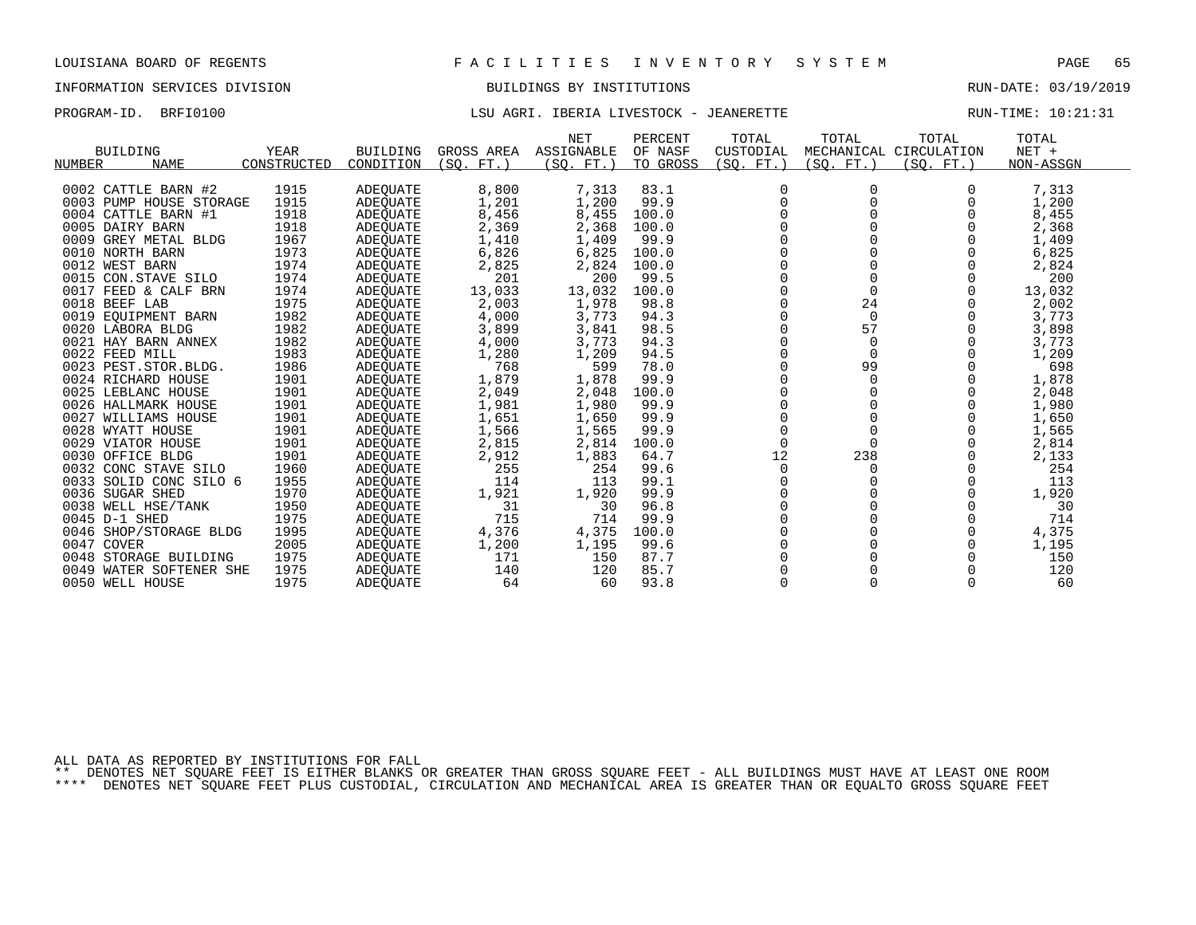LOUISIANA BOARD OF REGENTS — FACILITIES INVENTORY SYSTEM

INFORMATION SERVICES DIVISION — BUILDINGS BY INSTITUTIONS — RUN-DATE: 03/19/2019

PROGRAM-ID. BRFI0100 — LSU AGRI. IBERIA LIVESTOCK - JEANERETTE — RUN-TIME: 10:21:31

| BUILDING NUMBER | NAME | YEAR CONSTRUCTED | BUILDING CONDITION | GROSS AREA (SQ. FT.) | NET ASSIGNABLE (SQ. FT.) | PERCENT OF NASF TO GROSS | TOTAL CUSTODIAL (SQ. FT.) | TOTAL MECHANICAL (SQ. FT.) | TOTAL CIRCULATION (SQ. FT.) | TOTAL NET + NON-ASSGN |
|---|---|---|---|---|---|---|---|---|---|---|
| 0002 | CATTLE BARN #2 | 1915 | ADEQUATE | 8,800 | 7,313 | 83.1 | 0 | 0 | 0 | 7,313 |
| 0003 | PUMP HOUSE STORAGE | 1915 | ADEQUATE | 1,201 | 1,200 | 99.9 | 0 | 0 | 0 | 1,200 |
| 0004 | CATTLE BARN #1 | 1918 | ADEQUATE | 8,456 | 8,455 | 100.0 | 0 | 0 | 0 | 8,455 |
| 0005 | DAIRY BARN | 1918 | ADEQUATE | 2,369 | 2,368 | 100.0 | 0 | 0 | 0 | 2,368 |
| 0009 | GREY METAL BLDG | 1967 | ADEQUATE | 1,410 | 1,409 | 99.9 | 0 | 0 | 0 | 1,409 |
| 0010 | NORTH BARN | 1973 | ADEQUATE | 6,826 | 6,825 | 100.0 | 0 | 0 | 0 | 6,825 |
| 0012 | WEST BARN | 1974 | ADEQUATE | 2,825 | 2,824 | 100.0 | 0 | 0 | 0 | 2,824 |
| 0015 | CON.STAVE SILO | 1974 | ADEQUATE | 201 | 200 | 99.5 | 0 | 0 | 0 | 200 |
| 0017 | FEED & CALF BRN | 1974 | ADEQUATE | 13,033 | 13,032 | 100.0 | 0 | 0 | 0 | 13,032 |
| 0018 | BEEF LAB | 1975 | ADEQUATE | 2,003 | 1,978 | 98.8 | 0 | 24 | 0 | 2,002 |
| 0019 | EQUIPMENT BARN | 1982 | ADEQUATE | 4,000 | 3,773 | 94.3 | 0 | 0 | 0 | 3,773 |
| 0020 | LABORA BLDG | 1982 | ADEQUATE | 3,899 | 3,841 | 98.5 | 0 | 57 | 0 | 3,898 |
| 0021 | HAY BARN ANNEX | 1982 | ADEQUATE | 4,000 | 3,773 | 94.3 | 0 | 0 | 0 | 3,773 |
| 0022 | FEED MILL | 1983 | ADEQUATE | 1,280 | 1,209 | 94.5 | 0 | 0 | 0 | 1,209 |
| 0023 | PEST.STOR.BLDG. | 1986 | ADEQUATE | 768 | 599 | 78.0 | 0 | 99 | 0 | 698 |
| 0024 | RICHARD HOUSE | 1901 | ADEQUATE | 1,879 | 1,878 | 99.9 | 0 | 0 | 0 | 1,878 |
| 0025 | LEBLANC HOUSE | 1901 | ADEQUATE | 2,049 | 2,048 | 100.0 | 0 | 0 | 0 | 2,048 |
| 0026 | HALLMARK HOUSE | 1901 | ADEQUATE | 1,981 | 1,980 | 99.9 | 0 | 0 | 0 | 1,980 |
| 0027 | WILLIAMS HOUSE | 1901 | ADEQUATE | 1,651 | 1,650 | 99.9 | 0 | 0 | 0 | 1,650 |
| 0028 | WYATT HOUSE | 1901 | ADEQUATE | 1,566 | 1,565 | 99.9 | 0 | 0 | 0 | 1,565 |
| 0029 | VIATOR HOUSE | 1901 | ADEQUATE | 2,815 | 2,814 | 100.0 | 0 | 0 | 0 | 2,814 |
| 0030 | OFFICE BLDG | 1901 | ADEQUATE | 2,912 | 1,883 | 64.7 | 12 | 238 | 0 | 2,133 |
| 0032 | CONC STAVE SILO | 1960 | ADEQUATE | 255 | 254 | 99.6 | 0 | 0 | 0 | 254 |
| 0033 | SOLID CONC SILO 6 | 1955 | ADEQUATE | 114 | 113 | 99.1 | 0 | 0 | 0 | 113 |
| 0036 | SUGAR SHED | 1970 | ADEQUATE | 1,921 | 1,920 | 99.9 | 0 | 0 | 0 | 1,920 |
| 0038 | WELL HSE/TANK | 1950 | ADEQUATE | 31 | 30 | 96.8 | 0 | 0 | 0 | 30 |
| 0045 | D-1 SHED | 1975 | ADEQUATE | 715 | 714 | 99.9 | 0 | 0 | 0 | 714 |
| 0046 | SHOP/STORAGE BLDG | 1995 | ADEQUATE | 4,376 | 4,375 | 100.0 | 0 | 0 | 0 | 4,375 |
| 0047 | COVER | 2005 | ADEQUATE | 1,200 | 1,195 | 99.6 | 0 | 0 | 0 | 1,195 |
| 0048 | STORAGE BUILDING | 1975 | ADEQUATE | 171 | 150 | 87.7 | 0 | 0 | 0 | 150 |
| 0049 | WATER SOFTENER SHE | 1975 | ADEQUATE | 140 | 120 | 85.7 | 0 | 0 | 0 | 120 |
| 0050 | WELL HOUSE | 1975 | ADEQUATE | 64 | 60 | 93.8 | 0 | 0 | 0 | 60 |

ALL DATA AS REPORTED BY INSTITUTIONS FOR FALL

** DENOTES NET SQUARE FEET IS EITHER BLANKS OR GREATER THAN GROSS SQUARE FEET - ALL BUILDINGS MUST HAVE AT LEAST ONE ROOM

**** DENOTES NET SQUARE FEET PLUS CUSTODIAL, CIRCULATION AND MECHANICAL AREA IS GREATER THAN OR EQUALTO GROSS SQUARE FEET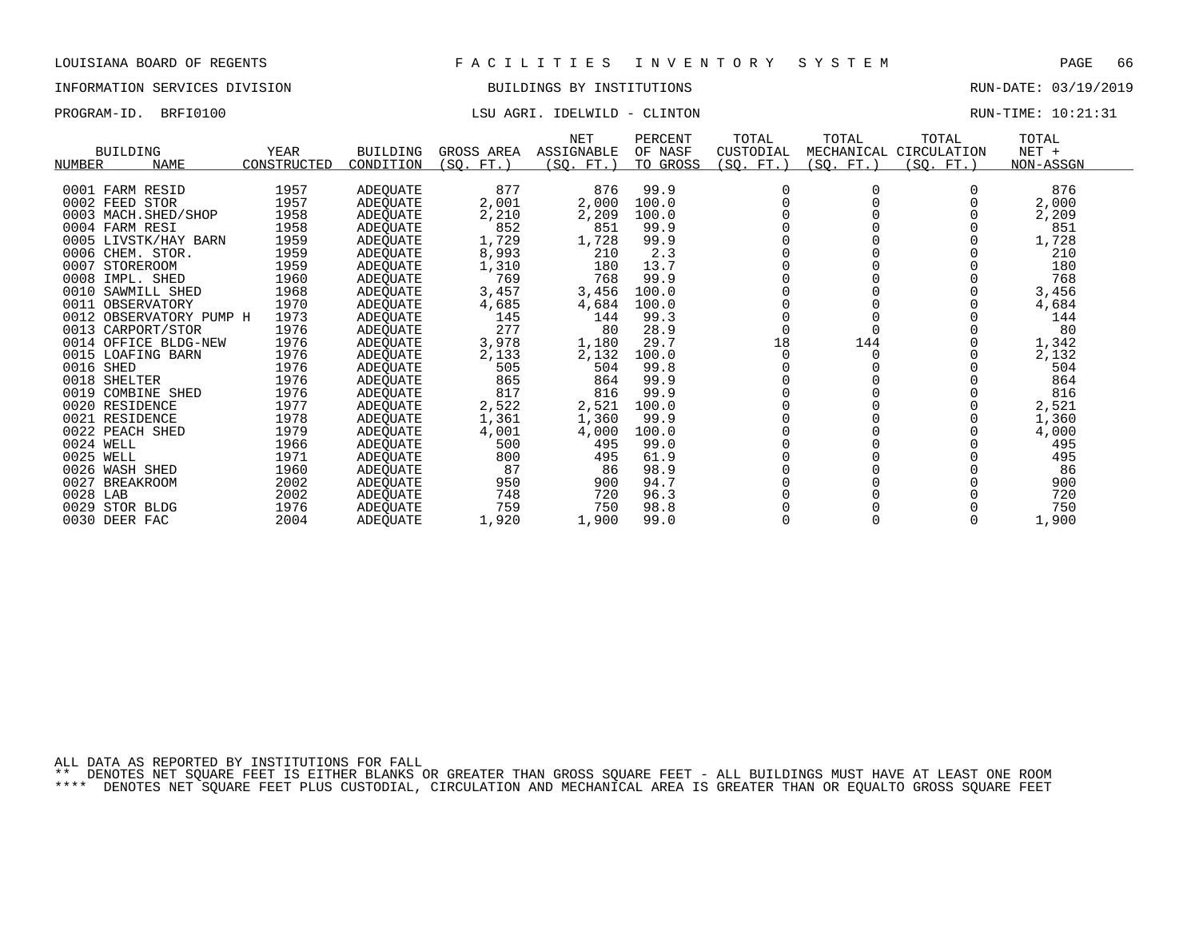LOUISIANA BOARD OF REGENTS — F A C I L I T I E S   I N V E N T O R Y   S Y S T E M

INFORMATION SERVICES DIVISION — BUILDINGS BY INSTITUTIONS — RUN-DATE: 03/19/2019

PROGRAM-ID. BRFI0100 — LSU AGRI. IDELWILD - CLINTON — RUN-TIME: 10:21:31

| BUILDING NUMBER | NAME | YEAR CONSTRUCTED | BUILDING CONDITION | GROSS AREA (SQ. FT.) | NET ASSIGNABLE (SQ. FT.) | PERCENT OF NASF TO GROSS | TOTAL CUSTODIAL (SQ. FT.) | TOTAL MECHANICAL (SQ. FT.) | TOTAL CIRCULATION (SQ. FT.) | TOTAL NET + NON-ASSGN |
|---|---|---|---|---|---|---|---|---|---|---|
| 0001 | FARM RESID | 1957 | ADEQUATE | 877 | 876 | 99.9 | 0 | 0 | 0 | 876 |
| 0002 | FEED STOR | 1957 | ADEQUATE | 2,001 | 2,000 | 100.0 | 0 | 0 | 0 | 2,000 |
| 0003 | MACH.SHED/SHOP | 1958 | ADEQUATE | 2,210 | 2,209 | 100.0 | 0 | 0 | 0 | 2,209 |
| 0004 | FARM RESI | 1958 | ADEQUATE | 852 | 851 | 99.9 | 0 | 0 | 0 | 851 |
| 0005 | LIVSTK/HAY BARN | 1959 | ADEQUATE | 1,729 | 1,728 | 99.9 | 0 | 0 | 0 | 1,728 |
| 0006 | CHEM. STOR. | 1959 | ADEQUATE | 8,993 | 210 | 2.3 | 0 | 0 | 0 | 210 |
| 0007 | STOREROOM | 1959 | ADEQUATE | 1,310 | 180 | 13.7 | 0 | 0 | 0 | 180 |
| 0008 | IMPL. SHED | 1960 | ADEQUATE | 769 | 768 | 99.9 | 0 | 0 | 0 | 768 |
| 0010 | SAWMILL SHED | 1968 | ADEQUATE | 3,457 | 3,456 | 100.0 | 0 | 0 | 0 | 3,456 |
| 0011 | OBSERVATORY | 1970 | ADEQUATE | 4,685 | 4,684 | 100.0 | 0 | 0 | 0 | 4,684 |
| 0012 | OBSERVATORY PUMP H | 1973 | ADEQUATE | 145 | 144 | 99.3 | 0 | 0 | 0 | 144 |
| 0013 | CARPORT/STOR | 1976 | ADEQUATE | 277 | 80 | 28.9 | 0 | 0 | 0 | 80 |
| 0014 | OFFICE BLDG-NEW | 1976 | ADEQUATE | 3,978 | 1,180 | 29.7 | 18 | 144 | 0 | 1,342 |
| 0015 | LOAFING BARN | 1976 | ADEQUATE | 2,133 | 2,132 | 100.0 | 0 | 0 | 0 | 2,132 |
| 0016 | SHED | 1976 | ADEQUATE | 505 | 504 | 99.8 | 0 | 0 | 0 | 504 |
| 0018 | SHELTER | 1976 | ADEQUATE | 865 | 864 | 99.9 | 0 | 0 | 0 | 864 |
| 0019 | COMBINE SHED | 1976 | ADEQUATE | 817 | 816 | 99.9 | 0 | 0 | 0 | 816 |
| 0020 | RESIDENCE | 1977 | ADEQUATE | 2,522 | 2,521 | 100.0 | 0 | 0 | 0 | 2,521 |
| 0021 | RESIDENCE | 1978 | ADEQUATE | 1,361 | 1,360 | 99.9 | 0 | 0 | 0 | 1,360 |
| 0022 | PEACH SHED | 1979 | ADEQUATE | 4,001 | 4,000 | 100.0 | 0 | 0 | 0 | 4,000 |
| 0024 | WELL | 1966 | ADEQUATE | 500 | 495 | 99.0 | 0 | 0 | 0 | 495 |
| 0025 | WELL | 1971 | ADEQUATE | 800 | 495 | 61.9 | 0 | 0 | 0 | 495 |
| 0026 | WASH SHED | 1960 | ADEQUATE | 87 | 86 | 98.9 | 0 | 0 | 0 | 86 |
| 0027 | BREAKROOM | 2002 | ADEQUATE | 950 | 900 | 94.7 | 0 | 0 | 0 | 900 |
| 0028 | LAB | 2002 | ADEQUATE | 748 | 720 | 96.3 | 0 | 0 | 0 | 720 |
| 0029 | STOR BLDG | 1976 | ADEQUATE | 759 | 750 | 98.8 | 0 | 0 | 0 | 750 |
| 0030 | DEER FAC | 2004 | ADEQUATE | 1,920 | 1,900 | 99.0 | 0 | 0 | 0 | 1,900 |

ALL DATA AS REPORTED BY INSTITUTIONS FOR FALL

** DENOTES NET SQUARE FEET IS EITHER BLANKS OR GREATER THAN GROSS SQUARE FEET - ALL BUILDINGS MUST HAVE AT LEAST ONE ROOM

**** DENOTES NET SQUARE FEET PLUS CUSTODIAL, CIRCULATION AND MECHANICAL AREA IS GREATER THAN OR EQUALTO GROSS SQUARE FEET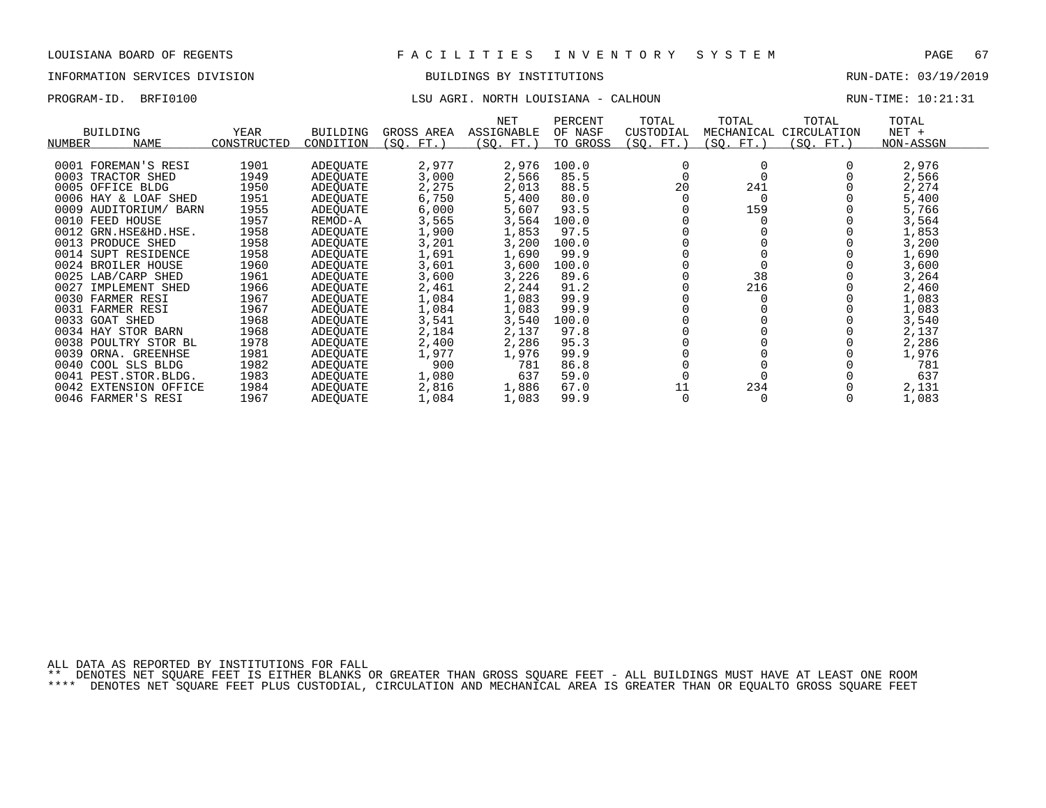LOUISIANA BOARD OF REGENTS — F A C I L I T I E S   I N V E N T O R Y   S Y S T E M

INFORMATION SERVICES DIVISION — BUILDINGS BY INSTITUTIONS — RUN-DATE: 03/19/2019

PROGRAM-ID. BRFI0100 — LSU AGRI. NORTH LOUISIANA - CALHOUN — RUN-TIME: 10:21:31

| BUILDING NUMBER | NAME | YEAR CONSTRUCTED | BUILDING CONDITION | GROSS AREA (SQ. FT.) | NET ASSIGNABLE (SQ. FT.) | PERCENT OF NASF TO GROSS | TOTAL CUSTODIAL (SQ. FT.) | TOTAL MECHANICAL (SQ. FT.) | TOTAL CIRCULATION (SQ. FT.) | TOTAL NET + NON-ASSGN |
|---|---|---|---|---|---|---|---|---|---|---|
| 0001 | FOREMAN'S RESI | 1901 | ADEQUATE | 2,977 | 2,976 | 100.0 | 0 | 0 | 0 | 2,976 |
| 0003 | TRACTOR SHED | 1949 | ADEQUATE | 3,000 | 2,566 | 85.5 | 0 | 0 | 0 | 2,566 |
| 0005 | OFFICE BLDG | 1950 | ADEQUATE | 2,275 | 2,013 | 88.5 | 20 | 241 | 0 | 2,274 |
| 0006 | HAY & LOAF SHED | 1951 | ADEQUATE | 6,750 | 5,400 | 80.0 | 0 | 0 | 0 | 5,400 |
| 0009 | AUDITORIUM/ BARN | 1955 | ADEQUATE | 6,000 | 5,607 | 93.5 | 0 | 159 | 0 | 5,766 |
| 0010 | FEED HOUSE | 1957 | REMOD-A | 3,565 | 3,564 | 100.0 | 0 | 0 | 0 | 3,564 |
| 0012 | GRN.HSE&HD.HSE. | 1958 | ADEQUATE | 1,900 | 1,853 | 97.5 | 0 | 0 | 0 | 1,853 |
| 0013 | PRODUCE SHED | 1958 | ADEQUATE | 3,201 | 3,200 | 100.0 | 0 | 0 | 0 | 3,200 |
| 0014 | SUPT RESIDENCE | 1958 | ADEQUATE | 1,691 | 1,690 | 99.9 | 0 | 0 | 0 | 1,690 |
| 0024 | BROILER HOUSE | 1960 | ADEQUATE | 3,601 | 3,600 | 100.0 | 0 | 0 | 0 | 3,600 |
| 0025 | LAB/CARP SHED | 1961 | ADEQUATE | 3,600 | 3,226 | 89.6 | 0 | 38 | 0 | 3,264 |
| 0027 | IMPLEMENT SHED | 1966 | ADEQUATE | 2,461 | 2,244 | 91.2 | 0 | 216 | 0 | 2,460 |
| 0030 | FARMER RESI | 1967 | ADEQUATE | 1,084 | 1,083 | 99.9 | 0 | 0 | 0 | 1,083 |
| 0031 | FARMER RESI | 1967 | ADEQUATE | 1,084 | 1,083 | 99.9 | 0 | 0 | 0 | 1,083 |
| 0033 | GOAT SHED | 1968 | ADEQUATE | 3,541 | 3,540 | 100.0 | 0 | 0 | 0 | 3,540 |
| 0034 | HAY STOR BARN | 1968 | ADEQUATE | 2,184 | 2,137 | 97.8 | 0 | 0 | 0 | 2,137 |
| 0038 | POULTRY STOR BL | 1978 | ADEQUATE | 2,400 | 2,286 | 95.3 | 0 | 0 | 0 | 2,286 |
| 0039 | ORNA. GREENHSE | 1981 | ADEQUATE | 1,977 | 1,976 | 99.9 | 0 | 0 | 0 | 1,976 |
| 0040 | COOL SLS BLDG | 1982 | ADEQUATE | 900 | 781 | 86.8 | 0 | 0 | 0 | 781 |
| 0041 | PEST.STOR.BLDG. | 1983 | ADEQUATE | 1,080 | 637 | 59.0 | 0 | 0 | 0 | 637 |
| 0042 | EXTENSION OFFICE | 1984 | ADEQUATE | 2,816 | 1,886 | 67.0 | 11 | 234 | 0 | 2,131 |
| 0046 | FARMER'S RESI | 1967 | ADEQUATE | 1,084 | 1,083 | 99.9 | 0 | 0 | 0 | 1,083 |

ALL DATA AS REPORTED BY INSTITUTIONS FOR FALL

** DENOTES NET SQUARE FEET IS EITHER BLANKS OR GREATER THAN GROSS SQUARE FEET - ALL BUILDINGS MUST HAVE AT LEAST ONE ROOM

**** DENOTES NET SQUARE FEET PLUS CUSTODIAL, CIRCULATION AND MECHANICAL AREA IS GREATER THAN OR EQUALTO GROSS SQUARE FEET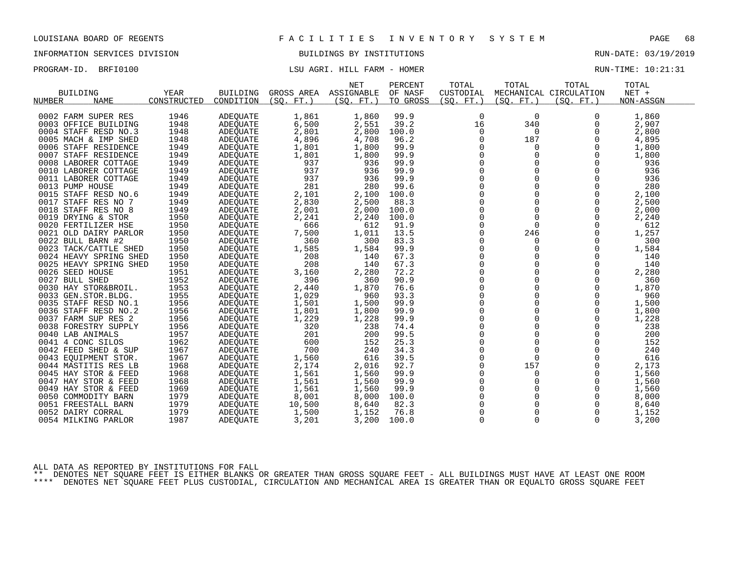LOUISIANA BOARD OF REGENTS — FACILITIES INVENTORY SYSTEM

INFORMATION SERVICES DIVISION — BUILDINGS BY INSTITUTIONS — RUN-DATE: 03/19/2019

PROGRAM-ID. BRFI0100 — LSU AGRI. HILL FARM - HOMER — RUN-TIME: 10:21:31

| BUILDING NUMBER | NAME | YEAR CONSTRUCTED | BUILDING CONDITION | GROSS AREA (SQ. FT.) | NET ASSIGNABLE (SQ. FT.) | PERCENT OF NASF TO GROSS | TOTAL CUSTODIAL (SQ. FT.) | TOTAL MECHANICAL (SQ. FT.) | TOTAL CIRCULATION (SQ. FT.) | TOTAL NET + NON-ASSGN |
|---|---|---|---|---|---|---|---|---|---|---|
| 0002 | FARM SUPER RES | 1946 | ADEQUATE | 1,861 | 1,860 | 99.9 | 0 | 0 | 0 | 1,860 |
| 0003 | OFFICE BUILDING | 1948 | ADEQUATE | 6,500 | 2,551 | 39.2 | 16 | 340 | 0 | 2,907 |
| 0004 | STAFF RESD NO.3 | 1948 | ADEQUATE | 2,801 | 2,800 | 100.0 | 0 | 0 | 0 | 2,800 |
| 0005 | MACH & IMP SHED | 1948 | ADEQUATE | 4,896 | 4,708 | 96.2 | 0 | 187 | 0 | 4,895 |
| 0006 | STAFF RESIDENCE | 1949 | ADEQUATE | 1,801 | 1,800 | 99.9 | 0 | 0 | 0 | 1,800 |
| 0007 | STAFF RESIDENCE | 1949 | ADEQUATE | 1,801 | 1,800 | 99.9 | 0 | 0 | 0 | 1,800 |
| 0008 | LABORER COTTAGE | 1949 | ADEQUATE | 937 | 936 | 99.9 | 0 | 0 | 0 | 936 |
| 0010 | LABORER COTTAGE | 1949 | ADEQUATE | 937 | 936 | 99.9 | 0 | 0 | 0 | 936 |
| 0011 | LABORER COTTAGE | 1949 | ADEQUATE | 937 | 936 | 99.9 | 0 | 0 | 0 | 936 |
| 0013 | PUMP HOUSE | 1949 | ADEQUATE | 281 | 280 | 99.6 | 0 | 0 | 0 | 280 |
| 0015 | STAFF RESD NO.6 | 1949 | ADEQUATE | 2,101 | 2,100 | 100.0 | 0 | 0 | 0 | 2,100 |
| 0017 | STAFF RES NO 7 | 1949 | ADEQUATE | 2,830 | 2,500 | 88.3 | 0 | 0 | 0 | 2,500 |
| 0018 | STAFF RES NO 8 | 1949 | ADEQUATE | 2,001 | 2,000 | 100.0 | 0 | 0 | 0 | 2,000 |
| 0019 | DRYING & STOR | 1950 | ADEQUATE | 2,241 | 2,240 | 100.0 | 0 | 0 | 0 | 2,240 |
| 0020 | FERTILIZER HSE | 1950 | ADEQUATE | 666 | 612 | 91.9 | 0 | 0 | 0 | 612 |
| 0021 | OLD DAIRY PARLOR | 1950 | ADEQUATE | 7,500 | 1,011 | 13.5 | 0 | 246 | 0 | 1,257 |
| 0022 | BULL BARN #2 | 1950 | ADEQUATE | 360 | 300 | 83.3 | 0 | 0 | 0 | 300 |
| 0023 | TACK/CATTLE SHED | 1950 | ADEQUATE | 1,585 | 1,584 | 99.9 | 0 | 0 | 0 | 1,584 |
| 0024 | HEAVY SPRING SHED | 1950 | ADEQUATE | 208 | 140 | 67.3 | 0 | 0 | 0 | 140 |
| 0025 | HEAVY SPRING SHED | 1950 | ADEQUATE | 208 | 140 | 67.3 | 0 | 0 | 0 | 140 |
| 0026 | SEED HOUSE | 1951 | ADEQUATE | 3,160 | 2,280 | 72.2 | 0 | 0 | 0 | 2,280 |
| 0027 | BULL SHED | 1952 | ADEQUATE | 396 | 360 | 90.9 | 0 | 0 | 0 | 360 |
| 0030 | HAY STOR&BROIL. | 1953 | ADEQUATE | 2,440 | 1,870 | 76.6 | 0 | 0 | 0 | 1,870 |
| 0033 | GEN.STOR.BLDG. | 1955 | ADEQUATE | 1,029 | 960 | 93.3 | 0 | 0 | 0 | 960 |
| 0035 | STAFF RESD NO.1 | 1956 | ADEQUATE | 1,501 | 1,500 | 99.9 | 0 | 0 | 0 | 1,500 |
| 0036 | STAFF RESD NO.2 | 1956 | ADEQUATE | 1,801 | 1,800 | 99.9 | 0 | 0 | 0 | 1,800 |
| 0037 | FARM SUP RES 2 | 1956 | ADEQUATE | 1,229 | 1,228 | 99.9 | 0 | 0 | 0 | 1,228 |
| 0038 | FORESTRY SUPPLY | 1956 | ADEQUATE | 320 | 238 | 74.4 | 0 | 0 | 0 | 238 |
| 0040 | LAB ANIMALS | 1957 | ADEQUATE | 201 | 200 | 99.5 | 0 | 0 | 0 | 200 |
| 0041 | 4 CONC SILOS | 1962 | ADEQUATE | 600 | 152 | 25.3 | 0 | 0 | 0 | 152 |
| 0042 | FEED SHED & SUP | 1967 | ADEQUATE | 700 | 240 | 34.3 | 0 | 0 | 0 | 240 |
| 0043 | EQUIPMENT STOR. | 1967 | ADEQUATE | 1,560 | 616 | 39.5 | 0 | 0 | 0 | 616 |
| 0044 | MASTITIS RES LB | 1968 | ADEQUATE | 2,174 | 2,016 | 92.7 | 0 | 157 | 0 | 2,173 |
| 0045 | HAY STOR & FEED | 1968 | ADEQUATE | 1,561 | 1,560 | 99.9 | 0 | 0 | 0 | 1,560 |
| 0047 | HAY STOR & FEED | 1968 | ADEQUATE | 1,561 | 1,560 | 99.9 | 0 | 0 | 0 | 1,560 |
| 0049 | HAY STOR & FEED | 1969 | ADEQUATE | 1,561 | 1,560 | 99.9 | 0 | 0 | 0 | 1,560 |
| 0050 | COMMODITY BARN | 1979 | ADEQUATE | 8,001 | 8,000 | 100.0 | 0 | 0 | 0 | 8,000 |
| 0051 | FREESTALL BARN | 1979 | ADEQUATE | 10,500 | 8,640 | 82.3 | 0 | 0 | 0 | 8,640 |
| 0052 | DAIRY CORRAL | 1979 | ADEQUATE | 1,500 | 1,152 | 76.8 | 0 | 0 | 0 | 1,152 |
| 0054 | MILKING PARLOR | 1987 | ADEQUATE | 3,201 | 3,200 | 100.0 | 0 | 0 | 0 | 3,200 |

ALL DATA AS REPORTED BY INSTITUTIONS FOR FALL

** DENOTES NET SQUARE FEET IS EITHER BLANKS OR GREATER THAN GROSS SQUARE FEET - ALL BUILDINGS MUST HAVE AT LEAST ONE ROOM

**** DENOTES NET SQUARE FEET PLUS CUSTODIAL, CIRCULATION AND MECHANICAL AREA IS GREATER THAN OR EQUALTO GROSS SQUARE FEET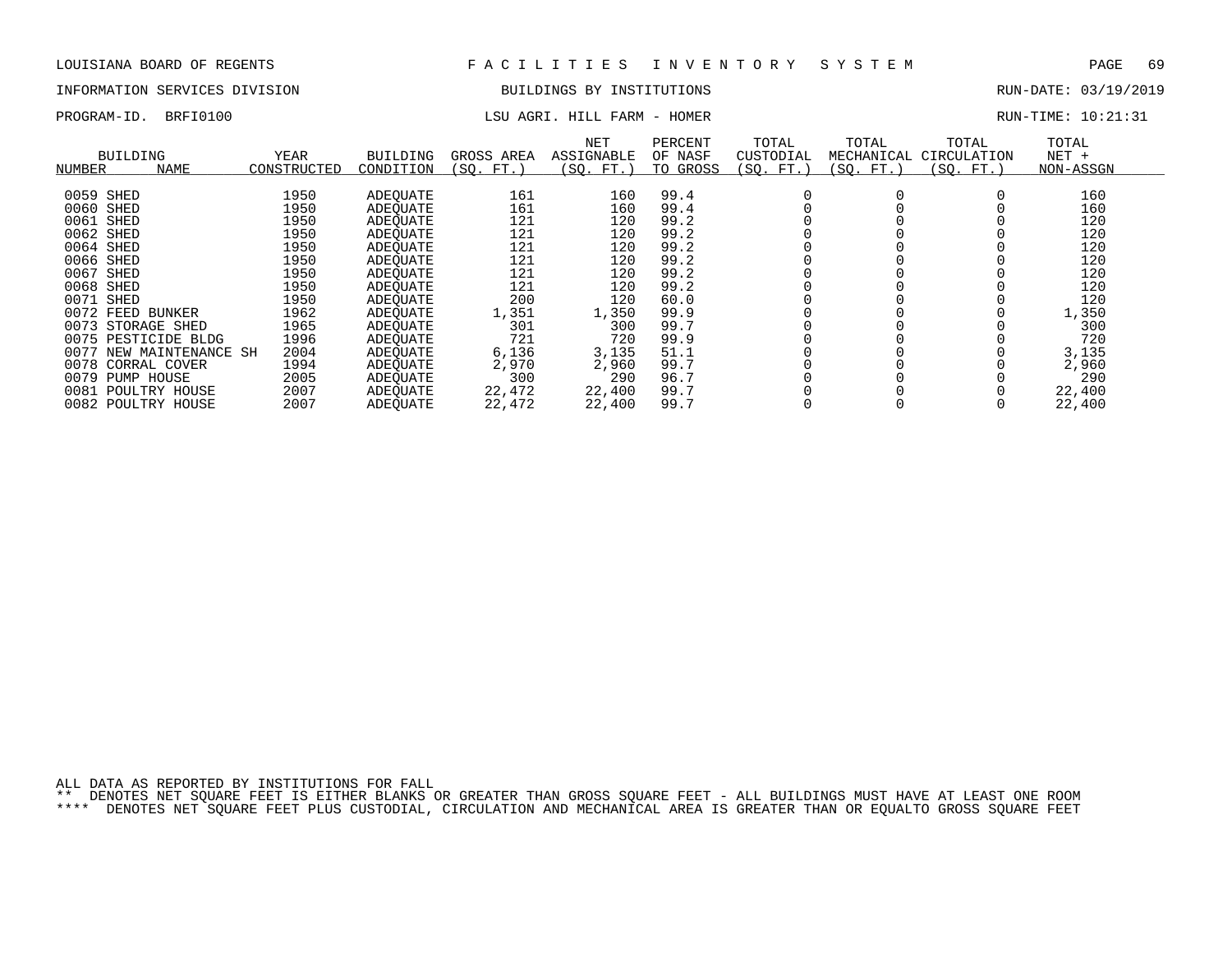LOUISIANA BOARD OF REGENTS — F A C I L I T I E S   I N V E N T O R Y   S Y S T E M

INFORMATION SERVICES DIVISION — BUILDINGS BY INSTITUTIONS — RUN-DATE: 03/19/2019

PROGRAM-ID. BRFI0100 — LSU AGRI. HILL FARM - HOMER — RUN-TIME: 10:21:31

| BUILDING NUMBER | NAME | YEAR CONSTRUCTED | BUILDING CONDITION | GROSS AREA (SQ. FT.) | NET ASSIGNABLE (SQ. FT.) | PERCENT OF NASF TO GROSS | TOTAL CUSTODIAL (SQ. FT.) | TOTAL MECHANICAL (SQ. FT.) | TOTAL CIRCULATION (SQ. FT.) | TOTAL NET + NON-ASSGN |
|---|---|---|---|---|---|---|---|---|---|---|
| 0059 | SHED | 1950 | ADEQUATE | 161 | 160 | 99.4 | 0 | 0 | 0 | 160 |
| 0060 | SHED | 1950 | ADEQUATE | 161 | 160 | 99.4 | 0 | 0 | 0 | 160 |
| 0061 | SHED | 1950 | ADEQUATE | 121 | 120 | 99.2 | 0 | 0 | 0 | 120 |
| 0062 | SHED | 1950 | ADEQUATE | 121 | 120 | 99.2 | 0 | 0 | 0 | 120 |
| 0064 | SHED | 1950 | ADEQUATE | 121 | 120 | 99.2 | 0 | 0 | 0 | 120 |
| 0066 | SHED | 1950 | ADEQUATE | 121 | 120 | 99.2 | 0 | 0 | 0 | 120 |
| 0067 | SHED | 1950 | ADEQUATE | 121 | 120 | 99.2 | 0 | 0 | 0 | 120 |
| 0068 | SHED | 1950 | ADEQUATE | 121 | 120 | 99.2 | 0 | 0 | 0 | 120 |
| 0071 | SHED | 1950 | ADEQUATE | 200 | 120 | 60.0 | 0 | 0 | 0 | 120 |
| 0072 | FEED BUNKER | 1962 | ADEQUATE | 1,351 | 1,350 | 99.9 | 0 | 0 | 0 | 1,350 |
| 0073 | STORAGE SHED | 1965 | ADEQUATE | 301 | 300 | 99.7 | 0 | 0 | 0 | 300 |
| 0075 | PESTICIDE BLDG | 1996 | ADEQUATE | 721 | 720 | 99.9 | 0 | 0 | 0 | 720 |
| 0077 | NEW MAINTENANCE SH | 2004 | ADEQUATE | 6,136 | 3,135 | 51.1 | 0 | 0 | 0 | 3,135 |
| 0078 | CORRAL COVER | 1994 | ADEQUATE | 2,970 | 2,960 | 99.7 | 0 | 0 | 0 | 2,960 |
| 0079 | PUMP HOUSE | 2005 | ADEQUATE | 300 | 290 | 96.7 | 0 | 0 | 0 | 290 |
| 0081 | POULTRY HOUSE | 2007 | ADEQUATE | 22,472 | 22,400 | 99.7 | 0 | 0 | 0 | 22,400 |
| 0082 | POULTRY HOUSE | 2007 | ADEQUATE | 22,472 | 22,400 | 99.7 | 0 | 0 | 0 | 22,400 |

ALL DATA AS REPORTED BY INSTITUTIONS FOR FALL

** DENOTES NET SQUARE FEET IS EITHER BLANKS OR GREATER THAN GROSS SQUARE FEET - ALL BUILDINGS MUST HAVE AT LEAST ONE ROOM

**** DENOTES NET SQUARE FEET PLUS CUSTODIAL, CIRCULATION AND MECHANICAL AREA IS GREATER THAN OR EQUALTO GROSS SQUARE FEET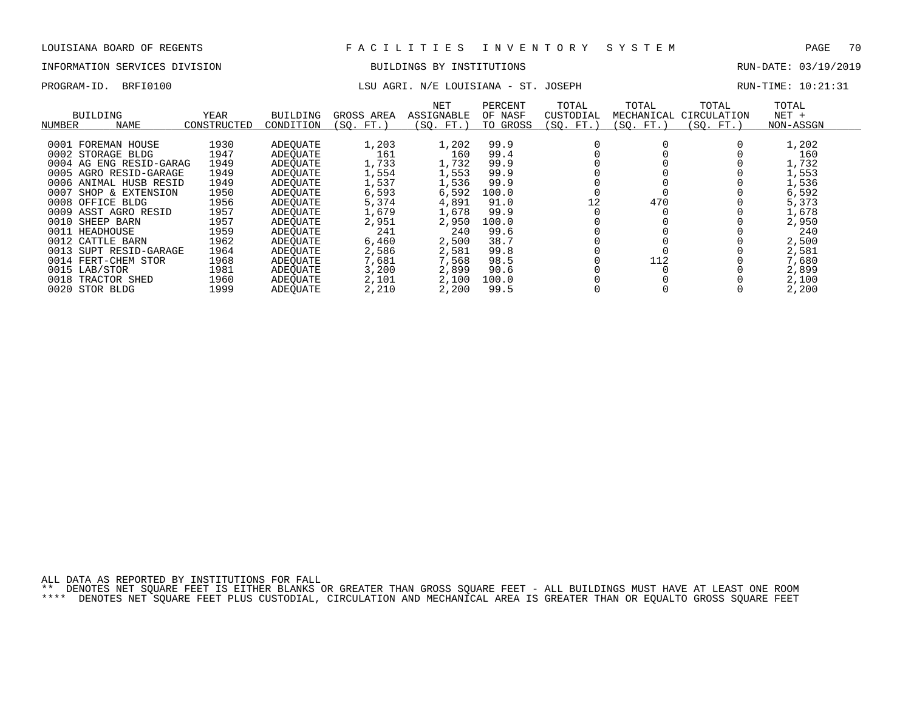LOUISIANA BOARD OF REGENTS — F A C I L I T I E S   I N V E N T O R Y   S Y S T E M

INFORMATION SERVICES DIVISION — BUILDINGS BY INSTITUTIONS — RUN-DATE: 03/19/2019

PROGRAM-ID. BRFI0100 — LSU AGRI. N/E LOUISIANA - ST. JOSEPH — RUN-TIME: 10:21:31

| BUILDING NUMBER | NAME | YEAR CONSTRUCTED | BUILDING CONDITION | GROSS AREA (SQ. FT.) | NET ASSIGNABLE (SQ. FT.) | PERCENT OF NASF TO GROSS | TOTAL CUSTODIAL (SQ. FT.) | TOTAL MECHANICAL (SQ. FT.) | TOTAL CIRCULATION (SQ. FT.) | TOTAL NET + NON-ASSGN |
|---|---|---|---|---|---|---|---|---|---|---|
| 0001 | FOREMAN HOUSE | 1930 | ADEQUATE | 1,203 | 1,202 | 99.9 | 0 | 0 | 0 | 1,202 |
| 0002 | STORAGE BLDG | 1947 | ADEQUATE | 161 | 160 | 99.4 | 0 | 0 | 0 | 160 |
| 0004 | AG ENG RESID-GARAG | 1949 | ADEQUATE | 1,733 | 1,732 | 99.9 | 0 | 0 | 0 | 1,732 |
| 0005 | AGRO RESID-GARAGE | 1949 | ADEQUATE | 1,554 | 1,553 | 99.9 | 0 | 0 | 0 | 1,553 |
| 0006 | ANIMAL HUSB RESID | 1949 | ADEQUATE | 1,537 | 1,536 | 99.9 | 0 | 0 | 0 | 1,536 |
| 0007 | SHOP & EXTENSION | 1950 | ADEQUATE | 6,593 | 6,592 | 100.0 | 0 | 0 | 0 | 6,592 |
| 0008 | OFFICE BLDG | 1956 | ADEQUATE | 5,374 | 4,891 | 91.0 | 12 | 470 | 0 | 5,373 |
| 0009 | ASST AGRO RESID | 1957 | ADEQUATE | 1,679 | 1,678 | 99.9 | 0 | 0 | 0 | 1,678 |
| 0010 | SHEEP BARN | 1957 | ADEQUATE | 2,951 | 2,950 | 100.0 | 0 | 0 | 0 | 2,950 |
| 0011 | HEADHOUSE | 1959 | ADEQUATE | 241 | 240 | 99.6 | 0 | 0 | 0 | 240 |
| 0012 | CATTLE BARN | 1962 | ADEQUATE | 6,460 | 2,500 | 38.7 | 0 | 0 | 0 | 2,500 |
| 0013 | SUPT RESID-GARAGE | 1964 | ADEQUATE | 2,586 | 2,581 | 99.8 | 0 | 0 | 0 | 2,581 |
| 0014 | FERT-CHEM STOR | 1968 | ADEQUATE | 7,681 | 7,568 | 98.5 | 0 | 112 | 0 | 7,680 |
| 0015 | LAB/STOR | 1981 | ADEQUATE | 3,200 | 2,899 | 90.6 | 0 | 0 | 0 | 2,899 |
| 0018 | TRACTOR SHED | 1960 | ADEQUATE | 2,101 | 2,100 | 100.0 | 0 | 0 | 0 | 2,100 |
| 0020 | STOR BLDG | 1999 | ADEQUATE | 2,210 | 2,200 | 99.5 | 0 | 0 | 0 | 2,200 |

ALL DATA AS REPORTED BY INSTITUTIONS FOR FALL

** DENOTES NET SQUARE FEET IS EITHER BLANKS OR GREATER THAN GROSS SQUARE FEET - ALL BUILDINGS MUST HAVE AT LEAST ONE ROOM

**** DENOTES NET SQUARE FEET PLUS CUSTODIAL, CIRCULATION AND MECHANICAL AREA IS GREATER THAN OR EQUALTO GROSS SQUARE FEET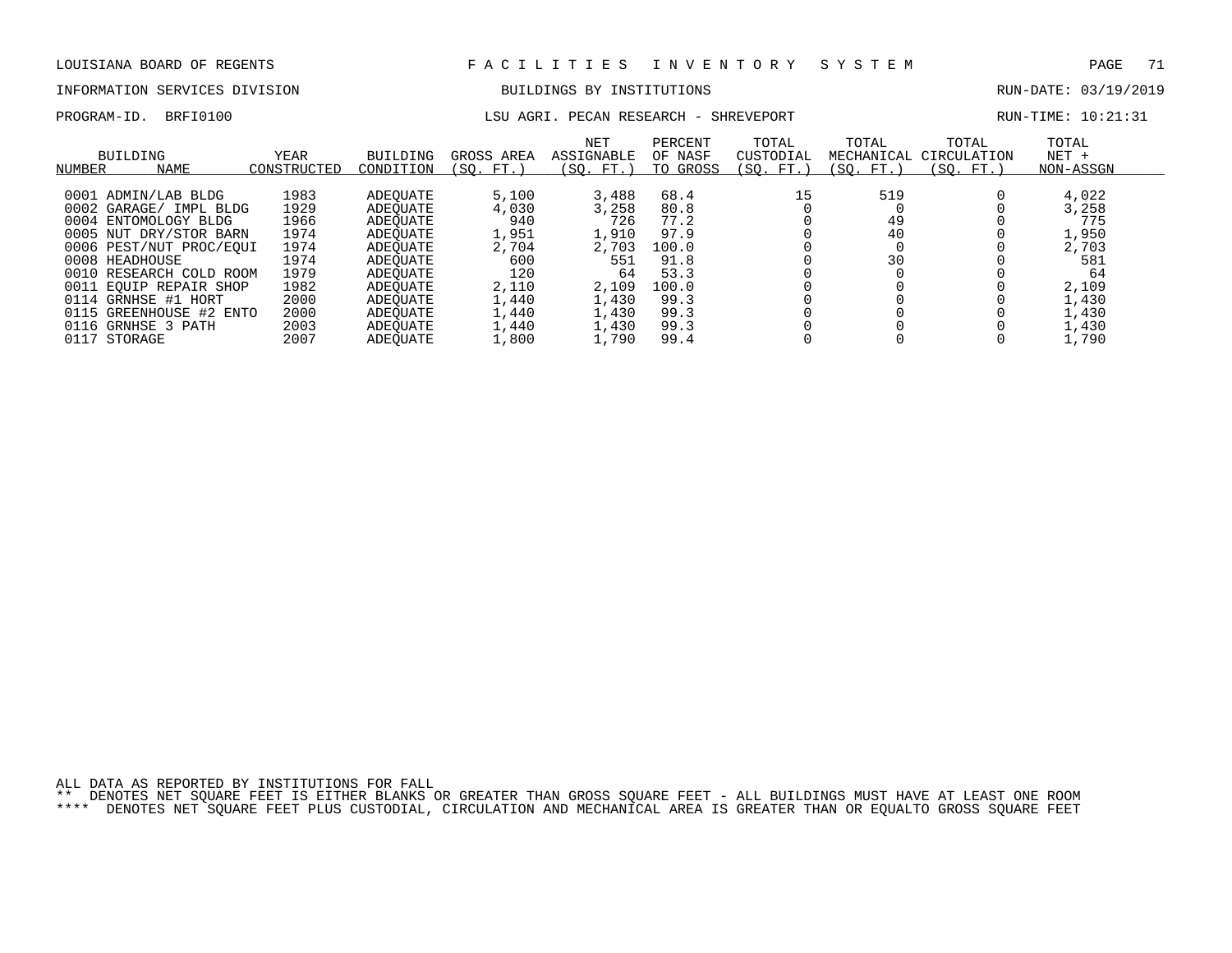LOUISIANA BOARD OF REGENTS — FACILITIES INVENTORY SYSTEM

INFORMATION SERVICES DIVISION — BUILDINGS BY INSTITUTIONS — RUN-DATE: 03/19/2019

PROGRAM-ID. BRFI0100 — LSU AGRI. PECAN RESEARCH - SHREVEPORT — RUN-TIME: 10:21:31

| BUILDING NUMBER | NAME | YEAR CONSTRUCTED | BUILDING CONDITION | GROSS AREA (SQ. FT.) | NET ASSIGNABLE (SQ. FT.) | PERCENT OF NASF TO GROSS | TOTAL CUSTODIAL (SQ. FT.) | TOTAL MECHANICAL (SQ. FT.) | TOTAL CIRCULATION (SQ. FT.) | TOTAL NET + NON-ASSGN |
|---|---|---|---|---|---|---|---|---|---|---|
| 0001 | ADMIN/LAB BLDG | 1983 | ADEQUATE | 5,100 | 3,488 | 68.4 | 15 | 519 | 0 | 4,022 |
| 0002 | GARAGE/ IMPL BLDG | 1929 | ADEQUATE | 4,030 | 3,258 | 80.8 | 0 | 0 | 0 | 3,258 |
| 0004 | ENTOMOLOGY BLDG | 1966 | ADEQUATE | 940 | 726 | 77.2 | 0 | 49 | 0 | 775 |
| 0005 | NUT DRY/STOR BARN | 1974 | ADEQUATE | 1,951 | 1,910 | 97.9 | 0 | 40 | 0 | 1,950 |
| 0006 | PEST/NUT PROC/EQUI | 1974 | ADEQUATE | 2,704 | 2,703 | 100.0 | 0 | 0 | 0 | 2,703 |
| 0008 | HEADHOUSE | 1974 | ADEQUATE | 600 | 551 | 91.8 | 0 | 30 | 0 | 581 |
| 0010 | RESEARCH COLD ROOM | 1979 | ADEQUATE | 120 | 64 | 53.3 | 0 | 0 | 0 | 64 |
| 0011 | EQUIP REPAIR SHOP | 1982 | ADEQUATE | 2,110 | 2,109 | 100.0 | 0 | 0 | 0 | 2,109 |
| 0114 | GRNHSE #1 HORT | 2000 | ADEQUATE | 1,440 | 1,430 | 99.3 | 0 | 0 | 0 | 1,430 |
| 0115 | GREENHOUSE #2 ENTO | 2000 | ADEQUATE | 1,440 | 1,430 | 99.3 | 0 | 0 | 0 | 1,430 |
| 0116 | GRNHSE 3 PATH | 2003 | ADEQUATE | 1,440 | 1,430 | 99.3 | 0 | 0 | 0 | 1,430 |
| 0117 | STORAGE | 2007 | ADEQUATE | 1,800 | 1,790 | 99.4 | 0 | 0 | 0 | 1,790 |

ALL DATA AS REPORTED BY INSTITUTIONS FOR FALL

** DENOTES NET SQUARE FEET IS EITHER BLANKS OR GREATER THAN GROSS SQUARE FEET - ALL BUILDINGS MUST HAVE AT LEAST ONE ROOM

**** DENOTES NET SQUARE FEET PLUS CUSTODIAL, CIRCULATION AND MECHANICAL AREA IS GREATER THAN OR EQUALTO GROSS SQUARE FEET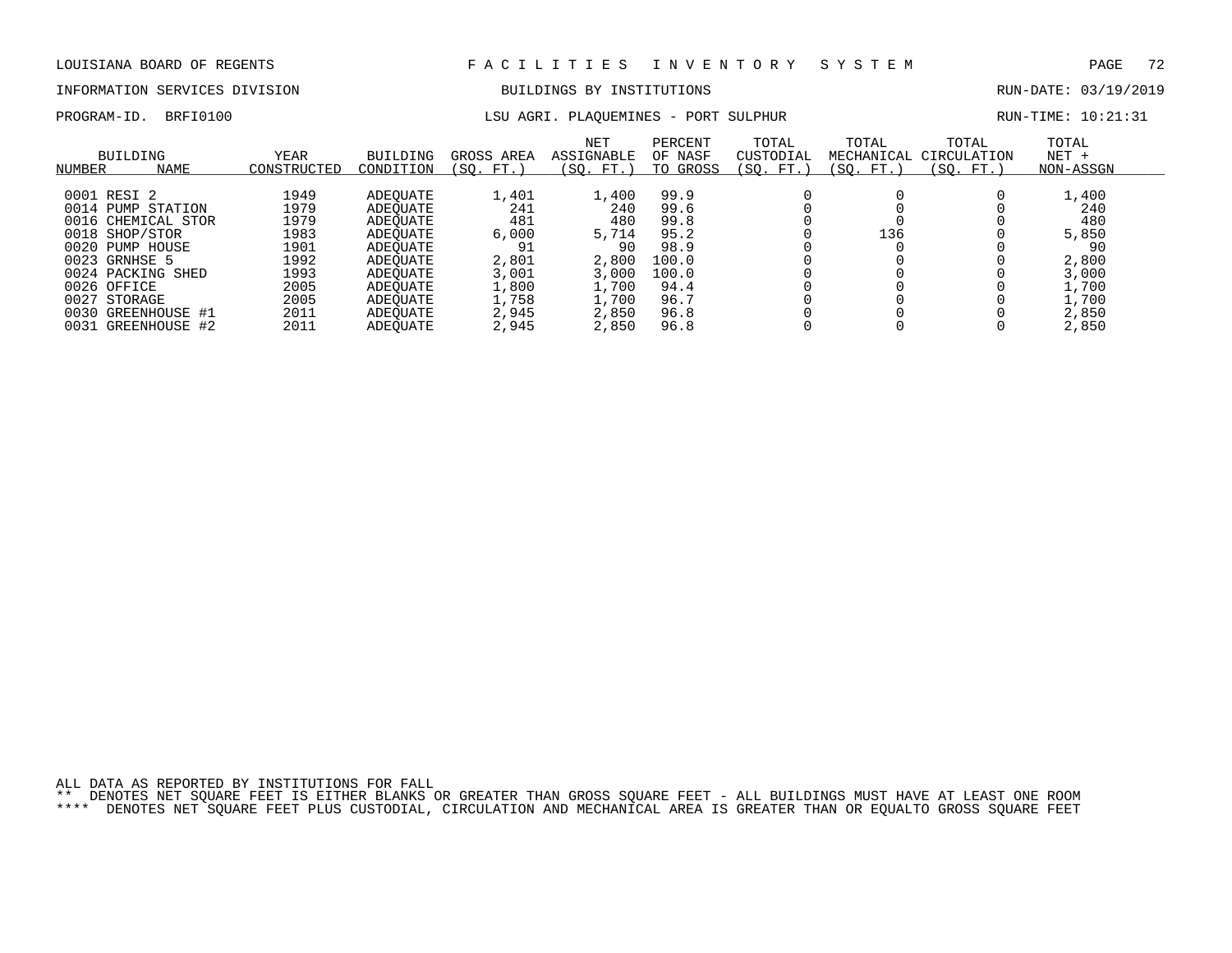LOUISIANA BOARD OF REGENTS — F A C I L I T I E S I N V E N T O R Y S Y S T E M

INFORMATION SERVICES DIVISION — BUILDINGS BY INSTITUTIONS — RUN-DATE: 03/19/2019

PROGRAM-ID. BRFI0100 — LSU AGRI. PLAQUEMINES - PORT SULPHUR — RUN-TIME: 10:21:31

| BUILDING NUMBER | NAME | YEAR CONSTRUCTED | BUILDING CONDITION | GROSS AREA (SQ. FT.) | NET ASSIGNABLE (SQ. FT.) | PERCENT OF NASF TO GROSS | TOTAL CUSTODIAL (SQ. FT.) | TOTAL MECHANICAL (SQ. FT.) | TOTAL CIRCULATION (SQ. FT.) | TOTAL NET + NON-ASSGN |
|---|---|---|---|---|---|---|---|---|---|---|
| 0001 | RESI 2 | 1949 | ADEQUATE | 1,401 | 1,400 | 99.9 | 0 | 0 | 0 | 1,400 |
| 0014 | PUMP STATION | 1979 | ADEQUATE | 241 | 240 | 99.6 | 0 | 0 | 0 | 240 |
| 0016 | CHEMICAL STOR | 1979 | ADEQUATE | 481 | 480 | 99.8 | 0 | 0 | 0 | 480 |
| 0018 | SHOP/STOR | 1983 | ADEQUATE | 6,000 | 5,714 | 95.2 | 0 | 136 | 0 | 5,850 |
| 0020 | PUMP HOUSE | 1901 | ADEQUATE | 91 | 90 | 98.9 | 0 | 0 | 0 | 90 |
| 0023 | GRNHSE 5 | 1992 | ADEQUATE | 2,801 | 2,800 | 100.0 | 0 | 0 | 0 | 2,800 |
| 0024 | PACKING SHED | 1993 | ADEQUATE | 3,001 | 3,000 | 100.0 | 0 | 0 | 0 | 3,000 |
| 0026 | OFFICE | 2005 | ADEQUATE | 1,800 | 1,700 | 94.4 | 0 | 0 | 0 | 1,700 |
| 0027 | STORAGE | 2005 | ADEQUATE | 1,758 | 1,700 | 96.7 | 0 | 0 | 0 | 1,700 |
| 0030 | GREENHOUSE #1 | 2011 | ADEQUATE | 2,945 | 2,850 | 96.8 | 0 | 0 | 0 | 2,850 |
| 0031 | GREENHOUSE #2 | 2011 | ADEQUATE | 2,945 | 2,850 | 96.8 | 0 | 0 | 0 | 2,850 |

ALL DATA AS REPORTED BY INSTITUTIONS FOR FALL

** DENOTES NET SQUARE FEET IS EITHER BLANKS OR GREATER THAN GROSS SQUARE FEET - ALL BUILDINGS MUST HAVE AT LEAST ONE ROOM

**** DENOTES NET SQUARE FEET PLUS CUSTODIAL, CIRCULATION AND MECHANICAL AREA IS GREATER THAN OR EQUALTO GROSS SQUARE FEET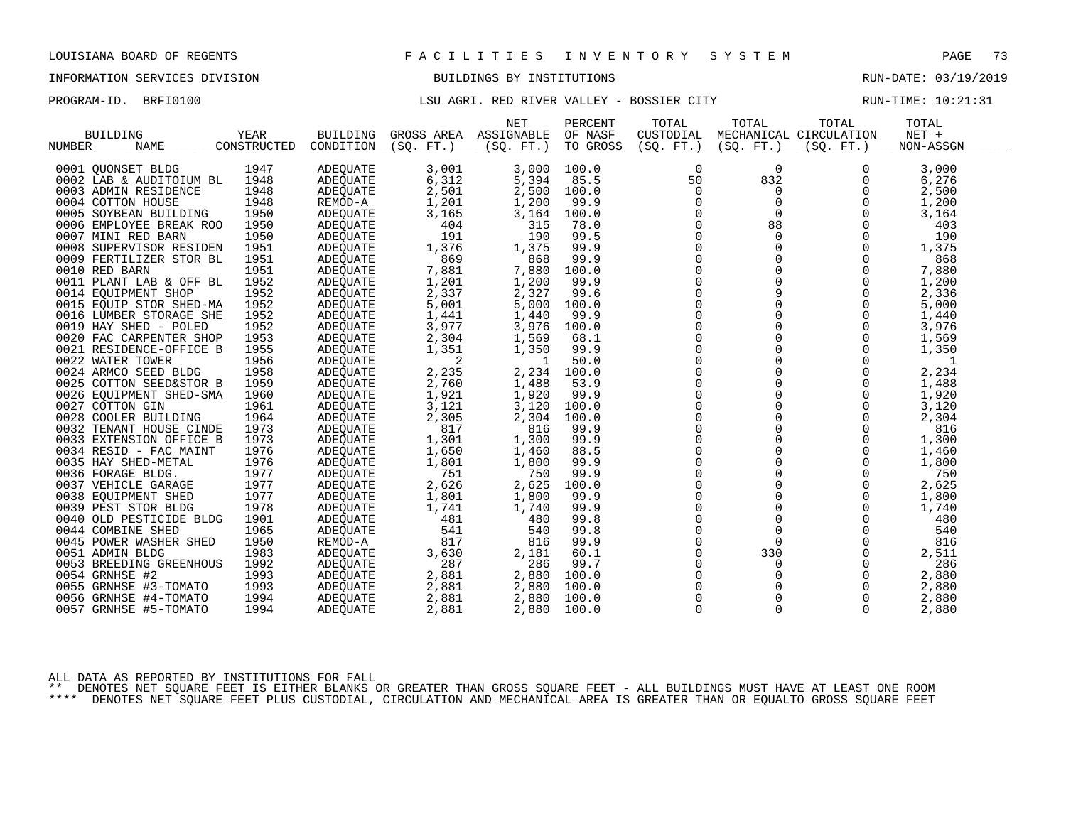LOUISIANA BOARD OF REGENTS — FACILITIES INVENTORY SYSTEM

INFORMATION SERVICES DIVISION — BUILDINGS BY INSTITUTIONS — RUN-DATE: 03/19/2019

PROGRAM-ID. BRFI0100 — LSU AGRI. RED RIVER VALLEY - BOSSIER CITY — RUN-TIME: 10:21:31

| BUILDING NUMBER | NAME | YEAR CONSTRUCTED | BUILDING CONDITION | GROSS AREA (SQ. FT.) | NET ASSIGNABLE (SQ. FT.) | PERCENT OF NASF TO GROSS | TOTAL CUSTODIAL (SQ. FT.) | TOTAL MECHANICAL (SQ. FT.) | TOTAL CIRCULATION (SQ. FT.) | TOTAL NET + NON-ASSGN |
|---|---|---|---|---|---|---|---|---|---|---|
| 0001 | QUONSET BLDG | 1947 | ADEQUATE | 3,001 | 3,000 | 100.0 | 0 | 0 | 0 | 3,000 |
| 0002 | LAB & AUDITOIUM BL | 1948 | ADEQUATE | 6,312 | 5,394 | 85.5 | 50 | 832 | 0 | 6,276 |
| 0003 | ADMIN RESIDENCE | 1948 | ADEQUATE | 2,501 | 2,500 | 100.0 | 0 | 0 | 0 | 2,500 |
| 0004 | COTTON HOUSE | 1948 | REMOD-A | 1,201 | 1,200 | 99.9 | 0 | 0 | 0 | 1,200 |
| 0005 | SOYBEAN BUILDING | 1950 | ADEQUATE | 3,165 | 3,164 | 100.0 | 0 | 0 | 0 | 3,164 |
| 0006 | EMPLOYEE BREAK ROO | 1950 | ADEQUATE | 404 | 315 | 78.0 | 0 | 88 | 0 | 403 |
| 0007 | MINI RED BARN | 1950 | ADEQUATE | 191 | 190 | 99.5 | 0 | 0 | 0 | 190 |
| 0008 | SUPERVISOR RESIDEN | 1951 | ADEQUATE | 1,376 | 1,375 | 99.9 | 0 | 0 | 0 | 1,375 |
| 0009 | FERTILIZER STOR BL | 1951 | ADEQUATE | 869 | 868 | 99.9 | 0 | 0 | 0 | 868 |
| 0010 | RED BARN | 1951 | ADEQUATE | 7,881 | 7,880 | 100.0 | 0 | 0 | 0 | 7,880 |
| 0011 | PLANT LAB & OFF BL | 1952 | ADEQUATE | 1,201 | 1,200 | 99.9 | 0 | 0 | 0 | 1,200 |
| 0014 | EQUIPMENT SHOP | 1952 | ADEQUATE | 2,337 | 2,327 | 99.6 | 0 | 9 | 0 | 2,336 |
| 0015 | EQUIP STOR SHED-MA | 1952 | ADEQUATE | 5,001 | 5,000 | 100.0 | 0 | 0 | 0 | 5,000 |
| 0016 | LUMBER STORAGE SHE | 1952 | ADEQUATE | 1,441 | 1,440 | 99.9 | 0 | 0 | 0 | 1,440 |
| 0019 | HAY SHED - POLED | 1952 | ADEQUATE | 3,977 | 3,976 | 100.0 | 0 | 0 | 0 | 3,976 |
| 0020 | FAC CARPENTER SHOP | 1953 | ADEQUATE | 2,304 | 1,569 | 68.1 | 0 | 0 | 0 | 1,569 |
| 0021 | RESIDENCE-OFFICE B | 1955 | ADEQUATE | 1,351 | 1,350 | 99.9 | 0 | 0 | 0 | 1,350 |
| 0022 | WATER TOWER | 1956 | ADEQUATE | 2 | 1 | 50.0 | 0 | 0 | 0 | 1 |
| 0024 | ARMCO SEED BLDG | 1958 | ADEQUATE | 2,235 | 2,234 | 100.0 | 0 | 0 | 0 | 2,234 |
| 0025 | COTTON SEED&STOR B | 1959 | ADEQUATE | 2,760 | 1,488 | 53.9 | 0 | 0 | 0 | 1,488 |
| 0026 | EQUIPMENT SHED-SMA | 1960 | ADEQUATE | 1,921 | 1,920 | 99.9 | 0 | 0 | 0 | 1,920 |
| 0027 | COTTON GIN | 1961 | ADEQUATE | 3,121 | 3,120 | 100.0 | 0 | 0 | 0 | 3,120 |
| 0028 | COOLER BUILDING | 1964 | ADEQUATE | 2,305 | 2,304 | 100.0 | 0 | 0 | 0 | 2,304 |
| 0032 | TENANT HOUSE CINDE | 1973 | ADEQUATE | 817 | 816 | 99.9 | 0 | 0 | 0 | 816 |
| 0033 | EXTENSION OFFICE B | 1973 | ADEQUATE | 1,301 | 1,300 | 99.9 | 0 | 0 | 0 | 1,300 |
| 0034 | RESID - FAC MAINT | 1976 | ADEQUATE | 1,650 | 1,460 | 88.5 | 0 | 0 | 0 | 1,460 |
| 0035 | HAY SHED-METAL | 1976 | ADEQUATE | 1,801 | 1,800 | 99.9 | 0 | 0 | 0 | 1,800 |
| 0036 | FORAGE BLDG. | 1977 | ADEQUATE | 751 | 750 | 99.9 | 0 | 0 | 0 | 750 |
| 0037 | VEHICLE GARAGE | 1977 | ADEQUATE | 2,626 | 2,625 | 100.0 | 0 | 0 | 0 | 2,625 |
| 0038 | EQUIPMENT SHED | 1977 | ADEQUATE | 1,801 | 1,800 | 99.9 | 0 | 0 | 0 | 1,800 |
| 0039 | PEST STOR BLDG | 1978 | ADEQUATE | 1,741 | 1,740 | 99.9 | 0 | 0 | 0 | 1,740 |
| 0040 | OLD PESTICIDE BLDG | 1901 | ADEQUATE | 481 | 480 | 99.8 | 0 | 0 | 0 | 480 |
| 0044 | COMBINE SHED | 1965 | ADEQUATE | 541 | 540 | 99.8 | 0 | 0 | 0 | 540 |
| 0045 | POWER WASHER SHED | 1950 | REMOD-A | 817 | 816 | 99.9 | 0 | 0 | 0 | 816 |
| 0051 | ADMIN BLDG | 1983 | ADEQUATE | 3,630 | 2,181 | 60.1 | 0 | 330 | 0 | 2,511 |
| 0053 | BREEDING GREENHOUS | 1992 | ADEQUATE | 287 | 286 | 99.7 | 0 | 0 | 0 | 286 |
| 0054 | GRNHSE #2 | 1993 | ADEQUATE | 2,881 | 2,880 | 100.0 | 0 | 0 | 0 | 2,880 |
| 0055 | GRNHSE #3-TOMATO | 1993 | ADEQUATE | 2,881 | 2,880 | 100.0 | 0 | 0 | 0 | 2,880 |
| 0056 | GRNHSE #4-TOMATO | 1994 | ADEQUATE | 2,881 | 2,880 | 100.0 | 0 | 0 | 0 | 2,880 |
| 0057 | GRNHSE #5-TOMATO | 1994 | ADEQUATE | 2,881 | 2,880 | 100.0 | 0 | 0 | 0 | 2,880 |

ALL DATA AS REPORTED BY INSTITUTIONS FOR FALL

** DENOTES NET SQUARE FEET IS EITHER BLANKS OR GREATER THAN GROSS SQUARE FEET - ALL BUILDINGS MUST HAVE AT LEAST ONE ROOM

**** DENOTES NET SQUARE FEET PLUS CUSTODIAL, CIRCULATION AND MECHANICAL AREA IS GREATER THAN OR EQUALTO GROSS SQUARE FEET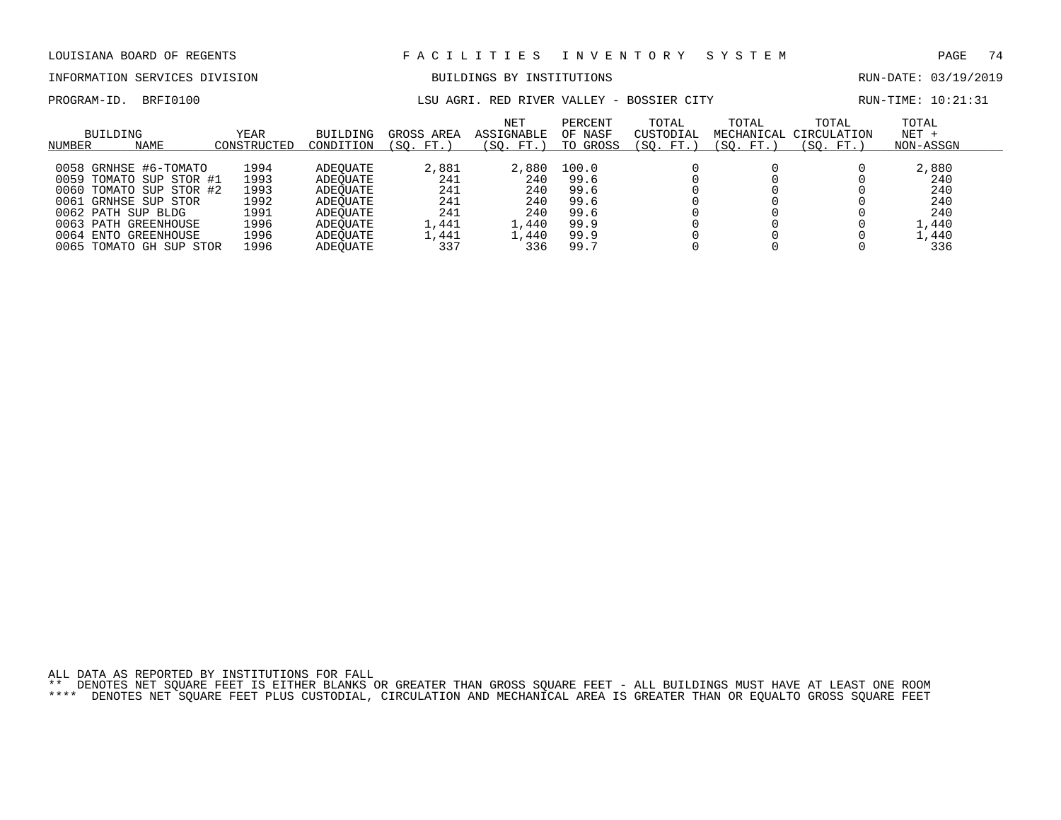LOUISIANA BOARD OF REGENTS — F A C I L I T I E S   I N V E N T O R Y   S Y S T E M

INFORMATION SERVICES DIVISION — BUILDINGS BY INSTITUTIONS — RUN-DATE: 03/19/2019

PROGRAM-ID. BRFI0100 — LSU AGRI. RED RIVER VALLEY - BOSSIER CITY — RUN-TIME: 10:21:31

| BUILDING NUMBER | NAME | YEAR CONSTRUCTED | BUILDING CONDITION | GROSS AREA (SQ. FT.) | NET ASSIGNABLE (SQ. FT.) | PERCENT OF NASF TO GROSS | TOTAL CUSTODIAL (SQ. FT.) | TOTAL MECHANICAL (SQ. FT.) | TOTAL CIRCULATION (SQ. FT.) | TOTAL NET + NON-ASSGN |
|---|---|---|---|---|---|---|---|---|---|---|
| 0058 | GRNHSE #6-TOMATO | 1994 | ADEQUATE | 2,881 | 2,880 | 100.0 | 0 | 0 | 0 | 2,880 |
| 0059 | TOMATO SUP STOR #1 | 1993 | ADEQUATE | 241 | 240 | 99.6 | 0 | 0 | 0 | 240 |
| 0060 | TOMATO SUP STOR #2 | 1993 | ADEQUATE | 241 | 240 | 99.6 | 0 | 0 | 0 | 240 |
| 0061 | GRNHSE SUP STOR | 1992 | ADEQUATE | 241 | 240 | 99.6 | 0 | 0 | 0 | 240 |
| 0062 | PATH SUP BLDG | 1991 | ADEQUATE | 241 | 240 | 99.6 | 0 | 0 | 0 | 240 |
| 0063 | PATH GREENHOUSE | 1996 | ADEQUATE | 1,441 | 1,440 | 99.9 | 0 | 0 | 0 | 1,440 |
| 0064 | ENTO GREENHOUSE | 1996 | ADEQUATE | 1,441 | 1,440 | 99.9 | 0 | 0 | 0 | 1,440 |
| 0065 | TOMATO GH SUP STOR | 1996 | ADEQUATE | 337 | 336 | 99.7 | 0 | 0 | 0 | 336 |

ALL DATA AS REPORTED BY INSTITUTIONS FOR FALL

** DENOTES NET SQUARE FEET IS EITHER BLANKS OR GREATER THAN GROSS SQUARE FEET - ALL BUILDINGS MUST HAVE AT LEAST ONE ROOM

**** DENOTES NET SQUARE FEET PLUS CUSTODIAL, CIRCULATION AND MECHANICAL AREA IS GREATER THAN OR EQUALTO GROSS SQUARE FEET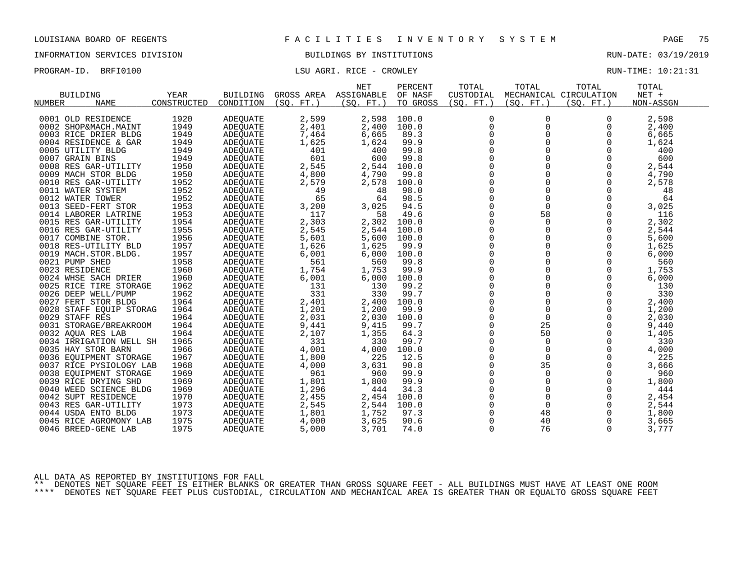LOUISIANA BOARD OF REGENTS — FACILITIES INVENTORY SYSTEM

INFORMATION SERVICES DIVISION — BUILDINGS BY INSTITUTIONS — RUN-DATE: 03/19/2019

PROGRAM-ID. BRFI0100 — LSU AGRI. RICE - CROWLEY — RUN-TIME: 10:21:31

| BUILDING NUMBER | NAME | YEAR CONSTRUCTED | BUILDING CONDITION | GROSS AREA (SQ. FT.) | NET ASSIGNABLE (SQ. FT.) | PERCENT OF NASF TO GROSS | TOTAL CUSTODIAL (SQ. FT.) | TOTAL MECHANICAL (SQ. FT.) | TOTAL CIRCULATION (SQ. FT.) | TOTAL NET + NON-ASSGN |
|---|---|---|---|---|---|---|---|---|---|---|
| 0001 | OLD RESIDENCE | 1920 | ADEQUATE | 2,599 | 2,598 | 100.0 | 0 | 0 | 0 | 2,598 |
| 0002 | SHOP&MACH.MAINT | 1949 | ADEQUATE | 2,401 | 2,400 | 100.0 | 0 | 0 | 0 | 2,400 |
| 0003 | RICE DRIER BLDG | 1949 | ADEQUATE | 7,464 | 6,665 | 89.3 | 0 | 0 | 0 | 6,665 |
| 0004 | RESIDENCE & GAR | 1949 | ADEQUATE | 1,625 | 1,624 | 99.9 | 0 | 0 | 0 | 1,624 |
| 0005 | UTILITY BLDG | 1949 | ADEQUATE | 401 | 400 | 99.8 | 0 | 0 | 0 | 400 |
| 0007 | GRAIN BINS | 1949 | ADEQUATE | 601 | 600 | 99.8 | 0 | 0 | 0 | 600 |
| 0008 | RES GAR-UTILITY | 1950 | ADEQUATE | 2,545 | 2,544 | 100.0 | 0 | 0 | 0 | 2,544 |
| 0009 | MACH STOR BLDG | 1950 | ADEQUATE | 4,800 | 4,790 | 99.8 | 0 | 0 | 0 | 4,790 |
| 0010 | RES GAR-UTILITY | 1952 | ADEQUATE | 2,579 | 2,578 | 100.0 | 0 | 0 | 0 | 2,578 |
| 0011 | WATER SYSTEM | 1952 | ADEQUATE | 49 | 48 | 98.0 | 0 | 0 | 0 | 48 |
| 0012 | WATER TOWER | 1952 | ADEQUATE | 65 | 64 | 98.5 | 0 | 0 | 0 | 64 |
| 0013 | SEED-FERT STOR | 1953 | ADEQUATE | 3,200 | 3,025 | 94.5 | 0 | 0 | 0 | 3,025 |
| 0014 | LABORER LATRINE | 1953 | ADEQUATE | 117 | 58 | 49.6 | 0 | 58 | 0 | 116 |
| 0015 | RES GAR-UTILITY | 1954 | ADEQUATE | 2,303 | 2,302 | 100.0 | 0 | 0 | 0 | 2,302 |
| 0016 | RES GAR-UTILITY | 1955 | ADEQUATE | 2,545 | 2,544 | 100.0 | 0 | 0 | 0 | 2,544 |
| 0017 | COMBINE STOR. | 1956 | ADEQUATE | 5,601 | 5,600 | 100.0 | 0 | 0 | 0 | 5,600 |
| 0018 | RES-UTILITY BLD | 1957 | ADEQUATE | 1,626 | 1,625 | 99.9 | 0 | 0 | 0 | 1,625 |
| 0019 | MACH.STOR.BLDG. | 1957 | ADEQUATE | 6,001 | 6,000 | 100.0 | 0 | 0 | 0 | 6,000 |
| 0021 | PUMP SHED | 1958 | ADEQUATE | 561 | 560 | 99.8 | 0 | 0 | 0 | 560 |
| 0023 | RESIDENCE | 1960 | ADEQUATE | 1,754 | 1,753 | 99.9 | 0 | 0 | 0 | 1,753 |
| 0024 | WHSE SACH DRIER | 1960 | ADEQUATE | 6,001 | 6,000 | 100.0 | 0 | 0 | 0 | 6,000 |
| 0025 | RICE TIRE STORAGE | 1962 | ADEQUATE | 131 | 130 | 99.2 | 0 | 0 | 0 | 130 |
| 0026 | DEEP WELL/PUMP | 1962 | ADEQUATE | 331 | 330 | 99.7 | 0 | 0 | 0 | 330 |
| 0027 | FERT STOR BLDG | 1964 | ADEQUATE | 2,401 | 2,400 | 100.0 | 0 | 0 | 0 | 2,400 |
| 0028 | STAFF EQUIP STORAG | 1964 | ADEQUATE | 1,201 | 1,200 | 99.9 | 0 | 0 | 0 | 1,200 |
| 0029 | STAFF RES | 1964 | ADEQUATE | 2,031 | 2,030 | 100.0 | 0 | 0 | 0 | 2,030 |
| 0031 | STORAGE/BREAKROOM | 1964 | ADEQUATE | 9,441 | 9,415 | 99.7 | 0 | 25 | 0 | 9,440 |
| 0032 | AQUA RES LAB | 1964 | ADEQUATE | 2,107 | 1,355 | 64.3 | 0 | 50 | 0 | 1,405 |
| 0034 | IRRIGATION WELL SH | 1965 | ADEQUATE | 331 | 330 | 99.7 | 0 | 0 | 0 | 330 |
| 0035 | HAY STOR BARN | 1966 | ADEQUATE | 4,001 | 4,000 | 100.0 | 0 | 0 | 0 | 4,000 |
| 0036 | EQUIPMENT STORAGE | 1967 | ADEQUATE | 1,800 | 225 | 12.5 | 0 | 0 | 0 | 225 |
| 0037 | RICE PYSIOLOGY LAB | 1968 | ADEQUATE | 4,000 | 3,631 | 90.8 | 0 | 35 | 0 | 3,666 |
| 0038 | EQUIPMENT STORAGE | 1969 | ADEQUATE | 961 | 960 | 99.9 | 0 | 0 | 0 | 960 |
| 0039 | RICE DRYING SHD | 1969 | ADEQUATE | 1,801 | 1,800 | 99.9 | 0 | 0 | 0 | 1,800 |
| 0040 | WEED SCIENCE BLDG | 1969 | ADEQUATE | 1,296 | 444 | 34.3 | 0 | 0 | 0 | 444 |
| 0042 | SUPT RESIDENCE | 1970 | ADEQUATE | 2,455 | 2,454 | 100.0 | 0 | 0 | 0 | 2,454 |
| 0043 | RES GAR-UTILITY | 1973 | ADEQUATE | 2,545 | 2,544 | 100.0 | 0 | 0 | 0 | 2,544 |
| 0044 | USDA ENTO BLDG | 1973 | ADEQUATE | 1,801 | 1,752 | 97.3 | 0 | 48 | 0 | 1,800 |
| 0045 | RICE AGROMONY LAB | 1975 | ADEQUATE | 4,000 | 3,625 | 90.6 | 0 | 40 | 0 | 3,665 |
| 0046 | BREED-GENE LAB | 1975 | ADEQUATE | 5,000 | 3,701 | 74.0 | 0 | 76 | 0 | 3,777 |

ALL DATA AS REPORTED BY INSTITUTIONS FOR FALL

** DENOTES NET SQUARE FEET IS EITHER BLANKS OR GREATER THAN GROSS SQUARE FEET - ALL BUILDINGS MUST HAVE AT LEAST ONE ROOM

**** DENOTES NET SQUARE FEET PLUS CUSTODIAL, CIRCULATION AND MECHANICAL AREA IS GREATER THAN OR EQUALTO GROSS SQUARE FEET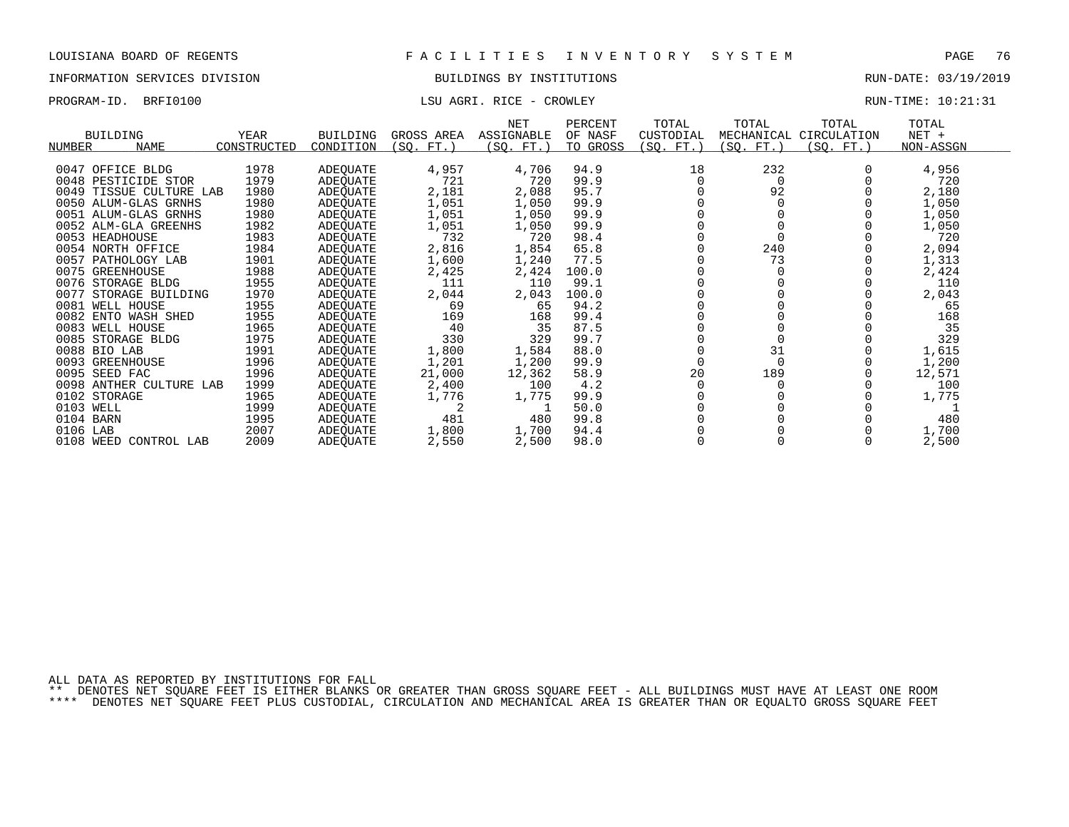LOUISIANA BOARD OF REGENTS — FACILITIES INVENTORY SYSTEM

INFORMATION SERVICES DIVISION — BUILDINGS BY INSTITUTIONS — RUN-DATE: 03/19/2019

PROGRAM-ID. BRFI0100 — LSU AGRI. RICE - CROWLEY — RUN-TIME: 10:21:31

| BUILDING NUMBER | NAME | YEAR CONSTRUCTED | BUILDING CONDITION | GROSS AREA (SQ. FT.) | NET ASSIGNABLE (SQ. FT.) | PERCENT OF NASF TO GROSS | TOTAL CUSTODIAL (SQ. FT.) | TOTAL MECHANICAL (SQ. FT.) | TOTAL CIRCULATION (SQ. FT.) | TOTAL NET + NON-ASSGN |
|---|---|---|---|---|---|---|---|---|---|---|
| 0047 | OFFICE BLDG | 1978 | ADEQUATE | 4,957 | 4,706 | 94.9 | 18 | 232 | 0 | 4,956 |
| 0048 | PESTICIDE STOR | 1979 | ADEQUATE | 721 | 720 | 99.9 | 0 | 0 | 0 | 720 |
| 0049 | TISSUE CULTURE LAB | 1980 | ADEQUATE | 2,181 | 2,088 | 95.7 | 0 | 92 | 0 | 2,180 |
| 0050 | ALUM-GLAS GRNHS | 1980 | ADEQUATE | 1,051 | 1,050 | 99.9 | 0 | 0 | 0 | 1,050 |
| 0051 | ALUM-GLAS GRNHS | 1980 | ADEQUATE | 1,051 | 1,050 | 99.9 | 0 | 0 | 0 | 1,050 |
| 0052 | ALM-GLA GREENHS | 1982 | ADEQUATE | 1,051 | 1,050 | 99.9 | 0 | 0 | 0 | 1,050 |
| 0053 | HEADHOUSE | 1983 | ADEQUATE | 732 | 720 | 98.4 | 0 | 0 | 0 | 720 |
| 0054 | NORTH OFFICE | 1984 | ADEQUATE | 2,816 | 1,854 | 65.8 | 0 | 240 | 0 | 2,094 |
| 0057 | PATHOLOGY LAB | 1901 | ADEQUATE | 1,600 | 1,240 | 77.5 | 0 | 73 | 0 | 1,313 |
| 0075 | GREENHOUSE | 1988 | ADEQUATE | 2,425 | 2,424 | 100.0 | 0 | 0 | 0 | 2,424 |
| 0076 | STORAGE BLDG | 1955 | ADEQUATE | 111 | 110 | 99.1 | 0 | 0 | 0 | 110 |
| 0077 | STORAGE BUILDING | 1970 | ADEQUATE | 2,044 | 2,043 | 100.0 | 0 | 0 | 0 | 2,043 |
| 0081 | WELL HOUSE | 1955 | ADEQUATE | 69 | 65 | 94.2 | 0 | 0 | 0 | 65 |
| 0082 | ENTO WASH SHED | 1955 | ADEQUATE | 169 | 168 | 99.4 | 0 | 0 | 0 | 168 |
| 0083 | WELL HOUSE | 1965 | ADEQUATE | 40 | 35 | 87.5 | 0 | 0 | 0 | 35 |
| 0085 | STORAGE BLDG | 1975 | ADEQUATE | 330 | 329 | 99.7 | 0 | 0 | 0 | 329 |
| 0088 | BIO LAB | 1991 | ADEQUATE | 1,800 | 1,584 | 88.0 | 0 | 31 | 0 | 1,615 |
| 0093 | GREENHOUSE | 1996 | ADEQUATE | 1,201 | 1,200 | 99.9 | 0 | 0 | 0 | 1,200 |
| 0095 | SEED FAC | 1996 | ADEQUATE | 21,000 | 12,362 | 58.9 | 20 | 189 | 0 | 12,571 |
| 0098 | ANTHER CULTURE LAB | 1999 | ADEQUATE | 2,400 | 100 | 4.2 | 0 | 0 | 0 | 100 |
| 0102 | STORAGE | 1965 | ADEQUATE | 1,776 | 1,775 | 99.9 | 0 | 0 | 0 | 1,775 |
| 0103 | WELL | 1999 | ADEQUATE | 2 | 1 | 50.0 | 0 | 0 | 0 | 1 |
| 0104 | BARN | 1995 | ADEQUATE | 481 | 480 | 99.8 | 0 | 0 | 0 | 480 |
| 0106 | LAB | 2007 | ADEQUATE | 1,800 | 1,700 | 94.4 | 0 | 0 | 0 | 1,700 |
| 0108 | WEED CONTROL LAB | 2009 | ADEQUATE | 2,550 | 2,500 | 98.0 | 0 | 0 | 0 | 2,500 |

ALL DATA AS REPORTED BY INSTITUTIONS FOR FALL

** DENOTES NET SQUARE FEET IS EITHER BLANKS OR GREATER THAN GROSS SQUARE FEET - ALL BUILDINGS MUST HAVE AT LEAST ONE ROOM

**** DENOTES NET SQUARE FEET PLUS CUSTODIAL, CIRCULATION AND MECHANICAL AREA IS GREATER THAN OR EQUALTO GROSS SQUARE FEET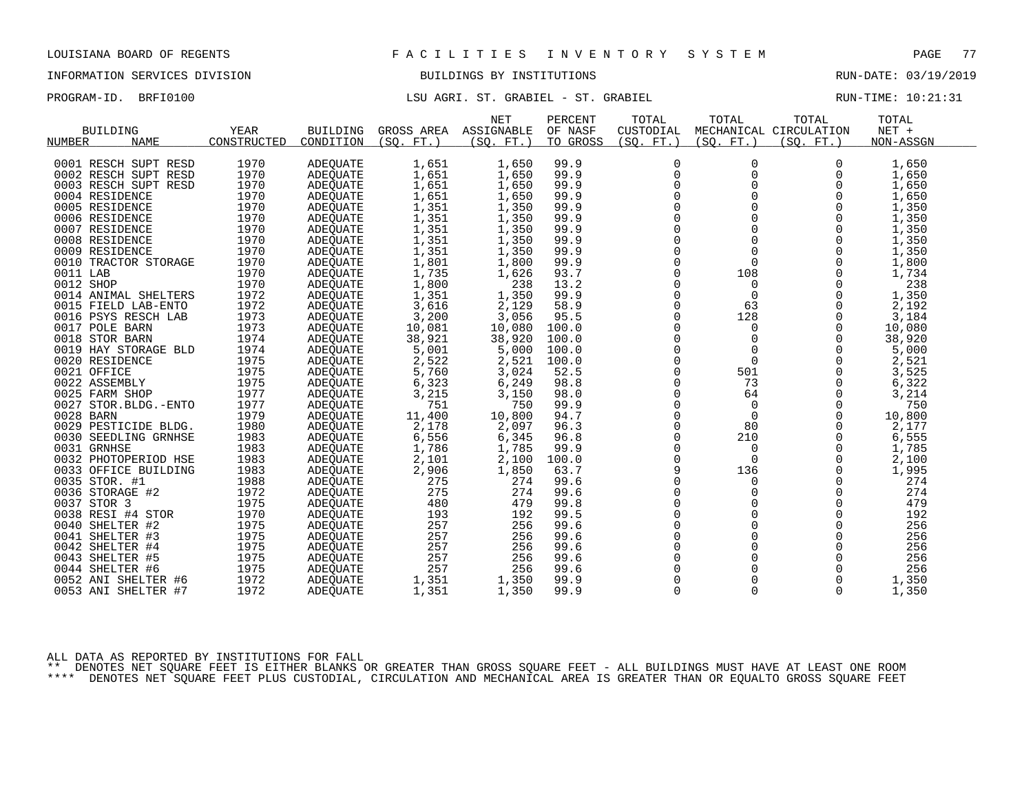LOUISIANA BOARD OF REGENTS — F A C I L I T I E S   I N V E N T O R Y   S Y S T E M

INFORMATION SERVICES DIVISION — BUILDINGS BY INSTITUTIONS — RUN-DATE: 03/19/2019

PROGRAM-ID. BRFI0100 — LSU AGRI. ST. GRABIEL - ST. GRABIEL — RUN-TIME: 10:21:31

| BUILDING NUMBER | NAME | YEAR CONSTRUCTED | BUILDING CONDITION | GROSS AREA (SQ. FT.) | NET ASSIGNABLE (SQ. FT.) | PERCENT OF NASF TO GROSS | TOTAL CUSTODIAL (SQ. FT.) | TOTAL MECHANICAL (SQ. FT.) | TOTAL CIRCULATION (SQ. FT.) | TOTAL NET + NON-ASSGN |
|---|---|---|---|---|---|---|---|---|---|---|
| 0001 | RESCH SUPT RESD | 1970 | ADEQUATE | 1,651 | 1,650 | 99.9 | 0 | 0 | 0 | 1,650 |
| 0002 | RESCH SUPT RESD | 1970 | ADEQUATE | 1,651 | 1,650 | 99.9 | 0 | 0 | 0 | 1,650 |
| 0003 | RESCH SUPT RESD | 1970 | ADEQUATE | 1,651 | 1,650 | 99.9 | 0 | 0 | 0 | 1,650 |
| 0004 | RESIDENCE | 1970 | ADEQUATE | 1,651 | 1,650 | 99.9 | 0 | 0 | 0 | 1,650 |
| 0005 | RESIDENCE | 1970 | ADEQUATE | 1,351 | 1,350 | 99.9 | 0 | 0 | 0 | 1,350 |
| 0006 | RESIDENCE | 1970 | ADEQUATE | 1,351 | 1,350 | 99.9 | 0 | 0 | 0 | 1,350 |
| 0007 | RESIDENCE | 1970 | ADEQUATE | 1,351 | 1,350 | 99.9 | 0 | 0 | 0 | 1,350 |
| 0008 | RESIDENCE | 1970 | ADEQUATE | 1,351 | 1,350 | 99.9 | 0 | 0 | 0 | 1,350 |
| 0009 | RESIDENCE | 1970 | ADEQUATE | 1,351 | 1,350 | 99.9 | 0 | 0 | 0 | 1,350 |
| 0010 | TRACTOR STORAGE | 1970 | ADEQUATE | 1,801 | 1,800 | 99.9 | 0 | 0 | 0 | 1,800 |
| 0011 | LAB | 1970 | ADEQUATE | 1,735 | 1,626 | 93.7 | 0 | 108 | 0 | 1,734 |
| 0012 | SHOP | 1970 | ADEQUATE | 1,800 | 238 | 13.2 | 0 | 0 | 0 | 238 |
| 0014 | ANIMAL SHELTERS | 1972 | ADEQUATE | 1,351 | 1,350 | 99.9 | 0 | 0 | 0 | 1,350 |
| 0015 | FIELD LAB-ENTO | 1972 | ADEQUATE | 3,616 | 2,129 | 58.9 | 0 | 63 | 0 | 2,192 |
| 0016 | PSYS RESCH LAB | 1973 | ADEQUATE | 3,200 | 3,056 | 95.5 | 0 | 128 | 0 | 3,184 |
| 0017 | POLE BARN | 1973 | ADEQUATE | 10,081 | 10,080 | 100.0 | 0 | 0 | 0 | 10,080 |
| 0018 | STOR BARN | 1974 | ADEQUATE | 38,921 | 38,920 | 100.0 | 0 | 0 | 0 | 38,920 |
| 0019 | HAY STORAGE BLD | 1974 | ADEQUATE | 5,001 | 5,000 | 100.0 | 0 | 0 | 0 | 5,000 |
| 0020 | RESIDENCE | 1975 | ADEQUATE | 2,522 | 2,521 | 100.0 | 0 | 0 | 0 | 2,521 |
| 0021 | OFFICE | 1975 | ADEQUATE | 5,760 | 3,024 | 52.5 | 0 | 501 | 0 | 3,525 |
| 0022 | ASSEMBLY | 1975 | ADEQUATE | 6,323 | 6,249 | 98.8 | 0 | 73 | 0 | 6,322 |
| 0025 | FARM SHOP | 1977 | ADEQUATE | 3,215 | 3,150 | 98.0 | 0 | 64 | 0 | 3,214 |
| 0027 | STOR.BLDG.-ENTO | 1977 | ADEQUATE | 751 | 750 | 99.9 | 0 | 0 | 0 | 750 |
| 0028 | BARN | 1979 | ADEQUATE | 11,400 | 10,800 | 94.7 | 0 | 0 | 0 | 10,800 |
| 0029 | PESTICIDE BLDG. | 1980 | ADEQUATE | 2,178 | 2,097 | 96.3 | 0 | 80 | 0 | 2,177 |
| 0030 | SEEDLING GRNHSE | 1983 | ADEQUATE | 6,556 | 6,345 | 96.8 | 0 | 210 | 0 | 6,555 |
| 0031 | GRNHSE | 1983 | ADEQUATE | 1,786 | 1,785 | 99.9 | 0 | 0 | 0 | 1,785 |
| 0032 | PHOTOPERIOD HSE | 1983 | ADEQUATE | 2,101 | 2,100 | 100.0 | 0 | 0 | 0 | 2,100 |
| 0033 | OFFICE BUILDING | 1983 | ADEQUATE | 2,906 | 1,850 | 63.7 | 9 | 136 | 0 | 1,995 |
| 0035 | STOR. #1 | 1988 | ADEQUATE | 275 | 274 | 99.6 | 0 | 0 | 0 | 274 |
| 0036 | STORAGE #2 | 1972 | ADEQUATE | 275 | 274 | 99.6 | 0 | 0 | 0 | 274 |
| 0037 | STOR 3 | 1975 | ADEQUATE | 480 | 479 | 99.8 | 0 | 0 | 0 | 479 |
| 0038 | RESI #4 STOR | 1970 | ADEQUATE | 193 | 192 | 99.5 | 0 | 0 | 0 | 192 |
| 0040 | SHELTER #2 | 1975 | ADEQUATE | 257 | 256 | 99.6 | 0 | 0 | 0 | 256 |
| 0041 | SHELTER #3 | 1975 | ADEQUATE | 257 | 256 | 99.6 | 0 | 0 | 0 | 256 |
| 0042 | SHELTER #4 | 1975 | ADEQUATE | 257 | 256 | 99.6 | 0 | 0 | 0 | 256 |
| 0043 | SHELTER #5 | 1975 | ADEQUATE | 257 | 256 | 99.6 | 0 | 0 | 0 | 256 |
| 0044 | SHELTER #6 | 1975 | ADEQUATE | 257 | 256 | 99.6 | 0 | 0 | 0 | 256 |
| 0052 | ANI SHELTER #6 | 1972 | ADEQUATE | 1,351 | 1,350 | 99.9 | 0 | 0 | 0 | 1,350 |
| 0053 | ANI SHELTER #7 | 1972 | ADEQUATE | 1,351 | 1,350 | 99.9 | 0 | 0 | 0 | 1,350 |

ALL DATA AS REPORTED BY INSTITUTIONS FOR FALL

** DENOTES NET SQUARE FEET IS EITHER BLANKS OR GREATER THAN GROSS SQUARE FEET - ALL BUILDINGS MUST HAVE AT LEAST ONE ROOM

**** DENOTES NET SQUARE FEET PLUS CUSTODIAL, CIRCULATION AND MECHANICAL AREA IS GREATER THAN OR EQUALTO GROSS SQUARE FEET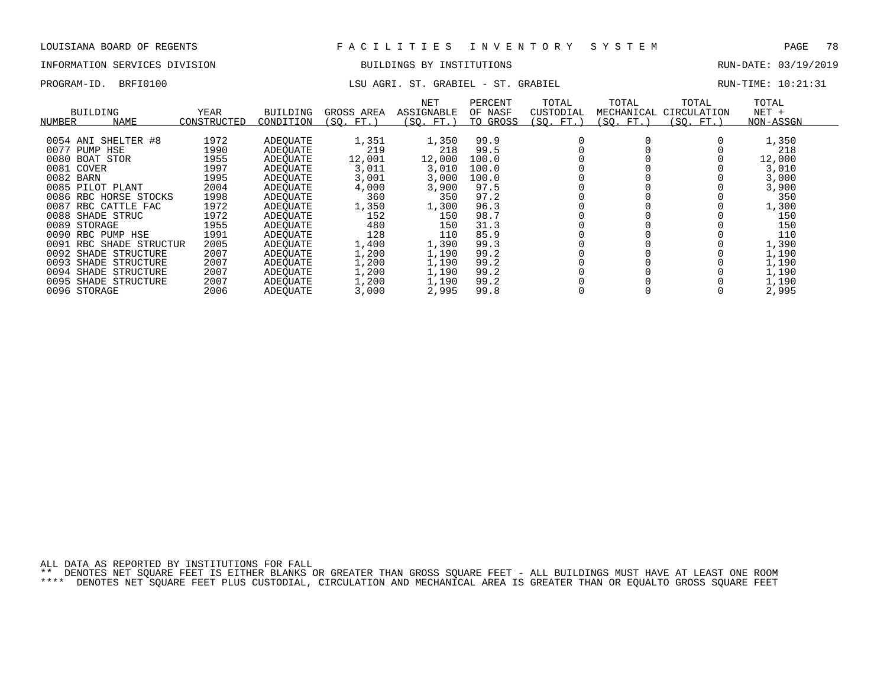LOUISIANA BOARD OF REGENTS — F A C I L I T I E S I N V E N T O R Y S Y S T E M

INFORMATION SERVICES DIVISION — BUILDINGS BY INSTITUTIONS — RUN-DATE: 03/19/2019

PROGRAM-ID. BRFI0100 — LSU AGRI. ST. GRABIEL - ST. GRABIEL — RUN-TIME: 10:21:31

| BUILDING NUMBER | NAME | YEAR CONSTRUCTED | BUILDING CONDITION | GROSS AREA (SQ. FT.) | NET ASSIGNABLE (SQ. FT.) | PERCENT OF NASF TO GROSS | TOTAL CUSTODIAL (SQ. FT.) | TOTAL MECHANICAL (SQ. FT.) | TOTAL CIRCULATION (SQ. FT.) | TOTAL NET + NON-ASSGN |
|---|---|---|---|---|---|---|---|---|---|---|
| 0054 | ANI SHELTER #8 | 1972 | ADEQUATE | 1,351 | 1,350 | 99.9 | 0 | 0 | 0 | 1,350 |
| 0077 | PUMP HSE | 1990 | ADEQUATE | 219 | 218 | 99.5 | 0 | 0 | 0 | 218 |
| 0080 | BOAT STOR | 1955 | ADEQUATE | 12,001 | 12,000 | 100.0 | 0 | 0 | 0 | 12,000 |
| 0081 | COVER | 1997 | ADEQUATE | 3,011 | 3,010 | 100.0 | 0 | 0 | 0 | 3,010 |
| 0082 | BARN | 1995 | ADEQUATE | 3,001 | 3,000 | 100.0 | 0 | 0 | 0 | 3,000 |
| 0085 | PILOT PLANT | 2004 | ADEQUATE | 4,000 | 3,900 | 97.5 | 0 | 0 | 0 | 3,900 |
| 0086 | RBC HORSE STOCKS | 1998 | ADEQUATE | 360 | 350 | 97.2 | 0 | 0 | 0 | 350 |
| 0087 | RBC CATTLE FAC | 1972 | ADEQUATE | 1,350 | 1,300 | 96.3 | 0 | 0 | 0 | 1,300 |
| 0088 | SHADE STRUC | 1972 | ADEQUATE | 152 | 150 | 98.7 | 0 | 0 | 0 | 150 |
| 0089 | STORAGE | 1955 | ADEQUATE | 480 | 150 | 31.3 | 0 | 0 | 0 | 150 |
| 0090 | RBC PUMP HSE | 1991 | ADEQUATE | 128 | 110 | 85.9 | 0 | 0 | 0 | 110 |
| 0091 | RBC SHADE STRUCTUR | 2005 | ADEQUATE | 1,400 | 1,390 | 99.3 | 0 | 0 | 0 | 1,390 |
| 0092 | SHADE STRUCTURE | 2007 | ADEQUATE | 1,200 | 1,190 | 99.2 | 0 | 0 | 0 | 1,190 |
| 0093 | SHADE STRUCTURE | 2007 | ADEQUATE | 1,200 | 1,190 | 99.2 | 0 | 0 | 0 | 1,190 |
| 0094 | SHADE STRUCTURE | 2007 | ADEQUATE | 1,200 | 1,190 | 99.2 | 0 | 0 | 0 | 1,190 |
| 0095 | SHADE STRUCTURE | 2007 | ADEQUATE | 1,200 | 1,190 | 99.2 | 0 | 0 | 0 | 1,190 |
| 0096 | STORAGE | 2006 | ADEQUATE | 3,000 | 2,995 | 99.8 | 0 | 0 | 0 | 2,995 |

ALL DATA AS REPORTED BY INSTITUTIONS FOR FALL

** DENOTES NET SQUARE FEET IS EITHER BLANKS OR GREATER THAN GROSS SQUARE FEET - ALL BUILDINGS MUST HAVE AT LEAST ONE ROOM

**** DENOTES NET SQUARE FEET PLUS CUSTODIAL, CIRCULATION AND MECHANICAL AREA IS GREATER THAN OR EQUALTO GROSS SQUARE FEET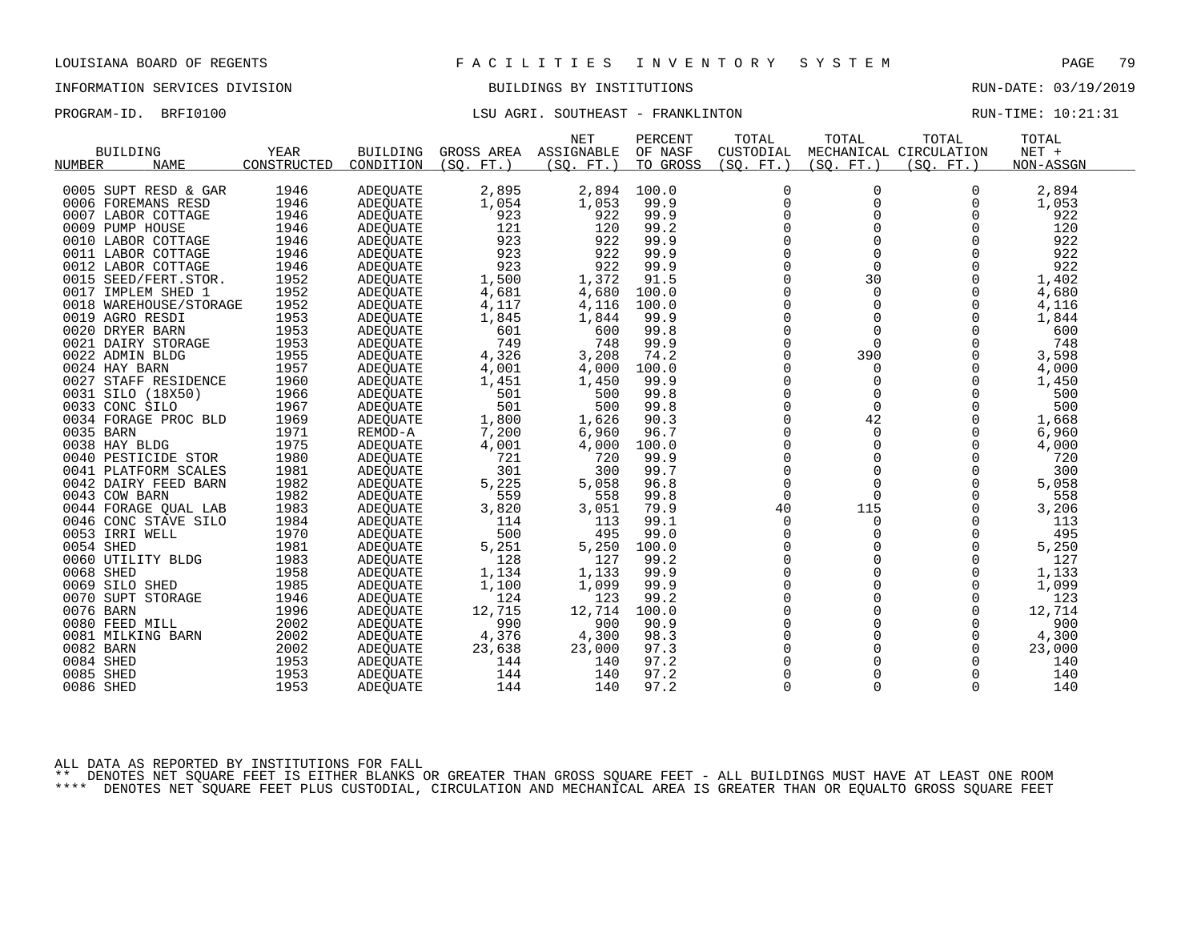LOUISIANA BOARD OF REGENTS — FACILITIES INVENTORY SYSTEM

INFORMATION SERVICES DIVISION — BUILDINGS BY INSTITUTIONS — RUN-DATE: 03/19/2019

PROGRAM-ID. BRFI0100 — LSU AGRI. SOUTHEAST - FRANKLINTON — RUN-TIME: 10:21:31

| BUILDING NUMBER | NAME | YEAR CONSTRUCTED | BUILDING CONDITION | GROSS AREA (SQ. FT.) | NET ASSIGNABLE (SQ. FT.) | PERCENT OF NASF TO GROSS | TOTAL CUSTODIAL (SQ. FT.) | TOTAL MECHANICAL (SQ. FT.) | TOTAL CIRCULATION (SQ. FT.) | TOTAL NET + NON-ASSGN |
|---|---|---|---|---|---|---|---|---|---|---|
| 0005 | SUPT RESD & GAR | 1946 | ADEQUATE | 2,895 | 2,894 | 100.0 | 0 | 0 | 0 | 2,894 |
| 0006 | FOREMANS RESD | 1946 | ADEQUATE | 1,054 | 1,053 | 99.9 | 0 | 0 | 0 | 1,053 |
| 0007 | LABOR COTTAGE | 1946 | ADEQUATE | 923 | 922 | 99.9 | 0 | 0 | 0 | 922 |
| 0009 | PUMP HOUSE | 1946 | ADEQUATE | 121 | 120 | 99.2 | 0 | 0 | 0 | 120 |
| 0010 | LABOR COTTAGE | 1946 | ADEQUATE | 923 | 922 | 99.9 | 0 | 0 | 0 | 922 |
| 0011 | LABOR COTTAGE | 1946 | ADEQUATE | 923 | 922 | 99.9 | 0 | 0 | 0 | 922 |
| 0012 | LABOR COTTAGE | 1946 | ADEQUATE | 923 | 922 | 99.9 | 0 | 0 | 0 | 922 |
| 0015 | SEED/FERT.STOR. | 1952 | ADEQUATE | 1,500 | 1,372 | 91.5 | 0 | 30 | 0 | 1,402 |
| 0017 | IMPLEM SHED 1 | 1952 | ADEQUATE | 4,681 | 4,680 | 100.0 | 0 | 0 | 0 | 4,680 |
| 0018 | WAREHOUSE/STORAGE | 1952 | ADEQUATE | 4,117 | 4,116 | 100.0 | 0 | 0 | 0 | 4,116 |
| 0019 | AGRO RESDI | 1953 | ADEQUATE | 1,845 | 1,844 | 99.9 | 0 | 0 | 0 | 1,844 |
| 0020 | DRYER BARN | 1953 | ADEQUATE | 601 | 600 | 99.8 | 0 | 0 | 0 | 600 |
| 0021 | DAIRY STORAGE | 1953 | ADEQUATE | 749 | 748 | 99.9 | 0 | 0 | 0 | 748 |
| 0022 | ADMIN BLDG | 1955 | ADEQUATE | 4,326 | 3,208 | 74.2 | 0 | 390 | 0 | 3,598 |
| 0024 | HAY BARN | 1957 | ADEQUATE | 4,001 | 4,000 | 100.0 | 0 | 0 | 0 | 4,000 |
| 0027 | STAFF RESIDENCE | 1960 | ADEQUATE | 1,451 | 1,450 | 99.9 | 0 | 0 | 0 | 1,450 |
| 0031 | SILO (18X50) | 1966 | ADEQUATE | 501 | 500 | 99.8 | 0 | 0 | 0 | 500 |
| 0033 | CONC SILO | 1967 | ADEQUATE | 501 | 500 | 99.8 | 0 | 0 | 0 | 500 |
| 0034 | FORAGE PROC BLD | 1969 | ADEQUATE | 1,800 | 1,626 | 90.3 | 0 | 42 | 0 | 1,668 |
| 0035 | BARN | 1971 | REMOD-A | 7,200 | 6,960 | 96.7 | 0 | 0 | 0 | 6,960 |
| 0038 | HAY BLDG | 1975 | ADEQUATE | 4,001 | 4,000 | 100.0 | 0 | 0 | 0 | 4,000 |
| 0040 | PESTICIDE STOR | 1980 | ADEQUATE | 721 | 720 | 99.9 | 0 | 0 | 0 | 720 |
| 0041 | PLATFORM SCALES | 1981 | ADEQUATE | 301 | 300 | 99.7 | 0 | 0 | 0 | 300 |
| 0042 | DAIRY FEED BARN | 1982 | ADEQUATE | 5,225 | 5,058 | 96.8 | 0 | 0 | 0 | 5,058 |
| 0043 | COW BARN | 1982 | ADEQUATE | 559 | 558 | 99.8 | 0 | 0 | 0 | 558 |
| 0044 | FORAGE QUAL LAB | 1983 | ADEQUATE | 3,820 | 3,051 | 79.9 | 40 | 115 | 0 | 3,206 |
| 0046 | CONC STAVE SILO | 1984 | ADEQUATE | 114 | 113 | 99.1 | 0 | 0 | 0 | 113 |
| 0053 | IRRI WELL | 1970 | ADEQUATE | 500 | 495 | 99.0 | 0 | 0 | 0 | 495 |
| 0054 | SHED | 1981 | ADEQUATE | 5,251 | 5,250 | 100.0 | 0 | 0 | 0 | 5,250 |
| 0060 | UTILITY BLDG | 1983 | ADEQUATE | 128 | 127 | 99.2 | 0 | 0 | 0 | 127 |
| 0068 | SHED | 1958 | ADEQUATE | 1,134 | 1,133 | 99.9 | 0 | 0 | 0 | 1,133 |
| 0069 | SILO SHED | 1985 | ADEQUATE | 1,100 | 1,099 | 99.9 | 0 | 0 | 0 | 1,099 |
| 0070 | SUPT STORAGE | 1946 | ADEQUATE | 124 | 123 | 99.2 | 0 | 0 | 0 | 123 |
| 0076 | BARN | 1996 | ADEQUATE | 12,715 | 12,714 | 100.0 | 0 | 0 | 0 | 12,714 |
| 0080 | FEED MILL | 2002 | ADEQUATE | 990 | 900 | 90.9 | 0 | 0 | 0 | 900 |
| 0081 | MILKING BARN | 2002 | ADEQUATE | 4,376 | 4,300 | 98.3 | 0 | 0 | 0 | 4,300 |
| 0082 | BARN | 2002 | ADEQUATE | 23,638 | 23,000 | 97.3 | 0 | 0 | 0 | 23,000 |
| 0084 | SHED | 1953 | ADEQUATE | 144 | 140 | 97.2 | 0 | 0 | 0 | 140 |
| 0085 | SHED | 1953 | ADEQUATE | 144 | 140 | 97.2 | 0 | 0 | 0 | 140 |
| 0086 | SHED | 1953 | ADEQUATE | 144 | 140 | 97.2 | 0 | 0 | 0 | 140 |

ALL DATA AS REPORTED BY INSTITUTIONS FOR FALL

** DENOTES NET SQUARE FEET IS EITHER BLANKS OR GREATER THAN GROSS SQUARE FEET - ALL BUILDINGS MUST HAVE AT LEAST ONE ROOM

**** DENOTES NET SQUARE FEET PLUS CUSTODIAL, CIRCULATION AND MECHANICAL AREA IS GREATER THAN OR EQUALTO GROSS SQUARE FEET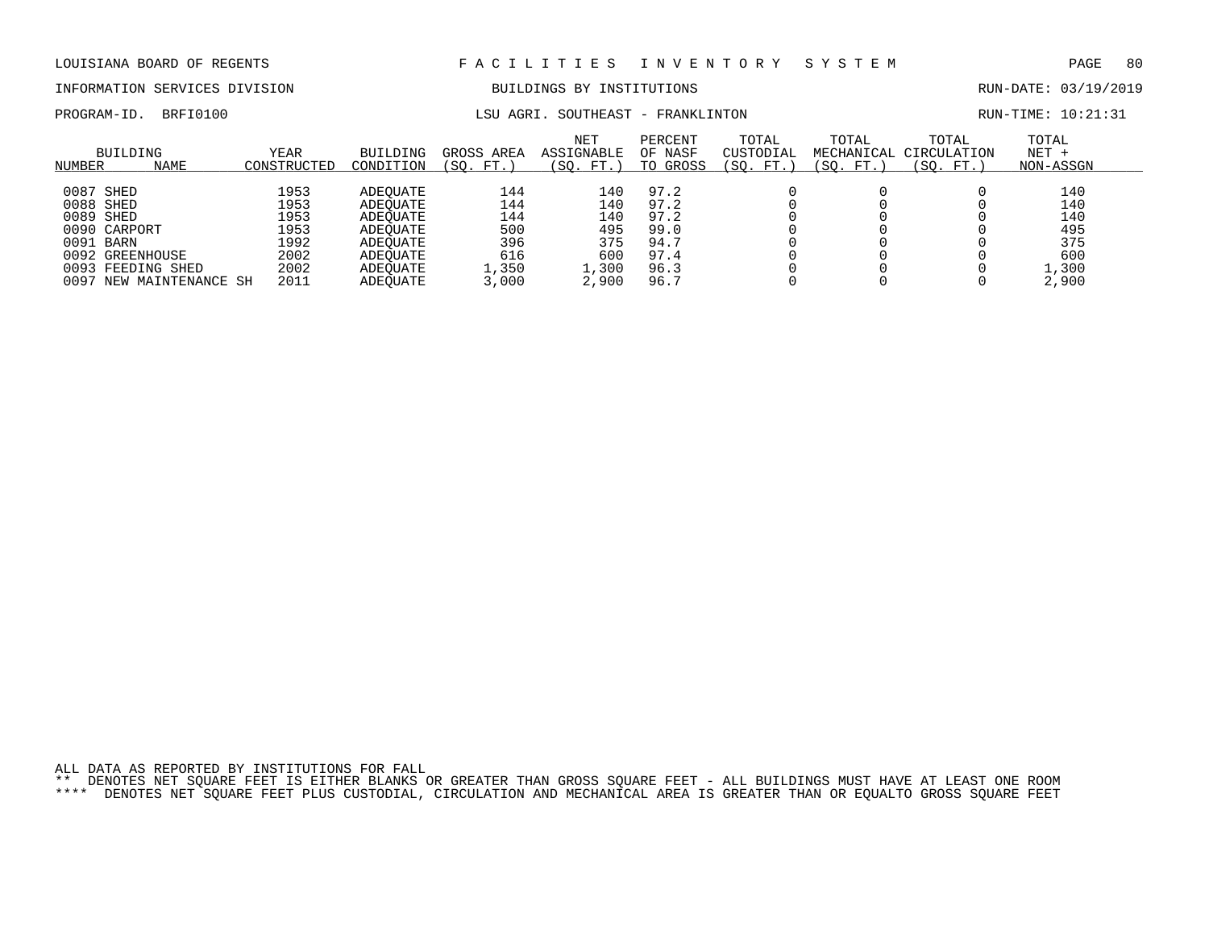LOUISIANA BOARD OF REGENTS — F A C I L I T I E S   I N V E N T O R Y   S Y S T E M

INFORMATION SERVICES DIVISION — BUILDINGS BY INSTITUTIONS — RUN-DATE: 03/19/2019

PROGRAM-ID. BRFI0100 — LSU AGRI. SOUTHEAST - FRANKLINTON — RUN-TIME: 10:21:31

| BUILDING NUMBER | NAME | YEAR CONSTRUCTED | BUILDING CONDITION | GROSS AREA (SQ. FT.) | NET ASSIGNABLE (SQ. FT.) | PERCENT OF NASF TO GROSS | TOTAL CUSTODIAL (SQ. FT.) | TOTAL MECHANICAL (SQ. FT.) | TOTAL CIRCULATION (SQ. FT.) | TOTAL NET + NON-ASSGN |
|---|---|---|---|---|---|---|---|---|---|---|
| 0087 | SHED | 1953 | ADEQUATE | 144 | 140 | 97.2 | 0 | 0 | 0 | 140 |
| 0088 | SHED | 1953 | ADEQUATE | 144 | 140 | 97.2 | 0 | 0 | 0 | 140 |
| 0089 | SHED | 1953 | ADEQUATE | 144 | 140 | 97.2 | 0 | 0 | 0 | 140 |
| 0090 | CARPORT | 1953 | ADEQUATE | 500 | 495 | 99.0 | 0 | 0 | 0 | 495 |
| 0091 | BARN | 1992 | ADEQUATE | 396 | 375 | 94.7 | 0 | 0 | 0 | 375 |
| 0092 | GREENHOUSE | 2002 | ADEQUATE | 616 | 600 | 97.4 | 0 | 0 | 0 | 600 |
| 0093 | FEEDING SHED | 2002 | ADEQUATE | 1,350 | 1,300 | 96.3 | 0 | 0 | 0 | 1,300 |
| 0097 | NEW MAINTENANCE SH | 2011 | ADEQUATE | 3,000 | 2,900 | 96.7 | 0 | 0 | 0 | 2,900 |

ALL DATA AS REPORTED BY INSTITUTIONS FOR FALL
** DENOTES NET SQUARE FEET IS EITHER BLANKS OR GREATER THAN GROSS SQUARE FEET - ALL BUILDINGS MUST HAVE AT LEAST ONE ROOM
**** DENOTES NET SQUARE FEET PLUS CUSTODIAL, CIRCULATION AND MECHANICAL AREA IS GREATER THAN OR EQUALTO GROSS SQUARE FEET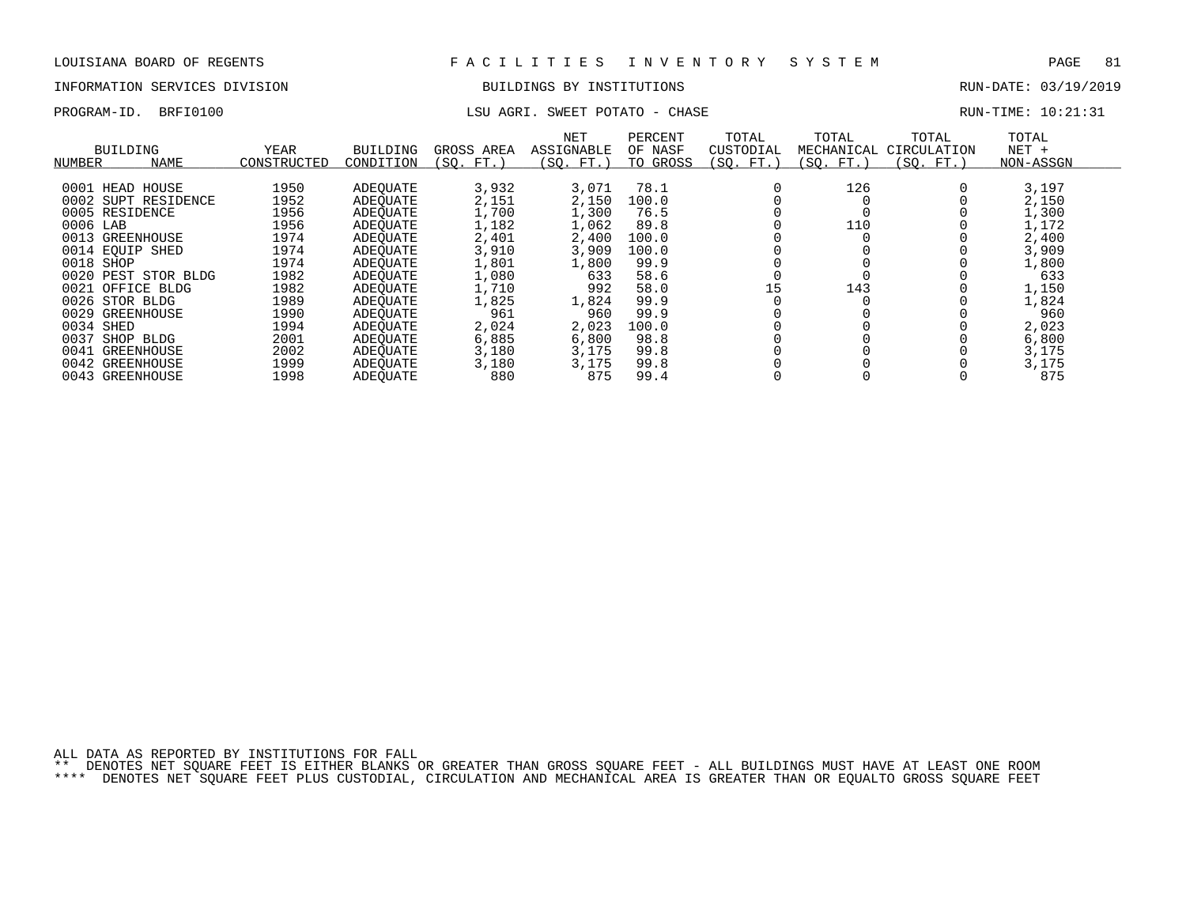LOUISIANA BOARD OF REGENTS — FACILITIES INVENTORY SYSTEM

INFORMATION SERVICES DIVISION — BUILDINGS BY INSTITUTIONS — RUN-DATE: 03/19/2019

PROGRAM-ID. BRFI0100 — LSU AGRI. SWEET POTATO - CHASE — RUN-TIME: 10:21:31

| BUILDING NUMBER | NAME | YEAR CONSTRUCTED | BUILDING CONDITION | GROSS AREA (SQ. FT.) | NET ASSIGNABLE (SQ. FT.) | PERCENT OF NASF TO GROSS | TOTAL CUSTODIAL (SQ. FT.) | TOTAL MECHANICAL (SQ. FT.) | TOTAL CIRCULATION (SQ. FT.) | TOTAL NET + NON-ASSGN |
|---|---|---|---|---|---|---|---|---|---|---|
| 0001 | HEAD HOUSE | 1950 | ADEQUATE | 3,932 | 3,071 | 78.1 | 0 | 126 | 0 | 3,197 |
| 0002 | SUPT RESIDENCE | 1952 | ADEQUATE | 2,151 | 2,150 | 100.0 | 0 | 0 | 0 | 2,150 |
| 0005 | RESIDENCE | 1956 | ADEQUATE | 1,700 | 1,300 | 76.5 | 0 | 0 | 0 | 1,300 |
| 0006 | LAB | 1956 | ADEQUATE | 1,182 | 1,062 | 89.8 | 0 | 110 | 0 | 1,172 |
| 0013 | GREENHOUSE | 1974 | ADEQUATE | 2,401 | 2,400 | 100.0 | 0 | 0 | 0 | 2,400 |
| 0014 | EQUIP SHED | 1974 | ADEQUATE | 3,910 | 3,909 | 100.0 | 0 | 0 | 0 | 3,909 |
| 0018 | SHOP | 1974 | ADEQUATE | 1,801 | 1,800 | 99.9 | 0 | 0 | 0 | 1,800 |
| 0020 | PEST STOR BLDG | 1982 | ADEQUATE | 1,080 | 633 | 58.6 | 0 | 0 | 0 | 633 |
| 0021 | OFFICE BLDG | 1982 | ADEQUATE | 1,710 | 992 | 58.0 | 15 | 143 | 0 | 1,150 |
| 0026 | STOR BLDG | 1989 | ADEQUATE | 1,825 | 1,824 | 99.9 | 0 | 0 | 0 | 1,824 |
| 0029 | GREENHOUSE | 1990 | ADEQUATE | 961 | 960 | 99.9 | 0 | 0 | 0 | 960 |
| 0034 | SHED | 1994 | ADEQUATE | 2,024 | 2,023 | 100.0 | 0 | 0 | 0 | 2,023 |
| 0037 | SHOP BLDG | 2001 | ADEQUATE | 6,885 | 6,800 | 98.8 | 0 | 0 | 0 | 6,800 |
| 0041 | GREENHOUSE | 2002 | ADEQUATE | 3,180 | 3,175 | 99.8 | 0 | 0 | 0 | 3,175 |
| 0042 | GREENHOUSE | 1999 | ADEQUATE | 3,180 | 3,175 | 99.8 | 0 | 0 | 0 | 3,175 |
| 0043 | GREENHOUSE | 1998 | ADEQUATE | 880 | 875 | 99.4 | 0 | 0 | 0 | 875 |

ALL DATA AS REPORTED BY INSTITUTIONS FOR FALL

** DENOTES NET SQUARE FEET IS EITHER BLANKS OR GREATER THAN GROSS SQUARE FEET - ALL BUILDINGS MUST HAVE AT LEAST ONE ROOM

**** DENOTES NET SQUARE FEET PLUS CUSTODIAL, CIRCULATION AND MECHANICAL AREA IS GREATER THAN OR EQUALTO GROSS SQUARE FEET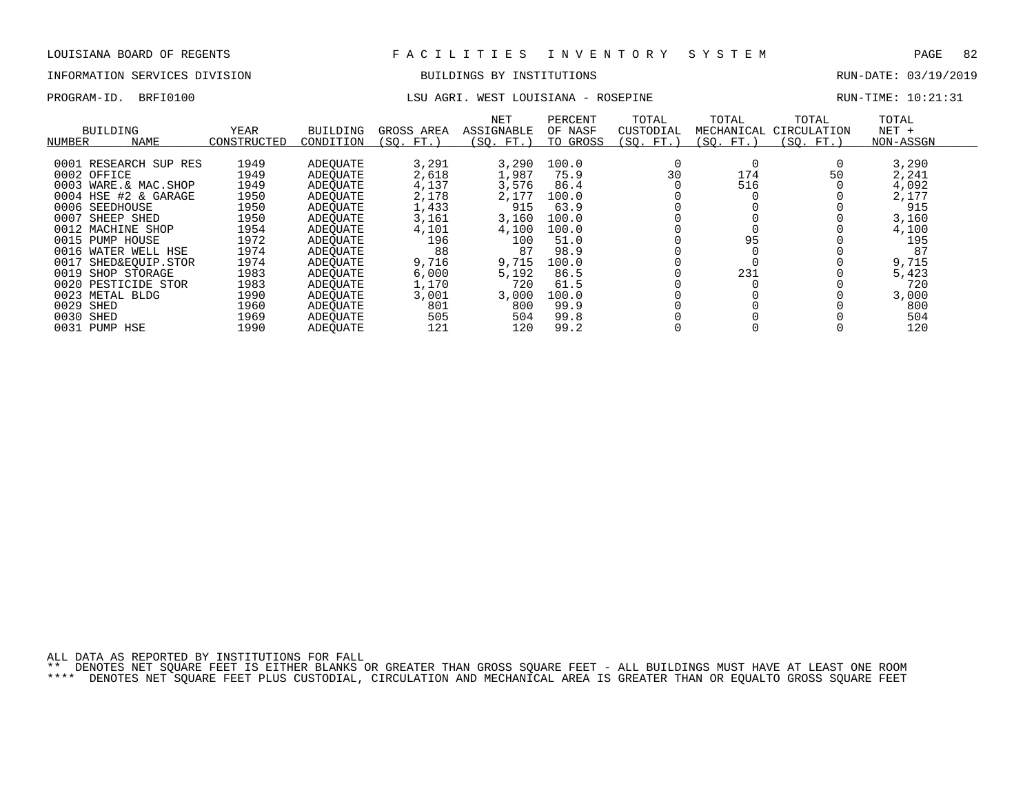LOUISIANA BOARD OF REGENTS — F A C I L I T I E S   I N V E N T O R Y   S Y S T E M

INFORMATION SERVICES DIVISION — BUILDINGS BY INSTITUTIONS — RUN-DATE: 03/19/2019

PROGRAM-ID. BRFI0100 — LSU AGRI. WEST LOUISIANA - ROSEPINE — RUN-TIME: 10:21:31

| BUILDING NUMBER | NAME | YEAR CONSTRUCTED | BUILDING CONDITION | GROSS AREA (SQ. FT.) | NET ASSIGNABLE (SQ. FT.) | PERCENT OF NASF TO GROSS | TOTAL CUSTODIAL (SQ. FT.) | TOTAL MECHANICAL (SQ. FT.) | TOTAL CIRCULATION (SQ. FT.) | TOTAL NET + NON-ASSGN |
|---|---|---|---|---|---|---|---|---|---|---|
| 0001 | RESEARCH SUP RES | 1949 | ADEQUATE | 3,291 | 3,290 | 100.0 | 0 | 0 | 0 | 3,290 |
| 0002 | OFFICE | 1949 | ADEQUATE | 2,618 | 1,987 | 75.9 | 30 | 174 | 50 | 2,241 |
| 0003 | WARE.& MAC.SHOP | 1949 | ADEQUATE | 4,137 | 3,576 | 86.4 | 0 | 516 | 0 | 4,092 |
| 0004 | HSE #2 & GARAGE | 1950 | ADEQUATE | 2,178 | 2,177 | 100.0 | 0 | 0 | 0 | 2,177 |
| 0006 | SEEDHOUSE | 1950 | ADEQUATE | 1,433 | 915 | 63.9 | 0 | 0 | 0 | 915 |
| 0007 | SHEEP SHED | 1950 | ADEQUATE | 3,161 | 3,160 | 100.0 | 0 | 0 | 0 | 3,160 |
| 0012 | MACHINE SHOP | 1954 | ADEQUATE | 4,101 | 4,100 | 100.0 | 0 | 0 | 0 | 4,100 |
| 0015 | PUMP HOUSE | 1972 | ADEQUATE | 196 | 100 | 51.0 | 0 | 95 | 0 | 195 |
| 0016 | WATER WELL HSE | 1974 | ADEQUATE | 88 | 87 | 98.9 | 0 | 0 | 0 | 87 |
| 0017 | SHED&EQUIP.STOR | 1974 | ADEQUATE | 9,716 | 9,715 | 100.0 | 0 | 0 | 0 | 9,715 |
| 0019 | SHOP STORAGE | 1983 | ADEQUATE | 6,000 | 5,192 | 86.5 | 0 | 231 | 0 | 5,423 |
| 0020 | PESTICIDE STOR | 1983 | ADEQUATE | 1,170 | 720 | 61.5 | 0 | 0 | 0 | 720 |
| 0023 | METAL BLDG | 1990 | ADEQUATE | 3,001 | 3,000 | 100.0 | 0 | 0 | 0 | 3,000 |
| 0029 | SHED | 1960 | ADEQUATE | 801 | 800 | 99.9 | 0 | 0 | 0 | 800 |
| 0030 | SHED | 1969 | ADEQUATE | 505 | 504 | 99.8 | 0 | 0 | 0 | 504 |
| 0031 | PUMP HSE | 1990 | ADEQUATE | 121 | 120 | 99.2 | 0 | 0 | 0 | 120 |

ALL DATA AS REPORTED BY INSTITUTIONS FOR FALL

** DENOTES NET SQUARE FEET IS EITHER BLANKS OR GREATER THAN GROSS SQUARE FEET - ALL BUILDINGS MUST HAVE AT LEAST ONE ROOM

**** DENOTES NET SQUARE FEET PLUS CUSTODIAL, CIRCULATION AND MECHANICAL AREA IS GREATER THAN OR EQUALTO GROSS SQUARE FEET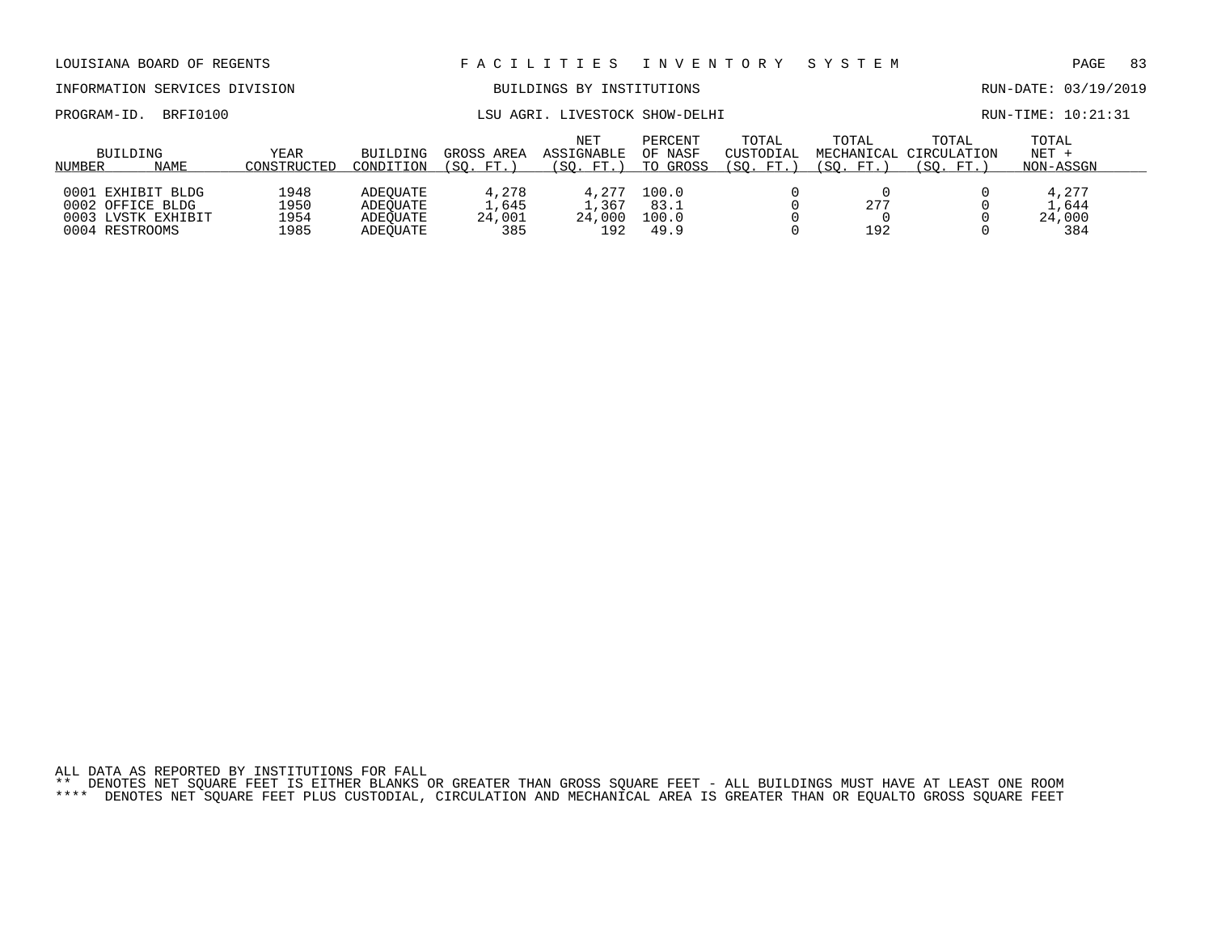LOUISIANA BOARD OF REGENTS — FACILITIES INVENTORY SYSTEM

INFORMATION SERVICES DIVISION — BUILDINGS BY INSTITUTIONS — RUN-DATE: 03/19/2019

PROGRAM-ID. BRFI0100 — LSU AGRI. LIVESTOCK SHOW-DELHI — RUN-TIME: 10:21:31

| BUILDING NUMBER | NAME | YEAR CONSTRUCTED | BUILDING CONDITION | GROSS AREA (SQ. FT.) | NET ASSIGNABLE (SQ. FT.) | PERCENT OF NASF TO GROSS | TOTAL CUSTODIAL (SQ. FT.) | TOTAL MECHANICAL (SQ. FT.) | TOTAL CIRCULATION (SQ. FT.) | TOTAL NET + NON-ASSGN |
|---|---|---|---|---|---|---|---|---|---|---|
| 0001 | EXHIBIT BLDG | 1948 | ADEQUATE | 4,278 | 4,277 | 100.0 | 0 | 0 | 0 | 4,277 |
| 0002 | OFFICE BLDG | 1950 | ADEQUATE | 1,645 | 1,367 | 83.1 | 0 | 277 | 0 | 1,644 |
| 0003 | LVSTK EXHIBIT | 1954 | ADEQUATE | 24,001 | 24,000 | 100.0 | 0 | 0 | 0 | 24,000 |
| 0004 | RESTROOMS | 1985 | ADEQUATE | 385 | 192 | 49.9 | 0 | 192 | 0 | 384 |

ALL DATA AS REPORTED BY INSTITUTIONS FOR FALL

** DENOTES NET SQUARE FEET IS EITHER BLANKS OR GREATER THAN GROSS SQUARE FEET - ALL BUILDINGS MUST HAVE AT LEAST ONE ROOM

**** DENOTES NET SQUARE FEET PLUS CUSTODIAL, CIRCULATION AND MECHANICAL AREA IS GREATER THAN OR EQUALTO GROSS SQUARE FEET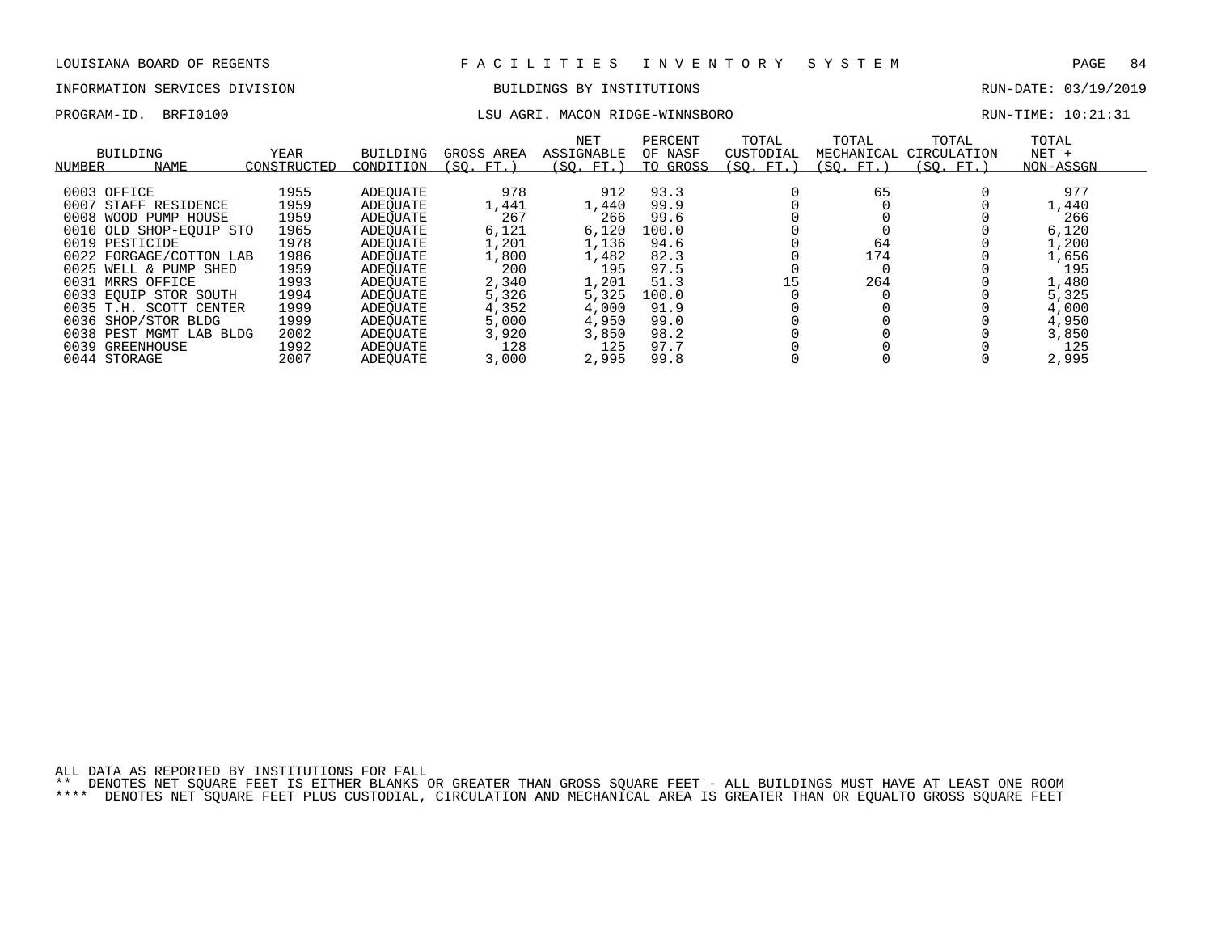LOUISIANA BOARD OF REGENTS — FACILITIES INVENTORY SYSTEM

INFORMATION SERVICES DIVISION — BUILDINGS BY INSTITUTIONS — RUN-DATE: 03/19/2019

PROGRAM-ID. BRFI0100 — LSU AGRI. MACON RIDGE-WINNSBORO — RUN-TIME: 10:21:31

| BUILDING NUMBER | NAME | YEAR CONSTRUCTED | BUILDING CONDITION | GROSS AREA (SQ. FT.) | NET ASSIGNABLE (SQ. FT.) | PERCENT OF NASF TO GROSS | TOTAL CUSTODIAL (SQ. FT.) | TOTAL MECHANICAL (SQ. FT.) | TOTAL CIRCULATION (SQ. FT.) | TOTAL NET + NON-ASSGN |
|---|---|---|---|---|---|---|---|---|---|---|
| 0003 | OFFICE | 1955 | ADEQUATE | 978 | 912 | 93.3 | 0 | 65 | 0 | 977 |
| 0007 | STAFF RESIDENCE | 1959 | ADEQUATE | 1,441 | 1,440 | 99.9 | 0 | 0 | 0 | 1,440 |
| 0008 | WOOD PUMP HOUSE | 1959 | ADEQUATE | 267 | 266 | 99.6 | 0 | 0 | 0 | 266 |
| 0010 | OLD SHOP-EQUIP STO | 1965 | ADEQUATE | 6,121 | 6,120 | 100.0 | 0 | 0 | 0 | 6,120 |
| 0019 | PESTICIDE | 1978 | ADEQUATE | 1,201 | 1,136 | 94.6 | 0 | 64 | 0 | 1,200 |
| 0022 | FORGAGE/COTTON LAB | 1986 | ADEQUATE | 1,800 | 1,482 | 82.3 | 0 | 174 | 0 | 1,656 |
| 0025 | WELL & PUMP SHED | 1959 | ADEQUATE | 200 | 195 | 97.5 | 0 | 0 | 0 | 195 |
| 0031 | MRRS OFFICE | 1993 | ADEQUATE | 2,340 | 1,201 | 51.3 | 15 | 264 | 0 | 1,480 |
| 0033 | EQUIP STOR SOUTH | 1994 | ADEQUATE | 5,326 | 5,325 | 100.0 | 0 | 0 | 0 | 5,325 |
| 0035 | T.H. SCOTT CENTER | 1999 | ADEQUATE | 4,352 | 4,000 | 91.9 | 0 | 0 | 0 | 4,000 |
| 0036 | SHOP/STOR BLDG | 1999 | ADEQUATE | 5,000 | 4,950 | 99.0 | 0 | 0 | 0 | 4,950 |
| 0038 | PEST MGMT LAB BLDG | 2002 | ADEQUATE | 3,920 | 3,850 | 98.2 | 0 | 0 | 0 | 3,850 |
| 0039 | GREENHOUSE | 1992 | ADEQUATE | 128 | 125 | 97.7 | 0 | 0 | 0 | 125 |
| 0044 | STORAGE | 2007 | ADEQUATE | 3,000 | 2,995 | 99.8 | 0 | 0 | 0 | 2,995 |

ALL DATA AS REPORTED BY INSTITUTIONS FOR FALL

** DENOTES NET SQUARE FEET IS EITHER BLANKS OR GREATER THAN GROSS SQUARE FEET - ALL BUILDINGS MUST HAVE AT LEAST ONE ROOM

**** DENOTES NET SQUARE FEET PLUS CUSTODIAL, CIRCULATION AND MECHANICAL AREA IS GREATER THAN OR EQUALTO GROSS SQUARE FEET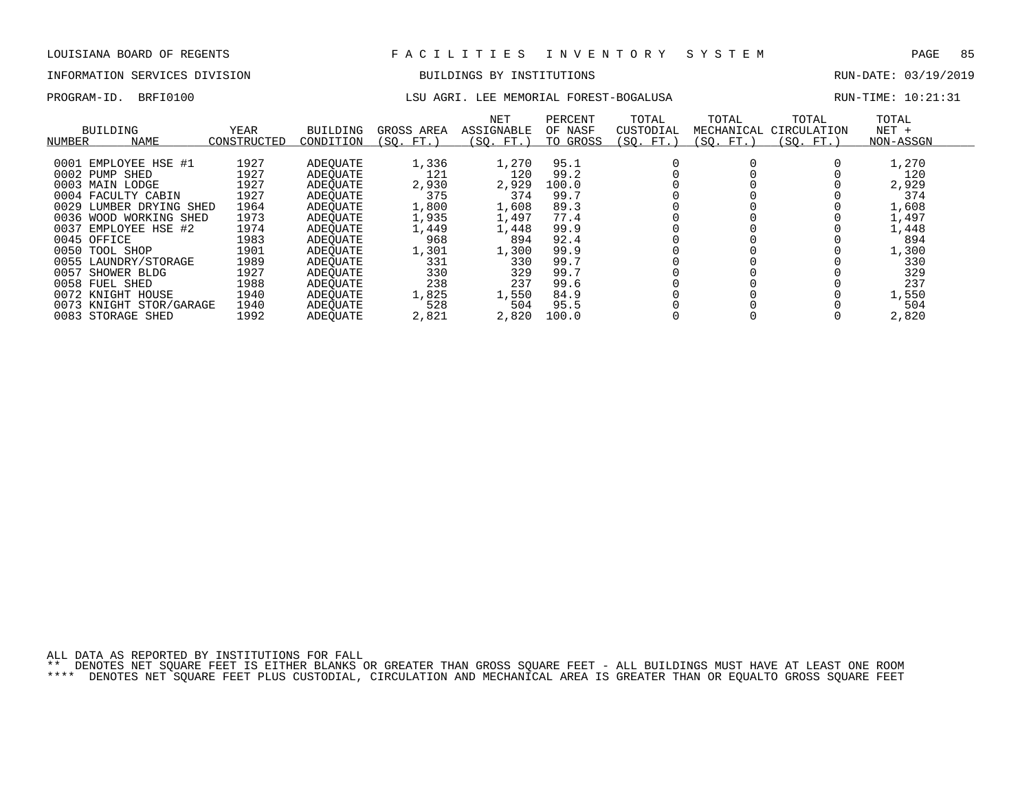LOUISIANA BOARD OF REGENTS — F A C I L I T I E S   I N V E N T O R Y   S Y S T E M

INFORMATION SERVICES DIVISION — BUILDINGS BY INSTITUTIONS — RUN-DATE: 03/19/2019

PROGRAM-ID. BRFI0100 — LSU AGRI. LEE MEMORIAL FOREST-BOGALUSA — RUN-TIME: 10:21:31

| BUILDING NUMBER | NAME | YEAR CONSTRUCTED | BUILDING CONDITION | GROSS AREA (SQ. FT.) | NET ASSIGNABLE (SQ. FT.) | PERCENT OF NASF TO GROSS | TOTAL CUSTODIAL (SQ. FT.) | TOTAL MECHANICAL (SQ. FT.) | TOTAL CIRCULATION (SQ. FT.) | TOTAL NET + NON-ASSGN |
|---|---|---|---|---|---|---|---|---|---|---|
| 0001 | EMPLOYEE HSE #1 | 1927 | ADEQUATE | 1,336 | 1,270 | 95.1 | 0 | 0 | 0 | 1,270 |
| 0002 | PUMP SHED | 1927 | ADEQUATE | 121 | 120 | 99.2 | 0 | 0 | 0 | 120 |
| 0003 | MAIN LODGE | 1927 | ADEQUATE | 2,930 | 2,929 | 100.0 | 0 | 0 | 0 | 2,929 |
| 0004 | FACULTY CABIN | 1927 | ADEQUATE | 375 | 374 | 99.7 | 0 | 0 | 0 | 374 |
| 0029 | LUMBER DRYING SHED | 1964 | ADEQUATE | 1,800 | 1,608 | 89.3 | 0 | 0 | 0 | 1,608 |
| 0036 | WOOD WORKING SHED | 1973 | ADEQUATE | 1,935 | 1,497 | 77.4 | 0 | 0 | 0 | 1,497 |
| 0037 | EMPLOYEE HSE #2 | 1974 | ADEQUATE | 1,449 | 1,448 | 99.9 | 0 | 0 | 0 | 1,448 |
| 0045 | OFFICE | 1983 | ADEQUATE | 968 | 894 | 92.4 | 0 | 0 | 0 | 894 |
| 0050 | TOOL SHOP | 1901 | ADEQUATE | 1,301 | 1,300 | 99.9 | 0 | 0 | 0 | 1,300 |
| 0055 | LAUNDRY/STORAGE | 1989 | ADEQUATE | 331 | 330 | 99.7 | 0 | 0 | 0 | 330 |
| 0057 | SHOWER BLDG | 1927 | ADEQUATE | 330 | 329 | 99.7 | 0 | 0 | 0 | 329 |
| 0058 | FUEL SHED | 1988 | ADEQUATE | 238 | 237 | 99.6 | 0 | 0 | 0 | 237 |
| 0072 | KNIGHT HOUSE | 1940 | ADEQUATE | 1,825 | 1,550 | 84.9 | 0 | 0 | 0 | 1,550 |
| 0073 | KNIGHT STOR/GARAGE | 1940 | ADEQUATE | 528 | 504 | 95.5 | 0 | 0 | 0 | 504 |
| 0083 | STORAGE SHED | 1992 | ADEQUATE | 2,821 | 2,820 | 100.0 | 0 | 0 | 0 | 2,820 |

ALL DATA AS REPORTED BY INSTITUTIONS FOR FALL

** DENOTES NET SQUARE FEET IS EITHER BLANKS OR GREATER THAN GROSS SQUARE FEET - ALL BUILDINGS MUST HAVE AT LEAST ONE ROOM

**** DENOTES NET SQUARE FEET PLUS CUSTODIAL, CIRCULATION AND MECHANICAL AREA IS GREATER THAN OR EQUALTO GROSS SQUARE FEET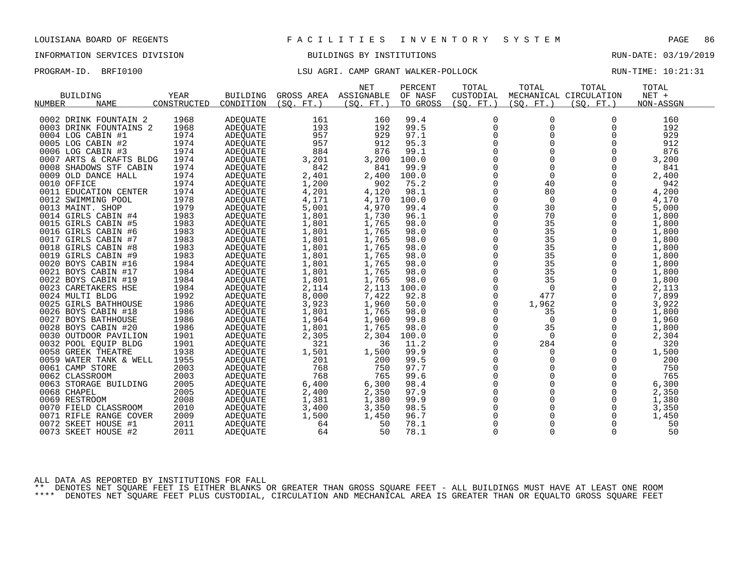LOUISIANA BOARD OF REGENTS — F A C I L I T I E S   I N V E N T O R Y   S Y S T E M

INFORMATION SERVICES DIVISION — BUILDINGS BY INSTITUTIONS — RUN-DATE: 03/19/2019

PROGRAM-ID. BRFI0100 — LSU AGRI. CAMP GRANT WALKER-POLLOCK — RUN-TIME: 10:21:31

| BUILDING NUMBER | NAME | YEAR CONSTRUCTED | BUILDING CONDITION | GROSS AREA (SQ. FT.) | NET ASSIGNABLE (SQ. FT.) | PERCENT OF NASF TO GROSS | TOTAL CUSTODIAL (SQ. FT.) | TOTAL MECHANICAL (SQ. FT.) | TOTAL CIRCULATION (SQ. FT.) | TOTAL NET + NON-ASSGN |
|---|---|---|---|---|---|---|---|---|---|---|
| 0002 | DRINK FOUNTAIN 2 | 1968 | ADEQUATE | 161 | 160 | 99.4 | 0 | 0 | 0 | 160 |
| 0003 | DRINK FOUNTAINS 2 | 1968 | ADEQUATE | 193 | 192 | 99.5 | 0 | 0 | 0 | 192 |
| 0004 | LOG CABIN #1 | 1974 | ADEQUATE | 957 | 929 | 97.1 | 0 | 0 | 0 | 929 |
| 0005 | LOG CABIN #2 | 1974 | ADEQUATE | 957 | 912 | 95.3 | 0 | 0 | 0 | 912 |
| 0006 | LOG CABIN #3 | 1974 | ADEQUATE | 884 | 876 | 99.1 | 0 | 0 | 0 | 876 |
| 0007 | ARTS & CRAFTS BLDG | 1974 | ADEQUATE | 3,201 | 3,200 | 100.0 | 0 | 0 | 0 | 3,200 |
| 0008 | SHADOWS STF CABIN | 1974 | ADEQUATE | 842 | 841 | 99.9 | 0 | 0 | 0 | 841 |
| 0009 | OLD DANCE HALL | 1974 | ADEQUATE | 2,401 | 2,400 | 100.0 | 0 | 0 | 0 | 2,400 |
| 0010 | OFFICE | 1974 | ADEQUATE | 1,200 | 902 | 75.2 | 0 | 40 | 0 | 942 |
| 0011 | EDUCATION CENTER | 1974 | ADEQUATE | 4,201 | 4,120 | 98.1 | 0 | 80 | 0 | 4,200 |
| 0012 | SWIMMING POOL | 1978 | ADEQUATE | 4,171 | 4,170 | 100.0 | 0 | 0 | 0 | 4,170 |
| 0013 | MAINT. SHOP | 1979 | ADEQUATE | 5,001 | 4,970 | 99.4 | 0 | 30 | 0 | 5,000 |
| 0014 | GIRLS CABIN #4 | 1983 | ADEQUATE | 1,801 | 1,730 | 96.1 | 0 | 70 | 0 | 1,800 |
| 0015 | GIRLS CABIN #5 | 1983 | ADEQUATE | 1,801 | 1,765 | 98.0 | 0 | 35 | 0 | 1,800 |
| 0016 | GIRLS CABIN #6 | 1983 | ADEQUATE | 1,801 | 1,765 | 98.0 | 0 | 35 | 0 | 1,800 |
| 0017 | GIRLS CABIN #7 | 1983 | ADEQUATE | 1,801 | 1,765 | 98.0 | 0 | 35 | 0 | 1,800 |
| 0018 | GIRLS CABIN #8 | 1983 | ADEQUATE | 1,801 | 1,765 | 98.0 | 0 | 35 | 0 | 1,800 |
| 0019 | GIRLS CABIN #9 | 1983 | ADEQUATE | 1,801 | 1,765 | 98.0 | 0 | 35 | 0 | 1,800 |
| 0020 | BOYS CABIN #16 | 1984 | ADEQUATE | 1,801 | 1,765 | 98.0 | 0 | 35 | 0 | 1,800 |
| 0021 | BOYS CABIN #17 | 1984 | ADEQUATE | 1,801 | 1,765 | 98.0 | 0 | 35 | 0 | 1,800 |
| 0022 | BOYS CABIN #19 | 1984 | ADEQUATE | 1,801 | 1,765 | 98.0 | 0 | 35 | 0 | 1,800 |
| 0023 | CARETAKERS HSE | 1984 | ADEQUATE | 2,114 | 2,113 | 100.0 | 0 | 0 | 0 | 2,113 |
| 0024 | MULTI BLDG | 1992 | ADEQUATE | 8,000 | 7,422 | 92.8 | 0 | 477 | 0 | 7,899 |
| 0025 | GIRLS BATHHOUSE | 1986 | ADEQUATE | 3,923 | 1,960 | 50.0 | 0 | 1,962 | 0 | 3,922 |
| 0026 | BOYS CABIN #18 | 1986 | ADEQUATE | 1,801 | 1,765 | 98.0 | 0 | 35 | 0 | 1,800 |
| 0027 | BOYS BATHHOUSE | 1986 | ADEQUATE | 1,964 | 1,960 | 99.8 | 0 | 0 | 0 | 1,960 |
| 0028 | BOYS CABIN #20 | 1986 | ADEQUATE | 1,801 | 1,765 | 98.0 | 0 | 35 | 0 | 1,800 |
| 0030 | OUTDOOR PAVILION | 1901 | ADEQUATE | 2,305 | 2,304 | 100.0 | 0 | 0 | 0 | 2,304 |
| 0032 | POOL EQUIP BLDG | 1901 | ADEQUATE | 321 | 36 | 11.2 | 0 | 284 | 0 | 320 |
| 0058 | GREEK THEATRE | 1938 | ADEQUATE | 1,501 | 1,500 | 99.9 | 0 | 0 | 0 | 1,500 |
| 0059 | WATER TANK & WELL | 1955 | ADEQUATE | 201 | 200 | 99.5 | 0 | 0 | 0 | 200 |
| 0061 | CAMP STORE | 2003 | ADEQUATE | 768 | 750 | 97.7 | 0 | 0 | 0 | 750 |
| 0062 | CLASSROOM | 2003 | ADEQUATE | 768 | 765 | 99.6 | 0 | 0 | 0 | 765 |
| 0063 | STORAGE BUILDING | 2005 | ADEQUATE | 6,400 | 6,300 | 98.4 | 0 | 0 | 0 | 6,300 |
| 0068 | CHAPEL | 2005 | ADEQUATE | 2,400 | 2,350 | 97.9 | 0 | 0 | 0 | 2,350 |
| 0069 | RESTROOM | 2008 | ADEQUATE | 1,381 | 1,380 | 99.9 | 0 | 0 | 0 | 1,380 |
| 0070 | FIELD CLASSROOM | 2010 | ADEQUATE | 3,400 | 3,350 | 98.5 | 0 | 0 | 0 | 3,350 |
| 0071 | RIFLE RANGE COVER | 2009 | ADEQUATE | 1,500 | 1,450 | 96.7 | 0 | 0 | 0 | 1,450 |
| 0072 | SKEET HOUSE #1 | 2011 | ADEQUATE | 64 | 50 | 78.1 | 0 | 0 | 0 | 50 |
| 0073 | SKEET HOUSE #2 | 2011 | ADEQUATE | 64 | 50 | 78.1 | 0 | 0 | 0 | 50 |

ALL DATA AS REPORTED BY INSTITUTIONS FOR FALL

** DENOTES NET SQUARE FEET IS EITHER BLANKS OR GREATER THAN GROSS SQUARE FEET - ALL BUILDINGS MUST HAVE AT LEAST ONE ROOM

**** DENOTES NET SQUARE FEET PLUS CUSTODIAL, CIRCULATION AND MECHANICAL AREA IS GREATER THAN OR EQUALTO GROSS SQUARE FEET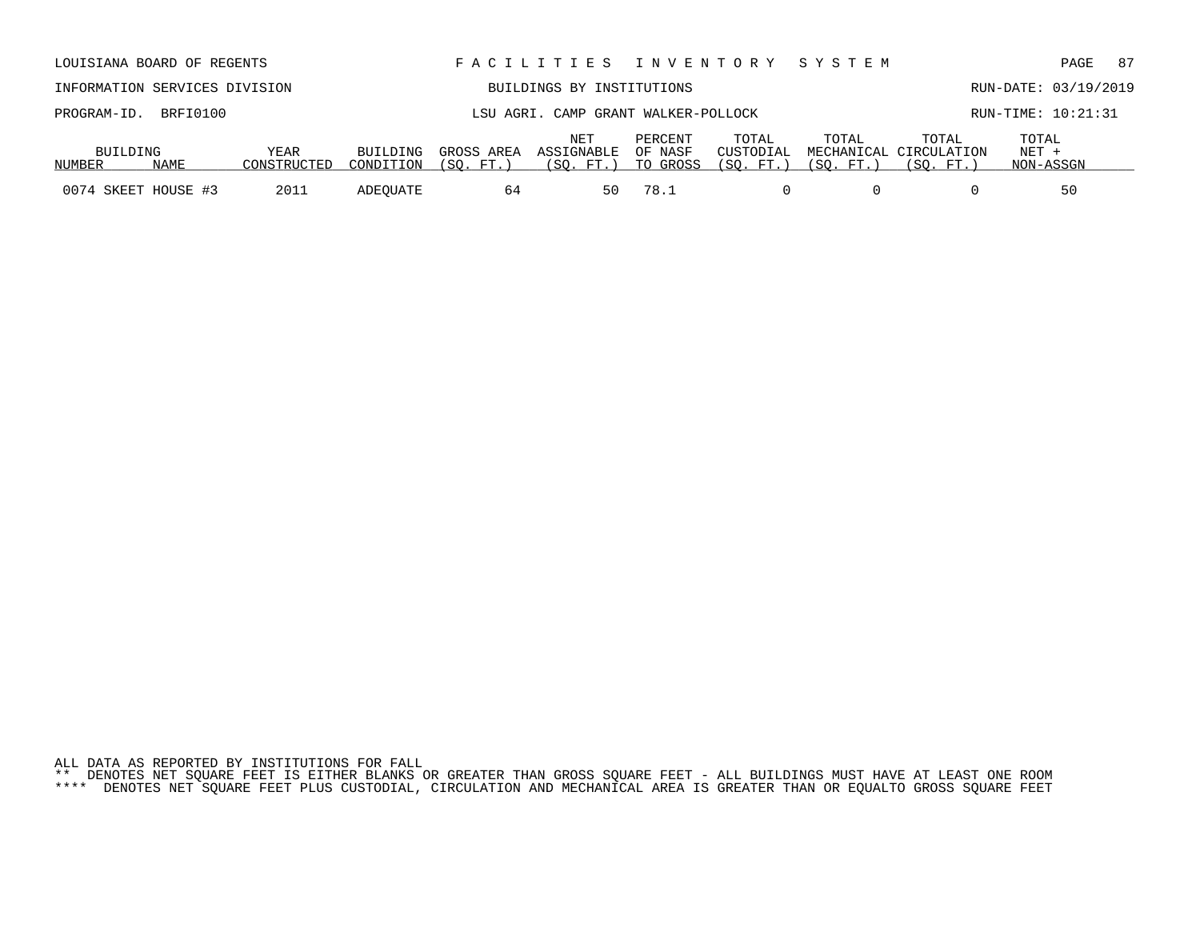LOUISIANA BOARD OF REGENTS — FACILITIES INVENTORY SYSTEM

INFORMATION SERVICES DIVISION — BUILDINGS BY INSTITUTIONS — RUN-DATE: 03/19/2019

PROGRAM-ID. BRFI0100 — LSU AGRI. CAMP GRANT WALKER-POLLOCK — RUN-TIME: 10:21:31

| BUILDING NUMBER | NAME | YEAR CONSTRUCTED | BUILDING CONDITION | GROSS AREA (SQ. FT.) | NET ASSIGNABLE (SQ. FT.) | PERCENT OF NASF TO GROSS | TOTAL CUSTODIAL (SQ. FT.) | TOTAL MECHANICAL (SQ. FT.) | TOTAL CIRCULATION (SQ. FT.) | TOTAL NET + NON-ASSGN |
|---|---|---|---|---|---|---|---|---|---|---|
| 0074 | SKEET HOUSE #3 | 2011 | ADEQUATE | 64 | 50 | 78.1 | 0 | 0 | 0 | 50 |

ALL DATA AS REPORTED BY INSTITUTIONS FOR FALL

** DENOTES NET SQUARE FEET IS EITHER BLANKS OR GREATER THAN GROSS SQUARE FEET - ALL BUILDINGS MUST HAVE AT LEAST ONE ROOM

**** DENOTES NET SQUARE FEET PLUS CUSTODIAL, CIRCULATION AND MECHANICAL AREA IS GREATER THAN OR EQUALTO GROSS SQUARE FEET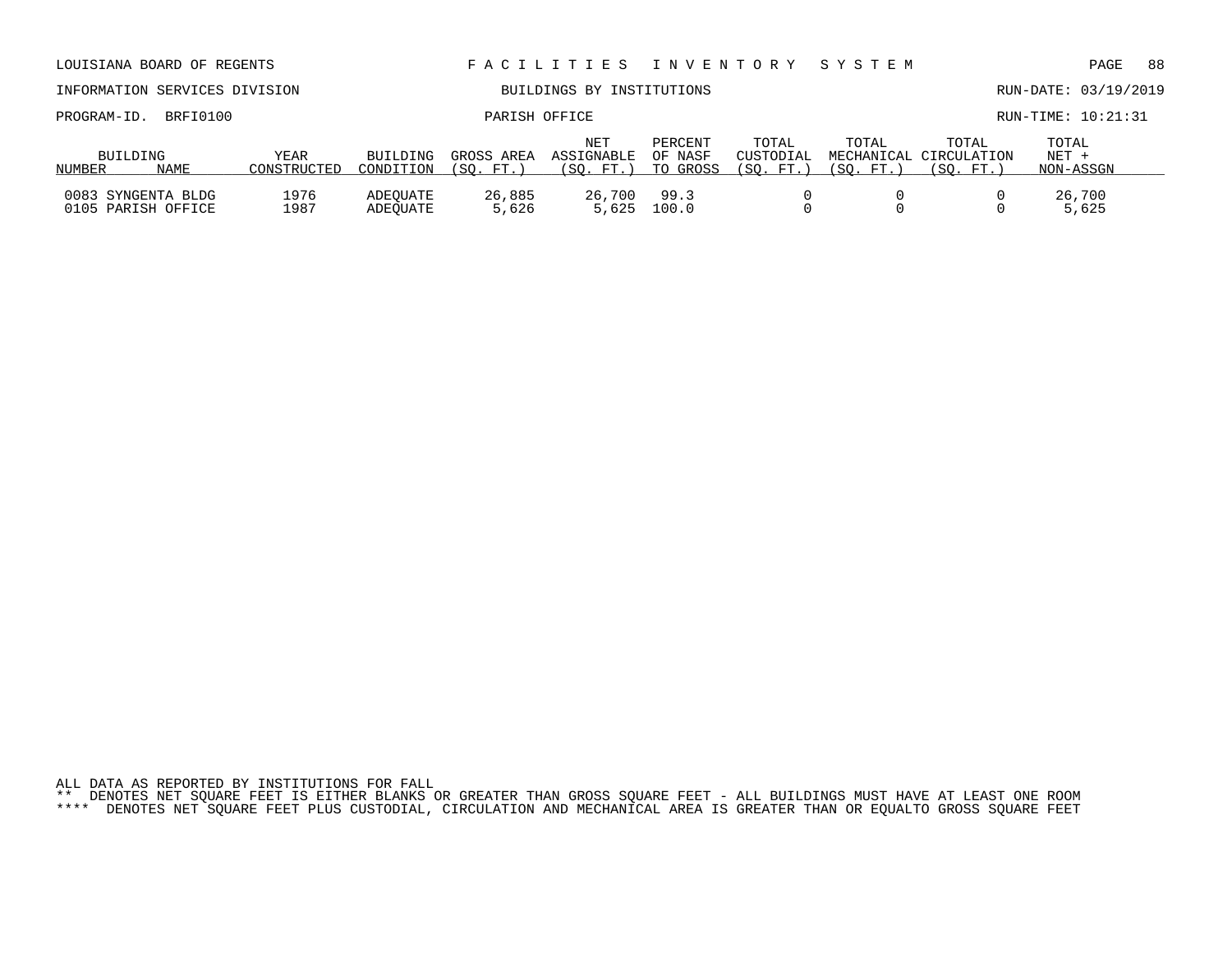LOUISIANA BOARD OF REGENTS — F A C I L I T I E S   I N V E N T O R Y   S Y S T E M

INFORMATION SERVICES DIVISION — BUILDINGS BY INSTITUTIONS — RUN-DATE: 03/19/2019

PROGRAM-ID. BRFI0100 — PARISH OFFICE — RUN-TIME: 10:21:31

| BUILDING NUMBER | NAME | YEAR CONSTRUCTED | BUILDING CONDITION | GROSS AREA (SQ. FT.) | NET ASSIGNABLE (SQ. FT.) | PERCENT OF NASF TO GROSS | TOTAL CUSTODIAL (SQ. FT.) | TOTAL MECHANICAL (SQ. FT.) | TOTAL CIRCULATION (SQ. FT.) | TOTAL NET + NON-ASSGN |
|---|---|---|---|---|---|---|---|---|---|---|
| 0083 | SYNGENTA BLDG | 1976 | ADEQUATE | 26,885 | 26,700 | 99.3 | 0 | 0 | 0 | 26,700 |
| 0105 | PARISH OFFICE | 1987 | ADEQUATE | 5,626 | 5,625 | 100.0 | 0 | 0 | 0 | 5,625 |

ALL DATA AS REPORTED BY INSTITUTIONS FOR FALL

** DENOTES NET SQUARE FEET IS EITHER BLANKS OR GREATER THAN GROSS SQUARE FEET - ALL BUILDINGS MUST HAVE AT LEAST ONE ROOM

**** DENOTES NET SQUARE FEET PLUS CUSTODIAL, CIRCULATION AND MECHANICAL AREA IS GREATER THAN OR EQUALTO GROSS SQUARE FEET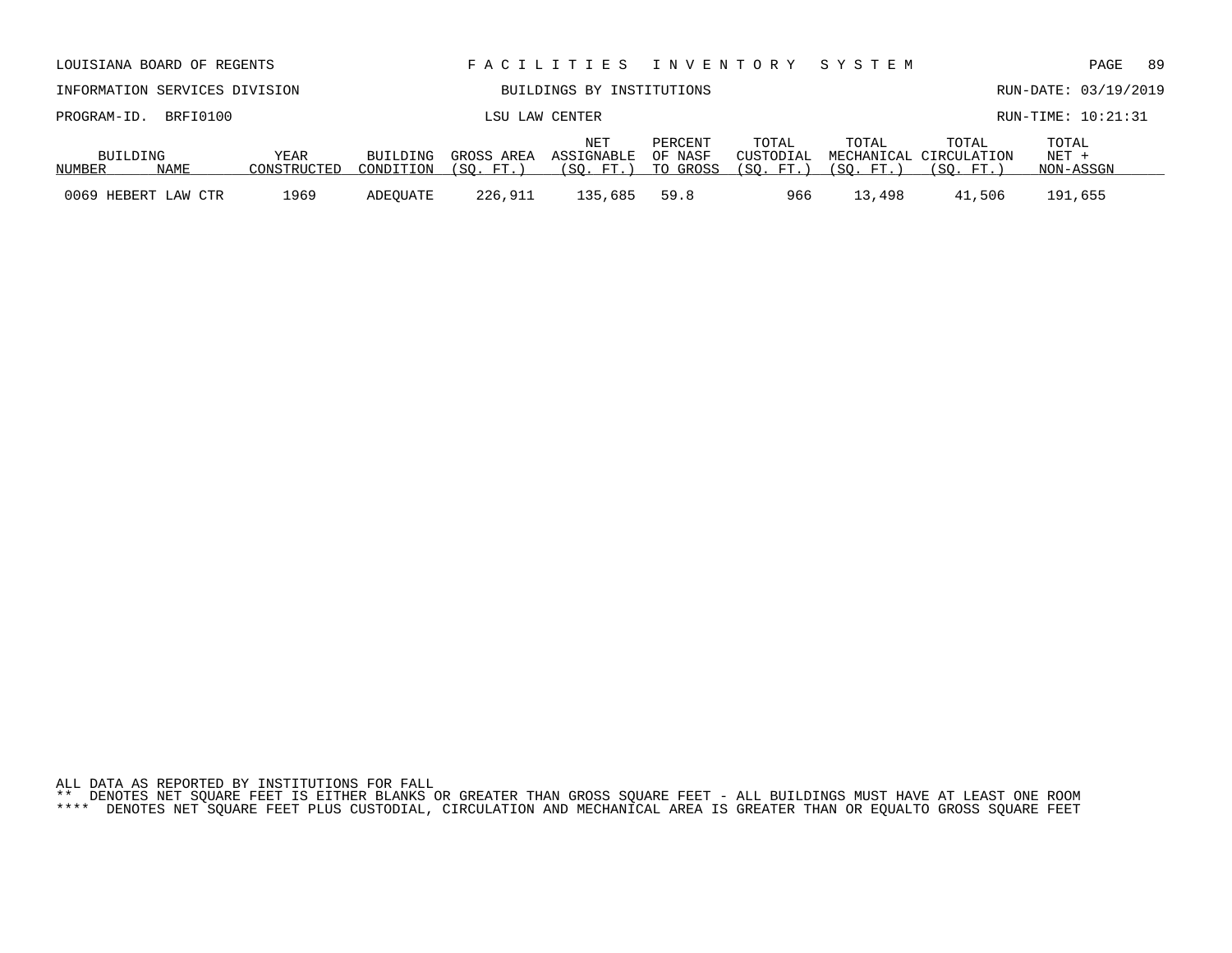LOUISIANA BOARD OF REGENTS — FACILITIES INVENTORY SYSTEM

INFORMATION SERVICES DIVISION — BUILDINGS BY INSTITUTIONS — RUN-DATE: 03/19/2019

PROGRAM-ID. BRFI0100 — LSU LAW CENTER — RUN-TIME: 10:21:31

| BUILDING NUMBER | NAME | YEAR CONSTRUCTED | BUILDING CONDITION | GROSS AREA (SQ. FT.) | NET ASSIGNABLE (SQ. FT.) | PERCENT OF NASF TO GROSS | TOTAL CUSTODIAL (SQ. FT.) | TOTAL MECHANICAL (SQ. FT.) | TOTAL CIRCULATION (SQ. FT.) | TOTAL NET + NON-ASSGN |
|---|---|---|---|---|---|---|---|---|---|---|
| 0069 | HEBERT LAW CTR | 1969 | ADEQUATE | 226,911 | 135,685 | 59.8 | 966 | 13,498 | 41,506 | 191,655 |

ALL DATA AS REPORTED BY INSTITUTIONS FOR FALL

** DENOTES NET SQUARE FEET IS EITHER BLANKS OR GREATER THAN GROSS SQUARE FEET - ALL BUILDINGS MUST HAVE AT LEAST ONE ROOM

**** DENOTES NET SQUARE FEET PLUS CUSTODIAL, CIRCULATION AND MECHANICAL AREA IS GREATER THAN OR EQUALTO GROSS SQUARE FEET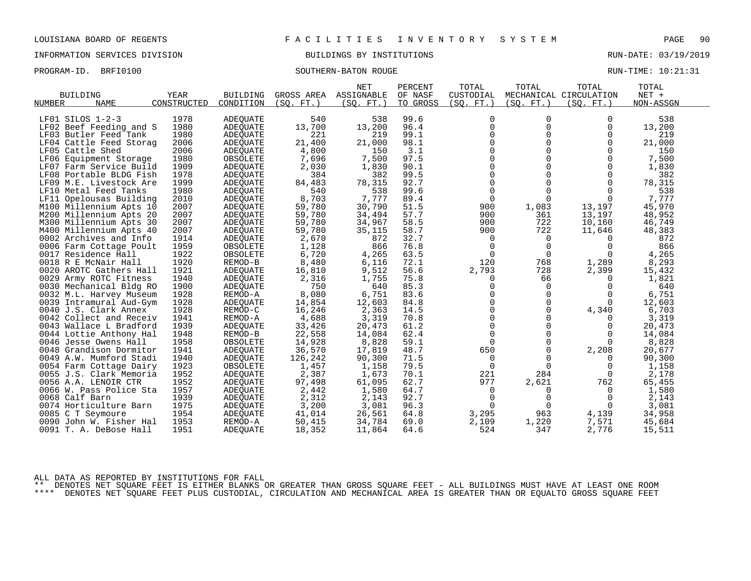LOUISIANA BOARD OF REGENTS — FACILITIES INVENTORY SYSTEM

INFORMATION SERVICES DIVISION — BUILDINGS BY INSTITUTIONS — RUN-DATE: 03/19/2019

PROGRAM-ID. BRFI0100 — SOUTHERN-BATON ROUGE — RUN-TIME: 10:21:31

| BUILDING NUMBER | BUILDING NAME | YEAR CONSTRUCTED | BUILDING CONDITION | GROSS AREA (SQ. FT.) | NET ASSIGNABLE (SQ. FT.) | PERCENT OF NASF TO GROSS | TOTAL CUSTODIAL (SQ. FT.) | TOTAL MECHANICAL (SQ. FT.) | TOTAL CIRCULATION (SQ. FT.) | TOTAL NET + NON-ASSGN |
|---|---|---|---|---|---|---|---|---|---|---|
| LF01 | SILOS 1-2-3 | 1978 | ADEQUATE | 540 | 538 | 99.6 | 0 | 0 | 0 | 538 |
| LF02 | Beef Feeding and S | 1980 | ADEQUATE | 13,700 | 13,200 | 96.4 | 0 | 0 | 0 | 13,200 |
| LF03 | Butler Feed Tank | 1980 | ADEQUATE | 221 | 219 | 99.1 | 0 | 0 | 0 | 219 |
| LF04 | Cattle Feed Storag | 2006 | ADEQUATE | 21,400 | 21,000 | 98.1 | 0 | 0 | 0 | 21,000 |
| LF05 | Cattle Shed | 2006 | ADEQUATE | 4,800 | 150 | 3.1 | 0 | 0 | 0 | 150 |
| LF06 | Equipment Storage | 1980 | OBSOLETE | 7,696 | 7,500 | 97.5 | 0 | 0 | 0 | 7,500 |
| LF07 | Farm Service Build | 1909 | ADEQUATE | 2,030 | 1,830 | 90.1 | 0 | 0 | 0 | 1,830 |
| LF08 | Portable BLDG Fish | 1978 | ADEQUATE | 384 | 382 | 99.5 | 0 | 0 | 0 | 382 |
| LF09 | M.E. Livestock Are | 1999 | ADEQUATE | 84,483 | 78,315 | 92.7 | 0 | 0 | 0 | 78,315 |
| LF10 | Metal Feed Tanks | 1980 | ADEQUATE | 540 | 538 | 99.6 | 0 | 0 | 0 | 538 |
| LF11 | Opelousas Building | 2010 | ADEQUATE | 8,703 | 7,777 | 89.4 | 0 | 0 | 0 | 7,777 |
| M100 | Millennium Apts 10 | 2007 | ADEQUATE | 59,780 | 30,790 | 51.5 | 900 | 1,083 | 13,197 | 45,970 |
| M200 | Millennium Apts 20 | 2007 | ADEQUATE | 59,780 | 34,494 | 57.7 | 900 | 361 | 13,197 | 48,952 |
| M300 | Millennium Apts 30 | 2007 | ADEQUATE | 59,780 | 34,967 | 58.5 | 900 | 722 | 10,160 | 46,749 |
| M400 | Millennium Apts 40 | 2007 | ADEQUATE | 59,780 | 35,115 | 58.7 | 900 | 722 | 11,646 | 48,383 |
| 0002 | Archives and Info | 1914 | ADEQUATE | 2,670 | 872 | 32.7 | 0 | 0 | 0 | 872 |
| 0006 | Farm Cottage Poult | 1959 | OBSOLETE | 1,128 | 866 | 76.8 | 0 | 0 | 0 | 866 |
| 0017 | Residence Hall | 1922 | OBSOLETE | 6,720 | 4,265 | 63.5 | 0 | 0 | 0 | 4,265 |
| 0018 | R E McNair Hall | 1920 | REMOD-B | 8,480 | 6,116 | 72.1 | 120 | 768 | 1,289 | 8,293 |
| 0020 | AROTC Gathers Hall | 1921 | ADEQUATE | 16,810 | 9,512 | 56.6 | 2,793 | 728 | 2,399 | 15,432 |
| 0029 | Army ROTC Fitness | 1940 | ADEQUATE | 2,316 | 1,755 | 75.8 | 0 | 66 | 0 | 1,821 |
| 0030 | Mechanical Bldg RO | 1900 | ADEQUATE | 750 | 640 | 85.3 | 0 | 0 | 0 | 640 |
| 0032 | M.L. Harvey Museum | 1928 | REMOD-A | 8,080 | 6,751 | 83.6 | 0 | 0 | 0 | 6,751 |
| 0039 | Intramural Aud-Gym | 1928 | ADEQUATE | 14,854 | 12,603 | 84.8 | 0 | 0 | 0 | 12,603 |
| 0040 | J.S. Clark Annex | 1928 | REMOD-C | 16,246 | 2,363 | 14.5 | 0 | 0 | 4,340 | 6,703 |
| 0042 | Collect and Receiv | 1941 | REMOD-A | 4,688 | 3,319 | 70.8 | 0 | 0 | 0 | 3,319 |
| 0043 | Wallace L Bradford | 1939 | ADEQUATE | 33,426 | 20,473 | 61.2 | 0 | 0 | 0 | 20,473 |
| 0044 | Lottie Anthony Hal | 1948 | REMOD-B | 22,558 | 14,084 | 62.4 | 0 | 0 | 0 | 14,084 |
| 0046 | Jesse Owens Hall | 1958 | OBSOLETE | 14,928 | 8,828 | 59.1 | 0 | 0 | 0 | 8,828 |
| 0048 | Grandison Dormitor | 1941 | ADEQUATE | 36,570 | 17,819 | 48.7 | 650 | 0 | 2,208 | 20,677 |
| 0049 | A.W. Mumford Stadi | 1940 | ADEQUATE | 126,242 | 90,300 | 71.5 | 0 | 0 | 0 | 90,300 |
| 0054 | Farm Cottage Dairy | 1923 | OBSOLETE | 1,457 | 1,158 | 79.5 | 0 | 0 | 0 | 1,158 |
| 0055 | J.S. Clark Memoria | 1952 | ADEQUATE | 2,387 | 1,673 | 70.1 | 221 | 284 | 0 | 2,178 |
| 0056 | A.A. LENOIR CTR | 1952 | ADEQUATE | 97,498 | 61,095 | 62.7 | 977 | 2,621 | 762 | 65,455 |
| 0066 | W. Pass Police Sta | 1957 | ADEQUATE | 2,442 | 1,580 | 64.7 | 0 | 0 | 0 | 1,580 |
| 0068 | Calf Barn | 1939 | ADEQUATE | 2,312 | 2,143 | 92.7 | 0 | 0 | 0 | 2,143 |
| 0074 | Horticulture Barn | 1975 | ADEQUATE | 3,200 | 3,081 | 96.3 | 0 | 0 | 0 | 3,081 |
| 0085 | C T Seymoure | 1954 | ADEQUATE | 41,014 | 26,561 | 64.8 | 3,295 | 963 | 4,139 | 34,958 |
| 0090 | John W. Fisher Hal | 1953 | REMOD-A | 50,415 | 34,784 | 69.0 | 2,109 | 1,220 | 7,571 | 45,684 |
| 0091 | T. A. DeBose Hall | 1951 | ADEQUATE | 18,352 | 11,864 | 64.6 | 524 | 347 | 2,776 | 15,511 |

ALL DATA AS REPORTED BY INSTITUTIONS FOR FALL

** DENOTES NET SQUARE FEET IS EITHER BLANKS OR GREATER THAN GROSS SQUARE FEET - ALL BUILDINGS MUST HAVE AT LEAST ONE ROOM

**** DENOTES NET SQUARE FEET PLUS CUSTODIAL, CIRCULATION AND MECHANICAL AREA IS GREATER THAN OR EQUALTO GROSS SQUARE FEET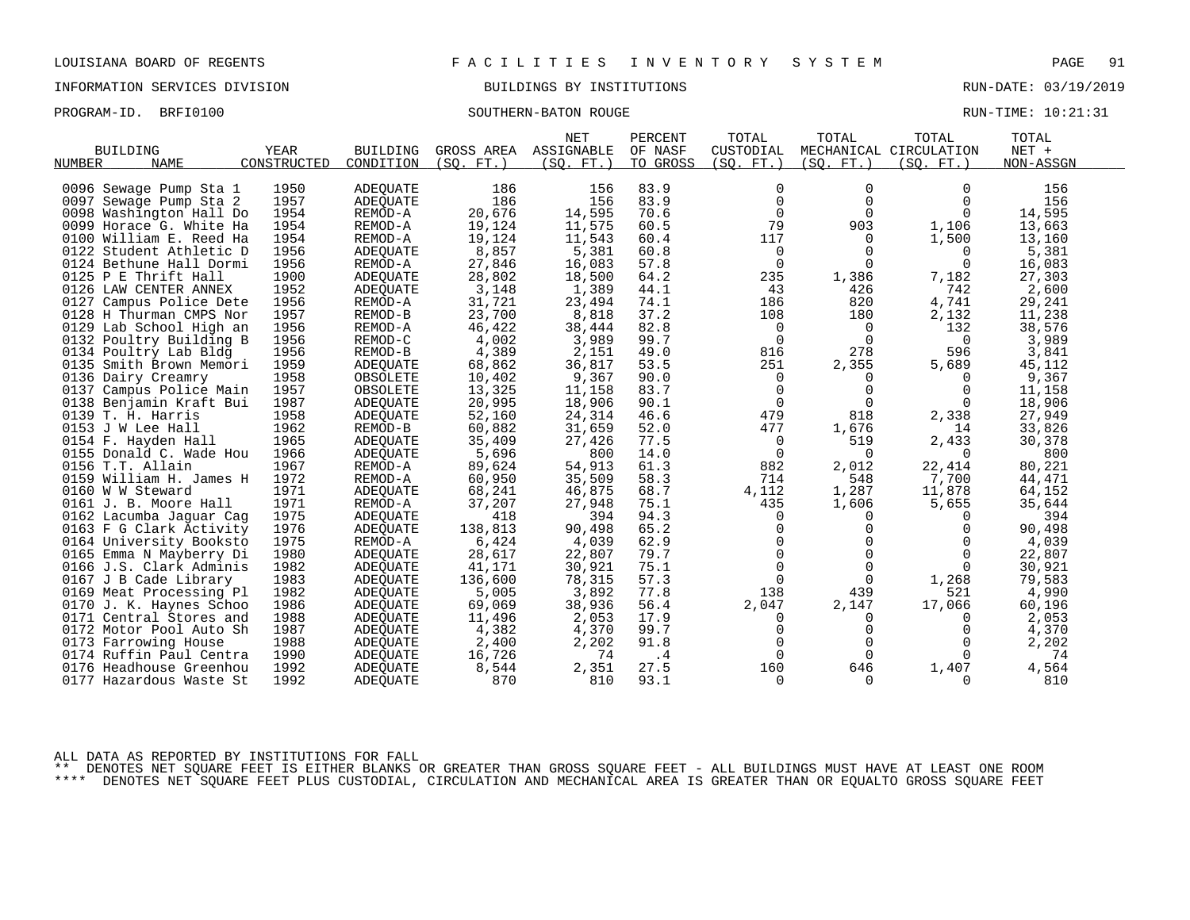LOUISIANA BOARD OF REGENTS — F A C I L I T I E S   I N V E N T O R Y   S Y S T E M

INFORMATION SERVICES DIVISION — BUILDINGS BY INSTITUTIONS — RUN-DATE: 03/19/2019

PROGRAM-ID. BRFI0100 — SOUTHERN-BATON ROUGE — RUN-TIME: 10:21:31

| BUILDING NUMBER | NAME | YEAR CONSTRUCTED | BUILDING CONDITION | GROSS AREA (SQ. FT.) | NET ASSIGNABLE (SQ. FT.) | PERCENT OF NASF TO GROSS | TOTAL CUSTODIAL (SQ. FT.) | TOTAL MECHANICAL (SQ. FT.) | TOTAL CIRCULATION (SQ. FT.) | TOTAL NET + NON-ASSGN |
|---|---|---|---|---|---|---|---|---|---|---|
| 0096 | Sewage Pump Sta 1 | 1950 | ADEQUATE | 186 | 156 | 83.9 | 0 | 0 | 0 | 156 |
| 0097 | Sewage Pump Sta 2 | 1957 | ADEQUATE | 186 | 156 | 83.9 | 0 | 0 | 0 | 156 |
| 0098 | Washington Hall Do | 1954 | REMOD-A | 20,676 | 14,595 | 70.6 | 0 | 0 | 0 | 14,595 |
| 0099 | Horace G. White Ha | 1954 | REMOD-A | 19,124 | 11,575 | 60.5 | 79 | 903 | 1,106 | 13,663 |
| 0100 | William E. Reed Ha | 1954 | REMOD-A | 19,124 | 11,543 | 60.4 | 117 | 0 | 1,500 | 13,160 |
| 0122 | Student Athletic D | 1956 | ADEQUATE | 8,857 | 5,381 | 60.8 | 0 | 0 | 0 | 5,381 |
| 0124 | Bethune Hall Dormi | 1956 | REMOD-A | 27,846 | 16,083 | 57.8 | 0 | 0 | 0 | 16,083 |
| 0125 | P E Thrift Hall | 1900 | ADEQUATE | 28,802 | 18,500 | 64.2 | 235 | 1,386 | 7,182 | 27,303 |
| 0126 | LAW CENTER ANNEX | 1952 | ADEQUATE | 3,148 | 1,389 | 44.1 | 43 | 426 | 742 | 2,600 |
| 0127 | Campus Police Dete | 1956 | REMOD-A | 31,721 | 23,494 | 74.1 | 186 | 820 | 4,741 | 29,241 |
| 0128 | H Thurman CMPS Nor | 1957 | REMOD-B | 23,700 | 8,818 | 37.2 | 108 | 180 | 2,132 | 11,238 |
| 0129 | Lab School High an | 1956 | REMOD-A | 46,422 | 38,444 | 82.8 | 0 | 0 | 132 | 38,576 |
| 0132 | Poultry Building B | 1956 | REMOD-C | 4,002 | 3,989 | 99.7 | 0 | 0 | 0 | 3,989 |
| 0134 | Poultry Lab Bldg | 1956 | REMOD-B | 4,389 | 2,151 | 49.0 | 816 | 278 | 596 | 3,841 |
| 0135 | Smith Brown Memori | 1959 | ADEQUATE | 68,862 | 36,817 | 53.5 | 251 | 2,355 | 5,689 | 45,112 |
| 0136 | Dairy Creamry | 1958 | OBSOLETE | 10,402 | 9,367 | 90.0 | 0 | 0 | 0 | 9,367 |
| 0137 | Campus Police Main | 1957 | OBSOLETE | 13,325 | 11,158 | 83.7 | 0 | 0 | 0 | 11,158 |
| 0138 | Benjamin Kraft Bui | 1987 | ADEQUATE | 20,995 | 18,906 | 90.1 | 0 | 0 | 0 | 18,906 |
| 0139 | T. H. Harris | 1958 | ADEQUATE | 52,160 | 24,314 | 46.6 | 479 | 818 | 2,338 | 27,949 |
| 0153 | J W Lee Hall | 1962 | REMOD-B | 60,882 | 31,659 | 52.0 | 477 | 1,676 | 14 | 33,826 |
| 0154 | F. Hayden Hall | 1965 | ADEQUATE | 35,409 | 27,426 | 77.5 | 0 | 519 | 2,433 | 30,378 |
| 0155 | Donald C. Wade Hou | 1966 | ADEQUATE | 5,696 | 800 | 14.0 | 0 | 0 | 0 | 800 |
| 0156 | T.T. Allain | 1967 | REMOD-A | 89,624 | 54,913 | 61.3 | 882 | 2,012 | 22,414 | 80,221 |
| 0159 | William H. James H | 1972 | REMOD-A | 60,950 | 35,509 | 58.3 | 714 | 548 | 7,700 | 44,471 |
| 0160 | W W Steward | 1971 | ADEQUATE | 68,241 | 46,875 | 68.7 | 4,112 | 1,287 | 11,878 | 64,152 |
| 0161 | J. B. Moore Hall | 1971 | REMOD-A | 37,207 | 27,948 | 75.1 | 435 | 1,606 | 5,655 | 35,644 |
| 0162 | Lacumba Jaguar Cag | 1975 | ADEQUATE | 418 | 394 | 94.3 | 0 | 0 | 0 | 394 |
| 0163 | F G Clark Activity | 1976 | ADEQUATE | 138,813 | 90,498 | 65.2 | 0 | 0 | 0 | 90,498 |
| 0164 | University Booksto | 1975 | REMOD-A | 6,424 | 4,039 | 62.9 | 0 | 0 | 0 | 4,039 |
| 0165 | Emma N Mayberry Di | 1980 | ADEQUATE | 28,617 | 22,807 | 79.7 | 0 | 0 | 0 | 22,807 |
| 0166 | J.S. Clark Adminis | 1982 | ADEQUATE | 41,171 | 30,921 | 75.1 | 0 | 0 | 0 | 30,921 |
| 0167 | J B Cade Library | 1983 | ADEQUATE | 136,600 | 78,315 | 57.3 | 0 | 0 | 1,268 | 79,583 |
| 0169 | Meat Processing Pl | 1982 | ADEQUATE | 5,005 | 3,892 | 77.8 | 138 | 439 | 521 | 4,990 |
| 0170 | J. K. Haynes Schoo | 1986 | ADEQUATE | 69,069 | 38,936 | 56.4 | 2,047 | 2,147 | 17,066 | 60,196 |
| 0171 | Central Stores and | 1988 | ADEQUATE | 11,496 | 2,053 | 17.9 | 0 | 0 | 0 | 2,053 |
| 0172 | Motor Pool Auto Sh | 1987 | ADEQUATE | 4,382 | 4,370 | 99.7 | 0 | 0 | 0 | 4,370 |
| 0173 | Farrowing House | 1988 | ADEQUATE | 2,400 | 2,202 | 91.8 | 0 | 0 | 0 | 2,202 |
| 0174 | Ruffin Paul Centra | 1990 | ADEQUATE | 16,726 | 74 | .4 | 0 | 0 | 0 | 74 |
| 0176 | Headhouse Greenhou | 1992 | ADEQUATE | 8,544 | 2,351 | 27.5 | 160 | 646 | 1,407 | 4,564 |
| 0177 | Hazardous Waste St | 1992 | ADEQUATE | 870 | 810 | 93.1 | 0 | 0 | 0 | 810 |

ALL DATA AS REPORTED BY INSTITUTIONS FOR FALL

** DENOTES NET SQUARE FEET IS EITHER BLANKS OR GREATER THAN GROSS SQUARE FEET - ALL BUILDINGS MUST HAVE AT LEAST ONE ROOM

**** DENOTES NET SQUARE FEET PLUS CUSTODIAL, CIRCULATION AND MECHANICAL AREA IS GREATER THAN OR EQUALTO GROSS SQUARE FEET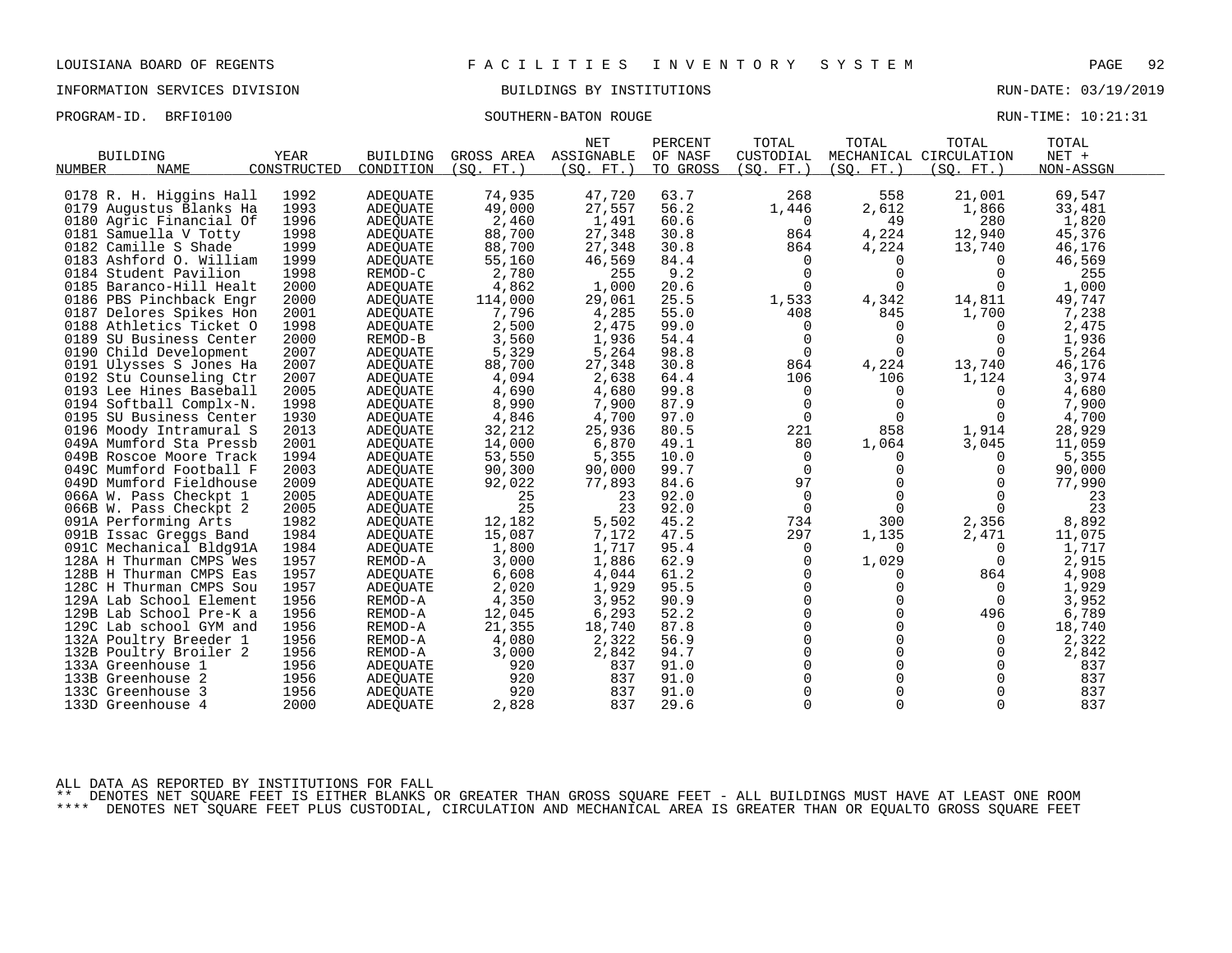LOUISIANA BOARD OF REGENTS — FACILITIES INVENTORY SYSTEM

INFORMATION SERVICES DIVISION — BUILDINGS BY INSTITUTIONS — RUN-DATE: 03/19/2019

PROGRAM-ID. BRFI0100 — SOUTHERN-BATON ROUGE — RUN-TIME: 10:21:31

| BUILDING NUMBER | NAME | YEAR CONSTRUCTED | BUILDING CONDITION | GROSS AREA (SQ. FT.) | NET ASSIGNABLE (SQ. FT.) | PERCENT OF NASF TO GROSS | TOTAL CUSTODIAL (SQ. FT.) | TOTAL MECHANICAL (SQ. FT.) | TOTAL CIRCULATION (SQ. FT.) | TOTAL NET + NON-ASSGN |
|---|---|---|---|---|---|---|---|---|---|---|
| 0178 | R. H. Higgins Hall | 1992 | ADEQUATE | 74,935 | 47,720 | 63.7 | 268 | 558 | 21,001 | 69,547 |
| 0179 | Augustus Blanks Ha | 1993 | ADEQUATE | 49,000 | 27,557 | 56.2 | 1,446 | 2,612 | 1,866 | 33,481 |
| 0180 | Agric Financial Of | 1996 | ADEQUATE | 2,460 | 1,491 | 60.6 | 0 | 49 | 280 | 1,820 |
| 0181 | Samuella V Totty | 1998 | ADEQUATE | 88,700 | 27,348 | 30.8 | 864 | 4,224 | 12,940 | 45,376 |
| 0182 | Camille S Shade | 1999 | ADEQUATE | 88,700 | 27,348 | 30.8 | 864 | 4,224 | 13,740 | 46,176 |
| 0183 | Ashford O. William | 1999 | ADEQUATE | 55,160 | 46,569 | 84.4 | 0 | 0 | 0 | 46,569 |
| 0184 | Student Pavilion | 1998 | REMOD-C | 2,780 | 255 | 9.2 | 0 | 0 | 0 | 255 |
| 0185 | Baranco-Hill Healt | 2000 | ADEQUATE | 4,862 | 1,000 | 20.6 | 0 | 0 | 0 | 1,000 |
| 0186 | PBS Pinchback Engr | 2000 | ADEQUATE | 114,000 | 29,061 | 25.5 | 1,533 | 4,342 | 14,811 | 49,747 |
| 0187 | Delores Spikes Hon | 2001 | ADEQUATE | 7,796 | 4,285 | 55.0 | 408 | 845 | 1,700 | 7,238 |
| 0188 | Athletics Ticket O | 1998 | ADEQUATE | 2,500 | 2,475 | 99.0 | 0 | 0 | 0 | 2,475 |
| 0189 | SU Business Center | 2000 | REMOD-B | 3,560 | 1,936 | 54.4 | 0 | 0 | 0 | 1,936 |
| 0190 | Child Development | 2007 | ADEQUATE | 5,329 | 5,264 | 98.8 | 0 | 0 | 0 | 5,264 |
| 0191 | Ulysses S Jones Ha | 2007 | ADEQUATE | 88,700 | 27,348 | 30.8 | 864 | 4,224 | 13,740 | 46,176 |
| 0192 | Stu Counseling Ctr | 2007 | ADEQUATE | 4,094 | 2,638 | 64.4 | 106 | 106 | 1,124 | 3,974 |
| 0193 | Lee Hines Baseball | 2005 | ADEQUATE | 4,690 | 4,680 | 99.8 | 0 | 0 | 0 | 4,680 |
| 0194 | Softball Complx-N. | 1998 | ADEQUATE | 8,990 | 7,900 | 87.9 | 0 | 0 | 0 | 7,900 |
| 0195 | SU Business Center | 1930 | ADEQUATE | 4,846 | 4,700 | 97.0 | 0 | 0 | 0 | 4,700 |
| 0196 | Moody Intramural S | 2013 | ADEQUATE | 32,212 | 25,936 | 80.5 | 221 | 858 | 1,914 | 28,929 |
| 049A | Mumford Sta Pressb | 2001 | ADEQUATE | 14,000 | 6,870 | 49.1 | 80 | 1,064 | 3,045 | 11,059 |
| 049B | Roscoe Moore Track | 1994 | ADEQUATE | 53,550 | 5,355 | 10.0 | 0 | 0 | 0 | 5,355 |
| 049C | Mumford Football F | 2003 | ADEQUATE | 90,300 | 90,000 | 99.7 | 0 | 0 | 0 | 90,000 |
| 049D | Mumford Fieldhouse | 2009 | ADEQUATE | 92,022 | 77,893 | 84.6 | 97 | 0 | 0 | 77,990 |
| 066A | W. Pass Checkpt 1 | 2005 | ADEQUATE | 25 | 23 | 92.0 | 0 | 0 | 0 | 23 |
| 066B | W. Pass Checkpt 2 | 2005 | ADEQUATE | 25 | 23 | 92.0 | 0 | 0 | 0 | 23 |
| 091A | Performing Arts | 1982 | ADEQUATE | 12,182 | 5,502 | 45.2 | 734 | 300 | 2,356 | 8,892 |
| 091B | Issac Greggs Band | 1984 | ADEQUATE | 15,087 | 7,172 | 47.5 | 297 | 1,135 | 2,471 | 11,075 |
| 091C | Mechanical Bldg91A | 1984 | ADEQUATE | 1,800 | 1,717 | 95.4 | 0 | 0 | 0 | 1,717 |
| 128A | H Thurman CMPS Wes | 1957 | REMOD-A | 3,000 | 1,886 | 62.9 | 0 | 1,029 | 0 | 2,915 |
| 128B | H Thurman CMPS Eas | 1957 | ADEQUATE | 6,608 | 4,044 | 61.2 | 0 | 0 | 864 | 4,908 |
| 128C | H Thurman CMPS Sou | 1957 | ADEQUATE | 2,020 | 1,929 | 95.5 | 0 | 0 | 0 | 1,929 |
| 129A | Lab School Element | 1956 | REMOD-A | 4,350 | 3,952 | 90.9 | 0 | 0 | 0 | 3,952 |
| 129B | Lab School Pre-K a | 1956 | REMOD-A | 12,045 | 6,293 | 52.2 | 0 | 0 | 496 | 6,789 |
| 129C | Lab school GYM and | 1956 | REMOD-A | 21,355 | 18,740 | 87.8 | 0 | 0 | 0 | 18,740 |
| 132A | Poultry Breeder 1 | 1956 | REMOD-A | 4,080 | 2,322 | 56.9 | 0 | 0 | 0 | 2,322 |
| 132B | Poultry Broiler 2 | 1956 | REMOD-A | 3,000 | 2,842 | 94.7 | 0 | 0 | 0 | 2,842 |
| 133A | Greenhouse 1 | 1956 | ADEQUATE | 920 | 837 | 91.0 | 0 | 0 | 0 | 837 |
| 133B | Greenhouse 2 | 1956 | ADEQUATE | 920 | 837 | 91.0 | 0 | 0 | 0 | 837 |
| 133C | Greenhouse 3 | 1956 | ADEQUATE | 920 | 837 | 91.0 | 0 | 0 | 0 | 837 |
| 133D | Greenhouse 4 | 2000 | ADEQUATE | 2,828 | 837 | 29.6 | 0 | 0 | 0 | 837 |

ALL DATA AS REPORTED BY INSTITUTIONS FOR FALL

** DENOTES NET SQUARE FEET IS EITHER BLANKS OR GREATER THAN GROSS SQUARE FEET - ALL BUILDINGS MUST HAVE AT LEAST ONE ROOM

**** DENOTES NET SQUARE FEET PLUS CUSTODIAL, CIRCULATION AND MECHANICAL AREA IS GREATER THAN OR EQUALTO GROSS SQUARE FEET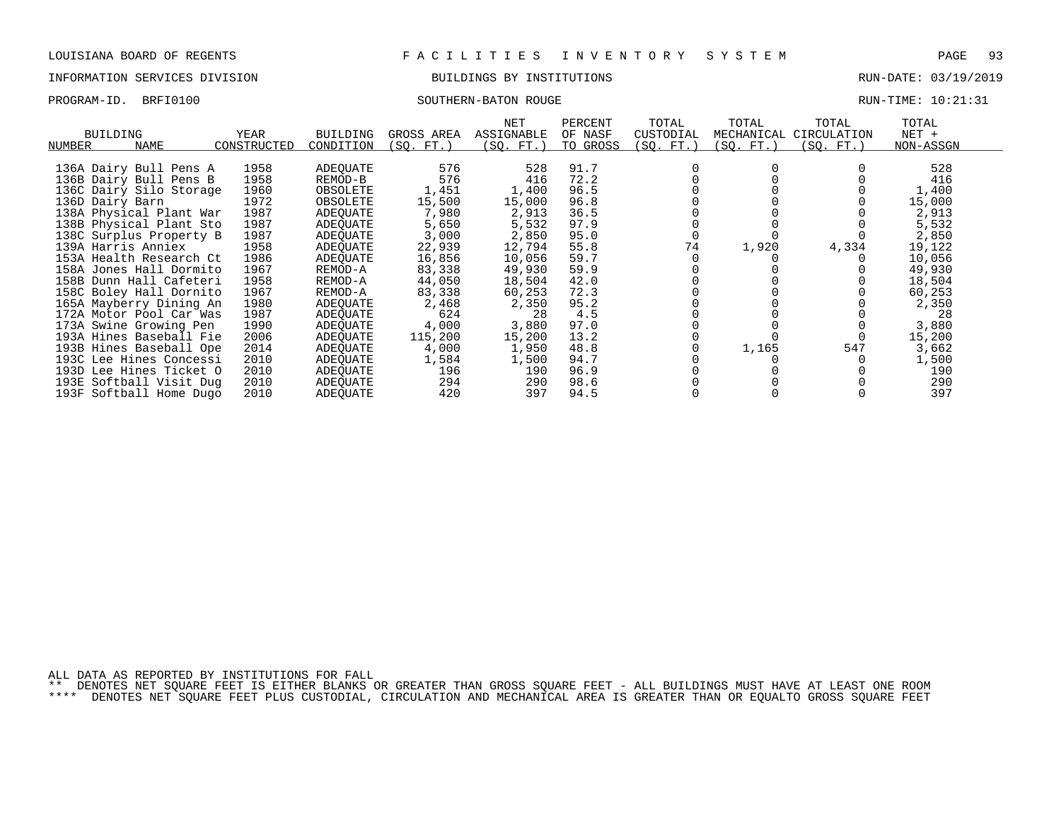LOUISIANA BOARD OF REGENTS — FACILITIES INVENTORY SYSTEM

INFORMATION SERVICES DIVISION — BUILDINGS BY INSTITUTIONS — RUN-DATE: 03/19/2019

PROGRAM-ID. BRFI0100 — SOUTHERN-BATON ROUGE — RUN-TIME: 10:21:31

| BUILDING NUMBER | NAME | YEAR CONSTRUCTED | BUILDING CONDITION | GROSS AREA (SQ. FT.) | NET ASSIGNABLE (SQ. FT.) | PERCENT OF NASF TO GROSS | TOTAL CUSTODIAL (SQ. FT.) | TOTAL MECHANICAL (SQ. FT.) | TOTAL CIRCULATION (SQ. FT.) | TOTAL NET + NON-ASSGN |
|---|---|---|---|---|---|---|---|---|---|---|
| 136A | Dairy Bull Pens A | 1958 | ADEQUATE | 576 | 528 | 91.7 | 0 | 0 | 0 | 528 |
| 136B | Dairy Bull Pens B | 1958 | REMOD-B | 576 | 416 | 72.2 | 0 | 0 | 0 | 416 |
| 136C | Dairy Silo Storage | 1960 | OBSOLETE | 1,451 | 1,400 | 96.5 | 0 | 0 | 0 | 1,400 |
| 136D | Dairy Barn | 1972 | OBSOLETE | 15,500 | 15,000 | 96.8 | 0 | 0 | 0 | 15,000 |
| 138A | Physical Plant War | 1987 | ADEQUATE | 7,980 | 2,913 | 36.5 | 0 | 0 | 0 | 2,913 |
| 138B | Physical Plant Sto | 1987 | ADEQUATE | 5,650 | 5,532 | 97.9 | 0 | 0 | 0 | 5,532 |
| 138C | Surplus Property B | 1987 | ADEQUATE | 3,000 | 2,850 | 95.0 | 0 | 0 | 0 | 2,850 |
| 139A | Harris Anniex | 1958 | ADEQUATE | 22,939 | 12,794 | 55.8 | 74 | 1,920 | 4,334 | 19,122 |
| 153A | Health Research Ct | 1986 | ADEQUATE | 16,856 | 10,056 | 59.7 | 0 | 0 | 0 | 10,056 |
| 158A | Jones Hall Dormito | 1967 | REMOD-A | 83,338 | 49,930 | 59.9 | 0 | 0 | 0 | 49,930 |
| 158B | Dunn Hall Cafeteri | 1958 | REMOD-A | 44,050 | 18,504 | 42.0 | 0 | 0 | 0 | 18,504 |
| 158C | Boley Hall Dornito | 1967 | REMOD-A | 83,338 | 60,253 | 72.3 | 0 | 0 | 0 | 60,253 |
| 165A | Mayberry Dining An | 1980 | ADEQUATE | 2,468 | 2,350 | 95.2 | 0 | 0 | 0 | 2,350 |
| 172A | Motor Pool Car Was | 1987 | ADEQUATE | 624 | 28 | 4.5 | 0 | 0 | 0 | 28 |
| 173A | Swine Growing Pen | 1990 | ADEQUATE | 4,000 | 3,880 | 97.0 | 0 | 0 | 0 | 3,880 |
| 193A | Hines Baseball Fie | 2006 | ADEQUATE | 115,200 | 15,200 | 13.2 | 0 | 0 | 0 | 15,200 |
| 193B | Hines Baseball Ope | 2014 | ADEQUATE | 4,000 | 1,950 | 48.8 | 0 | 1,165 | 547 | 3,662 |
| 193C | Lee Hines Concessi | 2010 | ADEQUATE | 1,584 | 1,500 | 94.7 | 0 | 0 | 0 | 1,500 |
| 193D | Lee Hines Ticket O | 2010 | ADEQUATE | 196 | 190 | 96.9 | 0 | 0 | 0 | 190 |
| 193E | Softball Visit Dug | 2010 | ADEQUATE | 294 | 290 | 98.6 | 0 | 0 | 0 | 290 |
| 193F | Softball Home Dugo | 2010 | ADEQUATE | 420 | 397 | 94.5 | 0 | 0 | 0 | 397 |

ALL DATA AS REPORTED BY INSTITUTIONS FOR FALL

** DENOTES NET SQUARE FEET IS EITHER BLANKS OR GREATER THAN GROSS SQUARE FEET - ALL BUILDINGS MUST HAVE AT LEAST ONE ROOM

**** DENOTES NET SQUARE FEET PLUS CUSTODIAL, CIRCULATION AND MECHANICAL AREA IS GREATER THAN OR EQUALTO GROSS SQUARE FEET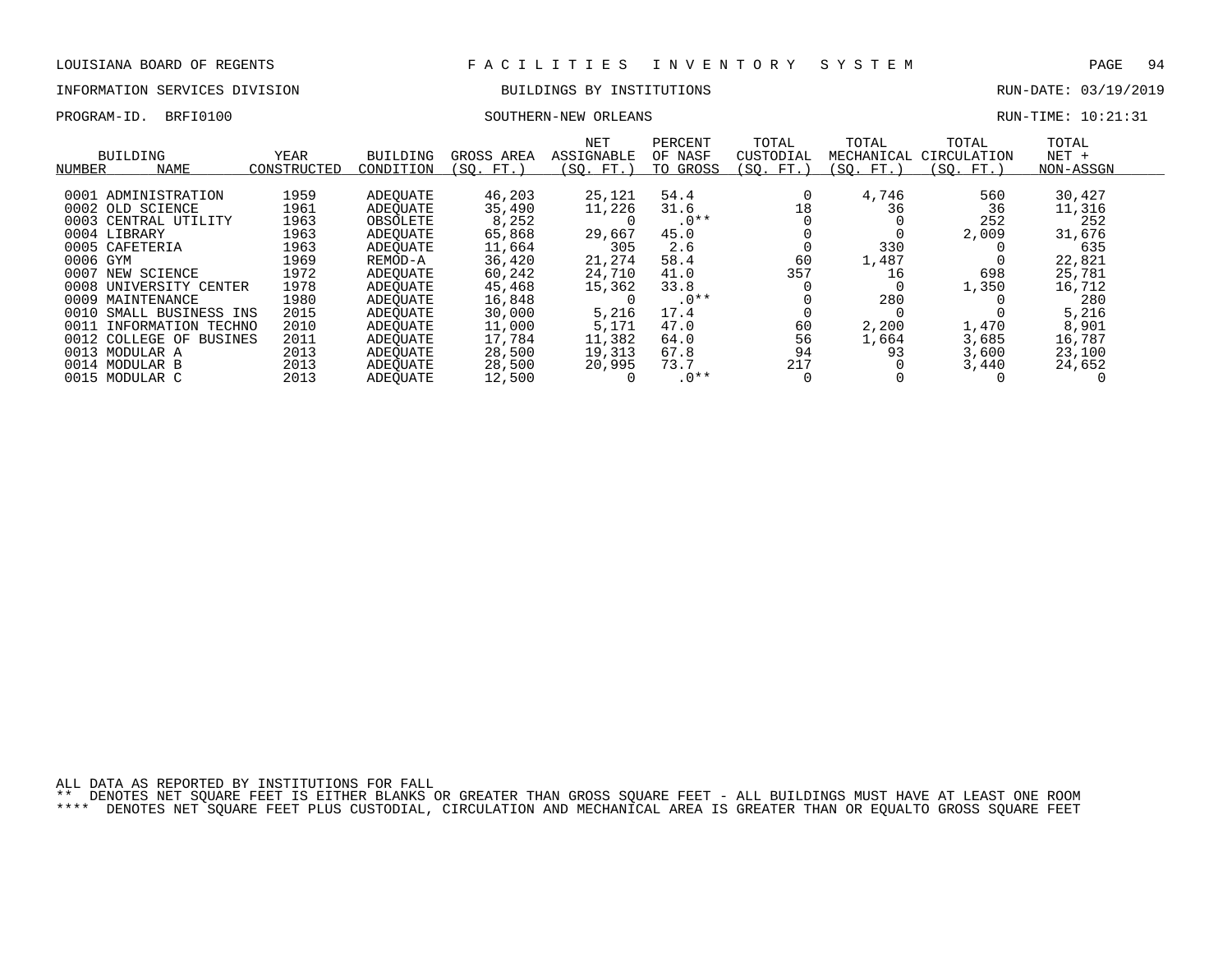LOUISIANA BOARD OF REGENTS — FACILITIES INVENTORY SYSTEM

INFORMATION SERVICES DIVISION — BUILDINGS BY INSTITUTIONS — RUN-DATE: 03/19/2019

PROGRAM-ID. BRFI0100 — SOUTHERN-NEW ORLEANS — RUN-TIME: 10:21:31

| BUILDING NUMBER | BUILDING NAME | YEAR CONSTRUCTED | BUILDING CONDITION | GROSS AREA (SQ. FT.) | NET ASSIGNABLE (SQ. FT.) | PERCENT OF NASF TO GROSS | TOTAL CUSTODIAL (SQ. FT.) | TOTAL MECHANICAL (SQ. FT.) | TOTAL CIRCULATION (SQ. FT.) | TOTAL NET + NON-ASSGN |
|---|---|---|---|---|---|---|---|---|---|---|
| 0001 | ADMINISTRATION | 1959 | ADEQUATE | 46,203 | 25,121 | 54.4 | 0 | 4,746 | 560 | 30,427 |
| 0002 | OLD SCIENCE | 1961 | ADEQUATE | 35,490 | 11,226 | 31.6 | 18 | 36 | 36 | 11,316 |
| 0003 | CENTRAL UTILITY | 1963 | OBSOLETE | 8,252 | 0 | .0** | 0 | 0 | 252 | 252 |
| 0004 | LIBRARY | 1963 | ADEQUATE | 65,868 | 29,667 | 45.0 | 0 | 0 | 2,009 | 31,676 |
| 0005 | CAFETERIA | 1963 | ADEQUATE | 11,664 | 305 | 2.6 | 0 | 330 | 0 | 635 |
| 0006 | GYM | 1969 | REMOD-A | 36,420 | 21,274 | 58.4 | 60 | 1,487 | 0 | 22,821 |
| 0007 | NEW SCIENCE | 1972 | ADEQUATE | 60,242 | 24,710 | 41.0 | 357 | 16 | 698 | 25,781 |
| 0008 | UNIVERSITY CENTER | 1978 | ADEQUATE | 45,468 | 15,362 | 33.8 | 0 | 0 | 1,350 | 16,712 |
| 0009 | MAINTENANCE | 1980 | ADEQUATE | 16,848 | 0 | .0** | 0 | 280 | 0 | 280 |
| 0010 | SMALL BUSINESS INS | 2015 | ADEQUATE | 30,000 | 5,216 | 17.4 | 0 | 0 | 0 | 5,216 |
| 0011 | INFORMATION TECHNO | 2010 | ADEQUATE | 11,000 | 5,171 | 47.0 | 60 | 2,200 | 1,470 | 8,901 |
| 0012 | COLLEGE OF BUSINES | 2011 | ADEQUATE | 17,784 | 11,382 | 64.0 | 56 | 1,664 | 3,685 | 16,787 |
| 0013 | MODULAR A | 2013 | ADEQUATE | 28,500 | 19,313 | 67.8 | 94 | 93 | 3,600 | 23,100 |
| 0014 | MODULAR B | 2013 | ADEQUATE | 28,500 | 20,995 | 73.7 | 217 | 0 | 3,440 | 24,652 |
| 0015 | MODULAR C | 2013 | ADEQUATE | 12,500 | 0 | .0** | 0 | 0 | 0 | 0 |

ALL DATA AS REPORTED BY INSTITUTIONS FOR FALL

** DENOTES NET SQUARE FEET IS EITHER BLANKS OR GREATER THAN GROSS SQUARE FEET - ALL BUILDINGS MUST HAVE AT LEAST ONE ROOM

**** DENOTES NET SQUARE FEET PLUS CUSTODIAL, CIRCULATION AND MECHANICAL AREA IS GREATER THAN OR EQUALTO GROSS SQUARE FEET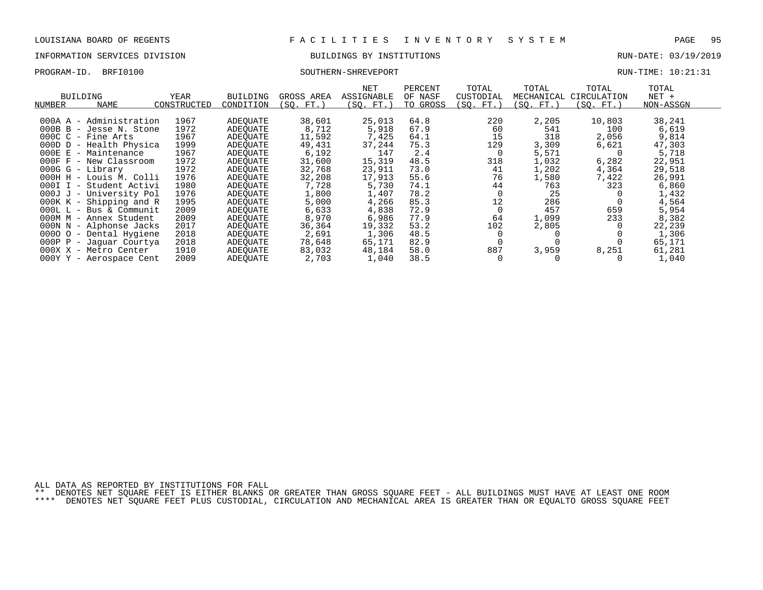LOUISIANA BOARD OF REGENTS — FACILITIES INVENTORY SYSTEM

INFORMATION SERVICES DIVISION — BUILDINGS BY INSTITUTIONS — RUN-DATE: 03/19/2019

PROGRAM-ID. BRFI0100 — SOUTHERN-SHREVEPORT — RUN-TIME: 10:21:31

| BUILDING NUMBER | NAME | YEAR CONSTRUCTED | BUILDING CONDITION | GROSS AREA (SQ. FT.) | NET ASSIGNABLE (SQ. FT.) | PERCENT OF NASF TO GROSS | TOTAL CUSTODIAL (SQ. FT.) | TOTAL MECHANICAL (SQ. FT.) | TOTAL CIRCULATION (SQ. FT.) | TOTAL NET + NON-ASSGN |
|---|---|---|---|---|---|---|---|---|---|---|
| 000A | A - Administration | 1967 | ADEQUATE | 38,601 | 25,013 | 64.8 | 220 | 2,205 | 10,803 | 38,241 |
| 000B | B - Jesse N. Stone | 1972 | ADEQUATE | 8,712 | 5,918 | 67.9 | 60 | 541 | 100 | 6,619 |
| 000C | C - Fine Arts | 1967 | ADEQUATE | 11,592 | 7,425 | 64.1 | 15 | 318 | 2,056 | 9,814 |
| 000D | D - Health Physica | 1999 | ADEQUATE | 49,431 | 37,244 | 75.3 | 129 | 3,309 | 6,621 | 47,303 |
| 000E | E - Maintenance | 1967 | ADEQUATE | 6,192 | 147 | 2.4 | 0 | 5,571 | 0 | 5,718 |
| 000F | F - New Classroom | 1972 | ADEQUATE | 31,600 | 15,319 | 48.5 | 318 | 1,032 | 6,282 | 22,951 |
| 000G | G - Library | 1972 | ADEQUATE | 32,768 | 23,911 | 73.0 | 41 | 1,202 | 4,364 | 29,518 |
| 000H | H - Louis M. Colli | 1976 | ADEQUATE | 32,208 | 17,913 | 55.6 | 76 | 1,580 | 7,422 | 26,991 |
| 000I | I - Student Activi | 1980 | ADEQUATE | 7,728 | 5,730 | 74.1 | 44 | 763 | 323 | 6,860 |
| 000J | J - University Pol | 1976 | ADEQUATE | 1,800 | 1,407 | 78.2 | 0 | 25 | 0 | 1,432 |
| 000K | K - Shipping and R | 1995 | ADEQUATE | 5,000 | 4,266 | 85.3 | 12 | 286 | 0 | 4,564 |
| 000L | L - Bus & Communit | 2009 | ADEQUATE | 6,633 | 4,838 | 72.9 | 0 | 457 | 659 | 5,954 |
| 000M | M - Annex Student | 2009 | ADEQUATE | 8,970 | 6,986 | 77.9 | 64 | 1,099 | 233 | 8,382 |
| 000N | N - Alphonse Jacks | 2017 | ADEQUATE | 36,364 | 19,332 | 53.2 | 102 | 2,805 | 0 | 22,239 |
| 000O | O - Dental Hygiene | 2018 | ADEQUATE | 2,691 | 1,306 | 48.5 | 0 | 0 | 0 | 1,306 |
| 000P | P - Jaguar Courtya | 2018 | ADEQUATE | 78,648 | 65,171 | 82.9 | 0 | 0 | 0 | 65,171 |
| 000X | X - Metro Center | 1910 | ADEQUATE | 83,032 | 48,184 | 58.0 | 887 | 3,959 | 8,251 | 61,281 |
| 000Y | Y - Aerospace Cent | 2009 | ADEQUATE | 2,703 | 1,040 | 38.5 | 0 | 0 | 0 | 1,040 |

ALL DATA AS REPORTED BY INSTITUTIONS FOR FALL

** DENOTES NET SQUARE FEET IS EITHER BLANKS OR GREATER THAN GROSS SQUARE FEET - ALL BUILDINGS MUST HAVE AT LEAST ONE ROOM

**** DENOTES NET SQUARE FEET PLUS CUSTODIAL, CIRCULATION AND MECHANICAL AREA IS GREATER THAN OR EQUALTO GROSS SQUARE FEET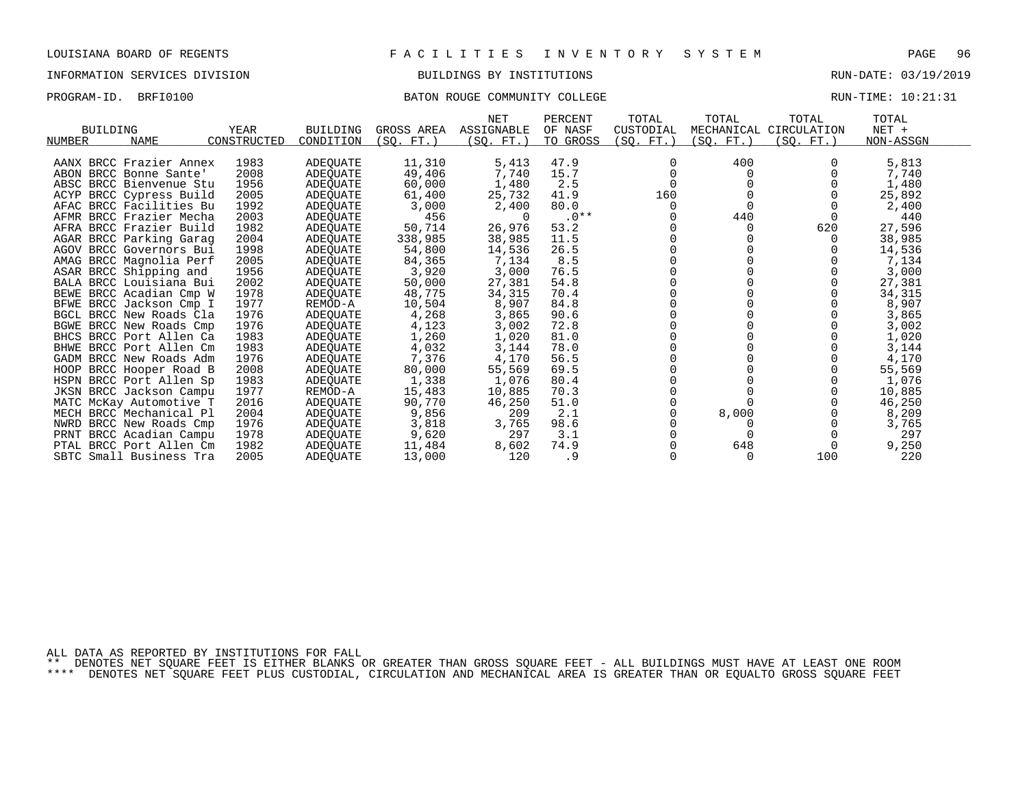LOUISIANA BOARD OF REGENTS — FACILITIES INVENTORY SYSTEM

INFORMATION SERVICES DIVISION — BUILDINGS BY INSTITUTIONS — RUN-DATE: 03/19/2019

PROGRAM-ID. BRFI0100 — BATON ROUGE COMMUNITY COLLEGE — RUN-TIME: 10:21:31

| BUILDING NUMBER | BUILDING NAME | YEAR CONSTRUCTED | BUILDING CONDITION | GROSS AREA (SQ. FT.) | NET ASSIGNABLE (SQ. FT.) | PERCENT OF NASF TO GROSS | TOTAL CUSTODIAL (SQ. FT.) | TOTAL MECHANICAL (SQ. FT.) | TOTAL CIRCULATION (SQ. FT.) | TOTAL NET + NON-ASSGN |
|---|---|---|---|---|---|---|---|---|---|---|
| AANX | BRCC Frazier Annex | 1983 | ADEQUATE | 11,310 | 5,413 | 47.9 | 0 | 400 | 0 | 5,813 |
| ABON | BRCC Bonne Sante' | 2008 | ADEQUATE | 49,406 | 7,740 | 15.7 | 0 | 0 | 0 | 7,740 |
| ABSC | BRCC Bienvenue Stu | 1956 | ADEQUATE | 60,000 | 1,480 | 2.5 | 0 | 0 | 0 | 1,480 |
| ACYP | BRCC Cypress Build | 2005 | ADEQUATE | 61,400 | 25,732 | 41.9 | 160 | 0 | 0 | 25,892 |
| AFAC | BRCC Facilities Bu | 1992 | ADEQUATE | 3,000 | 2,400 | 80.0 | 0 | 0 | 0 | 2,400 |
| AFMR | BRCC Frazier Mecha | 2003 | ADEQUATE | 456 | 0 | .0** | 0 | 440 | 0 | 440 |
| AFRA | BRCC Frazier Build | 1982 | ADEQUATE | 50,714 | 26,976 | 53.2 | 0 | 0 | 620 | 27,596 |
| AGAR | BRCC Parking Garag | 2004 | ADEQUATE | 338,985 | 38,985 | 11.5 | 0 | 0 | 0 | 38,985 |
| AGOV | BRCC Governors Bui | 1998 | ADEQUATE | 54,800 | 14,536 | 26.5 | 0 | 0 | 0 | 14,536 |
| AMAG | BRCC Magnolia Perf | 2005 | ADEQUATE | 84,365 | 7,134 | 8.5 | 0 | 0 | 0 | 7,134 |
| ASAR | BRCC Shipping and | 1956 | ADEQUATE | 3,920 | 3,000 | 76.5 | 0 | 0 | 0 | 3,000 |
| BALA | BRCC Louisiana Bui | 2002 | ADEQUATE | 50,000 | 27,381 | 54.8 | 0 | 0 | 0 | 27,381 |
| BEWE | BRCC Acadian Cmp W | 1978 | ADEQUATE | 48,775 | 34,315 | 70.4 | 0 | 0 | 0 | 34,315 |
| BFWE | BRCC Jackson Cmp I | 1977 | REMOD-A | 10,504 | 8,907 | 84.8 | 0 | 0 | 0 | 8,907 |
| BGCL | BRCC New Roads Cla | 1976 | ADEQUATE | 4,268 | 3,865 | 90.6 | 0 | 0 | 0 | 3,865 |
| BGWE | BRCC New Roads Cmp | 1976 | ADEQUATE | 4,123 | 3,002 | 72.8 | 0 | 0 | 0 | 3,002 |
| BHCS | BRCC Port Allen Ca | 1983 | ADEQUATE | 1,260 | 1,020 | 81.0 | 0 | 0 | 0 | 1,020 |
| BHWE | BRCC Port Allen Cm | 1983 | ADEQUATE | 4,032 | 3,144 | 78.0 | 0 | 0 | 0 | 3,144 |
| GADM | BRCC New Roads Adm | 1976 | ADEQUATE | 7,376 | 4,170 | 56.5 | 0 | 0 | 0 | 4,170 |
| HOOP | BRCC Hooper Road B | 2008 | ADEQUATE | 80,000 | 55,569 | 69.5 | 0 | 0 | 0 | 55,569 |
| HSPN | BRCC Port Allen Sp | 1983 | ADEQUATE | 1,338 | 1,076 | 80.4 | 0 | 0 | 0 | 1,076 |
| JKSN | BRCC Jackson Campu | 1977 | REMOD-A | 15,483 | 10,885 | 70.3 | 0 | 0 | 0 | 10,885 |
| MATC | McKay Automotive T | 2016 | ADEQUATE | 90,770 | 46,250 | 51.0 | 0 | 0 | 0 | 46,250 |
| MECH | BRCC Mechanical Pl | 2004 | ADEQUATE | 9,856 | 209 | 2.1 | 0 | 8,000 | 0 | 8,209 |
| NWRD | BRCC New Roads Cmp | 1976 | ADEQUATE | 3,818 | 3,765 | 98.6 | 0 | 0 | 0 | 3,765 |
| PRNT | BRCC Acadian Campu | 1978 | ADEQUATE | 9,620 | 297 | 3.1 | 0 | 0 | 0 | 297 |
| PTAL | BRCC Port Allen Cm | 1982 | ADEQUATE | 11,484 | 8,602 | 74.9 | 0 | 648 | 0 | 9,250 |
| SBTC | Small Business Tra | 2005 | ADEQUATE | 13,000 | 120 | .9 | 0 | 0 | 100 | 220 |

ALL DATA AS REPORTED BY INSTITUTIONS FOR FALL

** DENOTES NET SQUARE FEET IS EITHER BLANKS OR GREATER THAN GROSS SQUARE FEET - ALL BUILDINGS MUST HAVE AT LEAST ONE ROOM

**** DENOTES NET SQUARE FEET PLUS CUSTODIAL, CIRCULATION AND MECHANICAL AREA IS GREATER THAN OR EQUALTO GROSS SQUARE FEET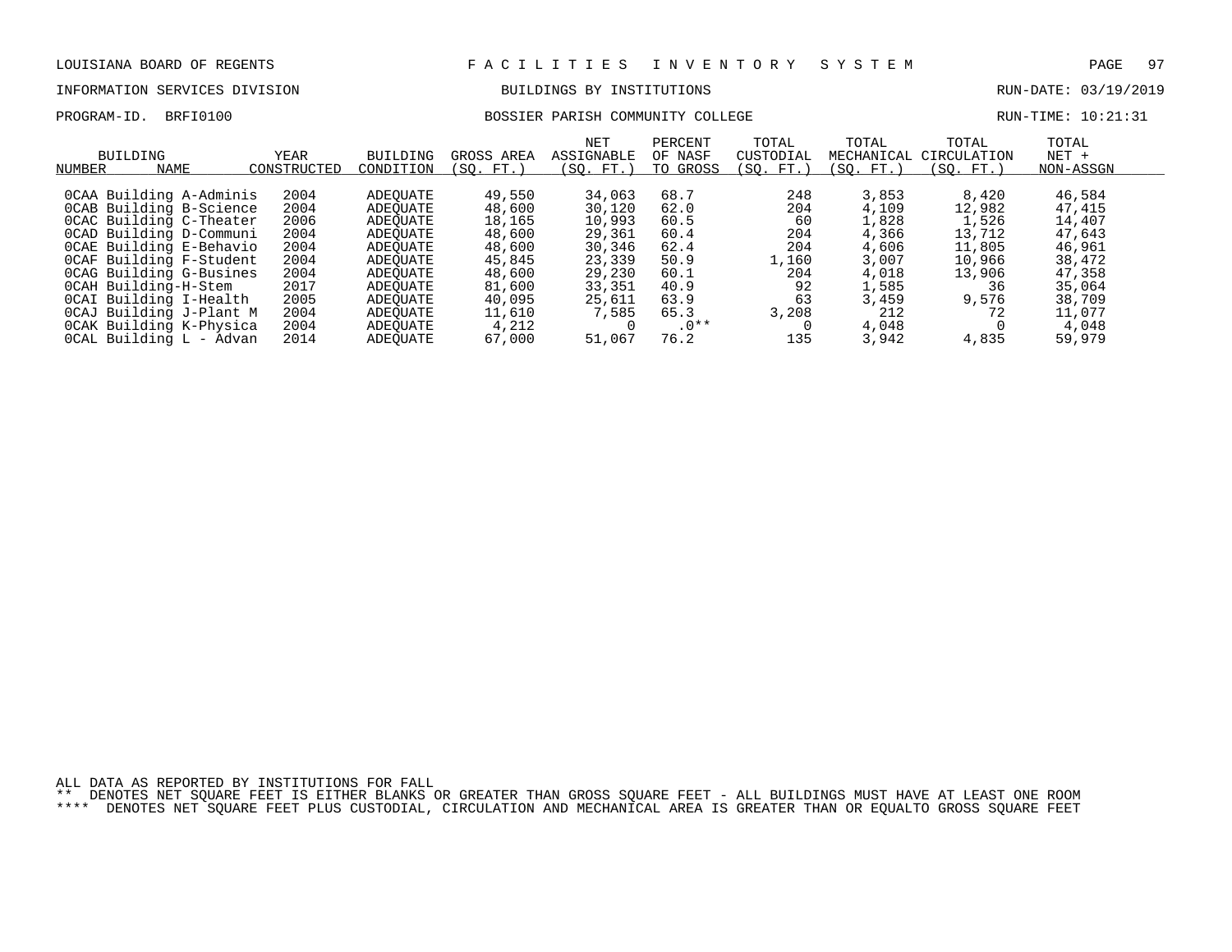LOUISIANA BOARD OF REGENTS — F A C I L I T I E S   I N V E N T O R Y   S Y S T E M

INFORMATION SERVICES DIVISION — BUILDINGS BY INSTITUTIONS — RUN-DATE: 03/19/2019

PROGRAM-ID. BRFI0100 — BOSSIER PARISH COMMUNITY COLLEGE — RUN-TIME: 10:21:31

| BUILDING NUMBER | NAME | YEAR CONSTRUCTED | BUILDING CONDITION | GROSS AREA (SQ. FT.) | NET ASSIGNABLE (SQ. FT.) | PERCENT OF NASF TO GROSS | TOTAL CUSTODIAL (SQ. FT.) | TOTAL MECHANICAL (SQ. FT.) | TOTAL CIRCULATION (SQ. FT.) | TOTAL NET + NON-ASSGN |
|---|---|---|---|---|---|---|---|---|---|---|
| 0CAA | Building A-Adminis | 2004 | ADEQUATE | 49,550 | 34,063 | 68.7 | 248 | 3,853 | 8,420 | 46,584 |
| 0CAB | Building B-Science | 2004 | ADEQUATE | 48,600 | 30,120 | 62.0 | 204 | 4,109 | 12,982 | 47,415 |
| 0CAC | Building C-Theater | 2006 | ADEQUATE | 18,165 | 10,993 | 60.5 | 60 | 1,828 | 1,526 | 14,407 |
| 0CAD | Building D-Communi | 2004 | ADEQUATE | 48,600 | 29,361 | 60.4 | 204 | 4,366 | 13,712 | 47,643 |
| 0CAE | Building E-Behavio | 2004 | ADEQUATE | 48,600 | 30,346 | 62.4 | 204 | 4,606 | 11,805 | 46,961 |
| 0CAF | Building F-Student | 2004 | ADEQUATE | 45,845 | 23,339 | 50.9 | 1,160 | 3,007 | 10,966 | 38,472 |
| 0CAG | Building G-Busines | 2004 | ADEQUATE | 48,600 | 29,230 | 60.1 | 204 | 4,018 | 13,906 | 47,358 |
| 0CAH | Building-H-Stem | 2017 | ADEQUATE | 81,600 | 33,351 | 40.9 | 92 | 1,585 | 36 | 35,064 |
| 0CAI | Building I-Health | 2005 | ADEQUATE | 40,095 | 25,611 | 63.9 | 63 | 3,459 | 9,576 | 38,709 |
| 0CAJ | Building J-Plant M | 2004 | ADEQUATE | 11,610 | 7,585 | 65.3 | 3,208 | 212 | 72 | 11,077 |
| 0CAK | Building K-Physica | 2004 | ADEQUATE | 4,212 | 0 | .0** | 0 | 4,048 | 0 | 4,048 |
| 0CAL | Building L - Advan | 2014 | ADEQUATE | 67,000 | 51,067 | 76.2 | 135 | 3,942 | 4,835 | 59,979 |

ALL DATA AS REPORTED BY INSTITUTIONS FOR FALL

** DENOTES NET SQUARE FEET IS EITHER BLANKS OR GREATER THAN GROSS SQUARE FEET - ALL BUILDINGS MUST HAVE AT LEAST ONE ROOM

**** DENOTES NET SQUARE FEET PLUS CUSTODIAL, CIRCULATION AND MECHANICAL AREA IS GREATER THAN OR EQUALTO GROSS SQUARE FEET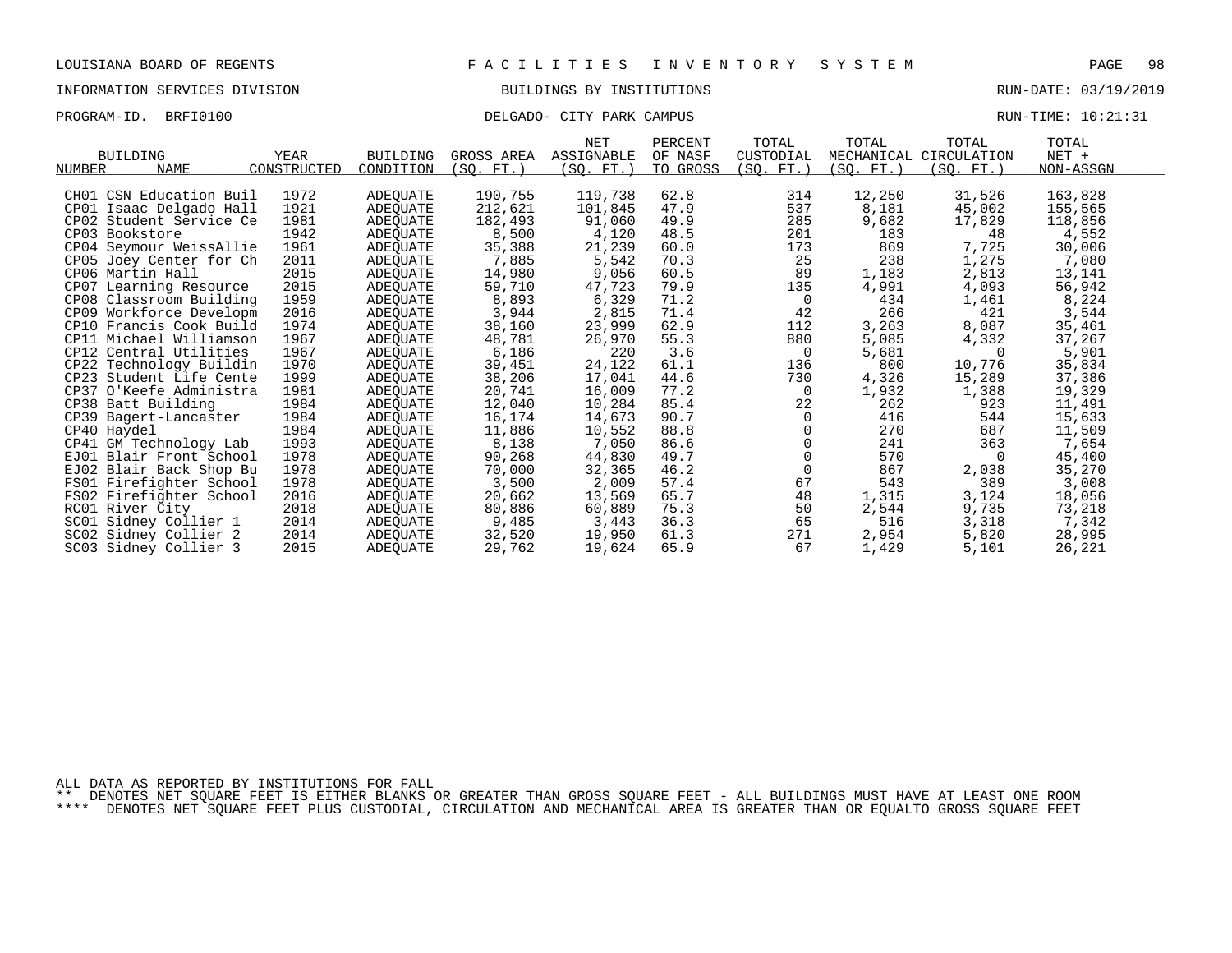LOUISIANA BOARD OF REGENTS — F A C I L I T I E S   I N V E N T O R Y   S Y S T E M

INFORMATION SERVICES DIVISION — BUILDINGS BY INSTITUTIONS — RUN-DATE: 03/19/2019

PROGRAM-ID. BRFI0100 — DELGADO- CITY PARK CAMPUS — RUN-TIME: 10:21:31

| BUILDING NUMBER | NAME | YEAR CONSTRUCTED | BUILDING CONDITION | GROSS AREA (SQ. FT.) | NET ASSIGNABLE (SQ. FT.) | PERCENT OF NASF TO GROSS | TOTAL CUSTODIAL (SQ. FT.) | TOTAL MECHANICAL (SQ. FT.) | TOTAL CIRCULATION (SQ. FT.) | TOTAL NET + NON-ASSGN |
|---|---|---|---|---|---|---|---|---|---|---|
| CH01 | CSN Education Buil | 1972 | ADEQUATE | 190,755 | 119,738 | 62.8 | 314 | 12,250 | 31,526 | 163,828 |
| CP01 | Isaac Delgado Hall | 1921 | ADEQUATE | 212,621 | 101,845 | 47.9 | 537 | 8,181 | 45,002 | 155,565 |
| CP02 | Student Service Ce | 1981 | ADEQUATE | 182,493 | 91,060 | 49.9 | 285 | 9,682 | 17,829 | 118,856 |
| CP03 | Bookstore | 1942 | ADEQUATE | 8,500 | 4,120 | 48.5 | 201 | 183 | 48 | 4,552 |
| CP04 | Seymour WeissAllie | 1961 | ADEQUATE | 35,388 | 21,239 | 60.0 | 173 | 869 | 7,725 | 30,006 |
| CP05 | Joey Center for Ch | 2011 | ADEQUATE | 7,885 | 5,542 | 70.3 | 25 | 238 | 1,275 | 7,080 |
| CP06 | Martin Hall | 2015 | ADEQUATE | 14,980 | 9,056 | 60.5 | 89 | 1,183 | 2,813 | 13,141 |
| CP07 | Learning Resource | 2015 | ADEQUATE | 59,710 | 47,723 | 79.9 | 135 | 4,991 | 4,093 | 56,942 |
| CP08 | Classroom Building | 1959 | ADEQUATE | 8,893 | 6,329 | 71.2 | 0 | 434 | 1,461 | 8,224 |
| CP09 | Workforce Developm | 2016 | ADEQUATE | 3,944 | 2,815 | 71.4 | 42 | 266 | 421 | 3,544 |
| CP10 | Francis Cook Build | 1974 | ADEQUATE | 38,160 | 23,999 | 62.9 | 112 | 3,263 | 8,087 | 35,461 |
| CP11 | Michael Williamson | 1967 | ADEQUATE | 48,781 | 26,970 | 55.3 | 880 | 5,085 | 4,332 | 37,267 |
| CP12 | Central Utilities | 1967 | ADEQUATE | 6,186 | 220 | 3.6 | 0 | 5,681 | 0 | 5,901 |
| CP22 | Technology Buildin | 1970 | ADEQUATE | 39,451 | 24,122 | 61.1 | 136 | 800 | 10,776 | 35,834 |
| CP23 | Student Life Cente | 1999 | ADEQUATE | 38,206 | 17,041 | 44.6 | 730 | 4,326 | 15,289 | 37,386 |
| CP37 | O'Keefe Administra | 1981 | ADEQUATE | 20,741 | 16,009 | 77.2 | 0 | 1,932 | 1,388 | 19,329 |
| CP38 | Batt Building | 1984 | ADEQUATE | 12,040 | 10,284 | 85.4 | 22 | 262 | 923 | 11,491 |
| CP39 | Bagert-Lancaster | 1984 | ADEQUATE | 16,174 | 14,673 | 90.7 | 0 | 416 | 544 | 15,633 |
| CP40 | Haydel | 1984 | ADEQUATE | 11,886 | 10,552 | 88.8 | 0 | 270 | 687 | 11,509 |
| CP41 | GM Technology Lab | 1993 | ADEQUATE | 8,138 | 7,050 | 86.6 | 0 | 241 | 363 | 7,654 |
| EJ01 | Blair Front School | 1978 | ADEQUATE | 90,268 | 44,830 | 49.7 | 0 | 570 | 0 | 45,400 |
| EJ02 | Blair Back Shop Bu | 1978 | ADEQUATE | 70,000 | 32,365 | 46.2 | 0 | 867 | 2,038 | 35,270 |
| FS01 | Firefighter School | 1978 | ADEQUATE | 3,500 | 2,009 | 57.4 | 67 | 543 | 389 | 3,008 |
| FS02 | Firefighter School | 2016 | ADEQUATE | 20,662 | 13,569 | 65.7 | 48 | 1,315 | 3,124 | 18,056 |
| RC01 | River City | 2018 | ADEQUATE | 80,886 | 60,889 | 75.3 | 50 | 2,544 | 9,735 | 73,218 |
| SC01 | Sidney Collier 1 | 2014 | ADEQUATE | 9,485 | 3,443 | 36.3 | 65 | 516 | 3,318 | 7,342 |
| SC02 | Sidney Collier 2 | 2014 | ADEQUATE | 32,520 | 19,950 | 61.3 | 271 | 2,954 | 5,820 | 28,995 |
| SC03 | Sidney Collier 3 | 2015 | ADEQUATE | 29,762 | 19,624 | 65.9 | 67 | 1,429 | 5,101 | 26,221 |

ALL DATA AS REPORTED BY INSTITUTIONS FOR FALL

** DENOTES NET SQUARE FEET IS EITHER BLANKS OR GREATER THAN GROSS SQUARE FEET - ALL BUILDINGS MUST HAVE AT LEAST ONE ROOM

**** DENOTES NET SQUARE FEET PLUS CUSTODIAL, CIRCULATION AND MECHANICAL AREA IS GREATER THAN OR EQUALTO GROSS SQUARE FEET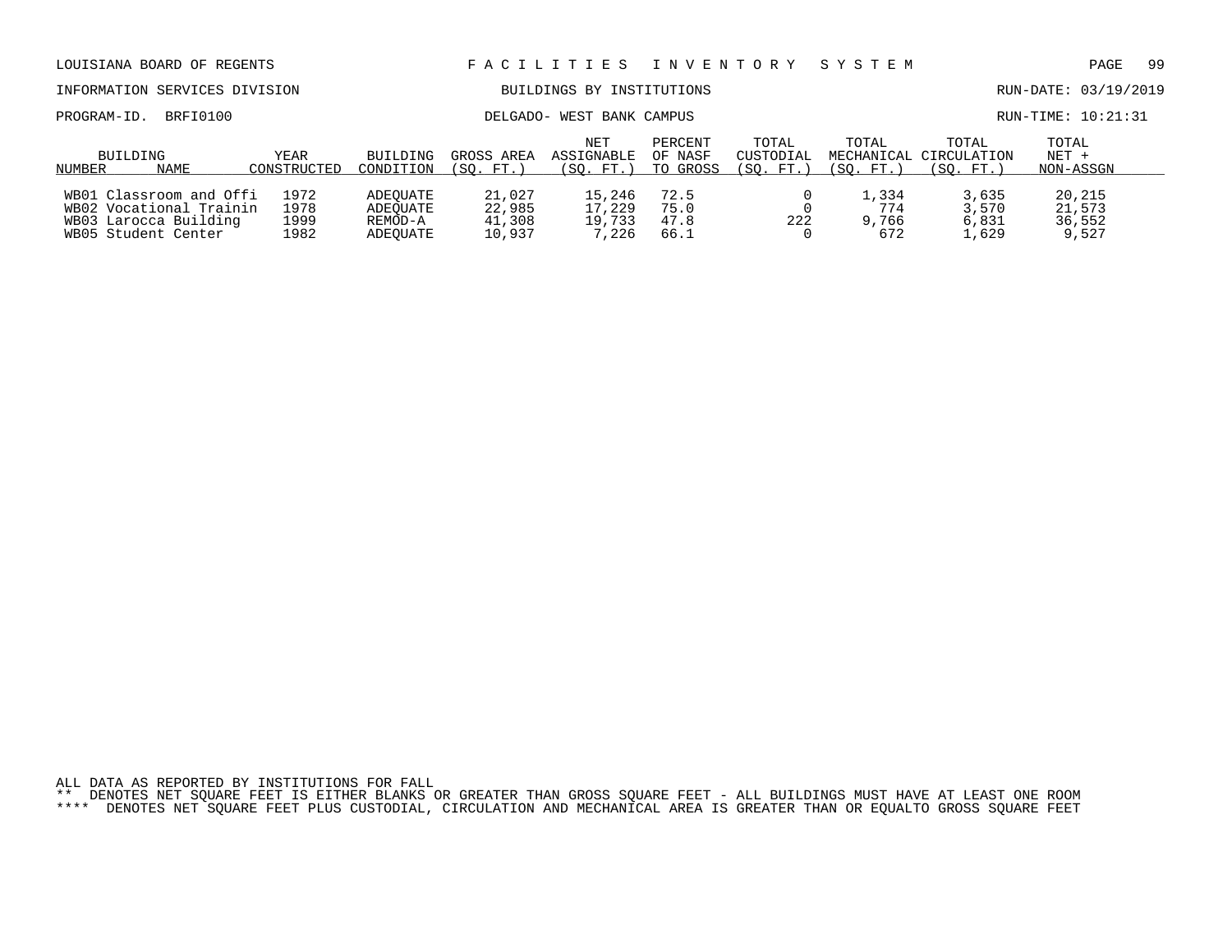LOUISIANA BOARD OF REGENTS — FACILITIES INVENTORY SYSTEM

INFORMATION SERVICES DIVISION — BUILDINGS BY INSTITUTIONS — RUN-DATE: 03/19/2019

PROGRAM-ID. BRFI0100 — DELGADO- WEST BANK CAMPUS — RUN-TIME: 10:21:31

| BUILDING NUMBER | NAME | YEAR CONSTRUCTED | BUILDING CONDITION | GROSS AREA (SQ. FT.) | NET ASSIGNABLE (SQ. FT.) | PERCENT OF NASF TO GROSS | TOTAL CUSTODIAL (SQ. FT.) | TOTAL MECHANICAL (SQ. FT.) | TOTAL CIRCULATION (SQ. FT.) | TOTAL NET + NON-ASSGN |
|---|---|---|---|---|---|---|---|---|---|---|
| WB01 | Classroom and Offi | 1972 | ADEQUATE | 21,027 | 15,246 | 72.5 | 0 | 1,334 | 3,635 | 20,215 |
| WB02 | Vocational Trainin | 1978 | ADEQUATE | 22,985 | 17,229 | 75.0 | 0 | 774 | 3,570 | 21,573 |
| WB03 | Larocca Building | 1999 | REMOD-A | 41,308 | 19,733 | 47.8 | 222 | 9,766 | 6,831 | 36,552 |
| WB05 | Student Center | 1982 | ADEQUATE | 10,937 | 7,226 | 66.1 | 0 | 672 | 1,629 | 9,527 |

ALL DATA AS REPORTED BY INSTITUTIONS FOR FALL

** DENOTES NET SQUARE FEET IS EITHER BLANKS OR GREATER THAN GROSS SQUARE FEET - ALL BUILDINGS MUST HAVE AT LEAST ONE ROOM

**** DENOTES NET SQUARE FEET PLUS CUSTODIAL, CIRCULATION AND MECHANICAL AREA IS GREATER THAN OR EQUALTO GROSS SQUARE FEET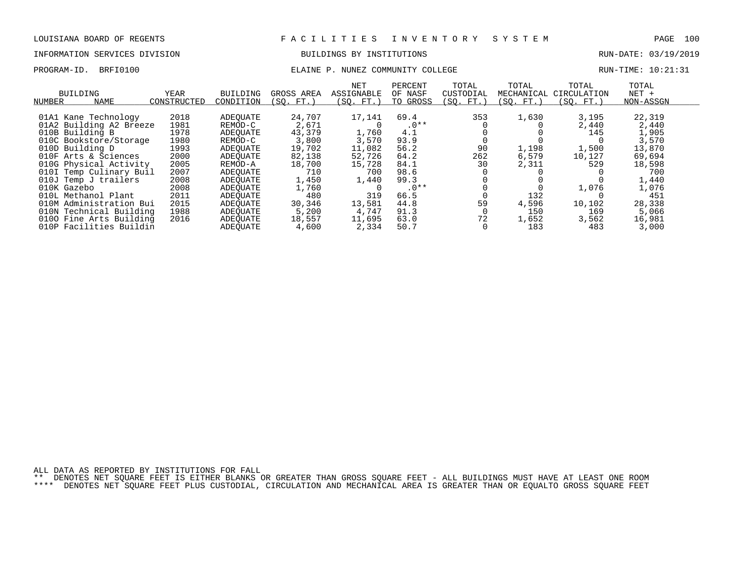LOUISIANA BOARD OF REGENTS — FACILITIES INVENTORY SYSTEM

INFORMATION SERVICES DIVISION — BUILDINGS BY INSTITUTIONS — RUN-DATE: 03/19/2019

PROGRAM-ID. BRFI0100 — ELAINE P. NUNEZ COMMUNITY COLLEGE — RUN-TIME: 10:21:31

| BUILDING NUMBER | NAME | YEAR CONSTRUCTED | BUILDING CONDITION | GROSS AREA (SQ. FT.) | NET ASSIGNABLE (SQ. FT.) | PERCENT OF NASF TO GROSS | TOTAL CUSTODIAL (SQ. FT.) | TOTAL MECHANICAL (SQ. FT.) | TOTAL CIRCULATION (SQ. FT.) | TOTAL NET + NON-ASSGN |
|---|---|---|---|---|---|---|---|---|---|---|
| 01A1 | Kane Technology | 2018 | ADEQUATE | 24,707 | 17,141 | 69.4 | 353 | 1,630 | 3,195 | 22,319 |
| 01A2 | Building A2 Breeze | 1981 | REMOD-C | 2,671 | 0 | .0** | 0 | 0 | 2,440 | 2,440 |
| 010B | Building B | 1978 | ADEQUATE | 43,379 | 1,760 | 4.1 | 0 | 0 | 145 | 1,905 |
| 010C | Bookstore/Storage | 1980 | REMOD-C | 3,800 | 3,570 | 93.9 | 0 | 0 | 0 | 3,570 |
| 010D | Building D | 1993 | ADEQUATE | 19,702 | 11,082 | 56.2 | 90 | 1,198 | 1,500 | 13,870 |
| 010F | Arts & Sciences | 2000 | ADEQUATE | 82,138 | 52,726 | 64.2 | 262 | 6,579 | 10,127 | 69,694 |
| 010G | Physical Activity | 2005 | REMOD-A | 18,700 | 15,728 | 84.1 | 30 | 2,311 | 529 | 18,598 |
| 010I | Temp Culinary Buil | 2007 | ADEQUATE | 710 | 700 | 98.6 | 0 | 0 | 0 | 700 |
| 010J | Temp J trailers | 2008 | ADEQUATE | 1,450 | 1,440 | 99.3 | 0 | 0 | 0 | 1,440 |
| 010K | Gazebo | 2008 | ADEQUATE | 1,760 | 0 | .0** | 0 | 0 | 1,076 | 1,076 |
| 010L | Methanol Plant | 2011 | ADEQUATE | 480 | 319 | 66.5 | 0 | 132 | 0 | 451 |
| 010M | Administration Bui | 2015 | ADEQUATE | 30,346 | 13,581 | 44.8 | 59 | 4,596 | 10,102 | 28,338 |
| 010N | Technical Building | 1988 | ADEQUATE | 5,200 | 4,747 | 91.3 | 0 | 150 | 169 | 5,066 |
| 010O | Fine Arts Building | 2016 | ADEQUATE | 18,557 | 11,695 | 63.0 | 72 | 1,652 | 3,562 | 16,981 |
| 010P | Facilities Buildin | | ADEQUATE | 4,600 | 2,334 | 50.7 | 0 | 183 | 483 | 3,000 |

ALL DATA AS REPORTED BY INSTITUTIONS FOR FALL

** DENOTES NET SQUARE FEET IS EITHER BLANKS OR GREATER THAN GROSS SQUARE FEET - ALL BUILDINGS MUST HAVE AT LEAST ONE ROOM

**** DENOTES NET SQUARE FEET PLUS CUSTODIAL, CIRCULATION AND MECHANICAL AREA IS GREATER THAN OR EQUALTO GROSS SQUARE FEET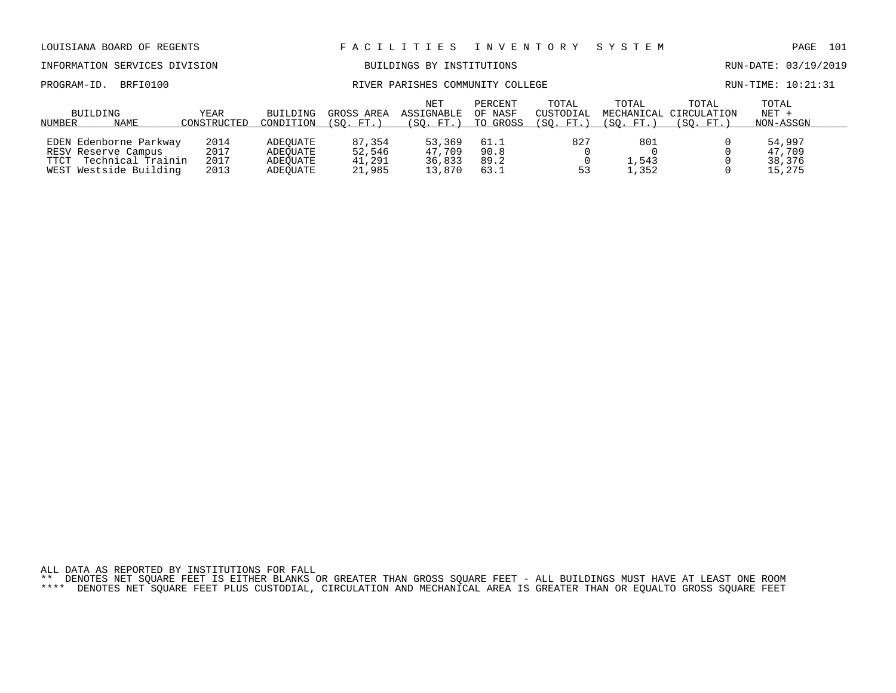LOUISIANA BOARD OF REGENTS — FACILITIES INVENTORY SYSTEM

INFORMATION SERVICES DIVISION — BUILDINGS BY INSTITUTIONS — RUN-DATE: 03/19/2019

PROGRAM-ID. BRFI0100 — RIVER PARISHES COMMUNITY COLLEGE — RUN-TIME: 10:21:31

| BUILDING NUMBER | NAME | YEAR CONSTRUCTED | BUILDING CONDITION | GROSS AREA (SQ. FT.) | NET ASSIGNABLE (SQ. FT.) | PERCENT OF NASF TO GROSS | TOTAL CUSTODIAL (SQ. FT.) | TOTAL MECHANICAL (SQ. FT.) | TOTAL CIRCULATION (SQ. FT.) | TOTAL NET + NON-ASSGN |
|---|---|---|---|---|---|---|---|---|---|---|
| EDEN | Edenborne Parkway | 2014 | ADEQUATE | 87,354 | 53,369 | 61.1 | 827 | 801 | 0 | 54,997 |
| RESV | Reserve Campus | 2017 | ADEQUATE | 52,546 | 47,709 | 90.8 | 0 | 0 | 0 | 47,709 |
| TTCT | Technical Trainin | 2017 | ADEQUATE | 41,291 | 36,833 | 89.2 | 0 | 1,543 | 0 | 38,376 |
| WEST | Westside Building | 2013 | ADEQUATE | 21,985 | 13,870 | 63.1 | 53 | 1,352 | 0 | 15,275 |

ALL DATA AS REPORTED BY INSTITUTIONS FOR FALL

** DENOTES NET SQUARE FEET IS EITHER BLANKS OR GREATER THAN GROSS SQUARE FEET - ALL BUILDINGS MUST HAVE AT LEAST ONE ROOM

**** DENOTES NET SQUARE FEET PLUS CUSTODIAL, CIRCULATION AND MECHANICAL AREA IS GREATER THAN OR EQUALTO GROSS SQUARE FEET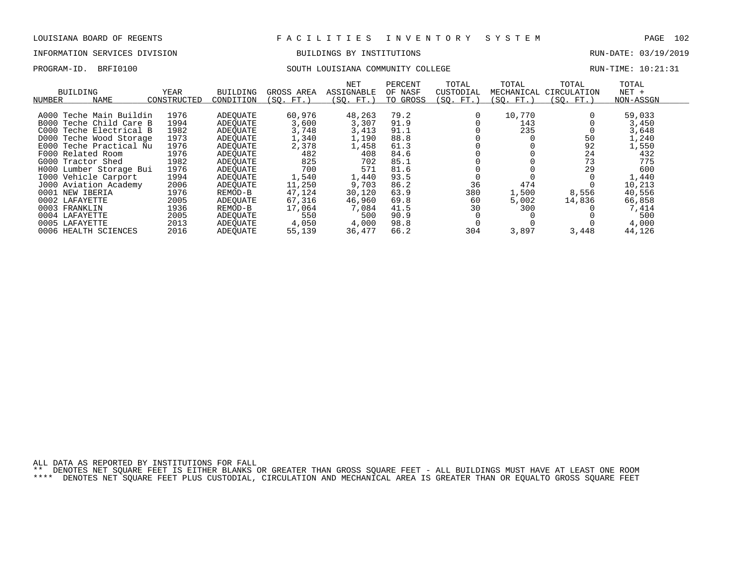LOUISIANA BOARD OF REGENTS — F A C I L I T I E S I N V E N T O R Y S Y S T E M

INFORMATION SERVICES DIVISION — BUILDINGS BY INSTITUTIONS — RUN-DATE: 03/19/2019

PROGRAM-ID. BRFI0100 — SOUTH LOUISIANA COMMUNITY COLLEGE — RUN-TIME: 10:21:31

| BUILDING NUMBER | NAME | YEAR CONSTRUCTED | BUILDING CONDITION | GROSS AREA (SQ. FT.) | NET ASSIGNABLE (SQ. FT.) | PERCENT OF NASF TO GROSS | TOTAL CUSTODIAL (SQ. FT.) | TOTAL MECHANICAL (SQ. FT.) | TOTAL CIRCULATION (SQ. FT.) | TOTAL NET + NON-ASSGN |
|---|---|---|---|---|---|---|---|---|---|---|
| A000 | Teche Main Buildin | 1976 | ADEQUATE | 60,976 | 48,263 | 79.2 | 0 | 10,770 | 0 | 59,033 |
| B000 | Teche Child Care B | 1994 | ADEQUATE | 3,600 | 3,307 | 91.9 | 0 | 143 | 0 | 3,450 |
| C000 | Teche Electrical B | 1982 | ADEQUATE | 3,748 | 3,413 | 91.1 | 0 | 235 | 0 | 3,648 |
| D000 | Teche Wood Storage | 1973 | ADEQUATE | 1,340 | 1,190 | 88.8 | 0 | 0 | 50 | 1,240 |
| E000 | Teche Practical Nu | 1976 | ADEQUATE | 2,378 | 1,458 | 61.3 | 0 | 0 | 92 | 1,550 |
| F000 | Related Room | 1976 | ADEQUATE | 482 | 408 | 84.6 | 0 | 0 | 24 | 432 |
| G000 | Tractor Shed | 1982 | ADEQUATE | 825 | 702 | 85.1 | 0 | 0 | 73 | 775 |
| H000 | Lumber Storage Bui | 1976 | ADEQUATE | 700 | 571 | 81.6 | 0 | 0 | 29 | 600 |
| I000 | Vehicle Carport | 1994 | ADEQUATE | 1,540 | 1,440 | 93.5 | 0 | 0 | 0 | 1,440 |
| J000 | Aviation Academy | 2006 | ADEQUATE | 11,250 | 9,703 | 86.2 | 36 | 474 | 0 | 10,213 |
| 0001 | NEW IBERIA | 1976 | REMOD-B | 47,124 | 30,120 | 63.9 | 380 | 1,500 | 8,556 | 40,556 |
| 0002 | LAFAYETTE | 2005 | ADEQUATE | 67,316 | 46,960 | 69.8 | 60 | 5,002 | 14,836 | 66,858 |
| 0003 | FRANKLIN | 1936 | REMOD-B | 17,064 | 7,084 | 41.5 | 30 | 300 | 0 | 7,414 |
| 0004 | LAFAYETTE | 2005 | ADEQUATE | 550 | 500 | 90.9 | 0 | 0 | 0 | 500 |
| 0005 | LAFAYETTE | 2013 | ADEQUATE | 4,050 | 4,000 | 98.8 | 0 | 0 | 0 | 4,000 |
| 0006 | HEALTH SCIENCES | 2016 | ADEQUATE | 55,139 | 36,477 | 66.2 | 304 | 3,897 | 3,448 | 44,126 |

ALL DATA AS REPORTED BY INSTITUTIONS FOR FALL

** DENOTES NET SQUARE FEET IS EITHER BLANKS OR GREATER THAN GROSS SQUARE FEET - ALL BUILDINGS MUST HAVE AT LEAST ONE ROOM

**** DENOTES NET SQUARE FEET PLUS CUSTODIAL, CIRCULATION AND MECHANICAL AREA IS GREATER THAN OR EQUALTO GROSS SQUARE FEET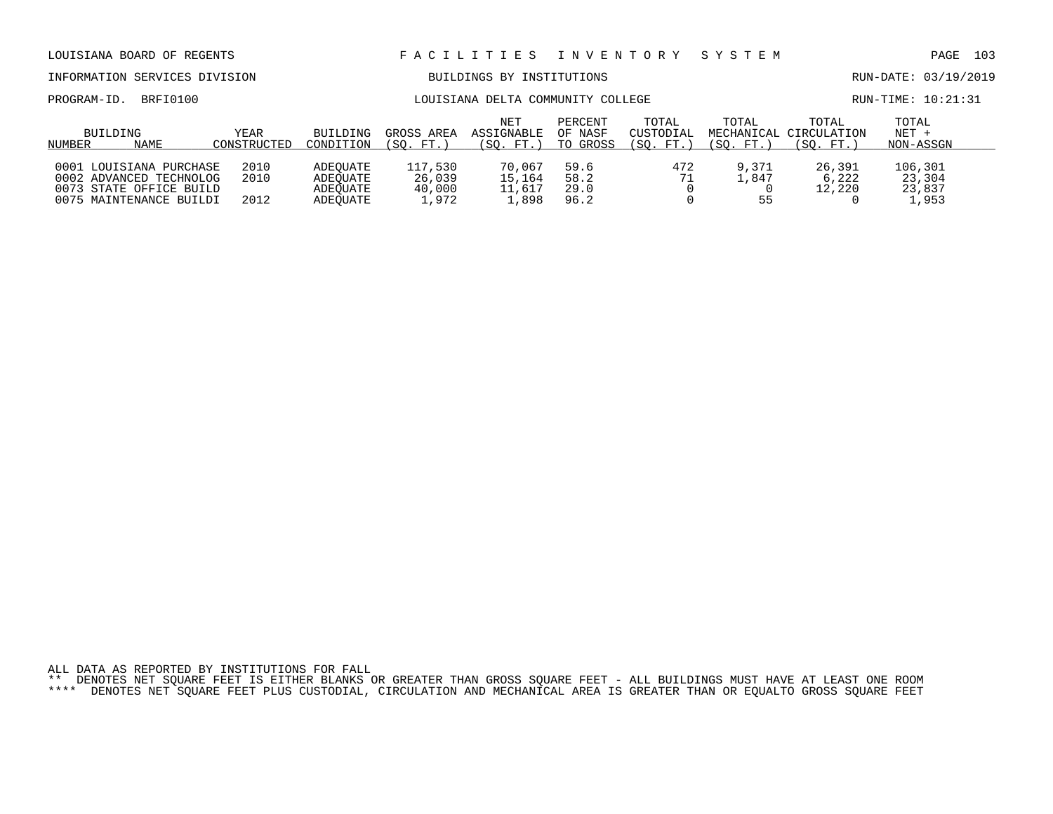LOUISIANA BOARD OF REGENTS — FACILITIES INVENTORY SYSTEM

INFORMATION SERVICES DIVISION — BUILDINGS BY INSTITUTIONS — RUN-DATE: 03/19/2019

PROGRAM-ID. BRFI0100 — LOUISIANA DELTA COMMUNITY COLLEGE — RUN-TIME: 10:21:31

| BUILDING NUMBER | NAME | YEAR CONSTRUCTED | BUILDING CONDITION | GROSS AREA (SQ. FT.) | NET ASSIGNABLE (SQ. FT.) | PERCENT OF NASF TO GROSS | TOTAL CUSTODIAL (SQ. FT.) | TOTAL MECHANICAL (SQ. FT.) | TOTAL CIRCULATION (SQ. FT.) | TOTAL NET + NON-ASSGN |
|---|---|---|---|---|---|---|---|---|---|---|
| 0001 | LOUISIANA PURCHASE | 2010 | ADEQUATE | 117,530 | 70,067 | 59.6 | 472 | 9,371 | 26,391 | 106,301 |
| 0002 | ADVANCED TECHNOLOG | 2010 | ADEQUATE | 26,039 | 15,164 | 58.2 | 71 | 1,847 | 6,222 | 23,304 |
| 0073 | STATE OFFICE BUILD | | ADEQUATE | 40,000 | 11,617 | 29.0 | 0 | 0 | 12,220 | 23,837 |
| 0075 | MAINTENANCE BUILDI | 2012 | ADEQUATE | 1,972 | 1,898 | 96.2 | 0 | 55 | 0 | 1,953 |

ALL DATA AS REPORTED BY INSTITUTIONS FOR FALL

** DENOTES NET SQUARE FEET IS EITHER BLANKS OR GREATER THAN GROSS SQUARE FEET - ALL BUILDINGS MUST HAVE AT LEAST ONE ROOM

**** DENOTES NET SQUARE FEET PLUS CUSTODIAL, CIRCULATION AND MECHANICAL AREA IS GREATER THAN OR EQUALTO GROSS SQUARE FEET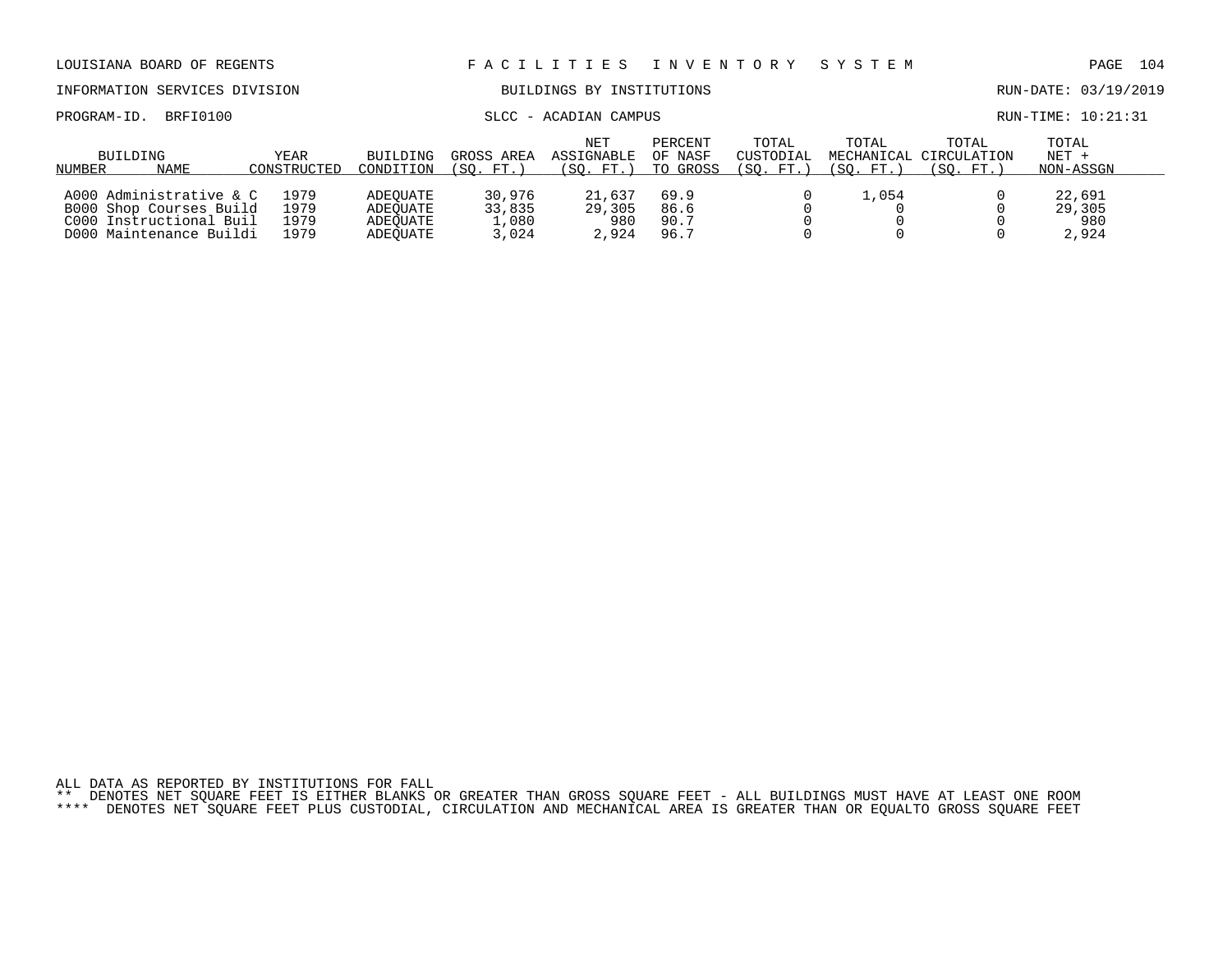LOUISIANA BOARD OF REGENTS — FACILITIES INVENTORY SYSTEM

INFORMATION SERVICES DIVISION — BUILDINGS BY INSTITUTIONS — RUN-DATE: 03/19/2019

PROGRAM-ID. BRFI0100 — SLCC - ACADIAN CAMPUS — RUN-TIME: 10:21:31

| BUILDING NUMBER | NAME | YEAR CONSTRUCTED | BUILDING CONDITION | GROSS AREA (SQ. FT.) | NET ASSIGNABLE (SQ. FT.) | PERCENT OF NASF TO GROSS | TOTAL CUSTODIAL (SQ. FT.) | TOTAL MECHANICAL (SQ. FT.) | TOTAL CIRCULATION (SQ. FT.) | TOTAL NET + NON-ASSGN |
|---|---|---|---|---|---|---|---|---|---|---|
| A000 | Administrative & C | 1979 | ADEQUATE | 30,976 | 21,637 | 69.9 | 0 | 1,054 | 0 | 22,691 |
| B000 | Shop Courses Build | 1979 | ADEQUATE | 33,835 | 29,305 | 86.6 | 0 | 0 | 0 | 29,305 |
| C000 | Instructional Buil | 1979 | ADEQUATE | 1,080 | 980 | 90.7 | 0 | 0 | 0 | 980 |
| D000 | Maintenance Buildi | 1979 | ADEQUATE | 3,024 | 2,924 | 96.7 | 0 | 0 | 0 | 2,924 |

ALL DATA AS REPORTED BY INSTITUTIONS FOR FALL

** DENOTES NET SQUARE FEET IS EITHER BLANKS OR GREATER THAN GROSS SQUARE FEET - ALL BUILDINGS MUST HAVE AT LEAST ONE ROOM

**** DENOTES NET SQUARE FEET PLUS CUSTODIAL, CIRCULATION AND MECHANICAL AREA IS GREATER THAN OR EQUALTO GROSS SQUARE FEET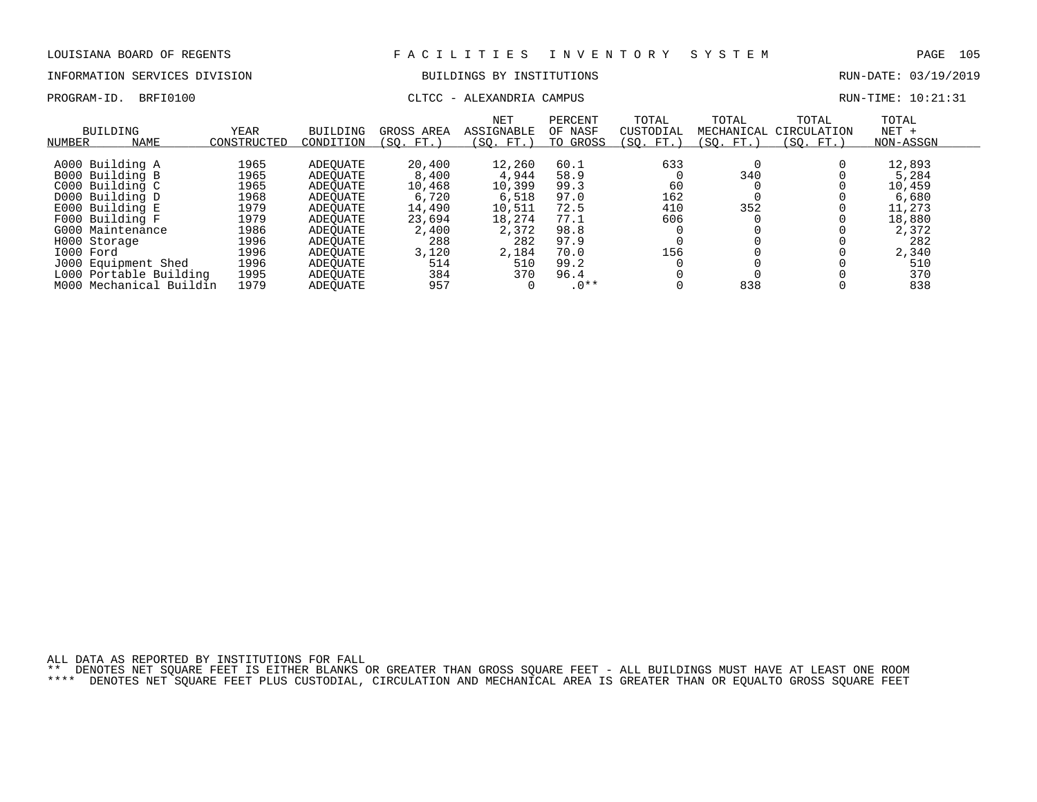LOUISIANA BOARD OF REGENTS — F A C I L I T I E S   I N V E N T O R Y   S Y S T E M

INFORMATION SERVICES DIVISION — BUILDINGS BY INSTITUTIONS — RUN-DATE: 03/19/2019

PROGRAM-ID. BRFI0100 — CLTCC - ALEXANDRIA CAMPUS — RUN-TIME: 10:21:31

| BUILDING NUMBER | NAME | YEAR CONSTRUCTED | BUILDING CONDITION | GROSS AREA (SQ. FT.) | NET ASSIGNABLE (SQ. FT.) | PERCENT OF NASF TO GROSS | TOTAL CUSTODIAL (SQ. FT.) | TOTAL MECHANICAL (SQ. FT.) | TOTAL CIRCULATION (SQ. FT.) | TOTAL NET + NON-ASSGN |
|---|---|---|---|---|---|---|---|---|---|---|
| A000 | Building A | 1965 | ADEQUATE | 20,400 | 12,260 | 60.1 | 633 | 0 | 0 | 12,893 |
| B000 | Building B | 1965 | ADEQUATE | 8,400 | 4,944 | 58.9 | 0 | 340 | 0 | 5,284 |
| C000 | Building C | 1965 | ADEQUATE | 10,468 | 10,399 | 99.3 | 60 | 0 | 0 | 10,459 |
| D000 | Building D | 1968 | ADEQUATE | 6,720 | 6,518 | 97.0 | 162 | 0 | 0 | 6,680 |
| E000 | Building E | 1979 | ADEQUATE | 14,490 | 10,511 | 72.5 | 410 | 352 | 0 | 11,273 |
| F000 | Building F | 1979 | ADEQUATE | 23,694 | 18,274 | 77.1 | 606 | 0 | 0 | 18,880 |
| G000 | Maintenance | 1986 | ADEQUATE | 2,400 | 2,372 | 98.8 | 0 | 0 | 0 | 2,372 |
| H000 | Storage | 1996 | ADEQUATE | 288 | 282 | 97.9 | 0 | 0 | 0 | 282 |
| I000 | Ford | 1996 | ADEQUATE | 3,120 | 2,184 | 70.0 | 156 | 0 | 0 | 2,340 |
| J000 | Equipment Shed | 1996 | ADEQUATE | 514 | 510 | 99.2 | 0 | 0 | 0 | 510 |
| L000 | Portable Building | 1995 | ADEQUATE | 384 | 370 | 96.4 | 0 | 0 | 0 | 370 |
| M000 | Mechanical Buildin | 1979 | ADEQUATE | 957 | 0 | .0** | 0 | 838 | 0 | 838 |

ALL DATA AS REPORTED BY INSTITUTIONS FOR FALL

** DENOTES NET SQUARE FEET IS EITHER BLANKS OR GREATER THAN GROSS SQUARE FEET - ALL BUILDINGS MUST HAVE AT LEAST ONE ROOM

**** DENOTES NET SQUARE FEET PLUS CUSTODIAL, CIRCULATION AND MECHANICAL AREA IS GREATER THAN OR EQUALTO GROSS SQUARE FEET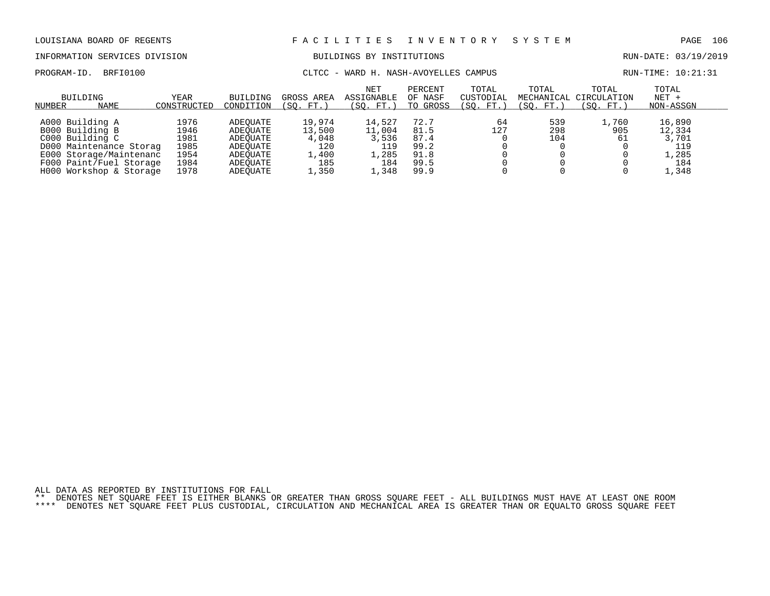LOUISIANA BOARD OF REGENTS — FACILITIES INVENTORY SYSTEM

INFORMATION SERVICES DIVISION — BUILDINGS BY INSTITUTIONS — RUN-DATE: 03/19/2019

PROGRAM-ID. BRFI0100 — CLTCC - WARD H. NASH-AVOYELLES CAMPUS — RUN-TIME: 10:21:31

| BUILDING NUMBER | BUILDING NAME | YEAR CONSTRUCTED | BUILDING CONDITION | GROSS AREA (SQ. FT.) | NET ASSIGNABLE (SQ. FT.) | PERCENT OF NASF TO GROSS | TOTAL CUSTODIAL (SQ. FT.) | TOTAL MECHANICAL (SQ. FT.) | TOTAL CIRCULATION (SQ. FT.) | TOTAL NET + NON-ASSGN |
|---|---|---|---|---|---|---|---|---|---|---|
| A000 | Building A | 1976 | ADEQUATE | 19,974 | 14,527 | 72.7 | 64 | 539 | 1,760 | 16,890 |
| B000 | Building B | 1946 | ADEQUATE | 13,500 | 11,004 | 81.5 | 127 | 298 | 905 | 12,334 |
| C000 | Building C | 1981 | ADEQUATE | 4,048 | 3,536 | 87.4 | 0 | 104 | 61 | 3,701 |
| D000 | Maintenance Storag | 1985 | ADEQUATE | 120 | 119 | 99.2 | 0 | 0 | 0 | 119 |
| E000 | Storage/Maintenanc | 1954 | ADEQUATE | 1,400 | 1,285 | 91.8 | 0 | 0 | 0 | 1,285 |
| F000 | Paint/Fuel Storage | 1984 | ADEQUATE | 185 | 184 | 99.5 | 0 | 0 | 0 | 184 |
| H000 | Workshop & Storage | 1978 | ADEQUATE | 1,350 | 1,348 | 99.9 | 0 | 0 | 0 | 1,348 |

ALL DATA AS REPORTED BY INSTITUTIONS FOR FALL

** DENOTES NET SQUARE FEET IS EITHER BLANKS OR GREATER THAN GROSS SQUARE FEET - ALL BUILDINGS MUST HAVE AT LEAST ONE ROOM

**** DENOTES NET SQUARE FEET PLUS CUSTODIAL, CIRCULATION AND MECHANICAL AREA IS GREATER THAN OR EQUALTO GROSS SQUARE FEET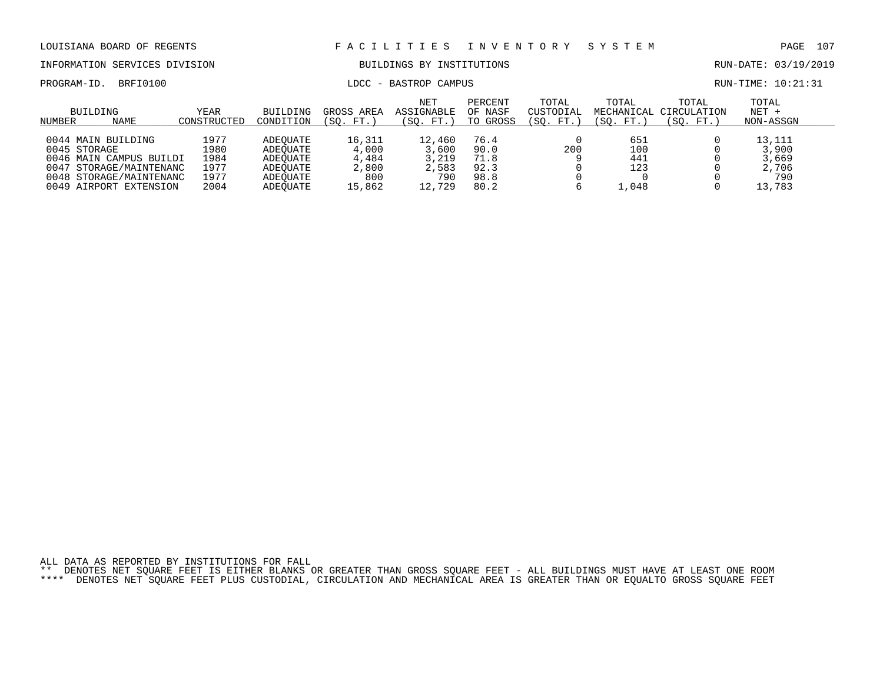LOUISIANA BOARD OF REGENTS — FACILITIES INVENTORY SYSTEM

INFORMATION SERVICES DIVISION — BUILDINGS BY INSTITUTIONS — RUN-DATE: 03/19/2019

PROGRAM-ID. BRFI0100 — LDCC - BASTROP CAMPUS — RUN-TIME: 10:21:31

| BUILDING NUMBER | NAME | YEAR CONSTRUCTED | BUILDING CONDITION | GROSS AREA (SQ. FT.) | NET ASSIGNABLE (SQ. FT.) | PERCENT OF NASF TO GROSS | TOTAL CUSTODIAL (SQ. FT.) | TOTAL MECHANICAL (SQ. FT.) | TOTAL CIRCULATION (SQ. FT.) | TOTAL NET + NON-ASSGN |
|---|---|---|---|---|---|---|---|---|---|---|
| 0044 | MAIN BUILDING | 1977 | ADEQUATE | 16,311 | 12,460 | 76.4 | 0 | 651 | 0 | 13,111 |
| 0045 | STORAGE | 1980 | ADEQUATE | 4,000 | 3,600 | 90.0 | 200 | 100 | 0 | 3,900 |
| 0046 | MAIN CAMPUS BUILDI | 1984 | ADEQUATE | 4,484 | 3,219 | 71.8 | 9 | 441 | 0 | 3,669 |
| 0047 | STORAGE/MAINTENANC | 1977 | ADEQUATE | 2,800 | 2,583 | 92.3 | 0 | 123 | 0 | 2,706 |
| 0048 | STORAGE/MAINTENANC | 1977 | ADEQUATE | 800 | 790 | 98.8 | 0 | 0 | 0 | 790 |
| 0049 | AIRPORT EXTENSION | 2004 | ADEQUATE | 15,862 | 12,729 | 80.2 | 6 | 1,048 | 0 | 13,783 |

ALL DATA AS REPORTED BY INSTITUTIONS FOR FALL

** DENOTES NET SQUARE FEET IS EITHER BLANKS OR GREATER THAN GROSS SQUARE FEET - ALL BUILDINGS MUST HAVE AT LEAST ONE ROOM

**** DENOTES NET SQUARE FEET PLUS CUSTODIAL, CIRCULATION AND MECHANICAL AREA IS GREATER THAN OR EQUALTO GROSS SQUARE FEET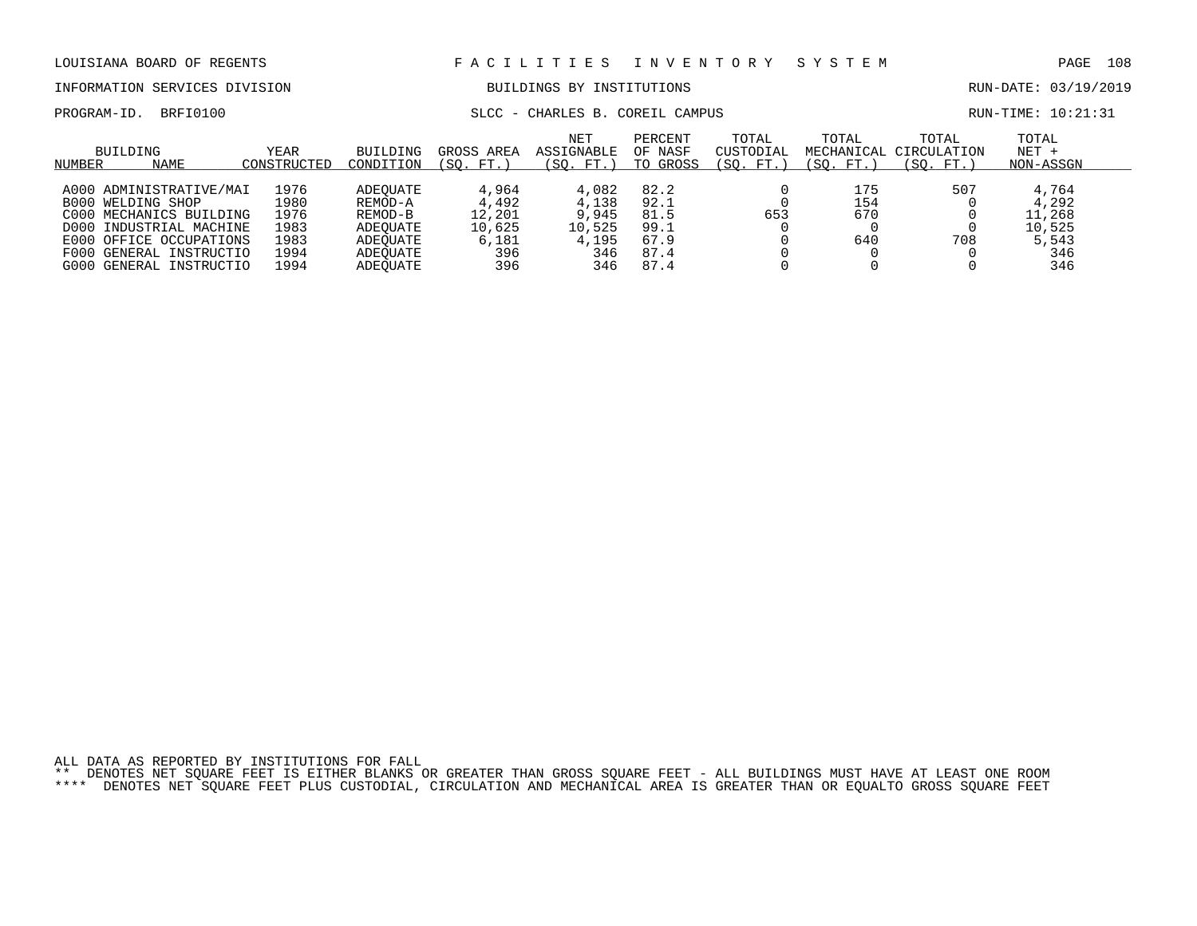LOUISIANA BOARD OF REGENTS — FACILITIES INVENTORY SYSTEM

INFORMATION SERVICES DIVISION — BUILDINGS BY INSTITUTIONS — RUN-DATE: 03/19/2019

PROGRAM-ID. BRFI0100 — SLCC - CHARLES B. COREIL CAMPUS — RUN-TIME: 10:21:31

| BUILDING NUMBER | NAME | YEAR CONSTRUCTED | BUILDING CONDITION | GROSS AREA (SQ. FT.) | NET ASSIGNABLE (SQ. FT.) | PERCENT OF NASF TO GROSS | TOTAL CUSTODIAL (SQ. FT.) | TOTAL MECHANICAL (SQ. FT.) | TOTAL CIRCULATION (SQ. FT.) | TOTAL NET + NON-ASSGN |
|---|---|---|---|---|---|---|---|---|---|---|
| A000 | ADMINISTRATIVE/MAI | 1976 | ADEQUATE | 4,964 | 4,082 | 82.2 | 0 | 175 | 507 | 4,764 |
| B000 | WELDING SHOP | 1980 | REMOD-A | 4,492 | 4,138 | 92.1 | 0 | 154 | 0 | 4,292 |
| C000 | MECHANICS BUILDING | 1976 | REMOD-B | 12,201 | 9,945 | 81.5 | 653 | 670 | 0 | 11,268 |
| D000 | INDUSTRIAL MACHINE | 1983 | ADEQUATE | 10,625 | 10,525 | 99.1 | 0 | 0 | 0 | 10,525 |
| E000 | OFFICE OCCUPATIONS | 1983 | ADEQUATE | 6,181 | 4,195 | 67.9 | 0 | 640 | 708 | 5,543 |
| F000 | GENERAL INSTRUCTIO | 1994 | ADEQUATE | 396 | 346 | 87.4 | 0 | 0 | 0 | 346 |
| G000 | GENERAL INSTRUCTIO | 1994 | ADEQUATE | 396 | 346 | 87.4 | 0 | 0 | 0 | 346 |

ALL DATA AS REPORTED BY INSTITUTIONS FOR FALL

** DENOTES NET SQUARE FEET IS EITHER BLANKS OR GREATER THAN GROSS SQUARE FEET - ALL BUILDINGS MUST HAVE AT LEAST ONE ROOM

**** DENOTES NET SQUARE FEET PLUS CUSTODIAL, CIRCULATION AND MECHANICAL AREA IS GREATER THAN OR EQUALTO GROSS SQUARE FEET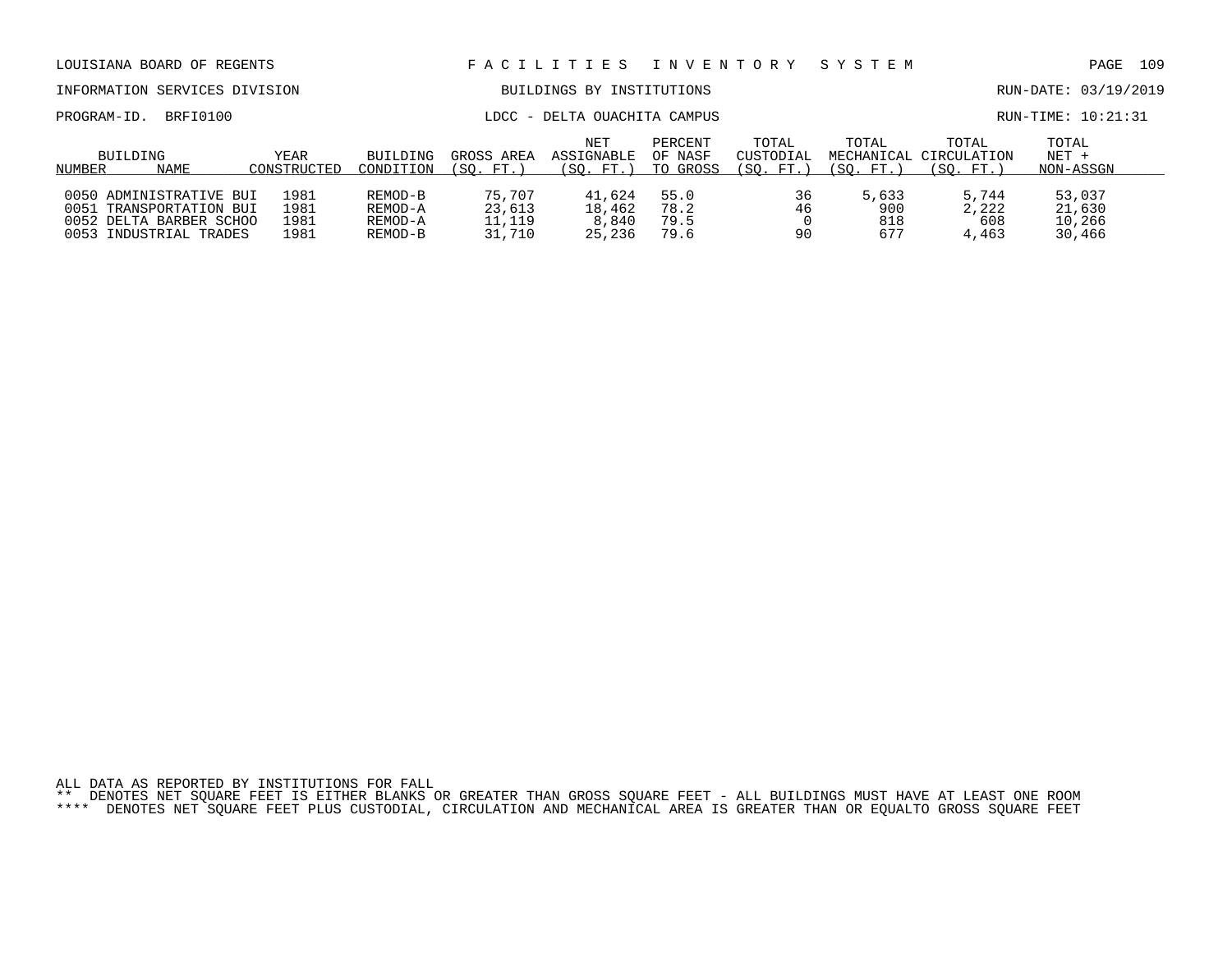LOUISIANA BOARD OF REGENTS — FACILITIES INVENTORY SYSTEM

INFORMATION SERVICES DIVISION — BUILDINGS BY INSTITUTIONS — RUN-DATE: 03/19/2019

PROGRAM-ID. BRFI0100 — LDCC - DELTA OUACHITA CAMPUS — RUN-TIME: 10:21:31

| BUILDING NUMBER | NAME | YEAR CONSTRUCTED | BUILDING CONDITION | GROSS AREA (SQ. FT.) | NET ASSIGNABLE (SQ. FT.) | PERCENT OF NASF TO GROSS | TOTAL CUSTODIAL (SQ. FT.) | TOTAL MECHANICAL (SQ. FT.) | TOTAL CIRCULATION (SQ. FT.) | TOTAL NET + NON-ASSGN |
|---|---|---|---|---|---|---|---|---|---|---|
| 0050 | ADMINISTRATIVE BUI | 1981 | REMOD-B | 75,707 | 41,624 | 55.0 | 36 | 5,633 | 5,744 | 53,037 |
| 0051 | TRANSPORTATION BUI | 1981 | REMOD-A | 23,613 | 18,462 | 78.2 | 46 | 900 | 2,222 | 21,630 |
| 0052 | DELTA BARBER SCHOO | 1981 | REMOD-A | 11,119 | 8,840 | 79.5 | 0 | 818 | 608 | 10,266 |
| 0053 | INDUSTRIAL TRADES | 1981 | REMOD-B | 31,710 | 25,236 | 79.6 | 90 | 677 | 4,463 | 30,466 |

ALL DATA AS REPORTED BY INSTITUTIONS FOR FALL

** DENOTES NET SQUARE FEET IS EITHER BLANKS OR GREATER THAN GROSS SQUARE FEET - ALL BUILDINGS MUST HAVE AT LEAST ONE ROOM

**** DENOTES NET SQUARE FEET PLUS CUSTODIAL, CIRCULATION AND MECHANICAL AREA IS GREATER THAN OR EQUALTO GROSS SQUARE FEET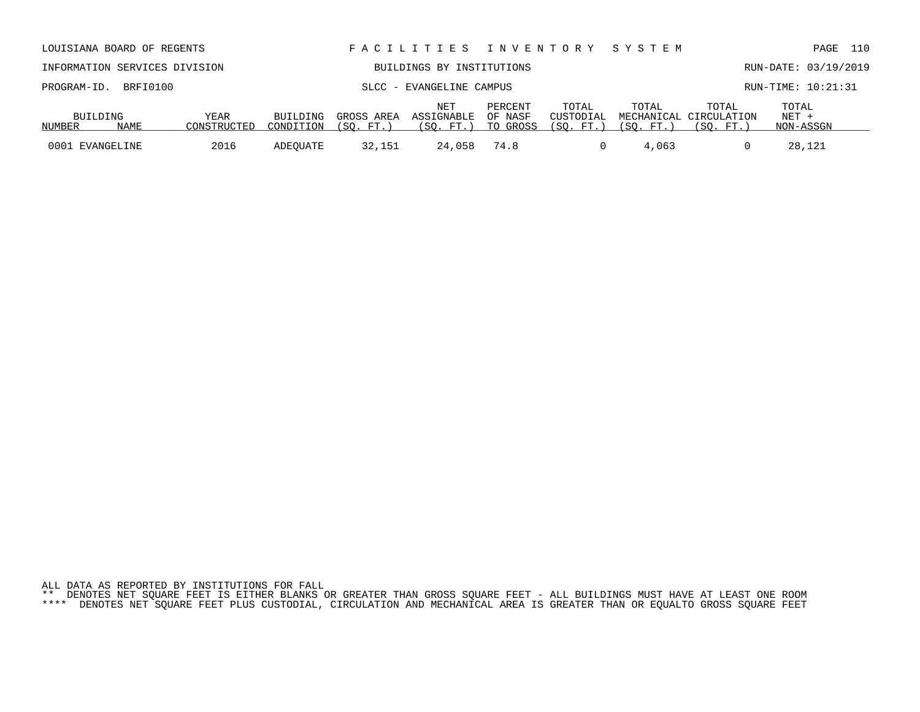LOUISIANA BOARD OF REGENTS — FACILITIES INVENTORY SYSTEM

INFORMATION SERVICES DIVISION — BUILDINGS BY INSTITUTIONS — RUN-DATE: 03/19/2019

PROGRAM-ID. BRFI0100 — SLCC - EVANGELINE CAMPUS — RUN-TIME: 10:21:31

| BUILDING NUMBER | NAME | YEAR CONSTRUCTED | BUILDING CONDITION | GROSS AREA (SQ. FT.) | NET ASSIGNABLE (SQ. FT.) | PERCENT OF NASF TO GROSS | TOTAL CUSTODIAL (SQ. FT.) | TOTAL MECHANICAL (SQ. FT.) | TOTAL CIRCULATION (SQ. FT.) | TOTAL NET + NON-ASSGN |
|---|---|---|---|---|---|---|---|---|---|---|
| 0001 | EVANGELINE | 2016 | ADEQUATE | 32,151 | 24,058 | 74.8 | 0 | 4,063 | 0 | 28,121 |

ALL DATA AS REPORTED BY INSTITUTIONS FOR FALL

** DENOTES NET SQUARE FEET IS EITHER BLANKS OR GREATER THAN GROSS SQUARE FEET - ALL BUILDINGS MUST HAVE AT LEAST ONE ROOM

**** DENOTES NET SQUARE FEET PLUS CUSTODIAL, CIRCULATION AND MECHANICAL AREA IS GREATER THAN OR EQUALTO GROSS SQUARE FEET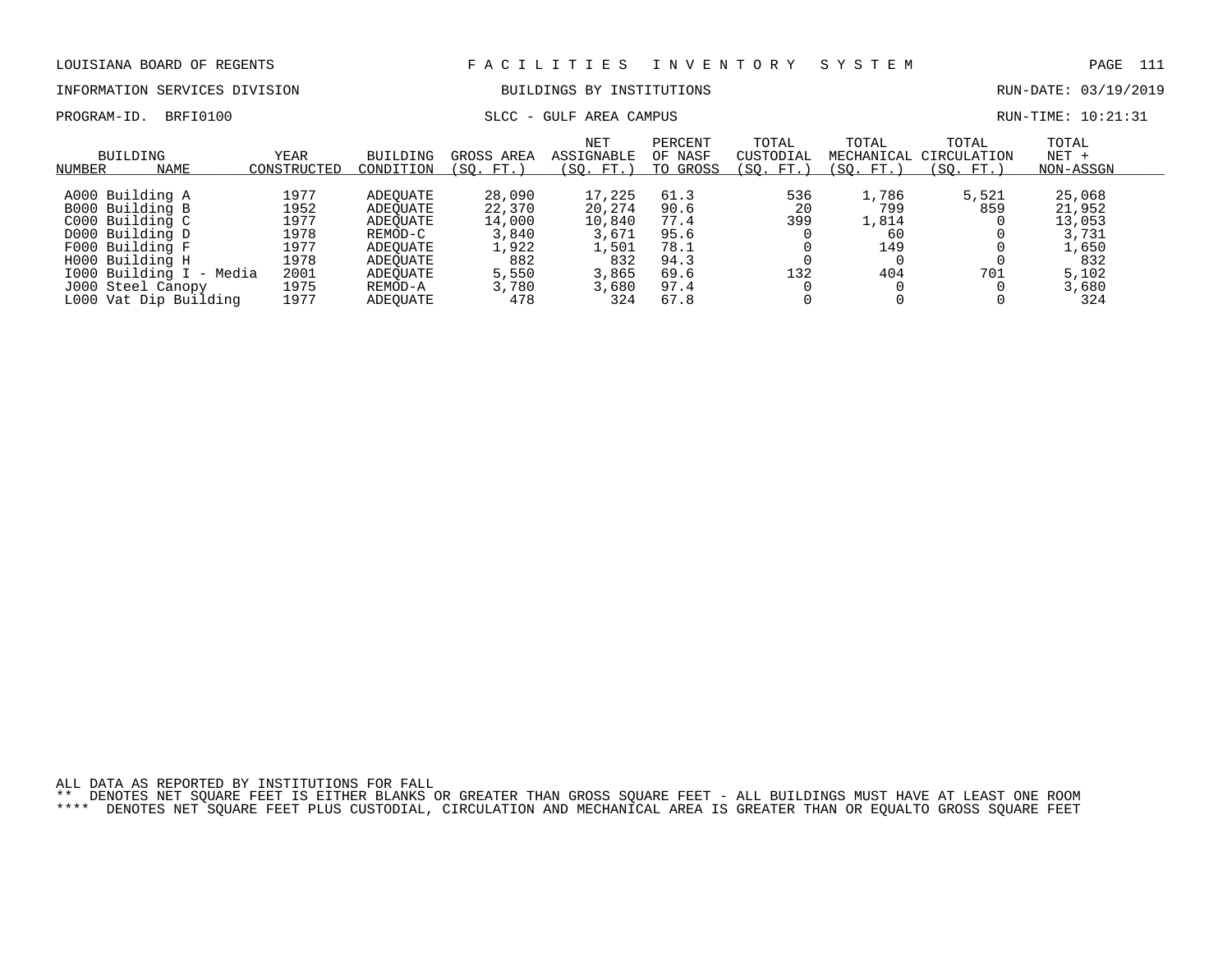LOUISIANA BOARD OF REGENTS — F A C I L I T I E S   I N V E N T O R Y   S Y S T E M

INFORMATION SERVICES DIVISION — BUILDINGS BY INSTITUTIONS — RUN-DATE: 03/19/2019

PROGRAM-ID. BRFI0100 — SLCC - GULF AREA CAMPUS — RUN-TIME: 10:21:31

| BUILDING NUMBER | NAME | YEAR CONSTRUCTED | BUILDING CONDITION | GROSS AREA (SQ. FT.) | NET ASSIGNABLE (SQ. FT.) | PERCENT OF NASF TO GROSS | TOTAL CUSTODIAL (SQ. FT.) | TOTAL MECHANICAL (SQ. FT.) | TOTAL CIRCULATION (SQ. FT.) | TOTAL NET + NON-ASSGN |
|---|---|---|---|---|---|---|---|---|---|---|
| A000 | Building A | 1977 | ADEQUATE | 28,090 | 17,225 | 61.3 | 536 | 1,786 | 5,521 | 25,068 |
| B000 | Building B | 1952 | ADEQUATE | 22,370 | 20,274 | 90.6 | 20 | 799 | 859 | 21,952 |
| C000 | Building C | 1977 | ADEQUATE | 14,000 | 10,840 | 77.4 | 399 | 1,814 | 0 | 13,053 |
| D000 | Building D | 1978 | REMOD-C | 3,840 | 3,671 | 95.6 | 0 | 60 | 0 | 3,731 |
| F000 | Building F | 1977 | ADEQUATE | 1,922 | 1,501 | 78.1 | 0 | 149 | 0 | 1,650 |
| H000 | Building H | 1978 | ADEQUATE | 882 | 832 | 94.3 | 0 | 0 | 0 | 832 |
| I000 | Building I - Media | 2001 | ADEQUATE | 5,550 | 3,865 | 69.6 | 132 | 404 | 701 | 5,102 |
| J000 | Steel Canopy | 1975 | REMOD-A | 3,780 | 3,680 | 97.4 | 0 | 0 | 0 | 3,680 |
| L000 | Vat Dip Building | 1977 | ADEQUATE | 478 | 324 | 67.8 | 0 | 0 | 0 | 324 |

ALL DATA AS REPORTED BY INSTITUTIONS FOR FALL

** DENOTES NET SQUARE FEET IS EITHER BLANKS OR GREATER THAN GROSS SQUARE FEET - ALL BUILDINGS MUST HAVE AT LEAST ONE ROOM

**** DENOTES NET SQUARE FEET PLUS CUSTODIAL, CIRCULATION AND MECHANICAL AREA IS GREATER THAN OR EQUALTO GROSS SQUARE FEET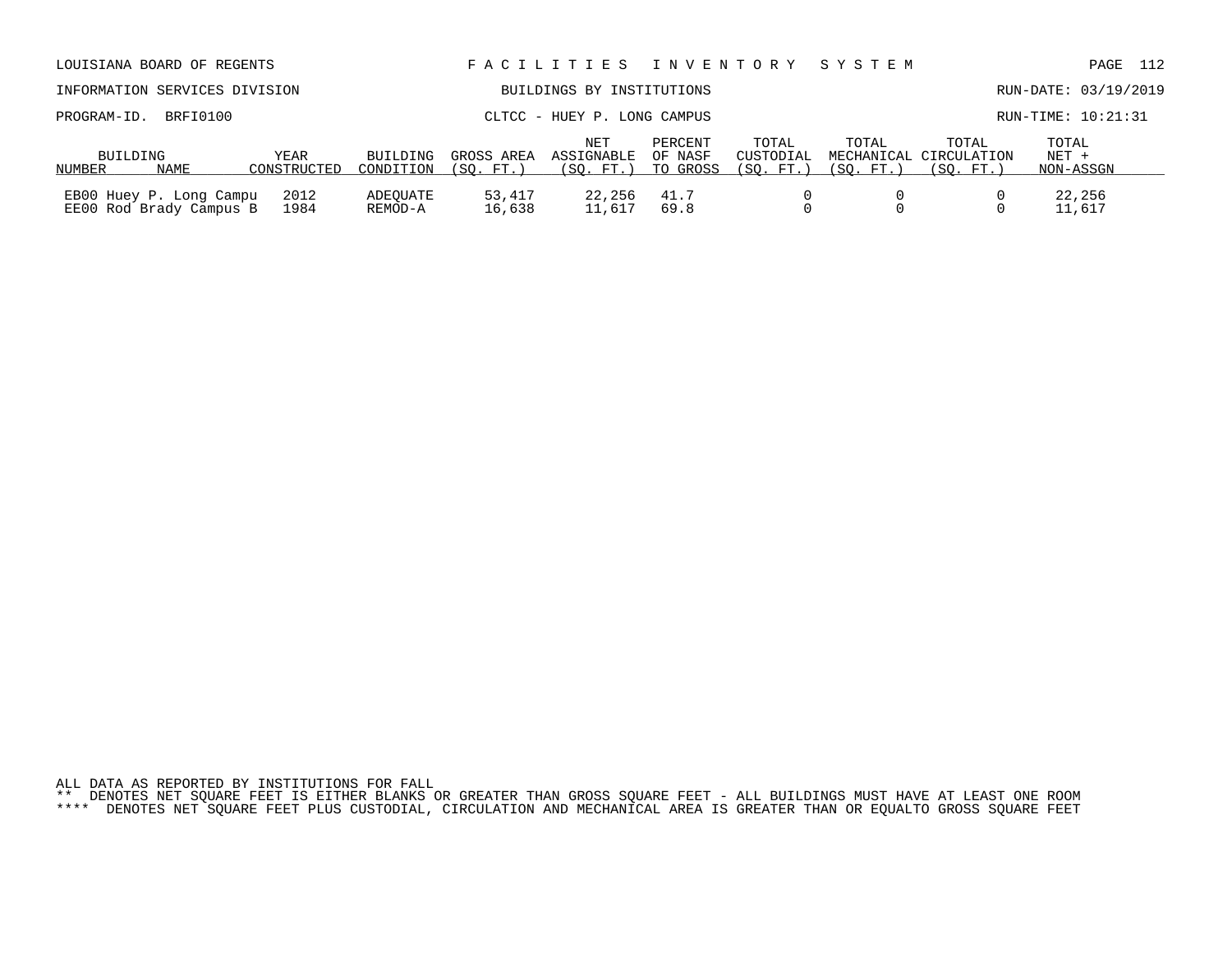LOUISIANA BOARD OF REGENTS — FACILITIES INVENTORY SYSTEM

INFORMATION SERVICES DIVISION — BUILDINGS BY INSTITUTIONS — RUN-DATE: 03/19/2019

PROGRAM-ID. BRFI0100 — CLTCC - HUEY P. LONG CAMPUS — RUN-TIME: 10:21:31

| BUILDING NUMBER | NAME | YEAR CONSTRUCTED | BUILDING CONDITION | GROSS AREA (SQ. FT.) | NET ASSIGNABLE (SQ. FT.) | PERCENT OF NASF TO GROSS | TOTAL CUSTODIAL (SQ. FT.) | TOTAL MECHANICAL (SQ. FT.) | TOTAL CIRCULATION (SQ. FT.) | TOTAL NET + NON-ASSGN |
|---|---|---|---|---|---|---|---|---|---|---|
| EB00 | Huey P. Long Campu | 2012 | ADEQUATE | 53,417 | 22,256 | 41.7 | 0 | 0 | 0 | 22,256 |
| EE00 | Rod Brady Campus B | 1984 | REMOD-A | 16,638 | 11,617 | 69.8 | 0 | 0 | 0 | 11,617 |

ALL DATA AS REPORTED BY INSTITUTIONS FOR FALL

** DENOTES NET SQUARE FEET IS EITHER BLANKS OR GREATER THAN GROSS SQUARE FEET - ALL BUILDINGS MUST HAVE AT LEAST ONE ROOM

**** DENOTES NET SQUARE FEET PLUS CUSTODIAL, CIRCULATION AND MECHANICAL AREA IS GREATER THAN OR EQUALTO GROSS SQUARE FEET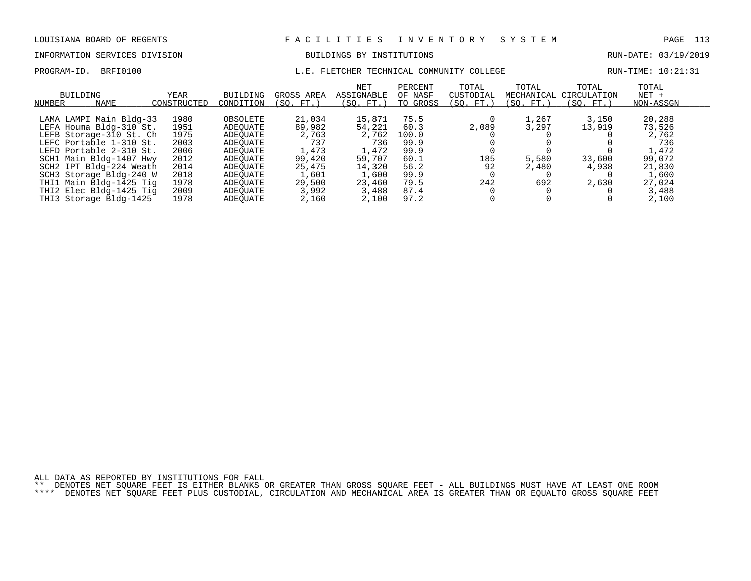LOUISIANA BOARD OF REGENTS — F A C I L I T I E S   I N V E N T O R Y   S Y S T E M

INFORMATION SERVICES DIVISION — BUILDINGS BY INSTITUTIONS — RUN-DATE: 03/19/2019

PROGRAM-ID. BRFI0100 — L.E. FLETCHER TECHNICAL COMMUNITY COLLEGE — RUN-TIME: 10:21:31

| BUILDING NUMBER | NAME | YEAR CONSTRUCTED | BUILDING CONDITION | GROSS AREA (SQ. FT.) | NET ASSIGNABLE (SQ. FT.) | PERCENT OF NASF TO GROSS | TOTAL CUSTODIAL (SQ. FT.) | TOTAL MECHANICAL (SQ. FT.) | TOTAL CIRCULATION (SQ. FT.) | TOTAL NET + NON-ASSGN |
|---|---|---|---|---|---|---|---|---|---|---|
| LAMA | LAMPI Main Bldg-33 | 1980 | OBSOLETE | 21,034 | 15,871 | 75.5 | 0 | 1,267 | 3,150 | 20,288 |
| LEFA | Houma Bldg-310 St. | 1951 | ADEQUATE | 89,982 | 54,221 | 60.3 | 2,089 | 3,297 | 13,919 | 73,526 |
| LEFB | Storage-310 St. Ch | 1975 | ADEQUATE | 2,763 | 2,762 | 100.0 | 0 | 0 | 0 | 2,762 |
| LEFC | Portable 1-310 St. | 2003 | ADEQUATE | 737 | 736 | 99.9 | 0 | 0 | 0 | 736 |
| LEFD | Portable 2-310 St. | 2006 | ADEQUATE | 1,473 | 1,472 | 99.9 | 0 | 0 | 0 | 1,472 |
| SCH1 | Main Bldg-1407 Hwy | 2012 | ADEQUATE | 99,420 | 59,707 | 60.1 | 185 | 5,580 | 33,600 | 99,072 |
| SCH2 | IPT Bldg-224 Weath | 2014 | ADEQUATE | 25,475 | 14,320 | 56.2 | 92 | 2,480 | 4,938 | 21,830 |
| SCH3 | Storage Bldg-240 W | 2018 | ADEQUATE | 1,601 | 1,600 | 99.9 | 0 | 0 | 0 | 1,600 |
| THI1 | Main Bldg-1425 Tig | 1978 | ADEQUATE | 29,500 | 23,460 | 79.5 | 242 | 692 | 2,630 | 27,024 |
| THI2 | Elec Bldg-1425 Tig | 2009 | ADEQUATE | 3,992 | 3,488 | 87.4 | 0 | 0 | 0 | 3,488 |
| THI3 | Storage Bldg-1425 | 1978 | ADEQUATE | 2,160 | 2,100 | 97.2 | 0 | 0 | 0 | 2,100 |

ALL DATA AS REPORTED BY INSTITUTIONS FOR FALL

** DENOTES NET SQUARE FEET IS EITHER BLANKS OR GREATER THAN GROSS SQUARE FEET - ALL BUILDINGS MUST HAVE AT LEAST ONE ROOM

**** DENOTES NET SQUARE FEET PLUS CUSTODIAL, CIRCULATION AND MECHANICAL AREA IS GREATER THAN OR EQUALTO GROSS SQUARE FEET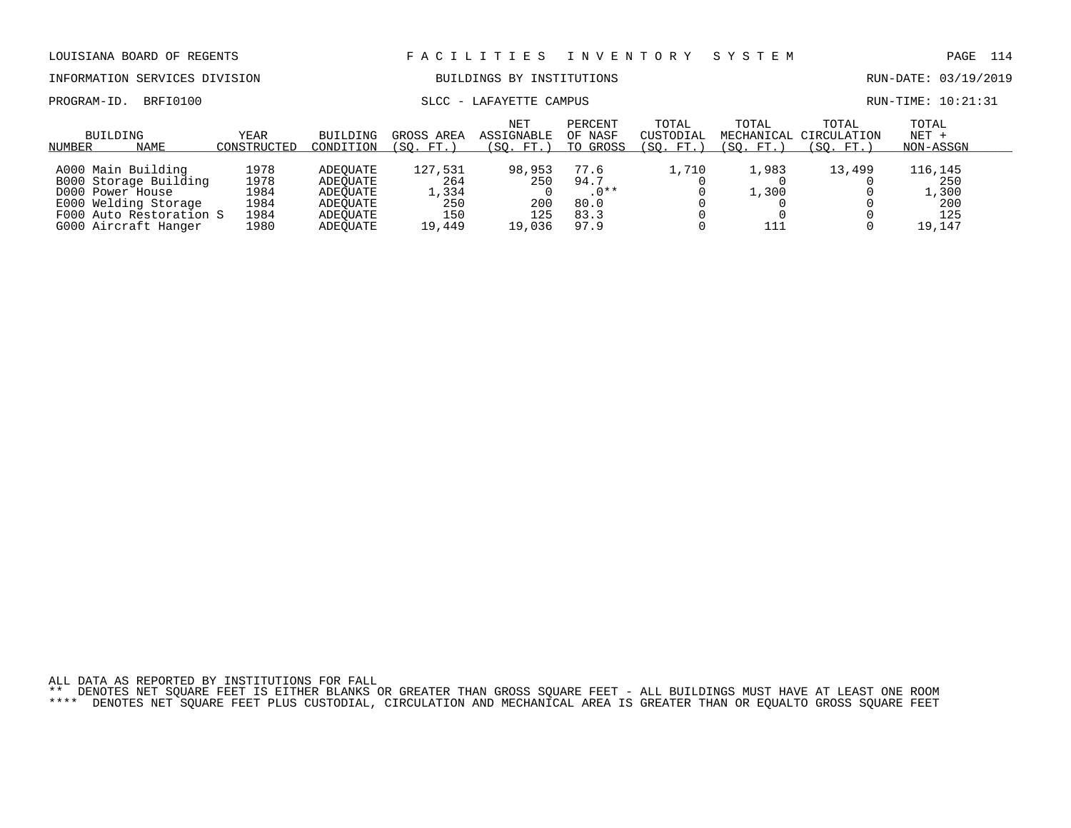LOUISIANA BOARD OF REGENTS — F A C I L I T I E S   I N V E N T O R Y   S Y S T E M

INFORMATION SERVICES DIVISION — BUILDINGS BY INSTITUTIONS — RUN-DATE: 03/19/2019

PROGRAM-ID. BRFI0100 — SLCC - LAFAYETTE CAMPUS — RUN-TIME: 10:21:31

| BUILDING NUMBER | NAME | YEAR CONSTRUCTED | BUILDING CONDITION | GROSS AREA (SQ. FT.) | NET ASSIGNABLE (SQ. FT.) | PERCENT OF NASF TO GROSS | TOTAL CUSTODIAL (SQ. FT.) | TOTAL MECHANICAL (SQ. FT.) | TOTAL CIRCULATION (SQ. FT.) | TOTAL NET + NON-ASSGN |
|---|---|---|---|---|---|---|---|---|---|---|
| A000 | Main Building | 1978 | ADEQUATE | 127,531 | 98,953 | 77.6 | 1,710 | 1,983 | 13,499 | 116,145 |
| B000 | Storage Building | 1978 | ADEQUATE | 264 | 250 | 94.7 | 0 | 0 | 0 | 250 |
| D000 | Power House | 1984 | ADEQUATE | 1,334 | 0 | .0** | 0 | 1,300 | 0 | 1,300 |
| E000 | Welding Storage | 1984 | ADEQUATE | 250 | 200 | 80.0 | 0 | 0 | 0 | 200 |
| F000 | Auto Restoration S | 1984 | ADEQUATE | 150 | 125 | 83.3 | 0 | 0 | 0 | 125 |
| G000 | Aircraft Hanger | 1980 | ADEQUATE | 19,449 | 19,036 | 97.9 | 0 | 111 | 0 | 19,147 |

ALL DATA AS REPORTED BY INSTITUTIONS FOR FALL

** DENOTES NET SQUARE FEET IS EITHER BLANKS OR GREATER THAN GROSS SQUARE FEET - ALL BUILDINGS MUST HAVE AT LEAST ONE ROOM

**** DENOTES NET SQUARE FEET PLUS CUSTODIAL, CIRCULATION AND MECHANICAL AREA IS GREATER THAN OR EQUALTO GROSS SQUARE FEET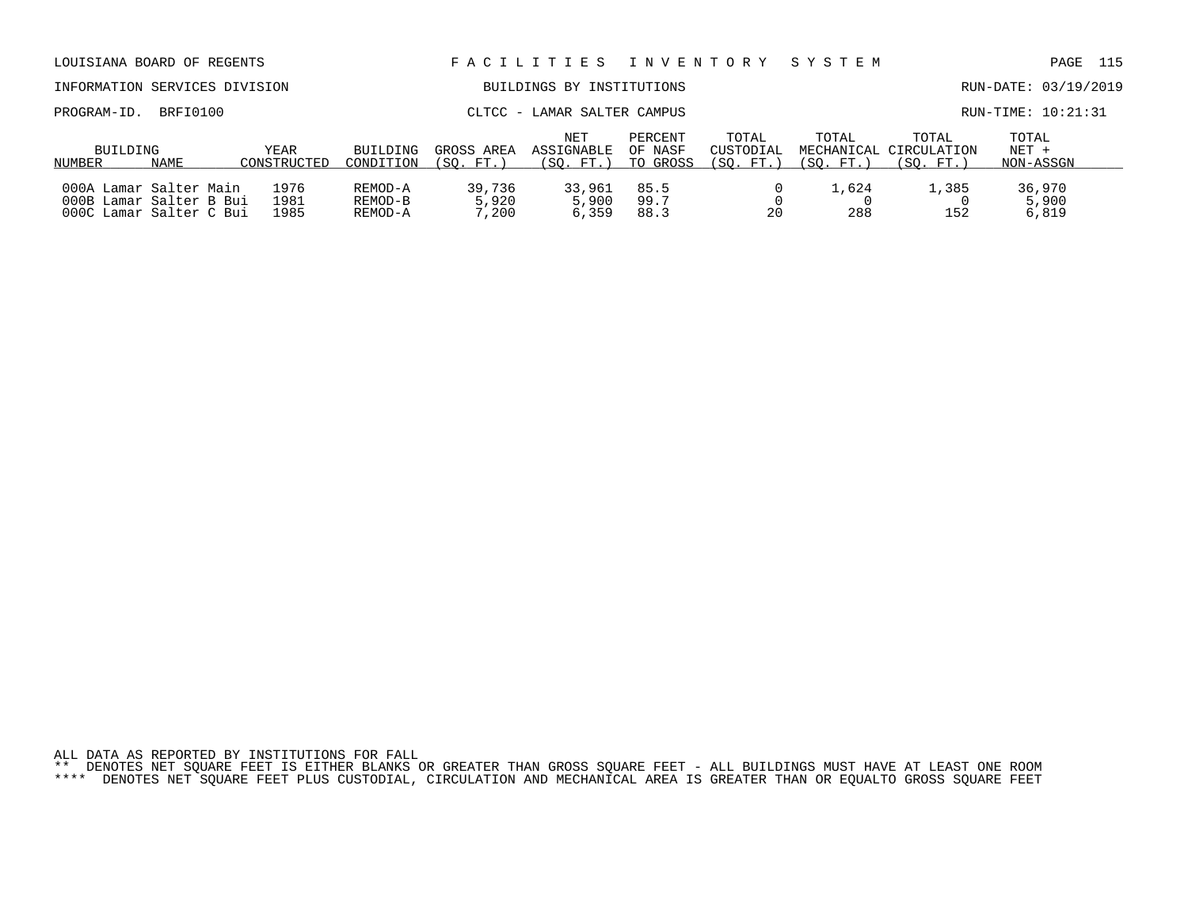LOUISIANA BOARD OF REGENTS — F A C I L I T I E S   I N V E N T O R Y   S Y S T E M

INFORMATION SERVICES DIVISION — BUILDINGS BY INSTITUTIONS — RUN-DATE: 03/19/2019

PROGRAM-ID. BRFI0100 — CLTCC - LAMAR SALTER CAMPUS — RUN-TIME: 10:21:31

| BUILDING NUMBER | NAME | YEAR CONSTRUCTED | BUILDING CONDITION | GROSS AREA (SQ. FT.) | NET ASSIGNABLE (SQ. FT.) | PERCENT OF NASF TO GROSS | TOTAL CUSTODIAL (SQ. FT.) | TOTAL MECHANICAL (SQ. FT.) | TOTAL CIRCULATION (SQ. FT.) | TOTAL NET + NON-ASSGN |
|---|---|---|---|---|---|---|---|---|---|---|
| 000A | Lamar Salter Main | 1976 | REMOD-A | 39,736 | 33,961 | 85.5 | 0 | 1,624 | 1,385 | 36,970 |
| 000B | Lamar Salter B Bui | 1981 | REMOD-B | 5,920 | 5,900 | 99.7 | 0 | 0 | 0 | 5,900 |
| 000C | Lamar Salter C Bui | 1985 | REMOD-A | 7,200 | 6,359 | 88.3 | 20 | 288 | 152 | 6,819 |

ALL DATA AS REPORTED BY INSTITUTIONS FOR FALL

** DENOTES NET SQUARE FEET IS EITHER BLANKS OR GREATER THAN GROSS SQUARE FEET - ALL BUILDINGS MUST HAVE AT LEAST ONE ROOM

**** DENOTES NET SQUARE FEET PLUS CUSTODIAL, CIRCULATION AND MECHANICAL AREA IS GREATER THAN OR EQUALTO GROSS SQUARE FEET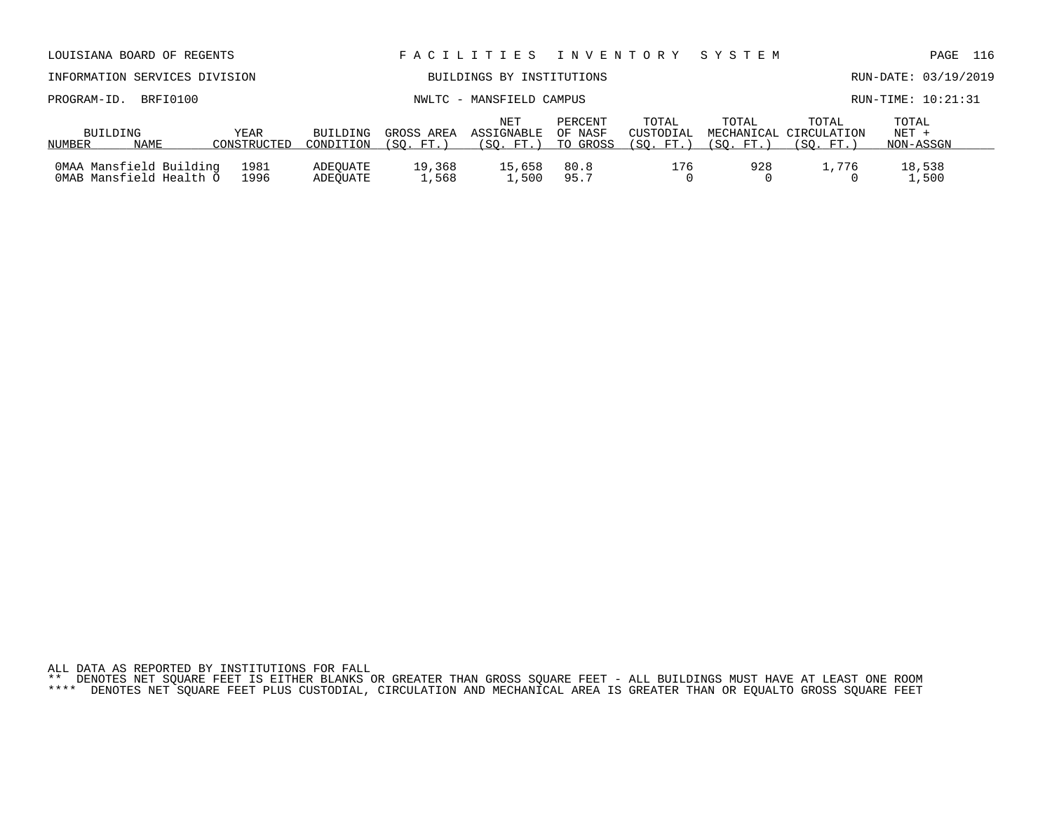LOUISIANA BOARD OF REGENTS — F A C I L I T I E S   I N V E N T O R Y   S Y S T E M

INFORMATION SERVICES DIVISION — BUILDINGS BY INSTITUTIONS — RUN-DATE: 03/19/2019

PROGRAM-ID. BRFI0100 — NWLTC - MANSFIELD CAMPUS — RUN-TIME: 10:21:31

| BUILDING NUMBER | NAME | YEAR CONSTRUCTED | BUILDING CONDITION | GROSS AREA (SQ. FT.) | NET ASSIGNABLE (SQ. FT.) | PERCENT OF NASF TO GROSS | TOTAL CUSTODIAL (SQ. FT.) | TOTAL MECHANICAL (SQ. FT.) | TOTAL CIRCULATION (SQ. FT.) | TOTAL NET + NON-ASSGN |
|---|---|---|---|---|---|---|---|---|---|---|
| 0MAA | Mansfield Building | 1981 | ADEQUATE | 19,368 | 15,658 | 80.8 | 176 | 928 | 1,776 | 18,538 |
| 0MAB | Mansfield Health O | 1996 | ADEQUATE | 1,568 | 1,500 | 95.7 | 0 | 0 | 0 | 1,500 |

ALL DATA AS REPORTED BY INSTITUTIONS FOR FALL

** DENOTES NET SQUARE FEET IS EITHER BLANKS OR GREATER THAN GROSS SQUARE FEET - ALL BUILDINGS MUST HAVE AT LEAST ONE ROOM

**** DENOTES NET SQUARE FEET PLUS CUSTODIAL, CIRCULATION AND MECHANICAL AREA IS GREATER THAN OR EQUALTO GROSS SQUARE FEET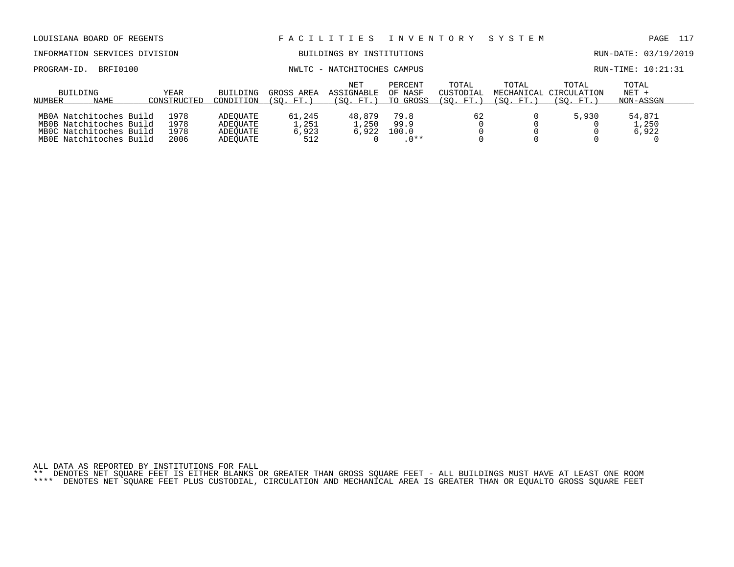LOUISIANA BOARD OF REGENTS — F A C I L I T I E S I N V E N T O R Y S Y S T E M

INFORMATION SERVICES DIVISION — BUILDINGS BY INSTITUTIONS — RUN-DATE: 03/19/2019

PROGRAM-ID. BRFI0100 — NWLTC - NATCHITOCHES CAMPUS — RUN-TIME: 10:21:31

| BUILDING NUMBER | NAME | YEAR CONSTRUCTED | BUILDING CONDITION | GROSS AREA (SQ. FT.) | NET ASSIGNABLE (SQ. FT.) | PERCENT OF NASF TO GROSS | TOTAL CUSTODIAL (SQ. FT.) | TOTAL MECHANICAL (SQ. FT.) | TOTAL CIRCULATION (SQ. FT.) | TOTAL NET + NON-ASSGN |
|---|---|---|---|---|---|---|---|---|---|---|
| MB0A | Natchitoches Build | 1978 | ADEQUATE | 61,245 | 48,879 | 79.8 | 62 | 0 | 5,930 | 54,871 |
| MB0B | Natchitoches Build | 1978 | ADEQUATE | 1,251 | 1,250 | 99.9 | 0 | 0 | 0 | 1,250 |
| MB0C | Natchitoches Build | 1978 | ADEQUATE | 6,923 | 6,922 | 100.0 | 0 | 0 | 0 | 6,922 |
| MB0E | Natchitoches Build | 2006 | ADEQUATE | 512 | 0 | .0** | 0 | 0 | 0 | 0 |

ALL DATA AS REPORTED BY INSTITUTIONS FOR FALL

** DENOTES NET SQUARE FEET IS EITHER BLANKS OR GREATER THAN GROSS SQUARE FEET - ALL BUILDINGS MUST HAVE AT LEAST ONE ROOM

**** DENOTES NET SQUARE FEET PLUS CUSTODIAL, CIRCULATION AND MECHANICAL AREA IS GREATER THAN OR EQUALTO GROSS SQUARE FEET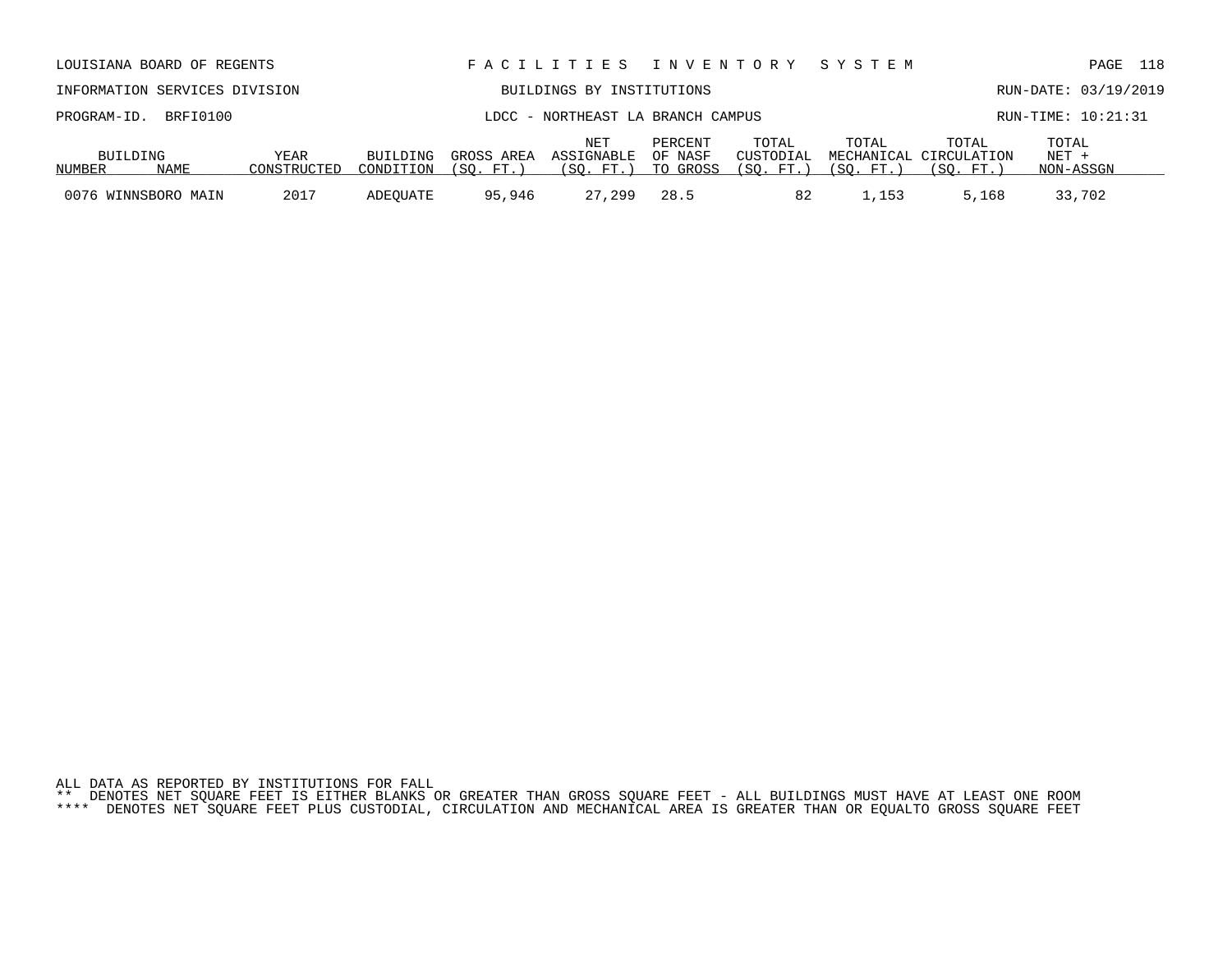LOUISIANA BOARD OF REGENTS — FACILITIES INVENTORY SYSTEM

INFORMATION SERVICES DIVISION — BUILDINGS BY INSTITUTIONS — RUN-DATE: 03/19/2019

PROGRAM-ID. BRFI0100 — LDCC - NORTHEAST LA BRANCH CAMPUS — RUN-TIME: 10:21:31

| BUILDING NUMBER | NAME | YEAR CONSTRUCTED | BUILDING CONDITION | GROSS AREA (SQ. FT.) | NET ASSIGNABLE (SQ. FT.) | PERCENT OF NASF TO GROSS | TOTAL CUSTODIAL (SQ. FT.) | TOTAL MECHANICAL (SQ. FT.) | TOTAL CIRCULATION (SQ. FT.) | TOTAL NET + NON-ASSGN |
|---|---|---|---|---|---|---|---|---|---|---|
| 0076 | WINNSBORO MAIN | 2017 | ADEQUATE | 95,946 | 27,299 | 28.5 | 82 | 1,153 | 5,168 | 33,702 |

ALL DATA AS REPORTED BY INSTITUTIONS FOR FALL
** DENOTES NET SQUARE FEET IS EITHER BLANKS OR GREATER THAN GROSS SQUARE FEET - ALL BUILDINGS MUST HAVE AT LEAST ONE ROOM
**** DENOTES NET SQUARE FEET PLUS CUSTODIAL, CIRCULATION AND MECHANICAL AREA IS GREATER THAN OR EQUALTO GROSS SQUARE FEET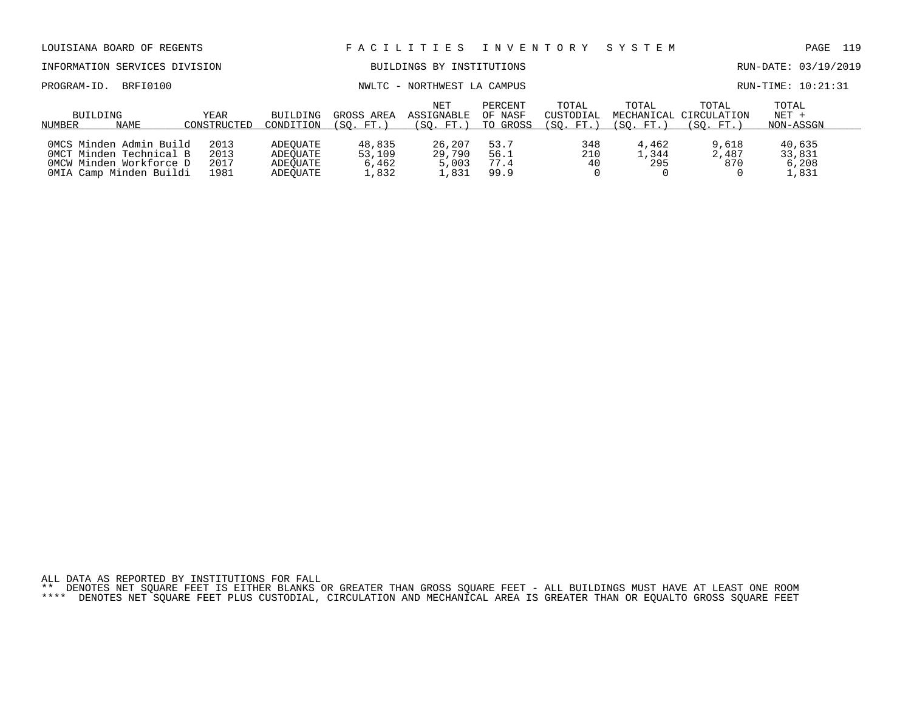LOUISIANA BOARD OF REGENTS — F A C I L I T I E S   I N V E N T O R Y   S Y S T E M

INFORMATION SERVICES DIVISION — BUILDINGS BY INSTITUTIONS — RUN-DATE: 03/19/2019

PROGRAM-ID. BRFI0100 — NWLTC - NORTHWEST LA CAMPUS — RUN-TIME: 10:21:31

| BUILDING NUMBER | NAME | YEAR CONSTRUCTED | BUILDING CONDITION | GROSS AREA (SQ. FT.) | NET ASSIGNABLE (SQ. FT.) | PERCENT OF NASF TO GROSS | TOTAL CUSTODIAL (SQ. FT.) | TOTAL MECHANICAL (SQ. FT.) | TOTAL CIRCULATION (SQ. FT.) | TOTAL NET + NON-ASSGN |
|---|---|---|---|---|---|---|---|---|---|---|
| 0MCS | Minden Admin Build | 2013 | ADEQUATE | 48,835 | 26,207 | 53.7 | 348 | 4,462 | 9,618 | 40,635 |
| 0MCT | Minden Technical B | 2013 | ADEQUATE | 53,109 | 29,790 | 56.1 | 210 | 1,344 | 2,487 | 33,831 |
| 0MCW | Minden Workforce D | 2017 | ADEQUATE | 6,462 | 5,003 | 77.4 | 40 | 295 | 870 | 6,208 |
| 0MIA | Camp Minden Buildi | 1981 | ADEQUATE | 1,832 | 1,831 | 99.9 | 0 | 0 | 0 | 1,831 |

ALL DATA AS REPORTED BY INSTITUTIONS FOR FALL

** DENOTES NET SQUARE FEET IS EITHER BLANKS OR GREATER THAN GROSS SQUARE FEET - ALL BUILDINGS MUST HAVE AT LEAST ONE ROOM

**** DENOTES NET SQUARE FEET PLUS CUSTODIAL, CIRCULATION AND MECHANICAL AREA IS GREATER THAN OR EQUALTO GROSS SQUARE FEET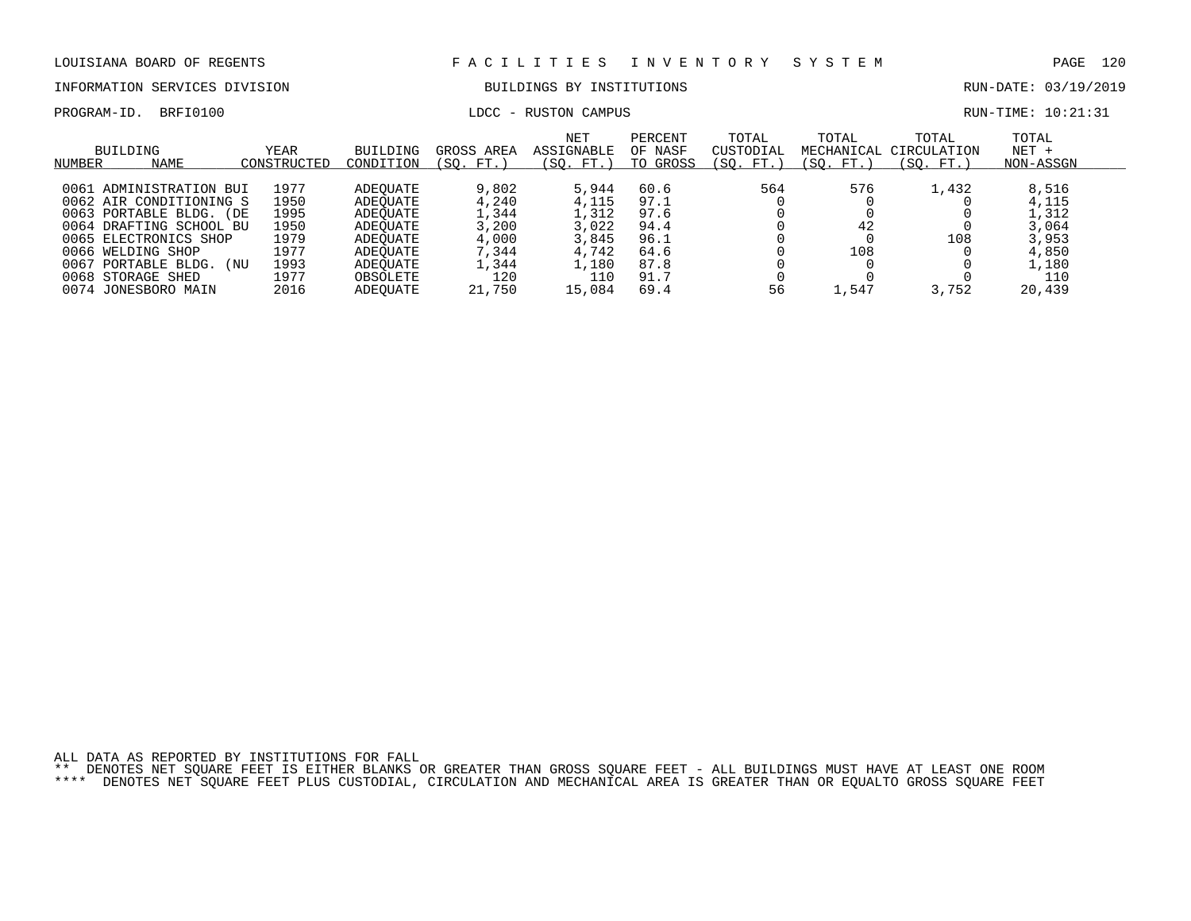LOUISIANA BOARD OF REGENTS — F A C I L I T I E S   I N V E N T O R Y   S Y S T E M

INFORMATION SERVICES DIVISION — BUILDINGS BY INSTITUTIONS — RUN-DATE: 03/19/2019

PROGRAM-ID. BRFI0100 — LDCC - RUSTON CAMPUS — RUN-TIME: 10:21:31

| BUILDING NUMBER | NAME | YEAR CONSTRUCTED | BUILDING CONDITION | GROSS AREA (SQ. FT.) | NET ASSIGNABLE (SQ. FT.) | PERCENT OF NASF TO GROSS | TOTAL CUSTODIAL (SQ. FT.) | TOTAL MECHANICAL (SQ. FT.) | TOTAL CIRCULATION (SQ. FT.) | TOTAL NET + NON-ASSGN |
|---|---|---|---|---|---|---|---|---|---|---|
| 0061 | ADMINISTRATION BUI | 1977 | ADEQUATE | 9,802 | 5,944 | 60.6 | 564 | 576 | 1,432 | 8,516 |
| 0062 | AIR CONDITIONING S | 1950 | ADEQUATE | 4,240 | 4,115 | 97.1 | 0 | 0 | 0 | 4,115 |
| 0063 | PORTABLE BLDG. (DE | 1995 | ADEQUATE | 1,344 | 1,312 | 97.6 | 0 | 0 | 0 | 1,312 |
| 0064 | DRAFTING SCHOOL BU | 1950 | ADEQUATE | 3,200 | 3,022 | 94.4 | 0 | 42 | 0 | 3,064 |
| 0065 | ELECTRONICS SHOP | 1979 | ADEQUATE | 4,000 | 3,845 | 96.1 | 0 | 0 | 108 | 3,953 |
| 0066 | WELDING SHOP | 1977 | ADEQUATE | 7,344 | 4,742 | 64.6 | 0 | 108 | 0 | 4,850 |
| 0067 | PORTABLE BLDG. (NU | 1993 | ADEQUATE | 1,344 | 1,180 | 87.8 | 0 | 0 | 0 | 1,180 |
| 0068 | STORAGE SHED | 1977 | OBSOLETE | 120 | 110 | 91.7 | 0 | 0 | 0 | 110 |
| 0074 | JONESBORO MAIN | 2016 | ADEQUATE | 21,750 | 15,084 | 69.4 | 56 | 1,547 | 3,752 | 20,439 |

ALL DATA AS REPORTED BY INSTITUTIONS FOR FALL

** DENOTES NET SQUARE FEET IS EITHER BLANKS OR GREATER THAN GROSS SQUARE FEET - ALL BUILDINGS MUST HAVE AT LEAST ONE ROOM

**** DENOTES NET SQUARE FEET PLUS CUSTODIAL, CIRCULATION AND MECHANICAL AREA IS GREATER THAN OR EQUALTO GROSS SQUARE FEET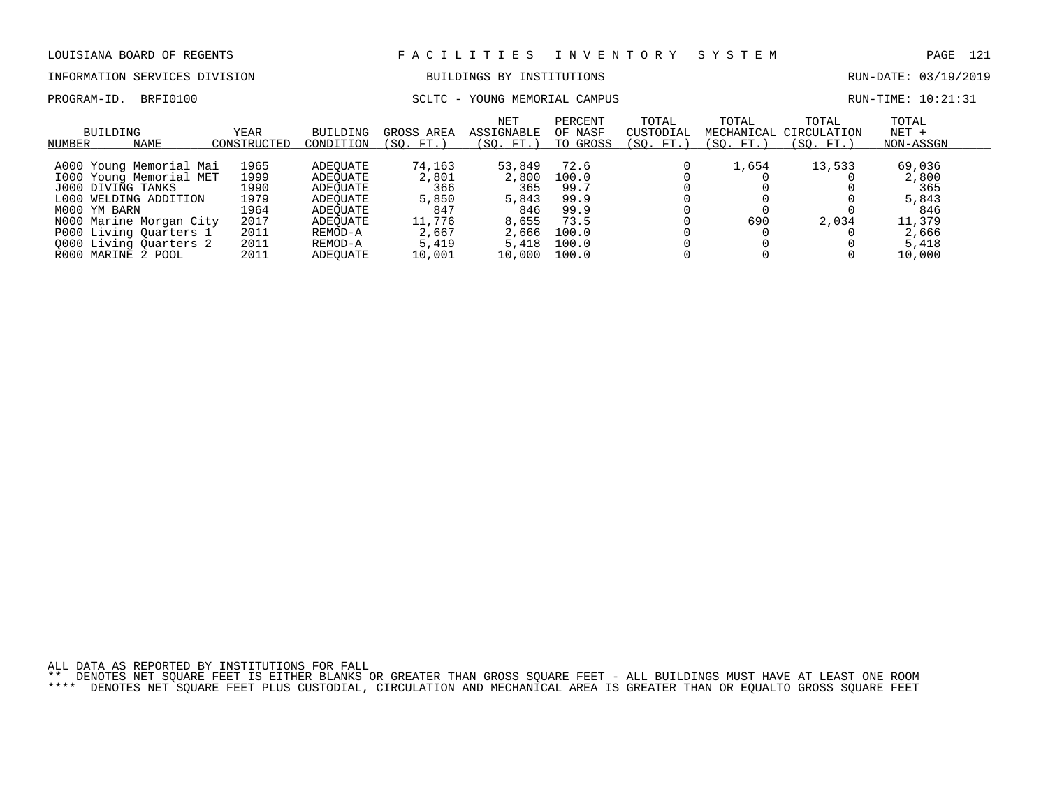LOUISIANA BOARD OF REGENTS — FACILITIES INVENTORY SYSTEM

INFORMATION SERVICES DIVISION — BUILDINGS BY INSTITUTIONS — RUN-DATE: 03/19/2019

PROGRAM-ID. BRFI0100 — SCLTC - YOUNG MEMORIAL CAMPUS — RUN-TIME: 10:21:31

| BUILDING NUMBER | NAME | YEAR CONSTRUCTED | BUILDING CONDITION | GROSS AREA (SQ. FT.) | NET ASSIGNABLE (SQ. FT.) | PERCENT OF NASF TO GROSS | TOTAL CUSTODIAL (SQ. FT.) | TOTAL MECHANICAL (SQ. FT.) | TOTAL CIRCULATION (SQ. FT.) | TOTAL NET + NON-ASSGN |
|---|---|---|---|---|---|---|---|---|---|---|
| A000 | Young Memorial Mai | 1965 | ADEQUATE | 74,163 | 53,849 | 72.6 | 0 | 1,654 | 13,533 | 69,036 |
| I000 | Young Memorial MET | 1999 | ADEQUATE | 2,801 | 2,800 | 100.0 | 0 | 0 | 0 | 2,800 |
| J000 | DIVING TANKS | 1990 | ADEQUATE | 366 | 365 | 99.7 | 0 | 0 | 0 | 365 |
| L000 | WELDING ADDITION | 1979 | ADEQUATE | 5,850 | 5,843 | 99.9 | 0 | 0 | 0 | 5,843 |
| M000 | YM BARN | 1964 | ADEQUATE | 847 | 846 | 99.9 | 0 | 0 | 0 | 846 |
| N000 | Marine Morgan City | 2017 | ADEQUATE | 11,776 | 8,655 | 73.5 | 0 | 690 | 2,034 | 11,379 |
| P000 | Living Quarters 1 | 2011 | REMOD-A | 2,667 | 2,666 | 100.0 | 0 | 0 | 0 | 2,666 |
| Q000 | Living Quarters 2 | 2011 | REMOD-A | 5,419 | 5,418 | 100.0 | 0 | 0 | 0 | 5,418 |
| R000 | MARINE 2 POOL | 2011 | ADEQUATE | 10,001 | 10,000 | 100.0 | 0 | 0 | 0 | 10,000 |

ALL DATA AS REPORTED BY INSTITUTIONS FOR FALL

** DENOTES NET SQUARE FEET IS EITHER BLANKS OR GREATER THAN GROSS SQUARE FEET - ALL BUILDINGS MUST HAVE AT LEAST ONE ROOM

**** DENOTES NET SQUARE FEET PLUS CUSTODIAL, CIRCULATION AND MECHANICAL AREA IS GREATER THAN OR EQUALTO GROSS SQUARE FEET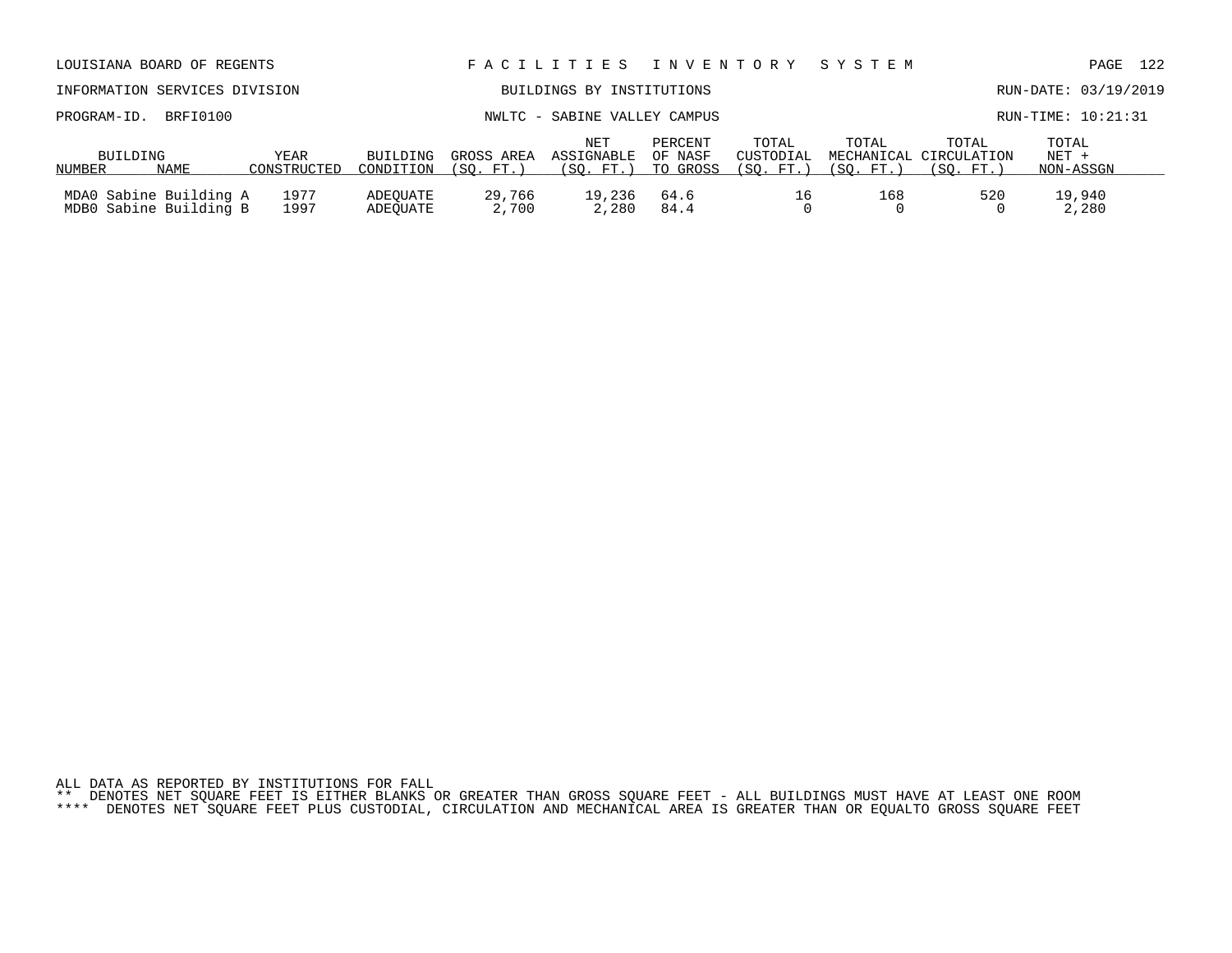## NWLTC - SABINE VALLEY CAMPUS

| BUILDING NUMBER | NAME | YEAR CONSTRUCTED | BUILDING CONDITION | GROSS AREA (SQ. FT.) | NET ASSIGNABLE (SQ. FT.) | PERCENT OF NASF TO GROSS | TOTAL CUSTODIAL (SQ. FT.) | TOTAL MECHANICAL (SQ. FT.) | TOTAL CIRCULATION (SQ. FT.) | TOTAL NET + NON-ASSGN |
|---|---|---|---|---|---|---|---|---|---|---|
| MDA0 | Sabine Building A | 1977 | ADEQUATE | 29,766 | 19,236 | 64.6 | 16 | 168 | 520 | 19,940 |
| MDB0 | Sabine Building B | 1997 | ADEQUATE | 2,700 | 2,280 | 84.4 | 0 | 0 | 0 | 2,280 |

ALL DATA AS REPORTED BY INSTITUTIONS FOR FALL
** DENOTES NET SQUARE FEET IS EITHER BLANKS OR GREATER THAN GROSS SQUARE FEET - ALL BUILDINGS MUST HAVE AT LEAST ONE ROOM
**** DENOTES NET SQUARE FEET PLUS CUSTODIAL, CIRCULATION AND MECHANICAL AREA IS GREATER THAN OR EQUALTO GROSS SQUARE FEET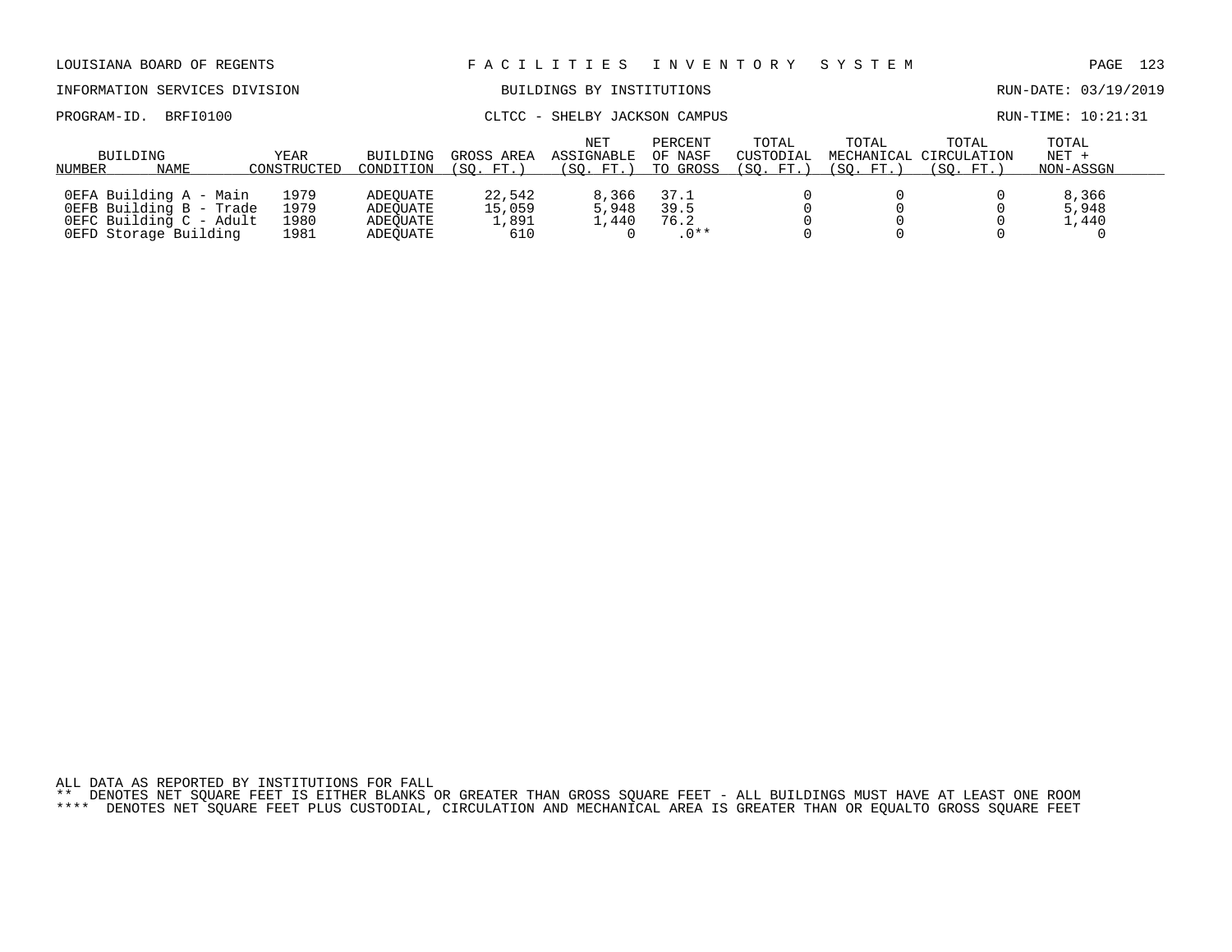LOUISIANA BOARD OF REGENTS — FACILITIES INVENTORY SYSTEM

INFORMATION SERVICES DIVISION — BUILDINGS BY INSTITUTIONS — RUN-DATE: 03/19/2019

PROGRAM-ID. BRFI0100 — CLTCC - SHELBY JACKSON CAMPUS — RUN-TIME: 10:21:31

| BUILDING NUMBER | NAME | YEAR CONSTRUCTED | BUILDING CONDITION | GROSS AREA (SQ. FT.) | NET ASSIGNABLE (SQ. FT.) | PERCENT OF NASF TO GROSS | TOTAL CUSTODIAL (SQ. FT.) | TOTAL MECHANICAL (SQ. FT.) | TOTAL CIRCULATION (SQ. FT.) | TOTAL NET + NON-ASSGN |
|---|---|---|---|---|---|---|---|---|---|---|
| 0EFA | Building A - Main | 1979 | ADEQUATE | 22,542 | 8,366 | 37.1 | 0 | 0 | 0 | 8,366 |
| 0EFB | Building B - Trade | 1979 | ADEQUATE | 15,059 | 5,948 | 39.5 | 0 | 0 | 0 | 5,948 |
| 0EFC | Building C - Adult | 1980 | ADEQUATE | 1,891 | 1,440 | 76.2 | 0 | 0 | 0 | 1,440 |
| 0EFD | Storage Building | 1981 | ADEQUATE | 610 | 0 | .0** | 0 | 0 | 0 | 0 |

ALL DATA AS REPORTED BY INSTITUTIONS FOR FALL

** DENOTES NET SQUARE FEET IS EITHER BLANKS OR GREATER THAN GROSS SQUARE FEET - ALL BUILDINGS MUST HAVE AT LEAST ONE ROOM

**** DENOTES NET SQUARE FEET PLUS CUSTODIAL, CIRCULATION AND MECHANICAL AREA IS GREATER THAN OR EQUALTO GROSS SQUARE FEET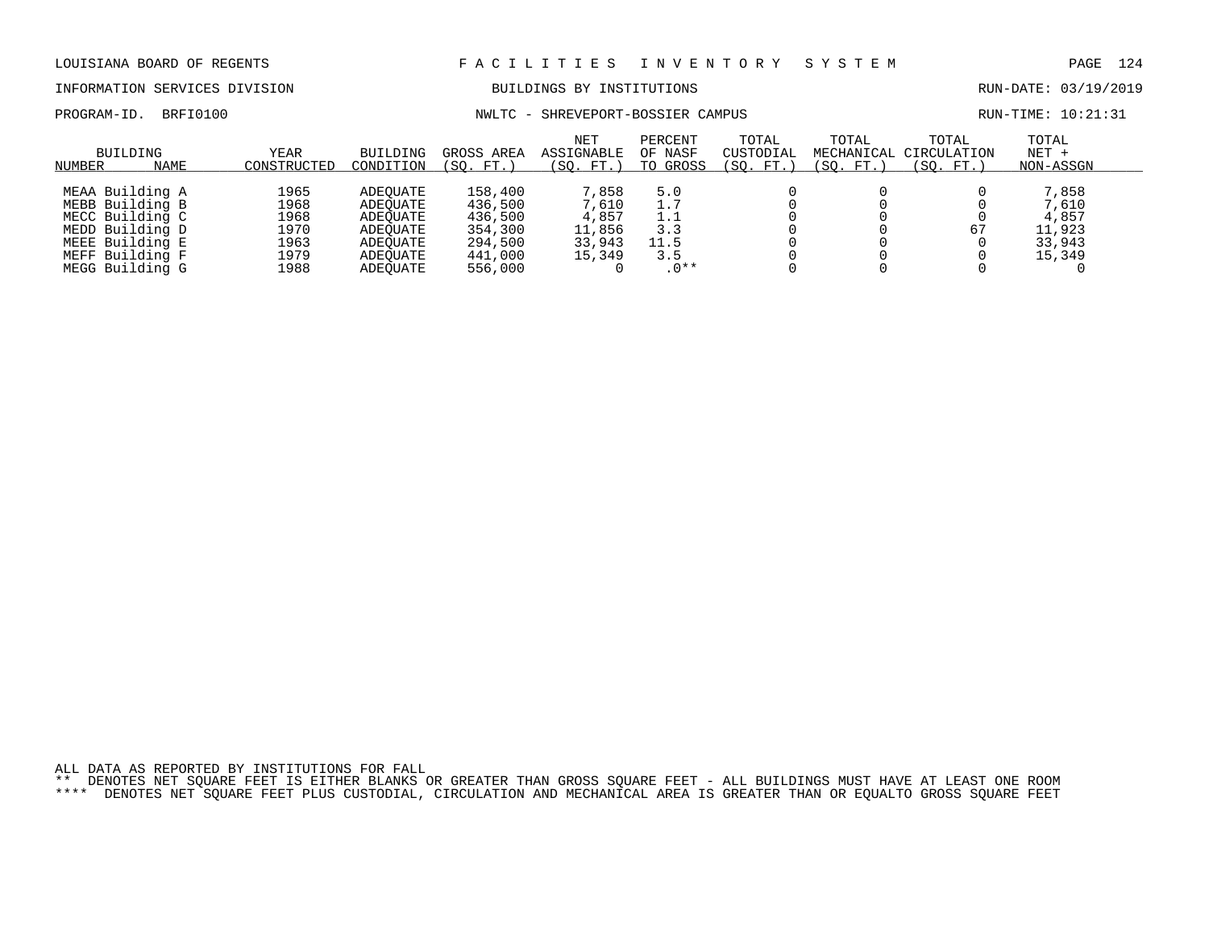LOUISIANA BOARD OF REGENTS — FACILITIES INVENTORY SYSTEM

INFORMATION SERVICES DIVISION — BUILDINGS BY INSTITUTIONS — RUN-DATE: 03/19/2019

PROGRAM-ID. BRFI0100 — NWLTC - SHREVEPORT-BOSSIER CAMPUS — RUN-TIME: 10:21:31

| BUILDING NUMBER | NAME | YEAR CONSTRUCTED | BUILDING CONDITION | GROSS AREA (SQ. FT.) | NET ASSIGNABLE (SQ. FT.) | PERCENT OF NASF TO GROSS | TOTAL CUSTODIAL (SQ. FT.) | TOTAL MECHANICAL (SQ. FT.) | TOTAL CIRCULATION (SQ. FT.) | TOTAL NET + NON-ASSGN |
|---|---|---|---|---|---|---|---|---|---|---|
| MEAA | Building A | 1965 | ADEQUATE | 158,400 | 7,858 | 5.0 | 0 | 0 | 0 | 7,858 |
| MEBB | Building B | 1968 | ADEQUATE | 436,500 | 7,610 | 1.7 | 0 | 0 | 0 | 7,610 |
| MECC | Building C | 1968 | ADEQUATE | 436,500 | 4,857 | 1.1 | 0 | 0 | 0 | 4,857 |
| MEDD | Building D | 1970 | ADEQUATE | 354,300 | 11,856 | 3.3 | 0 | 0 | 67 | 11,923 |
| MEEE | Building E | 1963 | ADEQUATE | 294,500 | 33,943 | 11.5 | 0 | 0 | 0 | 33,943 |
| MEFF | Building F | 1979 | ADEQUATE | 441,000 | 15,349 | 3.5 | 0 | 0 | 0 | 15,349 |
| MEGG | Building G | 1988 | ADEQUATE | 556,000 | 0 | .0** | 0 | 0 | 0 | 0 |

ALL DATA AS REPORTED BY INSTITUTIONS FOR FALL

** DENOTES NET SQUARE FEET IS EITHER BLANKS OR GREATER THAN GROSS SQUARE FEET - ALL BUILDINGS MUST HAVE AT LEAST ONE ROOM

**** DENOTES NET SQUARE FEET PLUS CUSTODIAL, CIRCULATION AND MECHANICAL AREA IS GREATER THAN OR EQUALTO GROSS SQUARE FEET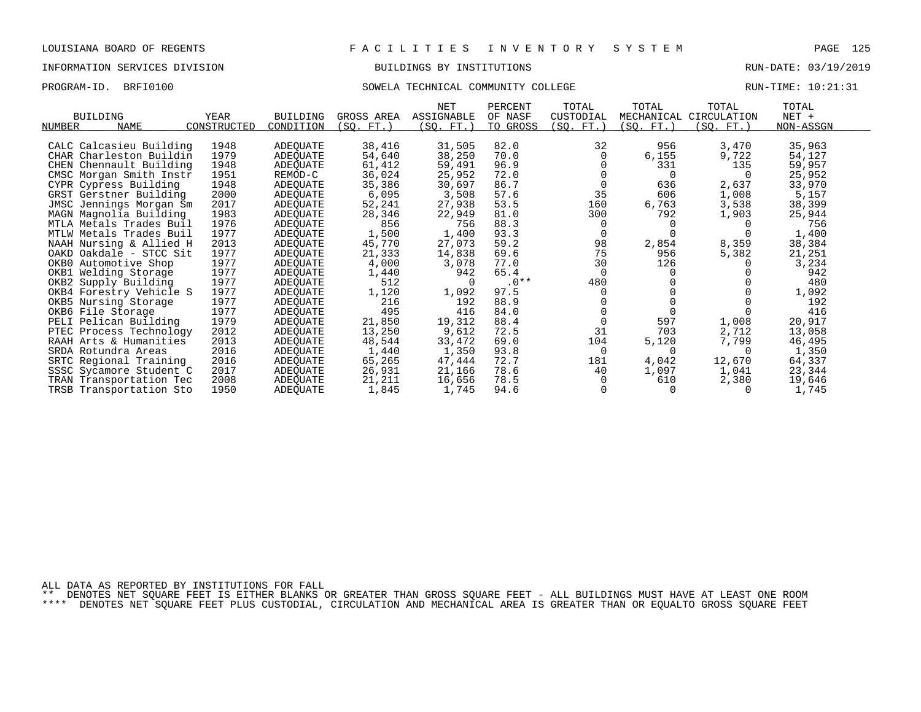LOUISIANA BOARD OF REGENTS — FACILITIES INVENTORY SYSTEM

INFORMATION SERVICES DIVISION — BUILDINGS BY INSTITUTIONS — RUN-DATE: 03/19/2019

PROGRAM-ID. BRFI0100 — SOWELA TECHNICAL COMMUNITY COLLEGE — RUN-TIME: 10:21:31

| BUILDING NUMBER | NAME | YEAR CONSTRUCTED | BUILDING CONDITION | GROSS AREA (SQ. FT.) | NET ASSIGNABLE (SQ. FT.) | PERCENT OF NASF TO GROSS | TOTAL CUSTODIAL (SQ. FT.) | TOTAL MECHANICAL (SQ. FT.) | TOTAL CIRCULATION (SQ. FT.) | TOTAL NET + NON-ASSGN |
|---|---|---|---|---|---|---|---|---|---|---|
| CALC | Calcasieu Building | 1948 | ADEQUATE | 38,416 | 31,505 | 82.0 | 32 | 956 | 3,470 | 35,963 |
| CHAR | Charleston Buildin | 1979 | ADEQUATE | 54,640 | 38,250 | 70.0 | 0 | 6,155 | 9,722 | 54,127 |
| CHEN | Chennault Building | 1948 | ADEQUATE | 61,412 | 59,491 | 96.9 | 0 | 331 | 135 | 59,957 |
| CMSC | Morgan Smith Instr | 1951 | REMOD-C | 36,024 | 25,952 | 72.0 | 0 | 0 | 0 | 25,952 |
| CYPR | Cypress Building | 1948 | ADEQUATE | 35,386 | 30,697 | 86.7 | 0 | 636 | 2,637 | 33,970 |
| GRST | Gerstner Building | 2000 | ADEQUATE | 6,095 | 3,508 | 57.6 | 35 | 606 | 1,008 | 5,157 |
| JMSC | Jennings Morgan Sm | 2017 | ADEQUATE | 52,241 | 27,938 | 53.5 | 160 | 6,763 | 3,538 | 38,399 |
| MAGN | Magnolia Building | 1983 | ADEQUATE | 28,346 | 22,949 | 81.0 | 300 | 792 | 1,903 | 25,944 |
| MTLA | Metals Trades Buil | 1976 | ADEQUATE | 856 | 756 | 88.3 | 0 | 0 | 0 | 756 |
| MTLW | Metals Trades Buil | 1977 | ADEQUATE | 1,500 | 1,400 | 93.3 | 0 | 0 | 0 | 1,400 |
| NAAH | Nursing & Allied H | 2013 | ADEQUATE | 45,770 | 27,073 | 59.2 | 98 | 2,854 | 8,359 | 38,384 |
| OAKD | Oakdale - STCC Sit | 1977 | ADEQUATE | 21,333 | 14,838 | 69.6 | 75 | 956 | 5,382 | 21,251 |
| OKB0 | Automotive Shop | 1977 | ADEQUATE | 4,000 | 3,078 | 77.0 | 30 | 126 | 0 | 3,234 |
| OKB1 | Welding Storage | 1977 | ADEQUATE | 1,440 | 942 | 65.4 | 0 | 0 | 0 | 942 |
| OKB2 | Supply Building | 1977 | ADEQUATE | 512 | 0 | .0** | 480 | 0 | 0 | 480 |
| OKB4 | Forestry Vehicle S | 1977 | ADEQUATE | 1,120 | 1,092 | 97.5 | 0 | 0 | 0 | 1,092 |
| OKB5 | Nursing Storage | 1977 | ADEQUATE | 216 | 192 | 88.9 | 0 | 0 | 0 | 192 |
| OKB6 | File Storage | 1977 | ADEQUATE | 495 | 416 | 84.0 | 0 | 0 | 0 | 416 |
| PELI | Pelican Building | 1979 | ADEQUATE | 21,850 | 19,312 | 88.4 | 0 | 597 | 1,008 | 20,917 |
| PTEC | Process Technology | 2012 | ADEQUATE | 13,250 | 9,612 | 72.5 | 31 | 703 | 2,712 | 13,058 |
| RAAH | Arts & Humanities | 2013 | ADEQUATE | 48,544 | 33,472 | 69.0 | 104 | 5,120 | 7,799 | 46,495 |
| SRDA | Rotundra Areas | 2016 | ADEQUATE | 1,440 | 1,350 | 93.8 | 0 | 0 | 0 | 1,350 |
| SRTC | Regional Training | 2016 | ADEQUATE | 65,265 | 47,444 | 72.7 | 181 | 4,042 | 12,670 | 64,337 |
| SSSC | Sycamore Student C | 2017 | ADEQUATE | 26,931 | 21,166 | 78.6 | 40 | 1,097 | 1,041 | 23,344 |
| TRAN | Transportation Tec | 2008 | ADEQUATE | 21,211 | 16,656 | 78.5 | 0 | 610 | 2,380 | 19,646 |
| TRSB | Transportation Sto | 1950 | ADEQUATE | 1,845 | 1,745 | 94.6 | 0 | 0 | 0 | 1,745 |

ALL DATA AS REPORTED BY INSTITUTIONS FOR FALL

** DENOTES NET SQUARE FEET IS EITHER BLANKS OR GREATER THAN GROSS SQUARE FEET - ALL BUILDINGS MUST HAVE AT LEAST ONE ROOM

**** DENOTES NET SQUARE FEET PLUS CUSTODIAL, CIRCULATION AND MECHANICAL AREA IS GREATER THAN OR EQUALTO GROSS SQUARE FEET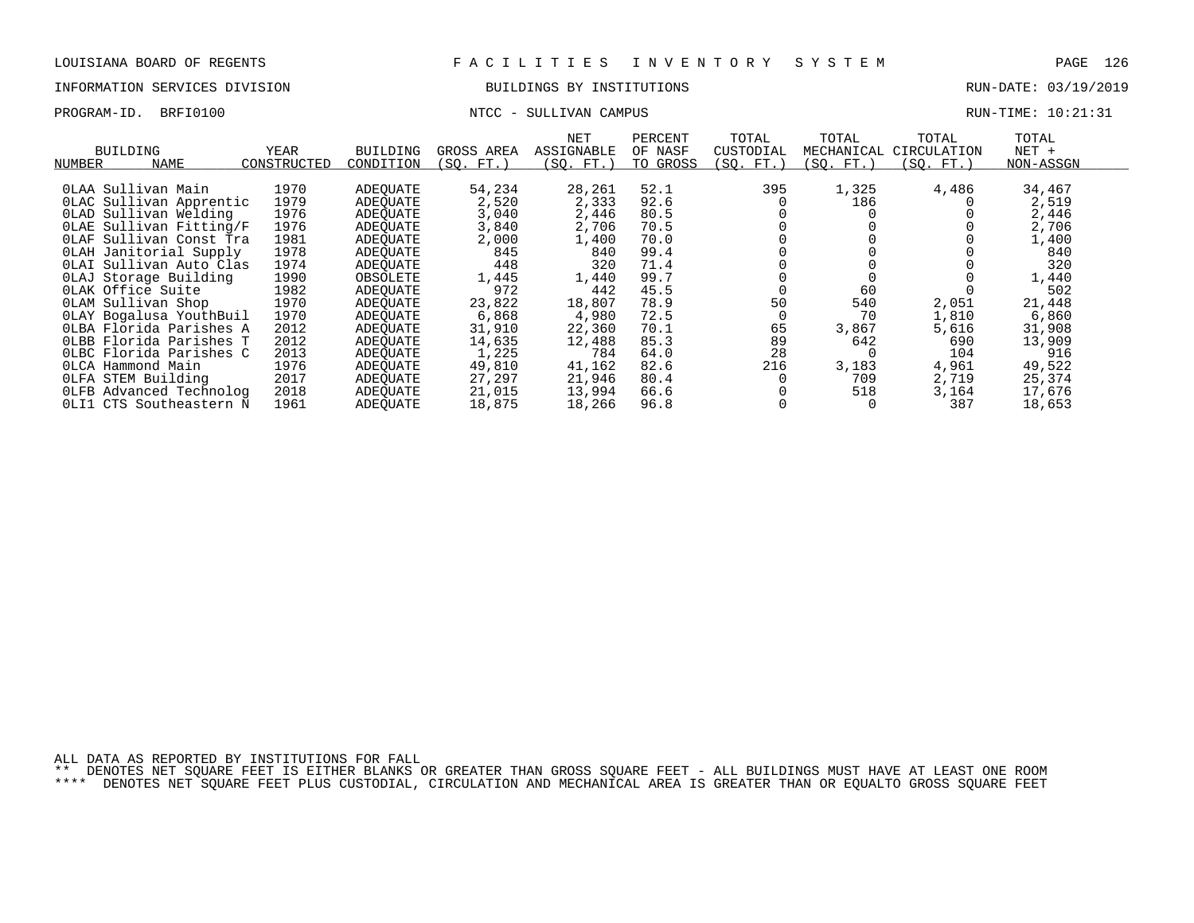LOUISIANA BOARD OF REGENTS — FACILITIES INVENTORY SYSTEM

INFORMATION SERVICES DIVISION — BUILDINGS BY INSTITUTIONS — RUN-DATE: 03/19/2019

PROGRAM-ID. BRFI0100 — NTCC - SULLIVAN CAMPUS — RUN-TIME: 10:21:31

| BUILDING NUMBER | NAME | YEAR CONSTRUCTED | BUILDING CONDITION | GROSS AREA (SQ. FT.) | NET ASSIGNABLE (SQ. FT.) | PERCENT OF NASF TO GROSS | TOTAL CUSTODIAL (SQ. FT.) | TOTAL MECHANICAL (SQ. FT.) | TOTAL CIRCULATION (SQ. FT.) | TOTAL NET + NON-ASSGN |
|---|---|---|---|---|---|---|---|---|---|---|
| 0LAA | Sullivan Main | 1970 | ADEQUATE | 54,234 | 28,261 | 52.1 | 395 | 1,325 | 4,486 | 34,467 |
| 0LAC | Sullivan Apprentic | 1979 | ADEQUATE | 2,520 | 2,333 | 92.6 | 0 | 186 | 0 | 2,519 |
| 0LAD | Sullivan Welding | 1976 | ADEQUATE | 3,040 | 2,446 | 80.5 | 0 | 0 | 0 | 2,446 |
| 0LAE | Sullivan Fitting/F | 1976 | ADEQUATE | 3,840 | 2,706 | 70.5 | 0 | 0 | 0 | 2,706 |
| 0LAF | Sullivan Const Tra | 1981 | ADEQUATE | 2,000 | 1,400 | 70.0 | 0 | 0 | 0 | 1,400 |
| 0LAH | Janitorial Supply | 1978 | ADEQUATE | 845 | 840 | 99.4 | 0 | 0 | 0 | 840 |
| 0LAI | Sullivan Auto Clas | 1974 | ADEQUATE | 448 | 320 | 71.4 | 0 | 0 | 0 | 320 |
| 0LAJ | Storage Building | 1990 | OBSOLETE | 1,445 | 1,440 | 99.7 | 0 | 0 | 0 | 1,440 |
| 0LAK | Office Suite | 1982 | ADEQUATE | 972 | 442 | 45.5 | 0 | 60 | 0 | 502 |
| 0LAM | Sullivan Shop | 1970 | ADEQUATE | 23,822 | 18,807 | 78.9 | 50 | 540 | 2,051 | 21,448 |
| 0LAY | Bogalusa YouthBuil | 1970 | ADEQUATE | 6,868 | 4,980 | 72.5 | 0 | 70 | 1,810 | 6,860 |
| 0LBA | Florida Parishes A | 2012 | ADEQUATE | 31,910 | 22,360 | 70.1 | 65 | 3,867 | 5,616 | 31,908 |
| 0LBB | Florida Parishes T | 2012 | ADEQUATE | 14,635 | 12,488 | 85.3 | 89 | 642 | 690 | 13,909 |
| 0LBC | Florida Parishes C | 2013 | ADEQUATE | 1,225 | 784 | 64.0 | 28 | 0 | 104 | 916 |
| 0LCA | Hammond Main | 1976 | ADEQUATE | 49,810 | 41,162 | 82.6 | 216 | 3,183 | 4,961 | 49,522 |
| 0LFA | STEM Building | 2017 | ADEQUATE | 27,297 | 21,946 | 80.4 | 0 | 709 | 2,719 | 25,374 |
| 0LFB | Advanced Technolog | 2018 | ADEQUATE | 21,015 | 13,994 | 66.6 | 0 | 518 | 3,164 | 17,676 |
| 0LI1 | CTS Southeastern N | 1961 | ADEQUATE | 18,875 | 18,266 | 96.8 | 0 | 0 | 387 | 18,653 |

ALL DATA AS REPORTED BY INSTITUTIONS FOR FALL

** DENOTES NET SQUARE FEET IS EITHER BLANKS OR GREATER THAN GROSS SQUARE FEET - ALL BUILDINGS MUST HAVE AT LEAST ONE ROOM

**** DENOTES NET SQUARE FEET PLUS CUSTODIAL, CIRCULATION AND MECHANICAL AREA IS GREATER THAN OR EQUALTO GROSS SQUARE FEET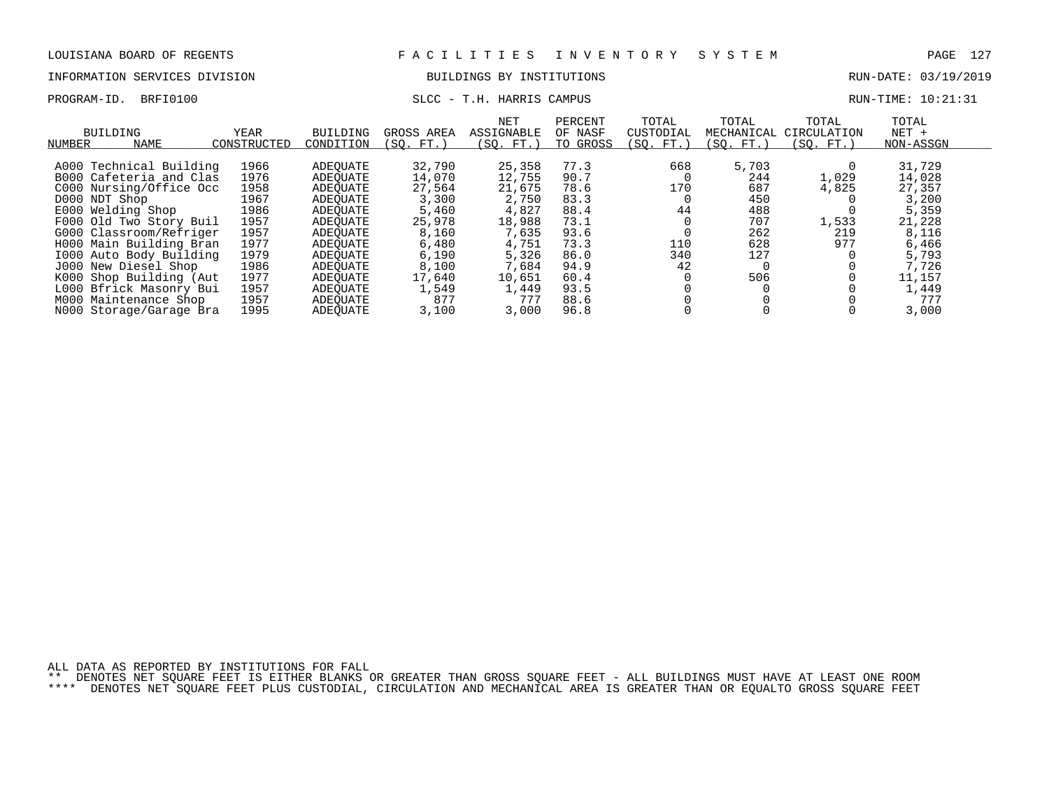LOUISIANA BOARD OF REGENTS — FACILITIES INVENTORY SYSTEM

INFORMATION SERVICES DIVISION — BUILDINGS BY INSTITUTIONS — RUN-DATE: 03/19/2019

PROGRAM-ID. BRFI0100 — SLCC - T.H. HARRIS CAMPUS — RUN-TIME: 10:21:31

| BUILDING NUMBER | NAME | YEAR CONSTRUCTED | BUILDING CONDITION | GROSS AREA (SQ. FT.) | NET ASSIGNABLE (SQ. FT.) | PERCENT OF NASF TO GROSS | TOTAL CUSTODIAL (SQ. FT.) | TOTAL MECHANICAL (SQ. FT.) | TOTAL CIRCULATION (SQ. FT.) | TOTAL NET + NON-ASSGN |
|---|---|---|---|---|---|---|---|---|---|---|
| A000 | Technical Building | 1966 | ADEQUATE | 32,790 | 25,358 | 77.3 | 668 | 5,703 | 0 | 31,729 |
| B000 | Cafeteria and Clas | 1976 | ADEQUATE | 14,070 | 12,755 | 90.7 | 0 | 244 | 1,029 | 14,028 |
| C000 | Nursing/Office Occ | 1958 | ADEQUATE | 27,564 | 21,675 | 78.6 | 170 | 687 | 4,825 | 27,357 |
| D000 | NDT Shop | 1967 | ADEQUATE | 3,300 | 2,750 | 83.3 | 0 | 450 | 0 | 3,200 |
| E000 | Welding Shop | 1986 | ADEQUATE | 5,460 | 4,827 | 88.4 | 44 | 488 | 0 | 5,359 |
| F000 | Old Two Story Buil | 1957 | ADEQUATE | 25,978 | 18,988 | 73.1 | 0 | 707 | 1,533 | 21,228 |
| G000 | Classroom/Refriger | 1957 | ADEQUATE | 8,160 | 7,635 | 93.6 | 0 | 262 | 219 | 8,116 |
| H000 | Main Building Bran | 1977 | ADEQUATE | 6,480 | 4,751 | 73.3 | 110 | 628 | 977 | 6,466 |
| I000 | Auto Body Building | 1979 | ADEQUATE | 6,190 | 5,326 | 86.0 | 340 | 127 | 0 | 5,793 |
| J000 | New Diesel Shop | 1986 | ADEQUATE | 8,100 | 7,684 | 94.9 | 42 | 0 | 0 | 7,726 |
| K000 | Shop Building (Aut | 1977 | ADEQUATE | 17,640 | 10,651 | 60.4 | 0 | 506 | 0 | 11,157 |
| L000 | Bfrick Masonry Bui | 1957 | ADEQUATE | 1,549 | 1,449 | 93.5 | 0 | 0 | 0 | 1,449 |
| M000 | Maintenance Shop | 1957 | ADEQUATE | 877 | 777 | 88.6 | 0 | 0 | 0 | 777 |
| N000 | Storage/Garage Bra | 1995 | ADEQUATE | 3,100 | 3,000 | 96.8 | 0 | 0 | 0 | 3,000 |

ALL DATA AS REPORTED BY INSTITUTIONS FOR FALL

** DENOTES NET SQUARE FEET IS EITHER BLANKS OR GREATER THAN GROSS SQUARE FEET - ALL BUILDINGS MUST HAVE AT LEAST ONE ROOM

**** DENOTES NET SQUARE FEET PLUS CUSTODIAL, CIRCULATION AND MECHANICAL AREA IS GREATER THAN OR EQUALTO GROSS SQUARE FEET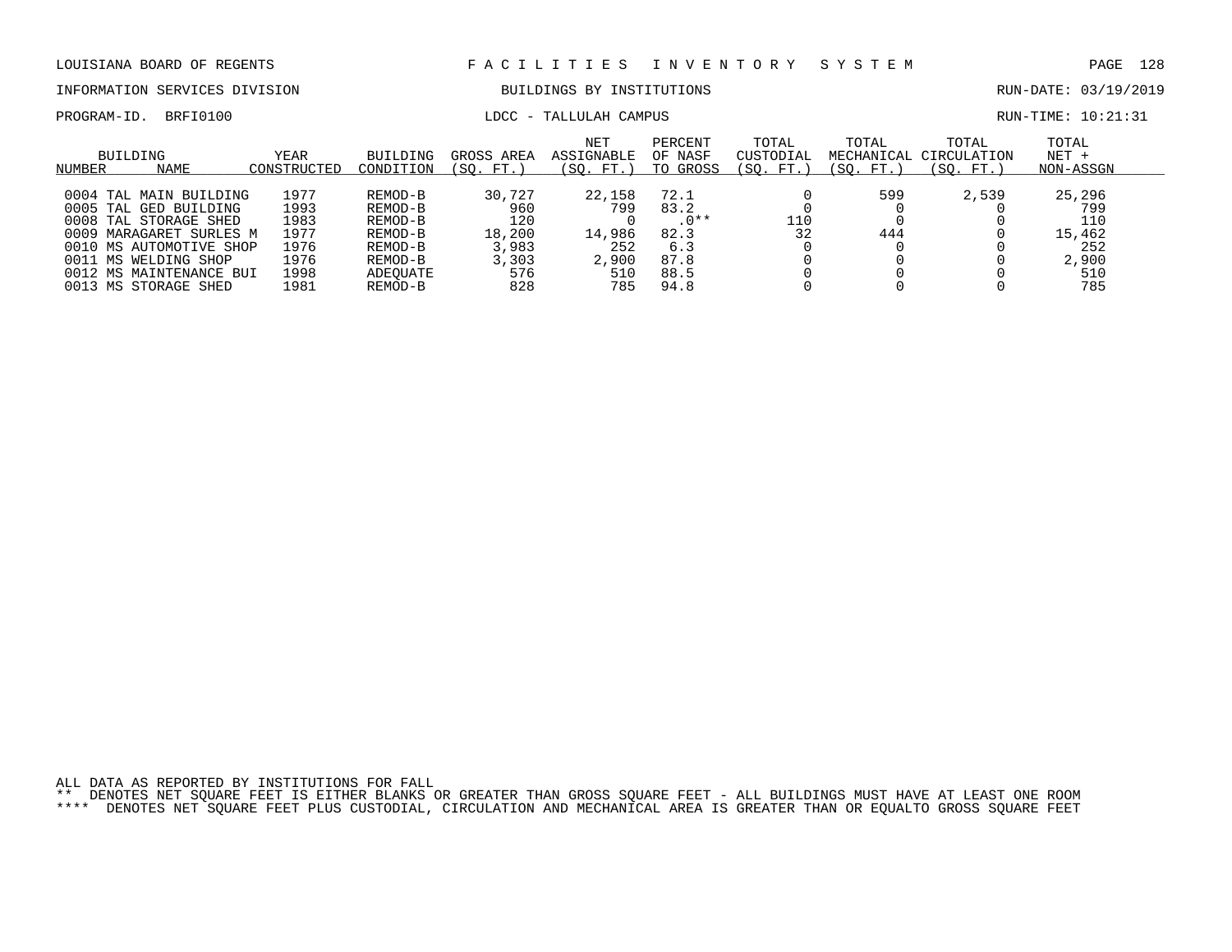LOUISIANA BOARD OF REGENTS — FACILITIES INVENTORY SYSTEM

INFORMATION SERVICES DIVISION — BUILDINGS BY INSTITUTIONS — RUN-DATE: 03/19/2019

PROGRAM-ID. BRFI0100 — LDCC - TALLULAH CAMPUS — RUN-TIME: 10:21:31

| BUILDING NUMBER | NAME | YEAR CONSTRUCTED | BUILDING CONDITION | GROSS AREA (SQ. FT.) | NET ASSIGNABLE (SQ. FT.) | PERCENT OF NASF TO GROSS | TOTAL CUSTODIAL (SQ. FT.) | TOTAL MECHANICAL (SQ. FT.) | TOTAL CIRCULATION (SQ. FT.) | TOTAL NET + NON-ASSGN |
|---|---|---|---|---|---|---|---|---|---|---|
| 0004 | TAL MAIN BUILDING | 1977 | REMOD-B | 30,727 | 22,158 | 72.1 | 0 | 599 | 2,539 | 25,296 |
| 0005 | TAL GED BUILDING | 1993 | REMOD-B | 960 | 799 | 83.2 | 0 | 0 | 0 | 799 |
| 0008 | TAL STORAGE SHED | 1983 | REMOD-B | 120 | 0 | .0** | 110 | 0 | 0 | 110 |
| 0009 | MARAGARET SURLES M | 1977 | REMOD-B | 18,200 | 14,986 | 82.3 | 32 | 444 | 0 | 15,462 |
| 0010 | MS AUTOMOTIVE SHOP | 1976 | REMOD-B | 3,983 | 252 | 6.3 | 0 | 0 | 0 | 252 |
| 0011 | MS WELDING SHOP | 1976 | REMOD-B | 3,303 | 2,900 | 87.8 | 0 | 0 | 0 | 2,900 |
| 0012 | MS MAINTENANCE BUI | 1998 | ADEQUATE | 576 | 510 | 88.5 | 0 | 0 | 0 | 510 |
| 0013 | MS STORAGE SHED | 1981 | REMOD-B | 828 | 785 | 94.8 | 0 | 0 | 0 | 785 |

ALL DATA AS REPORTED BY INSTITUTIONS FOR FALL

** DENOTES NET SQUARE FEET IS EITHER BLANKS OR GREATER THAN GROSS SQUARE FEET - ALL BUILDINGS MUST HAVE AT LEAST ONE ROOM

**** DENOTES NET SQUARE FEET PLUS CUSTODIAL, CIRCULATION AND MECHANICAL AREA IS GREATER THAN OR EQUALTO GROSS SQUARE FEET